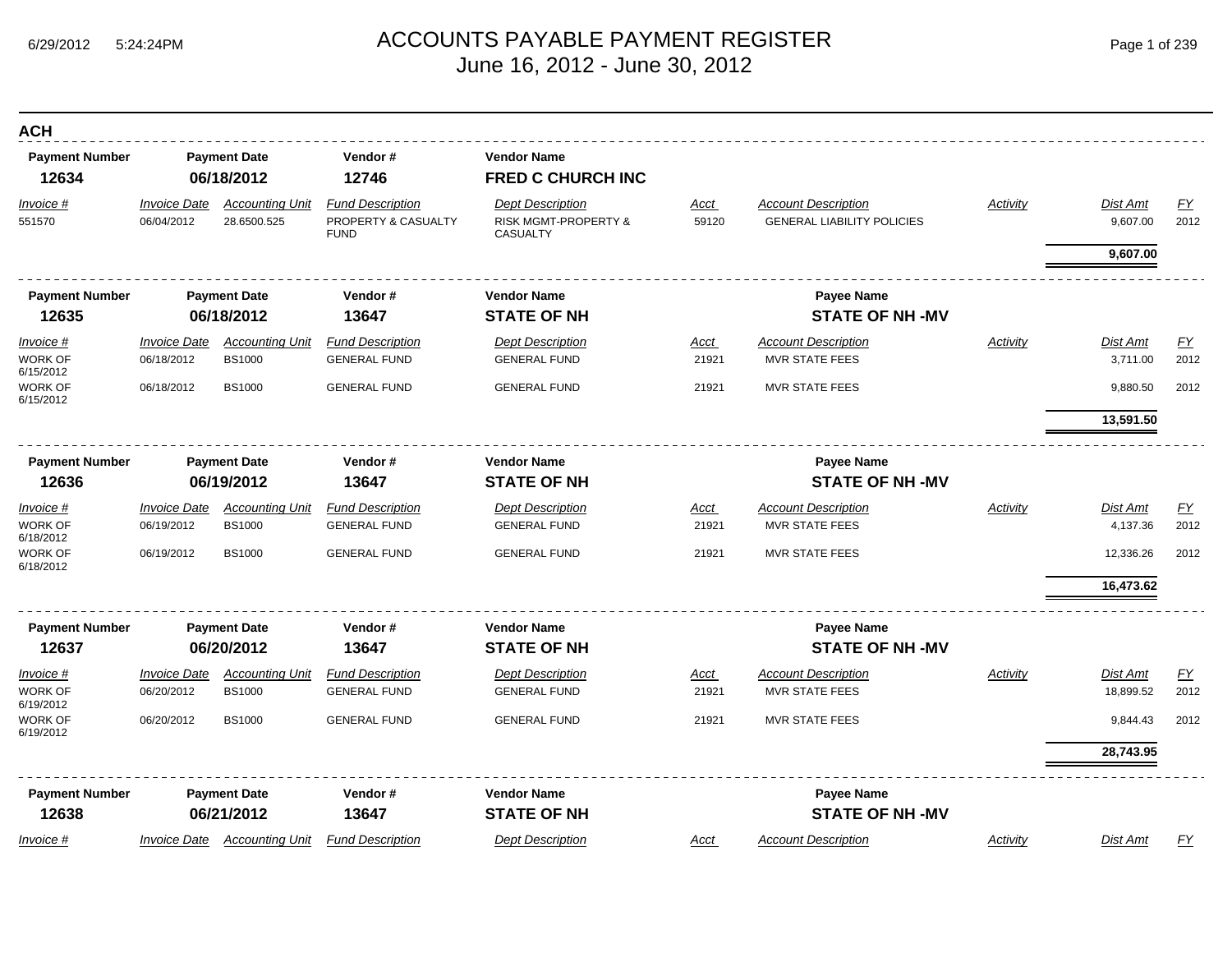# ACCOUNTS PAYABLE PAYMENT REGISTER

June 16, 2012 - June 30, 2012

## ACH

| Payment Number | Payment Date | Vendor # | Vendor Name | | |
|---|---|---|---|---|---|
| **12634** | **06/18/2012** | **12746** | **FRED C CHURCH INC** | | |

| Invoice # | Invoice Date | Accounting Unit | Fund Description | Dept Description | Acct | Account Description | Activity | Dist Amt | FY |
|---|---|---|---|---|---|---|---|---|---|
| 551570 | 06/04/2012 | 28.6500.525 | PROPERTY & CASUALTY FUND | RISK MGMT-PROPERTY & CASUALTY | 59120 | GENERAL LIABILITY POLICIES | | 9,607.00 | 2012 |
| | | | | | | | | **9,607.00** | |

| Payment Number | Payment Date | Vendor # | Vendor Name | Payee Name |
|---|---|---|---|---|
| **12635** | **06/18/2012** | **13647** | **STATE OF NH** | **STATE OF NH -MV** |

| Invoice # | Invoice Date | Accounting Unit | Fund Description | Dept Description | Acct | Account Description | Activity | Dist Amt | FY |
|---|---|---|---|---|---|---|---|---|---|
| WORK OF 6/15/2012 | 06/18/2012 | BS1000 | GENERAL FUND | GENERAL FUND | 21921 | MVR STATE FEES | | 3,711.00 | 2012 |
| WORK OF 6/15/2012 | 06/18/2012 | BS1000 | GENERAL FUND | GENERAL FUND | 21921 | MVR STATE FEES | | 9,880.50 | 2012 |
| | | | | | | | | **13,591.50** | |

| Payment Number | Payment Date | Vendor # | Vendor Name | Payee Name |
|---|---|---|---|---|
| **12636** | **06/19/2012** | **13647** | **STATE OF NH** | **STATE OF NH -MV** |

| Invoice # | Invoice Date | Accounting Unit | Fund Description | Dept Description | Acct | Account Description | Activity | Dist Amt | FY |
|---|---|---|---|---|---|---|---|---|---|
| WORK OF 6/18/2012 | 06/19/2012 | BS1000 | GENERAL FUND | GENERAL FUND | 21921 | MVR STATE FEES | | 4,137.36 | 2012 |
| WORK OF 6/18/2012 | 06/19/2012 | BS1000 | GENERAL FUND | GENERAL FUND | 21921 | MVR STATE FEES | | 12,336.26 | 2012 |
| | | | | | | | | **16,473.62** | |

| Payment Number | Payment Date | Vendor # | Vendor Name | Payee Name |
|---|---|---|---|---|
| **12637** | **06/20/2012** | **13647** | **STATE OF NH** | **STATE OF NH -MV** |

| Invoice # | Invoice Date | Accounting Unit | Fund Description | Dept Description | Acct | Account Description | Activity | Dist Amt | FY |
|---|---|---|---|---|---|---|---|---|---|
| WORK OF 6/19/2012 | 06/20/2012 | BS1000 | GENERAL FUND | GENERAL FUND | 21921 | MVR STATE FEES | | 18,899.52 | 2012 |
| WORK OF 6/19/2012 | 06/20/2012 | BS1000 | GENERAL FUND | GENERAL FUND | 21921 | MVR STATE FEES | | 9,844.43 | 2012 |
| | | | | | | | | **28,743.95** | |

| Payment Number | Payment Date | Vendor # | Vendor Name | Payee Name |
|---|---|---|---|---|
| **12638** | **06/21/2012** | **13647** | **STATE OF NH** | **STATE OF NH -MV** |

| Invoice # | Invoice Date | Accounting Unit | Fund Description | Dept Description | Acct | Account Description | Activity | Dist Amt | FY |
|---|---|---|---|---|---|---|---|---|---|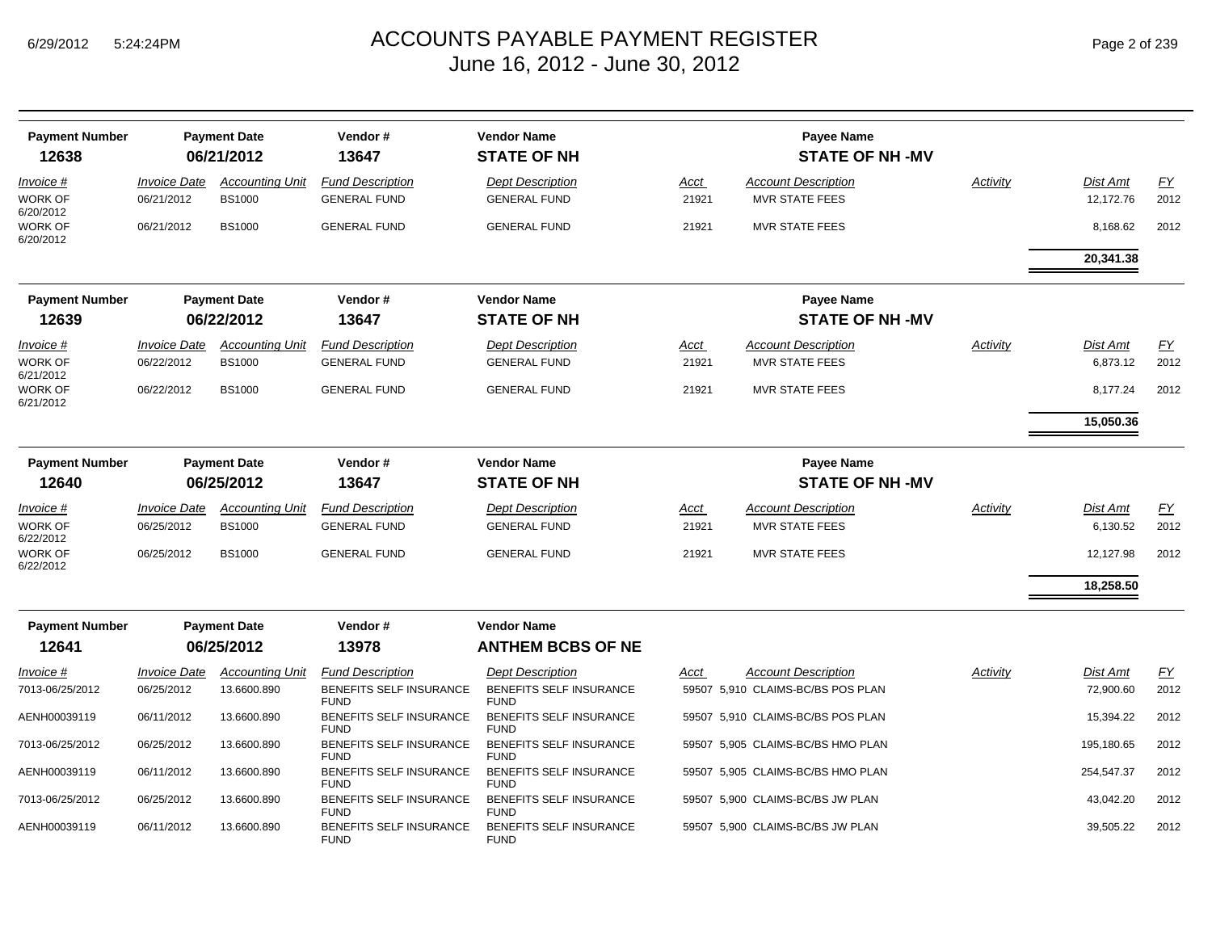# ACCOUNTS PAYABLE PAYMENT REGISTER

June 16, 2012 - June 30, 2012

| Payment Number | Payment Date | Vendor # | Vendor Name | Payee Name |
|---|---|---|---|---|
| **12638** | **06/21/2012** | **13647** | **STATE OF NH** | **STATE OF NH -MV** |

| Invoice # | Invoice Date | Accounting Unit | Fund Description | Dept Description | Acct | Account Description | Activity | Dist Amt | FY |
|---|---|---|---|---|---|---|---|---|---|
| WORK OF 6/20/2012 | 06/21/2012 | BS1000 | GENERAL FUND | GENERAL FUND | 21921 | MVR STATE FEES | | 12,172.76 | 2012 |
| WORK OF 6/20/2012 | 06/21/2012 | BS1000 | GENERAL FUND | GENERAL FUND | 21921 | MVR STATE FEES | | 8,168.62 | 2012 |
| | | | | | | | | **20,341.38** | |

| Payment Number | Payment Date | Vendor # | Vendor Name | Payee Name |
|---|---|---|---|---|
| **12639** | **06/22/2012** | **13647** | **STATE OF NH** | **STATE OF NH -MV** |

| Invoice # | Invoice Date | Accounting Unit | Fund Description | Dept Description | Acct | Account Description | Activity | Dist Amt | FY |
|---|---|---|---|---|---|---|---|---|---|
| WORK OF 6/21/2012 | 06/22/2012 | BS1000 | GENERAL FUND | GENERAL FUND | 21921 | MVR STATE FEES | | 6,873.12 | 2012 |
| WORK OF 6/21/2012 | 06/22/2012 | BS1000 | GENERAL FUND | GENERAL FUND | 21921 | MVR STATE FEES | | 8,177.24 | 2012 |
| | | | | | | | | **15,050.36** | |

| Payment Number | Payment Date | Vendor # | Vendor Name | Payee Name |
|---|---|---|---|---|
| **12640** | **06/25/2012** | **13647** | **STATE OF NH** | **STATE OF NH -MV** |

| Invoice # | Invoice Date | Accounting Unit | Fund Description | Dept Description | Acct | Account Description | Activity | Dist Amt | FY |
|---|---|---|---|---|---|---|---|---|---|
| WORK OF 6/22/2012 | 06/25/2012 | BS1000 | GENERAL FUND | GENERAL FUND | 21921 | MVR STATE FEES | | 6,130.52 | 2012 |
| WORK OF 6/22/2012 | 06/25/2012 | BS1000 | GENERAL FUND | GENERAL FUND | 21921 | MVR STATE FEES | | 12,127.98 | 2012 |
| | | | | | | | | **18,258.50** | |

| Payment Number | Payment Date | Vendor # | Vendor Name |
|---|---|---|---|
| **12641** | **06/25/2012** | **13978** | **ANTHEM BCBS OF NE** |

| Invoice # | Invoice Date | Accounting Unit | Fund Description | Dept Description | Acct | Account Description | Activity | Dist Amt | FY |
|---|---|---|---|---|---|---|---|---|---|
| 7013-06/25/2012 | 06/25/2012 | 13.6600.890 | BENEFITS SELF INSURANCE FUND | BENEFITS SELF INSURANCE FUND | 59507 | 5,910 CLAIMS-BC/BS POS PLAN | | 72,900.60 | 2012 |
| AENH00039119 | 06/11/2012 | 13.6600.890 | BENEFITS SELF INSURANCE FUND | BENEFITS SELF INSURANCE FUND | 59507 | 5,910 CLAIMS-BC/BS POS PLAN | | 15,394.22 | 2012 |
| 7013-06/25/2012 | 06/25/2012 | 13.6600.890 | BENEFITS SELF INSURANCE FUND | BENEFITS SELF INSURANCE FUND | 59507 | 5,905 CLAIMS-BC/BS HMO PLAN | | 195,180.65 | 2012 |
| AENH00039119 | 06/11/2012 | 13.6600.890 | BENEFITS SELF INSURANCE FUND | BENEFITS SELF INSURANCE FUND | 59507 | 5,905 CLAIMS-BC/BS HMO PLAN | | 254,547.37 | 2012 |
| 7013-06/25/2012 | 06/25/2012 | 13.6600.890 | BENEFITS SELF INSURANCE FUND | BENEFITS SELF INSURANCE FUND | 59507 | 5,900 CLAIMS-BC/BS JW PLAN | | 43,042.20 | 2012 |
| AENH00039119 | 06/11/2012 | 13.6600.890 | BENEFITS SELF INSURANCE FUND | BENEFITS SELF INSURANCE FUND | 59507 | 5,900 CLAIMS-BC/BS JW PLAN | | 39,505.22 | 2012 |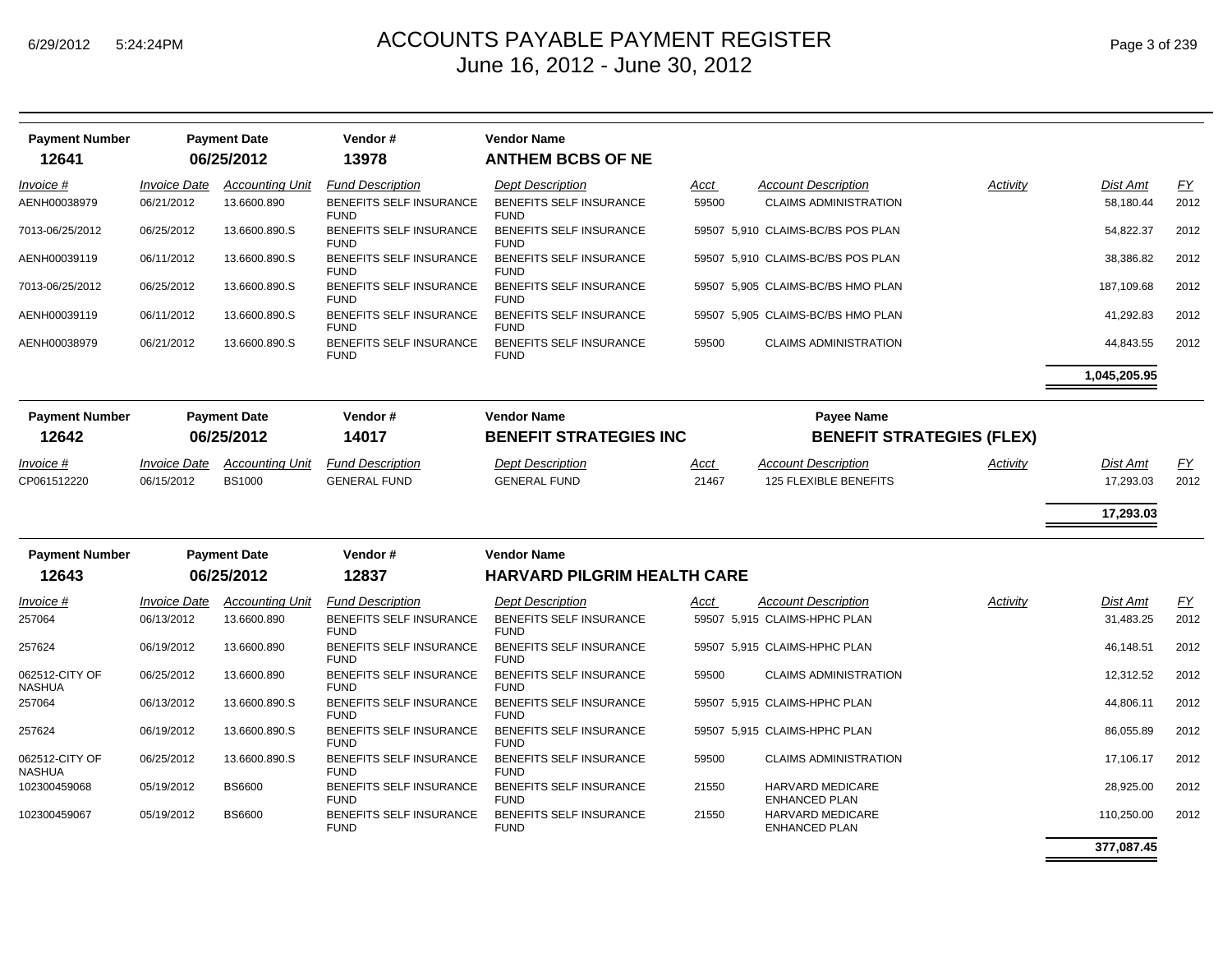# ACCOUNTS PAYABLE PAYMENT REGISTER

June 16, 2012 - June 30, 2012

6/29/2012 5:24:24PM

| Payment Number | Payment Date | Vendor # | Vendor Name |
|---|---|---|---|
| **12641** | **06/25/2012** | **13978** | **ANTHEM BCBS OF NE** |

| Invoice # | Invoice Date | Accounting Unit | Fund Description | Dept Description | Acct | Account Description | Activity | Dist Amt | FY |
|---|---|---|---|---|---|---|---|---|---|
| AENH00038979 | 06/21/2012 | 13.6600.890 | BENEFITS SELF INSURANCE FUND | BENEFITS SELF INSURANCE FUND | 59500 | CLAIMS ADMINISTRATION | | 58,180.44 | 2012 |
| 7013-06/25/2012 | 06/25/2012 | 13.6600.890.S | BENEFITS SELF INSURANCE FUND | BENEFITS SELF INSURANCE FUND | 59507 5,910 | CLAIMS-BC/BS POS PLAN | | 54,822.37 | 2012 |
| AENH00039119 | 06/11/2012 | 13.6600.890.S | BENEFITS SELF INSURANCE FUND | BENEFITS SELF INSURANCE FUND | 59507 5,910 | CLAIMS-BC/BS POS PLAN | | 38,386.82 | 2012 |
| 7013-06/25/2012 | 06/25/2012 | 13.6600.890.S | BENEFITS SELF INSURANCE FUND | BENEFITS SELF INSURANCE FUND | 59507 5,905 | CLAIMS-BC/BS HMO PLAN | | 187,109.68 | 2012 |
| AENH00039119 | 06/11/2012 | 13.6600.890.S | BENEFITS SELF INSURANCE FUND | BENEFITS SELF INSURANCE FUND | 59507 5,905 | CLAIMS-BC/BS HMO PLAN | | 41,292.83 | 2012 |
| AENH00038979 | 06/21/2012 | 13.6600.890.S | BENEFITS SELF INSURANCE FUND | BENEFITS SELF INSURANCE FUND | 59500 | CLAIMS ADMINISTRATION | | 44,843.55 | 2012 |
| | | | | | | | | **1,045,205.95** | |

| Payment Number | Payment Date | Vendor # | Vendor Name | Payee Name |
|---|---|---|---|---|
| **12642** | **06/25/2012** | **14017** | **BENEFIT STRATEGIES INC** | **BENEFIT STRATEGIES (FLEX)** |

| Invoice # | Invoice Date | Accounting Unit | Fund Description | Dept Description | Acct | Account Description | Activity | Dist Amt | FY |
|---|---|---|---|---|---|---|---|---|---|
| CP061512220 | 06/15/2012 | BS1000 | GENERAL FUND | GENERAL FUND | 21467 | 125 FLEXIBLE BENEFITS | | 17,293.03 | 2012 |
| | | | | | | | | **17,293.03** | |

| Payment Number | Payment Date | Vendor # | Vendor Name |
|---|---|---|---|
| **12643** | **06/25/2012** | **12837** | **HARVARD PILGRIM HEALTH CARE** |

| Invoice # | Invoice Date | Accounting Unit | Fund Description | Dept Description | Acct | Account Description | Activity | Dist Amt | FY |
|---|---|---|---|---|---|---|---|---|---|
| 257064 | 06/13/2012 | 13.6600.890 | BENEFITS SELF INSURANCE FUND | BENEFITS SELF INSURANCE FUND | 59507 5,915 | CLAIMS-HPHC PLAN | | 31,483.25 | 2012 |
| 257624 | 06/19/2012 | 13.6600.890 | BENEFITS SELF INSURANCE FUND | BENEFITS SELF INSURANCE FUND | 59507 5,915 | CLAIMS-HPHC PLAN | | 46,148.51 | 2012 |
| 062512-CITY OF NASHUA | 06/25/2012 | 13.6600.890 | BENEFITS SELF INSURANCE FUND | BENEFITS SELF INSURANCE FUND | 59500 | CLAIMS ADMINISTRATION | | 12,312.52 | 2012 |
| 257064 | 06/13/2012 | 13.6600.890.S | BENEFITS SELF INSURANCE FUND | BENEFITS SELF INSURANCE FUND | 59507 5,915 | CLAIMS-HPHC PLAN | | 44,806.11 | 2012 |
| 257624 | 06/19/2012 | 13.6600.890.S | BENEFITS SELF INSURANCE FUND | BENEFITS SELF INSURANCE FUND | 59507 5,915 | CLAIMS-HPHC PLAN | | 86,055.89 | 2012 |
| 062512-CITY OF NASHUA | 06/25/2012 | 13.6600.890.S | BENEFITS SELF INSURANCE FUND | BENEFITS SELF INSURANCE FUND | 59500 | CLAIMS ADMINISTRATION | | 17,106.17 | 2012 |
| 102300459068 | 05/19/2012 | BS6600 | BENEFITS SELF INSURANCE FUND | BENEFITS SELF INSURANCE FUND | 21550 | HARVARD MEDICARE ENHANCED PLAN | | 28,925.00 | 2012 |
| 102300459067 | 05/19/2012 | BS6600 | BENEFITS SELF INSURANCE FUND | BENEFITS SELF INSURANCE FUND | 21550 | HARVARD MEDICARE ENHANCED PLAN | | 110,250.00 | 2012 |
| | | | | | | | | **377,087.45** | |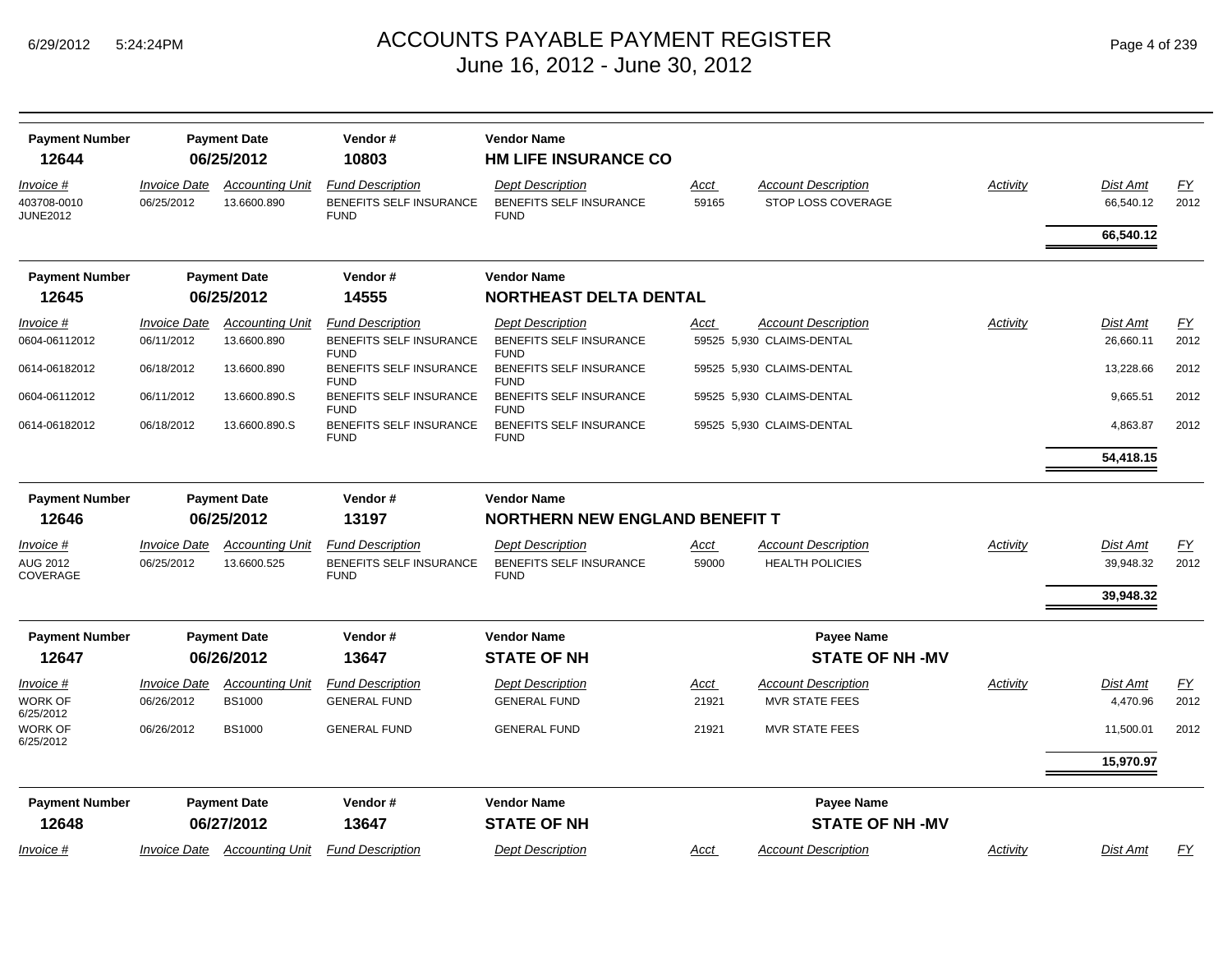# ACCOUNTS PAYABLE PAYMENT REGISTER
## June 16, 2012 - June 30, 2012

6/29/2012 5:24:24PM

| Payment Number | Payment Date | Vendor # | Vendor Name |
|---|---|---|---|
| 12644 | 06/25/2012 | 10803 | HM LIFE INSURANCE CO |

| Invoice # | Invoice Date | Accounting Unit | Fund Description | Dept Description | Acct | Account Description | Activity | Dist Amt | FY |
|---|---|---|---|---|---|---|---|---|---|
| 403708-0010 JUNE2012 | 06/25/2012 | 13.6600.890 | BENEFITS SELF INSURANCE FUND | BENEFITS SELF INSURANCE FUND | 59165 | STOP LOSS COVERAGE | | 66,540.12 | 2012 |
| | | | | | | | | **66,540.12** | |

| Payment Number | Payment Date | Vendor # | Vendor Name |
|---|---|---|---|
| 12645 | 06/25/2012 | 14555 | NORTHEAST DELTA DENTAL |

| Invoice # | Invoice Date | Accounting Unit | Fund Description | Dept Description | Acct | Account Description | Activity | Dist Amt | FY |
|---|---|---|---|---|---|---|---|---|---|
| 0604-06112012 | 06/11/2012 | 13.6600.890 | BENEFITS SELF INSURANCE FUND | BENEFITS SELF INSURANCE FUND | 59525 5,930 | CLAIMS-DENTAL | | 26,660.11 | 2012 |
| 0614-06182012 | 06/18/2012 | 13.6600.890 | BENEFITS SELF INSURANCE FUND | BENEFITS SELF INSURANCE FUND | 59525 5,930 | CLAIMS-DENTAL | | 13,228.66 | 2012 |
| 0604-06112012 | 06/11/2012 | 13.6600.890.S | BENEFITS SELF INSURANCE FUND | BENEFITS SELF INSURANCE FUND | 59525 5,930 | CLAIMS-DENTAL | | 9,665.51 | 2012 |
| 0614-06182012 | 06/18/2012 | 13.6600.890.S | BENEFITS SELF INSURANCE FUND | BENEFITS SELF INSURANCE FUND | 59525 5,930 | CLAIMS-DENTAL | | 4,863.87 | 2012 |
| | | | | | | | | **54,418.15** | |

| Payment Number | Payment Date | Vendor # | Vendor Name |
|---|---|---|---|
| 12646 | 06/25/2012 | 13197 | NORTHERN NEW ENGLAND BENEFIT T |

| Invoice # | Invoice Date | Accounting Unit | Fund Description | Dept Description | Acct | Account Description | Activity | Dist Amt | FY |
|---|---|---|---|---|---|---|---|---|---|
| AUG 2012 COVERAGE | 06/25/2012 | 13.6600.525 | BENEFITS SELF INSURANCE FUND | BENEFITS SELF INSURANCE FUND | 59000 | HEALTH POLICIES | | 39,948.32 | 2012 |
| | | | | | | | | **39,948.32** | |

| Payment Number | Payment Date | Vendor # | Vendor Name | Payee Name |
|---|---|---|---|---|
| 12647 | 06/26/2012 | 13647 | STATE OF NH | STATE OF NH -MV |

| Invoice # | Invoice Date | Accounting Unit | Fund Description | Dept Description | Acct | Account Description | Activity | Dist Amt | FY |
|---|---|---|---|---|---|---|---|---|---|
| WORK OF 6/25/2012 | 06/26/2012 | BS1000 | GENERAL FUND | GENERAL FUND | 21921 | MVR STATE FEES | | 4,470.96 | 2012 |
| WORK OF 6/25/2012 | 06/26/2012 | BS1000 | GENERAL FUND | GENERAL FUND | 21921 | MVR STATE FEES | | 11,500.01 | 2012 |
| | | | | | | | | **15,970.97** | |

| Payment Number | Payment Date | Vendor # | Vendor Name | Payee Name |
|---|---|---|---|---|
| 12648 | 06/27/2012 | 13647 | STATE OF NH | STATE OF NH -MV |

| Invoice # | Invoice Date | Accounting Unit | Fund Description | Dept Description | Acct | Account Description | Activity | Dist Amt | FY |
|---|---|---|---|---|---|---|---|---|---|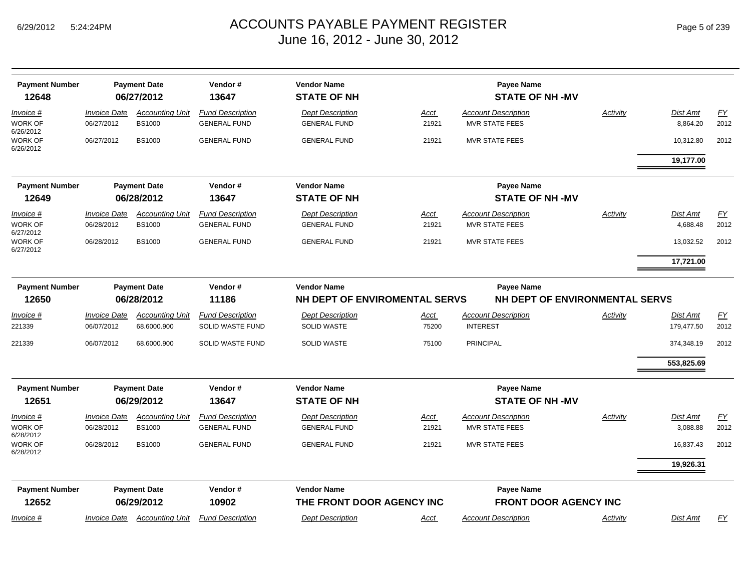# ACCOUNTS PAYABLE PAYMENT REGISTER
## June 16, 2012 - June 30, 2012

| Payment Number | Payment Date | Vendor # | Vendor Name | Payee Name |
|---|---|---|---|---|
| **12648** | **06/27/2012** | **13647** | **STATE OF NH** | **STATE OF NH -MV** |

| *Invoice #* | *Invoice Date* | *Accounting Unit* | *Fund Description* | *Dept Description* | *Acct* | *Account Description* | *Activity* | *Dist Amt* | *FY* |
|---|---|---|---|---|---|---|---|---|---|
| WORK OF 6/26/2012 | 06/27/2012 | BS1000 | GENERAL FUND | GENERAL FUND | 21921 | MVR STATE FEES | | 8,864.20 | 2012 |
| WORK OF 6/26/2012 | 06/27/2012 | BS1000 | GENERAL FUND | GENERAL FUND | 21921 | MVR STATE FEES | | 10,312.80 | 2012 |
| | | | | | | | | **19,177.00** | |

| Payment Number | Payment Date | Vendor # | Vendor Name | Payee Name |
|---|---|---|---|---|
| **12649** | **06/28/2012** | **13647** | **STATE OF NH** | **STATE OF NH -MV** |

| *Invoice #* | *Invoice Date* | *Accounting Unit* | *Fund Description* | *Dept Description* | *Acct* | *Account Description* | *Activity* | *Dist Amt* | *FY* |
|---|---|---|---|---|---|---|---|---|---|
| WORK OF 6/27/2012 | 06/28/2012 | BS1000 | GENERAL FUND | GENERAL FUND | 21921 | MVR STATE FEES | | 4,688.48 | 2012 |
| WORK OF 6/27/2012 | 06/28/2012 | BS1000 | GENERAL FUND | GENERAL FUND | 21921 | MVR STATE FEES | | 13,032.52 | 2012 |
| | | | | | | | | **17,721.00** | |

| Payment Number | Payment Date | Vendor # | Vendor Name | Payee Name |
|---|---|---|---|---|
| **12650** | **06/28/2012** | **11186** | **NH DEPT OF ENVIROMENTAL SERVS** | **NH DEPT OF ENVIRONMENTAL SERVS** |

| *Invoice #* | *Invoice Date* | *Accounting Unit* | *Fund Description* | *Dept Description* | *Acct* | *Account Description* | *Activity* | *Dist Amt* | *FY* |
|---|---|---|---|---|---|---|---|---|---|
| 221339 | 06/07/2012 | 68.6000.900 | SOLID WASTE FUND | SOLID WASTE | 75200 | INTEREST | | 179,477.50 | 2012 |
| 221339 | 06/07/2012 | 68.6000.900 | SOLID WASTE FUND | SOLID WASTE | 75100 | PRINCIPAL | | 374,348.19 | 2012 |
| | | | | | | | | **553,825.69** | |

| Payment Number | Payment Date | Vendor # | Vendor Name | Payee Name |
|---|---|---|---|---|
| **12651** | **06/29/2012** | **13647** | **STATE OF NH** | **STATE OF NH -MV** |

| *Invoice #* | *Invoice Date* | *Accounting Unit* | *Fund Description* | *Dept Description* | *Acct* | *Account Description* | *Activity* | *Dist Amt* | *FY* |
|---|---|---|---|---|---|---|---|---|---|
| WORK OF 6/28/2012 | 06/28/2012 | BS1000 | GENERAL FUND | GENERAL FUND | 21921 | MVR STATE FEES | | 3,088.88 | 2012 |
| WORK OF 6/28/2012 | 06/28/2012 | BS1000 | GENERAL FUND | GENERAL FUND | 21921 | MVR STATE FEES | | 16,837.43 | 2012 |
| | | | | | | | | **19,926.31** | |

| Payment Number | Payment Date | Vendor # | Vendor Name | Payee Name |
|---|---|---|---|---|
| **12652** | **06/29/2012** | **10902** | **THE FRONT DOOR AGENCY INC** | **FRONT DOOR AGENCY INC** |

| *Invoice #* | *Invoice Date* | *Accounting Unit* | *Fund Description* | *Dept Description* | *Acct* | *Account Description* | *Activity* | *Dist Amt* | *FY* |
|---|---|---|---|---|---|---|---|---|---|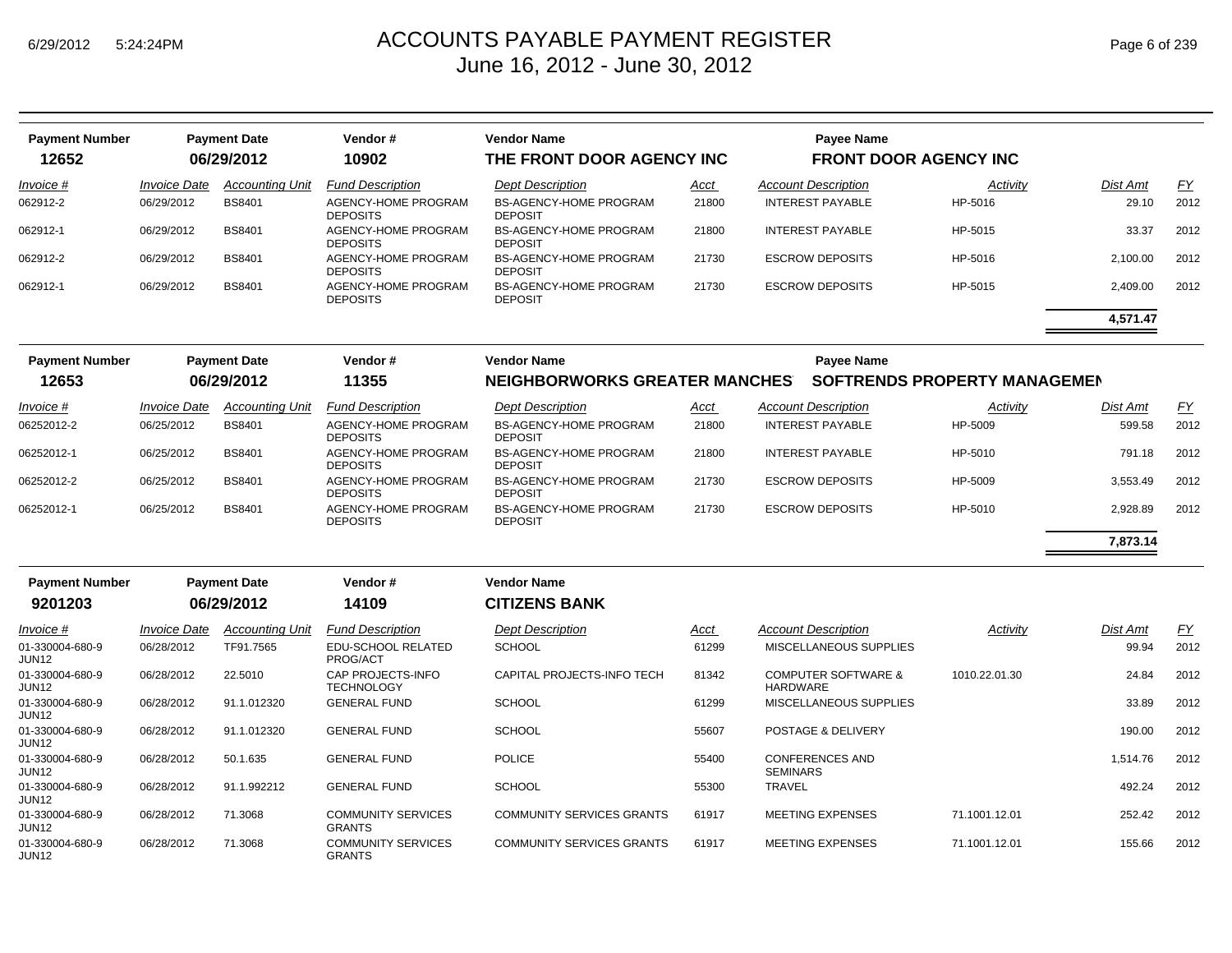# ACCOUNTS PAYABLE PAYMENT REGISTER

## June 16, 2012 - June 30, 2012

| Payment Number | Payment Date | Vendor # | Vendor Name | Payee Name |
|---|---|---|---|---|
| 12652 | 06/29/2012 | 10902 | THE FRONT DOOR AGENCY INC | FRONT DOOR AGENCY INC |

| Invoice # | Invoice Date | Accounting Unit | Fund Description | Dept Description | Acct | Account Description | Activity | Dist Amt | FY |
|---|---|---|---|---|---|---|---|---|---|
| 062912-2 | 06/29/2012 | BS8401 | AGENCY-HOME PROGRAM DEPOSITS | BS-AGENCY-HOME PROGRAM DEPOSIT | 21800 | INTEREST PAYABLE | HP-5016 | 29.10 | 2012 |
| 062912-1 | 06/29/2012 | BS8401 | AGENCY-HOME PROGRAM DEPOSITS | BS-AGENCY-HOME PROGRAM DEPOSIT | 21800 | INTEREST PAYABLE | HP-5015 | 33.37 | 2012 |
| 062912-2 | 06/29/2012 | BS8401 | AGENCY-HOME PROGRAM DEPOSITS | BS-AGENCY-HOME PROGRAM DEPOSIT | 21730 | ESCROW DEPOSITS | HP-5016 | 2,100.00 | 2012 |
| 062912-1 | 06/29/2012 | BS8401 | AGENCY-HOME PROGRAM DEPOSITS | BS-AGENCY-HOME PROGRAM DEPOSIT | 21730 | ESCROW DEPOSITS | HP-5015 | 2,409.00 | 2012 |
| | | | | | | | | **4,571.47** | |

| Payment Number | Payment Date | Vendor # | Vendor Name | Payee Name |
|---|---|---|---|---|
| 12653 | 06/29/2012 | 11355 | NEIGHBORWORKS GREATER MANCHES | SOFTRENDS PROPERTY MANAGEMEN |

| Invoice # | Invoice Date | Accounting Unit | Fund Description | Dept Description | Acct | Account Description | Activity | Dist Amt | FY |
|---|---|---|---|---|---|---|---|---|---|
| 06252012-2 | 06/25/2012 | BS8401 | AGENCY-HOME PROGRAM DEPOSITS | BS-AGENCY-HOME PROGRAM DEPOSIT | 21800 | INTEREST PAYABLE | HP-5009 | 599.58 | 2012 |
| 06252012-1 | 06/25/2012 | BS8401 | AGENCY-HOME PROGRAM DEPOSITS | BS-AGENCY-HOME PROGRAM DEPOSIT | 21800 | INTEREST PAYABLE | HP-5010 | 791.18 | 2012 |
| 06252012-2 | 06/25/2012 | BS8401 | AGENCY-HOME PROGRAM DEPOSITS | BS-AGENCY-HOME PROGRAM DEPOSIT | 21730 | ESCROW DEPOSITS | HP-5009 | 3,553.49 | 2012 |
| 06252012-1 | 06/25/2012 | BS8401 | AGENCY-HOME PROGRAM DEPOSITS | BS-AGENCY-HOME PROGRAM DEPOSIT | 21730 | ESCROW DEPOSITS | HP-5010 | 2,928.89 | 2012 |
| | | | | | | | | **7,873.14** | |

| Payment Number | Payment Date | Vendor # | Vendor Name |
|---|---|---|---|
| 9201203 | 06/29/2012 | 14109 | CITIZENS BANK |

| Invoice # | Invoice Date | Accounting Unit | Fund Description | Dept Description | Acct | Account Description | Activity | Dist Amt | FY |
|---|---|---|---|---|---|---|---|---|---|
| 01-330004-680-9 JUN12 | 06/28/2012 | TF91.7565 | EDU-SCHOOL RELATED PROG/ACT | SCHOOL | 61299 | MISCELLANEOUS SUPPLIES | | 99.94 | 2012 |
| 01-330004-680-9 JUN12 | 06/28/2012 | 22.5010 | CAP PROJECTS-INFO TECHNOLOGY | CAPITAL PROJECTS-INFO TECH | 81342 | COMPUTER SOFTWARE & HARDWARE | 1010.22.01.30 | 24.84 | 2012 |
| 01-330004-680-9 JUN12 | 06/28/2012 | 91.1.012320 | GENERAL FUND | SCHOOL | 61299 | MISCELLANEOUS SUPPLIES | | 33.89 | 2012 |
| 01-330004-680-9 JUN12 | 06/28/2012 | 91.1.012320 | GENERAL FUND | SCHOOL | 55607 | POSTAGE & DELIVERY | | 190.00 | 2012 |
| 01-330004-680-9 JUN12 | 06/28/2012 | 50.1.635 | GENERAL FUND | POLICE | 55400 | CONFERENCES AND SEMINARS | | 1,514.76 | 2012 |
| 01-330004-680-9 JUN12 | 06/28/2012 | 91.1.992212 | GENERAL FUND | SCHOOL | 55300 | TRAVEL | | 492.24 | 2012 |
| 01-330004-680-9 JUN12 | 06/28/2012 | 71.3068 | COMMUNITY SERVICES GRANTS | COMMUNITY SERVICES GRANTS | 61917 | MEETING EXPENSES | 71.1001.12.01 | 252.42 | 2012 |
| 01-330004-680-9 JUN12 | 06/28/2012 | 71.3068 | COMMUNITY SERVICES GRANTS | COMMUNITY SERVICES GRANTS | 61917 | MEETING EXPENSES | 71.1001.12.01 | 155.66 | 2012 |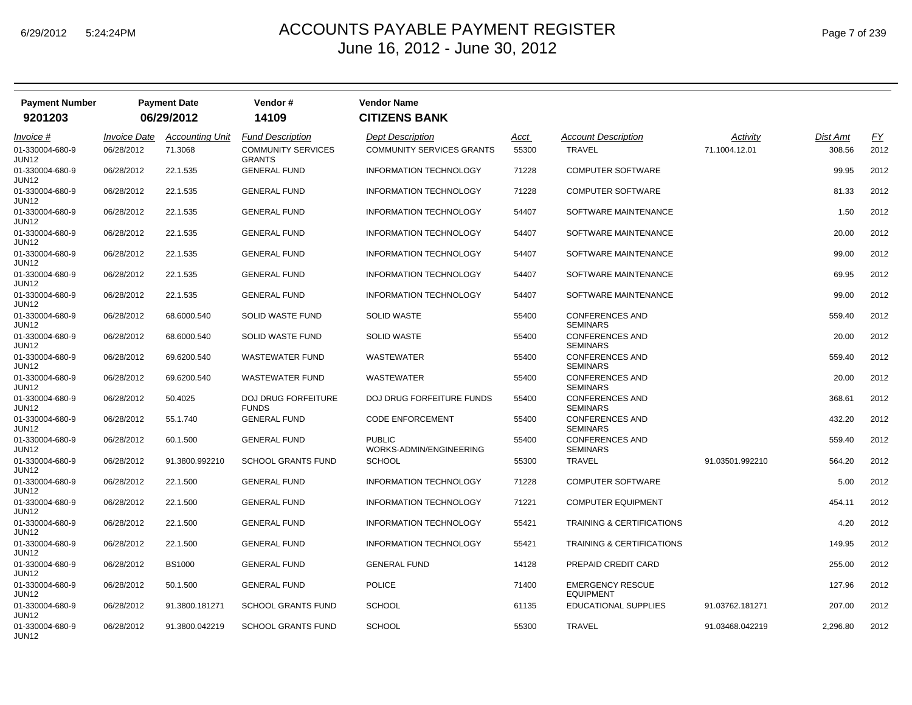# ACCOUNTS PAYABLE PAYMENT REGISTER

June 16, 2012 - June 30, 2012

| Payment Number | Payment Date | Vendor # | Vendor Name |
|---|---|---|---|
| **9201203** | **06/29/2012** | **14109** | **CITIZENS BANK** |

| *Invoice #* | *Invoice Date* | *Accounting Unit* | *Fund Description* | *Dept Description* | *Acct* | *Account Description* | *Activity* | *Dist Amt* | *FY* |
|---|---|---|---|---|---|---|---|---|---|
| 01-330004-680-9 JUN12 | 06/28/2012 | 71.3068 | COMMUNITY SERVICES GRANTS | COMMUNITY SERVICES GRANTS | 55300 | TRAVEL | 71.1004.12.01 | 308.56 | 2012 |
| 01-330004-680-9 JUN12 | 06/28/2012 | 22.1.535 | GENERAL FUND | INFORMATION TECHNOLOGY | 71228 | COMPUTER SOFTWARE | | 99.95 | 2012 |
| 01-330004-680-9 JUN12 | 06/28/2012 | 22.1.535 | GENERAL FUND | INFORMATION TECHNOLOGY | 71228 | COMPUTER SOFTWARE | | 81.33 | 2012 |
| 01-330004-680-9 JUN12 | 06/28/2012 | 22.1.535 | GENERAL FUND | INFORMATION TECHNOLOGY | 54407 | SOFTWARE MAINTENANCE | | 1.50 | 2012 |
| 01-330004-680-9 JUN12 | 06/28/2012 | 22.1.535 | GENERAL FUND | INFORMATION TECHNOLOGY | 54407 | SOFTWARE MAINTENANCE | | 20.00 | 2012 |
| 01-330004-680-9 JUN12 | 06/28/2012 | 22.1.535 | GENERAL FUND | INFORMATION TECHNOLOGY | 54407 | SOFTWARE MAINTENANCE | | 99.00 | 2012 |
| 01-330004-680-9 JUN12 | 06/28/2012 | 22.1.535 | GENERAL FUND | INFORMATION TECHNOLOGY | 54407 | SOFTWARE MAINTENANCE | | 69.95 | 2012 |
| 01-330004-680-9 JUN12 | 06/28/2012 | 22.1.535 | GENERAL FUND | INFORMATION TECHNOLOGY | 54407 | SOFTWARE MAINTENANCE | | 99.00 | 2012 |
| 01-330004-680-9 JUN12 | 06/28/2012 | 68.6000.540 | SOLID WASTE FUND | SOLID WASTE | 55400 | CONFERENCES AND SEMINARS | | 559.40 | 2012 |
| 01-330004-680-9 JUN12 | 06/28/2012 | 68.6000.540 | SOLID WASTE FUND | SOLID WASTE | 55400 | CONFERENCES AND SEMINARS | | 20.00 | 2012 |
| 01-330004-680-9 JUN12 | 06/28/2012 | 69.6200.540 | WASTEWATER FUND | WASTEWATER | 55400 | CONFERENCES AND SEMINARS | | 559.40 | 2012 |
| 01-330004-680-9 JUN12 | 06/28/2012 | 69.6200.540 | WASTEWATER FUND | WASTEWATER | 55400 | CONFERENCES AND SEMINARS | | 20.00 | 2012 |
| 01-330004-680-9 JUN12 | 06/28/2012 | 50.4025 | DOJ DRUG FORFEITURE FUNDS | DOJ DRUG FORFEITURE FUNDS | 55400 | CONFERENCES AND SEMINARS | | 368.61 | 2012 |
| 01-330004-680-9 JUN12 | 06/28/2012 | 55.1.740 | GENERAL FUND | CODE ENFORCEMENT | 55400 | CONFERENCES AND SEMINARS | | 432.20 | 2012 |
| 01-330004-680-9 JUN12 | 06/28/2012 | 60.1.500 | GENERAL FUND | PUBLIC WORKS-ADMIN/ENGINEERING | 55400 | CONFERENCES AND SEMINARS | | 559.40 | 2012 |
| 01-330004-680-9 JUN12 | 06/28/2012 | 91.3800.992210 | SCHOOL GRANTS FUND | SCHOOL | 55300 | TRAVEL | 91.03501.992210 | 564.20 | 2012 |
| 01-330004-680-9 JUN12 | 06/28/2012 | 22.1.500 | GENERAL FUND | INFORMATION TECHNOLOGY | 71228 | COMPUTER SOFTWARE | | 5.00 | 2012 |
| 01-330004-680-9 JUN12 | 06/28/2012 | 22.1.500 | GENERAL FUND | INFORMATION TECHNOLOGY | 71221 | COMPUTER EQUIPMENT | | 454.11 | 2012 |
| 01-330004-680-9 JUN12 | 06/28/2012 | 22.1.500 | GENERAL FUND | INFORMATION TECHNOLOGY | 55421 | TRAINING & CERTIFICATIONS | | 4.20 | 2012 |
| 01-330004-680-9 JUN12 | 06/28/2012 | 22.1.500 | GENERAL FUND | INFORMATION TECHNOLOGY | 55421 | TRAINING & CERTIFICATIONS | | 149.95 | 2012 |
| 01-330004-680-9 JUN12 | 06/28/2012 | BS1000 | GENERAL FUND | GENERAL FUND | 14128 | PREPAID CREDIT CARD | | 255.00 | 2012 |
| 01-330004-680-9 JUN12 | 06/28/2012 | 50.1.500 | GENERAL FUND | POLICE | 71400 | EMERGENCY RESCUE EQUIPMENT | | 127.96 | 2012 |
| 01-330004-680-9 JUN12 | 06/28/2012 | 91.3800.181271 | SCHOOL GRANTS FUND | SCHOOL | 61135 | EDUCATIONAL SUPPLIES | 91.03762.181271 | 207.00 | 2012 |
| 01-330004-680-9 JUN12 | 06/28/2012 | 91.3800.042219 | SCHOOL GRANTS FUND | SCHOOL | 55300 | TRAVEL | 91.03468.042219 | 2,296.80 | 2012 |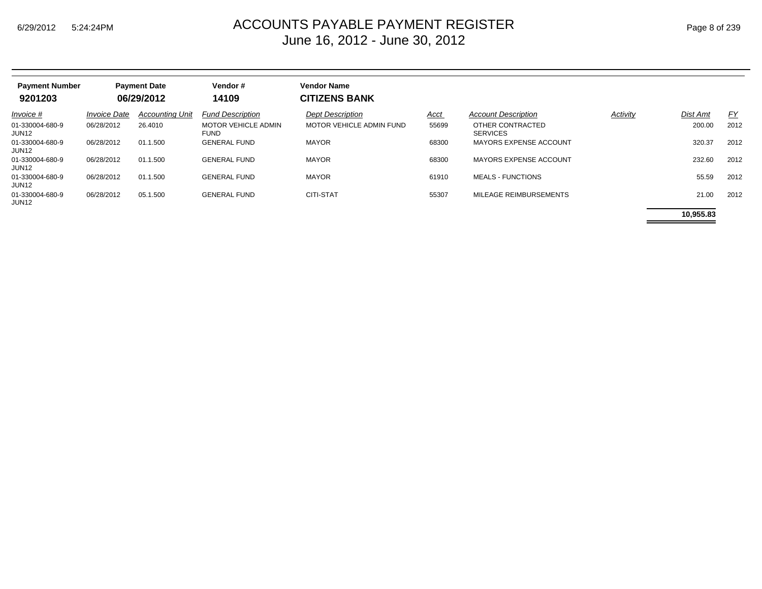# ACCOUNTS PAYABLE PAYMENT REGISTER
## June 16, 2012 - June 30, 2012

| Payment Number | Payment Date | Vendor # | Vendor Name |
|---|---|---|---|
| **9201203** | **06/29/2012** | **14109** | **CITIZENS BANK** |

| *Invoice #* | *Invoice Date* | *Accounting Unit* | *Fund Description* | *Dept Description* | *Acct* | *Account Description* | *Activity* | *Dist Amt* | *FY* |
|---|---|---|---|---|---|---|---|---|---|
| 01-330004-680-9 JUN12 | 06/28/2012 | 26.4010 | MOTOR VEHICLE ADMIN FUND | MOTOR VEHICLE ADMIN FUND | 55699 | OTHER CONTRACTED SERVICES | | 200.00 | 2012 |
| 01-330004-680-9 JUN12 | 06/28/2012 | 01.1.500 | GENERAL FUND | MAYOR | 68300 | MAYORS EXPENSE ACCOUNT | | 320.37 | 2012 |
| 01-330004-680-9 JUN12 | 06/28/2012 | 01.1.500 | GENERAL FUND | MAYOR | 68300 | MAYORS EXPENSE ACCOUNT | | 232.60 | 2012 |
| 01-330004-680-9 JUN12 | 06/28/2012 | 01.1.500 | GENERAL FUND | MAYOR | 61910 | MEALS - FUNCTIONS | | 55.59 | 2012 |
| 01-330004-680-9 JUN12 | 06/28/2012 | 05.1.500 | GENERAL FUND | CITI-STAT | 55307 | MILEAGE REIMBURSEMENTS | | 21.00 | 2012 |
| | | | | | | | | **10,955.83** | |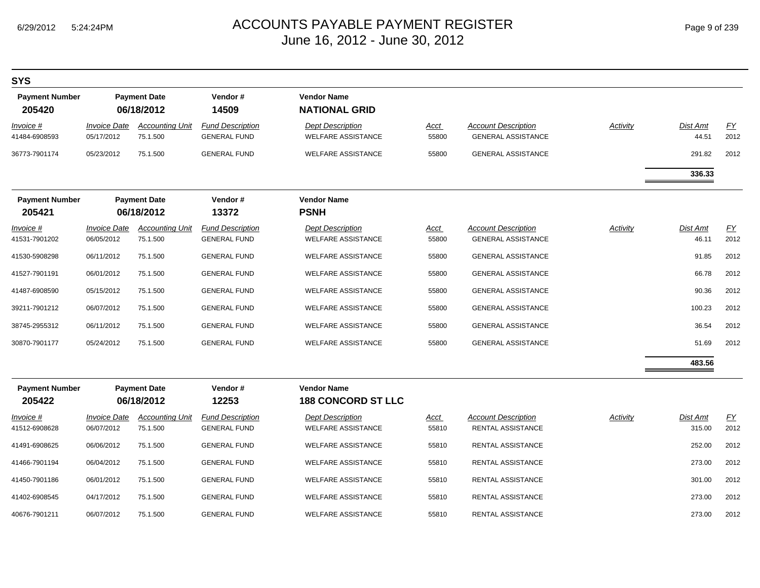# ACCOUNTS PAYABLE PAYMENT REGISTER
June 16, 2012 - June 30, 2012

**SYS**

| Payment Number | Payment Date | Vendor # | Vendor Name |
|---|---|---|---|
| **205420** | **06/18/2012** | **14509** | **NATIONAL GRID** |

| Invoice # | Invoice Date | Accounting Unit | Fund Description | Dept Description | Acct | Account Description | Activity | Dist Amt | FY |
|---|---|---|---|---|---|---|---|---|---|
| 41484-6908593 | 05/17/2012 | 75.1.500 | GENERAL FUND | WELFARE ASSISTANCE | 55800 | GENERAL ASSISTANCE | | 44.51 | 2012 |
| 36773-7901174 | 05/23/2012 | 75.1.500 | GENERAL FUND | WELFARE ASSISTANCE | 55800 | GENERAL ASSISTANCE | | 291.82 | 2012 |
| | | | | | | | | **336.33** | |

| Payment Number | Payment Date | Vendor # | Vendor Name |
|---|---|---|---|
| **205421** | **06/18/2012** | **13372** | **PSNH** |

| Invoice # | Invoice Date | Accounting Unit | Fund Description | Dept Description | Acct | Account Description | Activity | Dist Amt | FY |
|---|---|---|---|---|---|---|---|---|---|
| 41531-7901202 | 06/05/2012 | 75.1.500 | GENERAL FUND | WELFARE ASSISTANCE | 55800 | GENERAL ASSISTANCE | | 46.11 | 2012 |
| 41530-5908298 | 06/11/2012 | 75.1.500 | GENERAL FUND | WELFARE ASSISTANCE | 55800 | GENERAL ASSISTANCE | | 91.85 | 2012 |
| 41527-7901191 | 06/01/2012 | 75.1.500 | GENERAL FUND | WELFARE ASSISTANCE | 55800 | GENERAL ASSISTANCE | | 66.78 | 2012 |
| 41487-6908590 | 05/15/2012 | 75.1.500 | GENERAL FUND | WELFARE ASSISTANCE | 55800 | GENERAL ASSISTANCE | | 90.36 | 2012 |
| 39211-7901212 | 06/07/2012 | 75.1.500 | GENERAL FUND | WELFARE ASSISTANCE | 55800 | GENERAL ASSISTANCE | | 100.23 | 2012 |
| 38745-2955312 | 06/11/2012 | 75.1.500 | GENERAL FUND | WELFARE ASSISTANCE | 55800 | GENERAL ASSISTANCE | | 36.54 | 2012 |
| 30870-7901177 | 05/24/2012 | 75.1.500 | GENERAL FUND | WELFARE ASSISTANCE | 55800 | GENERAL ASSISTANCE | | 51.69 | 2012 |
| | | | | | | | | **483.56** | |

| Payment Number | Payment Date | Vendor # | Vendor Name |
|---|---|---|---|
| **205422** | **06/18/2012** | **12253** | **188 CONCORD ST LLC** |

| Invoice # | Invoice Date | Accounting Unit | Fund Description | Dept Description | Acct | Account Description | Activity | Dist Amt | FY |
|---|---|---|---|---|---|---|---|---|---|
| 41512-6908628 | 06/07/2012 | 75.1.500 | GENERAL FUND | WELFARE ASSISTANCE | 55810 | RENTAL ASSISTANCE | | 315.00 | 2012 |
| 41491-6908625 | 06/06/2012 | 75.1.500 | GENERAL FUND | WELFARE ASSISTANCE | 55810 | RENTAL ASSISTANCE | | 252.00 | 2012 |
| 41466-7901194 | 06/04/2012 | 75.1.500 | GENERAL FUND | WELFARE ASSISTANCE | 55810 | RENTAL ASSISTANCE | | 273.00 | 2012 |
| 41450-7901186 | 06/01/2012 | 75.1.500 | GENERAL FUND | WELFARE ASSISTANCE | 55810 | RENTAL ASSISTANCE | | 301.00 | 2012 |
| 41402-6908545 | 04/17/2012 | 75.1.500 | GENERAL FUND | WELFARE ASSISTANCE | 55810 | RENTAL ASSISTANCE | | 273.00 | 2012 |
| 40676-7901211 | 06/07/2012 | 75.1.500 | GENERAL FUND | WELFARE ASSISTANCE | 55810 | RENTAL ASSISTANCE | | 273.00 | 2012 |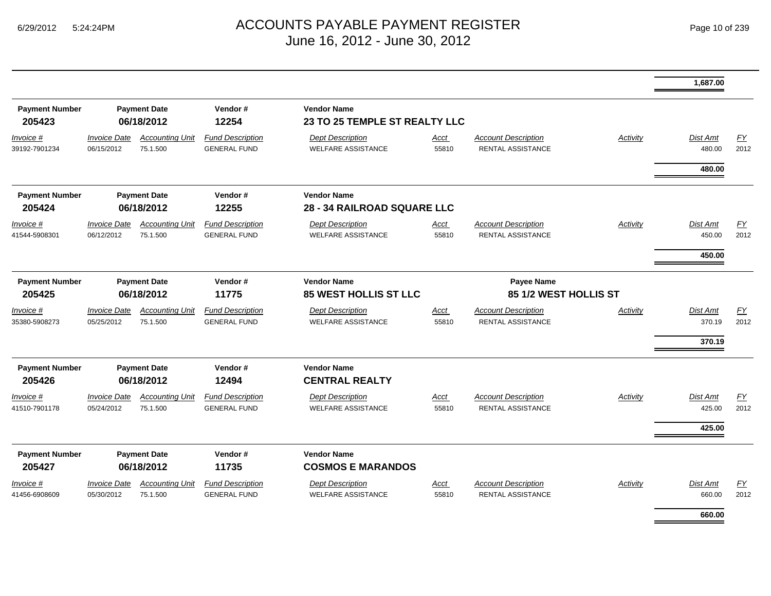# ACCOUNTS PAYABLE PAYMENT REGISTER
## June 16, 2012 - June 30, 2012

1,687.00

| Payment Number | Payment Date | Vendor # | Vendor Name |
|---|---|---|---|
| 205423 | 06/18/2012 | 12254 | 23 TO 25 TEMPLE ST REALTY LLC |

| *Invoice #* | *Invoice Date* | *Accounting Unit* | *Fund Description* | *Dept Description* | *Acct* | *Account Description* | *Activity* | *Dist Amt* | *FY* |
|---|---|---|---|---|---|---|---|---|---|
| 39192-7901234 | 06/15/2012 | 75.1.500 | GENERAL FUND | WELFARE ASSISTANCE | 55810 | RENTAL ASSISTANCE | | 480.00 | 2012 |
| | | | | | | | | **480.00** | |

| Payment Number | Payment Date | Vendor # | Vendor Name |
|---|---|---|---|
| 205424 | 06/18/2012 | 12255 | 28 - 34 RAILROAD SQUARE LLC |

| *Invoice #* | *Invoice Date* | *Accounting Unit* | *Fund Description* | *Dept Description* | *Acct* | *Account Description* | *Activity* | *Dist Amt* | *FY* |
|---|---|---|---|---|---|---|---|---|---|
| 41544-5908301 | 06/12/2012 | 75.1.500 | GENERAL FUND | WELFARE ASSISTANCE | 55810 | RENTAL ASSISTANCE | | 450.00 | 2012 |
| | | | | | | | | **450.00** | |

| Payment Number | Payment Date | Vendor # | Vendor Name | Payee Name |
|---|---|---|---|---|
| 205425 | 06/18/2012 | 11775 | 85 WEST HOLLIS ST LLC | 85 1/2 WEST HOLLIS ST |

| *Invoice #* | *Invoice Date* | *Accounting Unit* | *Fund Description* | *Dept Description* | *Acct* | *Account Description* | *Activity* | *Dist Amt* | *FY* |
|---|---|---|---|---|---|---|---|---|---|
| 35380-5908273 | 05/25/2012 | 75.1.500 | GENERAL FUND | WELFARE ASSISTANCE | 55810 | RENTAL ASSISTANCE | | 370.19 | 2012 |
| | | | | | | | | **370.19** | |

| Payment Number | Payment Date | Vendor # | Vendor Name |
|---|---|---|---|
| 205426 | 06/18/2012 | 12494 | CENTRAL REALTY |

| *Invoice #* | *Invoice Date* | *Accounting Unit* | *Fund Description* | *Dept Description* | *Acct* | *Account Description* | *Activity* | *Dist Amt* | *FY* |
|---|---|---|---|---|---|---|---|---|---|
| 41510-7901178 | 05/24/2012 | 75.1.500 | GENERAL FUND | WELFARE ASSISTANCE | 55810 | RENTAL ASSISTANCE | | 425.00 | 2012 |
| | | | | | | | | **425.00** | |

| Payment Number | Payment Date | Vendor # | Vendor Name |
|---|---|---|---|
| 205427 | 06/18/2012 | 11735 | COSMOS E MARANDOS |

| *Invoice #* | *Invoice Date* | *Accounting Unit* | *Fund Description* | *Dept Description* | *Acct* | *Account Description* | *Activity* | *Dist Amt* | *FY* |
|---|---|---|---|---|---|---|---|---|---|
| 41456-6908609 | 05/30/2012 | 75.1.500 | GENERAL FUND | WELFARE ASSISTANCE | 55810 | RENTAL ASSISTANCE | | 660.00 | 2012 |
| | | | | | | | | **660.00** | |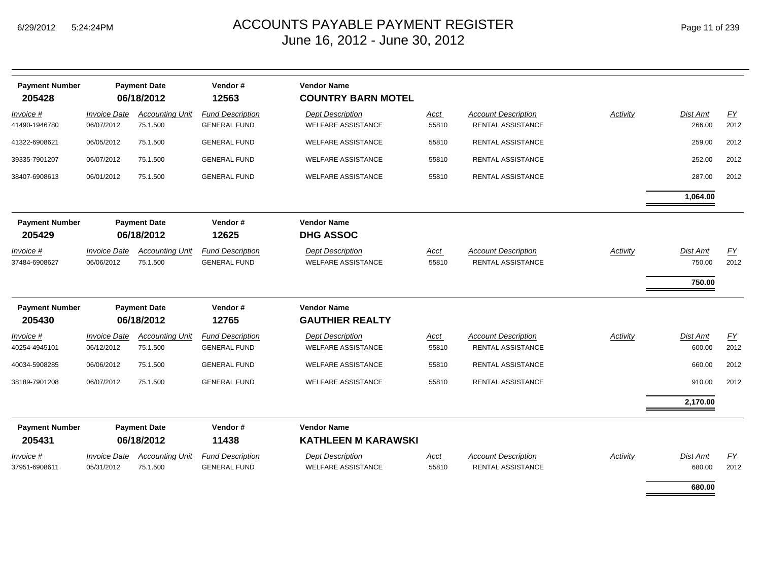# ACCOUNTS PAYABLE PAYMENT REGISTER
## June 16, 2012 - June 30, 2012

| Payment Number | Payment Date | Vendor # | Vendor Name |
|---|---|---|---|
| **205428** | **06/18/2012** | **12563** | **COUNTRY BARN MOTEL** |

| Invoice # | Invoice Date | Accounting Unit | Fund Description | Dept Description | Acct | Account Description | Activity | Dist Amt | FY |
|---|---|---|---|---|---|---|---|---|---|
| 41490-1946780 | 06/07/2012 | 75.1.500 | GENERAL FUND | WELFARE ASSISTANCE | 55810 | RENTAL ASSISTANCE | | 266.00 | 2012 |
| 41322-6908621 | 06/05/2012 | 75.1.500 | GENERAL FUND | WELFARE ASSISTANCE | 55810 | RENTAL ASSISTANCE | | 259.00 | 2012 |
| 39335-7901207 | 06/07/2012 | 75.1.500 | GENERAL FUND | WELFARE ASSISTANCE | 55810 | RENTAL ASSISTANCE | | 252.00 | 2012 |
| 38407-6908613 | 06/01/2012 | 75.1.500 | GENERAL FUND | WELFARE ASSISTANCE | 55810 | RENTAL ASSISTANCE | | 287.00 | 2012 |
| | | | | | | | | **1,064.00** | |

| Payment Number | Payment Date | Vendor # | Vendor Name |
|---|---|---|---|
| **205429** | **06/18/2012** | **12625** | **DHG ASSOC** |

| Invoice # | Invoice Date | Accounting Unit | Fund Description | Dept Description | Acct | Account Description | Activity | Dist Amt | FY |
|---|---|---|---|---|---|---|---|---|---|
| 37484-6908627 | 06/06/2012 | 75.1.500 | GENERAL FUND | WELFARE ASSISTANCE | 55810 | RENTAL ASSISTANCE | | 750.00 | 2012 |
| | | | | | | | | **750.00** | |

| Payment Number | Payment Date | Vendor # | Vendor Name |
|---|---|---|---|
| **205430** | **06/18/2012** | **12765** | **GAUTHIER REALTY** |

| Invoice # | Invoice Date | Accounting Unit | Fund Description | Dept Description | Acct | Account Description | Activity | Dist Amt | FY |
|---|---|---|---|---|---|---|---|---|---|
| 40254-4945101 | 06/12/2012 | 75.1.500 | GENERAL FUND | WELFARE ASSISTANCE | 55810 | RENTAL ASSISTANCE | | 600.00 | 2012 |
| 40034-5908285 | 06/06/2012 | 75.1.500 | GENERAL FUND | WELFARE ASSISTANCE | 55810 | RENTAL ASSISTANCE | | 660.00 | 2012 |
| 38189-7901208 | 06/07/2012 | 75.1.500 | GENERAL FUND | WELFARE ASSISTANCE | 55810 | RENTAL ASSISTANCE | | 910.00 | 2012 |
| | | | | | | | | **2,170.00** | |

| Payment Number | Payment Date | Vendor # | Vendor Name |
|---|---|---|---|
| **205431** | **06/18/2012** | **11438** | **KATHLEEN M KARAWSKI** |

| Invoice # | Invoice Date | Accounting Unit | Fund Description | Dept Description | Acct | Account Description | Activity | Dist Amt | FY |
|---|---|---|---|---|---|---|---|---|---|
| 37951-6908611 | 05/31/2012 | 75.1.500 | GENERAL FUND | WELFARE ASSISTANCE | 55810 | RENTAL ASSISTANCE | | 680.00 | 2012 |
| | | | | | | | | **680.00** | |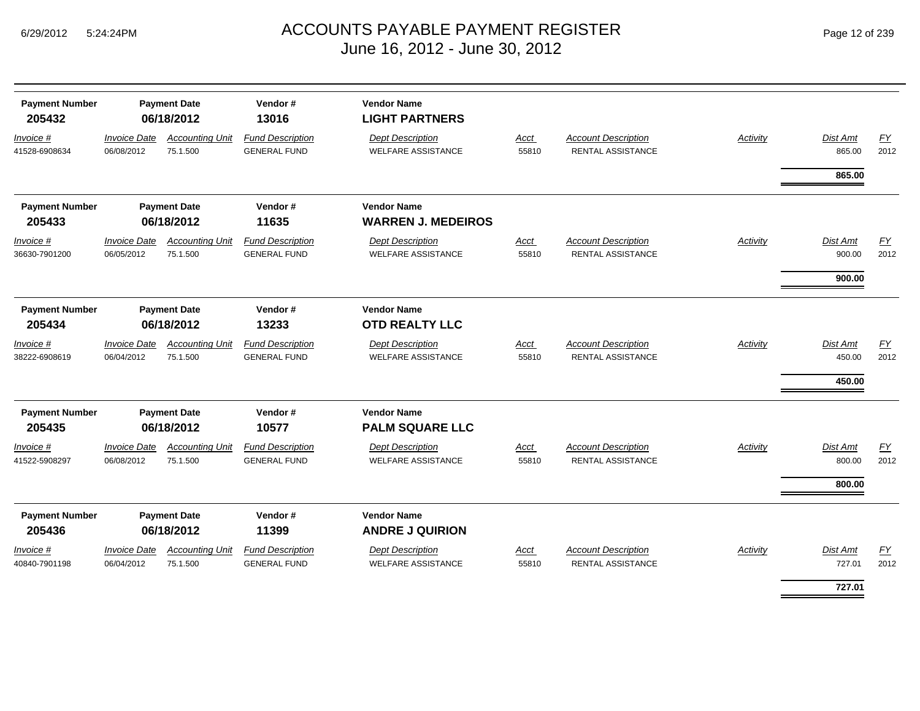# ACCOUNTS PAYABLE PAYMENT REGISTER
## June 16, 2012 - June 30, 2012

| Payment Number | Payment Date | Vendor # | Vendor Name |
|---|---|---|---|
| **205432** | **06/18/2012** | **13016** | **LIGHT PARTNERS** |

| Invoice # | Invoice Date | Accounting Unit | Fund Description | Dept Description | Acct | Account Description | Activity | Dist Amt | FY |
|---|---|---|---|---|---|---|---|---|---|
| 41528-6908634 | 06/08/2012 | 75.1.500 | GENERAL FUND | WELFARE ASSISTANCE | 55810 | RENTAL ASSISTANCE | | 865.00 | 2012 |
| | | | | | | | | **865.00** | |

| Payment Number | Payment Date | Vendor # | Vendor Name |
|---|---|---|---|
| **205433** | **06/18/2012** | **11635** | **WARREN J. MEDEIROS** |

| Invoice # | Invoice Date | Accounting Unit | Fund Description | Dept Description | Acct | Account Description | Activity | Dist Amt | FY |
|---|---|---|---|---|---|---|---|---|---|
| 36630-7901200 | 06/05/2012 | 75.1.500 | GENERAL FUND | WELFARE ASSISTANCE | 55810 | RENTAL ASSISTANCE | | 900.00 | 2012 |
| | | | | | | | | **900.00** | |

| Payment Number | Payment Date | Vendor # | Vendor Name |
|---|---|---|---|
| **205434** | **06/18/2012** | **13233** | **OTD REALTY LLC** |

| Invoice # | Invoice Date | Accounting Unit | Fund Description | Dept Description | Acct | Account Description | Activity | Dist Amt | FY |
|---|---|---|---|---|---|---|---|---|---|
| 38222-6908619 | 06/04/2012 | 75.1.500 | GENERAL FUND | WELFARE ASSISTANCE | 55810 | RENTAL ASSISTANCE | | 450.00 | 2012 |
| | | | | | | | | **450.00** | |

| Payment Number | Payment Date | Vendor # | Vendor Name |
|---|---|---|---|
| **205435** | **06/18/2012** | **10577** | **PALM SQUARE LLC** |

| Invoice # | Invoice Date | Accounting Unit | Fund Description | Dept Description | Acct | Account Description | Activity | Dist Amt | FY |
|---|---|---|---|---|---|---|---|---|---|
| 41522-5908297 | 06/08/2012 | 75.1.500 | GENERAL FUND | WELFARE ASSISTANCE | 55810 | RENTAL ASSISTANCE | | 800.00 | 2012 |
| | | | | | | | | **800.00** | |

| Payment Number | Payment Date | Vendor # | Vendor Name |
|---|---|---|---|
| **205436** | **06/18/2012** | **11399** | **ANDRE J QUIRION** |

| Invoice # | Invoice Date | Accounting Unit | Fund Description | Dept Description | Acct | Account Description | Activity | Dist Amt | FY |
|---|---|---|---|---|---|---|---|---|---|
| 40840-7901198 | 06/04/2012 | 75.1.500 | GENERAL FUND | WELFARE ASSISTANCE | 55810 | RENTAL ASSISTANCE | | 727.01 | 2012 |
| | | | | | | | | **727.01** | |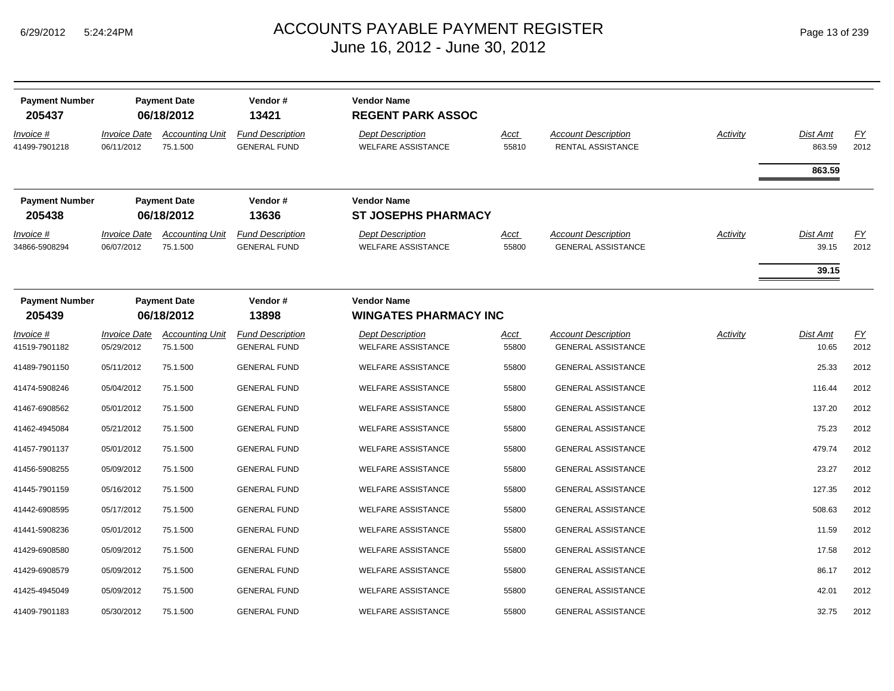# ACCOUNTS PAYABLE PAYMENT REGISTER
## June 16, 2012 - June 30, 2012

| Payment Number | Payment Date | Vendor # | Vendor Name |
|---|---|---|---|
| **205437** | **06/18/2012** | **13421** | **REGENT PARK ASSOC** |

| Invoice # | Invoice Date | Accounting Unit | Fund Description | Dept Description | Acct | Account Description | Activity | Dist Amt | FY |
|---|---|---|---|---|---|---|---|---|---|
| 41499-7901218 | 06/11/2012 | 75.1.500 | GENERAL FUND | WELFARE ASSISTANCE | 55810 | RENTAL ASSISTANCE | | 863.59 | 2012 |
| | | | | | | | | **863.59** | |

| Payment Number | Payment Date | Vendor # | Vendor Name |
|---|---|---|---|
| **205438** | **06/18/2012** | **13636** | **ST JOSEPHS PHARMACY** |

| Invoice # | Invoice Date | Accounting Unit | Fund Description | Dept Description | Acct | Account Description | Activity | Dist Amt | FY |
|---|---|---|---|---|---|---|---|---|---|
| 34866-5908294 | 06/07/2012 | 75.1.500 | GENERAL FUND | WELFARE ASSISTANCE | 55800 | GENERAL ASSISTANCE | | 39.15 | 2012 |
| | | | | | | | | **39.15** | |

| Payment Number | Payment Date | Vendor # | Vendor Name |
|---|---|---|---|
| **205439** | **06/18/2012** | **13898** | **WINGATES PHARMACY INC** |

| Invoice # | Invoice Date | Accounting Unit | Fund Description | Dept Description | Acct | Account Description | Activity | Dist Amt | FY |
|---|---|---|---|---|---|---|---|---|---|
| 41519-7901182 | 05/29/2012 | 75.1.500 | GENERAL FUND | WELFARE ASSISTANCE | 55800 | GENERAL ASSISTANCE | | 10.65 | 2012 |
| 41489-7901150 | 05/11/2012 | 75.1.500 | GENERAL FUND | WELFARE ASSISTANCE | 55800 | GENERAL ASSISTANCE | | 25.33 | 2012 |
| 41474-5908246 | 05/04/2012 | 75.1.500 | GENERAL FUND | WELFARE ASSISTANCE | 55800 | GENERAL ASSISTANCE | | 116.44 | 2012 |
| 41467-6908562 | 05/01/2012 | 75.1.500 | GENERAL FUND | WELFARE ASSISTANCE | 55800 | GENERAL ASSISTANCE | | 137.20 | 2012 |
| 41462-4945084 | 05/21/2012 | 75.1.500 | GENERAL FUND | WELFARE ASSISTANCE | 55800 | GENERAL ASSISTANCE | | 75.23 | 2012 |
| 41457-7901137 | 05/01/2012 | 75.1.500 | GENERAL FUND | WELFARE ASSISTANCE | 55800 | GENERAL ASSISTANCE | | 479.74 | 2012 |
| 41456-5908255 | 05/09/2012 | 75.1.500 | GENERAL FUND | WELFARE ASSISTANCE | 55800 | GENERAL ASSISTANCE | | 23.27 | 2012 |
| 41445-7901159 | 05/16/2012 | 75.1.500 | GENERAL FUND | WELFARE ASSISTANCE | 55800 | GENERAL ASSISTANCE | | 127.35 | 2012 |
| 41442-6908595 | 05/17/2012 | 75.1.500 | GENERAL FUND | WELFARE ASSISTANCE | 55800 | GENERAL ASSISTANCE | | 508.63 | 2012 |
| 41441-5908236 | 05/01/2012 | 75.1.500 | GENERAL FUND | WELFARE ASSISTANCE | 55800 | GENERAL ASSISTANCE | | 11.59 | 2012 |
| 41429-6908580 | 05/09/2012 | 75.1.500 | GENERAL FUND | WELFARE ASSISTANCE | 55800 | GENERAL ASSISTANCE | | 17.58 | 2012 |
| 41429-6908579 | 05/09/2012 | 75.1.500 | GENERAL FUND | WELFARE ASSISTANCE | 55800 | GENERAL ASSISTANCE | | 86.17 | 2012 |
| 41425-4945049 | 05/09/2012 | 75.1.500 | GENERAL FUND | WELFARE ASSISTANCE | 55800 | GENERAL ASSISTANCE | | 42.01 | 2012 |
| 41409-7901183 | 05/30/2012 | 75.1.500 | GENERAL FUND | WELFARE ASSISTANCE | 55800 | GENERAL ASSISTANCE | | 32.75 | 2012 |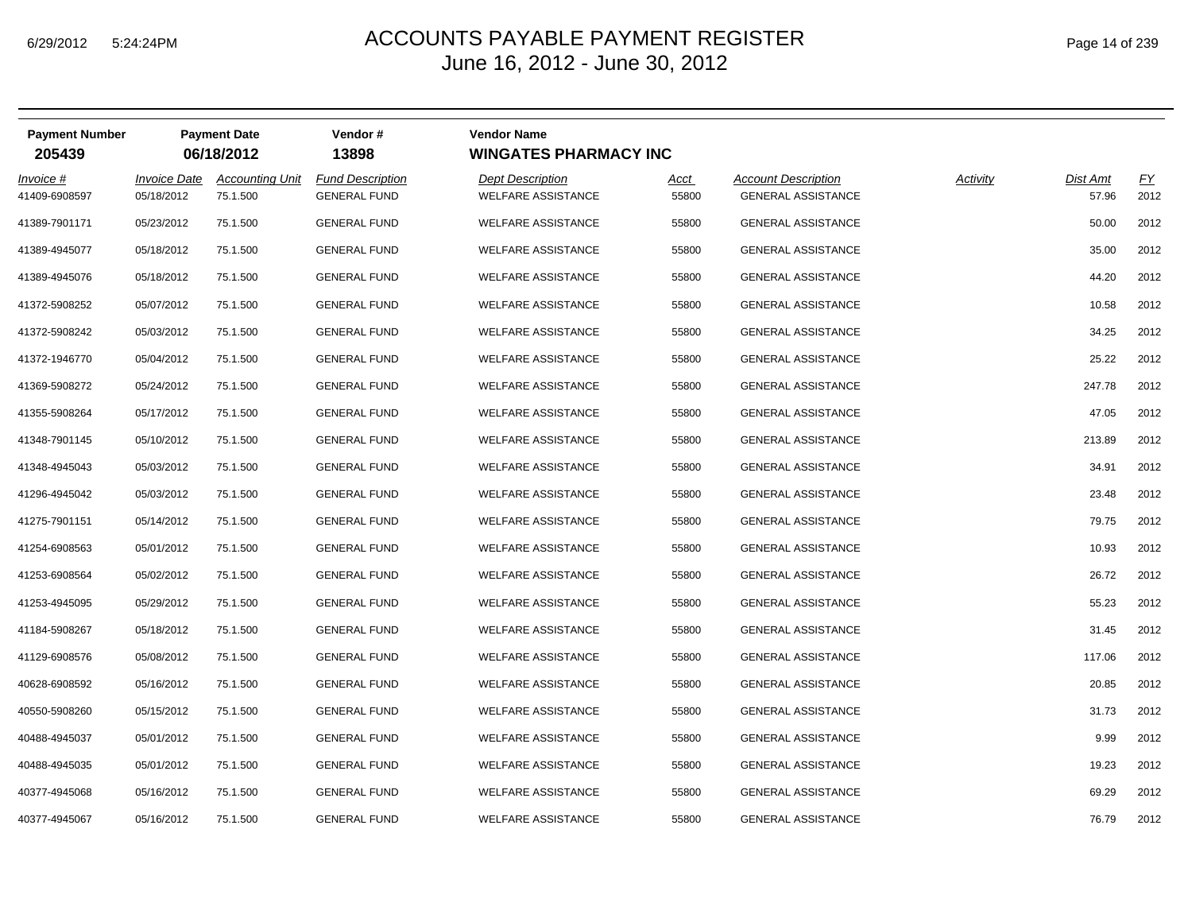# ACCOUNTS PAYABLE PAYMENT REGISTER

## June 16, 2012 - June 30, 2012

| Payment Number | Payment Date | Vendor # | Vendor Name |
|---|---|---|---|
| 205439 | 06/18/2012 | 13898 | WINGATES PHARMACY INC |

| Invoice # | Invoice Date | Accounting Unit | Fund Description | Dept Description | Acct | Account Description | Activity | Dist Amt | FY |
|---|---|---|---|---|---|---|---|---|---|
| 41409-6908597 | 05/18/2012 | 75.1.500 | GENERAL FUND | WELFARE ASSISTANCE | 55800 | GENERAL ASSISTANCE | | 57.96 | 2012 |
| 41389-7901171 | 05/23/2012 | 75.1.500 | GENERAL FUND | WELFARE ASSISTANCE | 55800 | GENERAL ASSISTANCE | | 50.00 | 2012 |
| 41389-4945077 | 05/18/2012 | 75.1.500 | GENERAL FUND | WELFARE ASSISTANCE | 55800 | GENERAL ASSISTANCE | | 35.00 | 2012 |
| 41389-4945076 | 05/18/2012 | 75.1.500 | GENERAL FUND | WELFARE ASSISTANCE | 55800 | GENERAL ASSISTANCE | | 44.20 | 2012 |
| 41372-5908252 | 05/07/2012 | 75.1.500 | GENERAL FUND | WELFARE ASSISTANCE | 55800 | GENERAL ASSISTANCE | | 10.58 | 2012 |
| 41372-5908242 | 05/03/2012 | 75.1.500 | GENERAL FUND | WELFARE ASSISTANCE | 55800 | GENERAL ASSISTANCE | | 34.25 | 2012 |
| 41372-1946770 | 05/04/2012 | 75.1.500 | GENERAL FUND | WELFARE ASSISTANCE | 55800 | GENERAL ASSISTANCE | | 25.22 | 2012 |
| 41369-5908272 | 05/24/2012 | 75.1.500 | GENERAL FUND | WELFARE ASSISTANCE | 55800 | GENERAL ASSISTANCE | | 247.78 | 2012 |
| 41355-5908264 | 05/17/2012 | 75.1.500 | GENERAL FUND | WELFARE ASSISTANCE | 55800 | GENERAL ASSISTANCE | | 47.05 | 2012 |
| 41348-7901145 | 05/10/2012 | 75.1.500 | GENERAL FUND | WELFARE ASSISTANCE | 55800 | GENERAL ASSISTANCE | | 213.89 | 2012 |
| 41348-4945043 | 05/03/2012 | 75.1.500 | GENERAL FUND | WELFARE ASSISTANCE | 55800 | GENERAL ASSISTANCE | | 34.91 | 2012 |
| 41296-4945042 | 05/03/2012 | 75.1.500 | GENERAL FUND | WELFARE ASSISTANCE | 55800 | GENERAL ASSISTANCE | | 23.48 | 2012 |
| 41275-7901151 | 05/14/2012 | 75.1.500 | GENERAL FUND | WELFARE ASSISTANCE | 55800 | GENERAL ASSISTANCE | | 79.75 | 2012 |
| 41254-6908563 | 05/01/2012 | 75.1.500 | GENERAL FUND | WELFARE ASSISTANCE | 55800 | GENERAL ASSISTANCE | | 10.93 | 2012 |
| 41253-6908564 | 05/02/2012 | 75.1.500 | GENERAL FUND | WELFARE ASSISTANCE | 55800 | GENERAL ASSISTANCE | | 26.72 | 2012 |
| 41253-4945095 | 05/29/2012 | 75.1.500 | GENERAL FUND | WELFARE ASSISTANCE | 55800 | GENERAL ASSISTANCE | | 55.23 | 2012 |
| 41184-5908267 | 05/18/2012 | 75.1.500 | GENERAL FUND | WELFARE ASSISTANCE | 55800 | GENERAL ASSISTANCE | | 31.45 | 2012 |
| 41129-6908576 | 05/08/2012 | 75.1.500 | GENERAL FUND | WELFARE ASSISTANCE | 55800 | GENERAL ASSISTANCE | | 117.06 | 2012 |
| 40628-6908592 | 05/16/2012 | 75.1.500 | GENERAL FUND | WELFARE ASSISTANCE | 55800 | GENERAL ASSISTANCE | | 20.85 | 2012 |
| 40550-5908260 | 05/15/2012 | 75.1.500 | GENERAL FUND | WELFARE ASSISTANCE | 55800 | GENERAL ASSISTANCE | | 31.73 | 2012 |
| 40488-4945037 | 05/01/2012 | 75.1.500 | GENERAL FUND | WELFARE ASSISTANCE | 55800 | GENERAL ASSISTANCE | | 9.99 | 2012 |
| 40488-4945035 | 05/01/2012 | 75.1.500 | GENERAL FUND | WELFARE ASSISTANCE | 55800 | GENERAL ASSISTANCE | | 19.23 | 2012 |
| 40377-4945068 | 05/16/2012 | 75.1.500 | GENERAL FUND | WELFARE ASSISTANCE | 55800 | GENERAL ASSISTANCE | | 69.29 | 2012 |
| 40377-4945067 | 05/16/2012 | 75.1.500 | GENERAL FUND | WELFARE ASSISTANCE | 55800 | GENERAL ASSISTANCE | | 76.79 | 2012 |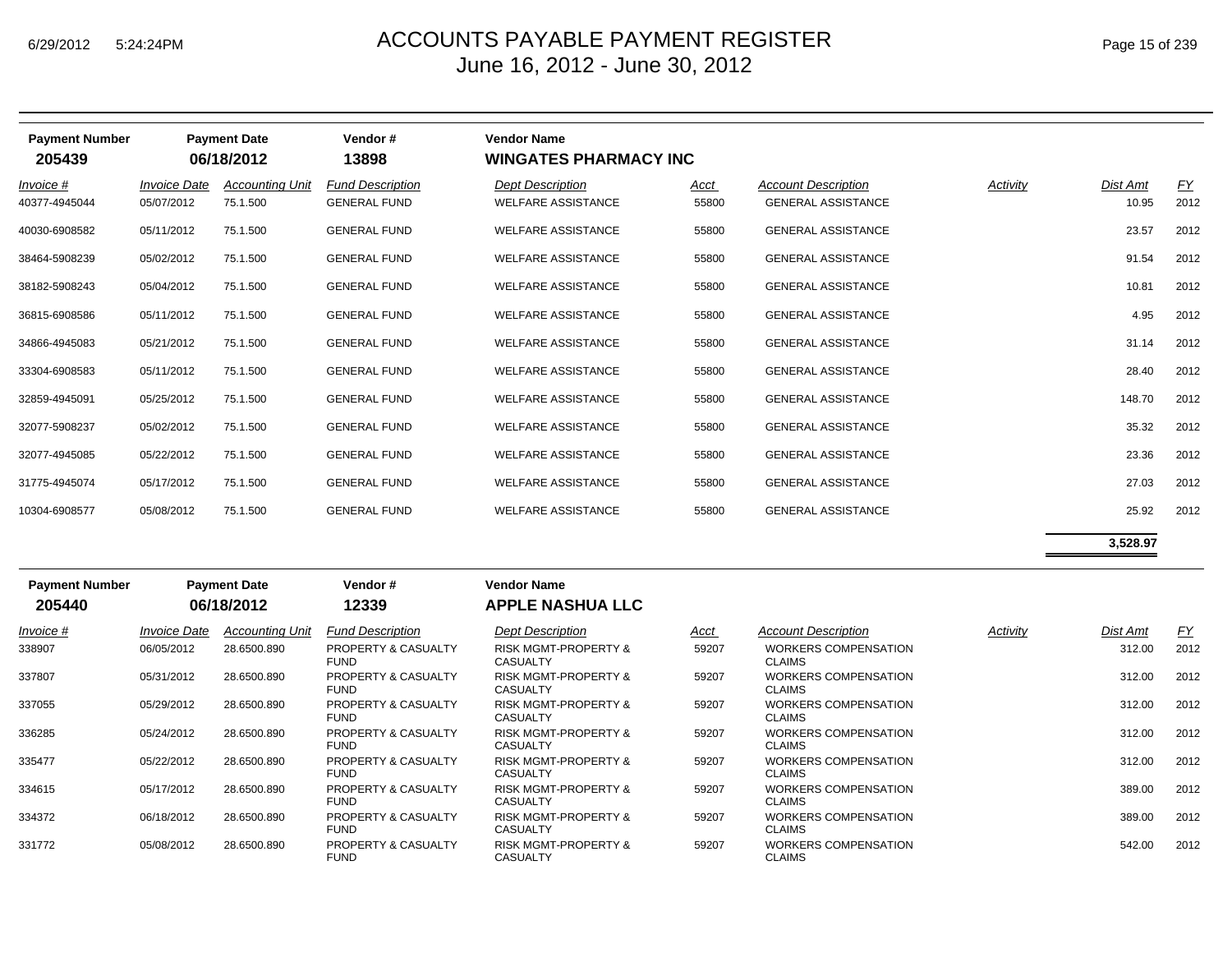# ACCOUNTS PAYABLE PAYMENT REGISTER
## June 16, 2012 - June 30, 2012

| Payment Number | Payment Date | Vendor # | Vendor Name |
|---|---|---|---|
| **205439** | **06/18/2012** | **13898** | **WINGATES PHARMACY INC** |

| Invoice # | Invoice Date | Accounting Unit | Fund Description | Dept Description | Acct | Account Description | Activity | Dist Amt | FY |
|---|---|---|---|---|---|---|---|---|---|
| 40377-4945044 | 05/07/2012 | 75.1.500 | GENERAL FUND | WELFARE ASSISTANCE | 55800 | GENERAL ASSISTANCE | | 10.95 | 2012 |
| 40030-6908582 | 05/11/2012 | 75.1.500 | GENERAL FUND | WELFARE ASSISTANCE | 55800 | GENERAL ASSISTANCE | | 23.57 | 2012 |
| 38464-5908239 | 05/02/2012 | 75.1.500 | GENERAL FUND | WELFARE ASSISTANCE | 55800 | GENERAL ASSISTANCE | | 91.54 | 2012 |
| 38182-5908243 | 05/04/2012 | 75.1.500 | GENERAL FUND | WELFARE ASSISTANCE | 55800 | GENERAL ASSISTANCE | | 10.81 | 2012 |
| 36815-6908586 | 05/11/2012 | 75.1.500 | GENERAL FUND | WELFARE ASSISTANCE | 55800 | GENERAL ASSISTANCE | | 4.95 | 2012 |
| 34866-4945083 | 05/21/2012 | 75.1.500 | GENERAL FUND | WELFARE ASSISTANCE | 55800 | GENERAL ASSISTANCE | | 31.14 | 2012 |
| 33304-6908583 | 05/11/2012 | 75.1.500 | GENERAL FUND | WELFARE ASSISTANCE | 55800 | GENERAL ASSISTANCE | | 28.40 | 2012 |
| 32859-4945091 | 05/25/2012 | 75.1.500 | GENERAL FUND | WELFARE ASSISTANCE | 55800 | GENERAL ASSISTANCE | | 148.70 | 2012 |
| 32077-5908237 | 05/02/2012 | 75.1.500 | GENERAL FUND | WELFARE ASSISTANCE | 55800 | GENERAL ASSISTANCE | | 35.32 | 2012 |
| 32077-4945085 | 05/22/2012 | 75.1.500 | GENERAL FUND | WELFARE ASSISTANCE | 55800 | GENERAL ASSISTANCE | | 23.36 | 2012 |
| 31775-4945074 | 05/17/2012 | 75.1.500 | GENERAL FUND | WELFARE ASSISTANCE | 55800 | GENERAL ASSISTANCE | | 27.03 | 2012 |
| 10304-6908577 | 05/08/2012 | 75.1.500 | GENERAL FUND | WELFARE ASSISTANCE | 55800 | GENERAL ASSISTANCE | | 25.92 | 2012 |
| | | | | | | | | **3,528.97** | |

| Payment Number | Payment Date | Vendor # | Vendor Name |
|---|---|---|---|
| **205440** | **06/18/2012** | **12339** | **APPLE NASHUA LLC** |

| Invoice # | Invoice Date | Accounting Unit | Fund Description | Dept Description | Acct | Account Description | Activity | Dist Amt | FY |
|---|---|---|---|---|---|---|---|---|---|
| 338907 | 06/05/2012 | 28.6500.890 | PROPERTY & CASUALTY FUND | RISK MGMT-PROPERTY & CASUALTY | 59207 | WORKERS COMPENSATION CLAIMS | | 312.00 | 2012 |
| 337807 | 05/31/2012 | 28.6500.890 | PROPERTY & CASUALTY FUND | RISK MGMT-PROPERTY & CASUALTY | 59207 | WORKERS COMPENSATION CLAIMS | | 312.00 | 2012 |
| 337055 | 05/29/2012 | 28.6500.890 | PROPERTY & CASUALTY FUND | RISK MGMT-PROPERTY & CASUALTY | 59207 | WORKERS COMPENSATION CLAIMS | | 312.00 | 2012 |
| 336285 | 05/24/2012 | 28.6500.890 | PROPERTY & CASUALTY FUND | RISK MGMT-PROPERTY & CASUALTY | 59207 | WORKERS COMPENSATION CLAIMS | | 312.00 | 2012 |
| 335477 | 05/22/2012 | 28.6500.890 | PROPERTY & CASUALTY FUND | RISK MGMT-PROPERTY & CASUALTY | 59207 | WORKERS COMPENSATION CLAIMS | | 312.00 | 2012 |
| 334615 | 05/17/2012 | 28.6500.890 | PROPERTY & CASUALTY FUND | RISK MGMT-PROPERTY & CASUALTY | 59207 | WORKERS COMPENSATION CLAIMS | | 389.00 | 2012 |
| 334372 | 06/18/2012 | 28.6500.890 | PROPERTY & CASUALTY FUND | RISK MGMT-PROPERTY & CASUALTY | 59207 | WORKERS COMPENSATION CLAIMS | | 389.00 | 2012 |
| 331772 | 05/08/2012 | 28.6500.890 | PROPERTY & CASUALTY FUND | RISK MGMT-PROPERTY & CASUALTY | 59207 | WORKERS COMPENSATION CLAIMS | | 542.00 | 2012 |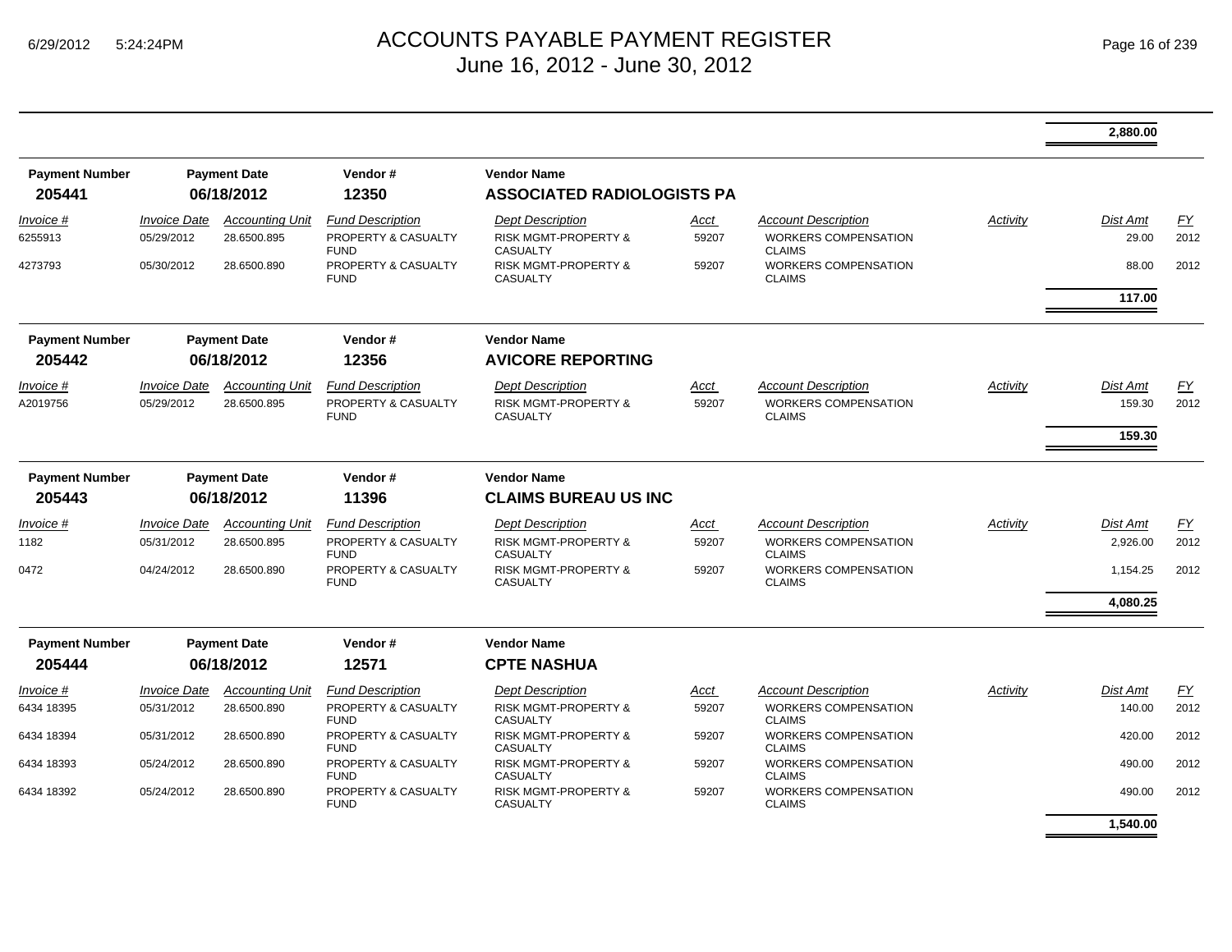# ACCOUNTS PAYABLE PAYMENT REGISTER
June 16, 2012 - June 30, 2012

| | |
|---|---|
| | **2,880.00** |

| Payment Number | Payment Date | Vendor # | Vendor Name |
|---|---|---|---|
| **205441** | **06/18/2012** | **12350** | **ASSOCIATED RADIOLOGISTS PA** |

| *Invoice #* | *Invoice Date* | *Accounting Unit* | *Fund Description* | *Dept Description* | *Acct* | *Account Description* | *Activity* | *Dist Amt* | *FY* |
|---|---|---|---|---|---|---|---|---|---|
| 6255913 | 05/29/2012 | 28.6500.895 | PROPERTY & CASUALTY FUND | RISK MGMT-PROPERTY & CASUALTY | 59207 | WORKERS COMPENSATION CLAIMS | | 29.00 | 2012 |
| 4273793 | 05/30/2012 | 28.6500.890 | PROPERTY & CASUALTY FUND | RISK MGMT-PROPERTY & CASUALTY | 59207 | WORKERS COMPENSATION CLAIMS | | 88.00 | 2012 |
| | | | | | | | | **117.00** | |

| Payment Number | Payment Date | Vendor # | Vendor Name |
|---|---|---|---|
| **205442** | **06/18/2012** | **12356** | **AVICORE REPORTING** |

| *Invoice #* | *Invoice Date* | *Accounting Unit* | *Fund Description* | *Dept Description* | *Acct* | *Account Description* | *Activity* | *Dist Amt* | *FY* |
|---|---|---|---|---|---|---|---|---|---|
| A2019756 | 05/29/2012 | 28.6500.895 | PROPERTY & CASUALTY FUND | RISK MGMT-PROPERTY & CASUALTY | 59207 | WORKERS COMPENSATION CLAIMS | | 159.30 | 2012 |
| | | | | | | | | **159.30** | |

| Payment Number | Payment Date | Vendor # | Vendor Name |
|---|---|---|---|
| **205443** | **06/18/2012** | **11396** | **CLAIMS BUREAU US INC** |

| *Invoice #* | *Invoice Date* | *Accounting Unit* | *Fund Description* | *Dept Description* | *Acct* | *Account Description* | *Activity* | *Dist Amt* | *FY* |
|---|---|---|---|---|---|---|---|---|---|
| 1182 | 05/31/2012 | 28.6500.895 | PROPERTY & CASUALTY FUND | RISK MGMT-PROPERTY & CASUALTY | 59207 | WORKERS COMPENSATION CLAIMS | | 2,926.00 | 2012 |
| 0472 | 04/24/2012 | 28.6500.890 | PROPERTY & CASUALTY FUND | RISK MGMT-PROPERTY & CASUALTY | 59207 | WORKERS COMPENSATION CLAIMS | | 1,154.25 | 2012 |
| | | | | | | | | **4,080.25** | |

| Payment Number | Payment Date | Vendor # | Vendor Name |
|---|---|---|---|
| **205444** | **06/18/2012** | **12571** | **CPTE NASHUA** |

| *Invoice #* | *Invoice Date* | *Accounting Unit* | *Fund Description* | *Dept Description* | *Acct* | *Account Description* | *Activity* | *Dist Amt* | *FY* |
|---|---|---|---|---|---|---|---|---|---|
| 6434 18395 | 05/31/2012 | 28.6500.890 | PROPERTY & CASUALTY FUND | RISK MGMT-PROPERTY & CASUALTY | 59207 | WORKERS COMPENSATION CLAIMS | | 140.00 | 2012 |
| 6434 18394 | 05/31/2012 | 28.6500.890 | PROPERTY & CASUALTY FUND | RISK MGMT-PROPERTY & CASUALTY | 59207 | WORKERS COMPENSATION CLAIMS | | 420.00 | 2012 |
| 6434 18393 | 05/24/2012 | 28.6500.890 | PROPERTY & CASUALTY FUND | RISK MGMT-PROPERTY & CASUALTY | 59207 | WORKERS COMPENSATION CLAIMS | | 490.00 | 2012 |
| 6434 18392 | 05/24/2012 | 28.6500.890 | PROPERTY & CASUALTY FUND | RISK MGMT-PROPERTY & CASUALTY | 59207 | WORKERS COMPENSATION CLAIMS | | 490.00 | 2012 |
| | | | | | | | | **1,540.00** | |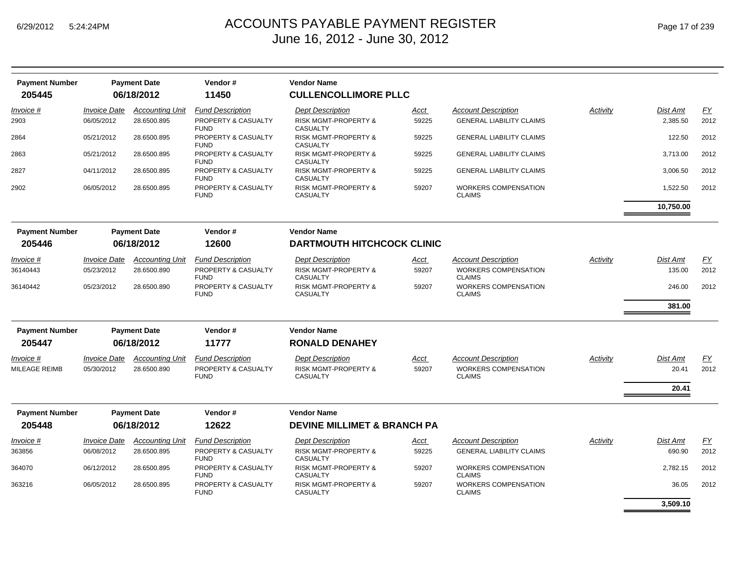# ACCOUNTS PAYABLE PAYMENT REGISTER
## June 16, 2012 - June 30, 2012

| Payment Number | Payment Date | Vendor # | Vendor Name |
|---|---|---|---|
| **205445** | **06/18/2012** | **11450** | **CULLENCOLLIMORE PLLC** |

| Invoice # | Invoice Date | Accounting Unit | Fund Description | Dept Description | Acct | Account Description | Activity | Dist Amt | FY |
|---|---|---|---|---|---|---|---|---|---|
| 2903 | 06/05/2012 | 28.6500.895 | PROPERTY & CASUALTY FUND | RISK MGMT-PROPERTY & CASUALTY | 59225 | GENERAL LIABILITY CLAIMS | | 2,385.50 | 2012 |
| 2864 | 05/21/2012 | 28.6500.895 | PROPERTY & CASUALTY FUND | RISK MGMT-PROPERTY & CASUALTY | 59225 | GENERAL LIABILITY CLAIMS | | 122.50 | 2012 |
| 2863 | 05/21/2012 | 28.6500.895 | PROPERTY & CASUALTY FUND | RISK MGMT-PROPERTY & CASUALTY | 59225 | GENERAL LIABILITY CLAIMS | | 3,713.00 | 2012 |
| 2827 | 04/11/2012 | 28.6500.895 | PROPERTY & CASUALTY FUND | RISK MGMT-PROPERTY & CASUALTY | 59225 | GENERAL LIABILITY CLAIMS | | 3,006.50 | 2012 |
| 2902 | 06/05/2012 | 28.6500.895 | PROPERTY & CASUALTY FUND | RISK MGMT-PROPERTY & CASUALTY | 59207 | WORKERS COMPENSATION CLAIMS | | 1,522.50 | 2012 |
| | | | | | | | | **10,750.00** | |

| Payment Number | Payment Date | Vendor # | Vendor Name |
|---|---|---|---|
| **205446** | **06/18/2012** | **12600** | **DARTMOUTH HITCHCOCK CLINIC** |

| Invoice # | Invoice Date | Accounting Unit | Fund Description | Dept Description | Acct | Account Description | Activity | Dist Amt | FY |
|---|---|---|---|---|---|---|---|---|---|
| 36140443 | 05/23/2012 | 28.6500.890 | PROPERTY & CASUALTY FUND | RISK MGMT-PROPERTY & CASUALTY | 59207 | WORKERS COMPENSATION CLAIMS | | 135.00 | 2012 |
| 36140442 | 05/23/2012 | 28.6500.890 | PROPERTY & CASUALTY FUND | RISK MGMT-PROPERTY & CASUALTY | 59207 | WORKERS COMPENSATION CLAIMS | | 246.00 | 2012 |
| | | | | | | | | **381.00** | |

| Payment Number | Payment Date | Vendor # | Vendor Name |
|---|---|---|---|
| **205447** | **06/18/2012** | **11777** | **RONALD DENAHEY** |

| Invoice # | Invoice Date | Accounting Unit | Fund Description | Dept Description | Acct | Account Description | Activity | Dist Amt | FY |
|---|---|---|---|---|---|---|---|---|---|
| MILEAGE REIMB | 05/30/2012 | 28.6500.890 | PROPERTY & CASUALTY FUND | RISK MGMT-PROPERTY & CASUALTY | 59207 | WORKERS COMPENSATION CLAIMS | | 20.41 | 2012 |
| | | | | | | | | **20.41** | |

| Payment Number | Payment Date | Vendor # | Vendor Name |
|---|---|---|---|
| **205448** | **06/18/2012** | **12622** | **DEVINE MILLIMET & BRANCH PA** |

| Invoice # | Invoice Date | Accounting Unit | Fund Description | Dept Description | Acct | Account Description | Activity | Dist Amt | FY |
|---|---|---|---|---|---|---|---|---|---|
| 363856 | 06/08/2012 | 28.6500.895 | PROPERTY & CASUALTY FUND | RISK MGMT-PROPERTY & CASUALTY | 59225 | GENERAL LIABILITY CLAIMS | | 690.90 | 2012 |
| 364070 | 06/12/2012 | 28.6500.895 | PROPERTY & CASUALTY FUND | RISK MGMT-PROPERTY & CASUALTY | 59207 | WORKERS COMPENSATION CLAIMS | | 2,782.15 | 2012 |
| 363216 | 06/05/2012 | 28.6500.895 | PROPERTY & CASUALTY FUND | RISK MGMT-PROPERTY & CASUALTY | 59207 | WORKERS COMPENSATION CLAIMS | | 36.05 | 2012 |
| | | | | | | | | **3,509.10** | |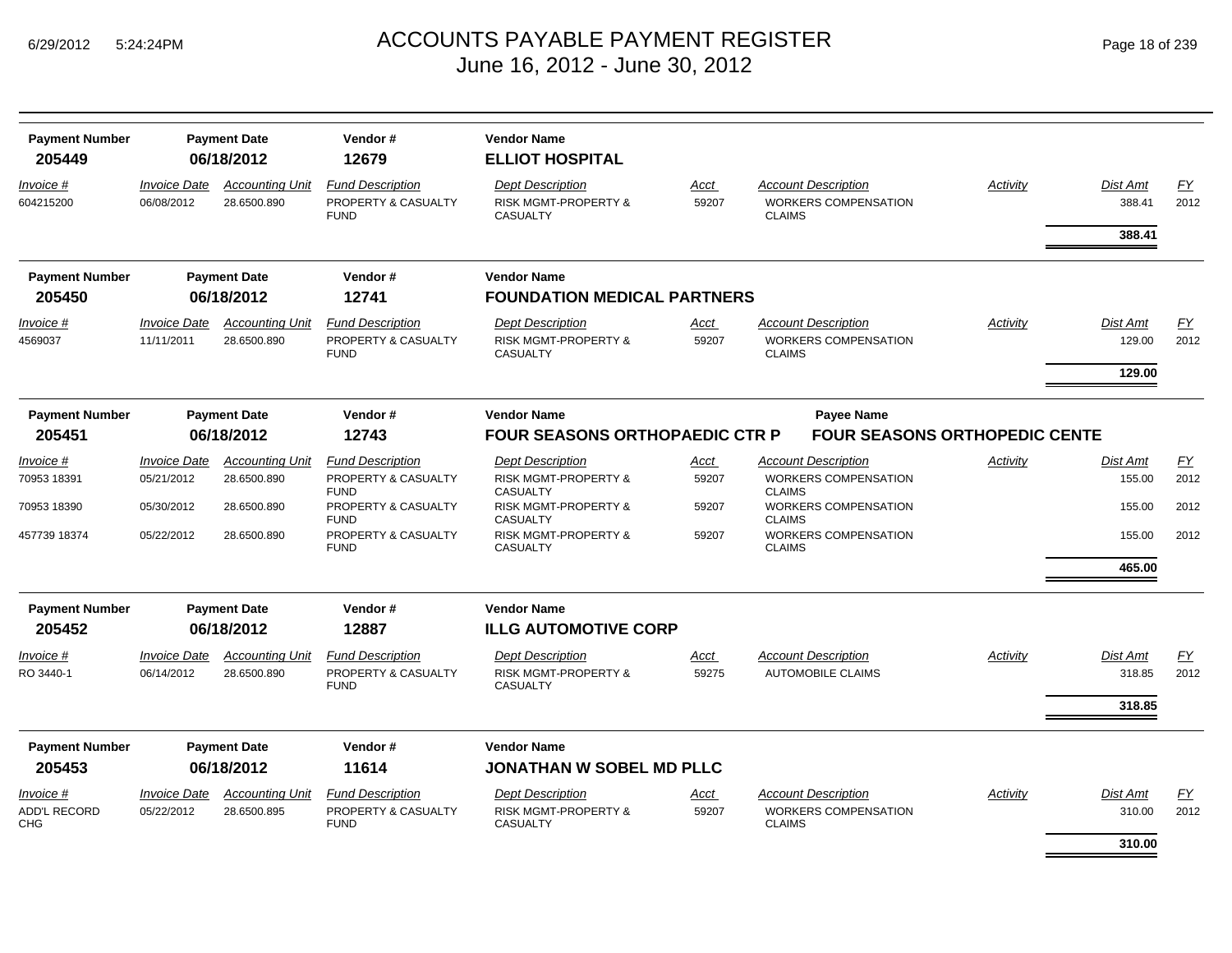# ACCOUNTS PAYABLE PAYMENT REGISTER
## June 16, 2012 - June 30, 2012

| Payment Number | Payment Date | Vendor # | Vendor Name |
|---|---|---|---|
| **205449** | **06/18/2012** | **12679** | **ELLIOT HOSPITAL** |

| Invoice # | Invoice Date | Accounting Unit | Fund Description | Dept Description | Acct | Account Description | Activity | Dist Amt | FY |
|---|---|---|---|---|---|---|---|---|---|
| 604215200 | 06/08/2012 | 28.6500.890 | PROPERTY & CASUALTY FUND | RISK MGMT-PROPERTY & CASUALTY | 59207 | WORKERS COMPENSATION CLAIMS | | 388.41 | 2012 |
| | | | | | | | | **388.41** | |

| Payment Number | Payment Date | Vendor # | Vendor Name |
|---|---|---|---|
| **205450** | **06/18/2012** | **12741** | **FOUNDATION MEDICAL PARTNERS** |

| Invoice # | Invoice Date | Accounting Unit | Fund Description | Dept Description | Acct | Account Description | Activity | Dist Amt | FY |
|---|---|---|---|---|---|---|---|---|---|
| 4569037 | 11/11/2011 | 28.6500.890 | PROPERTY & CASUALTY FUND | RISK MGMT-PROPERTY & CASUALTY | 59207 | WORKERS COMPENSATION CLAIMS | | 129.00 | 2012 |
| | | | | | | | | **129.00** | |

| Payment Number | Payment Date | Vendor # | Vendor Name | Payee Name |
|---|---|---|---|---|
| **205451** | **06/18/2012** | **12743** | **FOUR SEASONS ORTHOPAEDIC CTR P** | **FOUR SEASONS ORTHOPEDIC CENTE** |

| Invoice # | Invoice Date | Accounting Unit | Fund Description | Dept Description | Acct | Account Description | Activity | Dist Amt | FY |
|---|---|---|---|---|---|---|---|---|---|
| 70953 18391 | 05/21/2012 | 28.6500.890 | PROPERTY & CASUALTY FUND | RISK MGMT-PROPERTY & CASUALTY | 59207 | WORKERS COMPENSATION CLAIMS | | 155.00 | 2012 |
| 70953 18390 | 05/30/2012 | 28.6500.890 | PROPERTY & CASUALTY FUND | RISK MGMT-PROPERTY & CASUALTY | 59207 | WORKERS COMPENSATION CLAIMS | | 155.00 | 2012 |
| 457739 18374 | 05/22/2012 | 28.6500.890 | PROPERTY & CASUALTY FUND | RISK MGMT-PROPERTY & CASUALTY | 59207 | WORKERS COMPENSATION CLAIMS | | 155.00 | 2012 |
| | | | | | | | | **465.00** | |

| Payment Number | Payment Date | Vendor # | Vendor Name |
|---|---|---|---|
| **205452** | **06/18/2012** | **12887** | **ILLG AUTOMOTIVE CORP** |

| Invoice # | Invoice Date | Accounting Unit | Fund Description | Dept Description | Acct | Account Description | Activity | Dist Amt | FY |
|---|---|---|---|---|---|---|---|---|---|
| RO 3440-1 | 06/14/2012 | 28.6500.890 | PROPERTY & CASUALTY FUND | RISK MGMT-PROPERTY & CASUALTY | 59275 | AUTOMOBILE CLAIMS | | 318.85 | 2012 |
| | | | | | | | | **318.85** | |

| Payment Number | Payment Date | Vendor # | Vendor Name |
|---|---|---|---|
| **205453** | **06/18/2012** | **11614** | **JONATHAN W SOBEL MD PLLC** |

| Invoice # | Invoice Date | Accounting Unit | Fund Description | Dept Description | Acct | Account Description | Activity | Dist Amt | FY |
|---|---|---|---|---|---|---|---|---|---|
| ADD'L RECORD CHG | 05/22/2012 | 28.6500.895 | PROPERTY & CASUALTY FUND | RISK MGMT-PROPERTY & CASUALTY | 59207 | WORKERS COMPENSATION CLAIMS | | 310.00 | 2012 |
| | | | | | | | | **310.00** | |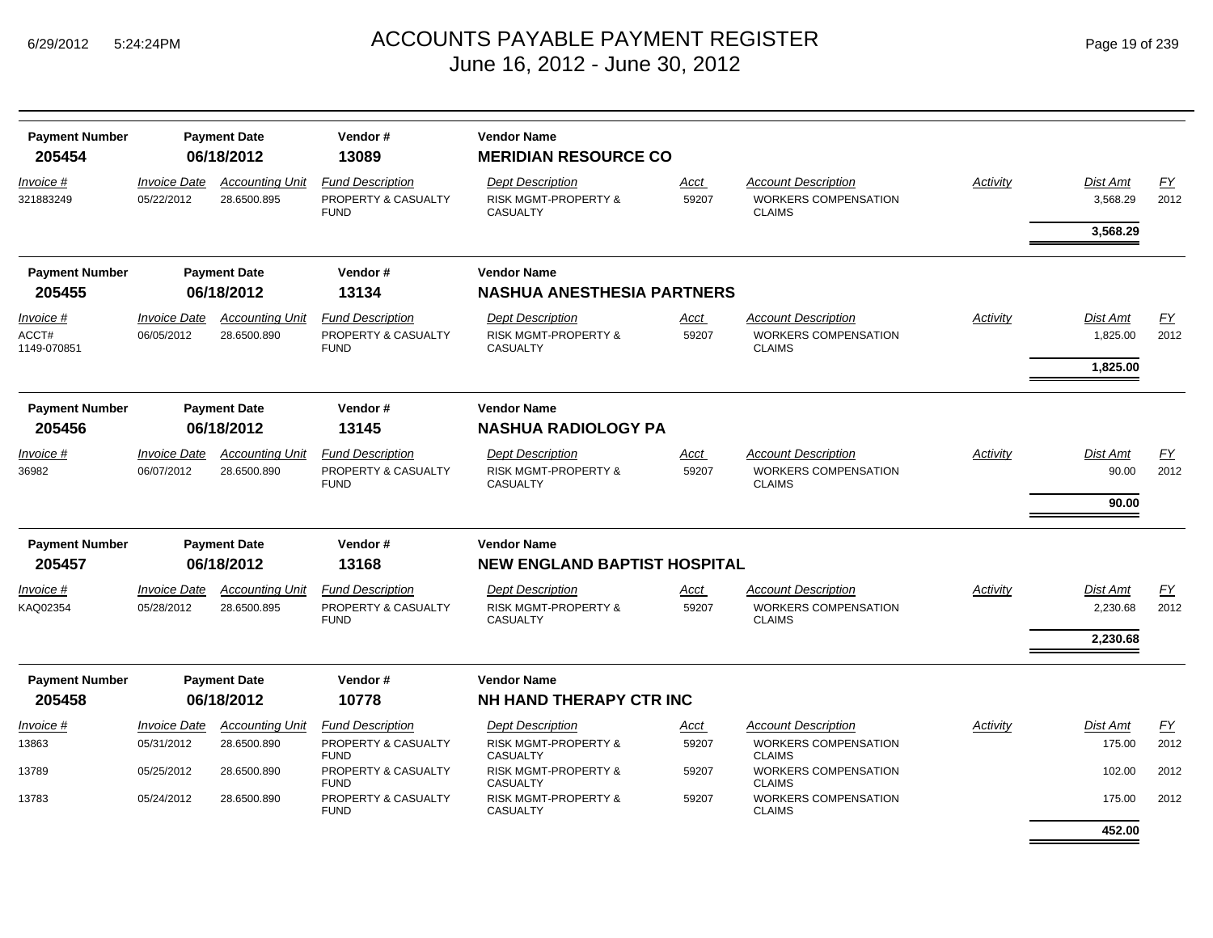# ACCOUNTS PAYABLE PAYMENT REGISTER
June 16, 2012 - June 30, 2012

| Payment Number | Payment Date | Vendor # | Vendor Name |
|---|---|---|---|
| 205454 | 06/18/2012 | 13089 | MERIDIAN RESOURCE CO |

| Invoice # | Invoice Date | Accounting Unit | Fund Description | Dept Description | Acct | Account Description | Activity | Dist Amt | FY |
|---|---|---|---|---|---|---|---|---|---|
| 321883249 | 05/22/2012 | 28.6500.895 | PROPERTY & CASUALTY FUND | RISK MGMT-PROPERTY & CASUALTY | 59207 | WORKERS COMPENSATION CLAIMS | | 3,568.29 | 2012 |
| | | | | | | | | **3,568.29** | |

| Payment Number | Payment Date | Vendor # | Vendor Name |
|---|---|---|---|
| 205455 | 06/18/2012 | 13134 | NASHUA ANESTHESIA PARTNERS |

| Invoice # | Invoice Date | Accounting Unit | Fund Description | Dept Description | Acct | Account Description | Activity | Dist Amt | FY |
|---|---|---|---|---|---|---|---|---|---|
| ACCT# 1149-070851 | 06/05/2012 | 28.6500.890 | PROPERTY & CASUALTY FUND | RISK MGMT-PROPERTY & CASUALTY | 59207 | WORKERS COMPENSATION CLAIMS | | 1,825.00 | 2012 |
| | | | | | | | | **1,825.00** | |

| Payment Number | Payment Date | Vendor # | Vendor Name |
|---|---|---|---|
| 205456 | 06/18/2012 | 13145 | NASHUA RADIOLOGY PA |

| Invoice # | Invoice Date | Accounting Unit | Fund Description | Dept Description | Acct | Account Description | Activity | Dist Amt | FY |
|---|---|---|---|---|---|---|---|---|---|
| 36982 | 06/07/2012 | 28.6500.890 | PROPERTY & CASUALTY FUND | RISK MGMT-PROPERTY & CASUALTY | 59207 | WORKERS COMPENSATION CLAIMS | | 90.00 | 2012 |
| | | | | | | | | **90.00** | |

| Payment Number | Payment Date | Vendor # | Vendor Name |
|---|---|---|---|
| 205457 | 06/18/2012 | 13168 | NEW ENGLAND BAPTIST HOSPITAL |

| Invoice # | Invoice Date | Accounting Unit | Fund Description | Dept Description | Acct | Account Description | Activity | Dist Amt | FY |
|---|---|---|---|---|---|---|---|---|---|
| KAQ02354 | 05/28/2012 | 28.6500.895 | PROPERTY & CASUALTY FUND | RISK MGMT-PROPERTY & CASUALTY | 59207 | WORKERS COMPENSATION CLAIMS | | 2,230.68 | 2012 |
| | | | | | | | | **2,230.68** | |

| Payment Number | Payment Date | Vendor # | Vendor Name |
|---|---|---|---|
| 205458 | 06/18/2012 | 10778 | NH HAND THERAPY CTR INC |

| Invoice # | Invoice Date | Accounting Unit | Fund Description | Dept Description | Acct | Account Description | Activity | Dist Amt | FY |
|---|---|---|---|---|---|---|---|---|---|
| 13863 | 05/31/2012 | 28.6500.890 | PROPERTY & CASUALTY FUND | RISK MGMT-PROPERTY & CASUALTY | 59207 | WORKERS COMPENSATION CLAIMS | | 175.00 | 2012 |
| 13789 | 05/25/2012 | 28.6500.890 | PROPERTY & CASUALTY FUND | RISK MGMT-PROPERTY & CASUALTY | 59207 | WORKERS COMPENSATION CLAIMS | | 102.00 | 2012 |
| 13783 | 05/24/2012 | 28.6500.890 | PROPERTY & CASUALTY FUND | RISK MGMT-PROPERTY & CASUALTY | 59207 | WORKERS COMPENSATION CLAIMS | | 175.00 | 2012 |
| | | | | | | | | **452.00** | |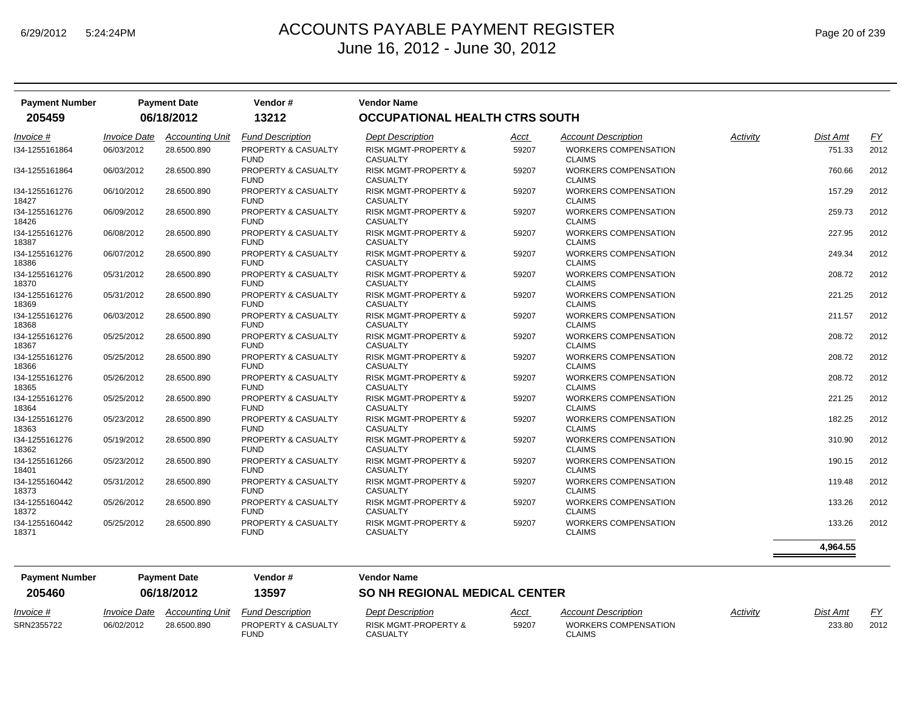# ACCOUNTS PAYABLE PAYMENT REGISTER
## June 16, 2012 - June 30, 2012

| Payment Number | Payment Date | Vendor # | Vendor Name |
|---|---|---|---|
| **205459** | **06/18/2012** | **13212** | **OCCUPATIONAL HEALTH CTRS SOUTH** |

| Invoice # | Invoice Date | Accounting Unit | Fund Description | Dept Description | Acct | Account Description | Activity | Dist Amt | FY |
|---|---|---|---|---|---|---|---|---|---|
| I34-1255161864 | 06/03/2012 | 28.6500.890 | PROPERTY & CASUALTY FUND | RISK MGMT-PROPERTY & CASUALTY | 59207 | WORKERS COMPENSATION CLAIMS | | 751.33 | 2012 |
| I34-1255161864 | 06/03/2012 | 28.6500.890 | PROPERTY & CASUALTY FUND | RISK MGMT-PROPERTY & CASUALTY | 59207 | WORKERS COMPENSATION CLAIMS | | 760.66 | 2012 |
| I34-1255161276 18427 | 06/10/2012 | 28.6500.890 | PROPERTY & CASUALTY FUND | RISK MGMT-PROPERTY & CASUALTY | 59207 | WORKERS COMPENSATION CLAIMS | | 157.29 | 2012 |
| I34-1255161276 18426 | 06/09/2012 | 28.6500.890 | PROPERTY & CASUALTY FUND | RISK MGMT-PROPERTY & CASUALTY | 59207 | WORKERS COMPENSATION CLAIMS | | 259.73 | 2012 |
| I34-1255161276 18387 | 06/08/2012 | 28.6500.890 | PROPERTY & CASUALTY FUND | RISK MGMT-PROPERTY & CASUALTY | 59207 | WORKERS COMPENSATION CLAIMS | | 227.95 | 2012 |
| I34-1255161276 18386 | 06/07/2012 | 28.6500.890 | PROPERTY & CASUALTY FUND | RISK MGMT-PROPERTY & CASUALTY | 59207 | WORKERS COMPENSATION CLAIMS | | 249.34 | 2012 |
| I34-1255161276 18370 | 05/31/2012 | 28.6500.890 | PROPERTY & CASUALTY FUND | RISK MGMT-PROPERTY & CASUALTY | 59207 | WORKERS COMPENSATION CLAIMS | | 208.72 | 2012 |
| I34-1255161276 18369 | 05/31/2012 | 28.6500.890 | PROPERTY & CASUALTY FUND | RISK MGMT-PROPERTY & CASUALTY | 59207 | WORKERS COMPENSATION CLAIMS | | 221.25 | 2012 |
| I34-1255161276 18368 | 06/03/2012 | 28.6500.890 | PROPERTY & CASUALTY FUND | RISK MGMT-PROPERTY & CASUALTY | 59207 | WORKERS COMPENSATION CLAIMS | | 211.57 | 2012 |
| I34-1255161276 18367 | 05/25/2012 | 28.6500.890 | PROPERTY & CASUALTY FUND | RISK MGMT-PROPERTY & CASUALTY | 59207 | WORKERS COMPENSATION CLAIMS | | 208.72 | 2012 |
| I34-1255161276 18366 | 05/25/2012 | 28.6500.890 | PROPERTY & CASUALTY FUND | RISK MGMT-PROPERTY & CASUALTY | 59207 | WORKERS COMPENSATION CLAIMS | | 208.72 | 2012 |
| I34-1255161276 18365 | 05/26/2012 | 28.6500.890 | PROPERTY & CASUALTY FUND | RISK MGMT-PROPERTY & CASUALTY | 59207 | WORKERS COMPENSATION CLAIMS | | 208.72 | 2012 |
| I34-1255161276 18364 | 05/25/2012 | 28.6500.890 | PROPERTY & CASUALTY FUND | RISK MGMT-PROPERTY & CASUALTY | 59207 | WORKERS COMPENSATION CLAIMS | | 221.25 | 2012 |
| I34-1255161276 18363 | 05/23/2012 | 28.6500.890 | PROPERTY & CASUALTY FUND | RISK MGMT-PROPERTY & CASUALTY | 59207 | WORKERS COMPENSATION CLAIMS | | 182.25 | 2012 |
| I34-1255161276 18362 | 05/19/2012 | 28.6500.890 | PROPERTY & CASUALTY FUND | RISK MGMT-PROPERTY & CASUALTY | 59207 | WORKERS COMPENSATION CLAIMS | | 310.90 | 2012 |
| I34-1255161266 18401 | 05/23/2012 | 28.6500.890 | PROPERTY & CASUALTY FUND | RISK MGMT-PROPERTY & CASUALTY | 59207 | WORKERS COMPENSATION CLAIMS | | 190.15 | 2012 |
| I34-1255160442 18373 | 05/31/2012 | 28.6500.890 | PROPERTY & CASUALTY FUND | RISK MGMT-PROPERTY & CASUALTY | 59207 | WORKERS COMPENSATION CLAIMS | | 119.48 | 2012 |
| I34-1255160442 18372 | 05/26/2012 | 28.6500.890 | PROPERTY & CASUALTY FUND | RISK MGMT-PROPERTY & CASUALTY | 59207 | WORKERS COMPENSATION CLAIMS | | 133.26 | 2012 |
| I34-1255160442 18371 | 05/25/2012 | 28.6500.890 | PROPERTY & CASUALTY FUND | RISK MGMT-PROPERTY & CASUALTY | 59207 | WORKERS COMPENSATION CLAIMS | | 133.26 | 2012 |
| | | | | | | | | **4,964.55** | |

| Payment Number | Payment Date | Vendor # | Vendor Name |
|---|---|---|---|
| **205460** | **06/18/2012** | **13597** | **SO NH REGIONAL MEDICAL CENTER** |

| Invoice # | Invoice Date | Accounting Unit | Fund Description | Dept Description | Acct | Account Description | Activity | Dist Amt | FY |
|---|---|---|---|---|---|---|---|---|---|
| SRN2355722 | 06/02/2012 | 28.6500.890 | PROPERTY & CASUALTY FUND | RISK MGMT-PROPERTY & CASUALTY | 59207 | WORKERS COMPENSATION CLAIMS | | 233.80 | 2012 |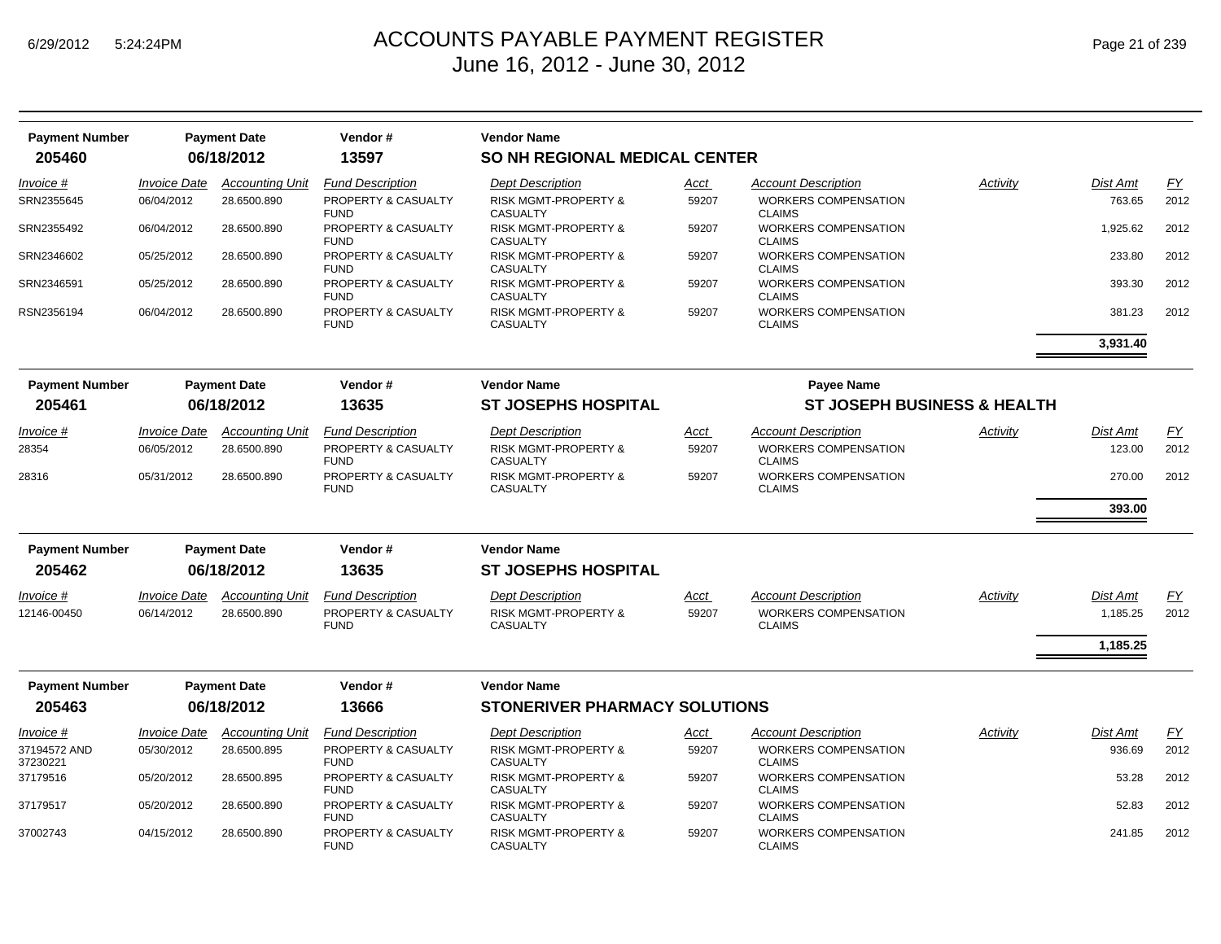# ACCOUNTS PAYABLE PAYMENT REGISTER

June 16, 2012 - June 30, 2012

| Payment Number | Payment Date | Vendor # | Vendor Name |
|---|---|---|---|
| 205460 | 06/18/2012 | 13597 | SO NH REGIONAL MEDICAL CENTER |

| Invoice # | Invoice Date | Accounting Unit | Fund Description | Dept Description | Acct | Account Description | Activity | Dist Amt | FY |
|---|---|---|---|---|---|---|---|---|---|
| SRN2355645 | 06/04/2012 | 28.6500.890 | PROPERTY & CASUALTY FUND | RISK MGMT-PROPERTY & CASUALTY | 59207 | WORKERS COMPENSATION CLAIMS | | 763.65 | 2012 |
| SRN2355492 | 06/04/2012 | 28.6500.890 | PROPERTY & CASUALTY FUND | RISK MGMT-PROPERTY & CASUALTY | 59207 | WORKERS COMPENSATION CLAIMS | | 1,925.62 | 2012 |
| SRN2346602 | 05/25/2012 | 28.6500.890 | PROPERTY & CASUALTY FUND | RISK MGMT-PROPERTY & CASUALTY | 59207 | WORKERS COMPENSATION CLAIMS | | 233.80 | 2012 |
| SRN2346591 | 05/25/2012 | 28.6500.890 | PROPERTY & CASUALTY FUND | RISK MGMT-PROPERTY & CASUALTY | 59207 | WORKERS COMPENSATION CLAIMS | | 393.30 | 2012 |
| RSN2356194 | 06/04/2012 | 28.6500.890 | PROPERTY & CASUALTY FUND | RISK MGMT-PROPERTY & CASUALTY | 59207 | WORKERS COMPENSATION CLAIMS | | 381.23 | 2012 |
| | | | | | | | | **3,931.40** | |

| Payment Number | Payment Date | Vendor # | Vendor Name | Payee Name |
|---|---|---|---|---|
| 205461 | 06/18/2012 | 13635 | ST JOSEPHS HOSPITAL | ST JOSEPH BUSINESS & HEALTH |

| Invoice # | Invoice Date | Accounting Unit | Fund Description | Dept Description | Acct | Account Description | Activity | Dist Amt | FY |
|---|---|---|---|---|---|---|---|---|---|
| 28354 | 06/05/2012 | 28.6500.890 | PROPERTY & CASUALTY FUND | RISK MGMT-PROPERTY & CASUALTY | 59207 | WORKERS COMPENSATION CLAIMS | | 123.00 | 2012 |
| 28316 | 05/31/2012 | 28.6500.890 | PROPERTY & CASUALTY FUND | RISK MGMT-PROPERTY & CASUALTY | 59207 | WORKERS COMPENSATION CLAIMS | | 270.00 | 2012 |
| | | | | | | | | **393.00** | |

| Payment Number | Payment Date | Vendor # | Vendor Name |
|---|---|---|---|
| 205462 | 06/18/2012 | 13635 | ST JOSEPHS HOSPITAL |

| Invoice # | Invoice Date | Accounting Unit | Fund Description | Dept Description | Acct | Account Description | Activity | Dist Amt | FY |
|---|---|---|---|---|---|---|---|---|---|
| 12146-00450 | 06/14/2012 | 28.6500.890 | PROPERTY & CASUALTY FUND | RISK MGMT-PROPERTY & CASUALTY | 59207 | WORKERS COMPENSATION CLAIMS | | 1,185.25 | 2012 |
| | | | | | | | | **1,185.25** | |

| Payment Number | Payment Date | Vendor # | Vendor Name |
|---|---|---|---|
| 205463 | 06/18/2012 | 13666 | STONERIVER PHARMACY SOLUTIONS |

| Invoice # | Invoice Date | Accounting Unit | Fund Description | Dept Description | Acct | Account Description | Activity | Dist Amt | FY |
|---|---|---|---|---|---|---|---|---|---|
| 37194572 AND 37230221 | 05/30/2012 | 28.6500.895 | PROPERTY & CASUALTY FUND | RISK MGMT-PROPERTY & CASUALTY | 59207 | WORKERS COMPENSATION CLAIMS | | 936.69 | 2012 |
| 37179516 | 05/20/2012 | 28.6500.895 | PROPERTY & CASUALTY FUND | RISK MGMT-PROPERTY & CASUALTY | 59207 | WORKERS COMPENSATION CLAIMS | | 53.28 | 2012 |
| 37179517 | 05/20/2012 | 28.6500.890 | PROPERTY & CASUALTY FUND | RISK MGMT-PROPERTY & CASUALTY | 59207 | WORKERS COMPENSATION CLAIMS | | 52.83 | 2012 |
| 37002743 | 04/15/2012 | 28.6500.890 | PROPERTY & CASUALTY FUND | RISK MGMT-PROPERTY & CASUALTY | 59207 | WORKERS COMPENSATION CLAIMS | | 241.85 | 2012 |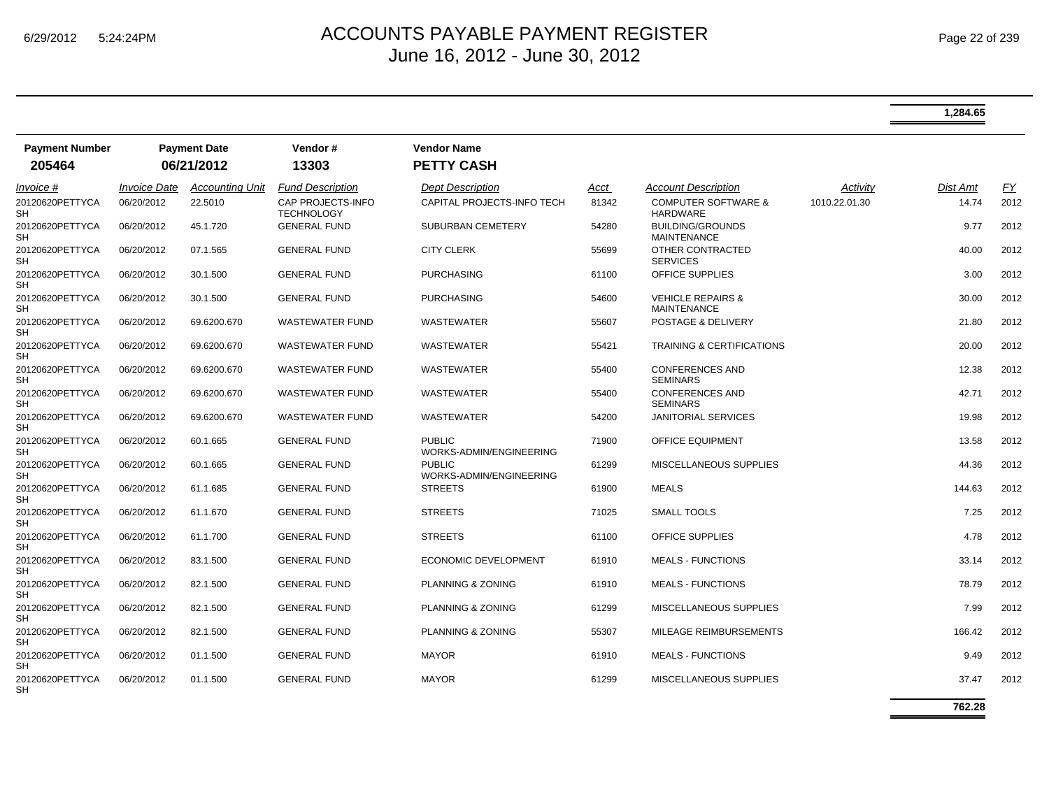# ACCOUNTS PAYABLE PAYMENT REGISTER

June 16, 2012 - June 30, 2012

**1,284.65**

| Payment Number | Payment Date | Vendor # | Vendor Name |
|---|---|---|---|
| **205464** | **06/21/2012** | **13303** | **PETTY CASH** |

| *Invoice #* | *Invoice Date* | *Accounting Unit* | *Fund Description* | *Dept Description* | *Acct* | *Account Description* | *Activity* | *Dist Amt* | *FY* |
|---|---|---|---|---|---|---|---|---|---|
| 20120620PETTYCASH | 06/20/2012 | 22.5010 | CAP PROJECTS-INFO TECHNOLOGY | CAPITAL PROJECTS-INFO TECH | 81342 | COMPUTER SOFTWARE & HARDWARE | 1010.22.01.30 | 14.74 | 2012 |
| 20120620PETTYCASH | 06/20/2012 | 45.1.720 | GENERAL FUND | SUBURBAN CEMETERY | 54280 | BUILDING/GROUNDS MAINTENANCE | | 9.77 | 2012 |
| 20120620PETTYCASH | 06/20/2012 | 07.1.565 | GENERAL FUND | CITY CLERK | 55699 | OTHER CONTRACTED SERVICES | | 40.00 | 2012 |
| 20120620PETTYCASH | 06/20/2012 | 30.1.500 | GENERAL FUND | PURCHASING | 61100 | OFFICE SUPPLIES | | 3.00 | 2012 |
| 20120620PETTYCASH | 06/20/2012 | 30.1.500 | GENERAL FUND | PURCHASING | 54600 | VEHICLE REPAIRS & MAINTENANCE | | 30.00 | 2012 |
| 20120620PETTYCASH | 06/20/2012 | 69.6200.670 | WASTEWATER FUND | WASTEWATER | 55607 | POSTAGE & DELIVERY | | 21.80 | 2012 |
| 20120620PETTYCASH | 06/20/2012 | 69.6200.670 | WASTEWATER FUND | WASTEWATER | 55421 | TRAINING & CERTIFICATIONS | | 20.00 | 2012 |
| 20120620PETTYCASH | 06/20/2012 | 69.6200.670 | WASTEWATER FUND | WASTEWATER | 55400 | CONFERENCES AND SEMINARS | | 12.38 | 2012 |
| 20120620PETTYCASH | 06/20/2012 | 69.6200.670 | WASTEWATER FUND | WASTEWATER | 55400 | CONFERENCES AND SEMINARS | | 42.71 | 2012 |
| 20120620PETTYCASH | 06/20/2012 | 69.6200.670 | WASTEWATER FUND | WASTEWATER | 54200 | JANITORIAL SERVICES | | 19.98 | 2012 |
| 20120620PETTYCASH | 06/20/2012 | 60.1.665 | GENERAL FUND | PUBLIC WORKS-ADMIN/ENGINEERING | 71900 | OFFICE EQUIPMENT | | 13.58 | 2012 |
| 20120620PETTYCASH | 06/20/2012 | 60.1.665 | GENERAL FUND | PUBLIC WORKS-ADMIN/ENGINEERING | 61299 | MISCELLANEOUS SUPPLIES | | 44.36 | 2012 |
| 20120620PETTYCASH | 06/20/2012 | 61.1.685 | GENERAL FUND | STREETS | 61900 | MEALS | | 144.63 | 2012 |
| 20120620PETTYCASH | 06/20/2012 | 61.1.670 | GENERAL FUND | STREETS | 71025 | SMALL TOOLS | | 7.25 | 2012 |
| 20120620PETTYCASH | 06/20/2012 | 61.1.700 | GENERAL FUND | STREETS | 61100 | OFFICE SUPPLIES | | 4.78 | 2012 |
| 20120620PETTYCASH | 06/20/2012 | 83.1.500 | GENERAL FUND | ECONOMIC DEVELOPMENT | 61910 | MEALS - FUNCTIONS | | 33.14 | 2012 |
| 20120620PETTYCASH | 06/20/2012 | 82.1.500 | GENERAL FUND | PLANNING & ZONING | 61910 | MEALS - FUNCTIONS | | 78.79 | 2012 |
| 20120620PETTYCASH | 06/20/2012 | 82.1.500 | GENERAL FUND | PLANNING & ZONING | 61299 | MISCELLANEOUS SUPPLIES | | 7.99 | 2012 |
| 20120620PETTYCASH | 06/20/2012 | 82.1.500 | GENERAL FUND | PLANNING & ZONING | 55307 | MILEAGE REIMBURSEMENTS | | 166.42 | 2012 |
| 20120620PETTYCASH | 06/20/2012 | 01.1.500 | GENERAL FUND | MAYOR | 61910 | MEALS - FUNCTIONS | | 9.49 | 2012 |
| 20120620PETTYCASH | 06/20/2012 | 01.1.500 | GENERAL FUND | MAYOR | 61299 | MISCELLANEOUS SUPPLIES | | 37.47 | 2012 |

**762.28**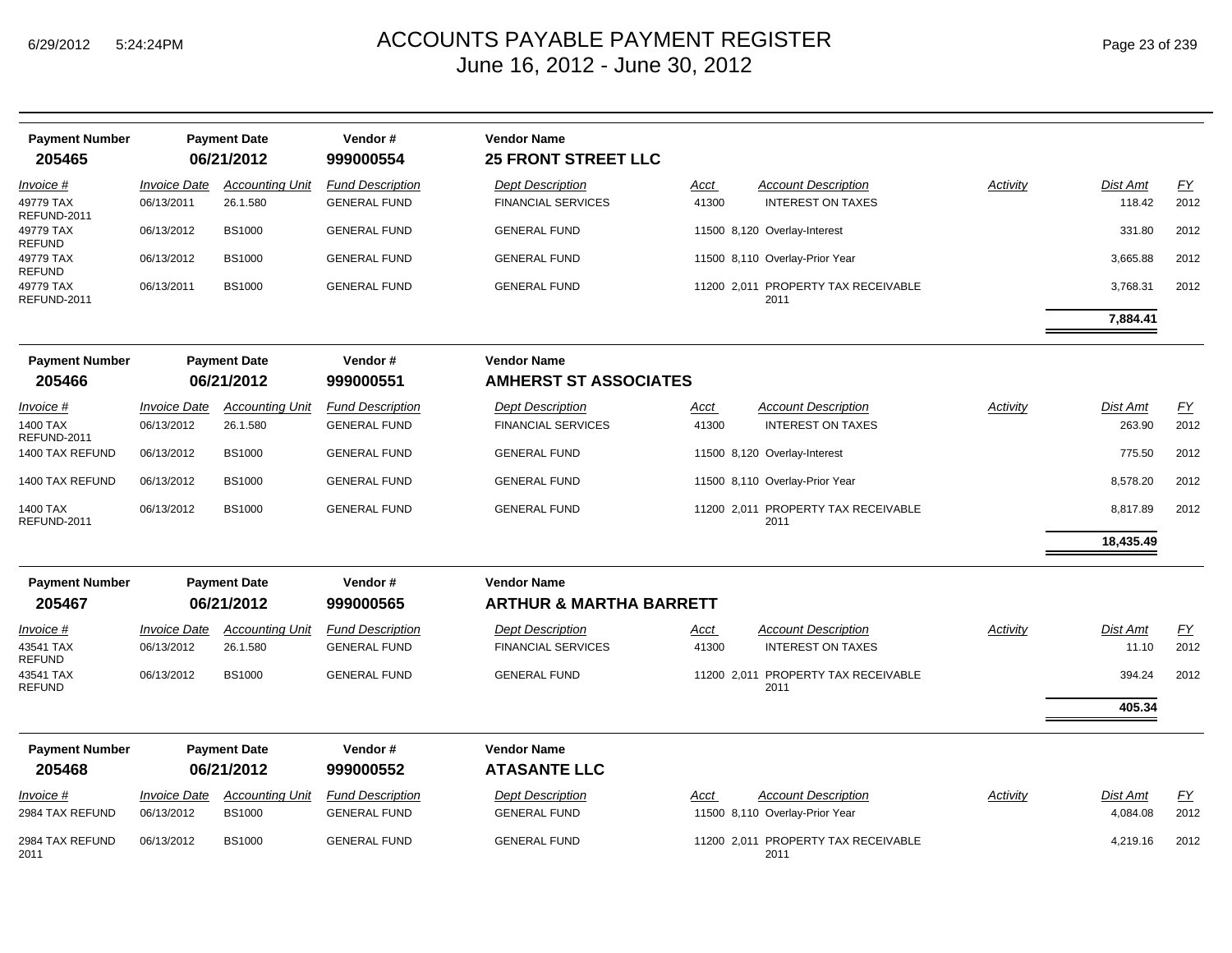# ACCOUNTS PAYABLE PAYMENT REGISTER
## June 16, 2012 - June 30, 2012

6/29/2012 5:24:24PM

| Payment Number | Payment Date | Vendor # | Vendor Name |
|---|---|---|---|
| **205465** | **06/21/2012** | **999000554** | **25 FRONT STREET LLC** |

| *Invoice #* | *Invoice Date* | *Accounting Unit* | *Fund Description* | *Dept Description* | *Acct* | *Account Description* | *Activity* | *Dist Amt* | *FY* |
|---|---|---|---|---|---|---|---|---|---|
| 49779 TAX REFUND-2011 | 06/13/2011 | 26.1.580 | GENERAL FUND | FINANCIAL SERVICES | 41300 | INTEREST ON TAXES | | 118.42 | 2012 |
| 49779 TAX REFUND | 06/13/2012 | BS1000 | GENERAL FUND | GENERAL FUND | 11500 8,120 | Overlay-Interest | | 331.80 | 2012 |
| 49779 TAX REFUND | 06/13/2012 | BS1000 | GENERAL FUND | GENERAL FUND | 11500 8,110 | Overlay-Prior Year | | 3,665.88 | 2012 |
| 49779 TAX REFUND-2011 | 06/13/2011 | BS1000 | GENERAL FUND | GENERAL FUND | 11200 2,011 | PROPERTY TAX RECEIVABLE 2011 | | 3,768.31 | 2012 |
| | | | | | | | | **7,884.41** | |

| Payment Number | Payment Date | Vendor # | Vendor Name |
|---|---|---|---|
| **205466** | **06/21/2012** | **999000551** | **AMHERST ST ASSOCIATES** |

| *Invoice #* | *Invoice Date* | *Accounting Unit* | *Fund Description* | *Dept Description* | *Acct* | *Account Description* | *Activity* | *Dist Amt* | *FY* |
|---|---|---|---|---|---|---|---|---|---|
| 1400 TAX REFUND-2011 | 06/13/2012 | 26.1.580 | GENERAL FUND | FINANCIAL SERVICES | 41300 | INTEREST ON TAXES | | 263.90 | 2012 |
| 1400 TAX REFUND | 06/13/2012 | BS1000 | GENERAL FUND | GENERAL FUND | 11500 8,120 | Overlay-Interest | | 775.50 | 2012 |
| 1400 TAX REFUND | 06/13/2012 | BS1000 | GENERAL FUND | GENERAL FUND | 11500 8,110 | Overlay-Prior Year | | 8,578.20 | 2012 |
| 1400 TAX REFUND-2011 | 06/13/2012 | BS1000 | GENERAL FUND | GENERAL FUND | 11200 2,011 | PROPERTY TAX RECEIVABLE 2011 | | 8,817.89 | 2012 |
| | | | | | | | | **18,435.49** | |

| Payment Number | Payment Date | Vendor # | Vendor Name |
|---|---|---|---|
| **205467** | **06/21/2012** | **999000565** | **ARTHUR & MARTHA BARRETT** |

| *Invoice #* | *Invoice Date* | *Accounting Unit* | *Fund Description* | *Dept Description* | *Acct* | *Account Description* | *Activity* | *Dist Amt* | *FY* |
|---|---|---|---|---|---|---|---|---|---|
| 43541 TAX REFUND | 06/13/2012 | 26.1.580 | GENERAL FUND | FINANCIAL SERVICES | 41300 | INTEREST ON TAXES | | 11.10 | 2012 |
| 43541 TAX REFUND | 06/13/2012 | BS1000 | GENERAL FUND | GENERAL FUND | 11200 2,011 | PROPERTY TAX RECEIVABLE 2011 | | 394.24 | 2012 |
| | | | | | | | | **405.34** | |

| Payment Number | Payment Date | Vendor # | Vendor Name |
|---|---|---|---|
| **205468** | **06/21/2012** | **999000552** | **ATASANTE LLC** |

| *Invoice #* | *Invoice Date* | *Accounting Unit* | *Fund Description* | *Dept Description* | *Acct* | *Account Description* | *Activity* | *Dist Amt* | *FY* |
|---|---|---|---|---|---|---|---|---|---|
| 2984 TAX REFUND | 06/13/2012 | BS1000 | GENERAL FUND | GENERAL FUND | 11500 8,110 | Overlay-Prior Year | | 4,084.08 | 2012 |
| 2984 TAX REFUND 2011 | 06/13/2012 | BS1000 | GENERAL FUND | GENERAL FUND | 11200 2,011 | PROPERTY TAX RECEIVABLE 2011 | | 4,219.16 | 2012 |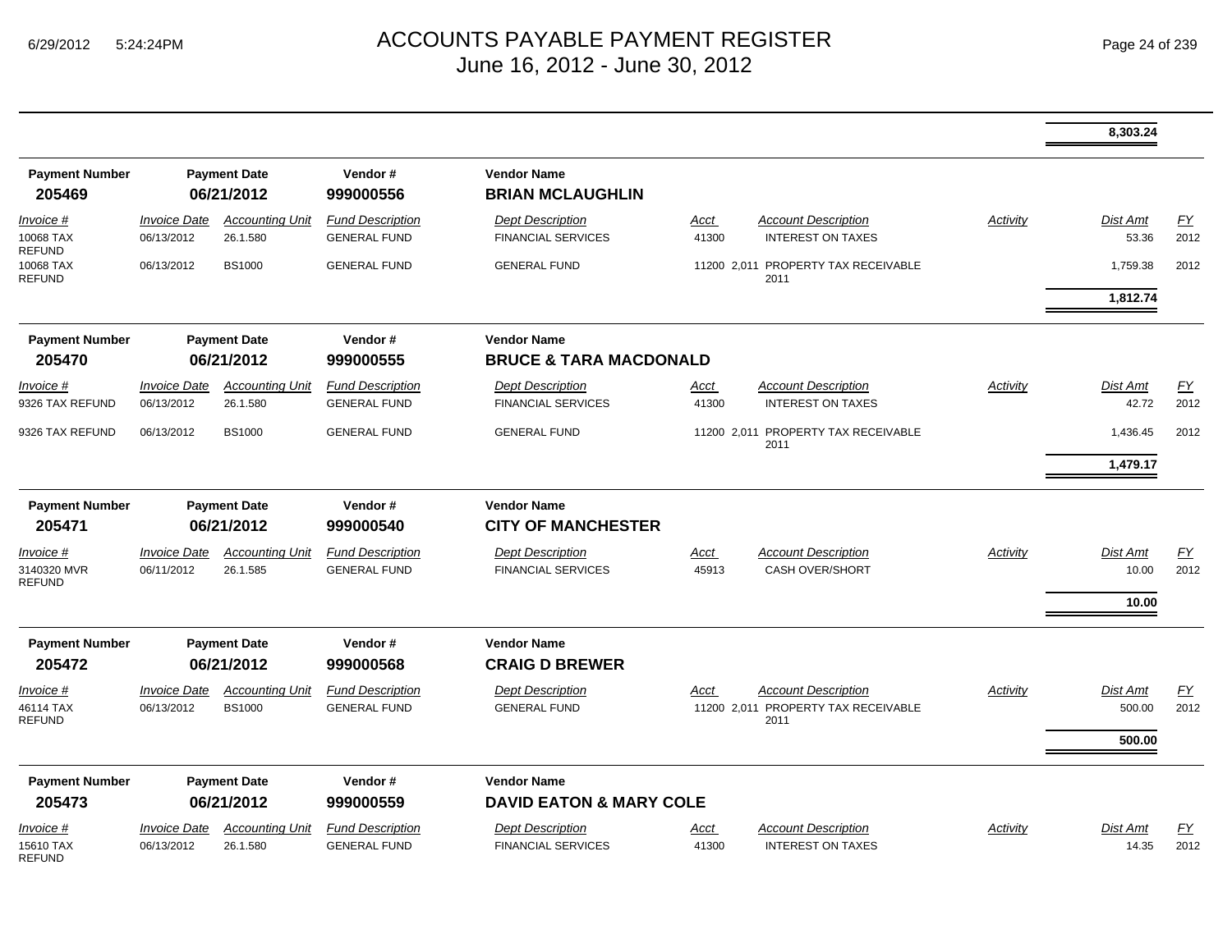# ACCOUNTS PAYABLE PAYMENT REGISTER
## June 16, 2012 - June 30, 2012

| | | | | | | | | | |
|---|---|---|---|---|---|---|---|---|---|
| | | | | | | | | **8,303.24** | |

**Payment Number** 205469 | **Payment Date** 06/21/2012 | **Vendor #** 999000556 | **Vendor Name** BRIAN MCLAUGHLIN

| Invoice # | Invoice Date | Accounting Unit | Fund Description | Dept Description | Acct | Account Description | Activity | Dist Amt | FY |
|---|---|---|---|---|---|---|---|---|---|
| 10068 TAX REFUND | 06/13/2012 | 26.1.580 | GENERAL FUND | FINANCIAL SERVICES | 41300 | INTEREST ON TAXES | | 53.36 | 2012 |
| 10068 TAX REFUND | 06/13/2012 | BS1000 | GENERAL FUND | GENERAL FUND | 11200 2,011 | PROPERTY TAX RECEIVABLE 2011 | | 1,759.38 | 2012 |
| | | | | | | | | **1,812.74** | |

**Payment Number** 205470 | **Payment Date** 06/21/2012 | **Vendor #** 999000555 | **Vendor Name** BRUCE & TARA MACDONALD

| Invoice # | Invoice Date | Accounting Unit | Fund Description | Dept Description | Acct | Account Description | Activity | Dist Amt | FY |
|---|---|---|---|---|---|---|---|---|---|
| 9326 TAX REFUND | 06/13/2012 | 26.1.580 | GENERAL FUND | FINANCIAL SERVICES | 41300 | INTEREST ON TAXES | | 42.72 | 2012 |
| 9326 TAX REFUND | 06/13/2012 | BS1000 | GENERAL FUND | GENERAL FUND | 11200 2,011 | PROPERTY TAX RECEIVABLE 2011 | | 1,436.45 | 2012 |
| | | | | | | | | **1,479.17** | |

**Payment Number** 205471 | **Payment Date** 06/21/2012 | **Vendor #** 999000540 | **Vendor Name** CITY OF MANCHESTER

| Invoice # | Invoice Date | Accounting Unit | Fund Description | Dept Description | Acct | Account Description | Activity | Dist Amt | FY |
|---|---|---|---|---|---|---|---|---|---|
| 3140320 MVR REFUND | 06/11/2012 | 26.1.585 | GENERAL FUND | FINANCIAL SERVICES | 45913 | CASH OVER/SHORT | | 10.00 | 2012 |
| | | | | | | | | **10.00** | |

**Payment Number** 205472 | **Payment Date** 06/21/2012 | **Vendor #** 999000568 | **Vendor Name** CRAIG D BREWER

| Invoice # | Invoice Date | Accounting Unit | Fund Description | Dept Description | Acct | Account Description | Activity | Dist Amt | FY |
|---|---|---|---|---|---|---|---|---|---|
| 46114 TAX REFUND | 06/13/2012 | BS1000 | GENERAL FUND | GENERAL FUND | 11200 2,011 | PROPERTY TAX RECEIVABLE 2011 | | 500.00 | 2012 |
| | | | | | | | | **500.00** | |

**Payment Number** 205473 | **Payment Date** 06/21/2012 | **Vendor #** 999000559 | **Vendor Name** DAVID EATON & MARY COLE

| Invoice # | Invoice Date | Accounting Unit | Fund Description | Dept Description | Acct | Account Description | Activity | Dist Amt | FY |
|---|---|---|---|---|---|---|---|---|---|
| 15610 TAX REFUND | 06/13/2012 | 26.1.580 | GENERAL FUND | FINANCIAL SERVICES | 41300 | INTEREST ON TAXES | | 14.35 | 2012 |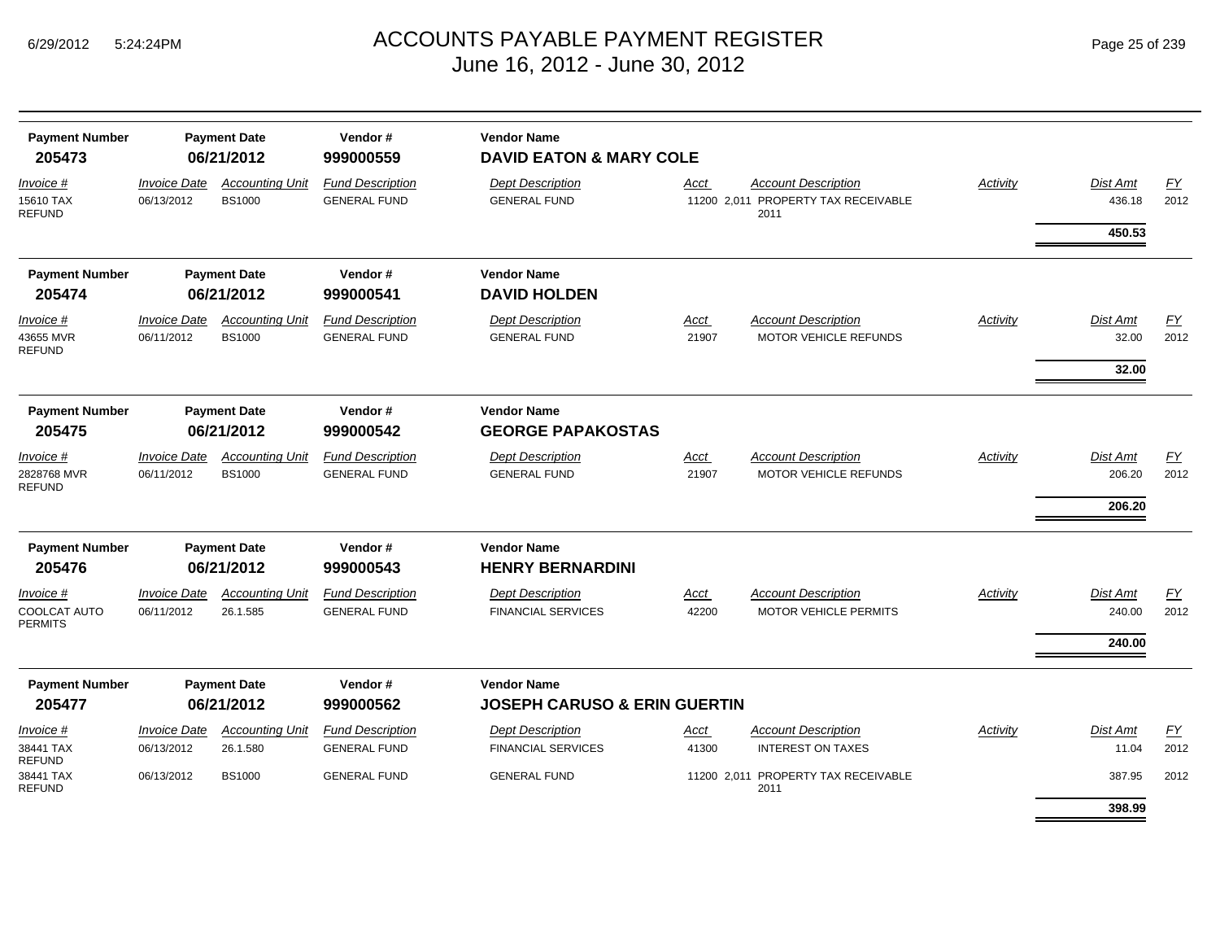# ACCOUNTS PAYABLE PAYMENT REGISTER
## June 16, 2012 - June 30, 2012

| Payment Number | Payment Date | Vendor # | Vendor Name |
|---|---|---|---|
| **205473** | **06/21/2012** | **999000559** | **DAVID EATON & MARY COLE** |

| Invoice # | Invoice Date | Accounting Unit | Fund Description | Dept Description | Acct | Account Description | Activity | Dist Amt | FY |
|---|---|---|---|---|---|---|---|---|---|
| 15610 TAX REFUND | 06/13/2012 | BS1000 | GENERAL FUND | GENERAL FUND | 11200 2,011 | PROPERTY TAX RECEIVABLE 2011 | | 436.18 | 2012 |
| | | | | | | | | **450.53** | |

| Payment Number | Payment Date | Vendor # | Vendor Name |
|---|---|---|---|
| **205474** | **06/21/2012** | **999000541** | **DAVID HOLDEN** |

| Invoice # | Invoice Date | Accounting Unit | Fund Description | Dept Description | Acct | Account Description | Activity | Dist Amt | FY |
|---|---|---|---|---|---|---|---|---|---|
| 43655 MVR REFUND | 06/11/2012 | BS1000 | GENERAL FUND | GENERAL FUND | 21907 | MOTOR VEHICLE REFUNDS | | 32.00 | 2012 |
| | | | | | | | | **32.00** | |

| Payment Number | Payment Date | Vendor # | Vendor Name |
|---|---|---|---|
| **205475** | **06/21/2012** | **999000542** | **GEORGE PAPAKOSTAS** |

| Invoice # | Invoice Date | Accounting Unit | Fund Description | Dept Description | Acct | Account Description | Activity | Dist Amt | FY |
|---|---|---|---|---|---|---|---|---|---|
| 2828768 MVR REFUND | 06/11/2012 | BS1000 | GENERAL FUND | GENERAL FUND | 21907 | MOTOR VEHICLE REFUNDS | | 206.20 | 2012 |
| | | | | | | | | **206.20** | |

| Payment Number | Payment Date | Vendor # | Vendor Name |
|---|---|---|---|
| **205476** | **06/21/2012** | **999000543** | **HENRY BERNARDINI** |

| Invoice # | Invoice Date | Accounting Unit | Fund Description | Dept Description | Acct | Account Description | Activity | Dist Amt | FY |
|---|---|---|---|---|---|---|---|---|---|
| COOLCAT AUTO PERMITS | 06/11/2012 | 26.1.585 | GENERAL FUND | FINANCIAL SERVICES | 42200 | MOTOR VEHICLE PERMITS | | 240.00 | 2012 |
| | | | | | | | | **240.00** | |

| Payment Number | Payment Date | Vendor # | Vendor Name |
|---|---|---|---|
| **205477** | **06/21/2012** | **999000562** | **JOSEPH CARUSO & ERIN GUERTIN** |

| Invoice # | Invoice Date | Accounting Unit | Fund Description | Dept Description | Acct | Account Description | Activity | Dist Amt | FY |
|---|---|---|---|---|---|---|---|---|---|
| 38441 TAX REFUND | 06/13/2012 | 26.1.580 | GENERAL FUND | FINANCIAL SERVICES | 41300 | INTEREST ON TAXES | | 11.04 | 2012 |
| 38441 TAX REFUND | 06/13/2012 | BS1000 | GENERAL FUND | GENERAL FUND | 11200 2,011 | PROPERTY TAX RECEIVABLE 2011 | | 387.95 | 2012 |
| | | | | | | | | **398.99** | |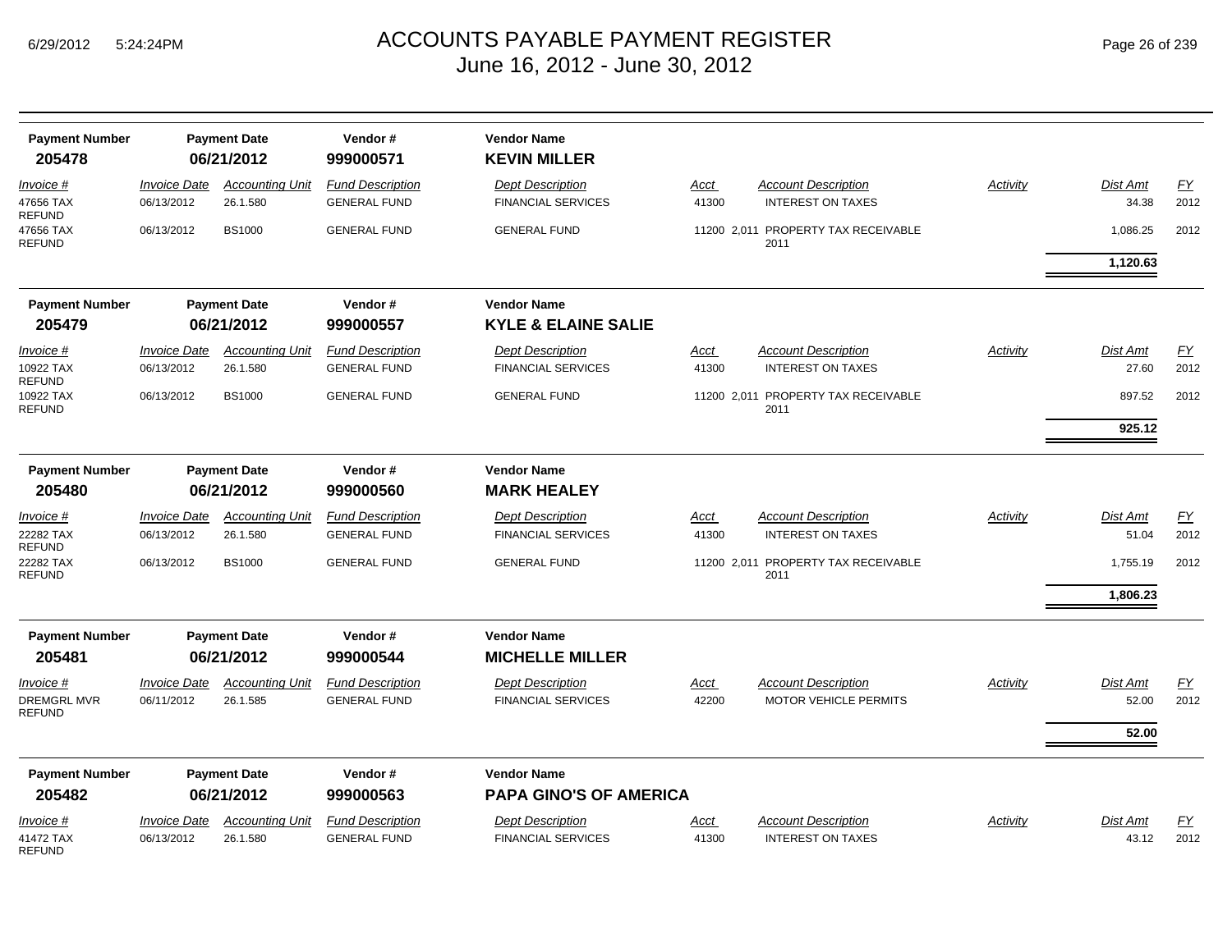# ACCOUNTS PAYABLE PAYMENT REGISTER

## June 16, 2012 - June 30, 2012

| Payment Number | Payment Date | Vendor # | Vendor Name |
|---|---|---|---|
| **205478** | **06/21/2012** | **999000571** | **KEVIN MILLER** |

| Invoice # | Invoice Date | Accounting Unit | Fund Description | Dept Description | Acct | Account Description | Activity | Dist Amt | FY |
|---|---|---|---|---|---|---|---|---|---|
| 47656 TAX REFUND | 06/13/2012 | 26.1.580 | GENERAL FUND | FINANCIAL SERVICES | 41300 | INTEREST ON TAXES | | 34.38 | 2012 |
| 47656 TAX REFUND | 06/13/2012 | BS1000 | GENERAL FUND | GENERAL FUND | 11200 2,011 | PROPERTY TAX RECEIVABLE 2011 | | 1,086.25 | 2012 |
| | | | | | | | | **1,120.63** | |

| Payment Number | Payment Date | Vendor # | Vendor Name |
|---|---|---|---|
| **205479** | **06/21/2012** | **999000557** | **KYLE & ELAINE SALIE** |

| Invoice # | Invoice Date | Accounting Unit | Fund Description | Dept Description | Acct | Account Description | Activity | Dist Amt | FY |
|---|---|---|---|---|---|---|---|---|---|
| 10922 TAX REFUND | 06/13/2012 | 26.1.580 | GENERAL FUND | FINANCIAL SERVICES | 41300 | INTEREST ON TAXES | | 27.60 | 2012 |
| 10922 TAX REFUND | 06/13/2012 | BS1000 | GENERAL FUND | GENERAL FUND | 11200 2,011 | PROPERTY TAX RECEIVABLE 2011 | | 897.52 | 2012 |
| | | | | | | | | **925.12** | |

| Payment Number | Payment Date | Vendor # | Vendor Name |
|---|---|---|---|
| **205480** | **06/21/2012** | **999000560** | **MARK HEALEY** |

| Invoice # | Invoice Date | Accounting Unit | Fund Description | Dept Description | Acct | Account Description | Activity | Dist Amt | FY |
|---|---|---|---|---|---|---|---|---|---|
| 22282 TAX REFUND | 06/13/2012 | 26.1.580 | GENERAL FUND | FINANCIAL SERVICES | 41300 | INTEREST ON TAXES | | 51.04 | 2012 |
| 22282 TAX REFUND | 06/13/2012 | BS1000 | GENERAL FUND | GENERAL FUND | 11200 2,011 | PROPERTY TAX RECEIVABLE 2011 | | 1,755.19 | 2012 |
| | | | | | | | | **1,806.23** | |

| Payment Number | Payment Date | Vendor # | Vendor Name |
|---|---|---|---|
| **205481** | **06/21/2012** | **999000544** | **MICHELLE MILLER** |

| Invoice # | Invoice Date | Accounting Unit | Fund Description | Dept Description | Acct | Account Description | Activity | Dist Amt | FY |
|---|---|---|---|---|---|---|---|---|---|
| DREMGRL MVR REFUND | 06/11/2012 | 26.1.585 | GENERAL FUND | FINANCIAL SERVICES | 42200 | MOTOR VEHICLE PERMITS | | 52.00 | 2012 |
| | | | | | | | | **52.00** | |

| Payment Number | Payment Date | Vendor # | Vendor Name |
|---|---|---|---|
| **205482** | **06/21/2012** | **999000563** | **PAPA GINO'S OF AMERICA** |

| Invoice # | Invoice Date | Accounting Unit | Fund Description | Dept Description | Acct | Account Description | Activity | Dist Amt | FY |
|---|---|---|---|---|---|---|---|---|---|
| 41472 TAX REFUND | 06/13/2012 | 26.1.580 | GENERAL FUND | FINANCIAL SERVICES | 41300 | INTEREST ON TAXES | | 43.12 | 2012 |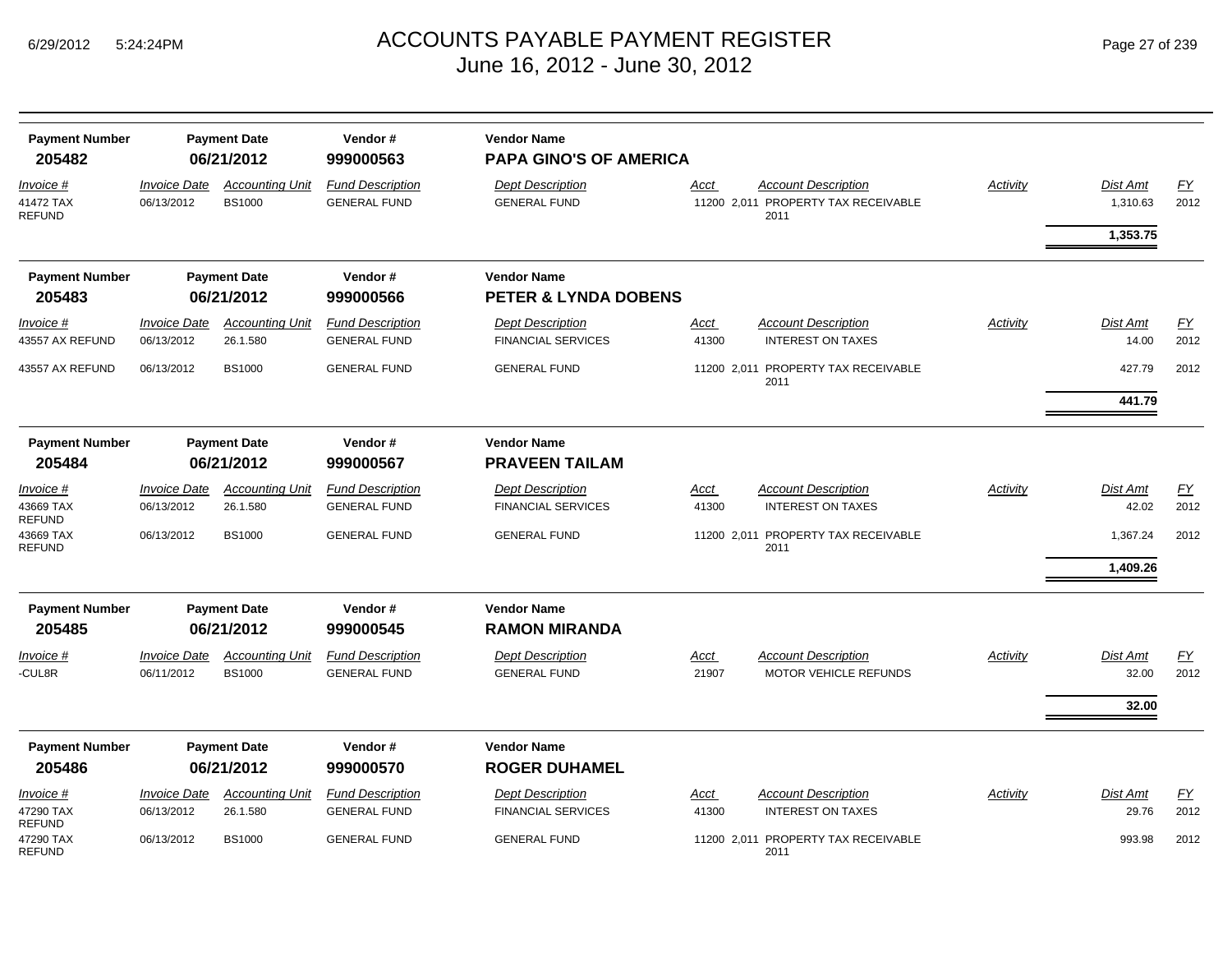# ACCOUNTS PAYABLE PAYMENT REGISTER
## June 16, 2012 - June 30, 2012

| Payment Number | Payment Date | Vendor # | Vendor Name |
|---|---|---|---|
| **205482** | **06/21/2012** | **999000563** | **PAPA GINO'S OF AMERICA** |

| Invoice # | Invoice Date | Accounting Unit | Fund Description | Dept Description | Acct | Account Description | Activity | Dist Amt | FY |
|---|---|---|---|---|---|---|---|---|---|
| 41472 TAX REFUND | 06/13/2012 | BS1000 | GENERAL FUND | GENERAL FUND | 11200 2,011 | PROPERTY TAX RECEIVABLE 2011 | | 1,310.63 | 2012 |
| | | | | | | | | **1,353.75** | |

| Payment Number | Payment Date | Vendor # | Vendor Name |
|---|---|---|---|
| **205483** | **06/21/2012** | **999000566** | **PETER & LYNDA DOBENS** |

| Invoice # | Invoice Date | Accounting Unit | Fund Description | Dept Description | Acct | Account Description | Activity | Dist Amt | FY |
|---|---|---|---|---|---|---|---|---|---|
| 43557 AX REFUND | 06/13/2012 | 26.1.580 | GENERAL FUND | FINANCIAL SERVICES | 41300 | INTEREST ON TAXES | | 14.00 | 2012 |
| 43557 AX REFUND | 06/13/2012 | BS1000 | GENERAL FUND | GENERAL FUND | 11200 2,011 | PROPERTY TAX RECEIVABLE 2011 | | 427.79 | 2012 |
| | | | | | | | | **441.79** | |

| Payment Number | Payment Date | Vendor # | Vendor Name |
|---|---|---|---|
| **205484** | **06/21/2012** | **999000567** | **PRAVEEN TAILAM** |

| Invoice # | Invoice Date | Accounting Unit | Fund Description | Dept Description | Acct | Account Description | Activity | Dist Amt | FY |
|---|---|---|---|---|---|---|---|---|---|
| 43669 TAX REFUND | 06/13/2012 | 26.1.580 | GENERAL FUND | FINANCIAL SERVICES | 41300 | INTEREST ON TAXES | | 42.02 | 2012 |
| 43669 TAX REFUND | 06/13/2012 | BS1000 | GENERAL FUND | GENERAL FUND | 11200 2,011 | PROPERTY TAX RECEIVABLE 2011 | | 1,367.24 | 2012 |
| | | | | | | | | **1,409.26** | |

| Payment Number | Payment Date | Vendor # | Vendor Name |
|---|---|---|---|
| **205485** | **06/21/2012** | **999000545** | **RAMON MIRANDA** |

| Invoice # | Invoice Date | Accounting Unit | Fund Description | Dept Description | Acct | Account Description | Activity | Dist Amt | FY |
|---|---|---|---|---|---|---|---|---|---|
| -CUL8R | 06/11/2012 | BS1000 | GENERAL FUND | GENERAL FUND | 21907 | MOTOR VEHICLE REFUNDS | | 32.00 | 2012 |
| | | | | | | | | **32.00** | |

| Payment Number | Payment Date | Vendor # | Vendor Name |
|---|---|---|---|
| **205486** | **06/21/2012** | **999000570** | **ROGER DUHAMEL** |

| Invoice # | Invoice Date | Accounting Unit | Fund Description | Dept Description | Acct | Account Description | Activity | Dist Amt | FY |
|---|---|---|---|---|---|---|---|---|---|
| 47290 TAX REFUND | 06/13/2012 | 26.1.580 | GENERAL FUND | FINANCIAL SERVICES | 41300 | INTEREST ON TAXES | | 29.76 | 2012 |
| 47290 TAX REFUND | 06/13/2012 | BS1000 | GENERAL FUND | GENERAL FUND | 11200 2,011 | PROPERTY TAX RECEIVABLE 2011 | | 993.98 | 2012 |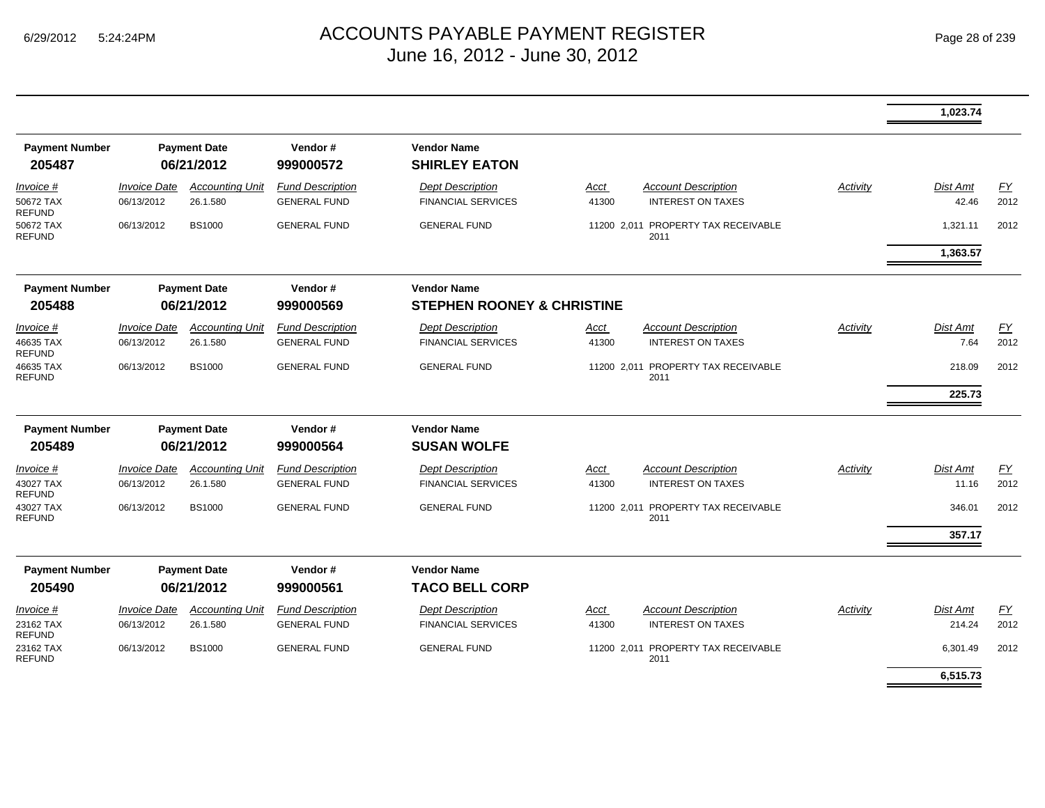# ACCOUNTS PAYABLE PAYMENT REGISTER
## June 16, 2012 - June 30, 2012

| | | | | | | | | | |
|---|---|---|---|---|---|---|---|---|---|
| | | | | | | | | **1,023.74** | |

**Payment Number** 205487 | **Payment Date** 06/21/2012 | **Vendor #** 999000572 | **Vendor Name** SHIRLEY EATON

| Invoice # | Invoice Date | Accounting Unit | Fund Description | Dept Description | Acct | Account Description | Activity | Dist Amt | FY |
|---|---|---|---|---|---|---|---|---|---|
| 50672 TAX REFUND | 06/13/2012 | 26.1.580 | GENERAL FUND | FINANCIAL SERVICES | 41300 | INTEREST ON TAXES | | 42.46 | 2012 |
| 50672 TAX REFUND | 06/13/2012 | BS1000 | GENERAL FUND | GENERAL FUND | 11200 2,011 | PROPERTY TAX RECEIVABLE 2011 | | 1,321.11 | 2012 |
| | | | | | | | | **1,363.57** | |

**Payment Number** 205488 | **Payment Date** 06/21/2012 | **Vendor #** 999000569 | **Vendor Name** STEPHEN ROONEY & CHRISTINE

| Invoice # | Invoice Date | Accounting Unit | Fund Description | Dept Description | Acct | Account Description | Activity | Dist Amt | FY |
|---|---|---|---|---|---|---|---|---|---|
| 46635 TAX REFUND | 06/13/2012 | 26.1.580 | GENERAL FUND | FINANCIAL SERVICES | 41300 | INTEREST ON TAXES | | 7.64 | 2012 |
| 46635 TAX REFUND | 06/13/2012 | BS1000 | GENERAL FUND | GENERAL FUND | 11200 2,011 | PROPERTY TAX RECEIVABLE 2011 | | 218.09 | 2012 |
| | | | | | | | | **225.73** | |

**Payment Number** 205489 | **Payment Date** 06/21/2012 | **Vendor #** 999000564 | **Vendor Name** SUSAN WOLFE

| Invoice # | Invoice Date | Accounting Unit | Fund Description | Dept Description | Acct | Account Description | Activity | Dist Amt | FY |
|---|---|---|---|---|---|---|---|---|---|
| 43027 TAX REFUND | 06/13/2012 | 26.1.580 | GENERAL FUND | FINANCIAL SERVICES | 41300 | INTEREST ON TAXES | | 11.16 | 2012 |
| 43027 TAX REFUND | 06/13/2012 | BS1000 | GENERAL FUND | GENERAL FUND | 11200 2,011 | PROPERTY TAX RECEIVABLE 2011 | | 346.01 | 2012 |
| | | | | | | | | **357.17** | |

**Payment Number** 205490 | **Payment Date** 06/21/2012 | **Vendor #** 999000561 | **Vendor Name** TACO BELL CORP

| Invoice # | Invoice Date | Accounting Unit | Fund Description | Dept Description | Acct | Account Description | Activity | Dist Amt | FY |
|---|---|---|---|---|---|---|---|---|---|
| 23162 TAX REFUND | 06/13/2012 | 26.1.580 | GENERAL FUND | FINANCIAL SERVICES | 41300 | INTEREST ON TAXES | | 214.24 | 2012 |
| 23162 TAX REFUND | 06/13/2012 | BS1000 | GENERAL FUND | GENERAL FUND | 11200 2,011 | PROPERTY TAX RECEIVABLE 2011 | | 6,301.49 | 2012 |
| | | | | | | | | **6,515.73** | |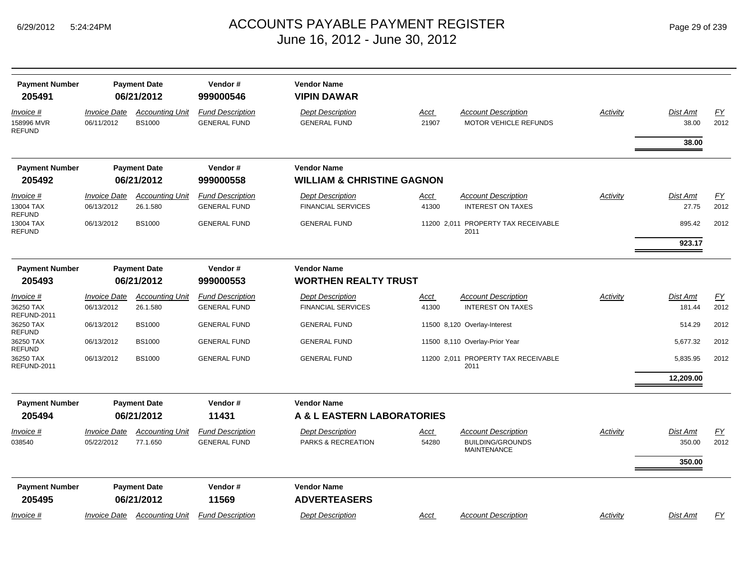# ACCOUNTS PAYABLE PAYMENT REGISTER
## June 16, 2012 - June 30, 2012

| Payment Number | Payment Date | Vendor # | Vendor Name |
|---|---|---|---|
| **205491** | **06/21/2012** | **999000546** | **VIPIN DAWAR** |

| Invoice # | Invoice Date | Accounting Unit | Fund Description | Dept Description | Acct | Account Description | Activity | Dist Amt | FY |
|---|---|---|---|---|---|---|---|---|---|
| 158996 MVR REFUND | 06/11/2012 | BS1000 | GENERAL FUND | GENERAL FUND | 21907 | MOTOR VEHICLE REFUNDS | | 38.00 | 2012 |
| | | | | | | | | **38.00** | |

| Payment Number | Payment Date | Vendor # | Vendor Name |
|---|---|---|---|
| **205492** | **06/21/2012** | **999000558** | **WILLIAM & CHRISTINE GAGNON** |

| Invoice # | Invoice Date | Accounting Unit | Fund Description | Dept Description | Acct | Account Description | Activity | Dist Amt | FY |
|---|---|---|---|---|---|---|---|---|---|
| 13004 TAX REFUND | 06/13/2012 | 26.1.580 | GENERAL FUND | FINANCIAL SERVICES | 41300 | INTEREST ON TAXES | | 27.75 | 2012 |
| 13004 TAX REFUND | 06/13/2012 | BS1000 | GENERAL FUND | GENERAL FUND | 11200 2,011 | PROPERTY TAX RECEIVABLE 2011 | | 895.42 | 2012 |
| | | | | | | | | **923.17** | |

| Payment Number | Payment Date | Vendor # | Vendor Name |
|---|---|---|---|
| **205493** | **06/21/2012** | **999000553** | **WORTHEN REALTY TRUST** |

| Invoice # | Invoice Date | Accounting Unit | Fund Description | Dept Description | Acct | Account Description | Activity | Dist Amt | FY |
|---|---|---|---|---|---|---|---|---|---|
| 36250 TAX REFUND-2011 | 06/13/2012 | 26.1.580 | GENERAL FUND | FINANCIAL SERVICES | 41300 | INTEREST ON TAXES | | 181.44 | 2012 |
| 36250 TAX REFUND | 06/13/2012 | BS1000 | GENERAL FUND | GENERAL FUND | 11500 8,120 | Overlay-Interest | | 514.29 | 2012 |
| 36250 TAX REFUND | 06/13/2012 | BS1000 | GENERAL FUND | GENERAL FUND | 11500 8,110 | Overlay-Prior Year | | 5,677.32 | 2012 |
| 36250 TAX REFUND-2011 | 06/13/2012 | BS1000 | GENERAL FUND | GENERAL FUND | 11200 2,011 | PROPERTY TAX RECEIVABLE 2011 | | 5,835.95 | 2012 |
| | | | | | | | | **12,209.00** | |

| Payment Number | Payment Date | Vendor # | Vendor Name |
|---|---|---|---|
| **205494** | **06/21/2012** | **11431** | **A & L EASTERN LABORATORIES** |

| Invoice # | Invoice Date | Accounting Unit | Fund Description | Dept Description | Acct | Account Description | Activity | Dist Amt | FY |
|---|---|---|---|---|---|---|---|---|---|
| 038540 | 05/22/2012 | 77.1.650 | GENERAL FUND | PARKS & RECREATION | 54280 | BUILDING/GROUNDS MAINTENANCE | | 350.00 | 2012 |
| | | | | | | | | **350.00** | |

| Payment Number | Payment Date | Vendor # | Vendor Name |
|---|---|---|---|
| **205495** | **06/21/2012** | **11569** | **ADVERTEASERS** |

| Invoice # | Invoice Date | Accounting Unit | Fund Description | Dept Description | Acct | Account Description | Activity | Dist Amt | FY |
|---|---|---|---|---|---|---|---|---|---|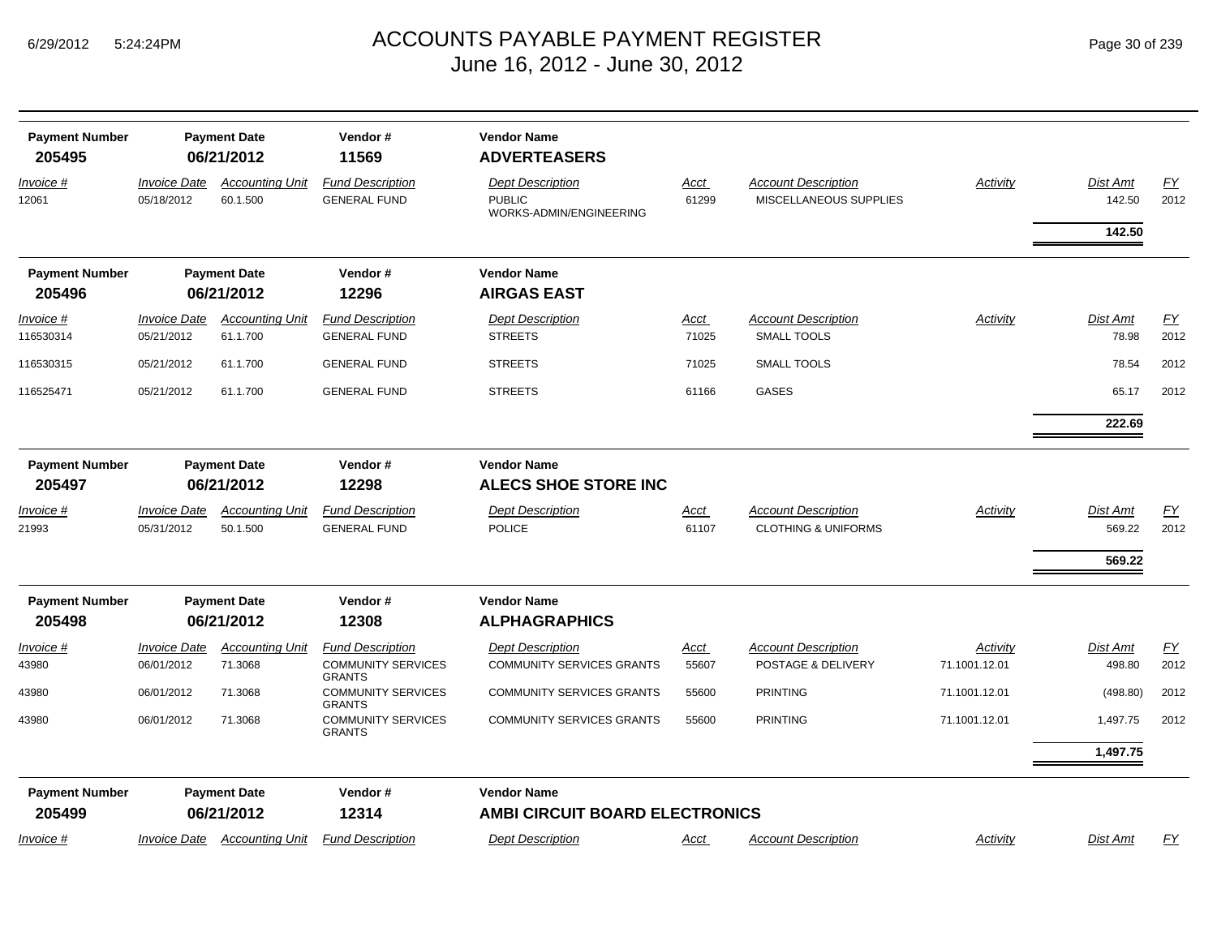# ACCOUNTS PAYABLE PAYMENT REGISTER
## June 16, 2012 - June 30, 2012

| Payment Number | Payment Date | Vendor # | Vendor Name |
|---|---|---|---|
| **205495** | **06/21/2012** | **11569** | **ADVERTEASERS** |

| Invoice # | Invoice Date | Accounting Unit | Fund Description | Dept Description | Acct | Account Description | Activity | Dist Amt | FY |
|---|---|---|---|---|---|---|---|---|---|
| 12061 | 05/18/2012 | 60.1.500 | GENERAL FUND | PUBLIC WORKS-ADMIN/ENGINEERING | 61299 | MISCELLANEOUS SUPPLIES | | 142.50 | 2012 |
| | | | | | | | | **142.50** | |

| Payment Number | Payment Date | Vendor # | Vendor Name |
|---|---|---|---|
| **205496** | **06/21/2012** | **12296** | **AIRGAS EAST** |

| Invoice # | Invoice Date | Accounting Unit | Fund Description | Dept Description | Acct | Account Description | Activity | Dist Amt | FY |
|---|---|---|---|---|---|---|---|---|---|
| 116530314 | 05/21/2012 | 61.1.700 | GENERAL FUND | STREETS | 71025 | SMALL TOOLS | | 78.98 | 2012 |
| 116530315 | 05/21/2012 | 61.1.700 | GENERAL FUND | STREETS | 71025 | SMALL TOOLS | | 78.54 | 2012 |
| 116525471 | 05/21/2012 | 61.1.700 | GENERAL FUND | STREETS | 61166 | GASES | | 65.17 | 2012 |
| | | | | | | | | **222.69** | |

| Payment Number | Payment Date | Vendor # | Vendor Name |
|---|---|---|---|
| **205497** | **06/21/2012** | **12298** | **ALECS SHOE STORE INC** |

| Invoice # | Invoice Date | Accounting Unit | Fund Description | Dept Description | Acct | Account Description | Activity | Dist Amt | FY |
|---|---|---|---|---|---|---|---|---|---|
| 21993 | 05/31/2012 | 50.1.500 | GENERAL FUND | POLICE | 61107 | CLOTHING & UNIFORMS | | 569.22 | 2012 |
| | | | | | | | | **569.22** | |

| Payment Number | Payment Date | Vendor # | Vendor Name |
|---|---|---|---|
| **205498** | **06/21/2012** | **12308** | **ALPHAGRAPHICS** |

| Invoice # | Invoice Date | Accounting Unit | Fund Description | Dept Description | Acct | Account Description | Activity | Dist Amt | FY |
|---|---|---|---|---|---|---|---|---|---|
| 43980 | 06/01/2012 | 71.3068 | COMMUNITY SERVICES GRANTS | COMMUNITY SERVICES GRANTS | 55607 | POSTAGE & DELIVERY | 71.1001.12.01 | 498.80 | 2012 |
| 43980 | 06/01/2012 | 71.3068 | COMMUNITY SERVICES GRANTS | COMMUNITY SERVICES GRANTS | 55600 | PRINTING | 71.1001.12.01 | (498.80) | 2012 |
| 43980 | 06/01/2012 | 71.3068 | COMMUNITY SERVICES GRANTS | COMMUNITY SERVICES GRANTS | 55600 | PRINTING | 71.1001.12.01 | 1,497.75 | 2012 |
| | | | | | | | | **1,497.75** | |

| Payment Number | Payment Date | Vendor # | Vendor Name |
|---|---|---|---|
| **205499** | **06/21/2012** | **12314** | **AMBI CIRCUIT BOARD ELECTRONICS** |

| Invoice # | Invoice Date | Accounting Unit | Fund Description | Dept Description | Acct | Account Description | Activity | Dist Amt | FY |
|---|---|---|---|---|---|---|---|---|---|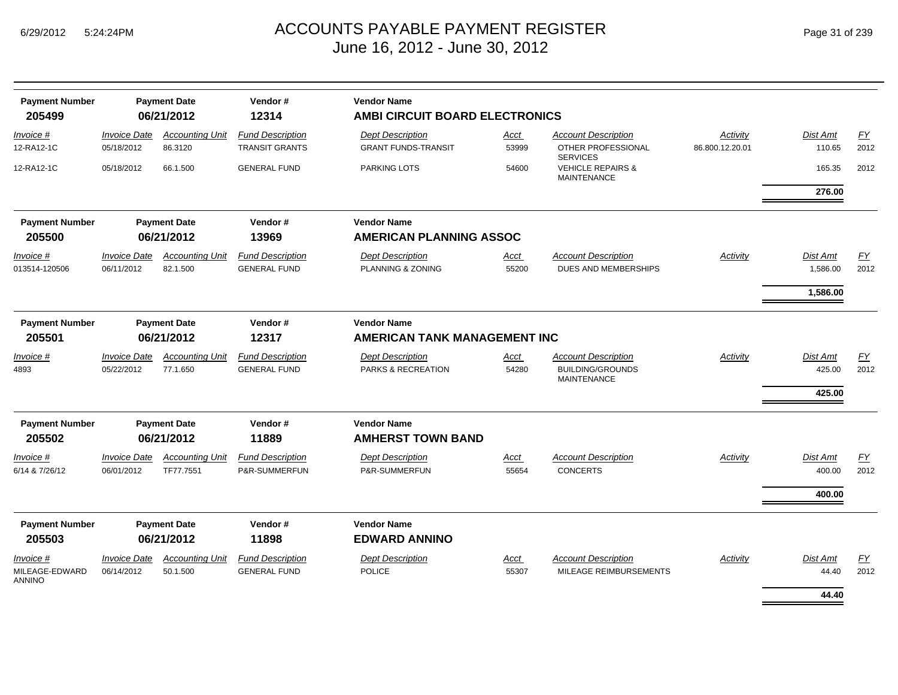# ACCOUNTS PAYABLE PAYMENT REGISTER
## June 16, 2012 - June 30, 2012

| Payment Number | Payment Date | Vendor # | Vendor Name |
|---|---|---|---|
| **205499** | **06/21/2012** | **12314** | **AMBI CIRCUIT BOARD ELECTRONICS** |

| Invoice # | Invoice Date | Accounting Unit | Fund Description | Dept Description | Acct | Account Description | Activity | Dist Amt | FY |
|---|---|---|---|---|---|---|---|---|---|
| 12-RA12-1C | 05/18/2012 | 86.3120 | TRANSIT GRANTS | GRANT FUNDS-TRANSIT | 53999 | OTHER PROFESSIONAL SERVICES | 86.800.12.20.01 | 110.65 | 2012 |
| 12-RA12-1C | 05/18/2012 | 66.1.500 | GENERAL FUND | PARKING LOTS | 54600 | VEHICLE REPAIRS & MAINTENANCE | | 165.35 | 2012 |
| | | | | | | | | **276.00** | |

| Payment Number | Payment Date | Vendor # | Vendor Name |
|---|---|---|---|
| **205500** | **06/21/2012** | **13969** | **AMERICAN PLANNING ASSOC** |

| Invoice # | Invoice Date | Accounting Unit | Fund Description | Dept Description | Acct | Account Description | Activity | Dist Amt | FY |
|---|---|---|---|---|---|---|---|---|---|
| 013514-120506 | 06/11/2012 | 82.1.500 | GENERAL FUND | PLANNING & ZONING | 55200 | DUES AND MEMBERSHIPS | | 1,586.00 | 2012 |
| | | | | | | | | **1,586.00** | |

| Payment Number | Payment Date | Vendor # | Vendor Name |
|---|---|---|---|
| **205501** | **06/21/2012** | **12317** | **AMERICAN TANK MANAGEMENT INC** |

| Invoice # | Invoice Date | Accounting Unit | Fund Description | Dept Description | Acct | Account Description | Activity | Dist Amt | FY |
|---|---|---|---|---|---|---|---|---|---|
| 4893 | 05/22/2012 | 77.1.650 | GENERAL FUND | PARKS & RECREATION | 54280 | BUILDING/GROUNDS MAINTENANCE | | 425.00 | 2012 |
| | | | | | | | | **425.00** | |

| Payment Number | Payment Date | Vendor # | Vendor Name |
|---|---|---|---|
| **205502** | **06/21/2012** | **11889** | **AMHERST TOWN BAND** |

| Invoice # | Invoice Date | Accounting Unit | Fund Description | Dept Description | Acct | Account Description | Activity | Dist Amt | FY |
|---|---|---|---|---|---|---|---|---|---|
| 6/14 & 7/26/12 | 06/01/2012 | TF77.7551 | P&R-SUMMERFUN | P&R-SUMMERFUN | 55654 | CONCERTS | | 400.00 | 2012 |
| | | | | | | | | **400.00** | |

| Payment Number | Payment Date | Vendor # | Vendor Name |
|---|---|---|---|
| **205503** | **06/21/2012** | **11898** | **EDWARD ANNINO** |

| Invoice # | Invoice Date | Accounting Unit | Fund Description | Dept Description | Acct | Account Description | Activity | Dist Amt | FY |
|---|---|---|---|---|---|---|---|---|---|
| MILEAGE-EDWARD ANNINO | 06/14/2012 | 50.1.500 | GENERAL FUND | POLICE | 55307 | MILEAGE REIMBURSEMENTS | | 44.40 | 2012 |
| | | | | | | | | **44.40** | |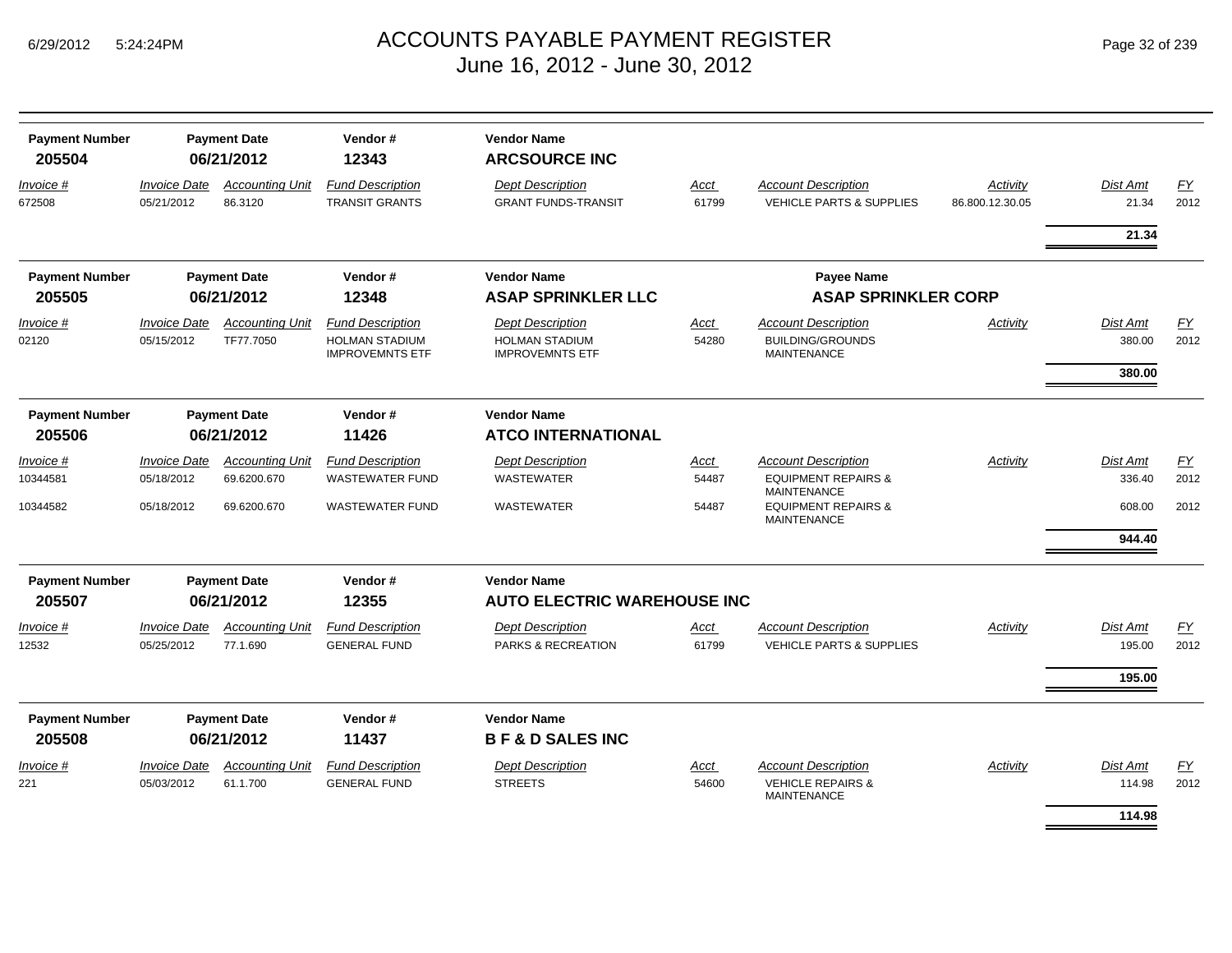# ACCOUNTS PAYABLE PAYMENT REGISTER
## June 16, 2012 - June 30, 2012

| Payment Number | Payment Date | Vendor # | Vendor Name |
|---|---|---|---|
| **205504** | **06/21/2012** | **12343** | **ARCSOURCE INC** |

| *Invoice #* | *Invoice Date* | *Accounting Unit* | *Fund Description* | *Dept Description* | *Acct* | *Account Description* | *Activity* | *Dist Amt* | *FY* |
|---|---|---|---|---|---|---|---|---|---|
| 672508 | 05/21/2012 | 86.3120 | TRANSIT GRANTS | GRANT FUNDS-TRANSIT | 61799 | VEHICLE PARTS & SUPPLIES | 86.800.12.30.05 | 21.34 | 2012 |
| | | | | | | | | **21.34** | |

| Payment Number | Payment Date | Vendor # | Vendor Name | Payee Name |
|---|---|---|---|---|
| **205505** | **06/21/2012** | **12348** | **ASAP SPRINKLER LLC** | **ASAP SPRINKLER CORP** |

| *Invoice #* | *Invoice Date* | *Accounting Unit* | *Fund Description* | *Dept Description* | *Acct* | *Account Description* | *Activity* | *Dist Amt* | *FY* |
|---|---|---|---|---|---|---|---|---|---|
| 02120 | 05/15/2012 | TF77.7050 | HOLMAN STADIUM IMPROVEMNTS ETF | HOLMAN STADIUM IMPROVEMNTS ETF | 54280 | BUILDING/GROUNDS MAINTENANCE | | 380.00 | 2012 |
| | | | | | | | | **380.00** | |

| Payment Number | Payment Date | Vendor # | Vendor Name |
|---|---|---|---|
| **205506** | **06/21/2012** | **11426** | **ATCO INTERNATIONAL** |

| *Invoice #* | *Invoice Date* | *Accounting Unit* | *Fund Description* | *Dept Description* | *Acct* | *Account Description* | *Activity* | *Dist Amt* | *FY* |
|---|---|---|---|---|---|---|---|---|---|
| 10344581 | 05/18/2012 | 69.6200.670 | WASTEWATER FUND | WASTEWATER | 54487 | EQUIPMENT REPAIRS & MAINTENANCE | | 336.40 | 2012 |
| 10344582 | 05/18/2012 | 69.6200.670 | WASTEWATER FUND | WASTEWATER | 54487 | EQUIPMENT REPAIRS & MAINTENANCE | | 608.00 | 2012 |
| | | | | | | | | **944.40** | |

| Payment Number | Payment Date | Vendor # | Vendor Name |
|---|---|---|---|
| **205507** | **06/21/2012** | **12355** | **AUTO ELECTRIC WAREHOUSE INC** |

| *Invoice #* | *Invoice Date* | *Accounting Unit* | *Fund Description* | *Dept Description* | *Acct* | *Account Description* | *Activity* | *Dist Amt* | *FY* |
|---|---|---|---|---|---|---|---|---|---|
| 12532 | 05/25/2012 | 77.1.690 | GENERAL FUND | PARKS & RECREATION | 61799 | VEHICLE PARTS & SUPPLIES | | 195.00 | 2012 |
| | | | | | | | | **195.00** | |

| Payment Number | Payment Date | Vendor # | Vendor Name |
|---|---|---|---|
| **205508** | **06/21/2012** | **11437** | **B F & D SALES INC** |

| *Invoice #* | *Invoice Date* | *Accounting Unit* | *Fund Description* | *Dept Description* | *Acct* | *Account Description* | *Activity* | *Dist Amt* | *FY* |
|---|---|---|---|---|---|---|---|---|---|
| 221 | 05/03/2012 | 61.1.700 | GENERAL FUND | STREETS | 54600 | VEHICLE REPAIRS & MAINTENANCE | | 114.98 | 2012 |
| | | | | | | | | **114.98** | |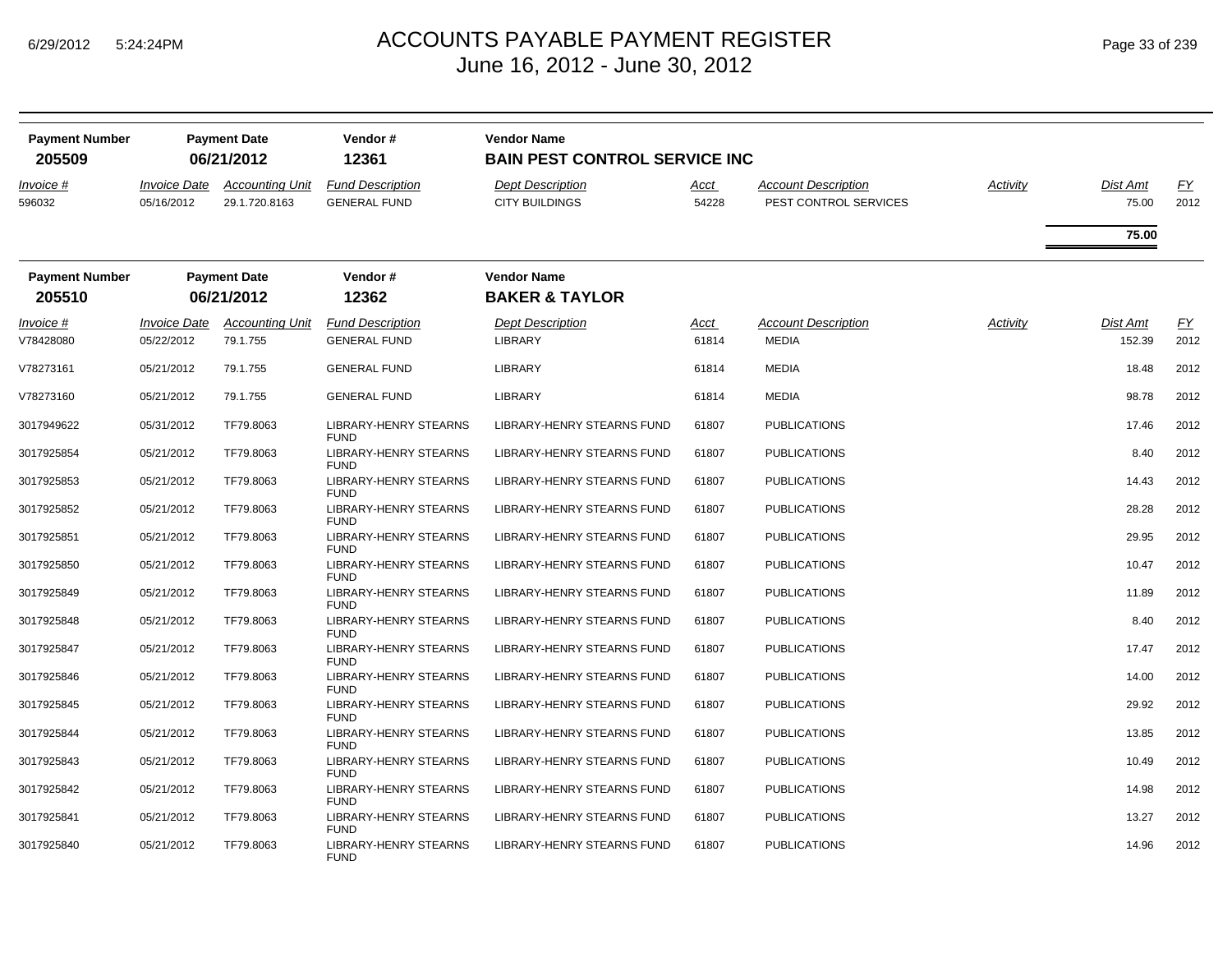# ACCOUNTS PAYABLE PAYMENT REGISTER
## June 16, 2012 - June 30, 2012

| Payment Number | Payment Date | Vendor # | Vendor Name |
|---|---|---|---|
| **205509** | **06/21/2012** | **12361** | **BAIN PEST CONTROL SERVICE INC** |

| *Invoice #* | *Invoice Date* | *Accounting Unit* | *Fund Description* | *Dept Description* | *Acct* | *Account Description* | *Activity* | *Dist Amt* | *FY* |
|---|---|---|---|---|---|---|---|---|---|
| 596032 | 05/16/2012 | 29.1.720.8163 | GENERAL FUND | CITY BUILDINGS | 54228 | PEST CONTROL SERVICES | | 75.00 | 2012 |
| | | | | | | | | **75.00** | |

| Payment Number | Payment Date | Vendor # | Vendor Name |
|---|---|---|---|
| **205510** | **06/21/2012** | **12362** | **BAKER & TAYLOR** |

| *Invoice #* | *Invoice Date* | *Accounting Unit* | *Fund Description* | *Dept Description* | *Acct* | *Account Description* | *Activity* | *Dist Amt* | *FY* |
|---|---|---|---|---|---|---|---|---|---|
| V78428080 | 05/22/2012 | 79.1.755 | GENERAL FUND | LIBRARY | 61814 | MEDIA | | 152.39 | 2012 |
| V78273161 | 05/21/2012 | 79.1.755 | GENERAL FUND | LIBRARY | 61814 | MEDIA | | 18.48 | 2012 |
| V78273160 | 05/21/2012 | 79.1.755 | GENERAL FUND | LIBRARY | 61814 | MEDIA | | 98.78 | 2012 |
| 3017949622 | 05/31/2012 | TF79.8063 | LIBRARY-HENRY STEARNS FUND | LIBRARY-HENRY STEARNS FUND | 61807 | PUBLICATIONS | | 17.46 | 2012 |
| 3017925854 | 05/21/2012 | TF79.8063 | LIBRARY-HENRY STEARNS FUND | LIBRARY-HENRY STEARNS FUND | 61807 | PUBLICATIONS | | 8.40 | 2012 |
| 3017925853 | 05/21/2012 | TF79.8063 | LIBRARY-HENRY STEARNS FUND | LIBRARY-HENRY STEARNS FUND | 61807 | PUBLICATIONS | | 14.43 | 2012 |
| 3017925852 | 05/21/2012 | TF79.8063 | LIBRARY-HENRY STEARNS FUND | LIBRARY-HENRY STEARNS FUND | 61807 | PUBLICATIONS | | 28.28 | 2012 |
| 3017925851 | 05/21/2012 | TF79.8063 | LIBRARY-HENRY STEARNS FUND | LIBRARY-HENRY STEARNS FUND | 61807 | PUBLICATIONS | | 29.95 | 2012 |
| 3017925850 | 05/21/2012 | TF79.8063 | LIBRARY-HENRY STEARNS FUND | LIBRARY-HENRY STEARNS FUND | 61807 | PUBLICATIONS | | 10.47 | 2012 |
| 3017925849 | 05/21/2012 | TF79.8063 | LIBRARY-HENRY STEARNS FUND | LIBRARY-HENRY STEARNS FUND | 61807 | PUBLICATIONS | | 11.89 | 2012 |
| 3017925848 | 05/21/2012 | TF79.8063 | LIBRARY-HENRY STEARNS FUND | LIBRARY-HENRY STEARNS FUND | 61807 | PUBLICATIONS | | 8.40 | 2012 |
| 3017925847 | 05/21/2012 | TF79.8063 | LIBRARY-HENRY STEARNS FUND | LIBRARY-HENRY STEARNS FUND | 61807 | PUBLICATIONS | | 17.47 | 2012 |
| 3017925846 | 05/21/2012 | TF79.8063 | LIBRARY-HENRY STEARNS FUND | LIBRARY-HENRY STEARNS FUND | 61807 | PUBLICATIONS | | 14.00 | 2012 |
| 3017925845 | 05/21/2012 | TF79.8063 | LIBRARY-HENRY STEARNS FUND | LIBRARY-HENRY STEARNS FUND | 61807 | PUBLICATIONS | | 29.92 | 2012 |
| 3017925844 | 05/21/2012 | TF79.8063 | LIBRARY-HENRY STEARNS FUND | LIBRARY-HENRY STEARNS FUND | 61807 | PUBLICATIONS | | 13.85 | 2012 |
| 3017925843 | 05/21/2012 | TF79.8063 | LIBRARY-HENRY STEARNS FUND | LIBRARY-HENRY STEARNS FUND | 61807 | PUBLICATIONS | | 10.49 | 2012 |
| 3017925842 | 05/21/2012 | TF79.8063 | LIBRARY-HENRY STEARNS FUND | LIBRARY-HENRY STEARNS FUND | 61807 | PUBLICATIONS | | 14.98 | 2012 |
| 3017925841 | 05/21/2012 | TF79.8063 | LIBRARY-HENRY STEARNS FUND | LIBRARY-HENRY STEARNS FUND | 61807 | PUBLICATIONS | | 13.27 | 2012 |
| 3017925840 | 05/21/2012 | TF79.8063 | LIBRARY-HENRY STEARNS FUND | LIBRARY-HENRY STEARNS FUND | 61807 | PUBLICATIONS | | 14.96 | 2012 |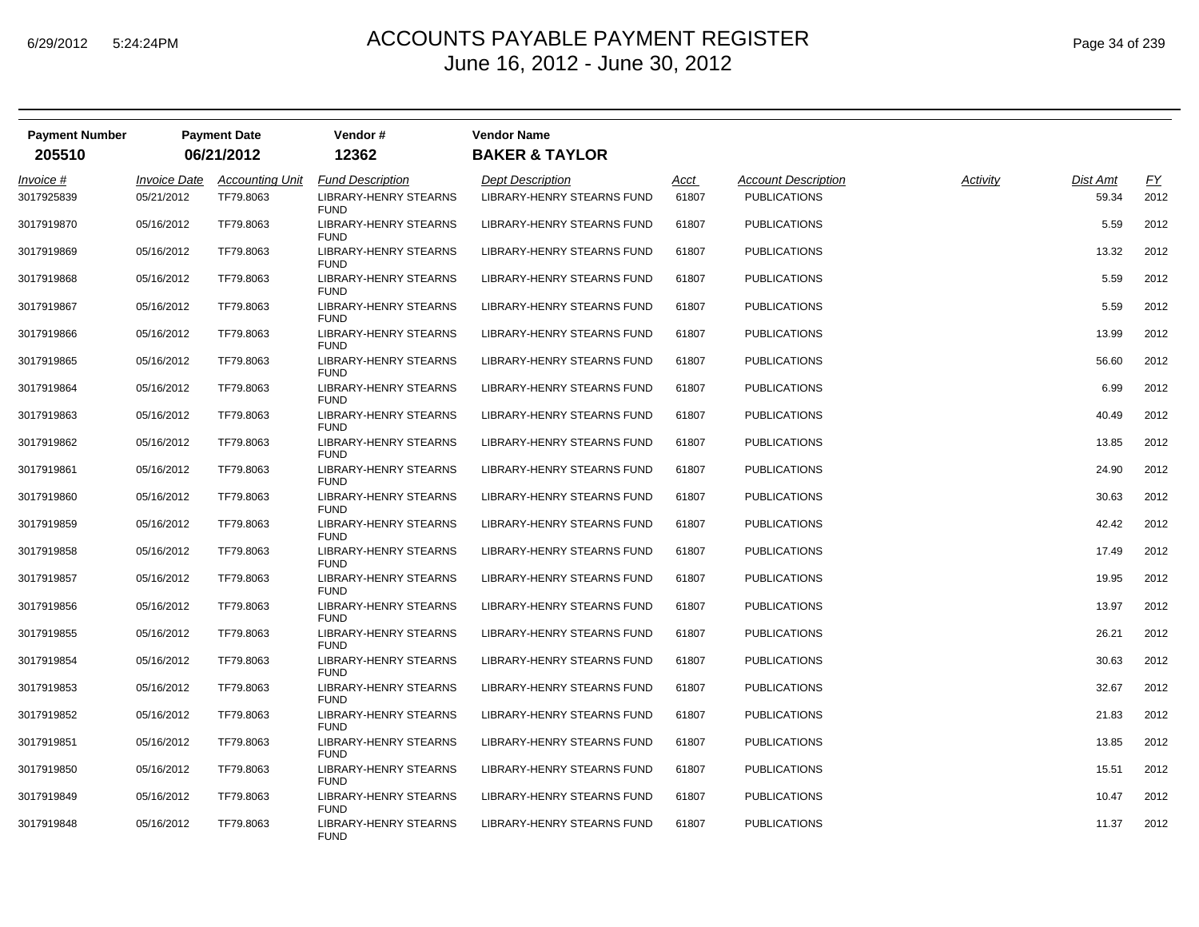# ACCOUNTS PAYABLE PAYMENT REGISTER
## June 16, 2012 - June 30, 2012

| Payment Number | Payment Date | Vendor # | Vendor Name |
|---|---|---|---|
| **205510** | **06/21/2012** | **12362** | **BAKER & TAYLOR** |

| Invoice # | Invoice Date | Accounting Unit | Fund Description | Dept Description | Acct | Account Description | Activity | Dist Amt | FY |
|---|---|---|---|---|---|---|---|---|---|
| 3017925839 | 05/21/2012 | TF79.8063 | LIBRARY-HENRY STEARNS FUND | LIBRARY-HENRY STEARNS FUND | 61807 | PUBLICATIONS | | 59.34 | 2012 |
| 3017919870 | 05/16/2012 | TF79.8063 | LIBRARY-HENRY STEARNS FUND | LIBRARY-HENRY STEARNS FUND | 61807 | PUBLICATIONS | | 5.59 | 2012 |
| 3017919869 | 05/16/2012 | TF79.8063 | LIBRARY-HENRY STEARNS FUND | LIBRARY-HENRY STEARNS FUND | 61807 | PUBLICATIONS | | 13.32 | 2012 |
| 3017919868 | 05/16/2012 | TF79.8063 | LIBRARY-HENRY STEARNS FUND | LIBRARY-HENRY STEARNS FUND | 61807 | PUBLICATIONS | | 5.59 | 2012 |
| 3017919867 | 05/16/2012 | TF79.8063 | LIBRARY-HENRY STEARNS FUND | LIBRARY-HENRY STEARNS FUND | 61807 | PUBLICATIONS | | 5.59 | 2012 |
| 3017919866 | 05/16/2012 | TF79.8063 | LIBRARY-HENRY STEARNS FUND | LIBRARY-HENRY STEARNS FUND | 61807 | PUBLICATIONS | | 13.99 | 2012 |
| 3017919865 | 05/16/2012 | TF79.8063 | LIBRARY-HENRY STEARNS FUND | LIBRARY-HENRY STEARNS FUND | 61807 | PUBLICATIONS | | 56.60 | 2012 |
| 3017919864 | 05/16/2012 | TF79.8063 | LIBRARY-HENRY STEARNS FUND | LIBRARY-HENRY STEARNS FUND | 61807 | PUBLICATIONS | | 6.99 | 2012 |
| 3017919863 | 05/16/2012 | TF79.8063 | LIBRARY-HENRY STEARNS FUND | LIBRARY-HENRY STEARNS FUND | 61807 | PUBLICATIONS | | 40.49 | 2012 |
| 3017919862 | 05/16/2012 | TF79.8063 | LIBRARY-HENRY STEARNS FUND | LIBRARY-HENRY STEARNS FUND | 61807 | PUBLICATIONS | | 13.85 | 2012 |
| 3017919861 | 05/16/2012 | TF79.8063 | LIBRARY-HENRY STEARNS FUND | LIBRARY-HENRY STEARNS FUND | 61807 | PUBLICATIONS | | 24.90 | 2012 |
| 3017919860 | 05/16/2012 | TF79.8063 | LIBRARY-HENRY STEARNS FUND | LIBRARY-HENRY STEARNS FUND | 61807 | PUBLICATIONS | | 30.63 | 2012 |
| 3017919859 | 05/16/2012 | TF79.8063 | LIBRARY-HENRY STEARNS FUND | LIBRARY-HENRY STEARNS FUND | 61807 | PUBLICATIONS | | 42.42 | 2012 |
| 3017919858 | 05/16/2012 | TF79.8063 | LIBRARY-HENRY STEARNS FUND | LIBRARY-HENRY STEARNS FUND | 61807 | PUBLICATIONS | | 17.49 | 2012 |
| 3017919857 | 05/16/2012 | TF79.8063 | LIBRARY-HENRY STEARNS FUND | LIBRARY-HENRY STEARNS FUND | 61807 | PUBLICATIONS | | 19.95 | 2012 |
| 3017919856 | 05/16/2012 | TF79.8063 | LIBRARY-HENRY STEARNS FUND | LIBRARY-HENRY STEARNS FUND | 61807 | PUBLICATIONS | | 13.97 | 2012 |
| 3017919855 | 05/16/2012 | TF79.8063 | LIBRARY-HENRY STEARNS FUND | LIBRARY-HENRY STEARNS FUND | 61807 | PUBLICATIONS | | 26.21 | 2012 |
| 3017919854 | 05/16/2012 | TF79.8063 | LIBRARY-HENRY STEARNS FUND | LIBRARY-HENRY STEARNS FUND | 61807 | PUBLICATIONS | | 30.63 | 2012 |
| 3017919853 | 05/16/2012 | TF79.8063 | LIBRARY-HENRY STEARNS FUND | LIBRARY-HENRY STEARNS FUND | 61807 | PUBLICATIONS | | 32.67 | 2012 |
| 3017919852 | 05/16/2012 | TF79.8063 | LIBRARY-HENRY STEARNS FUND | LIBRARY-HENRY STEARNS FUND | 61807 | PUBLICATIONS | | 21.83 | 2012 |
| 3017919851 | 05/16/2012 | TF79.8063 | LIBRARY-HENRY STEARNS FUND | LIBRARY-HENRY STEARNS FUND | 61807 | PUBLICATIONS | | 13.85 | 2012 |
| 3017919850 | 05/16/2012 | TF79.8063 | LIBRARY-HENRY STEARNS FUND | LIBRARY-HENRY STEARNS FUND | 61807 | PUBLICATIONS | | 15.51 | 2012 |
| 3017919849 | 05/16/2012 | TF79.8063 | LIBRARY-HENRY STEARNS FUND | LIBRARY-HENRY STEARNS FUND | 61807 | PUBLICATIONS | | 10.47 | 2012 |
| 3017919848 | 05/16/2012 | TF79.8063 | LIBRARY-HENRY STEARNS FUND | LIBRARY-HENRY STEARNS FUND | 61807 | PUBLICATIONS | | 11.37 | 2012 |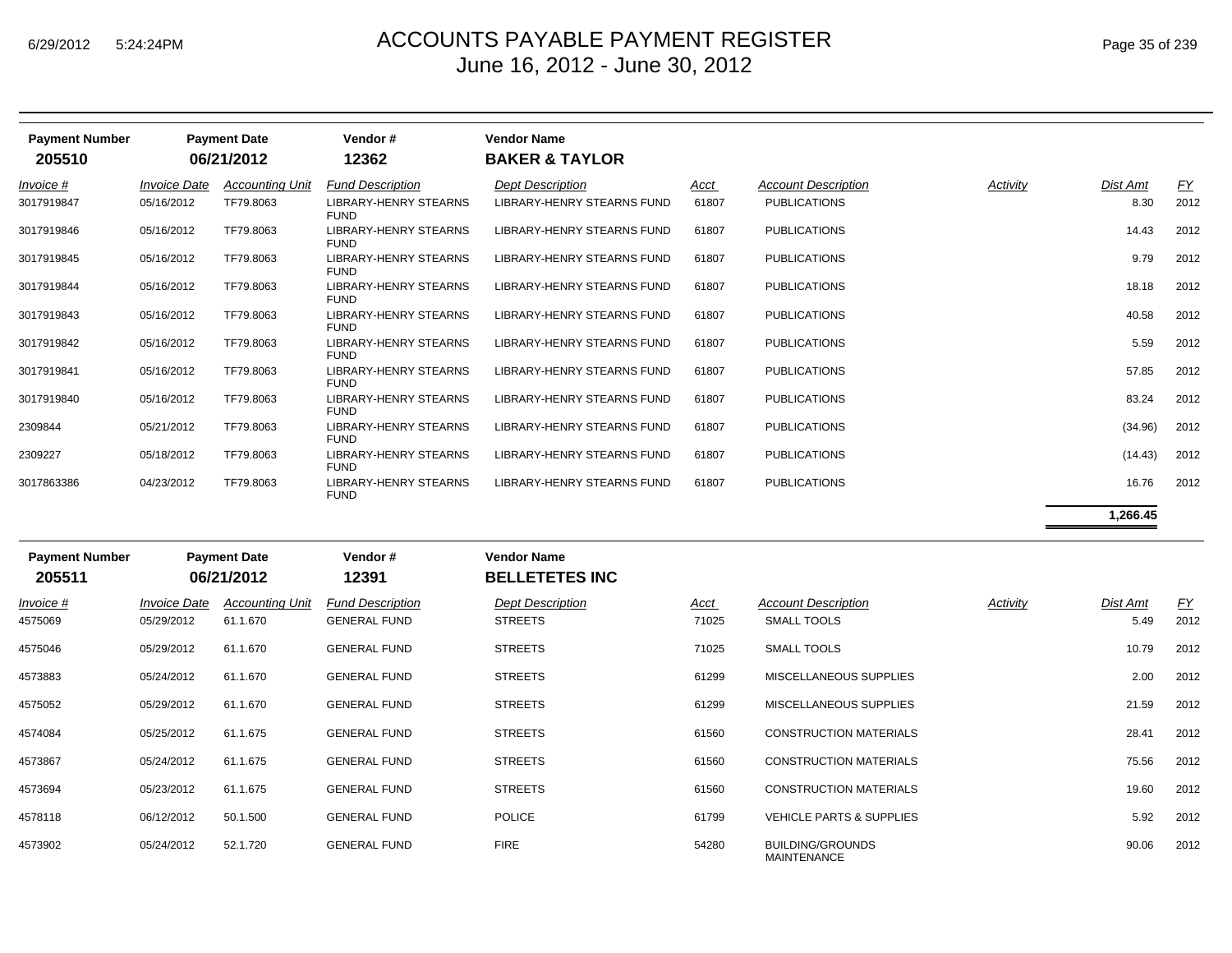# ACCOUNTS PAYABLE PAYMENT REGISTER

June 16, 2012 - June 30, 2012

| Payment Number | Payment Date | Vendor # | Vendor Name |
|---|---|---|---|
| **205510** | **06/21/2012** | **12362** | **BAKER & TAYLOR** |

| Invoice # | Invoice Date | Accounting Unit | Fund Description | Dept Description | Acct | Account Description | Activity | Dist Amt | FY |
|---|---|---|---|---|---|---|---|---|---|
| 3017919847 | 05/16/2012 | TF79.8063 | LIBRARY-HENRY STEARNS FUND | LIBRARY-HENRY STEARNS FUND | 61807 | PUBLICATIONS | | 8.30 | 2012 |
| 3017919846 | 05/16/2012 | TF79.8063 | LIBRARY-HENRY STEARNS FUND | LIBRARY-HENRY STEARNS FUND | 61807 | PUBLICATIONS | | 14.43 | 2012 |
| 3017919845 | 05/16/2012 | TF79.8063 | LIBRARY-HENRY STEARNS FUND | LIBRARY-HENRY STEARNS FUND | 61807 | PUBLICATIONS | | 9.79 | 2012 |
| 3017919844 | 05/16/2012 | TF79.8063 | LIBRARY-HENRY STEARNS FUND | LIBRARY-HENRY STEARNS FUND | 61807 | PUBLICATIONS | | 18.18 | 2012 |
| 3017919843 | 05/16/2012 | TF79.8063 | LIBRARY-HENRY STEARNS FUND | LIBRARY-HENRY STEARNS FUND | 61807 | PUBLICATIONS | | 40.58 | 2012 |
| 3017919842 | 05/16/2012 | TF79.8063 | LIBRARY-HENRY STEARNS FUND | LIBRARY-HENRY STEARNS FUND | 61807 | PUBLICATIONS | | 5.59 | 2012 |
| 3017919841 | 05/16/2012 | TF79.8063 | LIBRARY-HENRY STEARNS FUND | LIBRARY-HENRY STEARNS FUND | 61807 | PUBLICATIONS | | 57.85 | 2012 |
| 3017919840 | 05/16/2012 | TF79.8063 | LIBRARY-HENRY STEARNS FUND | LIBRARY-HENRY STEARNS FUND | 61807 | PUBLICATIONS | | 83.24 | 2012 |
| 2309844 | 05/21/2012 | TF79.8063 | LIBRARY-HENRY STEARNS FUND | LIBRARY-HENRY STEARNS FUND | 61807 | PUBLICATIONS | | (34.96) | 2012 |
| 2309227 | 05/18/2012 | TF79.8063 | LIBRARY-HENRY STEARNS FUND | LIBRARY-HENRY STEARNS FUND | 61807 | PUBLICATIONS | | (14.43) | 2012 |
| 3017863386 | 04/23/2012 | TF79.8063 | LIBRARY-HENRY STEARNS FUND | LIBRARY-HENRY STEARNS FUND | 61807 | PUBLICATIONS | | 16.76 | 2012 |
| | | | | | | | | **1,266.45** | |

| Payment Number | Payment Date | Vendor # | Vendor Name |
|---|---|---|---|
| **205511** | **06/21/2012** | **12391** | **BELLETETES INC** |

| Invoice # | Invoice Date | Accounting Unit | Fund Description | Dept Description | Acct | Account Description | Activity | Dist Amt | FY |
|---|---|---|---|---|---|---|---|---|---|
| 4575069 | 05/29/2012 | 61.1.670 | GENERAL FUND | STREETS | 71025 | SMALL TOOLS | | 5.49 | 2012 |
| 4575046 | 05/29/2012 | 61.1.670 | GENERAL FUND | STREETS | 71025 | SMALL TOOLS | | 10.79 | 2012 |
| 4573883 | 05/24/2012 | 61.1.670 | GENERAL FUND | STREETS | 61299 | MISCELLANEOUS SUPPLIES | | 2.00 | 2012 |
| 4575052 | 05/29/2012 | 61.1.670 | GENERAL FUND | STREETS | 61299 | MISCELLANEOUS SUPPLIES | | 21.59 | 2012 |
| 4574084 | 05/25/2012 | 61.1.675 | GENERAL FUND | STREETS | 61560 | CONSTRUCTION MATERIALS | | 28.41 | 2012 |
| 4573867 | 05/24/2012 | 61.1.675 | GENERAL FUND | STREETS | 61560 | CONSTRUCTION MATERIALS | | 75.56 | 2012 |
| 4573694 | 05/23/2012 | 61.1.675 | GENERAL FUND | STREETS | 61560 | CONSTRUCTION MATERIALS | | 19.60 | 2012 |
| 4578118 | 06/12/2012 | 50.1.500 | GENERAL FUND | POLICE | 61799 | VEHICLE PARTS & SUPPLIES | | 5.92 | 2012 |
| 4573902 | 05/24/2012 | 52.1.720 | GENERAL FUND | FIRE | 54280 | BUILDING/GROUNDS MAINTENANCE | | 90.06 | 2012 |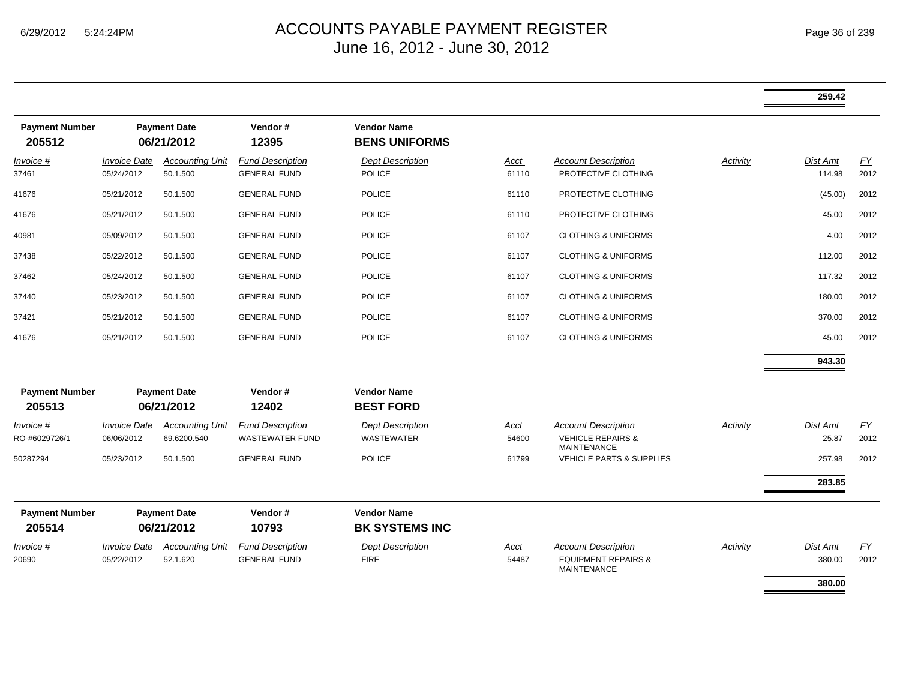# ACCOUNTS PAYABLE PAYMENT REGISTER
June 16, 2012 - June 30, 2012

| | | | | | | | | | |
|---|---|---|---|---|---|---|---|---|---|
| | | | | | | | | **259.42** | |

| Payment Number | Payment Date | Vendor # | Vendor Name |
|---|---|---|---|
| **205512** | **06/21/2012** | **12395** | **BENS UNIFORMS** |

| *Invoice #* | *Invoice Date* | *Accounting Unit* | *Fund Description* | *Dept Description* | *Acct* | *Account Description* | *Activity* | *Dist Amt* | *FY* |
|---|---|---|---|---|---|---|---|---|---|
| 37461 | 05/24/2012 | 50.1.500 | GENERAL FUND | POLICE | 61110 | PROTECTIVE CLOTHING | | 114.98 | 2012 |
| 41676 | 05/21/2012 | 50.1.500 | GENERAL FUND | POLICE | 61110 | PROTECTIVE CLOTHING | | (45.00) | 2012 |
| 41676 | 05/21/2012 | 50.1.500 | GENERAL FUND | POLICE | 61110 | PROTECTIVE CLOTHING | | 45.00 | 2012 |
| 40981 | 05/09/2012 | 50.1.500 | GENERAL FUND | POLICE | 61107 | CLOTHING & UNIFORMS | | 4.00 | 2012 |
| 37438 | 05/22/2012 | 50.1.500 | GENERAL FUND | POLICE | 61107 | CLOTHING & UNIFORMS | | 112.00 | 2012 |
| 37462 | 05/24/2012 | 50.1.500 | GENERAL FUND | POLICE | 61107 | CLOTHING & UNIFORMS | | 117.32 | 2012 |
| 37440 | 05/23/2012 | 50.1.500 | GENERAL FUND | POLICE | 61107 | CLOTHING & UNIFORMS | | 180.00 | 2012 |
| 37421 | 05/21/2012 | 50.1.500 | GENERAL FUND | POLICE | 61107 | CLOTHING & UNIFORMS | | 370.00 | 2012 |
| 41676 | 05/21/2012 | 50.1.500 | GENERAL FUND | POLICE | 61107 | CLOTHING & UNIFORMS | | 45.00 | 2012 |
| | | | | | | | | **943.30** | |

| Payment Number | Payment Date | Vendor # | Vendor Name |
|---|---|---|---|
| **205513** | **06/21/2012** | **12402** | **BEST FORD** |

| *Invoice #* | *Invoice Date* | *Accounting Unit* | *Fund Description* | *Dept Description* | *Acct* | *Account Description* | *Activity* | *Dist Amt* | *FY* |
|---|---|---|---|---|---|---|---|---|---|
| RO-#6029726/1 | 06/06/2012 | 69.6200.540 | WASTEWATER FUND | WASTEWATER | 54600 | VEHICLE REPAIRS & MAINTENANCE | | 25.87 | 2012 |
| 50287294 | 05/23/2012 | 50.1.500 | GENERAL FUND | POLICE | 61799 | VEHICLE PARTS & SUPPLIES | | 257.98 | 2012 |
| | | | | | | | | **283.85** | |

| Payment Number | Payment Date | Vendor # | Vendor Name |
|---|---|---|---|
| **205514** | **06/21/2012** | **10793** | **BK SYSTEMS INC** |

| *Invoice #* | *Invoice Date* | *Accounting Unit* | *Fund Description* | *Dept Description* | *Acct* | *Account Description* | *Activity* | *Dist Amt* | *FY* |
|---|---|---|---|---|---|---|---|---|---|
| 20690 | 05/22/2012 | 52.1.620 | GENERAL FUND | FIRE | 54487 | EQUIPMENT REPAIRS & MAINTENANCE | | 380.00 | 2012 |
| | | | | | | | | **380.00** | |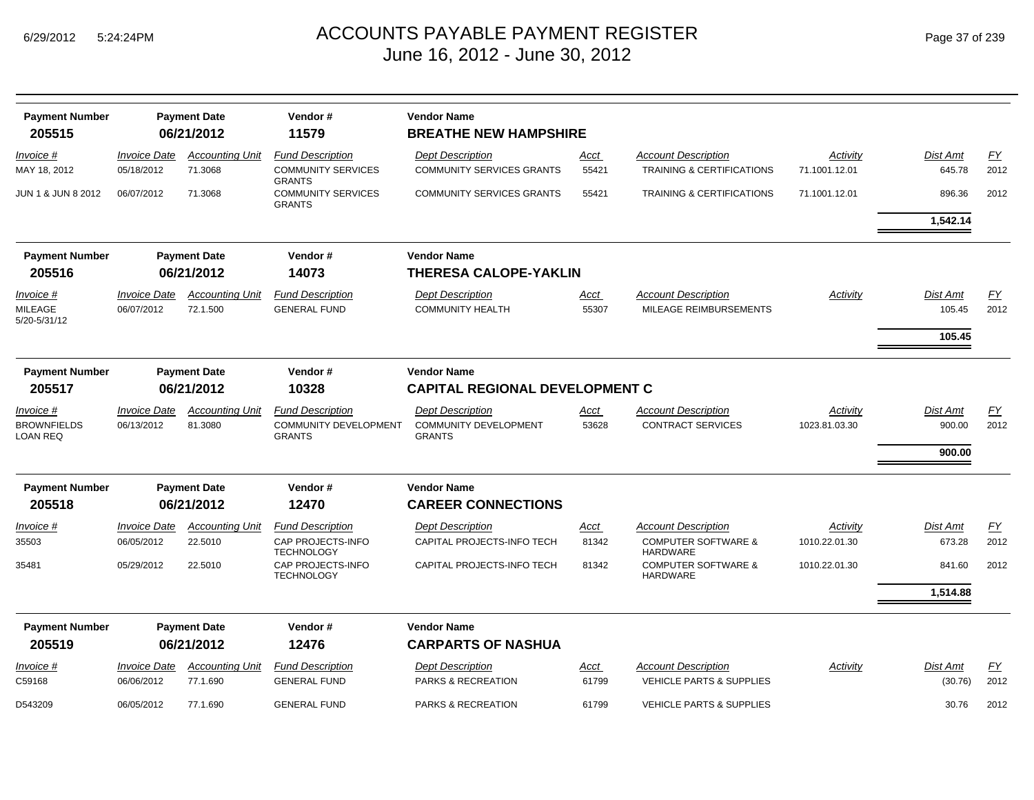| Payment Number | Payment Date | Vendor # | Vendor Name | | | | | | |
|---|---|---|---|---|---|---|---|---|---|
| **205515** | **06/21/2012** | **11579** | **BREATHE NEW HAMPSHIRE** | | | | | | |
| *Invoice #* | *Invoice Date* | *Accounting Unit* | *Fund Description* | *Dept Description* | *Acct* | *Account Description* | *Activity* | *Dist Amt* | *FY* |
| MAY 18, 2012 | 05/18/2012 | 71.3068 | COMMUNITY SERVICES GRANTS | COMMUNITY SERVICES GRANTS | 55421 | TRAINING & CERTIFICATIONS | 71.1001.12.01 | 645.78 | 2012 |
| JUN 1 & JUN 8 2012 | 06/07/2012 | 71.3068 | COMMUNITY SERVICES GRANTS | COMMUNITY SERVICES GRANTS | 55421 | TRAINING & CERTIFICATIONS | 71.1001.12.01 | 896.36 | 2012 |
| | | | | | | | | **1,542.14** | |

| Payment Number | Payment Date | Vendor # | Vendor Name | | | | | | |
|---|---|---|---|---|---|---|---|---|---|
| **205516** | **06/21/2012** | **14073** | **THERESA CALOPE-YAKLIN** | | | | | | |
| *Invoice #* | *Invoice Date* | *Accounting Unit* | *Fund Description* | *Dept Description* | *Acct* | *Account Description* | *Activity* | *Dist Amt* | *FY* |
| MILEAGE 5/20-5/31/12 | 06/07/2012 | 72.1.500 | GENERAL FUND | COMMUNITY HEALTH | 55307 | MILEAGE REIMBURSEMENTS | | 105.45 | 2012 |
| | | | | | | | | **105.45** | |

| Payment Number | Payment Date | Vendor # | Vendor Name | | | | | | |
|---|---|---|---|---|---|---|---|---|---|
| **205517** | **06/21/2012** | **10328** | **CAPITAL REGIONAL DEVELOPMENT C** | | | | | | |
| *Invoice #* | *Invoice Date* | *Accounting Unit* | *Fund Description* | *Dept Description* | *Acct* | *Account Description* | *Activity* | *Dist Amt* | *FY* |
| BROWNFIELDS LOAN REQ | 06/13/2012 | 81.3080 | COMMUNITY DEVELOPMENT GRANTS | COMMUNITY DEVELOPMENT GRANTS | 53628 | CONTRACT SERVICES | 1023.81.03.30 | 900.00 | 2012 |
| | | | | | | | | **900.00** | |

| Payment Number | Payment Date | Vendor # | Vendor Name | | | | | | |
|---|---|---|---|---|---|---|---|---|---|
| **205518** | **06/21/2012** | **12470** | **CAREER CONNECTIONS** | | | | | | |
| *Invoice #* | *Invoice Date* | *Accounting Unit* | *Fund Description* | *Dept Description* | *Acct* | *Account Description* | *Activity* | *Dist Amt* | *FY* |
| 35503 | 06/05/2012 | 22.5010 | CAP PROJECTS-INFO TECHNOLOGY | CAPITAL PROJECTS-INFO TECH | 81342 | COMPUTER SOFTWARE & HARDWARE | 1010.22.01.30 | 673.28 | 2012 |
| 35481 | 05/29/2012 | 22.5010 | CAP PROJECTS-INFO TECHNOLOGY | CAPITAL PROJECTS-INFO TECH | 81342 | COMPUTER SOFTWARE & HARDWARE | 1010.22.01.30 | 841.60 | 2012 |
| | | | | | | | | **1,514.88** | |

| Payment Number | Payment Date | Vendor # | Vendor Name | | | | | | |
|---|---|---|---|---|---|---|---|---|---|
| **205519** | **06/21/2012** | **12476** | **CARPARTS OF NASHUA** | | | | | | |
| *Invoice #* | *Invoice Date* | *Accounting Unit* | *Fund Description* | *Dept Description* | *Acct* | *Account Description* | *Activity* | *Dist Amt* | *FY* |
| C59168 | 06/06/2012 | 77.1.690 | GENERAL FUND | PARKS & RECREATION | 61799 | VEHICLE PARTS & SUPPLIES | | (30.76) | 2012 |
| D543209 | 06/05/2012 | 77.1.690 | GENERAL FUND | PARKS & RECREATION | 61799 | VEHICLE PARTS & SUPPLIES | | 30.76 | 2012 |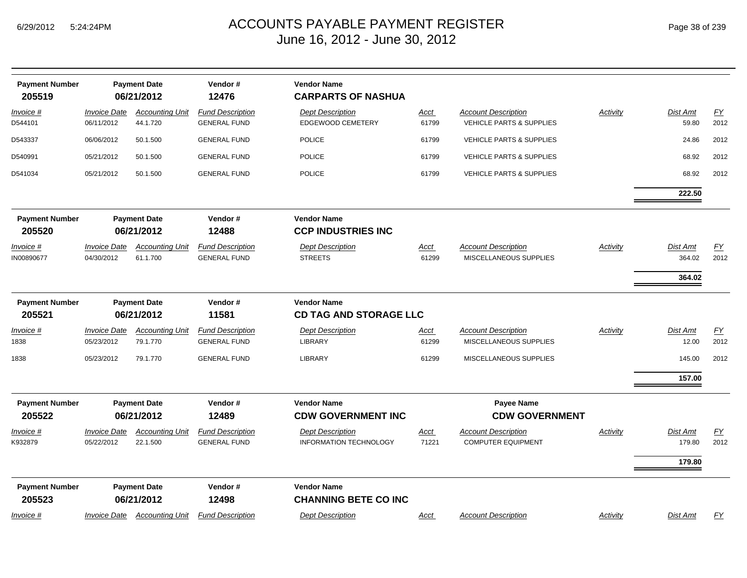# ACCOUNTS PAYABLE PAYMENT REGISTER
## June 16, 2012 - June 30, 2012

| Payment Number | Payment Date | Vendor # | Vendor Name |
|---|---|---|---|
| **205519** | **06/21/2012** | **12476** | **CARPARTS OF NASHUA** |

| Invoice # | Invoice Date | Accounting Unit | Fund Description | Dept Description | Acct | Account Description | Activity | Dist Amt | FY |
|---|---|---|---|---|---|---|---|---|---|
| D544101 | 06/11/2012 | 44.1.720 | GENERAL FUND | EDGEWOOD CEMETERY | 61799 | VEHICLE PARTS & SUPPLIES | | 59.80 | 2012 |
| D543337 | 06/06/2012 | 50.1.500 | GENERAL FUND | POLICE | 61799 | VEHICLE PARTS & SUPPLIES | | 24.86 | 2012 |
| D540991 | 05/21/2012 | 50.1.500 | GENERAL FUND | POLICE | 61799 | VEHICLE PARTS & SUPPLIES | | 68.92 | 2012 |
| D541034 | 05/21/2012 | 50.1.500 | GENERAL FUND | POLICE | 61799 | VEHICLE PARTS & SUPPLIES | | 68.92 | 2012 |
| | | | | | | | | **222.50** | |

| Payment Number | Payment Date | Vendor # | Vendor Name |
|---|---|---|---|
| **205520** | **06/21/2012** | **12488** | **CCP INDUSTRIES INC** |

| Invoice # | Invoice Date | Accounting Unit | Fund Description | Dept Description | Acct | Account Description | Activity | Dist Amt | FY |
|---|---|---|---|---|---|---|---|---|---|
| IN00890677 | 04/30/2012 | 61.1.700 | GENERAL FUND | STREETS | 61299 | MISCELLANEOUS SUPPLIES | | 364.02 | 2012 |
| | | | | | | | | **364.02** | |

| Payment Number | Payment Date | Vendor # | Vendor Name |
|---|---|---|---|
| **205521** | **06/21/2012** | **11581** | **CD TAG AND STORAGE LLC** |

| Invoice # | Invoice Date | Accounting Unit | Fund Description | Dept Description | Acct | Account Description | Activity | Dist Amt | FY |
|---|---|---|---|---|---|---|---|---|---|
| 1838 | 05/23/2012 | 79.1.770 | GENERAL FUND | LIBRARY | 61299 | MISCELLANEOUS SUPPLIES | | 12.00 | 2012 |
| 1838 | 05/23/2012 | 79.1.770 | GENERAL FUND | LIBRARY | 61299 | MISCELLANEOUS SUPPLIES | | 145.00 | 2012 |
| | | | | | | | | **157.00** | |

| Payment Number | Payment Date | Vendor # | Vendor Name | Payee Name |
|---|---|---|---|---|
| **205522** | **06/21/2012** | **12489** | **CDW GOVERNMENT INC** | **CDW GOVERNMENT** |

| Invoice # | Invoice Date | Accounting Unit | Fund Description | Dept Description | Acct | Account Description | Activity | Dist Amt | FY |
|---|---|---|---|---|---|---|---|---|---|
| K932879 | 05/22/2012 | 22.1.500 | GENERAL FUND | INFORMATION TECHNOLOGY | 71221 | COMPUTER EQUIPMENT | | 179.80 | 2012 |
| | | | | | | | | **179.80** | |

| Payment Number | Payment Date | Vendor # | Vendor Name |
|---|---|---|---|
| **205523** | **06/21/2012** | **12498** | **CHANNING BETE CO INC** |

| Invoice # | Invoice Date | Accounting Unit | Fund Description | Dept Description | Acct | Account Description | Activity | Dist Amt | FY |
|---|---|---|---|---|---|---|---|---|---|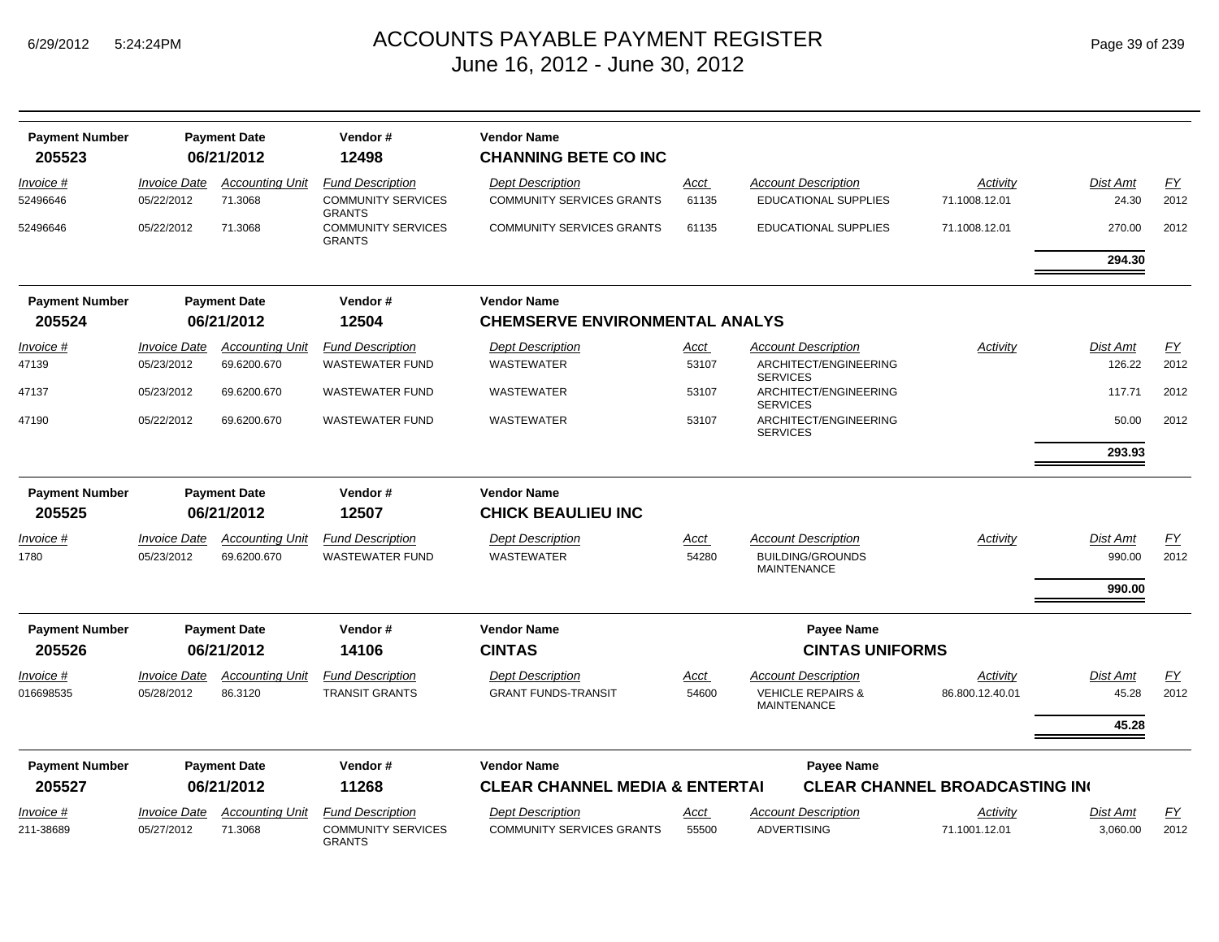# ACCOUNTS PAYABLE PAYMENT REGISTER
June 16, 2012 - June 30, 2012

| Payment Number | Payment Date | Vendor # | Vendor Name |
|---|---|---|---|
| **205523** | **06/21/2012** | **12498** | **CHANNING BETE CO INC** |

| Invoice # | Invoice Date | Accounting Unit | Fund Description | Dept Description | Acct | Account Description | Activity | Dist Amt | FY |
|---|---|---|---|---|---|---|---|---|---|
| 52496646 | 05/22/2012 | 71.3068 | COMMUNITY SERVICES GRANTS | COMMUNITY SERVICES GRANTS | 61135 | EDUCATIONAL SUPPLIES | 71.1008.12.01 | 24.30 | 2012 |
| 52496646 | 05/22/2012 | 71.3068 | COMMUNITY SERVICES GRANTS | COMMUNITY SERVICES GRANTS | 61135 | EDUCATIONAL SUPPLIES | 71.1008.12.01 | 270.00 | 2012 |
| | | | | | | | | **294.30** | |

| Payment Number | Payment Date | Vendor # | Vendor Name |
|---|---|---|---|
| **205524** | **06/21/2012** | **12504** | **CHEMSERVE ENVIRONMENTAL ANALYS** |

| Invoice # | Invoice Date | Accounting Unit | Fund Description | Dept Description | Acct | Account Description | Activity | Dist Amt | FY |
|---|---|---|---|---|---|---|---|---|---|
| 47139 | 05/23/2012 | 69.6200.670 | WASTEWATER FUND | WASTEWATER | 53107 | ARCHITECT/ENGINEERING SERVICES | | 126.22 | 2012 |
| 47137 | 05/23/2012 | 69.6200.670 | WASTEWATER FUND | WASTEWATER | 53107 | ARCHITECT/ENGINEERING SERVICES | | 117.71 | 2012 |
| 47190 | 05/22/2012 | 69.6200.670 | WASTEWATER FUND | WASTEWATER | 53107 | ARCHITECT/ENGINEERING SERVICES | | 50.00 | 2012 |
| | | | | | | | | **293.93** | |

| Payment Number | Payment Date | Vendor # | Vendor Name |
|---|---|---|---|
| **205525** | **06/21/2012** | **12507** | **CHICK BEAULIEU INC** |

| Invoice # | Invoice Date | Accounting Unit | Fund Description | Dept Description | Acct | Account Description | Activity | Dist Amt | FY |
|---|---|---|---|---|---|---|---|---|---|
| 1780 | 05/23/2012 | 69.6200.670 | WASTEWATER FUND | WASTEWATER | 54280 | BUILDING/GROUNDS MAINTENANCE | | 990.00 | 2012 |
| | | | | | | | | **990.00** | |

| Payment Number | Payment Date | Vendor # | Vendor Name | Payee Name |
|---|---|---|---|---|
| **205526** | **06/21/2012** | **14106** | **CINTAS** | **CINTAS UNIFORMS** |

| Invoice # | Invoice Date | Accounting Unit | Fund Description | Dept Description | Acct | Account Description | Activity | Dist Amt | FY |
|---|---|---|---|---|---|---|---|---|---|
| 016698535 | 05/28/2012 | 86.3120 | TRANSIT GRANTS | GRANT FUNDS-TRANSIT | 54600 | VEHICLE REPAIRS & MAINTENANCE | 86.800.12.40.01 | 45.28 | 2012 |
| | | | | | | | | **45.28** | |

| Payment Number | Payment Date | Vendor # | Vendor Name | Payee Name |
|---|---|---|---|---|
| **205527** | **06/21/2012** | **11268** | **CLEAR CHANNEL MEDIA & ENTERTAI** | **CLEAR CHANNEL BROADCASTING IN(** |

| Invoice # | Invoice Date | Accounting Unit | Fund Description | Dept Description | Acct | Account Description | Activity | Dist Amt | FY |
|---|---|---|---|---|---|---|---|---|---|
| 211-38689 | 05/27/2012 | 71.3068 | COMMUNITY SERVICES GRANTS | COMMUNITY SERVICES GRANTS | 55500 | ADVERTISING | 71.1001.12.01 | 3,060.00 | 2012 |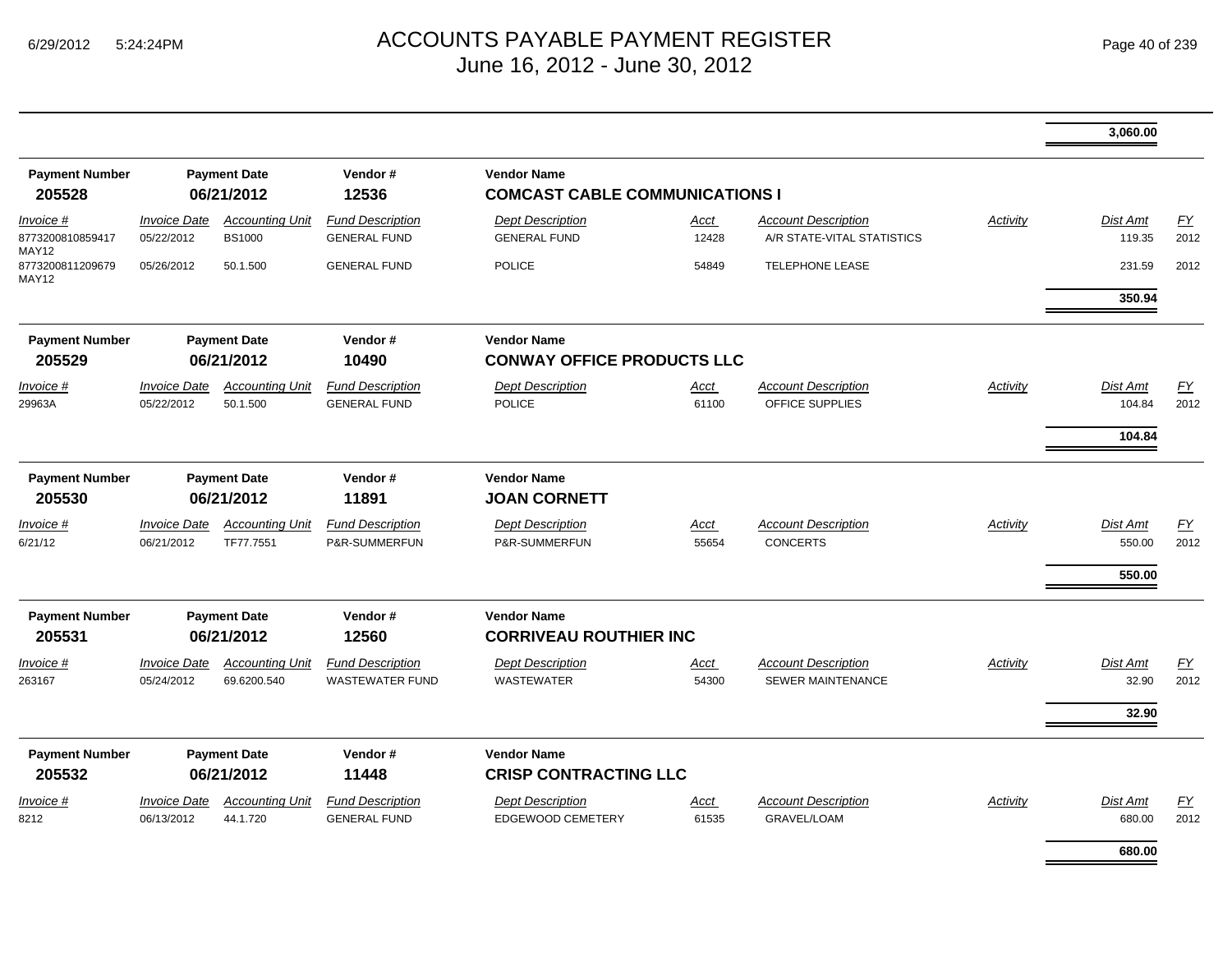# ACCOUNTS PAYABLE PAYMENT REGISTER
## June 16, 2012 - June 30, 2012

**3,060.00**

| Payment Number | Payment Date | Vendor # | Vendor Name |
|---|---|---|---|
| 205528 | 06/21/2012 | 12536 | COMCAST CABLE COMMUNICATIONS I |

| Invoice # | Invoice Date | Accounting Unit | Fund Description | Dept Description | Acct | Account Description | Activity | Dist Amt | FY |
|---|---|---|---|---|---|---|---|---|---|
| 8773200810859417 MAY12 | 05/22/2012 | BS1000 | GENERAL FUND | GENERAL FUND | 12428 | A/R STATE-VITAL STATISTICS | | 119.35 | 2012 |
| 8773200811209679 MAY12 | 05/26/2012 | 50.1.500 | GENERAL FUND | POLICE | 54849 | TELEPHONE LEASE | | 231.59 | 2012 |
| | | | | | | | | **350.94** | |

| Payment Number | Payment Date | Vendor # | Vendor Name |
|---|---|---|---|
| 205529 | 06/21/2012 | 10490 | CONWAY OFFICE PRODUCTS LLC |

| Invoice # | Invoice Date | Accounting Unit | Fund Description | Dept Description | Acct | Account Description | Activity | Dist Amt | FY |
|---|---|---|---|---|---|---|---|---|---|
| 29963A | 05/22/2012 | 50.1.500 | GENERAL FUND | POLICE | 61100 | OFFICE SUPPLIES | | 104.84 | 2012 |
| | | | | | | | | **104.84** | |

| Payment Number | Payment Date | Vendor # | Vendor Name |
|---|---|---|---|
| 205530 | 06/21/2012 | 11891 | JOAN CORNETT |

| Invoice # | Invoice Date | Accounting Unit | Fund Description | Dept Description | Acct | Account Description | Activity | Dist Amt | FY |
|---|---|---|---|---|---|---|---|---|---|
| 6/21/12 | 06/21/2012 | TF77.7551 | P&R-SUMMERFUN | P&R-SUMMERFUN | 55654 | CONCERTS | | 550.00 | 2012 |
| | | | | | | | | **550.00** | |

| Payment Number | Payment Date | Vendor # | Vendor Name |
|---|---|---|---|
| 205531 | 06/21/2012 | 12560 | CORRIVEAU ROUTHIER INC |

| Invoice # | Invoice Date | Accounting Unit | Fund Description | Dept Description | Acct | Account Description | Activity | Dist Amt | FY |
|---|---|---|---|---|---|---|---|---|---|
| 263167 | 05/24/2012 | 69.6200.540 | WASTEWATER FUND | WASTEWATER | 54300 | SEWER MAINTENANCE | | 32.90 | 2012 |
| | | | | | | | | **32.90** | |

| Payment Number | Payment Date | Vendor # | Vendor Name |
|---|---|---|---|
| 205532 | 06/21/2012 | 11448 | CRISP CONTRACTING LLC |

| Invoice # | Invoice Date | Accounting Unit | Fund Description | Dept Description | Acct | Account Description | Activity | Dist Amt | FY |
|---|---|---|---|---|---|---|---|---|---|
| 8212 | 06/13/2012 | 44.1.720 | GENERAL FUND | EDGEWOOD CEMETERY | 61535 | GRAVEL/LOAM | | 680.00 | 2012 |
| | | | | | | | | **680.00** | |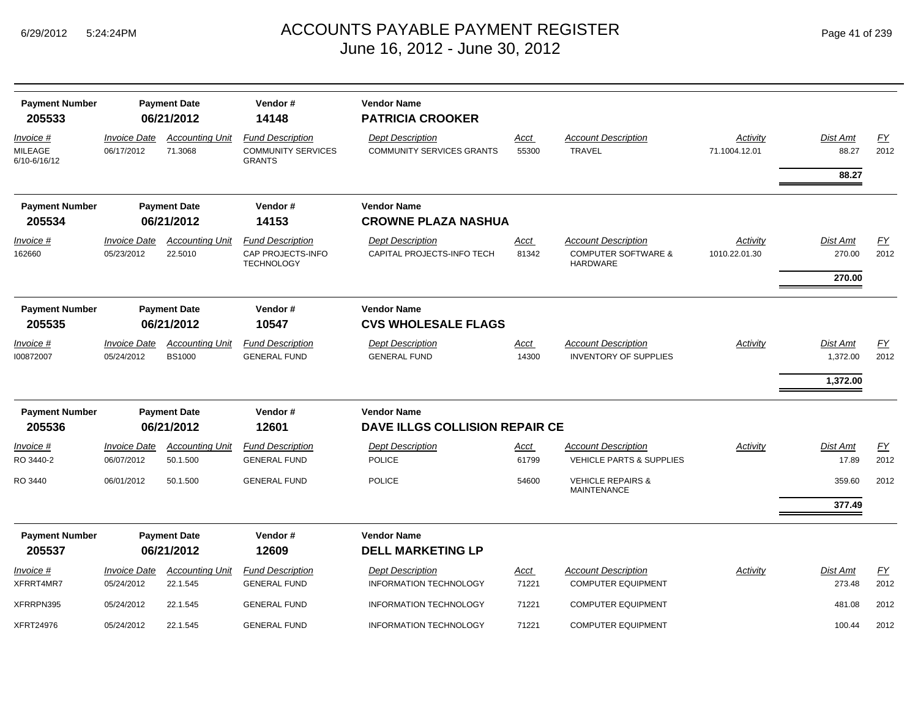# ACCOUNTS PAYABLE PAYMENT REGISTER
## June 16, 2012 - June 30, 2012

| Payment Number | Payment Date | Vendor # | Vendor Name |
|---|---|---|---|
| **205533** | **06/21/2012** | **14148** | **PATRICIA CROOKER** |

| Invoice # | Invoice Date | Accounting Unit | Fund Description | Dept Description | Acct | Account Description | Activity | Dist Amt | FY |
|---|---|---|---|---|---|---|---|---|---|
| MILEAGE 6/10-6/16/12 | 06/17/2012 | 71.3068 | COMMUNITY SERVICES GRANTS | COMMUNITY SERVICES GRANTS | 55300 | TRAVEL | 71.1004.12.01 | 88.27 | 2012 |
| | | | | | | | | **88.27** | |

| Payment Number | Payment Date | Vendor # | Vendor Name |
|---|---|---|---|
| **205534** | **06/21/2012** | **14153** | **CROWNE PLAZA NASHUA** |

| Invoice # | Invoice Date | Accounting Unit | Fund Description | Dept Description | Acct | Account Description | Activity | Dist Amt | FY |
|---|---|---|---|---|---|---|---|---|---|
| 162660 | 05/23/2012 | 22.5010 | CAP PROJECTS-INFO TECHNOLOGY | CAPITAL PROJECTS-INFO TECH | 81342 | COMPUTER SOFTWARE & HARDWARE | 1010.22.01.30 | 270.00 | 2012 |
| | | | | | | | | **270.00** | |

| Payment Number | Payment Date | Vendor # | Vendor Name |
|---|---|---|---|
| **205535** | **06/21/2012** | **10547** | **CVS WHOLESALE FLAGS** |

| Invoice # | Invoice Date | Accounting Unit | Fund Description | Dept Description | Acct | Account Description | Activity | Dist Amt | FY |
|---|---|---|---|---|---|---|---|---|---|
| I00872007 | 05/24/2012 | BS1000 | GENERAL FUND | GENERAL FUND | 14300 | INVENTORY OF SUPPLIES | | 1,372.00 | 2012 |
| | | | | | | | | **1,372.00** | |

| Payment Number | Payment Date | Vendor # | Vendor Name |
|---|---|---|---|
| **205536** | **06/21/2012** | **12601** | **DAVE ILLGS COLLISION REPAIR CE** |

| Invoice # | Invoice Date | Accounting Unit | Fund Description | Dept Description | Acct | Account Description | Activity | Dist Amt | FY |
|---|---|---|---|---|---|---|---|---|---|
| RO 3440-2 | 06/07/2012 | 50.1.500 | GENERAL FUND | POLICE | 61799 | VEHICLE PARTS & SUPPLIES | | 17.89 | 2012 |
| RO 3440 | 06/01/2012 | 50.1.500 | GENERAL FUND | POLICE | 54600 | VEHICLE REPAIRS & MAINTENANCE | | 359.60 | 2012 |
| | | | | | | | | **377.49** | |

| Payment Number | Payment Date | Vendor # | Vendor Name |
|---|---|---|---|
| **205537** | **06/21/2012** | **12609** | **DELL MARKETING LP** |

| Invoice # | Invoice Date | Accounting Unit | Fund Description | Dept Description | Acct | Account Description | Activity | Dist Amt | FY |
|---|---|---|---|---|---|---|---|---|---|
| XFRRT4MR7 | 05/24/2012 | 22.1.545 | GENERAL FUND | INFORMATION TECHNOLOGY | 71221 | COMPUTER EQUIPMENT | | 273.48 | 2012 |
| XFRRPN395 | 05/24/2012 | 22.1.545 | GENERAL FUND | INFORMATION TECHNOLOGY | 71221 | COMPUTER EQUIPMENT | | 481.08 | 2012 |
| XFRT24976 | 05/24/2012 | 22.1.545 | GENERAL FUND | INFORMATION TECHNOLOGY | 71221 | COMPUTER EQUIPMENT | | 100.44 | 2012 |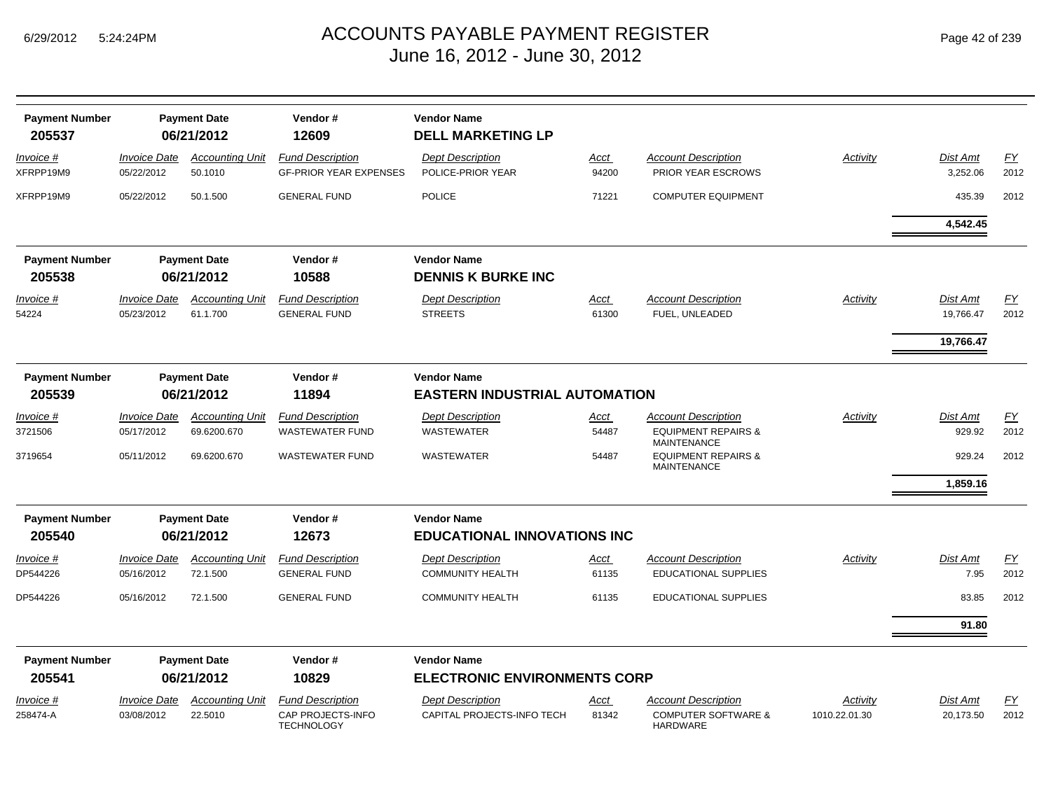# ACCOUNTS PAYABLE PAYMENT REGISTER
## June 16, 2012 - June 30, 2012

| Payment Number | Payment Date | Vendor # | Vendor Name |
|---|---|---|---|
| **205537** | **06/21/2012** | **12609** | **DELL MARKETING LP** |

| Invoice # | Invoice Date | Accounting Unit | Fund Description | Dept Description | Acct | Account Description | Activity | Dist Amt | FY |
|---|---|---|---|---|---|---|---|---|---|
| XFRPP19M9 | 05/22/2012 | 50.1010 | GF-PRIOR YEAR EXPENSES | POLICE-PRIOR YEAR | 94200 | PRIOR YEAR ESCROWS | | 3,252.06 | 2012 |
| XFRPP19M9 | 05/22/2012 | 50.1.500 | GENERAL FUND | POLICE | 71221 | COMPUTER EQUIPMENT | | 435.39 | 2012 |
| | | | | | | | | **4,542.45** | |

| Payment Number | Payment Date | Vendor # | Vendor Name |
|---|---|---|---|
| **205538** | **06/21/2012** | **10588** | **DENNIS K BURKE INC** |

| Invoice # | Invoice Date | Accounting Unit | Fund Description | Dept Description | Acct | Account Description | Activity | Dist Amt | FY |
|---|---|---|---|---|---|---|---|---|---|
| 54224 | 05/23/2012 | 61.1.700 | GENERAL FUND | STREETS | 61300 | FUEL, UNLEADED | | 19,766.47 | 2012 |
| | | | | | | | | **19,766.47** | |

| Payment Number | Payment Date | Vendor # | Vendor Name |
|---|---|---|---|
| **205539** | **06/21/2012** | **11894** | **EASTERN INDUSTRIAL AUTOMATION** |

| Invoice # | Invoice Date | Accounting Unit | Fund Description | Dept Description | Acct | Account Description | Activity | Dist Amt | FY |
|---|---|---|---|---|---|---|---|---|---|
| 3721506 | 05/17/2012 | 69.6200.670 | WASTEWATER FUND | WASTEWATER | 54487 | EQUIPMENT REPAIRS & MAINTENANCE | | 929.92 | 2012 |
| 3719654 | 05/11/2012 | 69.6200.670 | WASTEWATER FUND | WASTEWATER | 54487 | EQUIPMENT REPAIRS & MAINTENANCE | | 929.24 | 2012 |
| | | | | | | | | **1,859.16** | |

| Payment Number | Payment Date | Vendor # | Vendor Name |
|---|---|---|---|
| **205540** | **06/21/2012** | **12673** | **EDUCATIONAL INNOVATIONS INC** |

| Invoice # | Invoice Date | Accounting Unit | Fund Description | Dept Description | Acct | Account Description | Activity | Dist Amt | FY |
|---|---|---|---|---|---|---|---|---|---|
| DP544226 | 05/16/2012 | 72.1.500 | GENERAL FUND | COMMUNITY HEALTH | 61135 | EDUCATIONAL SUPPLIES | | 7.95 | 2012 |
| DP544226 | 05/16/2012 | 72.1.500 | GENERAL FUND | COMMUNITY HEALTH | 61135 | EDUCATIONAL SUPPLIES | | 83.85 | 2012 |
| | | | | | | | | **91.80** | |

| Payment Number | Payment Date | Vendor # | Vendor Name |
|---|---|---|---|
| **205541** | **06/21/2012** | **10829** | **ELECTRONIC ENVIRONMENTS CORP** |

| Invoice # | Invoice Date | Accounting Unit | Fund Description | Dept Description | Acct | Account Description | Activity | Dist Amt | FY |
|---|---|---|---|---|---|---|---|---|---|
| 258474-A | 03/08/2012 | 22.5010 | CAP PROJECTS-INFO TECHNOLOGY | CAPITAL PROJECTS-INFO TECH | 81342 | COMPUTER SOFTWARE & HARDWARE | 1010.22.01.30 | 20,173.50 | 2012 |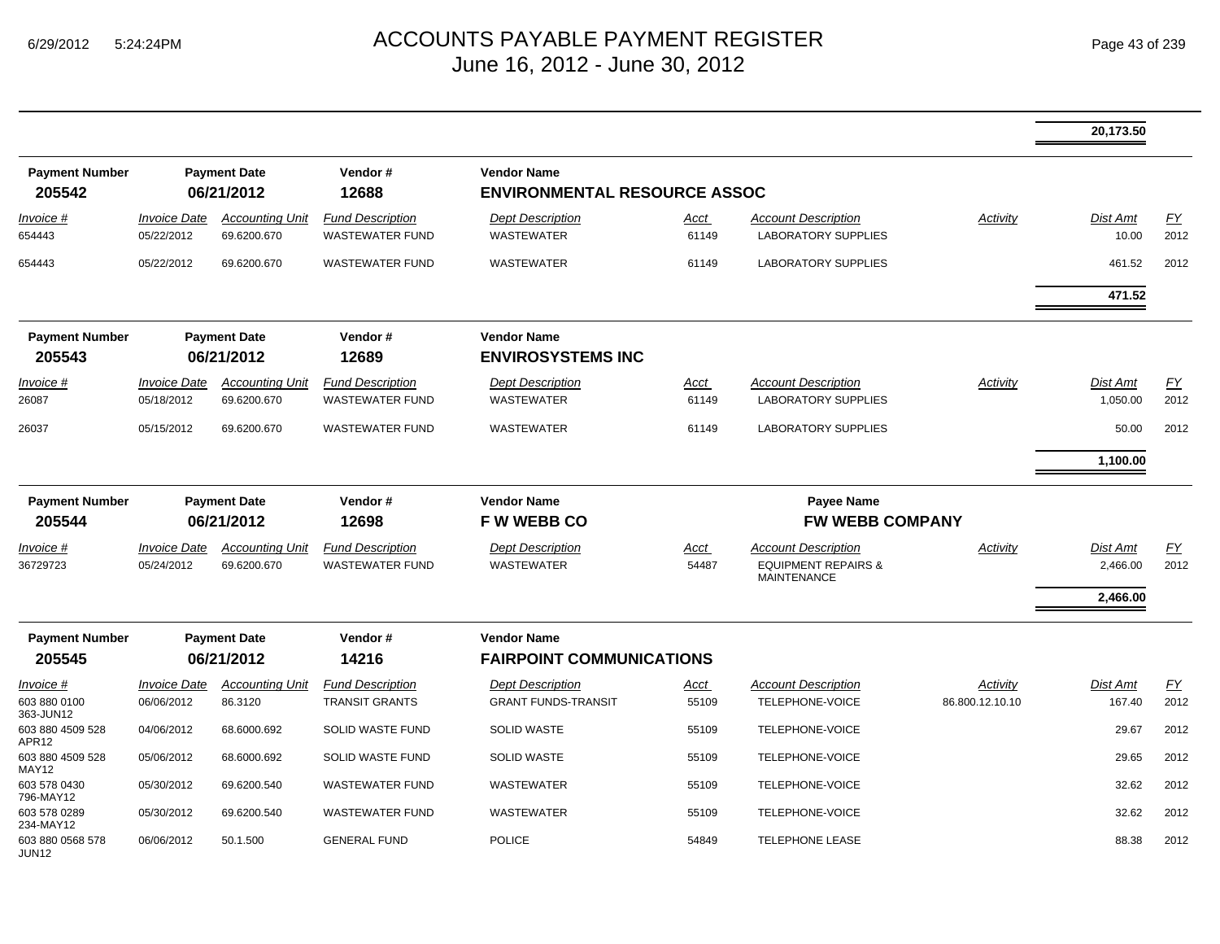|  |  |  |  |  |  |  |  | 20,173.50 |  |
|---|---|---|---|---|---|---|---|---|---|

**Payment Number** 205542 | **Payment Date** 06/21/2012 | **Vendor #** 12688 | **Vendor Name** ENVIRONMENTAL RESOURCE ASSOC

| Invoice # | Invoice Date | Accounting Unit | Fund Description | Dept Description | Acct | Account Description | Activity | Dist Amt | FY |
|---|---|---|---|---|---|---|---|---|---|
| 654443 | 05/22/2012 | 69.6200.670 | WASTEWATER FUND | WASTEWATER | 61149 | LABORATORY SUPPLIES |  | 10.00 | 2012 |
| 654443 | 05/22/2012 | 69.6200.670 | WASTEWATER FUND | WASTEWATER | 61149 | LABORATORY SUPPLIES |  | 461.52 | 2012 |
|  |  |  |  |  |  |  |  | **471.52** |  |

**Payment Number** 205543 | **Payment Date** 06/21/2012 | **Vendor #** 12689 | **Vendor Name** ENVIROSYSTEMS INC

| Invoice # | Invoice Date | Accounting Unit | Fund Description | Dept Description | Acct | Account Description | Activity | Dist Amt | FY |
|---|---|---|---|---|---|---|---|---|---|
| 26087 | 05/18/2012 | 69.6200.670 | WASTEWATER FUND | WASTEWATER | 61149 | LABORATORY SUPPLIES |  | 1,050.00 | 2012 |
| 26037 | 05/15/2012 | 69.6200.670 | WASTEWATER FUND | WASTEWATER | 61149 | LABORATORY SUPPLIES |  | 50.00 | 2012 |
|  |  |  |  |  |  |  |  | **1,100.00** |  |

**Payment Number** 205544 | **Payment Date** 06/21/2012 | **Vendor #** 12698 | **Vendor Name** F W WEBB CO | **Payee Name** FW WEBB COMPANY

| Invoice # | Invoice Date | Accounting Unit | Fund Description | Dept Description | Acct | Account Description | Activity | Dist Amt | FY |
|---|---|---|---|---|---|---|---|---|---|
| 36729723 | 05/24/2012 | 69.6200.670 | WASTEWATER FUND | WASTEWATER | 54487 | EQUIPMENT REPAIRS & MAINTENANCE |  | 2,466.00 | 2012 |
|  |  |  |  |  |  |  |  | **2,466.00** |  |

**Payment Number** 205545 | **Payment Date** 06/21/2012 | **Vendor #** 14216 | **Vendor Name** FAIRPOINT COMMUNICATIONS

| Invoice # | Invoice Date | Accounting Unit | Fund Description | Dept Description | Acct | Account Description | Activity | Dist Amt | FY |
|---|---|---|---|---|---|---|---|---|---|
| 603 880 0100 363-JUN12 | 06/06/2012 | 86.3120 | TRANSIT GRANTS | GRANT FUNDS-TRANSIT | 55109 | TELEPHONE-VOICE | 86.800.12.10.10 | 167.40 | 2012 |
| 603 880 4509 528 APR12 | 04/06/2012 | 68.6000.692 | SOLID WASTE FUND | SOLID WASTE | 55109 | TELEPHONE-VOICE |  | 29.67 | 2012 |
| 603 880 4509 528 MAY12 | 05/06/2012 | 68.6000.692 | SOLID WASTE FUND | SOLID WASTE | 55109 | TELEPHONE-VOICE |  | 29.65 | 2012 |
| 603 578 0430 796-MAY12 | 05/30/2012 | 69.6200.540 | WASTEWATER FUND | WASTEWATER | 55109 | TELEPHONE-VOICE |  | 32.62 | 2012 |
| 603 578 0289 234-MAY12 | 05/30/2012 | 69.6200.540 | WASTEWATER FUND | WASTEWATER | 55109 | TELEPHONE-VOICE |  | 32.62 | 2012 |
| 603 880 0568 578 JUN12 | 06/06/2012 | 50.1.500 | GENERAL FUND | POLICE | 54849 | TELEPHONE LEASE |  | 88.38 | 2012 |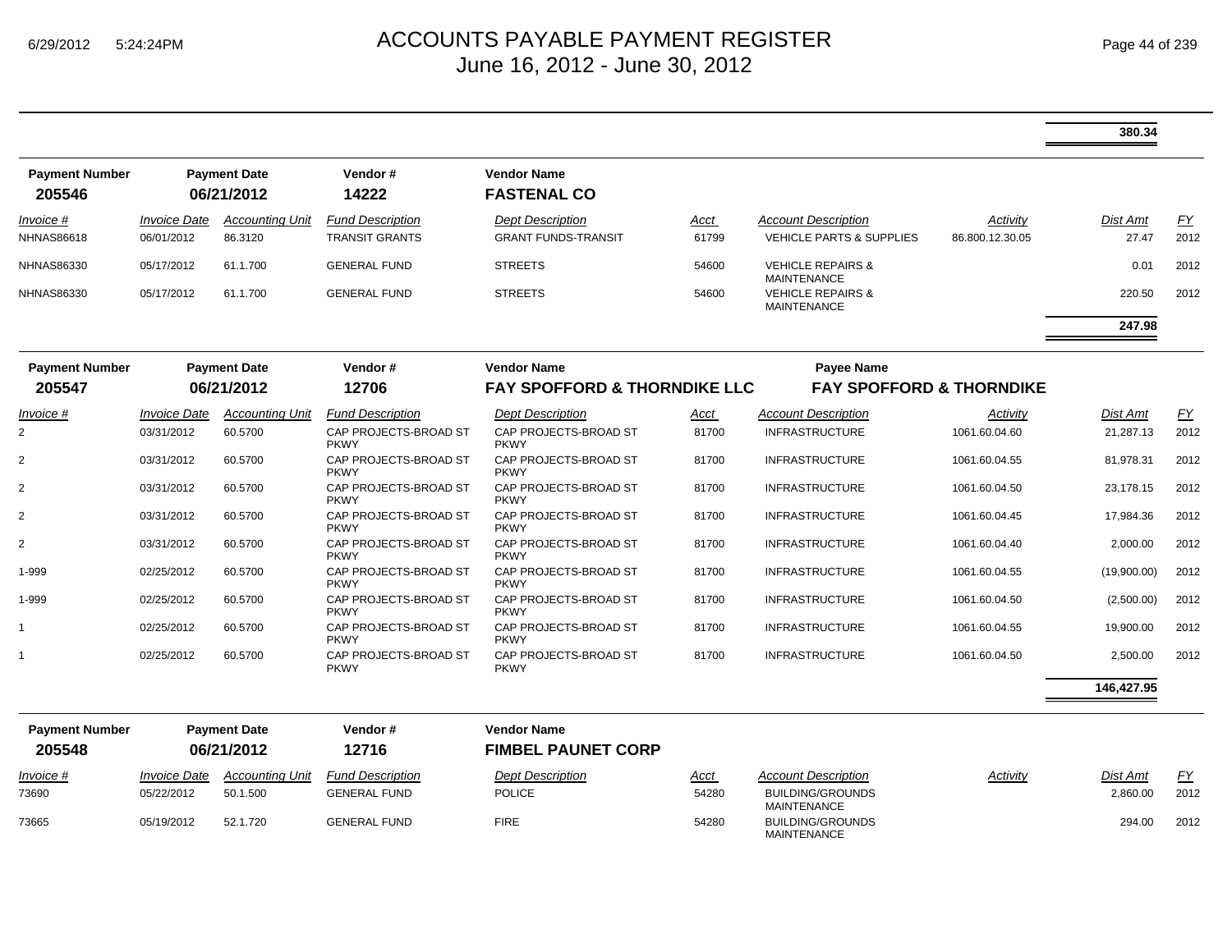| | | | | | | | | 380.34 | |
|---|---|---|---|---|---|---|---|---|---|

**Payment Number** 205546 | **Payment Date** 06/21/2012 | **Vendor #** 14222 | **Vendor Name** FASTENAL CO

| Invoice # | Invoice Date | Accounting Unit | Fund Description | Dept Description | Acct | Account Description | Activity | Dist Amt | FY |
|---|---|---|---|---|---|---|---|---|---|
| NHNAS86618 | 06/01/2012 | 86.3120 | TRANSIT GRANTS | GRANT FUNDS-TRANSIT | 61799 | VEHICLE PARTS & SUPPLIES | 86.800.12.30.05 | 27.47 | 2012 |
| NHNAS86330 | 05/17/2012 | 61.1.700 | GENERAL FUND | STREETS | 54600 | VEHICLE REPAIRS & MAINTENANCE | | 0.01 | 2012 |
| NHNAS86330 | 05/17/2012 | 61.1.700 | GENERAL FUND | STREETS | 54600 | VEHICLE REPAIRS & MAINTENANCE | | 220.50 | 2012 |
| | | | | | | | | **247.98** | |

**Payment Number** 205547 | **Payment Date** 06/21/2012 | **Vendor #** 12706 | **Vendor Name** FAY SPOFFORD & THORNDIKE LLC | **Payee Name** FAY SPOFFORD & THORNDIKE

| Invoice # | Invoice Date | Accounting Unit | Fund Description | Dept Description | Acct | Account Description | Activity | Dist Amt | FY |
|---|---|---|---|---|---|---|---|---|---|
| 2 | 03/31/2012 | 60.5700 | CAP PROJECTS-BROAD ST PKWY | CAP PROJECTS-BROAD ST PKWY | 81700 | INFRASTRUCTURE | 1061.60.04.60 | 21,287.13 | 2012 |
| 2 | 03/31/2012 | 60.5700 | CAP PROJECTS-BROAD ST PKWY | CAP PROJECTS-BROAD ST PKWY | 81700 | INFRASTRUCTURE | 1061.60.04.55 | 81,978.31 | 2012 |
| 2 | 03/31/2012 | 60.5700 | CAP PROJECTS-BROAD ST PKWY | CAP PROJECTS-BROAD ST PKWY | 81700 | INFRASTRUCTURE | 1061.60.04.50 | 23,178.15 | 2012 |
| 2 | 03/31/2012 | 60.5700 | CAP PROJECTS-BROAD ST PKWY | CAP PROJECTS-BROAD ST PKWY | 81700 | INFRASTRUCTURE | 1061.60.04.45 | 17,984.36 | 2012 |
| 2 | 03/31/2012 | 60.5700 | CAP PROJECTS-BROAD ST PKWY | CAP PROJECTS-BROAD ST PKWY | 81700 | INFRASTRUCTURE | 1061.60.04.40 | 2,000.00 | 2012 |
| 1-999 | 02/25/2012 | 60.5700 | CAP PROJECTS-BROAD ST PKWY | CAP PROJECTS-BROAD ST PKWY | 81700 | INFRASTRUCTURE | 1061.60.04.55 | (19,900.00) | 2012 |
| 1-999 | 02/25/2012 | 60.5700 | CAP PROJECTS-BROAD ST PKWY | CAP PROJECTS-BROAD ST PKWY | 81700 | INFRASTRUCTURE | 1061.60.04.50 | (2,500.00) | 2012 |
| 1 | 02/25/2012 | 60.5700 | CAP PROJECTS-BROAD ST PKWY | CAP PROJECTS-BROAD ST PKWY | 81700 | INFRASTRUCTURE | 1061.60.04.55 | 19,900.00 | 2012 |
| 1 | 02/25/2012 | 60.5700 | CAP PROJECTS-BROAD ST PKWY | CAP PROJECTS-BROAD ST PKWY | 81700 | INFRASTRUCTURE | 1061.60.04.50 | 2,500.00 | 2012 |
| | | | | | | | | **146,427.95** | |

**Payment Number** 205548 | **Payment Date** 06/21/2012 | **Vendor #** 12716 | **Vendor Name** FIMBEL PAUNET CORP

| Invoice # | Invoice Date | Accounting Unit | Fund Description | Dept Description | Acct | Account Description | Activity | Dist Amt | FY |
|---|---|---|---|---|---|---|---|---|---|
| 73690 | 05/22/2012 | 50.1.500 | GENERAL FUND | POLICE | 54280 | BUILDING/GROUNDS MAINTENANCE | | 2,860.00 | 2012 |
| 73665 | 05/19/2012 | 52.1.720 | GENERAL FUND | FIRE | 54280 | BUILDING/GROUNDS MAINTENANCE | | 294.00 | 2012 |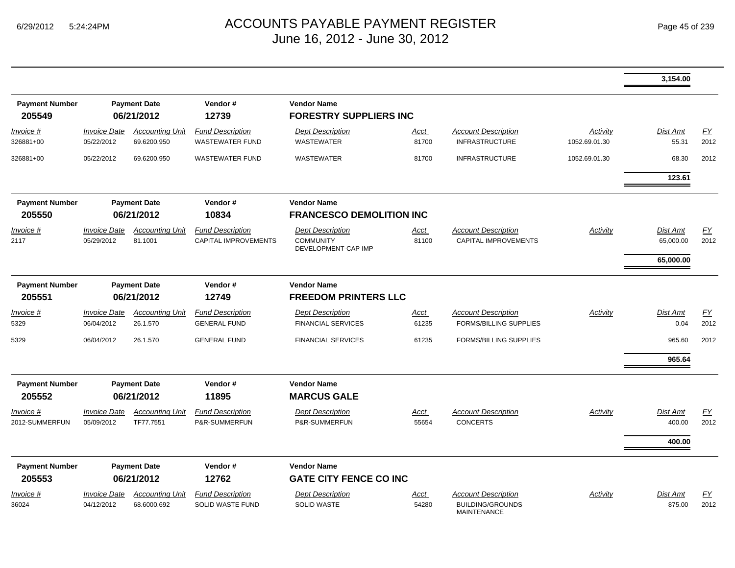# ACCOUNTS PAYABLE PAYMENT REGISTER
## June 16, 2012 - June 30, 2012

6/29/2012 5:24:24PM

| | | | | | | | | Dist Amt | |
|---|---|---|---|---|---|---|---|---|---|
| | | | | | | | | **3,154.00** | |

**Payment Number:** 205549 | **Payment Date:** 06/21/2012 | **Vendor #:** 12739 | **Vendor Name:** FORESTRY SUPPLIERS INC

| Invoice # | Invoice Date | Accounting Unit | Fund Description | Dept Description | Acct | Account Description | Activity | Dist Amt | FY |
|---|---|---|---|---|---|---|---|---|---|
| 326881+00 | 05/22/2012 | 69.6200.950 | WASTEWATER FUND | WASTEWATER | 81700 | INFRASTRUCTURE | 1052.69.01.30 | 55.31 | 2012 |
| 326881+00 | 05/22/2012 | 69.6200.950 | WASTEWATER FUND | WASTEWATER | 81700 | INFRASTRUCTURE | 1052.69.01.30 | 68.30 | 2012 |
| | | | | | | | | **123.61** | |

**Payment Number:** 205550 | **Payment Date:** 06/21/2012 | **Vendor #:** 10834 | **Vendor Name:** FRANCESCO DEMOLITION INC

| Invoice # | Invoice Date | Accounting Unit | Fund Description | Dept Description | Acct | Account Description | Activity | Dist Amt | FY |
|---|---|---|---|---|---|---|---|---|---|
| 2117 | 05/29/2012 | 81.1001 | CAPITAL IMPROVEMENTS | COMMUNITY DEVELOPMENT-CAP IMP | 81100 | CAPITAL IMPROVEMENTS | | 65,000.00 | 2012 |
| | | | | | | | | **65,000.00** | |

**Payment Number:** 205551 | **Payment Date:** 06/21/2012 | **Vendor #:** 12749 | **Vendor Name:** FREEDOM PRINTERS LLC

| Invoice # | Invoice Date | Accounting Unit | Fund Description | Dept Description | Acct | Account Description | Activity | Dist Amt | FY |
|---|---|---|---|---|---|---|---|---|---|
| 5329 | 06/04/2012 | 26.1.570 | GENERAL FUND | FINANCIAL SERVICES | 61235 | FORMS/BILLING SUPPLIES | | 0.04 | 2012 |
| 5329 | 06/04/2012 | 26.1.570 | GENERAL FUND | FINANCIAL SERVICES | 61235 | FORMS/BILLING SUPPLIES | | 965.60 | 2012 |
| | | | | | | | | **965.64** | |

**Payment Number:** 205552 | **Payment Date:** 06/21/2012 | **Vendor #:** 11895 | **Vendor Name:** MARCUS GALE

| Invoice # | Invoice Date | Accounting Unit | Fund Description | Dept Description | Acct | Account Description | Activity | Dist Amt | FY |
|---|---|---|---|---|---|---|---|---|---|
| 2012-SUMMERFUN | 05/09/2012 | TF77.7551 | P&R-SUMMERFUN | P&R-SUMMERFUN | 55654 | CONCERTS | | 400.00 | 2012 |
| | | | | | | | | **400.00** | |

**Payment Number:** 205553 | **Payment Date:** 06/21/2012 | **Vendor #:** 12762 | **Vendor Name:** GATE CITY FENCE CO INC

| Invoice # | Invoice Date | Accounting Unit | Fund Description | Dept Description | Acct | Account Description | Activity | Dist Amt | FY |
|---|---|---|---|---|---|---|---|---|---|
| 36024 | 04/12/2012 | 68.6000.692 | SOLID WASTE FUND | SOLID WASTE | 54280 | BUILDING/GROUNDS MAINTENANCE | | 875.00 | 2012 |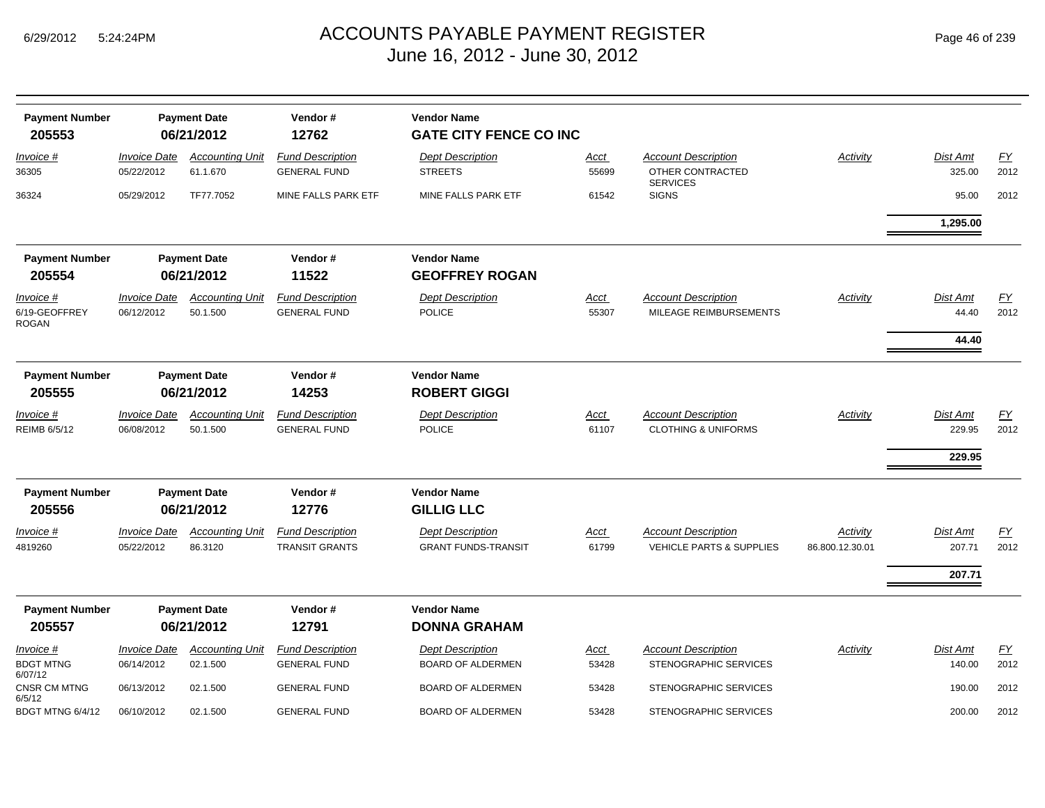# ACCOUNTS PAYABLE PAYMENT REGISTER
## June 16, 2012 - June 30, 2012

| Payment Number | Payment Date | Vendor # | Vendor Name |
|---|---|---|---|
| **205553** | **06/21/2012** | **12762** | **GATE CITY FENCE CO INC** |

| Invoice # | Invoice Date | Accounting Unit | Fund Description | Dept Description | Acct | Account Description | Activity | Dist Amt | FY |
|---|---|---|---|---|---|---|---|---|---|
| 36305 | 05/22/2012 | 61.1.670 | GENERAL FUND | STREETS | 55699 | OTHER CONTRACTED SERVICES | | 325.00 | 2012 |
| 36324 | 05/29/2012 | TF77.7052 | MINE FALLS PARK ETF | MINE FALLS PARK ETF | 61542 | SIGNS | | 95.00 | 2012 |
| | | | | | | | | **1,295.00** | |

| Payment Number | Payment Date | Vendor # | Vendor Name |
|---|---|---|---|
| **205554** | **06/21/2012** | **11522** | **GEOFFREY ROGAN** |

| Invoice # | Invoice Date | Accounting Unit | Fund Description | Dept Description | Acct | Account Description | Activity | Dist Amt | FY |
|---|---|---|---|---|---|---|---|---|---|
| 6/19-GEOFFREY ROGAN | 06/12/2012 | 50.1.500 | GENERAL FUND | POLICE | 55307 | MILEAGE REIMBURSEMENTS | | 44.40 | 2012 |
| | | | | | | | | **44.40** | |

| Payment Number | Payment Date | Vendor # | Vendor Name |
|---|---|---|---|
| **205555** | **06/21/2012** | **14253** | **ROBERT GIGGI** |

| Invoice # | Invoice Date | Accounting Unit | Fund Description | Dept Description | Acct | Account Description | Activity | Dist Amt | FY |
|---|---|---|---|---|---|---|---|---|---|
| REIMB 6/5/12 | 06/08/2012 | 50.1.500 | GENERAL FUND | POLICE | 61107 | CLOTHING & UNIFORMS | | 229.95 | 2012 |
| | | | | | | | | **229.95** | |

| Payment Number | Payment Date | Vendor # | Vendor Name |
|---|---|---|---|
| **205556** | **06/21/2012** | **12776** | **GILLIG LLC** |

| Invoice # | Invoice Date | Accounting Unit | Fund Description | Dept Description | Acct | Account Description | Activity | Dist Amt | FY |
|---|---|---|---|---|---|---|---|---|---|
| 4819260 | 05/22/2012 | 86.3120 | TRANSIT GRANTS | GRANT FUNDS-TRANSIT | 61799 | VEHICLE PARTS & SUPPLIES | 86.800.12.30.01 | 207.71 | 2012 |
| | | | | | | | | **207.71** | |

| Payment Number | Payment Date | Vendor # | Vendor Name |
|---|---|---|---|
| **205557** | **06/21/2012** | **12791** | **DONNA GRAHAM** |

| Invoice # | Invoice Date | Accounting Unit | Fund Description | Dept Description | Acct | Account Description | Activity | Dist Amt | FY |
|---|---|---|---|---|---|---|---|---|---|
| BDGT MTNG 6/07/12 | 06/14/2012 | 02.1.500 | GENERAL FUND | BOARD OF ALDERMEN | 53428 | STENOGRAPHIC SERVICES | | 140.00 | 2012 |
| CNSR CM MTNG 6/5/12 | 06/13/2012 | 02.1.500 | GENERAL FUND | BOARD OF ALDERMEN | 53428 | STENOGRAPHIC SERVICES | | 190.00 | 2012 |
| BDGT MTNG 6/4/12 | 06/10/2012 | 02.1.500 | GENERAL FUND | BOARD OF ALDERMEN | 53428 | STENOGRAPHIC SERVICES | | 200.00 | 2012 |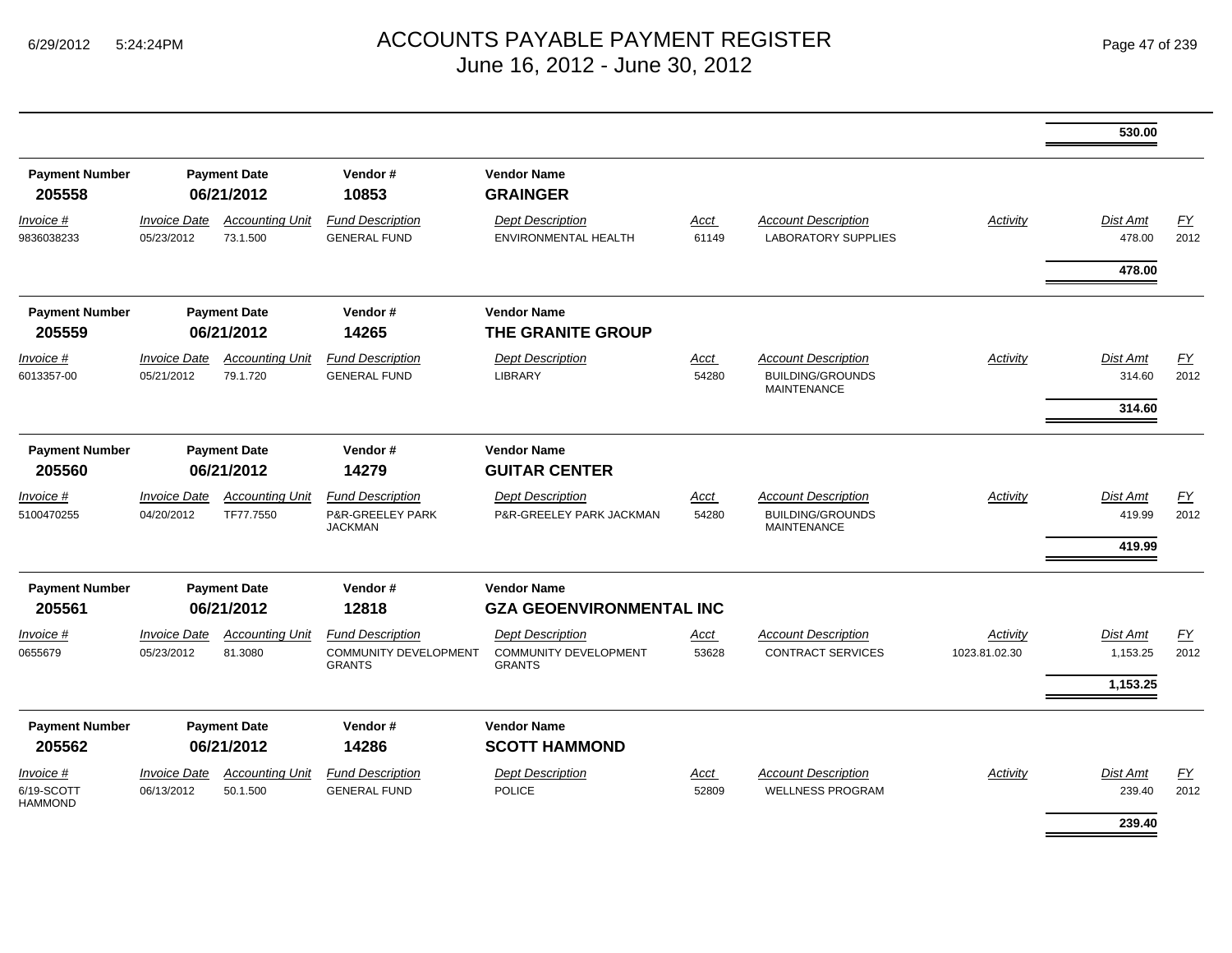# ACCOUNTS PAYABLE PAYMENT REGISTER
## June 16, 2012 - June 30, 2012

| | | | | | | | | | |
|---|---|---|---|---|---|---|---|---|---|
| | | | | | | | | **530.00** | |

| Payment Number | Payment Date | Vendor # | Vendor Name |
|---|---|---|---|
| **205558** | **06/21/2012** | **10853** | **GRAINGER** |

| *Invoice #* | *Invoice Date* | *Accounting Unit* | *Fund Description* | *Dept Description* | *Acct* | *Account Description* | *Activity* | *Dist Amt* | *FY* |
|---|---|---|---|---|---|---|---|---|---|
| 9836038233 | 05/23/2012 | 73.1.500 | GENERAL FUND | ENVIRONMENTAL HEALTH | 61149 | LABORATORY SUPPLIES | | 478.00 | 2012 |
| | | | | | | | | **478.00** | |

| Payment Number | Payment Date | Vendor # | Vendor Name |
|---|---|---|---|
| **205559** | **06/21/2012** | **14265** | **THE GRANITE GROUP** |

| *Invoice #* | *Invoice Date* | *Accounting Unit* | *Fund Description* | *Dept Description* | *Acct* | *Account Description* | *Activity* | *Dist Amt* | *FY* |
|---|---|---|---|---|---|---|---|---|---|
| 6013357-00 | 05/21/2012 | 79.1.720 | GENERAL FUND | LIBRARY | 54280 | BUILDING/GROUNDS MAINTENANCE | | 314.60 | 2012 |
| | | | | | | | | **314.60** | |

| Payment Number | Payment Date | Vendor # | Vendor Name |
|---|---|---|---|
| **205560** | **06/21/2012** | **14279** | **GUITAR CENTER** |

| *Invoice #* | *Invoice Date* | *Accounting Unit* | *Fund Description* | *Dept Description* | *Acct* | *Account Description* | *Activity* | *Dist Amt* | *FY* |
|---|---|---|---|---|---|---|---|---|---|
| 5100470255 | 04/20/2012 | TF77.7550 | P&R-GREELEY PARK JACKMAN | P&R-GREELEY PARK JACKMAN | 54280 | BUILDING/GROUNDS MAINTENANCE | | 419.99 | 2012 |
| | | | | | | | | **419.99** | |

| Payment Number | Payment Date | Vendor # | Vendor Name |
|---|---|---|---|
| **205561** | **06/21/2012** | **12818** | **GZA GEOENVIRONMENTAL INC** |

| *Invoice #* | *Invoice Date* | *Accounting Unit* | *Fund Description* | *Dept Description* | *Acct* | *Account Description* | *Activity* | *Dist Amt* | *FY* |
|---|---|---|---|---|---|---|---|---|---|
| 0655679 | 05/23/2012 | 81.3080 | COMMUNITY DEVELOPMENT GRANTS | COMMUNITY DEVELOPMENT GRANTS | 53628 | CONTRACT SERVICES | 1023.81.02.30 | 1,153.25 | 2012 |
| | | | | | | | | **1,153.25** | |

| Payment Number | Payment Date | Vendor # | Vendor Name |
|---|---|---|---|
| **205562** | **06/21/2012** | **14286** | **SCOTT HAMMOND** |

| *Invoice #* | *Invoice Date* | *Accounting Unit* | *Fund Description* | *Dept Description* | *Acct* | *Account Description* | *Activity* | *Dist Amt* | *FY* |
|---|---|---|---|---|---|---|---|---|---|
| 6/19-SCOTT HAMMOND | 06/13/2012 | 50.1.500 | GENERAL FUND | POLICE | 52809 | WELLNESS PROGRAM | | 239.40 | 2012 |
| | | | | | | | | **239.40** | |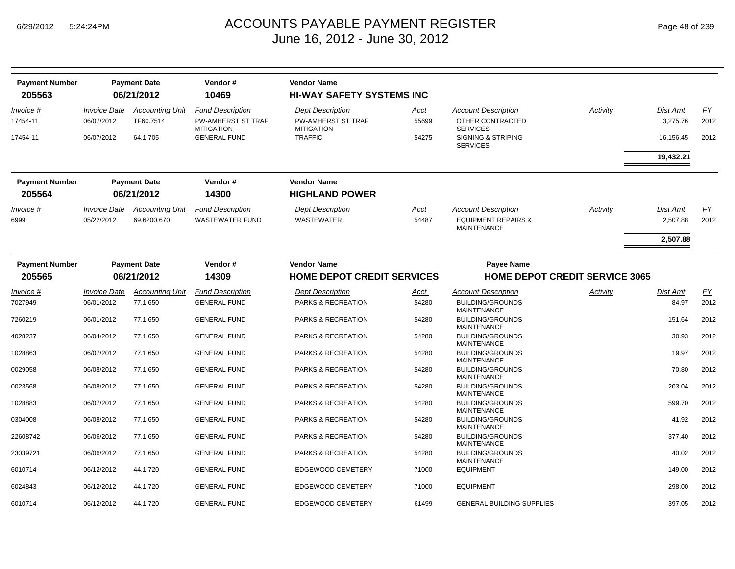# ACCOUNTS PAYABLE PAYMENT REGISTER
June 16, 2012 - June 30, 2012

| Payment Number | Payment Date | Vendor # | Vendor Name |
|---|---|---|---|
| **205563** | **06/21/2012** | **10469** | **HI-WAY SAFETY SYSTEMS INC** |

| Invoice # | Invoice Date | Accounting Unit | Fund Description | Dept Description | Acct | Account Description | Activity | Dist Amt | FY |
|---|---|---|---|---|---|---|---|---|---|
| 17454-11 | 06/07/2012 | TF60.7514 | PW-AMHERST ST TRAF MITIGATION | PW-AMHERST ST TRAF MITIGATION | 55699 | OTHER CONTRACTED SERVICES | | 3,275.76 | 2012 |
| 17454-11 | 06/07/2012 | 64.1.705 | GENERAL FUND | TRAFFIC | 54275 | SIGNING & STRIPING SERVICES | | 16,156.45 | 2012 |
| | | | | | | | | **19,432.21** | |

| Payment Number | Payment Date | Vendor # | Vendor Name |
|---|---|---|---|
| **205564** | **06/21/2012** | **14300** | **HIGHLAND POWER** |

| Invoice # | Invoice Date | Accounting Unit | Fund Description | Dept Description | Acct | Account Description | Activity | Dist Amt | FY |
|---|---|---|---|---|---|---|---|---|---|
| 6999 | 05/22/2012 | 69.6200.670 | WASTEWATER FUND | WASTEWATER | 54487 | EQUIPMENT REPAIRS & MAINTENANCE | | 2,507.88 | 2012 |
| | | | | | | | | **2,507.88** | |

| Payment Number | Payment Date | Vendor # | Vendor Name | Payee Name |
|---|---|---|---|---|
| **205565** | **06/21/2012** | **14309** | **HOME DEPOT CREDIT SERVICES** | **HOME DEPOT CREDIT SERVICE 3065** |

| Invoice # | Invoice Date | Accounting Unit | Fund Description | Dept Description | Acct | Account Description | Activity | Dist Amt | FY |
|---|---|---|---|---|---|---|---|---|---|
| 7027949 | 06/01/2012 | 77.1.650 | GENERAL FUND | PARKS & RECREATION | 54280 | BUILDING/GROUNDS MAINTENANCE | | 84.97 | 2012 |
| 7260219 | 06/01/2012 | 77.1.650 | GENERAL FUND | PARKS & RECREATION | 54280 | BUILDING/GROUNDS MAINTENANCE | | 151.64 | 2012 |
| 4028237 | 06/04/2012 | 77.1.650 | GENERAL FUND | PARKS & RECREATION | 54280 | BUILDING/GROUNDS MAINTENANCE | | 30.93 | 2012 |
| 1028863 | 06/07/2012 | 77.1.650 | GENERAL FUND | PARKS & RECREATION | 54280 | BUILDING/GROUNDS MAINTENANCE | | 19.97 | 2012 |
| 0029058 | 06/08/2012 | 77.1.650 | GENERAL FUND | PARKS & RECREATION | 54280 | BUILDING/GROUNDS MAINTENANCE | | 70.80 | 2012 |
| 0023568 | 06/08/2012 | 77.1.650 | GENERAL FUND | PARKS & RECREATION | 54280 | BUILDING/GROUNDS MAINTENANCE | | 203.04 | 2012 |
| 1028883 | 06/07/2012 | 77.1.650 | GENERAL FUND | PARKS & RECREATION | 54280 | BUILDING/GROUNDS MAINTENANCE | | 599.70 | 2012 |
| 0304008 | 06/08/2012 | 77.1.650 | GENERAL FUND | PARKS & RECREATION | 54280 | BUILDING/GROUNDS MAINTENANCE | | 41.92 | 2012 |
| 22608742 | 06/06/2012 | 77.1.650 | GENERAL FUND | PARKS & RECREATION | 54280 | BUILDING/GROUNDS MAINTENANCE | | 377.40 | 2012 |
| 23039721 | 06/06/2012 | 77.1.650 | GENERAL FUND | PARKS & RECREATION | 54280 | BUILDING/GROUNDS MAINTENANCE | | 40.02 | 2012 |
| 6010714 | 06/12/2012 | 44.1.720 | GENERAL FUND | EDGEWOOD CEMETERY | 71000 | EQUIPMENT | | 149.00 | 2012 |
| 6024843 | 06/12/2012 | 44.1.720 | GENERAL FUND | EDGEWOOD CEMETERY | 71000 | EQUIPMENT | | 298.00 | 2012 |
| 6010714 | 06/12/2012 | 44.1.720 | GENERAL FUND | EDGEWOOD CEMETERY | 61499 | GENERAL BUILDING SUPPLIES | | 397.05 | 2012 |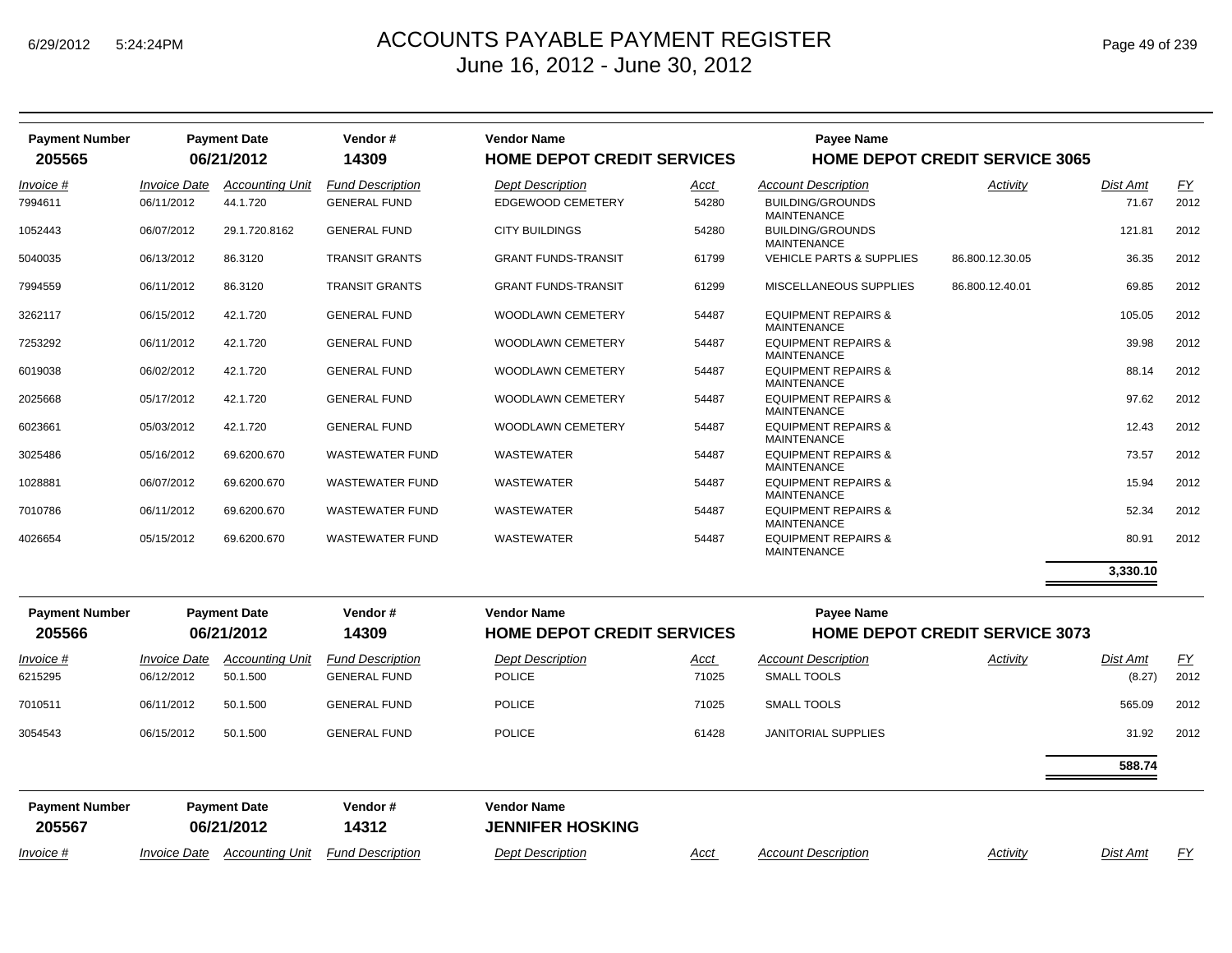| Payment Number | Payment Date | Vendor # | Vendor Name | | Payee Name | | | |
|---|---|---|---|---|---|---|---|---|
| **205565** | **06/21/2012** | **14309** | **HOME DEPOT CREDIT SERVICES** | | **HOME DEPOT CREDIT SERVICE 3065** | | | |

| Invoice # | Invoice Date | Accounting Unit | Fund Description | Dept Description | Acct | Account Description | Activity | Dist Amt | FY |
|---|---|---|---|---|---|---|---|---|---|
| 7994611 | 06/11/2012 | 44.1.720 | GENERAL FUND | EDGEWOOD CEMETERY | 54280 | BUILDING/GROUNDS MAINTENANCE | | 71.67 | 2012 |
| 1052443 | 06/07/2012 | 29.1.720.8162 | GENERAL FUND | CITY BUILDINGS | 54280 | BUILDING/GROUNDS MAINTENANCE | | 121.81 | 2012 |
| 5040035 | 06/13/2012 | 86.3120 | TRANSIT GRANTS | GRANT FUNDS-TRANSIT | 61799 | VEHICLE PARTS & SUPPLIES | 86.800.12.30.05 | 36.35 | 2012 |
| 7994559 | 06/11/2012 | 86.3120 | TRANSIT GRANTS | GRANT FUNDS-TRANSIT | 61299 | MISCELLANEOUS SUPPLIES | 86.800.12.40.01 | 69.85 | 2012 |
| 3262117 | 06/15/2012 | 42.1.720 | GENERAL FUND | WOODLAWN CEMETERY | 54487 | EQUIPMENT REPAIRS & MAINTENANCE | | 105.05 | 2012 |
| 7253292 | 06/11/2012 | 42.1.720 | GENERAL FUND | WOODLAWN CEMETERY | 54487 | EQUIPMENT REPAIRS & MAINTENANCE | | 39.98 | 2012 |
| 6019038 | 06/02/2012 | 42.1.720 | GENERAL FUND | WOODLAWN CEMETERY | 54487 | EQUIPMENT REPAIRS & MAINTENANCE | | 88.14 | 2012 |
| 2025668 | 05/17/2012 | 42.1.720 | GENERAL FUND | WOODLAWN CEMETERY | 54487 | EQUIPMENT REPAIRS & MAINTENANCE | | 97.62 | 2012 |
| 6023661 | 05/03/2012 | 42.1.720 | GENERAL FUND | WOODLAWN CEMETERY | 54487 | EQUIPMENT REPAIRS & MAINTENANCE | | 12.43 | 2012 |
| 3025486 | 05/16/2012 | 69.6200.670 | WASTEWATER FUND | WASTEWATER | 54487 | EQUIPMENT REPAIRS & MAINTENANCE | | 73.57 | 2012 |
| 1028881 | 06/07/2012 | 69.6200.670 | WASTEWATER FUND | WASTEWATER | 54487 | EQUIPMENT REPAIRS & MAINTENANCE | | 15.94 | 2012 |
| 7010786 | 06/11/2012 | 69.6200.670 | WASTEWATER FUND | WASTEWATER | 54487 | EQUIPMENT REPAIRS & MAINTENANCE | | 52.34 | 2012 |
| 4026654 | 05/15/2012 | 69.6200.670 | WASTEWATER FUND | WASTEWATER | 54487 | EQUIPMENT REPAIRS & MAINTENANCE | | 80.91 | 2012 |
| | | | | | | | | **3,330.10** | |

| Payment Number | Payment Date | Vendor # | Vendor Name | | Payee Name | | | |
|---|---|---|---|---|---|---|---|---|
| **205566** | **06/21/2012** | **14309** | **HOME DEPOT CREDIT SERVICES** | | **HOME DEPOT CREDIT SERVICE 3073** | | | |

| Invoice # | Invoice Date | Accounting Unit | Fund Description | Dept Description | Acct | Account Description | Activity | Dist Amt | FY |
|---|---|---|---|---|---|---|---|---|---|
| 6215295 | 06/12/2012 | 50.1.500 | GENERAL FUND | POLICE | 71025 | SMALL TOOLS | | (8.27) | 2012 |
| 7010511 | 06/11/2012 | 50.1.500 | GENERAL FUND | POLICE | 71025 | SMALL TOOLS | | 565.09 | 2012 |
| 3054543 | 06/15/2012 | 50.1.500 | GENERAL FUND | POLICE | 61428 | JANITORIAL SUPPLIES | | 31.92 | 2012 |
| | | | | | | | | **588.74** | |

| Payment Number | Payment Date | Vendor # | Vendor Name |
|---|---|---|---|
| **205567** | **06/21/2012** | **14312** | **JENNIFER HOSKING** |

| Invoice # | Invoice Date | Accounting Unit | Fund Description | Dept Description | Acct | Account Description | Activity | Dist Amt | FY |
|---|---|---|---|---|---|---|---|---|---|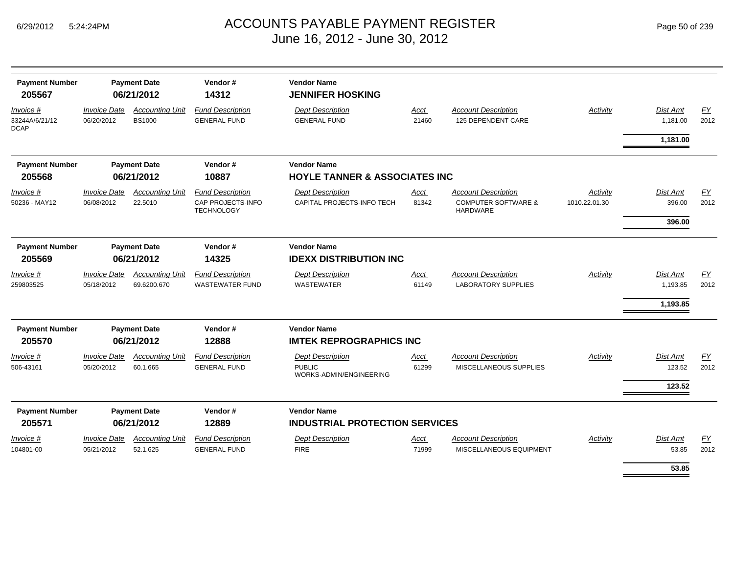# ACCOUNTS PAYABLE PAYMENT REGISTER
## June 16, 2012 - June 30, 2012

| Payment Number | Payment Date | Vendor # | Vendor Name |
|---|---|---|---|
| **205567** | **06/21/2012** | **14312** | **JENNIFER HOSKING** |

| Invoice # | Invoice Date | Accounting Unit | Fund Description | Dept Description | Acct | Account Description | Activity | Dist Amt | FY |
|---|---|---|---|---|---|---|---|---|---|
| 33244A/6/21/12 DCAP | 06/20/2012 | BS1000 | GENERAL FUND | GENERAL FUND | 21460 | 125 DEPENDENT CARE | | 1,181.00 | 2012 |
| | | | | | | | | **1,181.00** | |

| Payment Number | Payment Date | Vendor # | Vendor Name |
|---|---|---|---|
| **205568** | **06/21/2012** | **10887** | **HOYLE TANNER & ASSOCIATES INC** |

| Invoice # | Invoice Date | Accounting Unit | Fund Description | Dept Description | Acct | Account Description | Activity | Dist Amt | FY |
|---|---|---|---|---|---|---|---|---|---|
| 50236 - MAY12 | 06/08/2012 | 22.5010 | CAP PROJECTS-INFO TECHNOLOGY | CAPITAL PROJECTS-INFO TECH | 81342 | COMPUTER SOFTWARE & HARDWARE | 1010.22.01.30 | 396.00 | 2012 |
| | | | | | | | | **396.00** | |

| Payment Number | Payment Date | Vendor # | Vendor Name |
|---|---|---|---|
| **205569** | **06/21/2012** | **14325** | **IDEXX DISTRIBUTION INC** |

| Invoice # | Invoice Date | Accounting Unit | Fund Description | Dept Description | Acct | Account Description | Activity | Dist Amt | FY |
|---|---|---|---|---|---|---|---|---|---|
| 259803525 | 05/18/2012 | 69.6200.670 | WASTEWATER FUND | WASTEWATER | 61149 | LABORATORY SUPPLIES | | 1,193.85 | 2012 |
| | | | | | | | | **1,193.85** | |

| Payment Number | Payment Date | Vendor # | Vendor Name |
|---|---|---|---|
| **205570** | **06/21/2012** | **12888** | **IMTEK REPROGRAPHICS INC** |

| Invoice # | Invoice Date | Accounting Unit | Fund Description | Dept Description | Acct | Account Description | Activity | Dist Amt | FY |
|---|---|---|---|---|---|---|---|---|---|
| 506-43161 | 05/20/2012 | 60.1.665 | GENERAL FUND | PUBLIC WORKS-ADMIN/ENGINEERING | 61299 | MISCELLANEOUS SUPPLIES | | 123.52 | 2012 |
| | | | | | | | | **123.52** | |

| Payment Number | Payment Date | Vendor # | Vendor Name |
|---|---|---|---|
| **205571** | **06/21/2012** | **12889** | **INDUSTRIAL PROTECTION SERVICES** |

| Invoice # | Invoice Date | Accounting Unit | Fund Description | Dept Description | Acct | Account Description | Activity | Dist Amt | FY |
|---|---|---|---|---|---|---|---|---|---|
| 104801-00 | 05/21/2012 | 52.1.625 | GENERAL FUND | FIRE | 71999 | MISCELLANEOUS EQUIPMENT | | 53.85 | 2012 |
| | | | | | | | | **53.85** | |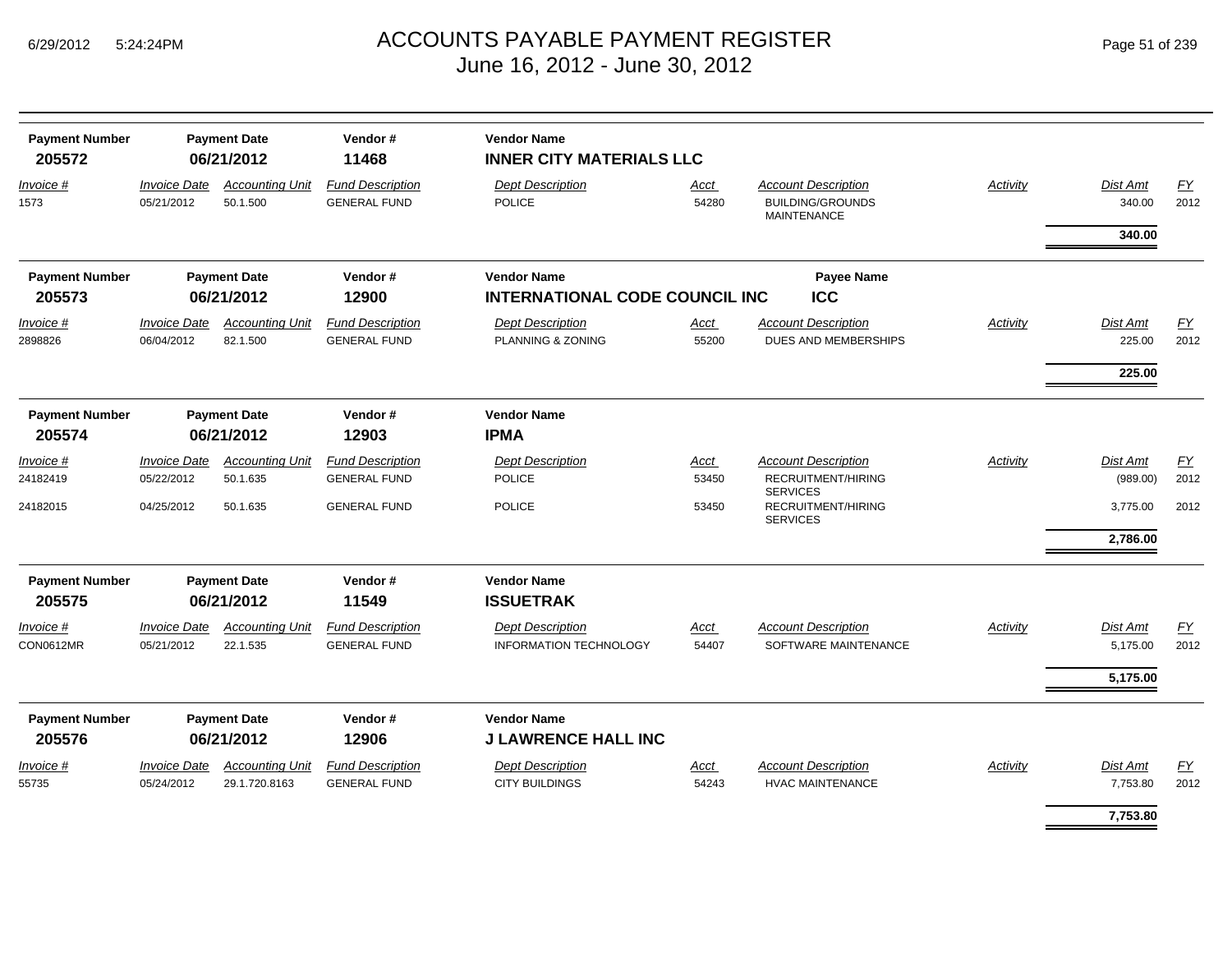# ACCOUNTS PAYABLE PAYMENT REGISTER
## June 16, 2012 - June 30, 2012

| Payment Number | Payment Date | Vendor # | Vendor Name |
|---|---|---|---|
| **205572** | **06/21/2012** | **11468** | **INNER CITY MATERIALS LLC** |

| Invoice # | Invoice Date | Accounting Unit | Fund Description | Dept Description | Acct | Account Description | Activity | Dist Amt | FY |
|---|---|---|---|---|---|---|---|---|---|
| 1573 | 05/21/2012 | 50.1.500 | GENERAL FUND | POLICE | 54280 | BUILDING/GROUNDS MAINTENANCE | | 340.00 | 2012 |
| | | | | | | | | **340.00** | |

| Payment Number | Payment Date | Vendor # | Vendor Name | Payee Name |
|---|---|---|---|---|
| **205573** | **06/21/2012** | **12900** | **INTERNATIONAL CODE COUNCIL INC** | **ICC** |

| Invoice # | Invoice Date | Accounting Unit | Fund Description | Dept Description | Acct | Account Description | Activity | Dist Amt | FY |
|---|---|---|---|---|---|---|---|---|---|
| 2898826 | 06/04/2012 | 82.1.500 | GENERAL FUND | PLANNING & ZONING | 55200 | DUES AND MEMBERSHIPS | | 225.00 | 2012 |
| | | | | | | | | **225.00** | |

| Payment Number | Payment Date | Vendor # | Vendor Name |
|---|---|---|---|
| **205574** | **06/21/2012** | **12903** | **IPMA** |

| Invoice # | Invoice Date | Accounting Unit | Fund Description | Dept Description | Acct | Account Description | Activity | Dist Amt | FY |
|---|---|---|---|---|---|---|---|---|---|
| 24182419 | 05/22/2012 | 50.1.635 | GENERAL FUND | POLICE | 53450 | RECRUITMENT/HIRING SERVICES | | (989.00) | 2012 |
| 24182015 | 04/25/2012 | 50.1.635 | GENERAL FUND | POLICE | 53450 | RECRUITMENT/HIRING SERVICES | | 3,775.00 | 2012 |
| | | | | | | | | **2,786.00** | |

| Payment Number | Payment Date | Vendor # | Vendor Name |
|---|---|---|---|
| **205575** | **06/21/2012** | **11549** | **ISSUETRAK** |

| Invoice # | Invoice Date | Accounting Unit | Fund Description | Dept Description | Acct | Account Description | Activity | Dist Amt | FY |
|---|---|---|---|---|---|---|---|---|---|
| CON0612MR | 05/21/2012 | 22.1.535 | GENERAL FUND | INFORMATION TECHNOLOGY | 54407 | SOFTWARE MAINTENANCE | | 5,175.00 | 2012 |
| | | | | | | | | **5,175.00** | |

| Payment Number | Payment Date | Vendor # | Vendor Name |
|---|---|---|---|
| **205576** | **06/21/2012** | **12906** | **J LAWRENCE HALL INC** |

| Invoice # | Invoice Date | Accounting Unit | Fund Description | Dept Description | Acct | Account Description | Activity | Dist Amt | FY |
|---|---|---|---|---|---|---|---|---|---|
| 55735 | 05/24/2012 | 29.1.720.8163 | GENERAL FUND | CITY BUILDINGS | 54243 | HVAC MAINTENANCE | | 7,753.80 | 2012 |
| | | | | | | | | **7,753.80** | |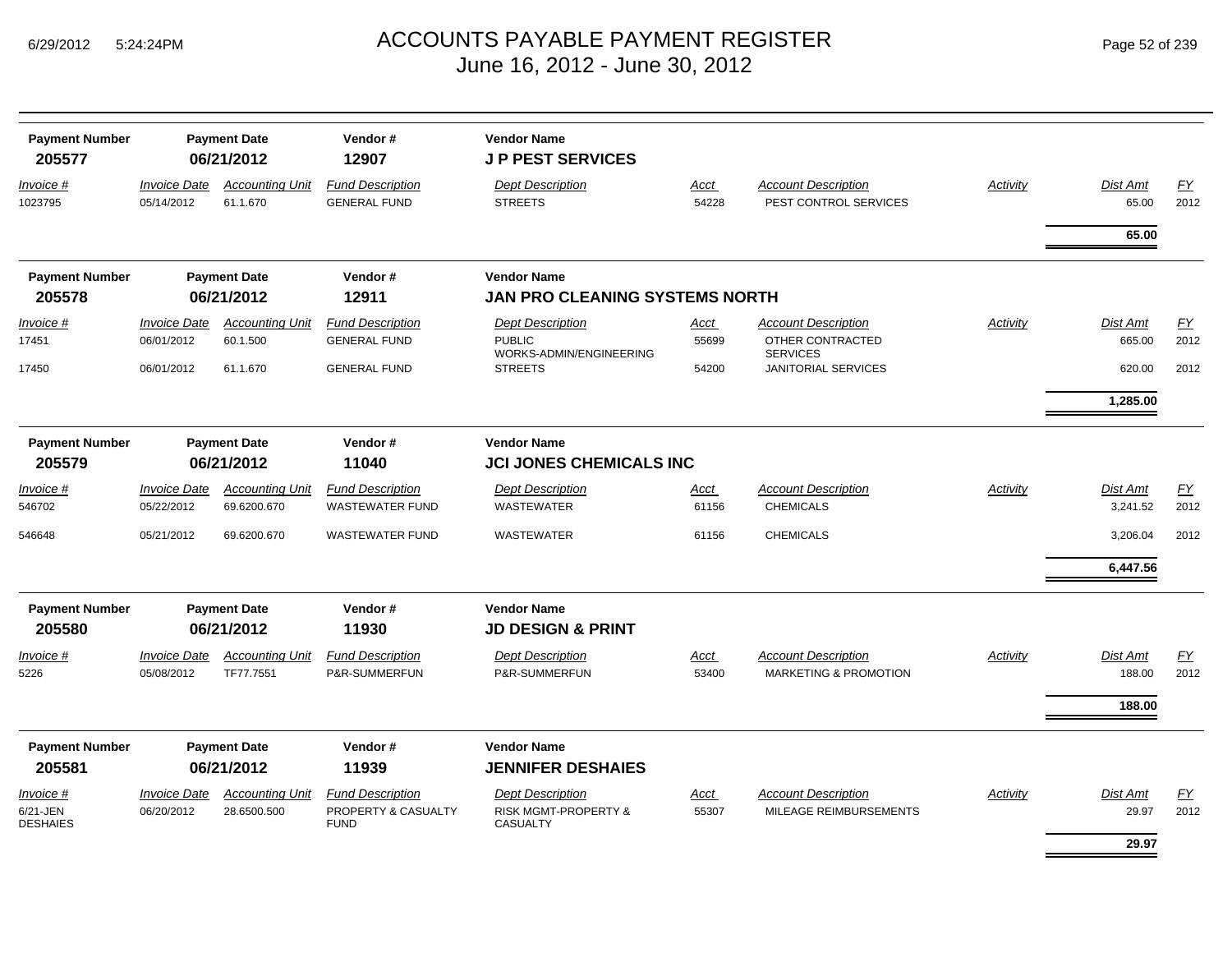# ACCOUNTS PAYABLE PAYMENT REGISTER
## June 16, 2012 - June 30, 2012

| Payment Number | Payment Date | Vendor # | Vendor Name |
|---|---|---|---|
| **205577** | **06/21/2012** | **12907** | **J P PEST SERVICES** |

| Invoice # | Invoice Date | Accounting Unit | Fund Description | Dept Description | Acct | Account Description | Activity | Dist Amt | FY |
|---|---|---|---|---|---|---|---|---|---|
| 1023795 | 05/14/2012 | 61.1.670 | GENERAL FUND | STREETS | 54228 | PEST CONTROL SERVICES | | 65.00 | 2012 |
| | | | | | | | | **65.00** | |

| Payment Number | Payment Date | Vendor # | Vendor Name |
|---|---|---|---|
| **205578** | **06/21/2012** | **12911** | **JAN PRO CLEANING SYSTEMS NORTH** |

| Invoice # | Invoice Date | Accounting Unit | Fund Description | Dept Description | Acct | Account Description | Activity | Dist Amt | FY |
|---|---|---|---|---|---|---|---|---|---|
| 17451 | 06/01/2012 | 60.1.500 | GENERAL FUND | PUBLIC WORKS-ADMIN/ENGINEERING | 55699 | OTHER CONTRACTED SERVICES | | 665.00 | 2012 |
| 17450 | 06/01/2012 | 61.1.670 | GENERAL FUND | STREETS | 54200 | JANITORIAL SERVICES | | 620.00 | 2012 |
| | | | | | | | | **1,285.00** | |

| Payment Number | Payment Date | Vendor # | Vendor Name |
|---|---|---|---|
| **205579** | **06/21/2012** | **11040** | **JCI JONES CHEMICALS INC** |

| Invoice # | Invoice Date | Accounting Unit | Fund Description | Dept Description | Acct | Account Description | Activity | Dist Amt | FY |
|---|---|---|---|---|---|---|---|---|---|
| 546702 | 05/22/2012 | 69.6200.670 | WASTEWATER FUND | WASTEWATER | 61156 | CHEMICALS | | 3,241.52 | 2012 |
| 546648 | 05/21/2012 | 69.6200.670 | WASTEWATER FUND | WASTEWATER | 61156 | CHEMICALS | | 3,206.04 | 2012 |
| | | | | | | | | **6,447.56** | |

| Payment Number | Payment Date | Vendor # | Vendor Name |
|---|---|---|---|
| **205580** | **06/21/2012** | **11930** | **JD DESIGN & PRINT** |

| Invoice # | Invoice Date | Accounting Unit | Fund Description | Dept Description | Acct | Account Description | Activity | Dist Amt | FY |
|---|---|---|---|---|---|---|---|---|---|
| 5226 | 05/08/2012 | TF77.7551 | P&R-SUMMERFUN | P&R-SUMMERFUN | 53400 | MARKETING & PROMOTION | | 188.00 | 2012 |
| | | | | | | | | **188.00** | |

| Payment Number | Payment Date | Vendor # | Vendor Name |
|---|---|---|---|
| **205581** | **06/21/2012** | **11939** | **JENNIFER DESHAIES** |

| Invoice # | Invoice Date | Accounting Unit | Fund Description | Dept Description | Acct | Account Description | Activity | Dist Amt | FY |
|---|---|---|---|---|---|---|---|---|---|
| 6/21-JEN DESHAIES | 06/20/2012 | 28.6500.500 | PROPERTY & CASUALTY FUND | RISK MGMT-PROPERTY & CASUALTY | 55307 | MILEAGE REIMBURSEMENTS | | 29.97 | 2012 |
| | | | | | | | | **29.97** | |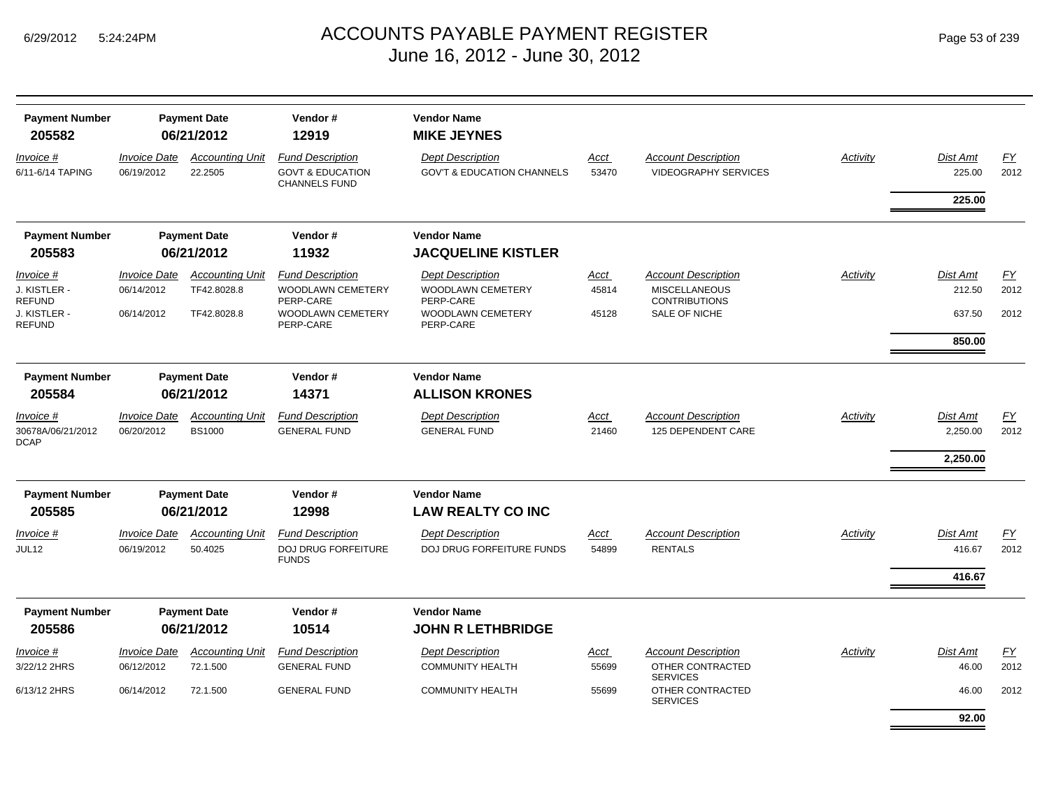| Payment Number | Payment Date | Vendor # | Vendor Name |
|---|---|---|---|
| 205582 | 06/21/2012 | 12919 | **MIKE JEYNES** |

| Invoice # | Invoice Date | Accounting Unit | Fund Description | Dept Description | Acct | Account Description | Activity | Dist Amt | FY |
|---|---|---|---|---|---|---|---|---|---|
| 6/11-6/14 TAPING | 06/19/2012 | 22.2505 | GOVT & EDUCATION CHANNELS FUND | GOV'T & EDUCATION CHANNELS | 53470 | VIDEOGRAPHY SERVICES | | 225.00 | 2012 |
| | | | | | | | | **225.00** | |

| Payment Number | Payment Date | Vendor # | Vendor Name |
|---|---|---|---|
| 205583 | 06/21/2012 | 11932 | **JACQUELINE KISTLER** |

| Invoice # | Invoice Date | Accounting Unit | Fund Description | Dept Description | Acct | Account Description | Activity | Dist Amt | FY |
|---|---|---|---|---|---|---|---|---|---|
| J. KISTLER - REFUND | 06/14/2012 | TF42.8028.8 | WOODLAWN CEMETERY PERP-CARE | WOODLAWN CEMETERY PERP-CARE | 45814 | MISCELLANEOUS CONTRIBUTIONS | | 212.50 | 2012 |
| J. KISTLER - REFUND | 06/14/2012 | TF42.8028.8 | WOODLAWN CEMETERY PERP-CARE | WOODLAWN CEMETERY PERP-CARE | 45128 | SALE OF NICHE | | 637.50 | 2012 |
| | | | | | | | | **850.00** | |

| Payment Number | Payment Date | Vendor # | Vendor Name |
|---|---|---|---|
| 205584 | 06/21/2012 | 14371 | **ALLISON KRONES** |

| Invoice # | Invoice Date | Accounting Unit | Fund Description | Dept Description | Acct | Account Description | Activity | Dist Amt | FY |
|---|---|---|---|---|---|---|---|---|---|
| 30678A/06/21/2012 DCAP | 06/20/2012 | BS1000 | GENERAL FUND | GENERAL FUND | 21460 | 125 DEPENDENT CARE | | 2,250.00 | 2012 |
| | | | | | | | | **2,250.00** | |

| Payment Number | Payment Date | Vendor # | Vendor Name |
|---|---|---|---|
| 205585 | 06/21/2012 | 12998 | **LAW REALTY CO INC** |

| Invoice # | Invoice Date | Accounting Unit | Fund Description | Dept Description | Acct | Account Description | Activity | Dist Amt | FY |
|---|---|---|---|---|---|---|---|---|---|
| JUL12 | 06/19/2012 | 50.4025 | DOJ DRUG FORFEITURE FUNDS | DOJ DRUG FORFEITURE FUNDS | 54899 | RENTALS | | 416.67 | 2012 |
| | | | | | | | | **416.67** | |

| Payment Number | Payment Date | Vendor # | Vendor Name |
|---|---|---|---|
| 205586 | 06/21/2012 | 10514 | **JOHN R LETHBRIDGE** |

| Invoice # | Invoice Date | Accounting Unit | Fund Description | Dept Description | Acct | Account Description | Activity | Dist Amt | FY |
|---|---|---|---|---|---|---|---|---|---|
| 3/22/12 2HRS | 06/12/2012 | 72.1.500 | GENERAL FUND | COMMUNITY HEALTH | 55699 | OTHER CONTRACTED SERVICES | | 46.00 | 2012 |
| 6/13/12 2HRS | 06/14/2012 | 72.1.500 | GENERAL FUND | COMMUNITY HEALTH | 55699 | OTHER CONTRACTED SERVICES | | 46.00 | 2012 |
| | | | | | | | | **92.00** | |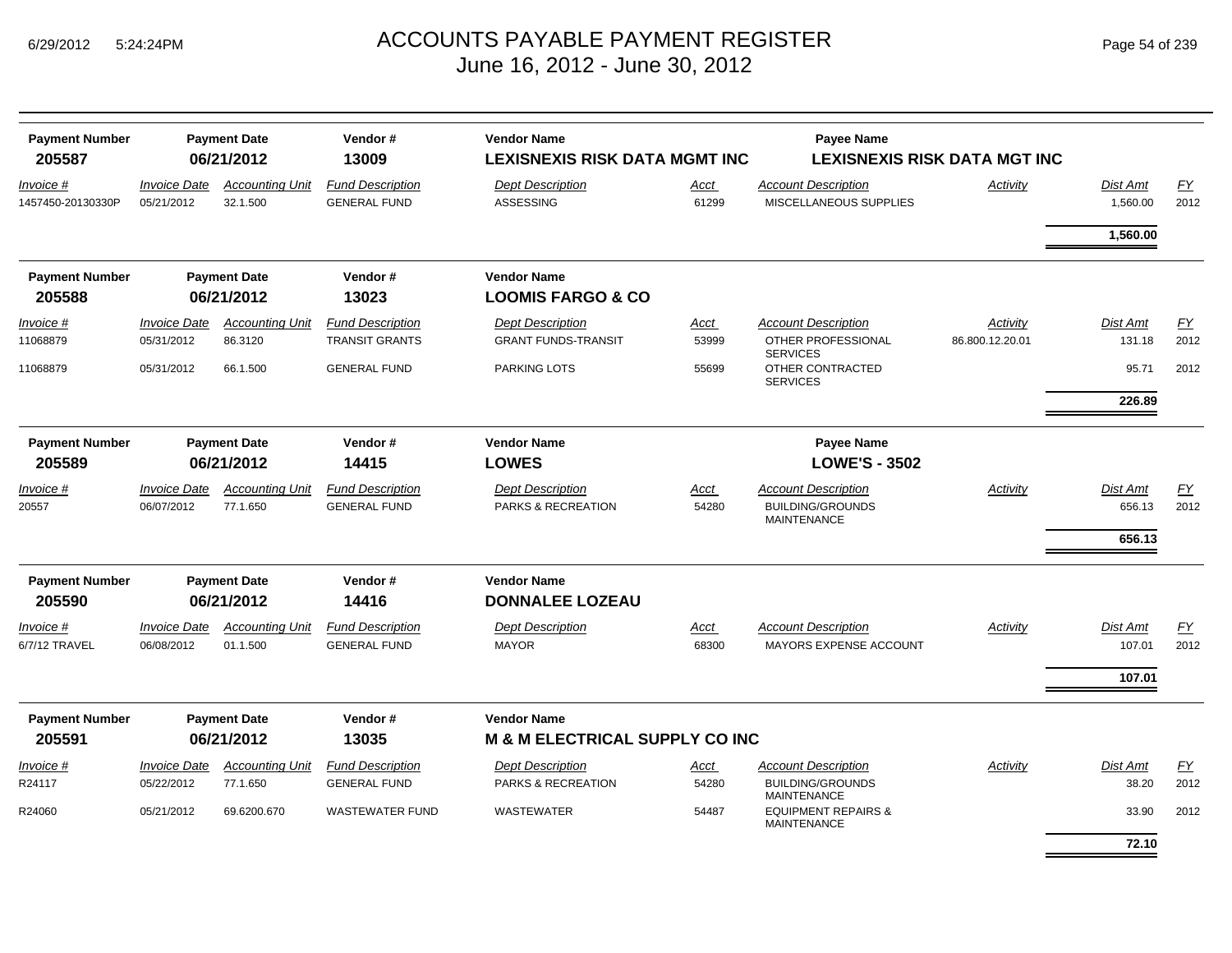# ACCOUNTS PAYABLE PAYMENT REGISTER
## June 16, 2012 - June 30, 2012

| Payment Number | Payment Date | Vendor # | Vendor Name | Payee Name |
|---|---|---|---|---|
| **205587** | **06/21/2012** | **13009** | **LEXISNEXIS RISK DATA MGMT INC** | **LEXISNEXIS RISK DATA MGT INC** |

| Invoice # | Invoice Date | Accounting Unit | Fund Description | Dept Description | Acct | Account Description | Activity | Dist Amt | FY |
|---|---|---|---|---|---|---|---|---|---|
| 1457450-20130330P | 05/21/2012 | 32.1.500 | GENERAL FUND | ASSESSING | 61299 | MISCELLANEOUS SUPPLIES | | 1,560.00 | 2012 |
| | | | | | | | | **1,560.00** | |

| Payment Number | Payment Date | Vendor # | Vendor Name |
|---|---|---|---|
| **205588** | **06/21/2012** | **13023** | **LOOMIS FARGO & CO** |

| Invoice # | Invoice Date | Accounting Unit | Fund Description | Dept Description | Acct | Account Description | Activity | Dist Amt | FY |
|---|---|---|---|---|---|---|---|---|---|
| 11068879 | 05/31/2012 | 86.3120 | TRANSIT GRANTS | GRANT FUNDS-TRANSIT | 53999 | OTHER PROFESSIONAL SERVICES | 86.800.12.20.01 | 131.18 | 2012 |
| 11068879 | 05/31/2012 | 66.1.500 | GENERAL FUND | PARKING LOTS | 55699 | OTHER CONTRACTED SERVICES | | 95.71 | 2012 |
| | | | | | | | | **226.89** | |

| Payment Number | Payment Date | Vendor # | Vendor Name | Payee Name |
|---|---|---|---|---|
| **205589** | **06/21/2012** | **14415** | **LOWES** | **LOWE'S - 3502** |

| Invoice # | Invoice Date | Accounting Unit | Fund Description | Dept Description | Acct | Account Description | Activity | Dist Amt | FY |
|---|---|---|---|---|---|---|---|---|---|
| 20557 | 06/07/2012 | 77.1.650 | GENERAL FUND | PARKS & RECREATION | 54280 | BUILDING/GROUNDS MAINTENANCE | | 656.13 | 2012 |
| | | | | | | | | **656.13** | |

| Payment Number | Payment Date | Vendor # | Vendor Name |
|---|---|---|---|
| **205590** | **06/21/2012** | **14416** | **DONNALEE LOZEAU** |

| Invoice # | Invoice Date | Accounting Unit | Fund Description | Dept Description | Acct | Account Description | Activity | Dist Amt | FY |
|---|---|---|---|---|---|---|---|---|---|
| 6/7/12 TRAVEL | 06/08/2012 | 01.1.500 | GENERAL FUND | MAYOR | 68300 | MAYORS EXPENSE ACCOUNT | | 107.01 | 2012 |
| | | | | | | | | **107.01** | |

| Payment Number | Payment Date | Vendor # | Vendor Name |
|---|---|---|---|
| **205591** | **06/21/2012** | **13035** | **M & M ELECTRICAL SUPPLY CO INC** |

| Invoice # | Invoice Date | Accounting Unit | Fund Description | Dept Description | Acct | Account Description | Activity | Dist Amt | FY |
|---|---|---|---|---|---|---|---|---|---|
| R24117 | 05/22/2012 | 77.1.650 | GENERAL FUND | PARKS & RECREATION | 54280 | BUILDING/GROUNDS MAINTENANCE | | 38.20 | 2012 |
| R24060 | 05/21/2012 | 69.6200.670 | WASTEWATER FUND | WASTEWATER | 54487 | EQUIPMENT REPAIRS & MAINTENANCE | | 33.90 | 2012 |
| | | | | | | | | **72.10** | |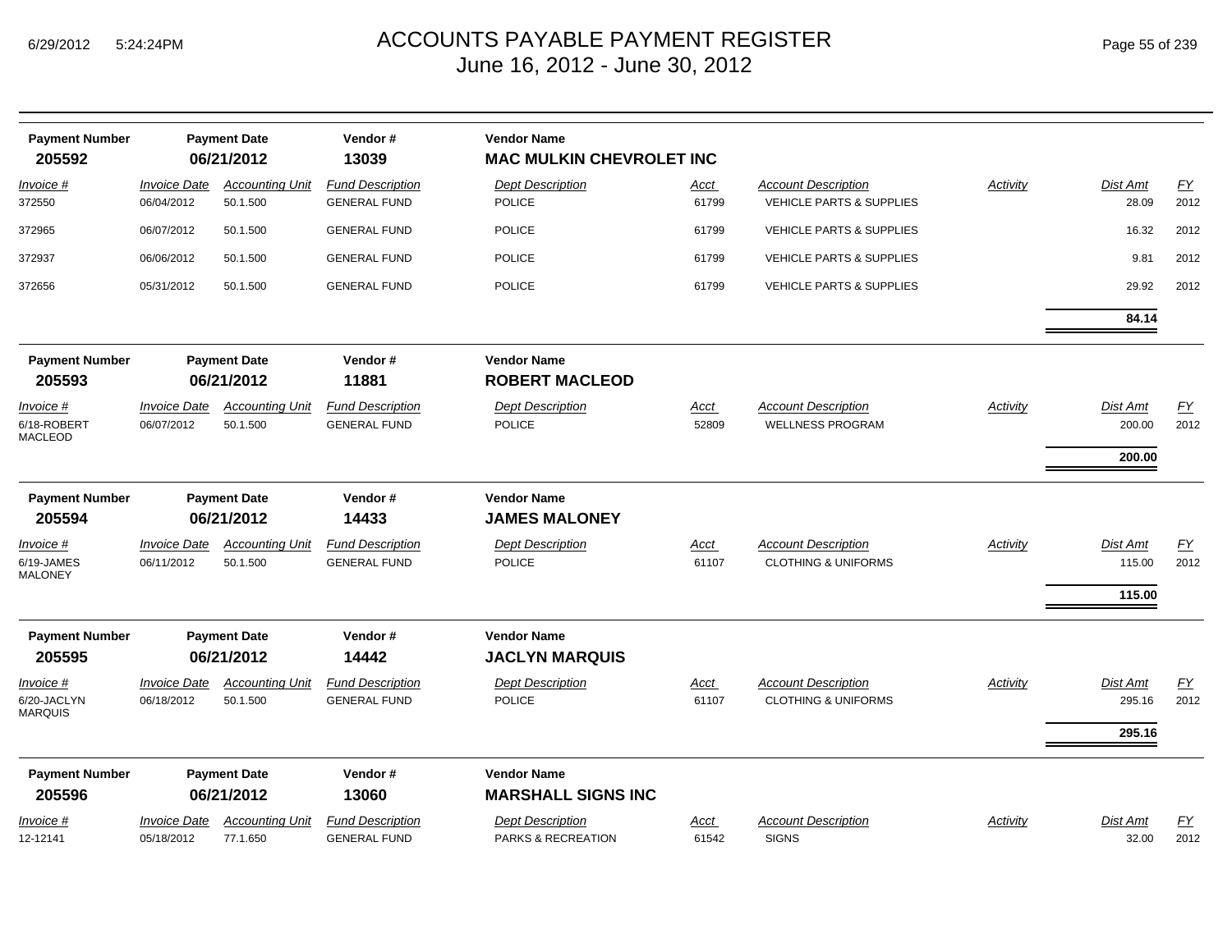# ACCOUNTS PAYABLE PAYMENT REGISTER
## June 16, 2012 - June 30, 2012

| Payment Number | Payment Date | Vendor # | Vendor Name |
|---|---|---|---|
| **205592** | **06/21/2012** | **13039** | **MAC MULKIN CHEVROLET INC** |

| *Invoice #* | *Invoice Date* | *Accounting Unit* | *Fund Description* | *Dept Description* | *Acct* | *Account Description* | *Activity* | *Dist Amt* | *FY* |
|---|---|---|---|---|---|---|---|---|---|
| 372550 | 06/04/2012 | 50.1.500 | GENERAL FUND | POLICE | 61799 | VEHICLE PARTS & SUPPLIES | | 28.09 | 2012 |
| 372965 | 06/07/2012 | 50.1.500 | GENERAL FUND | POLICE | 61799 | VEHICLE PARTS & SUPPLIES | | 16.32 | 2012 |
| 372937 | 06/06/2012 | 50.1.500 | GENERAL FUND | POLICE | 61799 | VEHICLE PARTS & SUPPLIES | | 9.81 | 2012 |
| 372656 | 05/31/2012 | 50.1.500 | GENERAL FUND | POLICE | 61799 | VEHICLE PARTS & SUPPLIES | | 29.92 | 2012 |
| | | | | | | | | **84.14** | |

| Payment Number | Payment Date | Vendor # | Vendor Name |
|---|---|---|---|
| **205593** | **06/21/2012** | **11881** | **ROBERT MACLEOD** |

| *Invoice #* | *Invoice Date* | *Accounting Unit* | *Fund Description* | *Dept Description* | *Acct* | *Account Description* | *Activity* | *Dist Amt* | *FY* |
|---|---|---|---|---|---|---|---|---|---|
| 6/18-ROBERT MACLEOD | 06/07/2012 | 50.1.500 | GENERAL FUND | POLICE | 52809 | WELLNESS PROGRAM | | 200.00 | 2012 |
| | | | | | | | | **200.00** | |

| Payment Number | Payment Date | Vendor # | Vendor Name |
|---|---|---|---|
| **205594** | **06/21/2012** | **14433** | **JAMES MALONEY** |

| *Invoice #* | *Invoice Date* | *Accounting Unit* | *Fund Description* | *Dept Description* | *Acct* | *Account Description* | *Activity* | *Dist Amt* | *FY* |
|---|---|---|---|---|---|---|---|---|---|
| 6/19-JAMES MALONEY | 06/11/2012 | 50.1.500 | GENERAL FUND | POLICE | 61107 | CLOTHING & UNIFORMS | | 115.00 | 2012 |
| | | | | | | | | **115.00** | |

| Payment Number | Payment Date | Vendor # | Vendor Name |
|---|---|---|---|
| **205595** | **06/21/2012** | **14442** | **JACLYN MARQUIS** |

| *Invoice #* | *Invoice Date* | *Accounting Unit* | *Fund Description* | *Dept Description* | *Acct* | *Account Description* | *Activity* | *Dist Amt* | *FY* |
|---|---|---|---|---|---|---|---|---|---|
| 6/20-JACLYN MARQUIS | 06/18/2012 | 50.1.500 | GENERAL FUND | POLICE | 61107 | CLOTHING & UNIFORMS | | 295.16 | 2012 |
| | | | | | | | | **295.16** | |

| Payment Number | Payment Date | Vendor # | Vendor Name |
|---|---|---|---|
| **205596** | **06/21/2012** | **13060** | **MARSHALL SIGNS INC** |

| *Invoice #* | *Invoice Date* | *Accounting Unit* | *Fund Description* | *Dept Description* | *Acct* | *Account Description* | *Activity* | *Dist Amt* | *FY* |
|---|---|---|---|---|---|---|---|---|---|
| 12-12141 | 05/18/2012 | 77.1.650 | GENERAL FUND | PARKS & RECREATION | 61542 | SIGNS | | 32.00 | 2012 |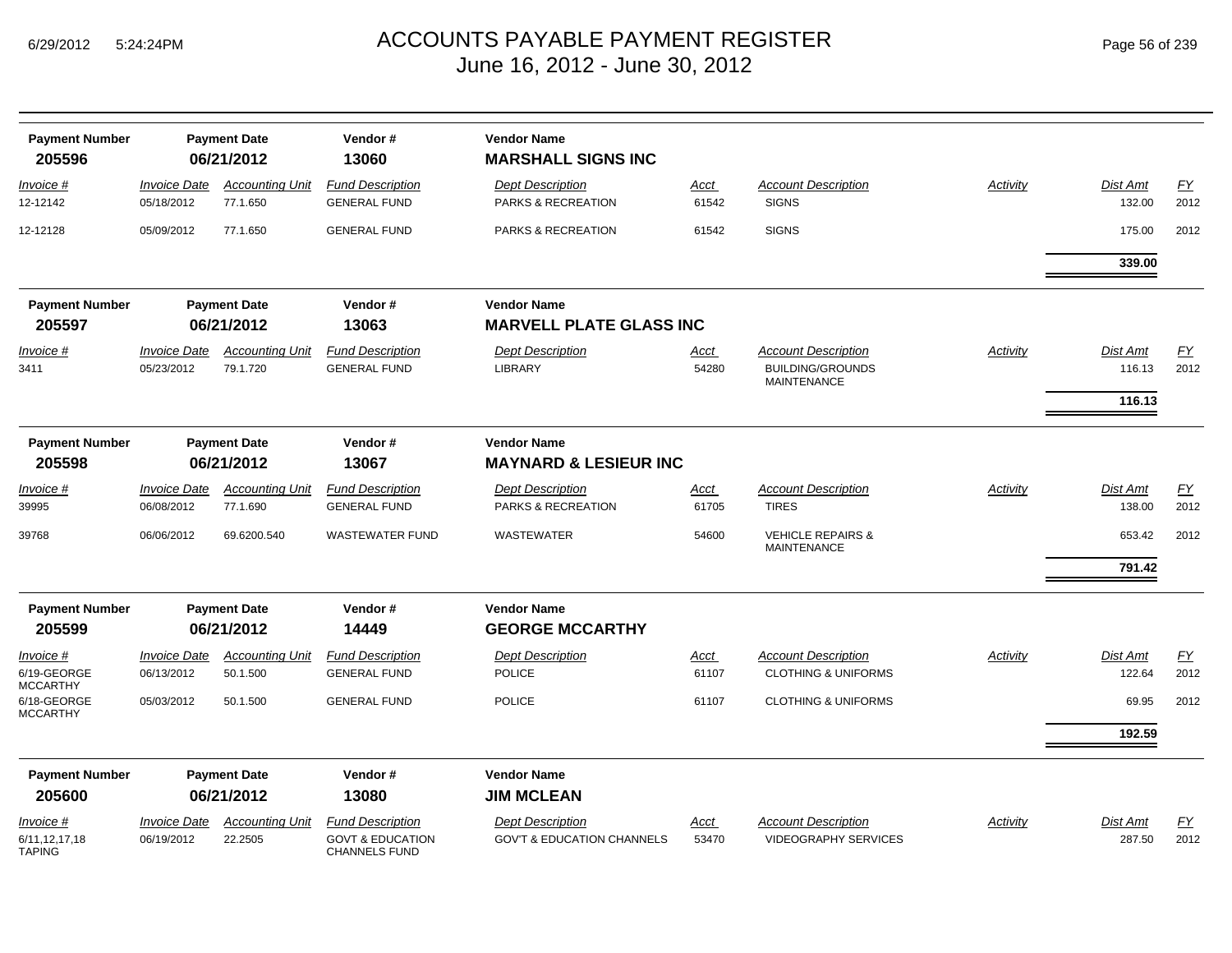# ACCOUNTS PAYABLE PAYMENT REGISTER
## June 16, 2012 - June 30, 2012

| Payment Number | Payment Date | Vendor # | Vendor Name |
|---|---|---|---|
| **205596** | **06/21/2012** | **13060** | **MARSHALL SIGNS INC** |

| Invoice # | Invoice Date | Accounting Unit | Fund Description | Dept Description | Acct | Account Description | Activity | Dist Amt | FY |
|---|---|---|---|---|---|---|---|---|---|
| 12-12142 | 05/18/2012 | 77.1.650 | GENERAL FUND | PARKS & RECREATION | 61542 | SIGNS | | 132.00 | 2012 |
| 12-12128 | 05/09/2012 | 77.1.650 | GENERAL FUND | PARKS & RECREATION | 61542 | SIGNS | | 175.00 | 2012 |
| | | | | | | | | **339.00** | |

| Payment Number | Payment Date | Vendor # | Vendor Name |
|---|---|---|---|
| **205597** | **06/21/2012** | **13063** | **MARVELL PLATE GLASS INC** |

| Invoice # | Invoice Date | Accounting Unit | Fund Description | Dept Description | Acct | Account Description | Activity | Dist Amt | FY |
|---|---|---|---|---|---|---|---|---|---|
| 3411 | 05/23/2012 | 79.1.720 | GENERAL FUND | LIBRARY | 54280 | BUILDING/GROUNDS MAINTENANCE | | 116.13 | 2012 |
| | | | | | | | | **116.13** | |

| Payment Number | Payment Date | Vendor # | Vendor Name |
|---|---|---|---|
| **205598** | **06/21/2012** | **13067** | **MAYNARD & LESIEUR INC** |

| Invoice # | Invoice Date | Accounting Unit | Fund Description | Dept Description | Acct | Account Description | Activity | Dist Amt | FY |
|---|---|---|---|---|---|---|---|---|---|
| 39995 | 06/08/2012 | 77.1.690 | GENERAL FUND | PARKS & RECREATION | 61705 | TIRES | | 138.00 | 2012 |
| 39768 | 06/06/2012 | 69.6200.540 | WASTEWATER FUND | WASTEWATER | 54600 | VEHICLE REPAIRS & MAINTENANCE | | 653.42 | 2012 |
| | | | | | | | | **791.42** | |

| Payment Number | Payment Date | Vendor # | Vendor Name |
|---|---|---|---|
| **205599** | **06/21/2012** | **14449** | **GEORGE MCCARTHY** |

| Invoice # | Invoice Date | Accounting Unit | Fund Description | Dept Description | Acct | Account Description | Activity | Dist Amt | FY |
|---|---|---|---|---|---|---|---|---|---|
| 6/19-GEORGE MCCARTHY | 06/13/2012 | 50.1.500 | GENERAL FUND | POLICE | 61107 | CLOTHING & UNIFORMS | | 122.64 | 2012 |
| 6/18-GEORGE MCCARTHY | 05/03/2012 | 50.1.500 | GENERAL FUND | POLICE | 61107 | CLOTHING & UNIFORMS | | 69.95 | 2012 |
| | | | | | | | | **192.59** | |

| Payment Number | Payment Date | Vendor # | Vendor Name |
|---|---|---|---|
| **205600** | **06/21/2012** | **13080** | **JIM MCLEAN** |

| Invoice # | Invoice Date | Accounting Unit | Fund Description | Dept Description | Acct | Account Description | Activity | Dist Amt | FY |
|---|---|---|---|---|---|---|---|---|---|
| 6/11,12,17,18 TAPING | 06/19/2012 | 22.2505 | GOVT & EDUCATION CHANNELS FUND | GOV'T & EDUCATION CHANNELS | 53470 | VIDEOGRAPHY SERVICES | | 287.50 | 2012 |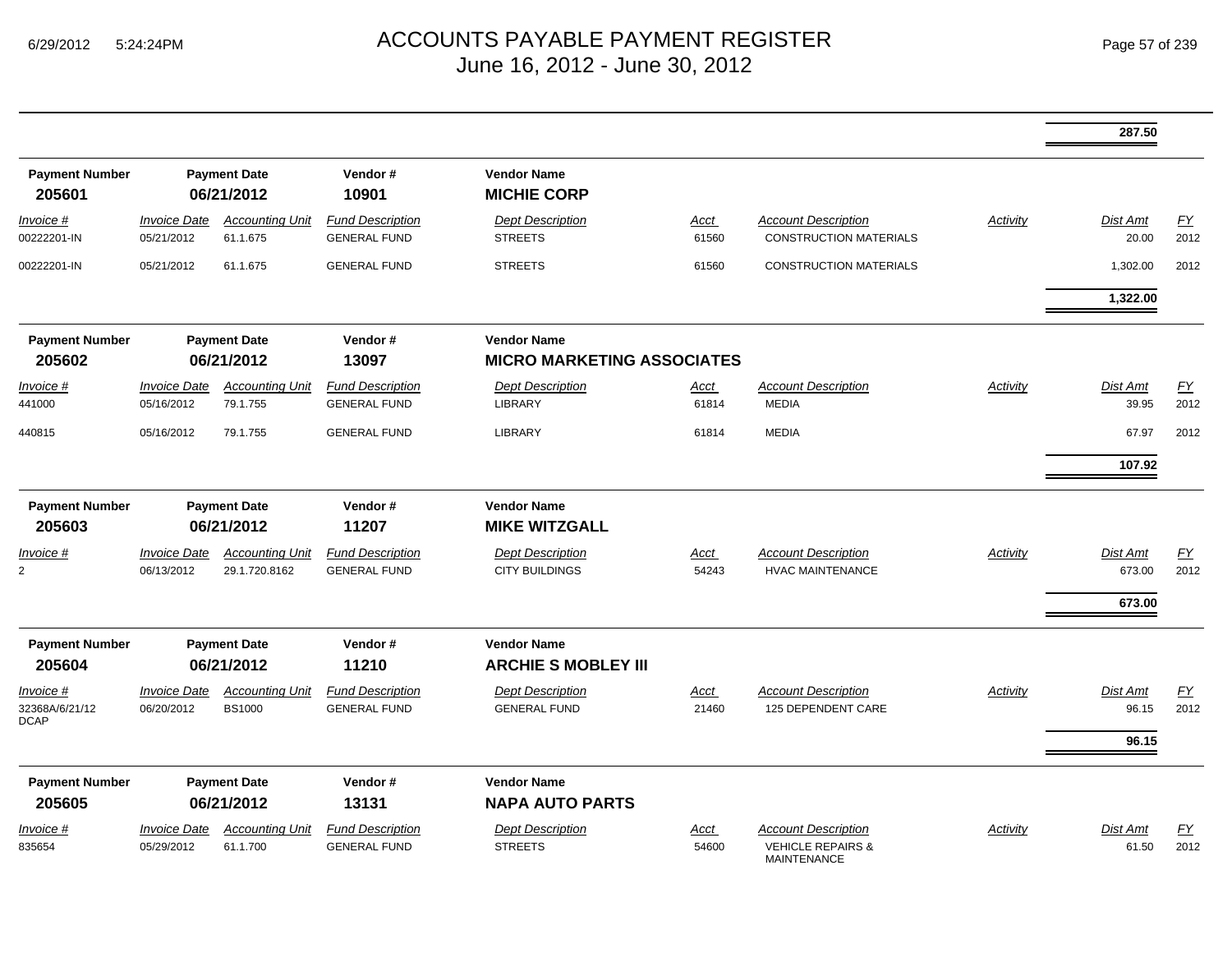# ACCOUNTS PAYABLE PAYMENT REGISTER
June 16, 2012 - June 30, 2012

| | | | | | | | | | |
|---|---|---|---|---|---|---|---|---|---|
| | | | | | | | | **287.50** | |

| Payment Number | Payment Date | Vendor # | Vendor Name |
|---|---|---|---|
| **205601** | **06/21/2012** | **10901** | **MICHIE CORP** |

| *Invoice #* | *Invoice Date* | *Accounting Unit* | *Fund Description* | *Dept Description* | *Acct* | *Account Description* | *Activity* | *Dist Amt* | *FY* |
|---|---|---|---|---|---|---|---|---|---|
| 00222201-IN | 05/21/2012 | 61.1.675 | GENERAL FUND | STREETS | 61560 | CONSTRUCTION MATERIALS | | 20.00 | 2012 |
| 00222201-IN | 05/21/2012 | 61.1.675 | GENERAL FUND | STREETS | 61560 | CONSTRUCTION MATERIALS | | 1,302.00 | 2012 |
| | | | | | | | | **1,322.00** | |

| Payment Number | Payment Date | Vendor # | Vendor Name |
|---|---|---|---|
| **205602** | **06/21/2012** | **13097** | **MICRO MARKETING ASSOCIATES** |

| *Invoice #* | *Invoice Date* | *Accounting Unit* | *Fund Description* | *Dept Description* | *Acct* | *Account Description* | *Activity* | *Dist Amt* | *FY* |
|---|---|---|---|---|---|---|---|---|---|
| 441000 | 05/16/2012 | 79.1.755 | GENERAL FUND | LIBRARY | 61814 | MEDIA | | 39.95 | 2012 |
| 440815 | 05/16/2012 | 79.1.755 | GENERAL FUND | LIBRARY | 61814 | MEDIA | | 67.97 | 2012 |
| | | | | | | | | **107.92** | |

| Payment Number | Payment Date | Vendor # | Vendor Name |
|---|---|---|---|
| **205603** | **06/21/2012** | **11207** | **MIKE WITZGALL** |

| *Invoice #* | *Invoice Date* | *Accounting Unit* | *Fund Description* | *Dept Description* | *Acct* | *Account Description* | *Activity* | *Dist Amt* | *FY* |
|---|---|---|---|---|---|---|---|---|---|
| 2 | 06/13/2012 | 29.1.720.8162 | GENERAL FUND | CITY BUILDINGS | 54243 | HVAC MAINTENANCE | | 673.00 | 2012 |
| | | | | | | | | **673.00** | |

| Payment Number | Payment Date | Vendor # | Vendor Name |
|---|---|---|---|
| **205604** | **06/21/2012** | **11210** | **ARCHIE S MOBLEY III** |

| *Invoice #* | *Invoice Date* | *Accounting Unit* | *Fund Description* | *Dept Description* | *Acct* | *Account Description* | *Activity* | *Dist Amt* | *FY* |
|---|---|---|---|---|---|---|---|---|---|
| 32368A/6/21/12 DCAP | 06/20/2012 | BS1000 | GENERAL FUND | GENERAL FUND | 21460 | 125 DEPENDENT CARE | | 96.15 | 2012 |
| | | | | | | | | **96.15** | |

| Payment Number | Payment Date | Vendor # | Vendor Name |
|---|---|---|---|
| **205605** | **06/21/2012** | **13131** | **NAPA AUTO PARTS** |

| *Invoice #* | *Invoice Date* | *Accounting Unit* | *Fund Description* | *Dept Description* | *Acct* | *Account Description* | *Activity* | *Dist Amt* | *FY* |
|---|---|---|---|---|---|---|---|---|---|
| 835654 | 05/29/2012 | 61.1.700 | GENERAL FUND | STREETS | 54600 | VEHICLE REPAIRS & MAINTENANCE | | 61.50 | 2012 |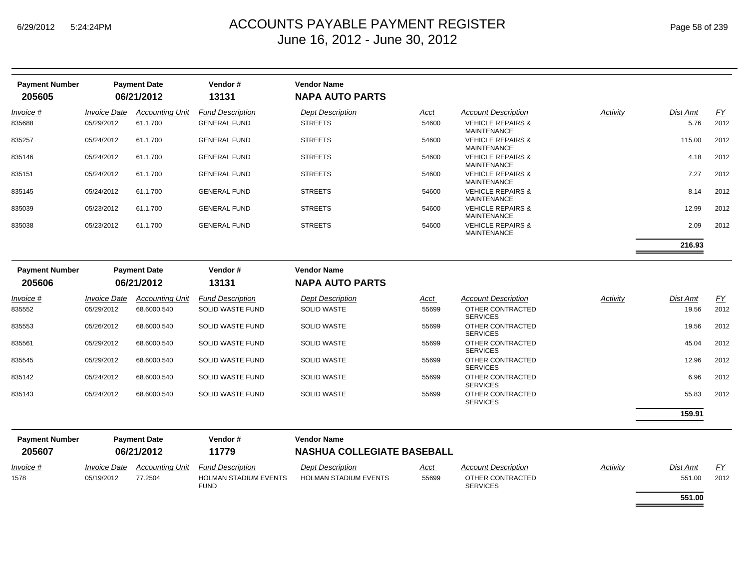# ACCOUNTS PAYABLE PAYMENT REGISTER
## June 16, 2012 - June 30, 2012

| Payment Number | Payment Date | Vendor # | Vendor Name |
|---|---|---|---|
| **205605** | **06/21/2012** | **13131** | **NAPA AUTO PARTS** |

| Invoice # | Invoice Date | Accounting Unit | Fund Description | Dept Description | Acct | Account Description | Activity | Dist Amt | FY |
|---|---|---|---|---|---|---|---|---|---|
| 835688 | 05/29/2012 | 61.1.700 | GENERAL FUND | STREETS | 54600 | VEHICLE REPAIRS & MAINTENANCE | | 5.76 | 2012 |
| 835257 | 05/24/2012 | 61.1.700 | GENERAL FUND | STREETS | 54600 | VEHICLE REPAIRS & MAINTENANCE | | 115.00 | 2012 |
| 835146 | 05/24/2012 | 61.1.700 | GENERAL FUND | STREETS | 54600 | VEHICLE REPAIRS & MAINTENANCE | | 4.18 | 2012 |
| 835151 | 05/24/2012 | 61.1.700 | GENERAL FUND | STREETS | 54600 | VEHICLE REPAIRS & MAINTENANCE | | 7.27 | 2012 |
| 835145 | 05/24/2012 | 61.1.700 | GENERAL FUND | STREETS | 54600 | VEHICLE REPAIRS & MAINTENANCE | | 8.14 | 2012 |
| 835039 | 05/23/2012 | 61.1.700 | GENERAL FUND | STREETS | 54600 | VEHICLE REPAIRS & MAINTENANCE | | 12.99 | 2012 |
| 835038 | 05/23/2012 | 61.1.700 | GENERAL FUND | STREETS | 54600 | VEHICLE REPAIRS & MAINTENANCE | | 2.09 | 2012 |
| | | | | | | | | **216.93** | |

| Payment Number | Payment Date | Vendor # | Vendor Name |
|---|---|---|---|
| **205606** | **06/21/2012** | **13131** | **NAPA AUTO PARTS** |

| Invoice # | Invoice Date | Accounting Unit | Fund Description | Dept Description | Acct | Account Description | Activity | Dist Amt | FY |
|---|---|---|---|---|---|---|---|---|---|
| 835552 | 05/29/2012 | 68.6000.540 | SOLID WASTE FUND | SOLID WASTE | 55699 | OTHER CONTRACTED SERVICES | | 19.56 | 2012 |
| 835553 | 05/26/2012 | 68.6000.540 | SOLID WASTE FUND | SOLID WASTE | 55699 | OTHER CONTRACTED SERVICES | | 19.56 | 2012 |
| 835561 | 05/29/2012 | 68.6000.540 | SOLID WASTE FUND | SOLID WASTE | 55699 | OTHER CONTRACTED SERVICES | | 45.04 | 2012 |
| 835545 | 05/29/2012 | 68.6000.540 | SOLID WASTE FUND | SOLID WASTE | 55699 | OTHER CONTRACTED SERVICES | | 12.96 | 2012 |
| 835142 | 05/24/2012 | 68.6000.540 | SOLID WASTE FUND | SOLID WASTE | 55699 | OTHER CONTRACTED SERVICES | | 6.96 | 2012 |
| 835143 | 05/24/2012 | 68.6000.540 | SOLID WASTE FUND | SOLID WASTE | 55699 | OTHER CONTRACTED SERVICES | | 55.83 | 2012 |
| | | | | | | | | **159.91** | |

| Payment Number | Payment Date | Vendor # | Vendor Name |
|---|---|---|---|
| **205607** | **06/21/2012** | **11779** | **NASHUA COLLEGIATE BASEBALL** |

| Invoice # | Invoice Date | Accounting Unit | Fund Description | Dept Description | Acct | Account Description | Activity | Dist Amt | FY |
|---|---|---|---|---|---|---|---|---|---|
| 1578 | 05/19/2012 | 77.2504 | HOLMAN STADIUM EVENTS FUND | HOLMAN STADIUM EVENTS | 55699 | OTHER CONTRACTED SERVICES | | 551.00 | 2012 |
| | | | | | | | | **551.00** | |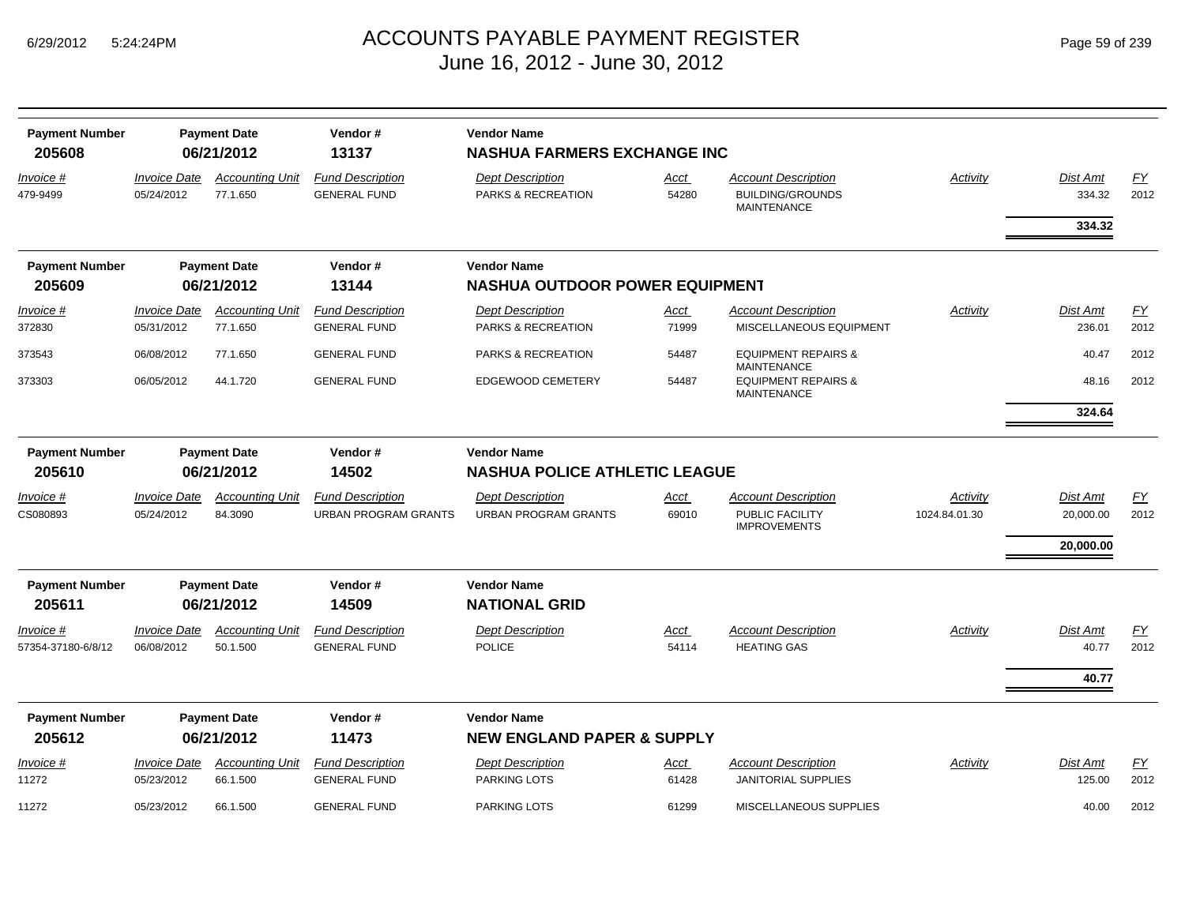# ACCOUNTS PAYABLE PAYMENT REGISTER
## June 16, 2012 - June 30, 2012

| Payment Number | Payment Date | Vendor # | Vendor Name |
|---|---|---|---|
| **205608** | **06/21/2012** | **13137** | **NASHUA FARMERS EXCHANGE INC** |

| Invoice # | Invoice Date | Accounting Unit | Fund Description | Dept Description | Acct | Account Description | Activity | Dist Amt | FY |
|---|---|---|---|---|---|---|---|---|---|
| 479-9499 | 05/24/2012 | 77.1.650 | GENERAL FUND | PARKS & RECREATION | 54280 | BUILDING/GROUNDS MAINTENANCE | | 334.32 | 2012 |
| | | | | | | | | **334.32** | |

| Payment Number | Payment Date | Vendor # | Vendor Name |
|---|---|---|---|
| **205609** | **06/21/2012** | **13144** | **NASHUA OUTDOOR POWER EQUIPMENT** |

| Invoice # | Invoice Date | Accounting Unit | Fund Description | Dept Description | Acct | Account Description | Activity | Dist Amt | FY |
|---|---|---|---|---|---|---|---|---|---|
| 372830 | 05/31/2012 | 77.1.650 | GENERAL FUND | PARKS & RECREATION | 71999 | MISCELLANEOUS EQUIPMENT | | 236.01 | 2012 |
| 373543 | 06/08/2012 | 77.1.650 | GENERAL FUND | PARKS & RECREATION | 54487 | EQUIPMENT REPAIRS & MAINTENANCE | | 40.47 | 2012 |
| 373303 | 06/05/2012 | 44.1.720 | GENERAL FUND | EDGEWOOD CEMETERY | 54487 | EQUIPMENT REPAIRS & MAINTENANCE | | 48.16 | 2012 |
| | | | | | | | | **324.64** | |

| Payment Number | Payment Date | Vendor # | Vendor Name |
|---|---|---|---|
| **205610** | **06/21/2012** | **14502** | **NASHUA POLICE ATHLETIC LEAGUE** |

| Invoice # | Invoice Date | Accounting Unit | Fund Description | Dept Description | Acct | Account Description | Activity | Dist Amt | FY |
|---|---|---|---|---|---|---|---|---|---|
| CS080893 | 05/24/2012 | 84.3090 | URBAN PROGRAM GRANTS | URBAN PROGRAM GRANTS | 69010 | PUBLIC FACILITY IMPROVEMENTS | 1024.84.01.30 | 20,000.00 | 2012 |
| | | | | | | | | **20,000.00** | |

| Payment Number | Payment Date | Vendor # | Vendor Name |
|---|---|---|---|
| **205611** | **06/21/2012** | **14509** | **NATIONAL GRID** |

| Invoice # | Invoice Date | Accounting Unit | Fund Description | Dept Description | Acct | Account Description | Activity | Dist Amt | FY |
|---|---|---|---|---|---|---|---|---|---|
| 57354-37180-6/8/12 | 06/08/2012 | 50.1.500 | GENERAL FUND | POLICE | 54114 | HEATING GAS | | 40.77 | 2012 |
| | | | | | | | | **40.77** | |

| Payment Number | Payment Date | Vendor # | Vendor Name |
|---|---|---|---|
| **205612** | **06/21/2012** | **11473** | **NEW ENGLAND PAPER & SUPPLY** |

| Invoice # | Invoice Date | Accounting Unit | Fund Description | Dept Description | Acct | Account Description | Activity | Dist Amt | FY |
|---|---|---|---|---|---|---|---|---|---|
| 11272 | 05/23/2012 | 66.1.500 | GENERAL FUND | PARKING LOTS | 61428 | JANITORIAL SUPPLIES | | 125.00 | 2012 |
| 11272 | 05/23/2012 | 66.1.500 | GENERAL FUND | PARKING LOTS | 61299 | MISCELLANEOUS SUPPLIES | | 40.00 | 2012 |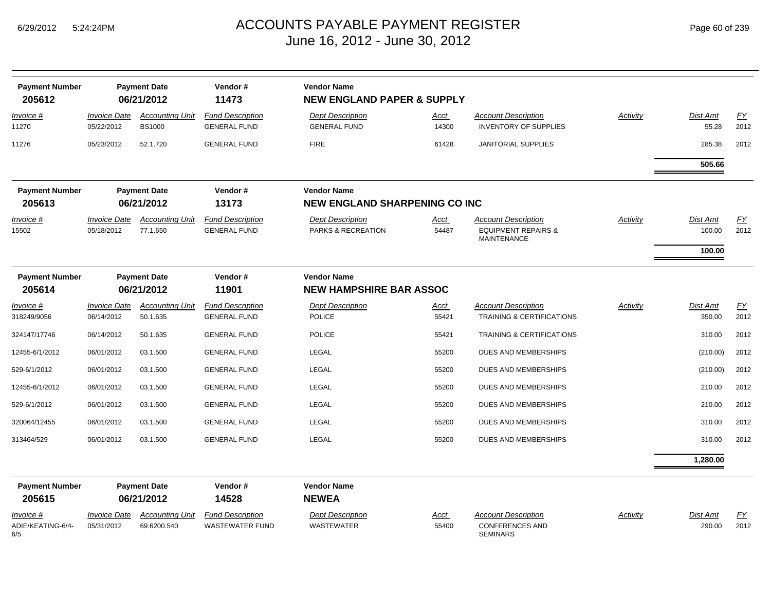# ACCOUNTS PAYABLE PAYMENT REGISTER
## June 16, 2012 - June 30, 2012

| Payment Number | Payment Date | Vendor # | Vendor Name |
|---|---|---|---|
| **205612** | **06/21/2012** | **11473** | **NEW ENGLAND PAPER & SUPPLY** |

| Invoice # | Invoice Date | Accounting Unit | Fund Description | Dept Description | Acct | Account Description | Activity | Dist Amt | FY |
|---|---|---|---|---|---|---|---|---|---|
| 11270 | 05/22/2012 | BS1000 | GENERAL FUND | GENERAL FUND | 14300 | INVENTORY OF SUPPLIES | | 55.28 | 2012 |
| 11276 | 05/23/2012 | 52.1.720 | GENERAL FUND | FIRE | 61428 | JANITORIAL SUPPLIES | | 285.38 | 2012 |
| | | | | | | | | **505.66** | |

| Payment Number | Payment Date | Vendor # | Vendor Name |
|---|---|---|---|
| **205613** | **06/21/2012** | **13173** | **NEW ENGLAND SHARPENING CO INC** |

| Invoice # | Invoice Date | Accounting Unit | Fund Description | Dept Description | Acct | Account Description | Activity | Dist Amt | FY |
|---|---|---|---|---|---|---|---|---|---|
| 15502 | 05/18/2012 | 77.1.650 | GENERAL FUND | PARKS & RECREATION | 54487 | EQUIPMENT REPAIRS & MAINTENANCE | | 100.00 | 2012 |
| | | | | | | | | **100.00** | |

| Payment Number | Payment Date | Vendor # | Vendor Name |
|---|---|---|---|
| **205614** | **06/21/2012** | **11901** | **NEW HAMPSHIRE BAR ASSOC** |

| Invoice # | Invoice Date | Accounting Unit | Fund Description | Dept Description | Acct | Account Description | Activity | Dist Amt | FY |
|---|---|---|---|---|---|---|---|---|---|
| 318249/9056 | 06/14/2012 | 50.1.635 | GENERAL FUND | POLICE | 55421 | TRAINING & CERTIFICATIONS | | 350.00 | 2012 |
| 324147/17746 | 06/14/2012 | 50.1.635 | GENERAL FUND | POLICE | 55421 | TRAINING & CERTIFICATIONS | | 310.00 | 2012 |
| 12455-6/1/2012 | 06/01/2012 | 03.1.500 | GENERAL FUND | LEGAL | 55200 | DUES AND MEMBERSHIPS | | (210.00) | 2012 |
| 529-6/1/2012 | 06/01/2012 | 03.1.500 | GENERAL FUND | LEGAL | 55200 | DUES AND MEMBERSHIPS | | (210.00) | 2012 |
| 12455-6/1/2012 | 06/01/2012 | 03.1.500 | GENERAL FUND | LEGAL | 55200 | DUES AND MEMBERSHIPS | | 210.00 | 2012 |
| 529-6/1/2012 | 06/01/2012 | 03.1.500 | GENERAL FUND | LEGAL | 55200 | DUES AND MEMBERSHIPS | | 210.00 | 2012 |
| 320064/12455 | 06/01/2012 | 03.1.500 | GENERAL FUND | LEGAL | 55200 | DUES AND MEMBERSHIPS | | 310.00 | 2012 |
| 313464/529 | 06/01/2012 | 03.1.500 | GENERAL FUND | LEGAL | 55200 | DUES AND MEMBERSHIPS | | 310.00 | 2012 |
| | | | | | | | | **1,280.00** | |

| Payment Number | Payment Date | Vendor # | Vendor Name |
|---|---|---|---|
| **205615** | **06/21/2012** | **14528** | **NEWEA** |

| Invoice # | Invoice Date | Accounting Unit | Fund Description | Dept Description | Acct | Account Description | Activity | Dist Amt | FY |
|---|---|---|---|---|---|---|---|---|---|
| ADIE/KEATING-6/4-6/5 | 05/31/2012 | 69.6200.540 | WASTEWATER FUND | WASTEWATER | 55400 | CONFERENCES AND SEMINARS | | 290.00 | 2012 |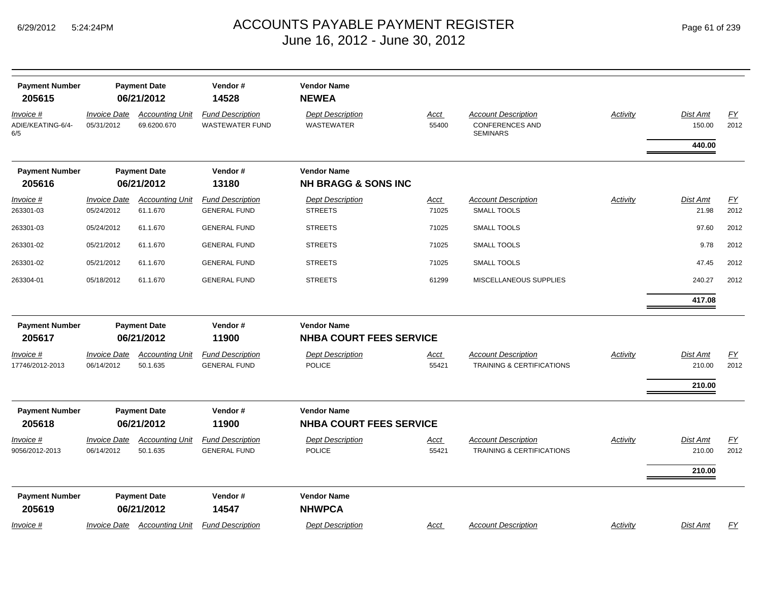# ACCOUNTS PAYABLE PAYMENT REGISTER

June 16, 2012 - June 30, 2012

| Payment Number | Payment Date | Vendor # | Vendor Name |
|---|---|---|---|
| **205615** | **06/21/2012** | **14528** | **NEWEA** |

| Invoice # | Invoice Date | Accounting Unit | Fund Description | Dept Description | Acct | Account Description | Activity | Dist Amt | FY |
|---|---|---|---|---|---|---|---|---|---|
| ADIE/KEATING-6/4-6/5 | 05/31/2012 | 69.6200.670 | WASTEWATER FUND | WASTEWATER | 55400 | CONFERENCES AND SEMINARS | | 150.00 | 2012 |
| | | | | | | | | **440.00** | |

| Payment Number | Payment Date | Vendor # | Vendor Name |
|---|---|---|---|
| **205616** | **06/21/2012** | **13180** | **NH BRAGG & SONS INC** |

| Invoice # | Invoice Date | Accounting Unit | Fund Description | Dept Description | Acct | Account Description | Activity | Dist Amt | FY |
|---|---|---|---|---|---|---|---|---|---|
| 263301-03 | 05/24/2012 | 61.1.670 | GENERAL FUND | STREETS | 71025 | SMALL TOOLS | | 21.98 | 2012 |
| 263301-03 | 05/24/2012 | 61.1.670 | GENERAL FUND | STREETS | 71025 | SMALL TOOLS | | 97.60 | 2012 |
| 263301-02 | 05/21/2012 | 61.1.670 | GENERAL FUND | STREETS | 71025 | SMALL TOOLS | | 9.78 | 2012 |
| 263301-02 | 05/21/2012 | 61.1.670 | GENERAL FUND | STREETS | 71025 | SMALL TOOLS | | 47.45 | 2012 |
| 263304-01 | 05/18/2012 | 61.1.670 | GENERAL FUND | STREETS | 61299 | MISCELLANEOUS SUPPLIES | | 240.27 | 2012 |
| | | | | | | | | **417.08** | |

| Payment Number | Payment Date | Vendor # | Vendor Name |
|---|---|---|---|
| **205617** | **06/21/2012** | **11900** | **NHBA COURT FEES SERVICE** |

| Invoice # | Invoice Date | Accounting Unit | Fund Description | Dept Description | Acct | Account Description | Activity | Dist Amt | FY |
|---|---|---|---|---|---|---|---|---|---|
| 17746/2012-2013 | 06/14/2012 | 50.1.635 | GENERAL FUND | POLICE | 55421 | TRAINING & CERTIFICATIONS | | 210.00 | 2012 |
| | | | | | | | | **210.00** | |

| Payment Number | Payment Date | Vendor # | Vendor Name |
|---|---|---|---|
| **205618** | **06/21/2012** | **11900** | **NHBA COURT FEES SERVICE** |

| Invoice # | Invoice Date | Accounting Unit | Fund Description | Dept Description | Acct | Account Description | Activity | Dist Amt | FY |
|---|---|---|---|---|---|---|---|---|---|
| 9056/2012-2013 | 06/14/2012 | 50.1.635 | GENERAL FUND | POLICE | 55421 | TRAINING & CERTIFICATIONS | | 210.00 | 2012 |
| | | | | | | | | **210.00** | |

| Payment Number | Payment Date | Vendor # | Vendor Name |
|---|---|---|---|
| **205619** | **06/21/2012** | **14547** | **NHWPCA** |

| Invoice # | Invoice Date | Accounting Unit | Fund Description | Dept Description | Acct | Account Description | Activity | Dist Amt | FY |
|---|---|---|---|---|---|---|---|---|---|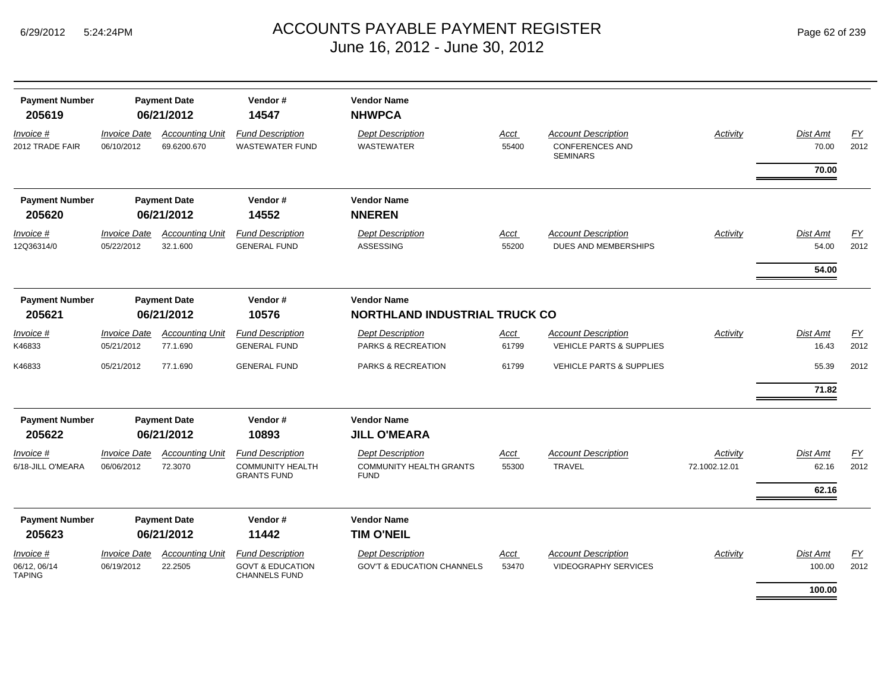# ACCOUNTS PAYABLE PAYMENT REGISTER
## June 16, 2012 - June 30, 2012

| Payment Number | Payment Date | Vendor # | Vendor Name |
|---|---|---|---|
| **205619** | **06/21/2012** | **14547** | **NHWPCA** |

| Invoice # | Invoice Date | Accounting Unit | Fund Description | Dept Description | Acct | Account Description | Activity | Dist Amt | FY |
|---|---|---|---|---|---|---|---|---|---|
| 2012 TRADE FAIR | 06/10/2012 | 69.6200.670 | WASTEWATER FUND | WASTEWATER | 55400 | CONFERENCES AND SEMINARS | | 70.00 | 2012 |
| | | | | | | | | **70.00** | |

| Payment Number | Payment Date | Vendor # | Vendor Name |
|---|---|---|---|
| **205620** | **06/21/2012** | **14552** | **NNEREN** |

| Invoice # | Invoice Date | Accounting Unit | Fund Description | Dept Description | Acct | Account Description | Activity | Dist Amt | FY |
|---|---|---|---|---|---|---|---|---|---|
| 12Q36314/0 | 05/22/2012 | 32.1.600 | GENERAL FUND | ASSESSING | 55200 | DUES AND MEMBERSHIPS | | 54.00 | 2012 |
| | | | | | | | | **54.00** | |

| Payment Number | Payment Date | Vendor # | Vendor Name |
|---|---|---|---|
| **205621** | **06/21/2012** | **10576** | **NORTHLAND INDUSTRIAL TRUCK CO** |

| Invoice # | Invoice Date | Accounting Unit | Fund Description | Dept Description | Acct | Account Description | Activity | Dist Amt | FY |
|---|---|---|---|---|---|---|---|---|---|
| K46833 | 05/21/2012 | 77.1.690 | GENERAL FUND | PARKS & RECREATION | 61799 | VEHICLE PARTS & SUPPLIES | | 16.43 | 2012 |
| K46833 | 05/21/2012 | 77.1.690 | GENERAL FUND | PARKS & RECREATION | 61799 | VEHICLE PARTS & SUPPLIES | | 55.39 | 2012 |
| | | | | | | | | **71.82** | |

| Payment Number | Payment Date | Vendor # | Vendor Name |
|---|---|---|---|
| **205622** | **06/21/2012** | **10893** | **JILL O'MEARA** |

| Invoice # | Invoice Date | Accounting Unit | Fund Description | Dept Description | Acct | Account Description | Activity | Dist Amt | FY |
|---|---|---|---|---|---|---|---|---|---|
| 6/18-JILL O'MEARA | 06/06/2012 | 72.3070 | COMMUNITY HEALTH GRANTS FUND | COMMUNITY HEALTH GRANTS FUND | 55300 | TRAVEL | 72.1002.12.01 | 62.16 | 2012 |
| | | | | | | | | **62.16** | |

| Payment Number | Payment Date | Vendor # | Vendor Name |
|---|---|---|---|
| **205623** | **06/21/2012** | **11442** | **TIM O'NEIL** |

| Invoice # | Invoice Date | Accounting Unit | Fund Description | Dept Description | Acct | Account Description | Activity | Dist Amt | FY |
|---|---|---|---|---|---|---|---|---|---|
| 06/12, 06/14 TAPING | 06/19/2012 | 22.2505 | GOVT & EDUCATION CHANNELS FUND | GOV'T & EDUCATION CHANNELS | 53470 | VIDEOGRAPHY SERVICES | | 100.00 | 2012 |
| | | | | | | | | **100.00** | |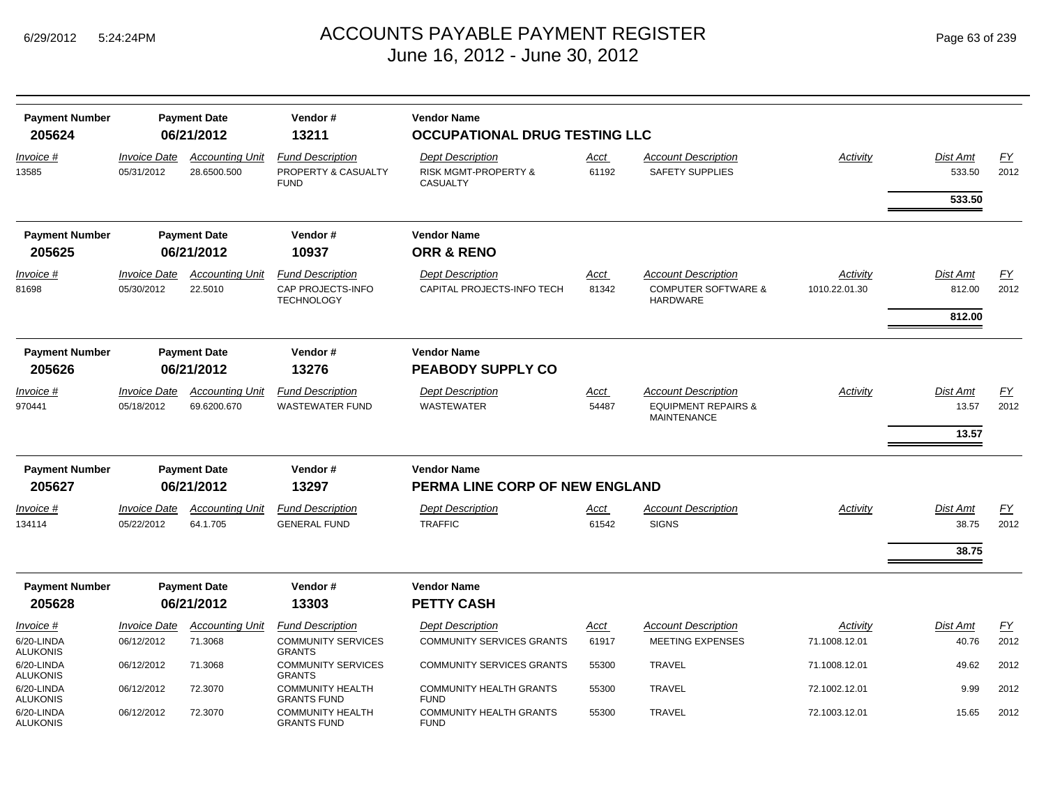# ACCOUNTS PAYABLE PAYMENT REGISTER
## June 16, 2012 - June 30, 2012

| Payment Number | Payment Date | Vendor # | Vendor Name |
|---|---|---|---|
| **205624** | **06/21/2012** | **13211** | **OCCUPATIONAL DRUG TESTING LLC** |

| Invoice # | Invoice Date | Accounting Unit | Fund Description | Dept Description | Acct | Account Description | Activity | Dist Amt | FY |
|---|---|---|---|---|---|---|---|---|---|
| 13585 | 05/31/2012 | 28.6500.500 | PROPERTY & CASUALTY FUND | RISK MGMT-PROPERTY & CASUALTY | 61192 | SAFETY SUPPLIES | | 533.50 | 2012 |
| | | | | | | | | **533.50** | |

| Payment Number | Payment Date | Vendor # | Vendor Name |
|---|---|---|---|
| **205625** | **06/21/2012** | **10937** | **ORR & RENO** |

| Invoice # | Invoice Date | Accounting Unit | Fund Description | Dept Description | Acct | Account Description | Activity | Dist Amt | FY |
|---|---|---|---|---|---|---|---|---|---|
| 81698 | 05/30/2012 | 22.5010 | CAP PROJECTS-INFO TECHNOLOGY | CAPITAL PROJECTS-INFO TECH | 81342 | COMPUTER SOFTWARE & HARDWARE | 1010.22.01.30 | 812.00 | 2012 |
| | | | | | | | | **812.00** | |

| Payment Number | Payment Date | Vendor # | Vendor Name |
|---|---|---|---|
| **205626** | **06/21/2012** | **13276** | **PEABODY SUPPLY CO** |

| Invoice # | Invoice Date | Accounting Unit | Fund Description | Dept Description | Acct | Account Description | Activity | Dist Amt | FY |
|---|---|---|---|---|---|---|---|---|---|
| 970441 | 05/18/2012 | 69.6200.670 | WASTEWATER FUND | WASTEWATER | 54487 | EQUIPMENT REPAIRS & MAINTENANCE | | 13.57 | 2012 |
| | | | | | | | | **13.57** | |

| Payment Number | Payment Date | Vendor # | Vendor Name |
|---|---|---|---|
| **205627** | **06/21/2012** | **13297** | **PERMA LINE CORP OF NEW ENGLAND** |

| Invoice # | Invoice Date | Accounting Unit | Fund Description | Dept Description | Acct | Account Description | Activity | Dist Amt | FY |
|---|---|---|---|---|---|---|---|---|---|
| 134114 | 05/22/2012 | 64.1.705 | GENERAL FUND | TRAFFIC | 61542 | SIGNS | | 38.75 | 2012 |
| | | | | | | | | **38.75** | |

| Payment Number | Payment Date | Vendor # | Vendor Name |
|---|---|---|---|
| **205628** | **06/21/2012** | **13303** | **PETTY CASH** |

| Invoice # | Invoice Date | Accounting Unit | Fund Description | Dept Description | Acct | Account Description | Activity | Dist Amt | FY |
|---|---|---|---|---|---|---|---|---|---|
| 6/20-LINDA ALUKONIS | 06/12/2012 | 71.3068 | COMMUNITY SERVICES GRANTS | COMMUNITY SERVICES GRANTS | 61917 | MEETING EXPENSES | 71.1008.12.01 | 40.76 | 2012 |
| 6/20-LINDA ALUKONIS | 06/12/2012 | 71.3068 | COMMUNITY SERVICES GRANTS | COMMUNITY SERVICES GRANTS | 55300 | TRAVEL | 71.1008.12.01 | 49.62 | 2012 |
| 6/20-LINDA ALUKONIS | 06/12/2012 | 72.3070 | COMMUNITY HEALTH GRANTS FUND | COMMUNITY HEALTH GRANTS FUND | 55300 | TRAVEL | 72.1002.12.01 | 9.99 | 2012 |
| 6/20-LINDA ALUKONIS | 06/12/2012 | 72.3070 | COMMUNITY HEALTH GRANTS FUND | COMMUNITY HEALTH GRANTS FUND | 55300 | TRAVEL | 72.1003.12.01 | 15.65 | 2012 |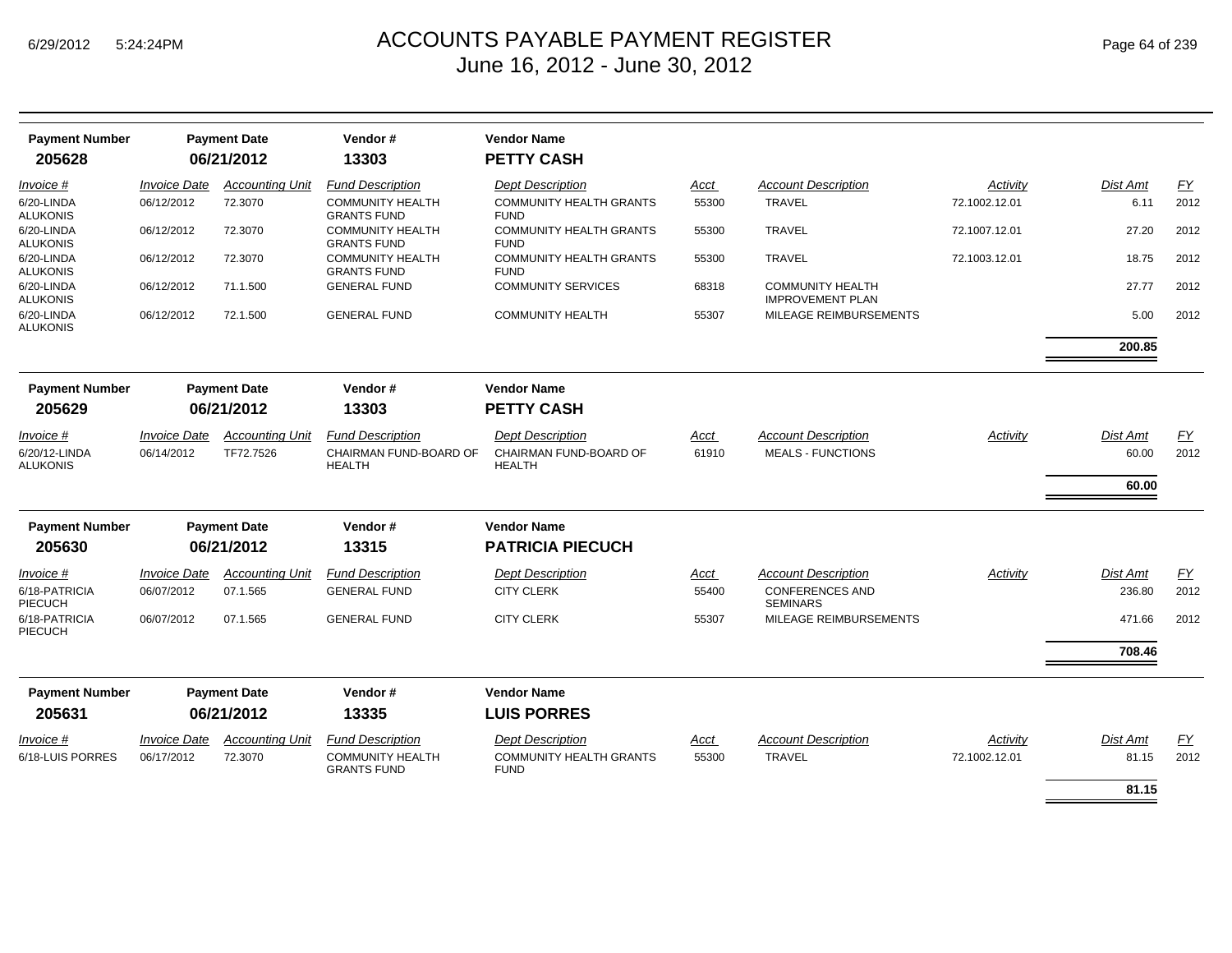# ACCOUNTS PAYABLE PAYMENT REGISTER
June 16, 2012 - June 30, 2012

| Payment Number | Payment Date | Vendor # | Vendor Name |
|---|---|---|---|
| 205628 | 06/21/2012 | 13303 | PETTY CASH |

| Invoice # | Invoice Date | Accounting Unit | Fund Description | Dept Description | Acct | Account Description | Activity | Dist Amt | FY |
|---|---|---|---|---|---|---|---|---|---|
| 6/20-LINDA ALUKONIS | 06/12/2012 | 72.3070 | COMMUNITY HEALTH GRANTS FUND | COMMUNITY HEALTH GRANTS FUND | 55300 | TRAVEL | 72.1002.12.01 | 6.11 | 2012 |
| 6/20-LINDA ALUKONIS | 06/12/2012 | 72.3070 | COMMUNITY HEALTH GRANTS FUND | COMMUNITY HEALTH GRANTS FUND | 55300 | TRAVEL | 72.1007.12.01 | 27.20 | 2012 |
| 6/20-LINDA ALUKONIS | 06/12/2012 | 72.3070 | COMMUNITY HEALTH GRANTS FUND | COMMUNITY HEALTH GRANTS FUND | 55300 | TRAVEL | 72.1003.12.01 | 18.75 | 2012 |
| 6/20-LINDA ALUKONIS | 06/12/2012 | 71.1.500 | GENERAL FUND | COMMUNITY SERVICES | 68318 | COMMUNITY HEALTH IMPROVEMENT PLAN | | 27.77 | 2012 |
| 6/20-LINDA ALUKONIS | 06/12/2012 | 72.1.500 | GENERAL FUND | COMMUNITY HEALTH | 55307 | MILEAGE REIMBURSEMENTS | | 5.00 | 2012 |
| | | | | | | | | **200.85** | |

| Payment Number | Payment Date | Vendor # | Vendor Name |
|---|---|---|---|
| 205629 | 06/21/2012 | 13303 | PETTY CASH |

| Invoice # | Invoice Date | Accounting Unit | Fund Description | Dept Description | Acct | Account Description | Activity | Dist Amt | FY |
|---|---|---|---|---|---|---|---|---|---|
| 6/20/12-LINDA ALUKONIS | 06/14/2012 | TF72.7526 | CHAIRMAN FUND-BOARD OF HEALTH | CHAIRMAN FUND-BOARD OF HEALTH | 61910 | MEALS - FUNCTIONS | | 60.00 | 2012 |
| | | | | | | | | **60.00** | |

| Payment Number | Payment Date | Vendor # | Vendor Name |
|---|---|---|---|
| 205630 | 06/21/2012 | 13315 | PATRICIA PIECUCH |

| Invoice # | Invoice Date | Accounting Unit | Fund Description | Dept Description | Acct | Account Description | Activity | Dist Amt | FY |
|---|---|---|---|---|---|---|---|---|---|
| 6/18-PATRICIA PIECUCH | 06/07/2012 | 07.1.565 | GENERAL FUND | CITY CLERK | 55400 | CONFERENCES AND SEMINARS | | 236.80 | 2012 |
| 6/18-PATRICIA PIECUCH | 06/07/2012 | 07.1.565 | GENERAL FUND | CITY CLERK | 55307 | MILEAGE REIMBURSEMENTS | | 471.66 | 2012 |
| | | | | | | | | **708.46** | |

| Payment Number | Payment Date | Vendor # | Vendor Name |
|---|---|---|---|
| 205631 | 06/21/2012 | 13335 | LUIS PORRES |

| Invoice # | Invoice Date | Accounting Unit | Fund Description | Dept Description | Acct | Account Description | Activity | Dist Amt | FY |
|---|---|---|---|---|---|---|---|---|---|
| 6/18-LUIS PORRES | 06/17/2012 | 72.3070 | COMMUNITY HEALTH GRANTS FUND | COMMUNITY HEALTH GRANTS FUND | 55300 | TRAVEL | 72.1002.12.01 | 81.15 | 2012 |
| | | | | | | | | **81.15** | |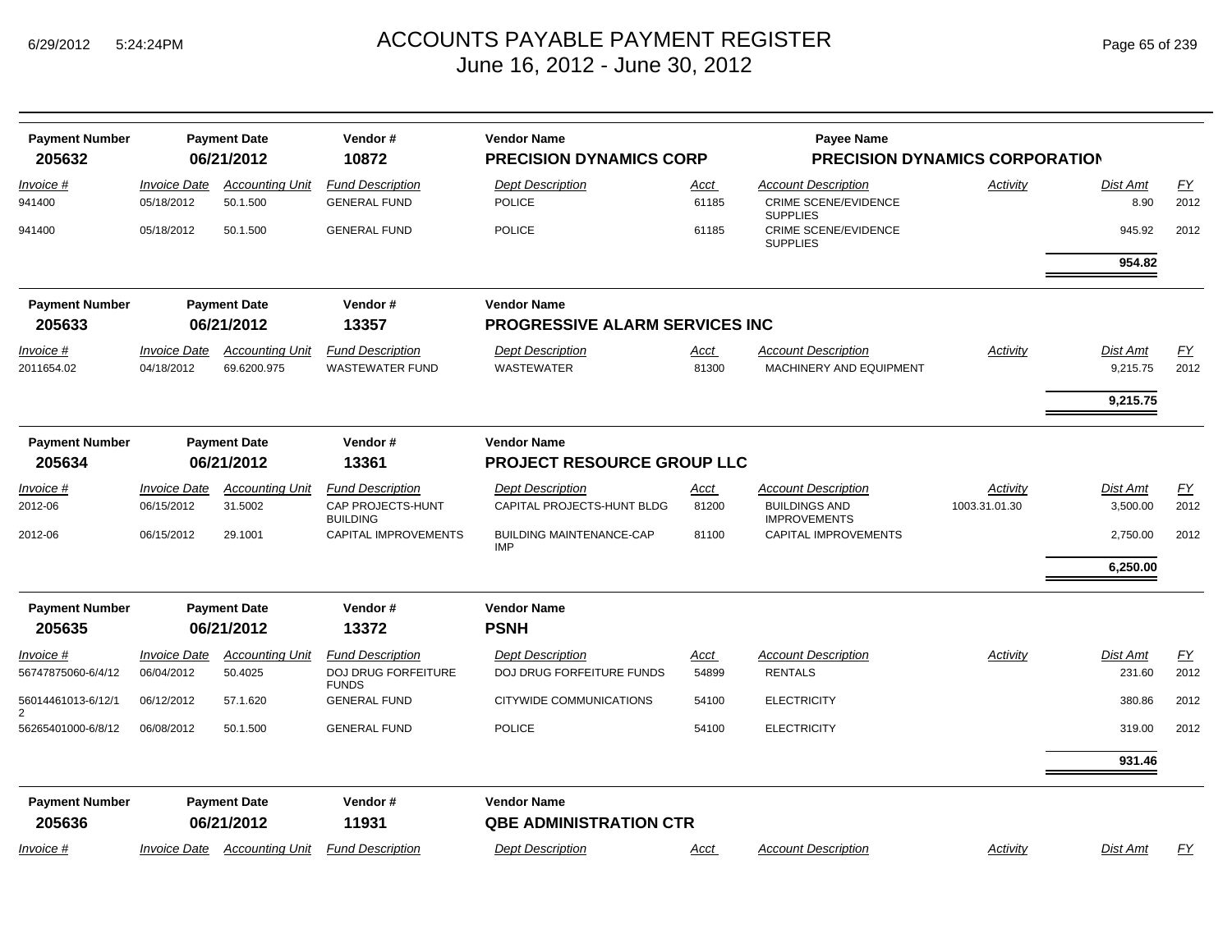# ACCOUNTS PAYABLE PAYMENT REGISTER
## June 16, 2012 - June 30, 2012

| Payment Number | Payment Date | Vendor # | Vendor Name | Payee Name |
|---|---|---|---|---|
| **205632** | **06/21/2012** | **10872** | **PRECISION DYNAMICS CORP** | **PRECISION DYNAMICS CORPORATION** |

| *Invoice #* | *Invoice Date* | *Accounting Unit* | *Fund Description* | *Dept Description* | *Acct* | *Account Description* | *Activity* | *Dist Amt* | *FY* |
|---|---|---|---|---|---|---|---|---|---|
| 941400 | 05/18/2012 | 50.1.500 | GENERAL FUND | POLICE | 61185 | CRIME SCENE/EVIDENCE SUPPLIES | | 8.90 | 2012 |
| 941400 | 05/18/2012 | 50.1.500 | GENERAL FUND | POLICE | 61185 | CRIME SCENE/EVIDENCE SUPPLIES | | 945.92 | 2012 |
| | | | | | | | | **954.82** | |

| Payment Number | Payment Date | Vendor # | Vendor Name |
|---|---|---|---|
| **205633** | **06/21/2012** | **13357** | **PROGRESSIVE ALARM SERVICES INC** |

| *Invoice #* | *Invoice Date* | *Accounting Unit* | *Fund Description* | *Dept Description* | *Acct* | *Account Description* | *Activity* | *Dist Amt* | *FY* |
|---|---|---|---|---|---|---|---|---|---|
| 2011654.02 | 04/18/2012 | 69.6200.975 | WASTEWATER FUND | WASTEWATER | 81300 | MACHINERY AND EQUIPMENT | | 9,215.75 | 2012 |
| | | | | | | | | **9,215.75** | |

| Payment Number | Payment Date | Vendor # | Vendor Name |
|---|---|---|---|
| **205634** | **06/21/2012** | **13361** | **PROJECT RESOURCE GROUP LLC** |

| *Invoice #* | *Invoice Date* | *Accounting Unit* | *Fund Description* | *Dept Description* | *Acct* | *Account Description* | *Activity* | *Dist Amt* | *FY* |
|---|---|---|---|---|---|---|---|---|---|
| 2012-06 | 06/15/2012 | 31.5002 | CAP PROJECTS-HUNT BUILDING | CAPITAL PROJECTS-HUNT BLDG | 81200 | BUILDINGS AND IMPROVEMENTS | 1003.31.01.30 | 3,500.00 | 2012 |
| 2012-06 | 06/15/2012 | 29.1001 | CAPITAL IMPROVEMENTS | BUILDING MAINTENANCE-CAP IMP | 81100 | CAPITAL IMPROVEMENTS | | 2,750.00 | 2012 |
| | | | | | | | | **6,250.00** | |

| Payment Number | Payment Date | Vendor # | Vendor Name |
|---|---|---|---|
| **205635** | **06/21/2012** | **13372** | **PSNH** |

| *Invoice #* | *Invoice Date* | *Accounting Unit* | *Fund Description* | *Dept Description* | *Acct* | *Account Description* | *Activity* | *Dist Amt* | *FY* |
|---|---|---|---|---|---|---|---|---|---|
| 56747875060-6/4/12 | 06/04/2012 | 50.4025 | DOJ DRUG FORFEITURE FUNDS | DOJ DRUG FORFEITURE FUNDS | 54899 | RENTALS | | 231.60 | 2012 |
| 56014461013-6/12/12 | 06/12/2012 | 57.1.620 | GENERAL FUND | CITYWIDE COMMUNICATIONS | 54100 | ELECTRICITY | | 380.86 | 2012 |
| 56265401000-6/8/12 | 06/08/2012 | 50.1.500 | GENERAL FUND | POLICE | 54100 | ELECTRICITY | | 319.00 | 2012 |
| | | | | | | | | **931.46** | |

| Payment Number | Payment Date | Vendor # | Vendor Name |
|---|---|---|---|
| **205636** | **06/21/2012** | **11931** | **QBE ADMINISTRATION CTR** |

| *Invoice #* | *Invoice Date* | *Accounting Unit* | *Fund Description* | *Dept Description* | *Acct* | *Account Description* | *Activity* | *Dist Amt* | *FY* |
|---|---|---|---|---|---|---|---|---|---|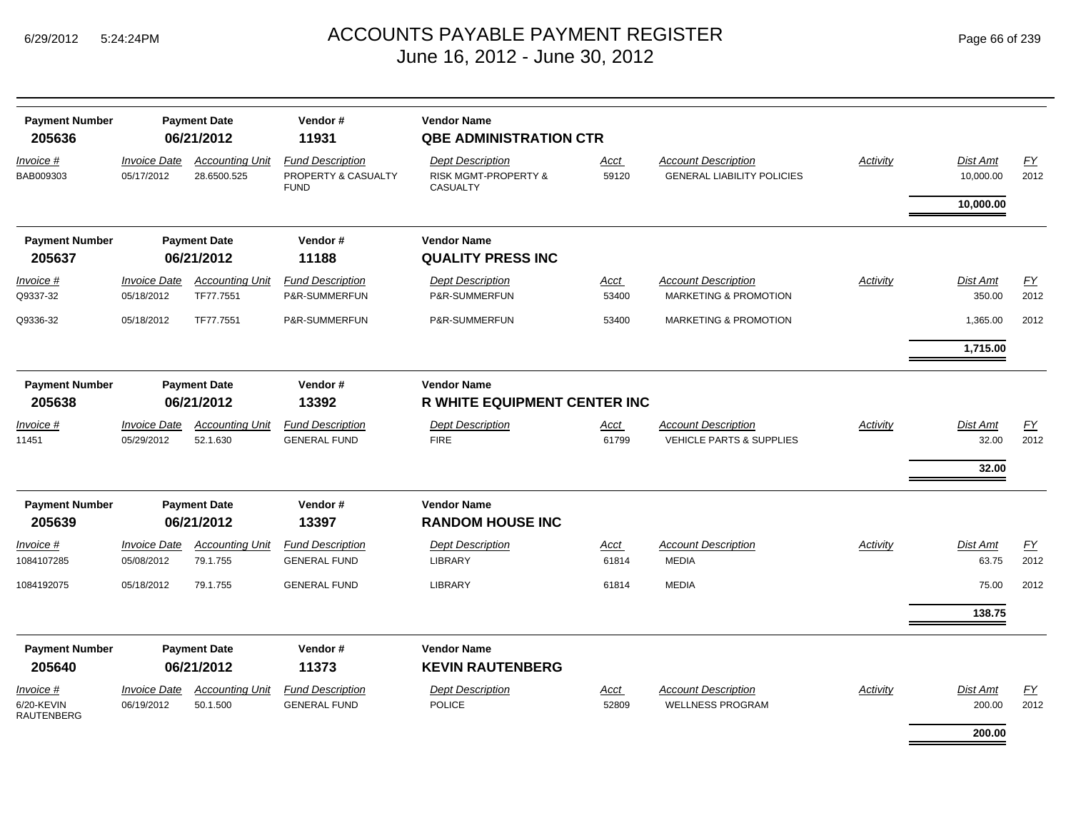# ACCOUNTS PAYABLE PAYMENT REGISTER
## June 16, 2012 - June 30, 2012

| Payment Number | Payment Date | Vendor # | Vendor Name |
|---|---|---|---|
| **205636** | **06/21/2012** | **11931** | **QBE ADMINISTRATION CTR** |

| Invoice # | Invoice Date | Accounting Unit | Fund Description | Dept Description | Acct | Account Description | Activity | Dist Amt | FY |
|---|---|---|---|---|---|---|---|---|---|
| BAB009303 | 05/17/2012 | 28.6500.525 | PROPERTY & CASUALTY FUND | RISK MGMT-PROPERTY & CASUALTY | 59120 | GENERAL LIABILITY POLICIES | | 10,000.00 | 2012 |
| | | | | | | | | **10,000.00** | |

| Payment Number | Payment Date | Vendor # | Vendor Name |
|---|---|---|---|
| **205637** | **06/21/2012** | **11188** | **QUALITY PRESS INC** |

| Invoice # | Invoice Date | Accounting Unit | Fund Description | Dept Description | Acct | Account Description | Activity | Dist Amt | FY |
|---|---|---|---|---|---|---|---|---|---|
| Q9337-32 | 05/18/2012 | TF77.7551 | P&R-SUMMERFUN | P&R-SUMMERFUN | 53400 | MARKETING & PROMOTION | | 350.00 | 2012 |
| Q9336-32 | 05/18/2012 | TF77.7551 | P&R-SUMMERFUN | P&R-SUMMERFUN | 53400 | MARKETING & PROMOTION | | 1,365.00 | 2012 |
| | | | | | | | | **1,715.00** | |

| Payment Number | Payment Date | Vendor # | Vendor Name |
|---|---|---|---|
| **205638** | **06/21/2012** | **13392** | **R WHITE EQUIPMENT CENTER INC** |

| Invoice # | Invoice Date | Accounting Unit | Fund Description | Dept Description | Acct | Account Description | Activity | Dist Amt | FY |
|---|---|---|---|---|---|---|---|---|---|
| 11451 | 05/29/2012 | 52.1.630 | GENERAL FUND | FIRE | 61799 | VEHICLE PARTS & SUPPLIES | | 32.00 | 2012 |
| | | | | | | | | **32.00** | |

| Payment Number | Payment Date | Vendor # | Vendor Name |
|---|---|---|---|
| **205639** | **06/21/2012** | **13397** | **RANDOM HOUSE INC** |

| Invoice # | Invoice Date | Accounting Unit | Fund Description | Dept Description | Acct | Account Description | Activity | Dist Amt | FY |
|---|---|---|---|---|---|---|---|---|---|
| 1084107285 | 05/08/2012 | 79.1.755 | GENERAL FUND | LIBRARY | 61814 | MEDIA | | 63.75 | 2012 |
| 1084192075 | 05/18/2012 | 79.1.755 | GENERAL FUND | LIBRARY | 61814 | MEDIA | | 75.00 | 2012 |
| | | | | | | | | **138.75** | |

| Payment Number | Payment Date | Vendor # | Vendor Name |
|---|---|---|---|
| **205640** | **06/21/2012** | **11373** | **KEVIN RAUTENBERG** |

| Invoice # | Invoice Date | Accounting Unit | Fund Description | Dept Description | Acct | Account Description | Activity | Dist Amt | FY |
|---|---|---|---|---|---|---|---|---|---|
| 6/20-KEVIN RAUTENBERG | 06/19/2012 | 50.1.500 | GENERAL FUND | POLICE | 52809 | WELLNESS PROGRAM | | 200.00 | 2012 |
| | | | | | | | | **200.00** | |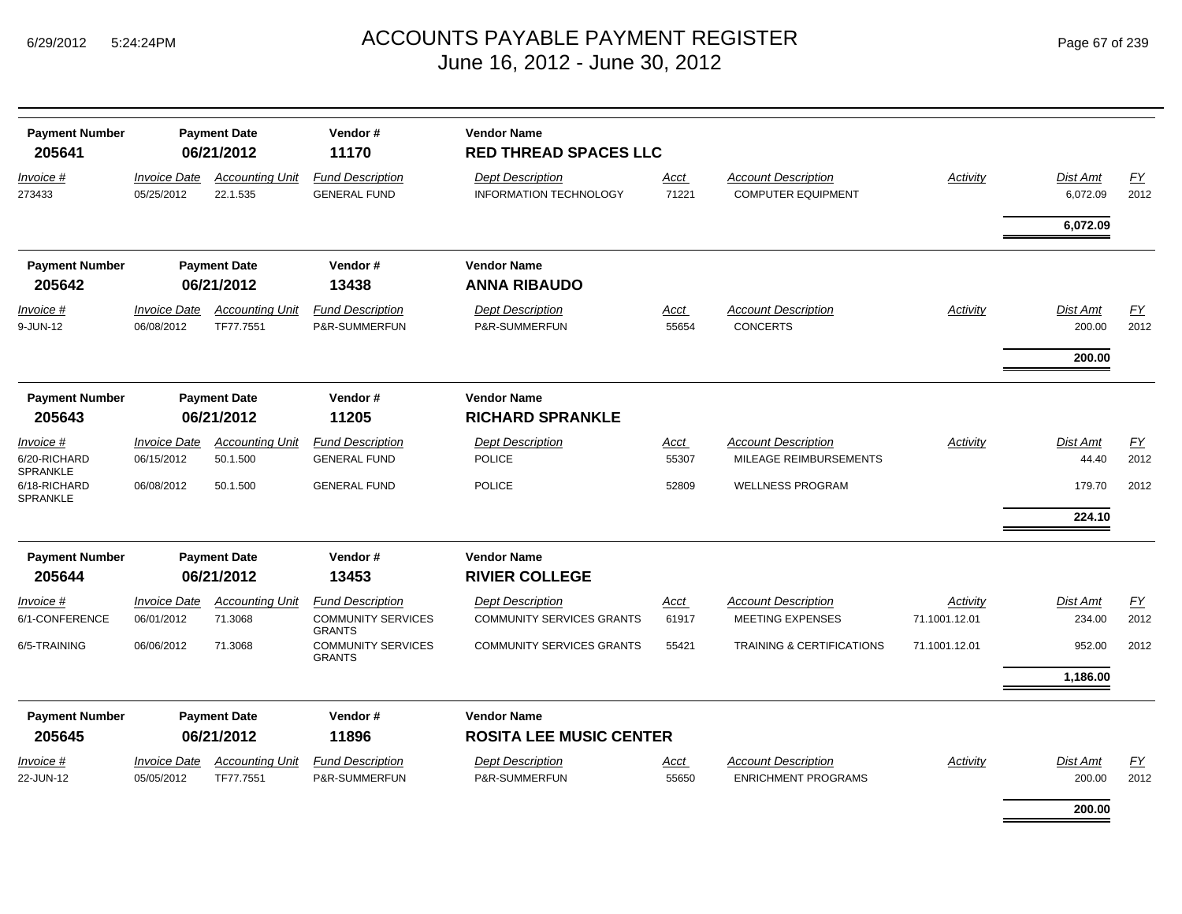# ACCOUNTS PAYABLE PAYMENT REGISTER
## June 16, 2012 - June 30, 2012

| Payment Number | Payment Date | Vendor # | Vendor Name |
|---|---|---|---|
| **205641** | **06/21/2012** | **11170** | **RED THREAD SPACES LLC** |

| Invoice # | Invoice Date | Accounting Unit | Fund Description | Dept Description | Acct | Account Description | Activity | Dist Amt | FY |
|---|---|---|---|---|---|---|---|---|---|
| 273433 | 05/25/2012 | 22.1.535 | GENERAL FUND | INFORMATION TECHNOLOGY | 71221 | COMPUTER EQUIPMENT | | 6,072.09 | 2012 |
| | | | | | | | | **6,072.09** | |

| Payment Number | Payment Date | Vendor # | Vendor Name |
|---|---|---|---|
| **205642** | **06/21/2012** | **13438** | **ANNA RIBAUDO** |

| Invoice # | Invoice Date | Accounting Unit | Fund Description | Dept Description | Acct | Account Description | Activity | Dist Amt | FY |
|---|---|---|---|---|---|---|---|---|---|
| 9-JUN-12 | 06/08/2012 | TF77.7551 | P&R-SUMMERFUN | P&R-SUMMERFUN | 55654 | CONCERTS | | 200.00 | 2012 |
| | | | | | | | | **200.00** | |

| Payment Number | Payment Date | Vendor # | Vendor Name |
|---|---|---|---|
| **205643** | **06/21/2012** | **11205** | **RICHARD SPRANKLE** |

| Invoice # | Invoice Date | Accounting Unit | Fund Description | Dept Description | Acct | Account Description | Activity | Dist Amt | FY |
|---|---|---|---|---|---|---|---|---|---|
| 6/20-RICHARD SPRANKLE | 06/15/2012 | 50.1.500 | GENERAL FUND | POLICE | 55307 | MILEAGE REIMBURSEMENTS | | 44.40 | 2012 |
| 6/18-RICHARD SPRANKLE | 06/08/2012 | 50.1.500 | GENERAL FUND | POLICE | 52809 | WELLNESS PROGRAM | | 179.70 | 2012 |
| | | | | | | | | **224.10** | |

| Payment Number | Payment Date | Vendor # | Vendor Name |
|---|---|---|---|
| **205644** | **06/21/2012** | **13453** | **RIVIER COLLEGE** |

| Invoice # | Invoice Date | Accounting Unit | Fund Description | Dept Description | Acct | Account Description | Activity | Dist Amt | FY |
|---|---|---|---|---|---|---|---|---|---|
| 6/1-CONFERENCE | 06/01/2012 | 71.3068 | COMMUNITY SERVICES GRANTS | COMMUNITY SERVICES GRANTS | 61917 | MEETING EXPENSES | 71.1001.12.01 | 234.00 | 2012 |
| 6/5-TRAINING | 06/06/2012 | 71.3068 | COMMUNITY SERVICES GRANTS | COMMUNITY SERVICES GRANTS | 55421 | TRAINING & CERTIFICATIONS | 71.1001.12.01 | 952.00 | 2012 |
| | | | | | | | | **1,186.00** | |

| Payment Number | Payment Date | Vendor # | Vendor Name |
|---|---|---|---|
| **205645** | **06/21/2012** | **11896** | **ROSITA LEE MUSIC CENTER** |

| Invoice # | Invoice Date | Accounting Unit | Fund Description | Dept Description | Acct | Account Description | Activity | Dist Amt | FY |
|---|---|---|---|---|---|---|---|---|---|
| 22-JUN-12 | 05/05/2012 | TF77.7551 | P&R-SUMMERFUN | P&R-SUMMERFUN | 55650 | ENRICHMENT PROGRAMS | | 200.00 | 2012 |
| | | | | | | | | **200.00** | |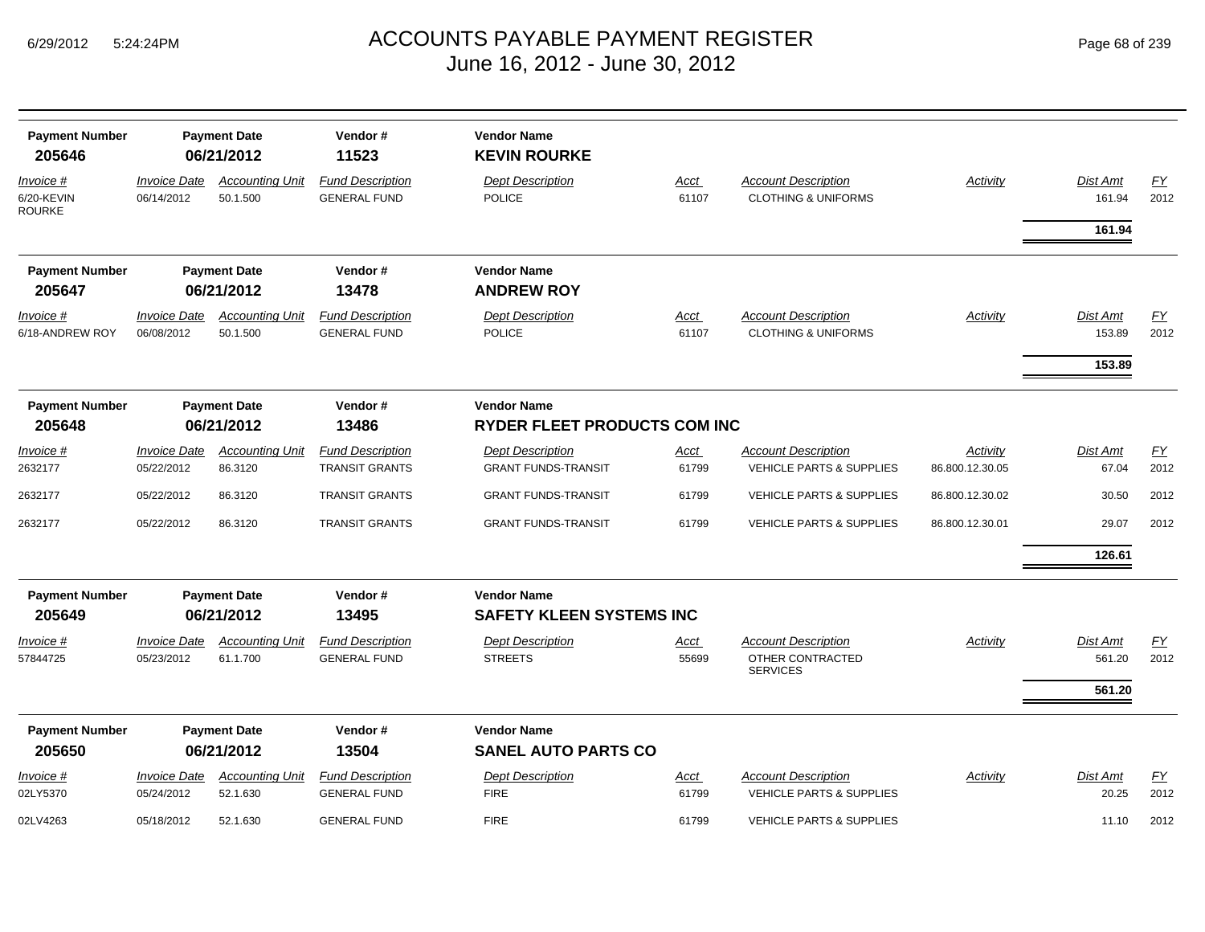# ACCOUNTS PAYABLE PAYMENT REGISTER
## June 16, 2012 - June 30, 2012

| Payment Number | Payment Date | Vendor # | Vendor Name |
|---|---|---|---|
| **205646** | **06/21/2012** | **11523** | **KEVIN ROURKE** |

| Invoice # | Invoice Date | Accounting Unit | Fund Description | Dept Description | Acct | Account Description | Activity | Dist Amt | FY |
|---|---|---|---|---|---|---|---|---|---|
| 6/20-KEVIN ROURKE | 06/14/2012 | 50.1.500 | GENERAL FUND | POLICE | 61107 | CLOTHING & UNIFORMS | | 161.94 | 2012 |
| | | | | | | | | **161.94** | |

| Payment Number | Payment Date | Vendor # | Vendor Name |
|---|---|---|---|
| **205647** | **06/21/2012** | **13478** | **ANDREW ROY** |

| Invoice # | Invoice Date | Accounting Unit | Fund Description | Dept Description | Acct | Account Description | Activity | Dist Amt | FY |
|---|---|---|---|---|---|---|---|---|---|
| 6/18-ANDREW ROY | 06/08/2012 | 50.1.500 | GENERAL FUND | POLICE | 61107 | CLOTHING & UNIFORMS | | 153.89 | 2012 |
| | | | | | | | | **153.89** | |

| Payment Number | Payment Date | Vendor # | Vendor Name |
|---|---|---|---|
| **205648** | **06/21/2012** | **13486** | **RYDER FLEET PRODUCTS COM INC** |

| Invoice # | Invoice Date | Accounting Unit | Fund Description | Dept Description | Acct | Account Description | Activity | Dist Amt | FY |
|---|---|---|---|---|---|---|---|---|---|
| 2632177 | 05/22/2012 | 86.3120 | TRANSIT GRANTS | GRANT FUNDS-TRANSIT | 61799 | VEHICLE PARTS & SUPPLIES | 86.800.12.30.05 | 67.04 | 2012 |
| 2632177 | 05/22/2012 | 86.3120 | TRANSIT GRANTS | GRANT FUNDS-TRANSIT | 61799 | VEHICLE PARTS & SUPPLIES | 86.800.12.30.02 | 30.50 | 2012 |
| 2632177 | 05/22/2012 | 86.3120 | TRANSIT GRANTS | GRANT FUNDS-TRANSIT | 61799 | VEHICLE PARTS & SUPPLIES | 86.800.12.30.01 | 29.07 | 2012 |
| | | | | | | | | **126.61** | |

| Payment Number | Payment Date | Vendor # | Vendor Name |
|---|---|---|---|
| **205649** | **06/21/2012** | **13495** | **SAFETY KLEEN SYSTEMS INC** |

| Invoice # | Invoice Date | Accounting Unit | Fund Description | Dept Description | Acct | Account Description | Activity | Dist Amt | FY |
|---|---|---|---|---|---|---|---|---|---|
| 57844725 | 05/23/2012 | 61.1.700 | GENERAL FUND | STREETS | 55699 | OTHER CONTRACTED SERVICES | | 561.20 | 2012 |
| | | | | | | | | **561.20** | |

| Payment Number | Payment Date | Vendor # | Vendor Name |
|---|---|---|---|
| **205650** | **06/21/2012** | **13504** | **SANEL AUTO PARTS CO** |

| Invoice # | Invoice Date | Accounting Unit | Fund Description | Dept Description | Acct | Account Description | Activity | Dist Amt | FY |
|---|---|---|---|---|---|---|---|---|---|
| 02LY5370 | 05/24/2012 | 52.1.630 | GENERAL FUND | FIRE | 61799 | VEHICLE PARTS & SUPPLIES | | 20.25 | 2012 |
| 02LV4263 | 05/18/2012 | 52.1.630 | GENERAL FUND | FIRE | 61799 | VEHICLE PARTS & SUPPLIES | | 11.10 | 2012 |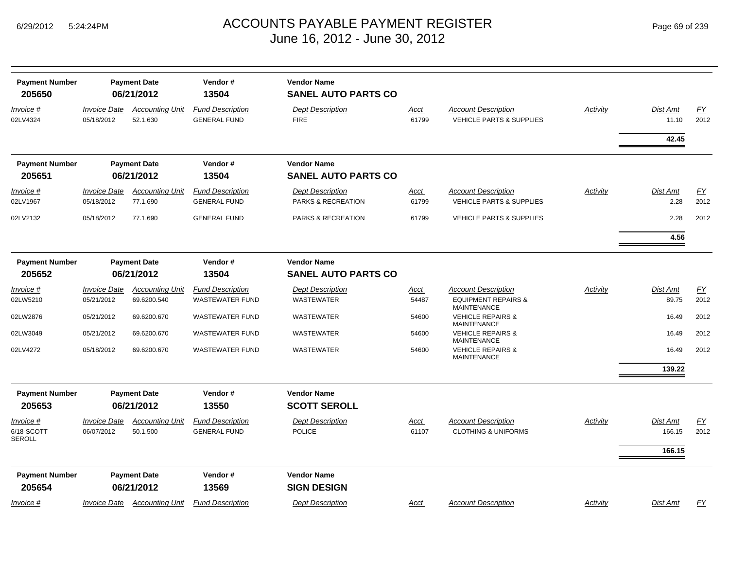# ACCOUNTS PAYABLE PAYMENT REGISTER
## June 16, 2012 - June 30, 2012

| Payment Number | Payment Date | Vendor # | Vendor Name |
|---|---|---|---|
| **205650** | **06/21/2012** | **13504** | **SANEL AUTO PARTS CO** |

| Invoice # | Invoice Date | Accounting Unit | Fund Description | Dept Description | Acct | Account Description | Activity | Dist Amt | FY |
|---|---|---|---|---|---|---|---|---|---|
| 02LV4324 | 05/18/2012 | 52.1.630 | GENERAL FUND | FIRE | 61799 | VEHICLE PARTS & SUPPLIES | | 11.10 | 2012 |
| | | | | | | | | **42.45** | |

| Payment Number | Payment Date | Vendor # | Vendor Name |
|---|---|---|---|
| **205651** | **06/21/2012** | **13504** | **SANEL AUTO PARTS CO** |

| Invoice # | Invoice Date | Accounting Unit | Fund Description | Dept Description | Acct | Account Description | Activity | Dist Amt | FY |
|---|---|---|---|---|---|---|---|---|---|
| 02LV1967 | 05/18/2012 | 77.1.690 | GENERAL FUND | PARKS & RECREATION | 61799 | VEHICLE PARTS & SUPPLIES | | 2.28 | 2012 |
| 02LV2132 | 05/18/2012 | 77.1.690 | GENERAL FUND | PARKS & RECREATION | 61799 | VEHICLE PARTS & SUPPLIES | | 2.28 | 2012 |
| | | | | | | | | **4.56** | |

| Payment Number | Payment Date | Vendor # | Vendor Name |
|---|---|---|---|
| **205652** | **06/21/2012** | **13504** | **SANEL AUTO PARTS CO** |

| Invoice # | Invoice Date | Accounting Unit | Fund Description | Dept Description | Acct | Account Description | Activity | Dist Amt | FY |
|---|---|---|---|---|---|---|---|---|---|
| 02LW5210 | 05/21/2012 | 69.6200.540 | WASTEWATER FUND | WASTEWATER | 54487 | EQUIPMENT REPAIRS & MAINTENANCE | | 89.75 | 2012 |
| 02LW2876 | 05/21/2012 | 69.6200.670 | WASTEWATER FUND | WASTEWATER | 54600 | VEHICLE REPAIRS & MAINTENANCE | | 16.49 | 2012 |
| 02LW3049 | 05/21/2012 | 69.6200.670 | WASTEWATER FUND | WASTEWATER | 54600 | VEHICLE REPAIRS & MAINTENANCE | | 16.49 | 2012 |
| 02LV4272 | 05/18/2012 | 69.6200.670 | WASTEWATER FUND | WASTEWATER | 54600 | VEHICLE REPAIRS & MAINTENANCE | | 16.49 | 2012 |
| | | | | | | | | **139.22** | |

| Payment Number | Payment Date | Vendor # | Vendor Name |
|---|---|---|---|
| **205653** | **06/21/2012** | **13550** | **SCOTT SEROLL** |

| Invoice # | Invoice Date | Accounting Unit | Fund Description | Dept Description | Acct | Account Description | Activity | Dist Amt | FY |
|---|---|---|---|---|---|---|---|---|---|
| 6/18-SCOTT SEROLL | 06/07/2012 | 50.1.500 | GENERAL FUND | POLICE | 61107 | CLOTHING & UNIFORMS | | 166.15 | 2012 |
| | | | | | | | | **166.15** | |

| Payment Number | Payment Date | Vendor # | Vendor Name |
|---|---|---|---|
| **205654** | **06/21/2012** | **13569** | **SIGN DESIGN** |

| Invoice # | Invoice Date | Accounting Unit | Fund Description | Dept Description | Acct | Account Description | Activity | Dist Amt | FY |
|---|---|---|---|---|---|---|---|---|---|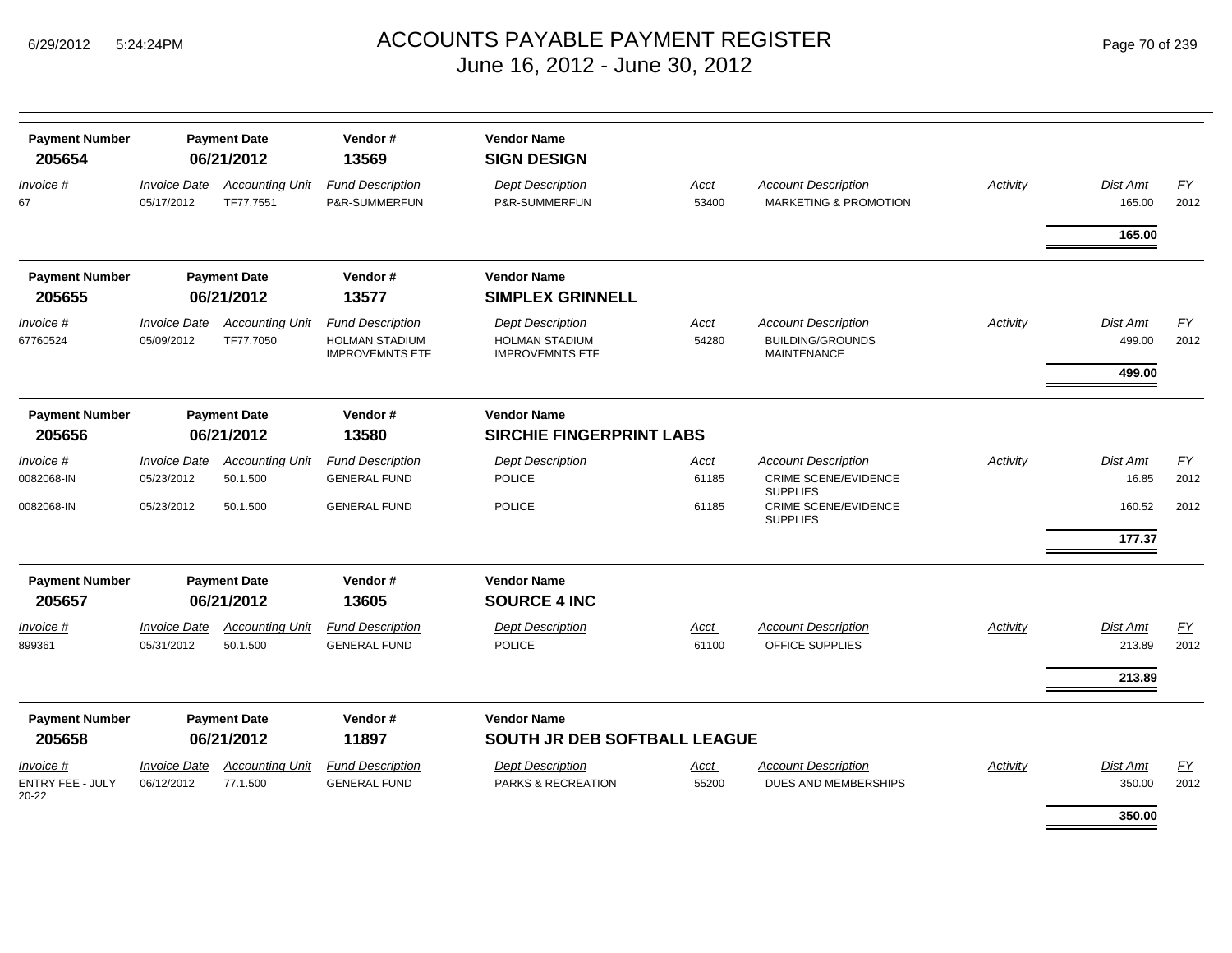# ACCOUNTS PAYABLE PAYMENT REGISTER

## June 16, 2012 - June 30, 2012

| Payment Number | Payment Date | Vendor # | Vendor Name |
|---|---|---|---|
| **205654** | **06/21/2012** | **13569** | **SIGN DESIGN** |

| Invoice # | Invoice Date | Accounting Unit | Fund Description | Dept Description | Acct | Account Description | Activity | Dist Amt | FY |
|---|---|---|---|---|---|---|---|---|---|
| 67 | 05/17/2012 | TF77.7551 | P&R-SUMMERFUN | P&R-SUMMERFUN | 53400 | MARKETING & PROMOTION | | 165.00 | 2012 |
| | | | | | | | | **165.00** | |

| Payment Number | Payment Date | Vendor # | Vendor Name |
|---|---|---|---|
| **205655** | **06/21/2012** | **13577** | **SIMPLEX GRINNELL** |

| Invoice # | Invoice Date | Accounting Unit | Fund Description | Dept Description | Acct | Account Description | Activity | Dist Amt | FY |
|---|---|---|---|---|---|---|---|---|---|
| 67760524 | 05/09/2012 | TF77.7050 | HOLMAN STADIUM IMPROVEMNTS ETF | HOLMAN STADIUM IMPROVEMNTS ETF | 54280 | BUILDING/GROUNDS MAINTENANCE | | 499.00 | 2012 |
| | | | | | | | | **499.00** | |

| Payment Number | Payment Date | Vendor # | Vendor Name |
|---|---|---|---|
| **205656** | **06/21/2012** | **13580** | **SIRCHIE FINGERPRINT LABS** |

| Invoice # | Invoice Date | Accounting Unit | Fund Description | Dept Description | Acct | Account Description | Activity | Dist Amt | FY |
|---|---|---|---|---|---|---|---|---|---|
| 0082068-IN | 05/23/2012 | 50.1.500 | GENERAL FUND | POLICE | 61185 | CRIME SCENE/EVIDENCE SUPPLIES | | 16.85 | 2012 |
| 0082068-IN | 05/23/2012 | 50.1.500 | GENERAL FUND | POLICE | 61185 | CRIME SCENE/EVIDENCE SUPPLIES | | 160.52 | 2012 |
| | | | | | | | | **177.37** | |

| Payment Number | Payment Date | Vendor # | Vendor Name |
|---|---|---|---|
| **205657** | **06/21/2012** | **13605** | **SOURCE 4 INC** |

| Invoice # | Invoice Date | Accounting Unit | Fund Description | Dept Description | Acct | Account Description | Activity | Dist Amt | FY |
|---|---|---|---|---|---|---|---|---|---|
| 899361 | 05/31/2012 | 50.1.500 | GENERAL FUND | POLICE | 61100 | OFFICE SUPPLIES | | 213.89 | 2012 |
| | | | | | | | | **213.89** | |

| Payment Number | Payment Date | Vendor # | Vendor Name |
|---|---|---|---|
| **205658** | **06/21/2012** | **11897** | **SOUTH JR DEB SOFTBALL LEAGUE** |

| Invoice # | Invoice Date | Accounting Unit | Fund Description | Dept Description | Acct | Account Description | Activity | Dist Amt | FY |
|---|---|---|---|---|---|---|---|---|---|
| ENTRY FEE - JULY 20-22 | 06/12/2012 | 77.1.500 | GENERAL FUND | PARKS & RECREATION | 55200 | DUES AND MEMBERSHIPS | | 350.00 | 2012 |
| | | | | | | | | **350.00** | |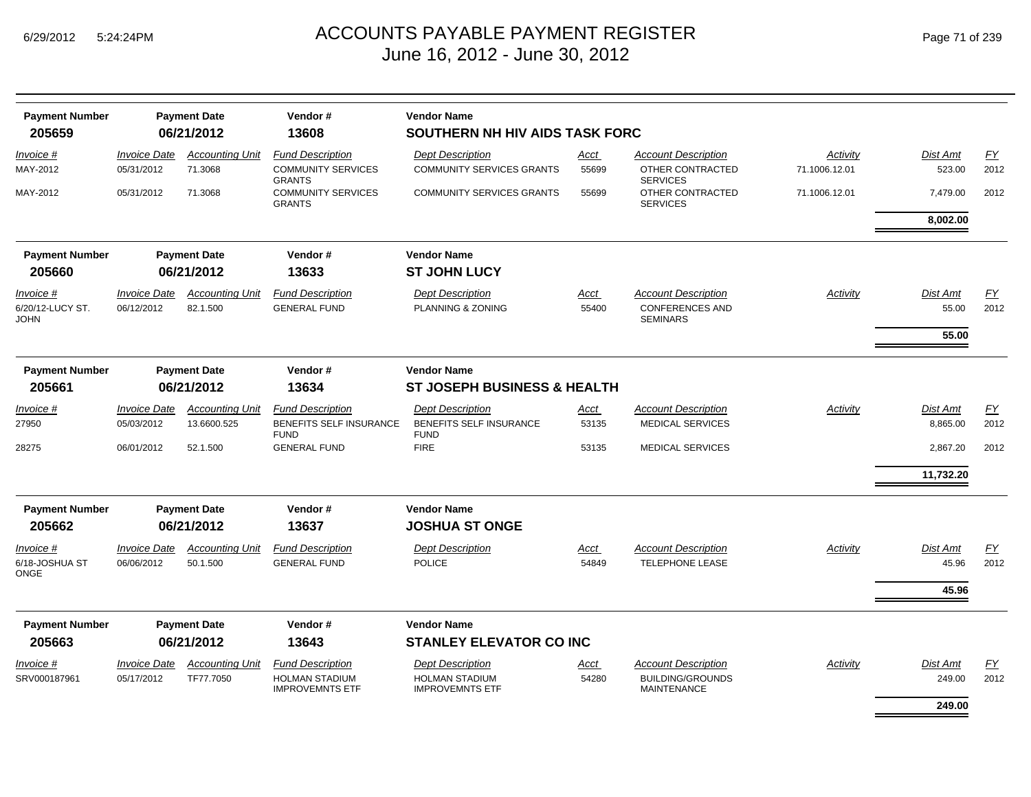# ACCOUNTS PAYABLE PAYMENT REGISTER
## June 16, 2012 - June 30, 2012

| Payment Number | Payment Date | Vendor # | Vendor Name |
|---|---|---|---|
| 205659 | 06/21/2012 | 13608 | SOUTHERN NH HIV AIDS TASK FORC |

| Invoice # | Invoice Date | Accounting Unit | Fund Description | Dept Description | Acct | Account Description | Activity | Dist Amt | FY |
|---|---|---|---|---|---|---|---|---|---|
| MAY-2012 | 05/31/2012 | 71.3068 | COMMUNITY SERVICES GRANTS | COMMUNITY SERVICES GRANTS | 55699 | OTHER CONTRACTED SERVICES | 71.1006.12.01 | 523.00 | 2012 |
| MAY-2012 | 05/31/2012 | 71.3068 | COMMUNITY SERVICES GRANTS | COMMUNITY SERVICES GRANTS | 55699 | OTHER CONTRACTED SERVICES | 71.1006.12.01 | 7,479.00 | 2012 |
| | | | | | | | | **8,002.00** | |

| Payment Number | Payment Date | Vendor # | Vendor Name |
|---|---|---|---|
| 205660 | 06/21/2012 | 13633 | ST JOHN LUCY |

| Invoice # | Invoice Date | Accounting Unit | Fund Description | Dept Description | Acct | Account Description | Activity | Dist Amt | FY |
|---|---|---|---|---|---|---|---|---|---|
| 6/20/12-LUCY ST. JOHN | 06/12/2012 | 82.1.500 | GENERAL FUND | PLANNING & ZONING | 55400 | CONFERENCES AND SEMINARS | | 55.00 | 2012 |
| | | | | | | | | **55.00** | |

| Payment Number | Payment Date | Vendor # | Vendor Name |
|---|---|---|---|
| 205661 | 06/21/2012 | 13634 | ST JOSEPH BUSINESS & HEALTH |

| Invoice # | Invoice Date | Accounting Unit | Fund Description | Dept Description | Acct | Account Description | Activity | Dist Amt | FY |
|---|---|---|---|---|---|---|---|---|---|
| 27950 | 05/03/2012 | 13.6600.525 | BENEFITS SELF INSURANCE FUND | BENEFITS SELF INSURANCE FUND | 53135 | MEDICAL SERVICES | | 8,865.00 | 2012 |
| 28275 | 06/01/2012 | 52.1.500 | GENERAL FUND | FIRE | 53135 | MEDICAL SERVICES | | 2,867.20 | 2012 |
| | | | | | | | | **11,732.20** | |

| Payment Number | Payment Date | Vendor # | Vendor Name |
|---|---|---|---|
| 205662 | 06/21/2012 | 13637 | JOSHUA ST ONGE |

| Invoice # | Invoice Date | Accounting Unit | Fund Description | Dept Description | Acct | Account Description | Activity | Dist Amt | FY |
|---|---|---|---|---|---|---|---|---|---|
| 6/18-JOSHUA ST ONGE | 06/06/2012 | 50.1.500 | GENERAL FUND | POLICE | 54849 | TELEPHONE LEASE | | 45.96 | 2012 |
| | | | | | | | | **45.96** | |

| Payment Number | Payment Date | Vendor # | Vendor Name |
|---|---|---|---|
| 205663 | 06/21/2012 | 13643 | STANLEY ELEVATOR CO INC |

| Invoice # | Invoice Date | Accounting Unit | Fund Description | Dept Description | Acct | Account Description | Activity | Dist Amt | FY |
|---|---|---|---|---|---|---|---|---|---|
| SRV000187961 | 05/17/2012 | TF77.7050 | HOLMAN STADIUM IMPROVEMNTS ETF | HOLMAN STADIUM IMPROVEMNTS ETF | 54280 | BUILDING/GROUNDS MAINTENANCE | | 249.00 | 2012 |
| | | | | | | | | **249.00** | |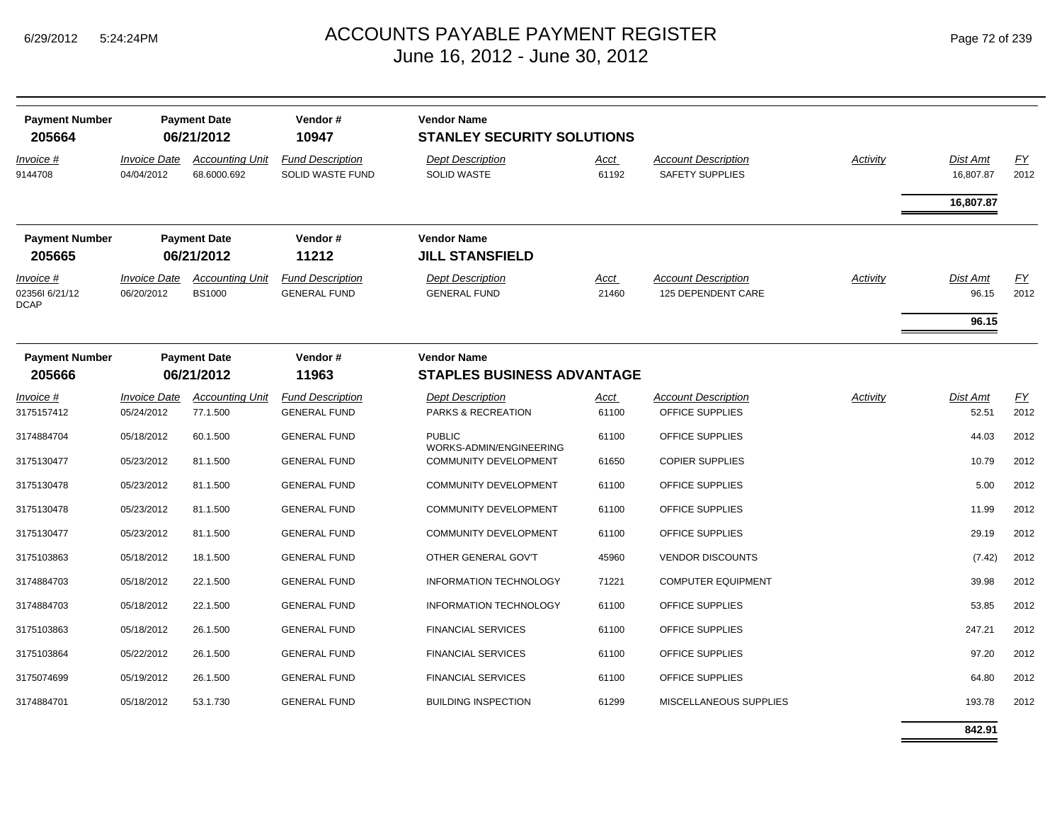# ACCOUNTS PAYABLE PAYMENT REGISTER
## June 16, 2012 - June 30, 2012

| Payment Number | Payment Date | Vendor # | Vendor Name |
|---|---|---|---|
| 205664 | 06/21/2012 | 10947 | STANLEY SECURITY SOLUTIONS |

| Invoice # | Invoice Date | Accounting Unit | Fund Description | Dept Description | Acct | Account Description | Activity | Dist Amt | FY |
|---|---|---|---|---|---|---|---|---|---|
| 9144708 | 04/04/2012 | 68.6000.692 | SOLID WASTE FUND | SOLID WASTE | 61192 | SAFETY SUPPLIES | | 16,807.87 | 2012 |
| | | | | | | | | **16,807.87** | |

| Payment Number | Payment Date | Vendor # | Vendor Name |
|---|---|---|---|
| 205665 | 06/21/2012 | 11212 | JILL STANSFIELD |

| Invoice # | Invoice Date | Accounting Unit | Fund Description | Dept Description | Acct | Account Description | Activity | Dist Amt | FY |
|---|---|---|---|---|---|---|---|---|---|
| 02356I 6/21/12 DCAP | 06/20/2012 | BS1000 | GENERAL FUND | GENERAL FUND | 21460 | 125 DEPENDENT CARE | | 96.15 | 2012 |
| | | | | | | | | **96.15** | |

| Payment Number | Payment Date | Vendor # | Vendor Name |
|---|---|---|---|
| 205666 | 06/21/2012 | 11963 | STAPLES BUSINESS ADVANTAGE |

| Invoice # | Invoice Date | Accounting Unit | Fund Description | Dept Description | Acct | Account Description | Activity | Dist Amt | FY |
|---|---|---|---|---|---|---|---|---|---|
| 3175157412 | 05/24/2012 | 77.1.500 | GENERAL FUND | PARKS & RECREATION | 61100 | OFFICE SUPPLIES | | 52.51 | 2012 |
| 3174884704 | 05/18/2012 | 60.1.500 | GENERAL FUND | PUBLIC WORKS-ADMIN/ENGINEERING | 61100 | OFFICE SUPPLIES | | 44.03 | 2012 |
| 3175130477 | 05/23/2012 | 81.1.500 | GENERAL FUND | COMMUNITY DEVELOPMENT | 61650 | COPIER SUPPLIES | | 10.79 | 2012 |
| 3175130478 | 05/23/2012 | 81.1.500 | GENERAL FUND | COMMUNITY DEVELOPMENT | 61100 | OFFICE SUPPLIES | | 5.00 | 2012 |
| 3175130478 | 05/23/2012 | 81.1.500 | GENERAL FUND | COMMUNITY DEVELOPMENT | 61100 | OFFICE SUPPLIES | | 11.99 | 2012 |
| 3175130477 | 05/23/2012 | 81.1.500 | GENERAL FUND | COMMUNITY DEVELOPMENT | 61100 | OFFICE SUPPLIES | | 29.19 | 2012 |
| 3175103863 | 05/18/2012 | 18.1.500 | GENERAL FUND | OTHER GENERAL GOV'T | 45960 | VENDOR DISCOUNTS | | (7.42) | 2012 |
| 3174884703 | 05/18/2012 | 22.1.500 | GENERAL FUND | INFORMATION TECHNOLOGY | 71221 | COMPUTER EQUIPMENT | | 39.98 | 2012 |
| 3174884703 | 05/18/2012 | 22.1.500 | GENERAL FUND | INFORMATION TECHNOLOGY | 61100 | OFFICE SUPPLIES | | 53.85 | 2012 |
| 3175103863 | 05/18/2012 | 26.1.500 | GENERAL FUND | FINANCIAL SERVICES | 61100 | OFFICE SUPPLIES | | 247.21 | 2012 |
| 3175103864 | 05/22/2012 | 26.1.500 | GENERAL FUND | FINANCIAL SERVICES | 61100 | OFFICE SUPPLIES | | 97.20 | 2012 |
| 3175074699 | 05/19/2012 | 26.1.500 | GENERAL FUND | FINANCIAL SERVICES | 61100 | OFFICE SUPPLIES | | 64.80 | 2012 |
| 3174884701 | 05/18/2012 | 53.1.730 | GENERAL FUND | BUILDING INSPECTION | 61299 | MISCELLANEOUS SUPPLIES | | 193.78 | 2012 |
| | | | | | | | | **842.91** | |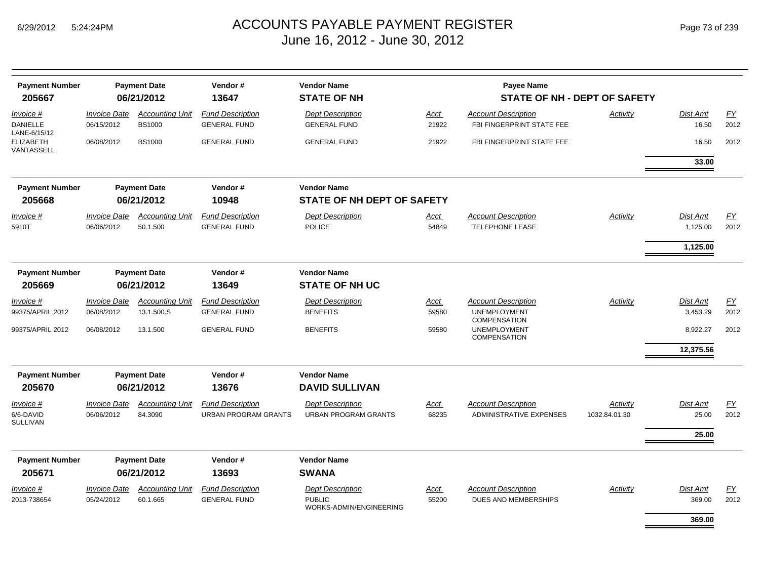# ACCOUNTS PAYABLE PAYMENT REGISTER

June 16, 2012 - June 30, 2012

| Payment Number | Payment Date | Vendor # | Vendor Name | Payee Name |
|---|---|---|---|---|
| **205667** | **06/21/2012** | **13647** | **STATE OF NH** | **STATE OF NH - DEPT OF SAFETY** |

| Invoice # | Invoice Date | Accounting Unit | Fund Description | Dept Description | Acct | Account Description | Activity | Dist Amt | FY |
|---|---|---|---|---|---|---|---|---|---|
| DANIELLE LANE-6/15/12 | 06/15/2012 | BS1000 | GENERAL FUND | GENERAL FUND | 21922 | FBI FINGERPRINT STATE FEE | | 16.50 | 2012 |
| ELIZABETH VANTASSELL | 06/08/2012 | BS1000 | GENERAL FUND | GENERAL FUND | 21922 | FBI FINGERPRINT STATE FEE | | 16.50 | 2012 |
| | | | | | | | | **33.00** | |

| Payment Number | Payment Date | Vendor # | Vendor Name |
|---|---|---|---|
| **205668** | **06/21/2012** | **10948** | **STATE OF NH DEPT OF SAFETY** |

| Invoice # | Invoice Date | Accounting Unit | Fund Description | Dept Description | Acct | Account Description | Activity | Dist Amt | FY |
|---|---|---|---|---|---|---|---|---|---|
| 5910T | 06/06/2012 | 50.1.500 | GENERAL FUND | POLICE | 54849 | TELEPHONE LEASE | | 1,125.00 | 2012 |
| | | | | | | | | **1,125.00** | |

| Payment Number | Payment Date | Vendor # | Vendor Name |
|---|---|---|---|
| **205669** | **06/21/2012** | **13649** | **STATE OF NH UC** |

| Invoice # | Invoice Date | Accounting Unit | Fund Description | Dept Description | Acct | Account Description | Activity | Dist Amt | FY |
|---|---|---|---|---|---|---|---|---|---|
| 99375/APRIL 2012 | 06/08/2012 | 13.1.500.S | GENERAL FUND | BENEFITS | 59580 | UNEMPLOYMENT COMPENSATION | | 3,453.29 | 2012 |
| 99375/APRIL 2012 | 06/08/2012 | 13.1.500 | GENERAL FUND | BENEFITS | 59580 | UNEMPLOYMENT COMPENSATION | | 8,922.27 | 2012 |
| | | | | | | | | **12,375.56** | |

| Payment Number | Payment Date | Vendor # | Vendor Name |
|---|---|---|---|
| **205670** | **06/21/2012** | **13676** | **DAVID SULLIVAN** |

| Invoice # | Invoice Date | Accounting Unit | Fund Description | Dept Description | Acct | Account Description | Activity | Dist Amt | FY |
|---|---|---|---|---|---|---|---|---|---|
| 6/6-DAVID SULLIVAN | 06/06/2012 | 84.3090 | URBAN PROGRAM GRANTS | URBAN PROGRAM GRANTS | 68235 | ADMINISTRATIVE EXPENSES | 1032.84.01.30 | 25.00 | 2012 |
| | | | | | | | | **25.00** | |

| Payment Number | Payment Date | Vendor # | Vendor Name |
|---|---|---|---|
| **205671** | **06/21/2012** | **13693** | **SWANA** |

| Invoice # | Invoice Date | Accounting Unit | Fund Description | Dept Description | Acct | Account Description | Activity | Dist Amt | FY |
|---|---|---|---|---|---|---|---|---|---|
| 2013-738654 | 05/24/2012 | 60.1.665 | GENERAL FUND | PUBLIC WORKS-ADMIN/ENGINEERING | 55200 | DUES AND MEMBERSHIPS | | 369.00 | 2012 |
| | | | | | | | | **369.00** | |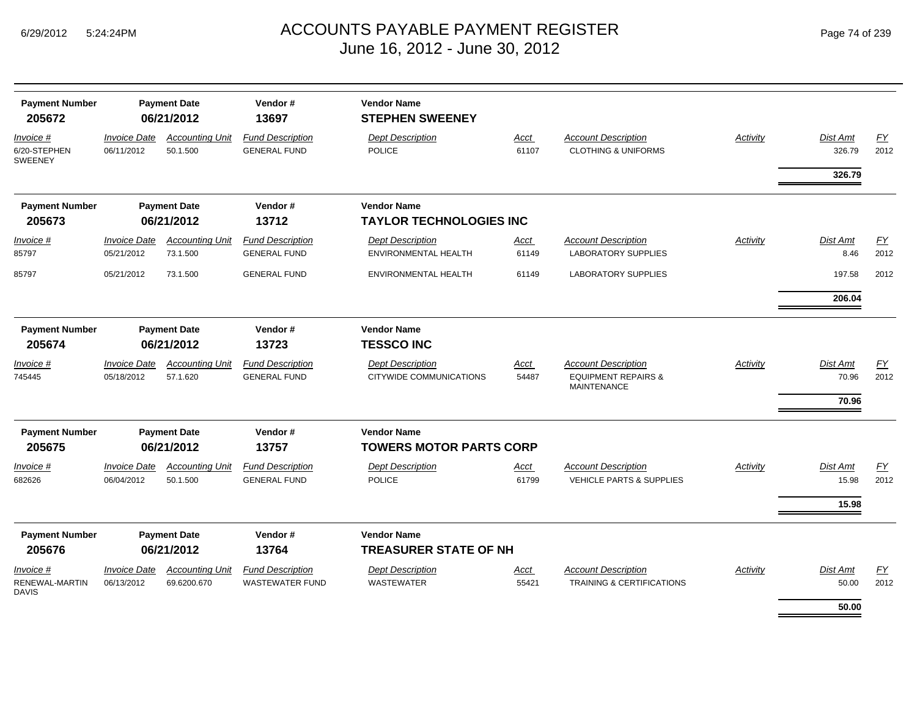# ACCOUNTS PAYABLE PAYMENT REGISTER
## June 16, 2012 - June 30, 2012

| Payment Number | Payment Date | Vendor # | Vendor Name |
|---|---|---|---|
| **205672** | **06/21/2012** | **13697** | **STEPHEN SWEENEY** |

| Invoice # | Invoice Date | Accounting Unit | Fund Description | Dept Description | Acct | Account Description | Activity | Dist Amt | FY |
|---|---|---|---|---|---|---|---|---|---|
| 6/20-STEPHEN SWEENEY | 06/11/2012 | 50.1.500 | GENERAL FUND | POLICE | 61107 | CLOTHING & UNIFORMS | | 326.79 | 2012 |
| | | | | | | | | **326.79** | |

| Payment Number | Payment Date | Vendor # | Vendor Name |
|---|---|---|---|
| **205673** | **06/21/2012** | **13712** | **TAYLOR TECHNOLOGIES INC** |

| Invoice # | Invoice Date | Accounting Unit | Fund Description | Dept Description | Acct | Account Description | Activity | Dist Amt | FY |
|---|---|---|---|---|---|---|---|---|---|
| 85797 | 05/21/2012 | 73.1.500 | GENERAL FUND | ENVIRONMENTAL HEALTH | 61149 | LABORATORY SUPPLIES | | 8.46 | 2012 |
| 85797 | 05/21/2012 | 73.1.500 | GENERAL FUND | ENVIRONMENTAL HEALTH | 61149 | LABORATORY SUPPLIES | | 197.58 | 2012 |
| | | | | | | | | **206.04** | |

| Payment Number | Payment Date | Vendor # | Vendor Name |
|---|---|---|---|
| **205674** | **06/21/2012** | **13723** | **TESSCO INC** |

| Invoice # | Invoice Date | Accounting Unit | Fund Description | Dept Description | Acct | Account Description | Activity | Dist Amt | FY |
|---|---|---|---|---|---|---|---|---|---|
| 745445 | 05/18/2012 | 57.1.620 | GENERAL FUND | CITYWIDE COMMUNICATIONS | 54487 | EQUIPMENT REPAIRS & MAINTENANCE | | 70.96 | 2012 |
| | | | | | | | | **70.96** | |

| Payment Number | Payment Date | Vendor # | Vendor Name |
|---|---|---|---|
| **205675** | **06/21/2012** | **13757** | **TOWERS MOTOR PARTS CORP** |

| Invoice # | Invoice Date | Accounting Unit | Fund Description | Dept Description | Acct | Account Description | Activity | Dist Amt | FY |
|---|---|---|---|---|---|---|---|---|---|
| 682626 | 06/04/2012 | 50.1.500 | GENERAL FUND | POLICE | 61799 | VEHICLE PARTS & SUPPLIES | | 15.98 | 2012 |
| | | | | | | | | **15.98** | |

| Payment Number | Payment Date | Vendor # | Vendor Name |
|---|---|---|---|
| **205676** | **06/21/2012** | **13764** | **TREASURER STATE OF NH** |

| Invoice # | Invoice Date | Accounting Unit | Fund Description | Dept Description | Acct | Account Description | Activity | Dist Amt | FY |
|---|---|---|---|---|---|---|---|---|---|
| RENEWAL-MARTIN DAVIS | 06/13/2012 | 69.6200.670 | WASTEWATER FUND | WASTEWATER | 55421 | TRAINING & CERTIFICATIONS | | 50.00 | 2012 |
| | | | | | | | | **50.00** | |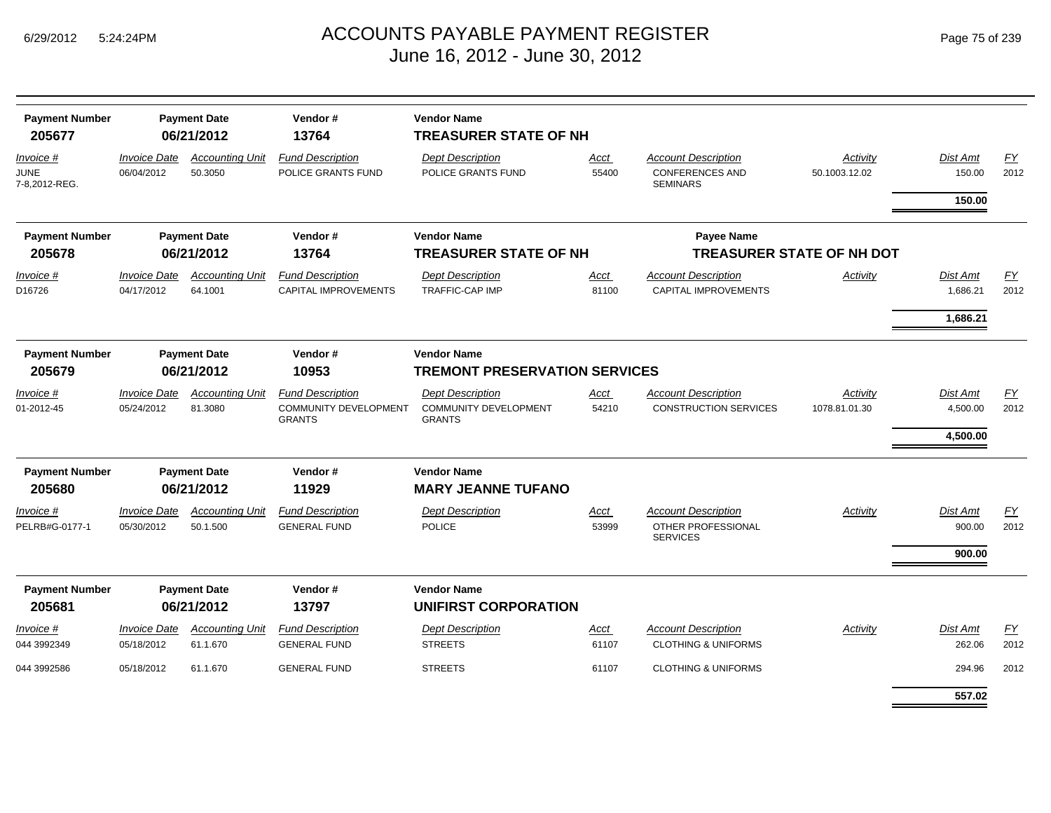# ACCOUNTS PAYABLE PAYMENT REGISTER
## June 16, 2012 - June 30, 2012

| Payment Number | Payment Date | Vendor # | Vendor Name |
|---|---|---|---|
| **205677** | **06/21/2012** | **13764** | **TREASURER STATE OF NH** |

| Invoice # | Invoice Date | Accounting Unit | Fund Description | Dept Description | Acct | Account Description | Activity | Dist Amt | FY |
|---|---|---|---|---|---|---|---|---|---|
| JUNE 7-8,2012-REG. | 06/04/2012 | 50.3050 | POLICE GRANTS FUND | POLICE GRANTS FUND | 55400 | CONFERENCES AND SEMINARS | 50.1003.12.02 | 150.00 | 2012 |
| | | | | | | | | **150.00** | |

| Payment Number | Payment Date | Vendor # | Vendor Name | Payee Name |
|---|---|---|---|---|
| **205678** | **06/21/2012** | **13764** | **TREASURER STATE OF NH** | **TREASURER STATE OF NH DOT** |

| Invoice # | Invoice Date | Accounting Unit | Fund Description | Dept Description | Acct | Account Description | Activity | Dist Amt | FY |
|---|---|---|---|---|---|---|---|---|---|
| D16726 | 04/17/2012 | 64.1001 | CAPITAL IMPROVEMENTS | TRAFFIC-CAP IMP | 81100 | CAPITAL IMPROVEMENTS | | 1,686.21 | 2012 |
| | | | | | | | | **1,686.21** | |

| Payment Number | Payment Date | Vendor # | Vendor Name |
|---|---|---|---|
| **205679** | **06/21/2012** | **10953** | **TREMONT PRESERVATION SERVICES** |

| Invoice # | Invoice Date | Accounting Unit | Fund Description | Dept Description | Acct | Account Description | Activity | Dist Amt | FY |
|---|---|---|---|---|---|---|---|---|---|
| 01-2012-45 | 05/24/2012 | 81.3080 | COMMUNITY DEVELOPMENT GRANTS | COMMUNITY DEVELOPMENT GRANTS | 54210 | CONSTRUCTION SERVICES | 1078.81.01.30 | 4,500.00 | 2012 |
| | | | | | | | | **4,500.00** | |

| Payment Number | Payment Date | Vendor # | Vendor Name |
|---|---|---|---|
| **205680** | **06/21/2012** | **11929** | **MARY JEANNE TUFANO** |

| Invoice # | Invoice Date | Accounting Unit | Fund Description | Dept Description | Acct | Account Description | Activity | Dist Amt | FY |
|---|---|---|---|---|---|---|---|---|---|
| PELRB#G-0177-1 | 05/30/2012 | 50.1.500 | GENERAL FUND | POLICE | 53999 | OTHER PROFESSIONAL SERVICES | | 900.00 | 2012 |
| | | | | | | | | **900.00** | |

| Payment Number | Payment Date | Vendor # | Vendor Name |
|---|---|---|---|
| **205681** | **06/21/2012** | **13797** | **UNIFIRST CORPORATION** |

| Invoice # | Invoice Date | Accounting Unit | Fund Description | Dept Description | Acct | Account Description | Activity | Dist Amt | FY |
|---|---|---|---|---|---|---|---|---|---|
| 044 3992349 | 05/18/2012 | 61.1.670 | GENERAL FUND | STREETS | 61107 | CLOTHING & UNIFORMS | | 262.06 | 2012 |
| 044 3992586 | 05/18/2012 | 61.1.670 | GENERAL FUND | STREETS | 61107 | CLOTHING & UNIFORMS | | 294.96 | 2012 |
| | | | | | | | | **557.02** | |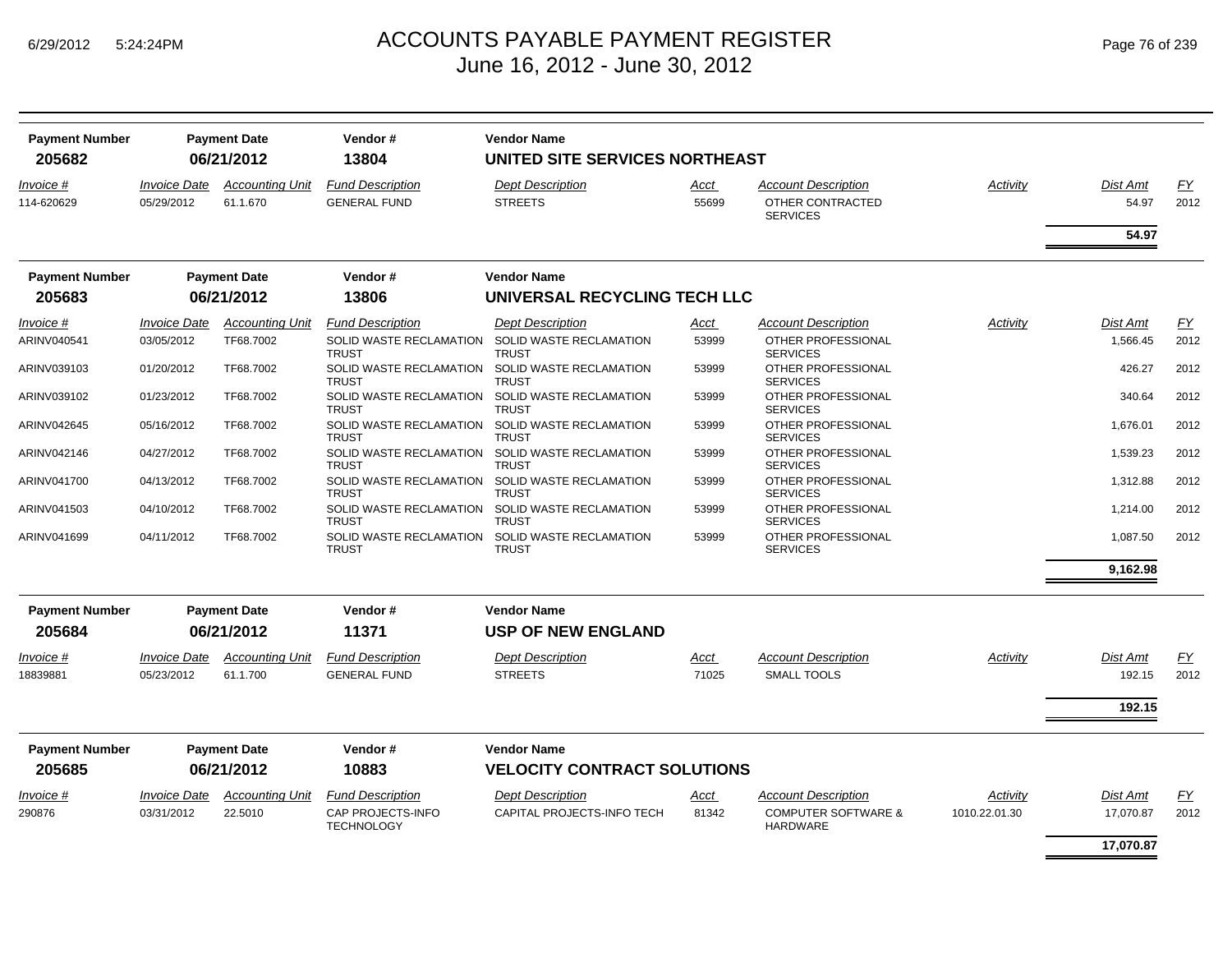# ACCOUNTS PAYABLE PAYMENT REGISTER
## June 16, 2012 - June 30, 2012

6/29/2012 5:24:24PM

| Payment Number | Payment Date | Vendor # | Vendor Name |
|---|---|---|---|
| 205682 | 06/21/2012 | 13804 | UNITED SITE SERVICES NORTHEAST |

| Invoice # | Invoice Date | Accounting Unit | Fund Description | Dept Description | Acct | Account Description | Activity | Dist Amt | FY |
|---|---|---|---|---|---|---|---|---|---|
| 114-620629 | 05/29/2012 | 61.1.670 | GENERAL FUND | STREETS | 55699 | OTHER CONTRACTED SERVICES | | 54.97 | 2012 |
| | | | | | | | | **54.97** | |

| Payment Number | Payment Date | Vendor # | Vendor Name |
|---|---|---|---|
| 205683 | 06/21/2012 | 13806 | UNIVERSAL RECYCLING TECH LLC |

| Invoice # | Invoice Date | Accounting Unit | Fund Description | Dept Description | Acct | Account Description | Activity | Dist Amt | FY |
|---|---|---|---|---|---|---|---|---|---|
| ARINV040541 | 03/05/2012 | TF68.7002 | SOLID WASTE RECLAMATION TRUST | SOLID WASTE RECLAMATION TRUST | 53999 | OTHER PROFESSIONAL SERVICES | | 1,566.45 | 2012 |
| ARINV039103 | 01/20/2012 | TF68.7002 | SOLID WASTE RECLAMATION TRUST | SOLID WASTE RECLAMATION TRUST | 53999 | OTHER PROFESSIONAL SERVICES | | 426.27 | 2012 |
| ARINV039102 | 01/23/2012 | TF68.7002 | SOLID WASTE RECLAMATION TRUST | SOLID WASTE RECLAMATION TRUST | 53999 | OTHER PROFESSIONAL SERVICES | | 340.64 | 2012 |
| ARINV042645 | 05/16/2012 | TF68.7002 | SOLID WASTE RECLAMATION TRUST | SOLID WASTE RECLAMATION TRUST | 53999 | OTHER PROFESSIONAL SERVICES | | 1,676.01 | 2012 |
| ARINV042146 | 04/27/2012 | TF68.7002 | SOLID WASTE RECLAMATION TRUST | SOLID WASTE RECLAMATION TRUST | 53999 | OTHER PROFESSIONAL SERVICES | | 1,539.23 | 2012 |
| ARINV041700 | 04/13/2012 | TF68.7002 | SOLID WASTE RECLAMATION TRUST | SOLID WASTE RECLAMATION TRUST | 53999 | OTHER PROFESSIONAL SERVICES | | 1,312.88 | 2012 |
| ARINV041503 | 04/10/2012 | TF68.7002 | SOLID WASTE RECLAMATION TRUST | SOLID WASTE RECLAMATION TRUST | 53999 | OTHER PROFESSIONAL SERVICES | | 1,214.00 | 2012 |
| ARINV041699 | 04/11/2012 | TF68.7002 | SOLID WASTE RECLAMATION TRUST | SOLID WASTE RECLAMATION TRUST | 53999 | OTHER PROFESSIONAL SERVICES | | 1,087.50 | 2012 |
| | | | | | | | | **9,162.98** | |

| Payment Number | Payment Date | Vendor # | Vendor Name |
|---|---|---|---|
| 205684 | 06/21/2012 | 11371 | USP OF NEW ENGLAND |

| Invoice # | Invoice Date | Accounting Unit | Fund Description | Dept Description | Acct | Account Description | Activity | Dist Amt | FY |
|---|---|---|---|---|---|---|---|---|---|
| 18839881 | 05/23/2012 | 61.1.700 | GENERAL FUND | STREETS | 71025 | SMALL TOOLS | | 192.15 | 2012 |
| | | | | | | | | **192.15** | |

| Payment Number | Payment Date | Vendor # | Vendor Name |
|---|---|---|---|
| 205685 | 06/21/2012 | 10883 | VELOCITY CONTRACT SOLUTIONS |

| Invoice # | Invoice Date | Accounting Unit | Fund Description | Dept Description | Acct | Account Description | Activity | Dist Amt | FY |
|---|---|---|---|---|---|---|---|---|---|
| 290876 | 03/31/2012 | 22.5010 | CAP PROJECTS-INFO TECHNOLOGY | CAPITAL PROJECTS-INFO TECH | 81342 | COMPUTER SOFTWARE & HARDWARE | 1010.22.01.30 | 17,070.87 | 2012 |
| | | | | | | | | **17,070.87** | |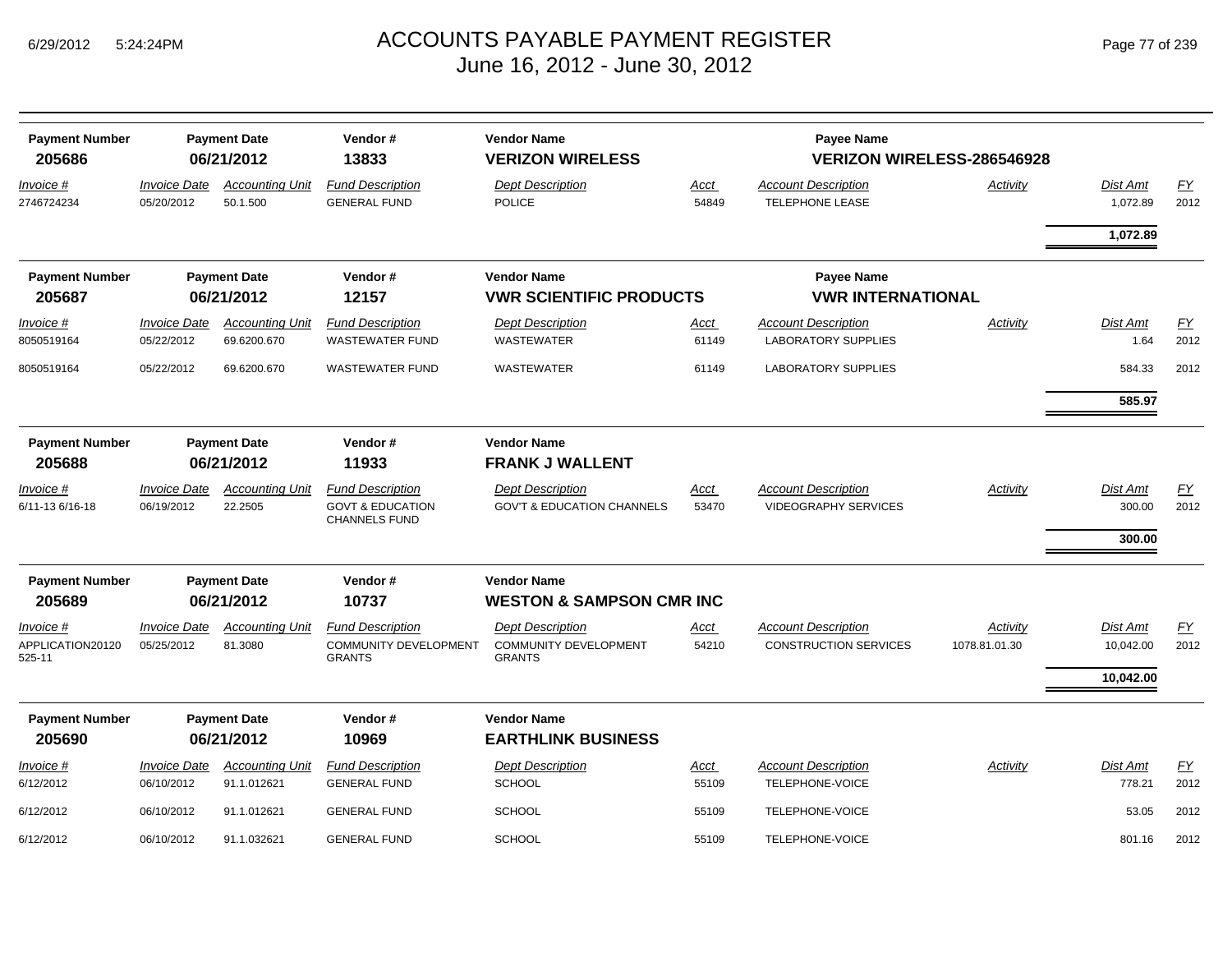# ACCOUNTS PAYABLE PAYMENT REGISTER
## June 16, 2012 - June 30, 2012

| Payment Number | Payment Date | Vendor # | Vendor Name | Payee Name |
|---|---|---|---|---|
| **205686** | **06/21/2012** | **13833** | **VERIZON WIRELESS** | **VERIZON WIRELESS-286546928** |

| Invoice # | Invoice Date | Accounting Unit | Fund Description | Dept Description | Acct | Account Description | Activity | Dist Amt | FY |
|---|---|---|---|---|---|---|---|---|---|
| 2746724234 | 05/20/2012 | 50.1.500 | GENERAL FUND | POLICE | 54849 | TELEPHONE LEASE | | 1,072.89 | 2012 |
| | | | | | | | | **1,072.89** | |

| Payment Number | Payment Date | Vendor # | Vendor Name | Payee Name |
|---|---|---|---|---|
| **205687** | **06/21/2012** | **12157** | **VWR SCIENTIFIC PRODUCTS** | **VWR INTERNATIONAL** |

| Invoice # | Invoice Date | Accounting Unit | Fund Description | Dept Description | Acct | Account Description | Activity | Dist Amt | FY |
|---|---|---|---|---|---|---|---|---|---|
| 8050519164 | 05/22/2012 | 69.6200.670 | WASTEWATER FUND | WASTEWATER | 61149 | LABORATORY SUPPLIES | | 1.64 | 2012 |
| 8050519164 | 05/22/2012 | 69.6200.670 | WASTEWATER FUND | WASTEWATER | 61149 | LABORATORY SUPPLIES | | 584.33 | 2012 |
| | | | | | | | | **585.97** | |

| Payment Number | Payment Date | Vendor # | Vendor Name |
|---|---|---|---|
| **205688** | **06/21/2012** | **11933** | **FRANK J WALLENT** |

| Invoice # | Invoice Date | Accounting Unit | Fund Description | Dept Description | Acct | Account Description | Activity | Dist Amt | FY |
|---|---|---|---|---|---|---|---|---|---|
| 6/11-13 6/16-18 | 06/19/2012 | 22.2505 | GOVT & EDUCATION CHANNELS FUND | GOV'T & EDUCATION CHANNELS | 53470 | VIDEOGRAPHY SERVICES | | 300.00 | 2012 |
| | | | | | | | | **300.00** | |

| Payment Number | Payment Date | Vendor # | Vendor Name |
|---|---|---|---|
| **205689** | **06/21/2012** | **10737** | **WESTON & SAMPSON CMR INC** |

| Invoice # | Invoice Date | Accounting Unit | Fund Description | Dept Description | Acct | Account Description | Activity | Dist Amt | FY |
|---|---|---|---|---|---|---|---|---|---|
| APPLICATION20120525-11 | 05/25/2012 | 81.3080 | COMMUNITY DEVELOPMENT GRANTS | COMMUNITY DEVELOPMENT GRANTS | 54210 | CONSTRUCTION SERVICES | 1078.81.01.30 | 10,042.00 | 2012 |
| | | | | | | | | **10,042.00** | |

| Payment Number | Payment Date | Vendor # | Vendor Name |
|---|---|---|---|
| **205690** | **06/21/2012** | **10969** | **EARTHLINK BUSINESS** |

| Invoice # | Invoice Date | Accounting Unit | Fund Description | Dept Description | Acct | Account Description | Activity | Dist Amt | FY |
|---|---|---|---|---|---|---|---|---|---|
| 6/12/2012 | 06/10/2012 | 91.1.012621 | GENERAL FUND | SCHOOL | 55109 | TELEPHONE-VOICE | | 778.21 | 2012 |
| 6/12/2012 | 06/10/2012 | 91.1.012621 | GENERAL FUND | SCHOOL | 55109 | TELEPHONE-VOICE | | 53.05 | 2012 |
| 6/12/2012 | 06/10/2012 | 91.1.032621 | GENERAL FUND | SCHOOL | 55109 | TELEPHONE-VOICE | | 801.16 | 2012 |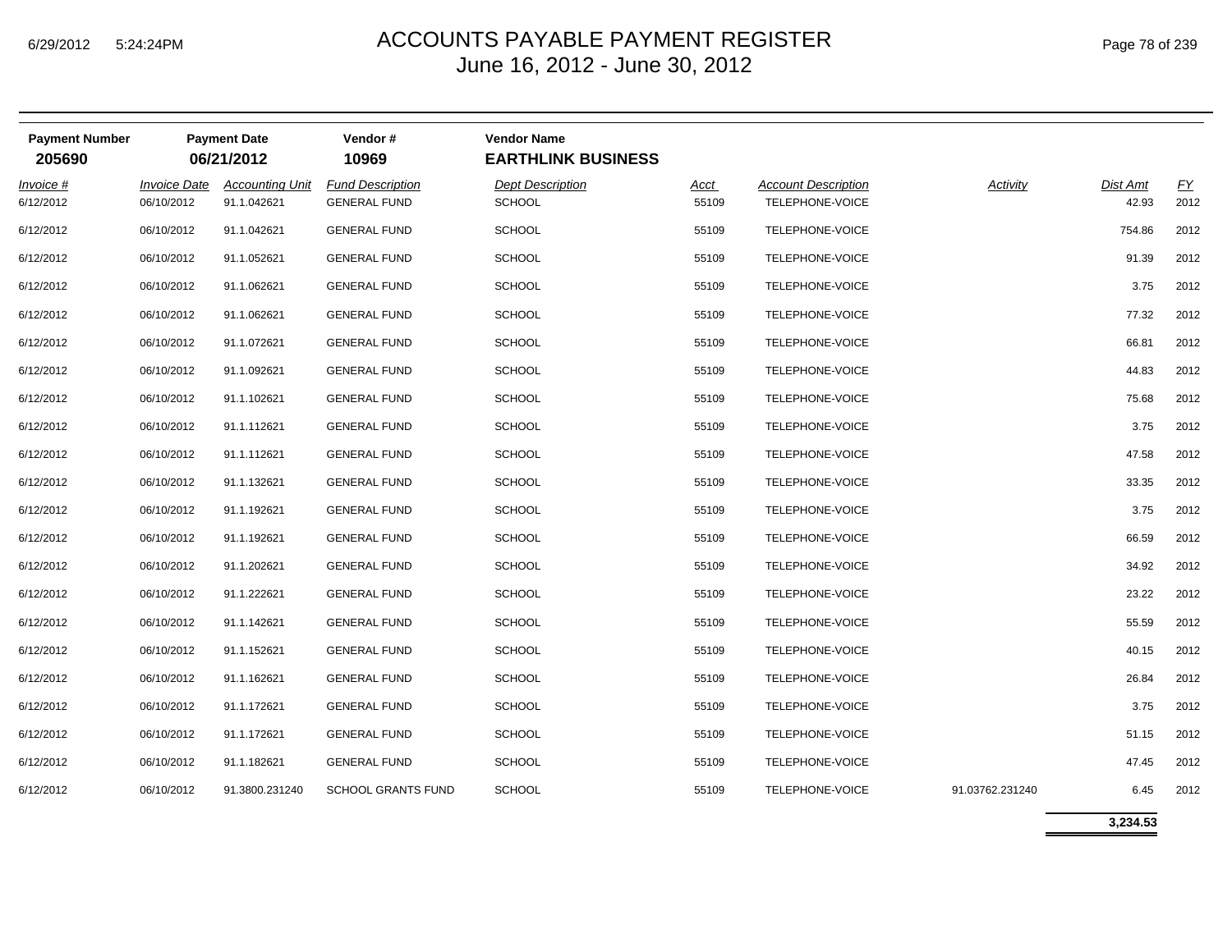# ACCOUNTS PAYABLE PAYMENT REGISTER
## June 16, 2012 - June 30, 2012

| Payment Number | Payment Date | Vendor # | Vendor Name |
|---|---|---|---|
| **205690** | **06/21/2012** | **10969** | **EARTHLINK BUSINESS** |

| *Invoice #* | *Invoice Date* | *Accounting Unit* | *Fund Description* | *Dept Description* | *Acct* | *Account Description* | *Activity* | *Dist Amt* | *FY* |
|---|---|---|---|---|---|---|---|---|---|
| 6/12/2012 | 06/10/2012 | 91.1.042621 | GENERAL FUND | SCHOOL | 55109 | TELEPHONE-VOICE | | 42.93 | 2012 |
| 6/12/2012 | 06/10/2012 | 91.1.042621 | GENERAL FUND | SCHOOL | 55109 | TELEPHONE-VOICE | | 754.86 | 2012 |
| 6/12/2012 | 06/10/2012 | 91.1.052621 | GENERAL FUND | SCHOOL | 55109 | TELEPHONE-VOICE | | 91.39 | 2012 |
| 6/12/2012 | 06/10/2012 | 91.1.062621 | GENERAL FUND | SCHOOL | 55109 | TELEPHONE-VOICE | | 3.75 | 2012 |
| 6/12/2012 | 06/10/2012 | 91.1.062621 | GENERAL FUND | SCHOOL | 55109 | TELEPHONE-VOICE | | 77.32 | 2012 |
| 6/12/2012 | 06/10/2012 | 91.1.072621 | GENERAL FUND | SCHOOL | 55109 | TELEPHONE-VOICE | | 66.81 | 2012 |
| 6/12/2012 | 06/10/2012 | 91.1.092621 | GENERAL FUND | SCHOOL | 55109 | TELEPHONE-VOICE | | 44.83 | 2012 |
| 6/12/2012 | 06/10/2012 | 91.1.102621 | GENERAL FUND | SCHOOL | 55109 | TELEPHONE-VOICE | | 75.68 | 2012 |
| 6/12/2012 | 06/10/2012 | 91.1.112621 | GENERAL FUND | SCHOOL | 55109 | TELEPHONE-VOICE | | 3.75 | 2012 |
| 6/12/2012 | 06/10/2012 | 91.1.112621 | GENERAL FUND | SCHOOL | 55109 | TELEPHONE-VOICE | | 47.58 | 2012 |
| 6/12/2012 | 06/10/2012 | 91.1.132621 | GENERAL FUND | SCHOOL | 55109 | TELEPHONE-VOICE | | 33.35 | 2012 |
| 6/12/2012 | 06/10/2012 | 91.1.192621 | GENERAL FUND | SCHOOL | 55109 | TELEPHONE-VOICE | | 3.75 | 2012 |
| 6/12/2012 | 06/10/2012 | 91.1.192621 | GENERAL FUND | SCHOOL | 55109 | TELEPHONE-VOICE | | 66.59 | 2012 |
| 6/12/2012 | 06/10/2012 | 91.1.202621 | GENERAL FUND | SCHOOL | 55109 | TELEPHONE-VOICE | | 34.92 | 2012 |
| 6/12/2012 | 06/10/2012 | 91.1.222621 | GENERAL FUND | SCHOOL | 55109 | TELEPHONE-VOICE | | 23.22 | 2012 |
| 6/12/2012 | 06/10/2012 | 91.1.142621 | GENERAL FUND | SCHOOL | 55109 | TELEPHONE-VOICE | | 55.59 | 2012 |
| 6/12/2012 | 06/10/2012 | 91.1.152621 | GENERAL FUND | SCHOOL | 55109 | TELEPHONE-VOICE | | 40.15 | 2012 |
| 6/12/2012 | 06/10/2012 | 91.1.162621 | GENERAL FUND | SCHOOL | 55109 | TELEPHONE-VOICE | | 26.84 | 2012 |
| 6/12/2012 | 06/10/2012 | 91.1.172621 | GENERAL FUND | SCHOOL | 55109 | TELEPHONE-VOICE | | 3.75 | 2012 |
| 6/12/2012 | 06/10/2012 | 91.1.172621 | GENERAL FUND | SCHOOL | 55109 | TELEPHONE-VOICE | | 51.15 | 2012 |
| 6/12/2012 | 06/10/2012 | 91.1.182621 | GENERAL FUND | SCHOOL | 55109 | TELEPHONE-VOICE | | 47.45 | 2012 |
| 6/12/2012 | 06/10/2012 | 91.3800.231240 | SCHOOL GRANTS FUND | SCHOOL | 55109 | TELEPHONE-VOICE | 91.03762.231240 | 6.45 | 2012 |
| | | | | | | | | **3,234.53** | |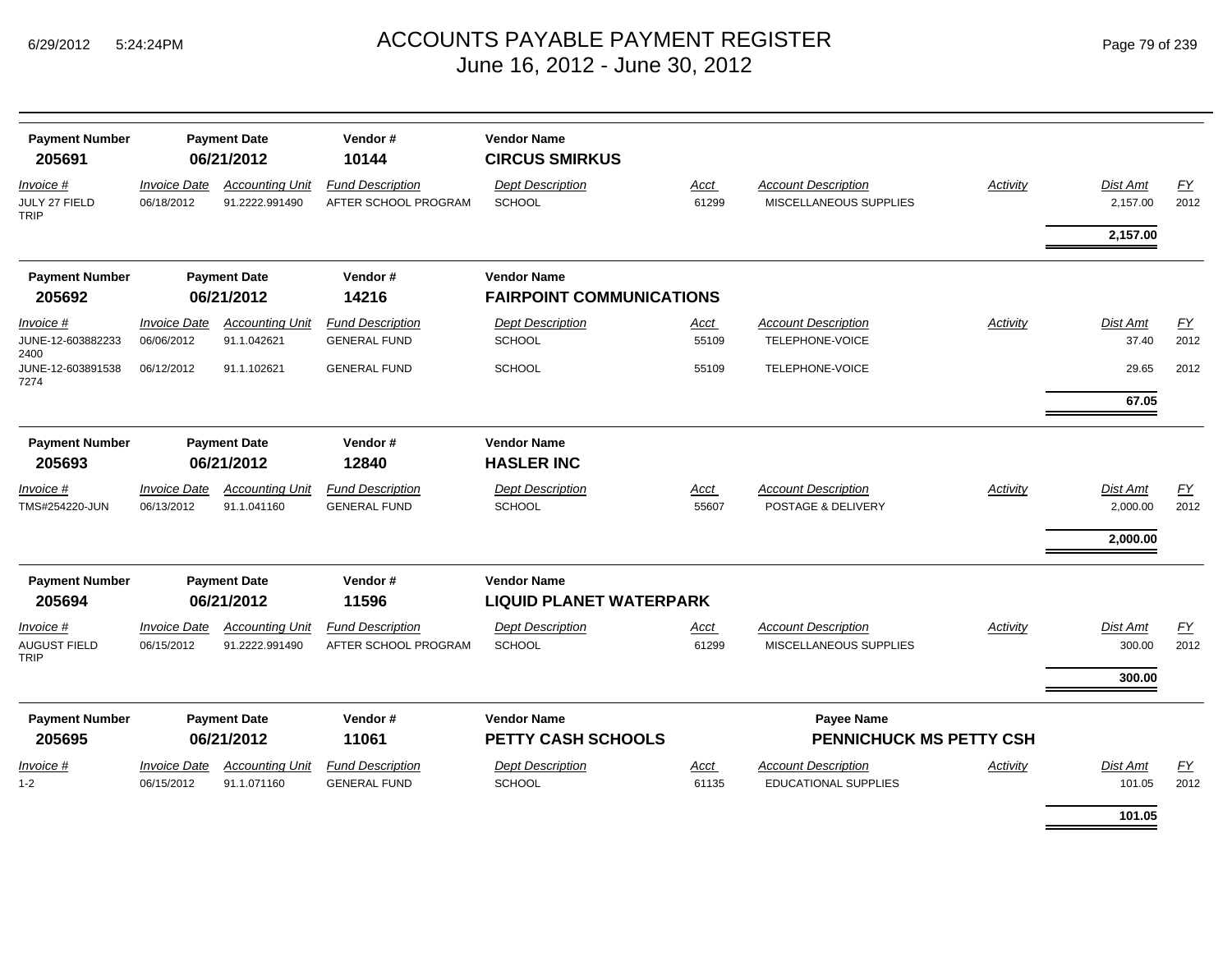# ACCOUNTS PAYABLE PAYMENT REGISTER
## June 16, 2012 - June 30, 2012

| Payment Number | Payment Date | Vendor # | Vendor Name |
|---|---|---|---|
| **205691** | **06/21/2012** | **10144** | **CIRCUS SMIRKUS** |

| Invoice # | Invoice Date | Accounting Unit | Fund Description | Dept Description | Acct | Account Description | Activity | Dist Amt | FY |
|---|---|---|---|---|---|---|---|---|---|
| JULY 27 FIELD TRIP | 06/18/2012 | 91.2222.991490 | AFTER SCHOOL PROGRAM | SCHOOL | 61299 | MISCELLANEOUS SUPPLIES | | 2,157.00 | 2012 |
| | | | | | | | | **2,157.00** | |

| Payment Number | Payment Date | Vendor # | Vendor Name |
|---|---|---|---|
| **205692** | **06/21/2012** | **14216** | **FAIRPOINT COMMUNICATIONS** |

| Invoice # | Invoice Date | Accounting Unit | Fund Description | Dept Description | Acct | Account Description | Activity | Dist Amt | FY |
|---|---|---|---|---|---|---|---|---|---|
| JUNE-12-603882233 2400 | 06/06/2012 | 91.1.042621 | GENERAL FUND | SCHOOL | 55109 | TELEPHONE-VOICE | | 37.40 | 2012 |
| JUNE-12-603891538 7274 | 06/12/2012 | 91.1.102621 | GENERAL FUND | SCHOOL | 55109 | TELEPHONE-VOICE | | 29.65 | 2012 |
| | | | | | | | | **67.05** | |

| Payment Number | Payment Date | Vendor # | Vendor Name |
|---|---|---|---|
| **205693** | **06/21/2012** | **12840** | **HASLER INC** |

| Invoice # | Invoice Date | Accounting Unit | Fund Description | Dept Description | Acct | Account Description | Activity | Dist Amt | FY |
|---|---|---|---|---|---|---|---|---|---|
| TMS#254220-JUN | 06/13/2012 | 91.1.041160 | GENERAL FUND | SCHOOL | 55607 | POSTAGE & DELIVERY | | 2,000.00 | 2012 |
| | | | | | | | | **2,000.00** | |

| Payment Number | Payment Date | Vendor # | Vendor Name |
|---|---|---|---|
| **205694** | **06/21/2012** | **11596** | **LIQUID PLANET WATERPARK** |

| Invoice # | Invoice Date | Accounting Unit | Fund Description | Dept Description | Acct | Account Description | Activity | Dist Amt | FY |
|---|---|---|---|---|---|---|---|---|---|
| AUGUST FIELD TRIP | 06/15/2012 | 91.2222.991490 | AFTER SCHOOL PROGRAM | SCHOOL | 61299 | MISCELLANEOUS SUPPLIES | | 300.00 | 2012 |
| | | | | | | | | **300.00** | |

| Payment Number | Payment Date | Vendor # | Vendor Name | Payee Name |
|---|---|---|---|---|
| **205695** | **06/21/2012** | **11061** | **PETTY CASH SCHOOLS** | **PENNICHUCK MS PETTY CSH** |

| Invoice # | Invoice Date | Accounting Unit | Fund Description | Dept Description | Acct | Account Description | Activity | Dist Amt | FY |
|---|---|---|---|---|---|---|---|---|---|
| 1-2 | 06/15/2012 | 91.1.071160 | GENERAL FUND | SCHOOL | 61135 | EDUCATIONAL SUPPLIES | | 101.05 | 2012 |
| | | | | | | | | **101.05** | |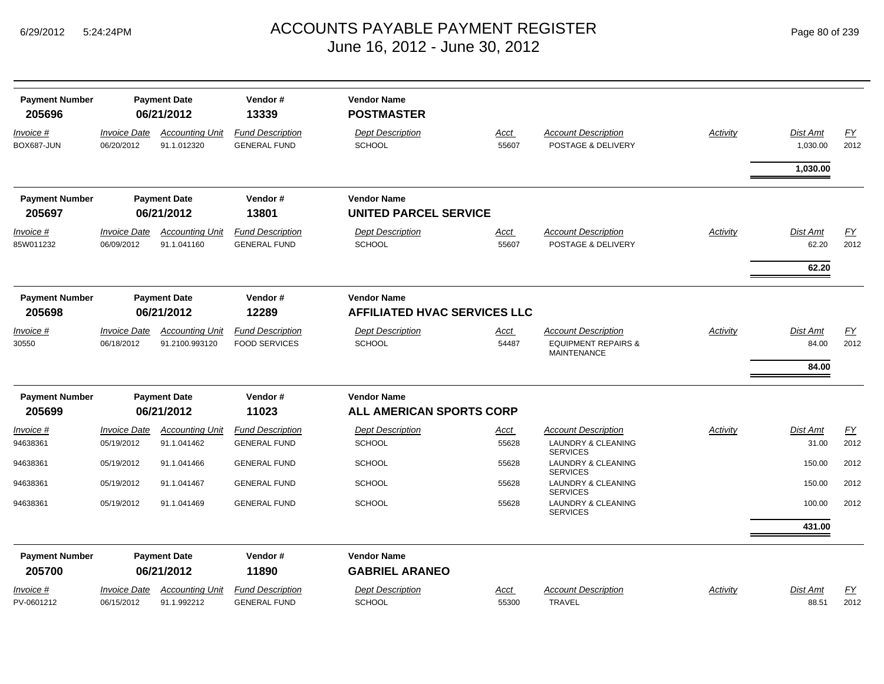# ACCOUNTS PAYABLE PAYMENT REGISTER
June 16, 2012 - June 30, 2012

| Payment Number | Payment Date | Vendor # | Vendor Name |
|---|---|---|---|
| **205696** | **06/21/2012** | **13339** | **POSTMASTER** |

| Invoice # | Invoice Date | Accounting Unit | Fund Description | Dept Description | Acct | Account Description | Activity | Dist Amt | FY |
|---|---|---|---|---|---|---|---|---|---|
| BOX687-JUN | 06/20/2012 | 91.1.012320 | GENERAL FUND | SCHOOL | 55607 | POSTAGE & DELIVERY | | 1,030.00 | 2012 |
| | | | | | | | | **1,030.00** | |

| Payment Number | Payment Date | Vendor # | Vendor Name |
|---|---|---|---|
| **205697** | **06/21/2012** | **13801** | **UNITED PARCEL SERVICE** |

| Invoice # | Invoice Date | Accounting Unit | Fund Description | Dept Description | Acct | Account Description | Activity | Dist Amt | FY |
|---|---|---|---|---|---|---|---|---|---|
| 85W011232 | 06/09/2012 | 91.1.041160 | GENERAL FUND | SCHOOL | 55607 | POSTAGE & DELIVERY | | 62.20 | 2012 |
| | | | | | | | | **62.20** | |

| Payment Number | Payment Date | Vendor # | Vendor Name |
|---|---|---|---|
| **205698** | **06/21/2012** | **12289** | **AFFILIATED HVAC SERVICES LLC** |

| Invoice # | Invoice Date | Accounting Unit | Fund Description | Dept Description | Acct | Account Description | Activity | Dist Amt | FY |
|---|---|---|---|---|---|---|---|---|---|
| 30550 | 06/18/2012 | 91.2100.993120 | FOOD SERVICES | SCHOOL | 54487 | EQUIPMENT REPAIRS & MAINTENANCE | | 84.00 | 2012 |
| | | | | | | | | **84.00** | |

| Payment Number | Payment Date | Vendor # | Vendor Name |
|---|---|---|---|
| **205699** | **06/21/2012** | **11023** | **ALL AMERICAN SPORTS CORP** |

| Invoice # | Invoice Date | Accounting Unit | Fund Description | Dept Description | Acct | Account Description | Activity | Dist Amt | FY |
|---|---|---|---|---|---|---|---|---|---|
| 94638361 | 05/19/2012 | 91.1.041462 | GENERAL FUND | SCHOOL | 55628 | LAUNDRY & CLEANING SERVICES | | 31.00 | 2012 |
| 94638361 | 05/19/2012 | 91.1.041466 | GENERAL FUND | SCHOOL | 55628 | LAUNDRY & CLEANING SERVICES | | 150.00 | 2012 |
| 94638361 | 05/19/2012 | 91.1.041467 | GENERAL FUND | SCHOOL | 55628 | LAUNDRY & CLEANING SERVICES | | 150.00 | 2012 |
| 94638361 | 05/19/2012 | 91.1.041469 | GENERAL FUND | SCHOOL | 55628 | LAUNDRY & CLEANING SERVICES | | 100.00 | 2012 |
| | | | | | | | | **431.00** | |

| Payment Number | Payment Date | Vendor # | Vendor Name |
|---|---|---|---|
| **205700** | **06/21/2012** | **11890** | **GABRIEL ARANEO** |

| Invoice # | Invoice Date | Accounting Unit | Fund Description | Dept Description | Acct | Account Description | Activity | Dist Amt | FY |
|---|---|---|---|---|---|---|---|---|---|
| PV-0601212 | 06/15/2012 | 91.1.992212 | GENERAL FUND | SCHOOL | 55300 | TRAVEL | | 88.51 | 2012 |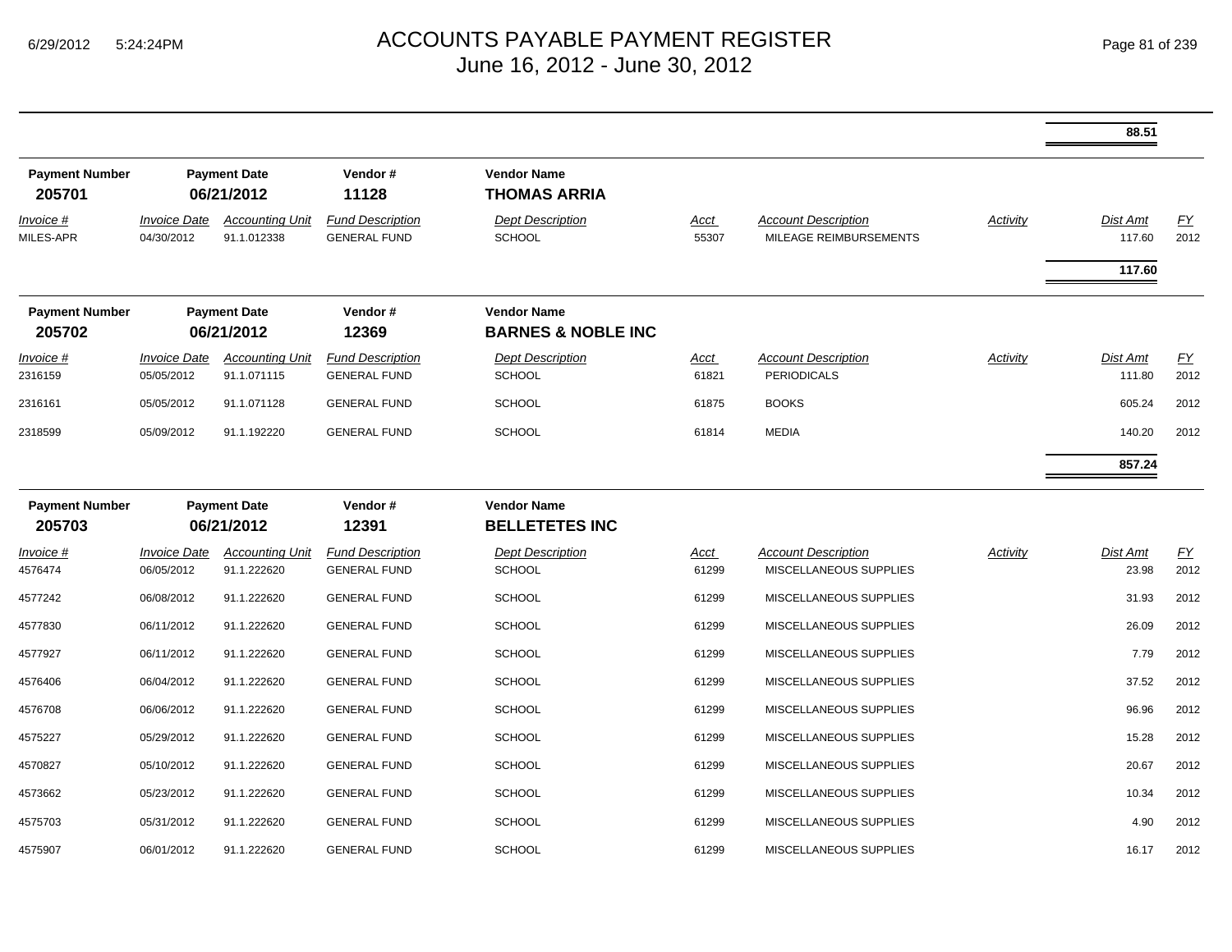| | | | | | | | | | |
|---|---|---|---|---|---|---|---|---|---|
| | | | | | | | | **88.51** | |

| Payment Number | Payment Date | | Vendor # | Vendor Name | | | | | |
|---|---|---|---|---|---|---|---|---|---|
| **205701** | **06/21/2012** | | **11128** | **THOMAS ARRIA** | | | | | |
| *Invoice #* | *Invoice Date* | *Accounting Unit* | *Fund Description* | *Dept Description* | *Acct* | *Account Description* | *Activity* | *Dist Amt* | *FY* |
| MILES-APR | 04/30/2012 | 91.1.012338 | GENERAL FUND | SCHOOL | 55307 | MILEAGE REIMBURSEMENTS | | 117.60 | 2012 |
| | | | | | | | | **117.60** | |

| Payment Number | Payment Date | | Vendor # | Vendor Name | | | | | |
|---|---|---|---|---|---|---|---|---|---|
| **205702** | **06/21/2012** | | **12369** | **BARNES & NOBLE INC** | | | | | |
| *Invoice #* | *Invoice Date* | *Accounting Unit* | *Fund Description* | *Dept Description* | *Acct* | *Account Description* | *Activity* | *Dist Amt* | *FY* |
| 2316159 | 05/05/2012 | 91.1.071115 | GENERAL FUND | SCHOOL | 61821 | PERIODICALS | | 111.80 | 2012 |
| 2316161 | 05/05/2012 | 91.1.071128 | GENERAL FUND | SCHOOL | 61875 | BOOKS | | 605.24 | 2012 |
| 2318599 | 05/09/2012 | 91.1.192220 | GENERAL FUND | SCHOOL | 61814 | MEDIA | | 140.20 | 2012 |
| | | | | | | | | **857.24** | |

| Payment Number | Payment Date | | Vendor # | Vendor Name | | | | | |
|---|---|---|---|---|---|---|---|---|---|
| **205703** | **06/21/2012** | | **12391** | **BELLETETES INC** | | | | | |
| *Invoice #* | *Invoice Date* | *Accounting Unit* | *Fund Description* | *Dept Description* | *Acct* | *Account Description* | *Activity* | *Dist Amt* | *FY* |
| 4576474 | 06/05/2012 | 91.1.222620 | GENERAL FUND | SCHOOL | 61299 | MISCELLANEOUS SUPPLIES | | 23.98 | 2012 |
| 4577242 | 06/08/2012 | 91.1.222620 | GENERAL FUND | SCHOOL | 61299 | MISCELLANEOUS SUPPLIES | | 31.93 | 2012 |
| 4577830 | 06/11/2012 | 91.1.222620 | GENERAL FUND | SCHOOL | 61299 | MISCELLANEOUS SUPPLIES | | 26.09 | 2012 |
| 4577927 | 06/11/2012 | 91.1.222620 | GENERAL FUND | SCHOOL | 61299 | MISCELLANEOUS SUPPLIES | | 7.79 | 2012 |
| 4576406 | 06/04/2012 | 91.1.222620 | GENERAL FUND | SCHOOL | 61299 | MISCELLANEOUS SUPPLIES | | 37.52 | 2012 |
| 4576708 | 06/06/2012 | 91.1.222620 | GENERAL FUND | SCHOOL | 61299 | MISCELLANEOUS SUPPLIES | | 96.96 | 2012 |
| 4575227 | 05/29/2012 | 91.1.222620 | GENERAL FUND | SCHOOL | 61299 | MISCELLANEOUS SUPPLIES | | 15.28 | 2012 |
| 4570827 | 05/10/2012 | 91.1.222620 | GENERAL FUND | SCHOOL | 61299 | MISCELLANEOUS SUPPLIES | | 20.67 | 2012 |
| 4573662 | 05/23/2012 | 91.1.222620 | GENERAL FUND | SCHOOL | 61299 | MISCELLANEOUS SUPPLIES | | 10.34 | 2012 |
| 4575703 | 05/31/2012 | 91.1.222620 | GENERAL FUND | SCHOOL | 61299 | MISCELLANEOUS SUPPLIES | | 4.90 | 2012 |
| 4575907 | 06/01/2012 | 91.1.222620 | GENERAL FUND | SCHOOL | 61299 | MISCELLANEOUS SUPPLIES | | 16.17 | 2012 |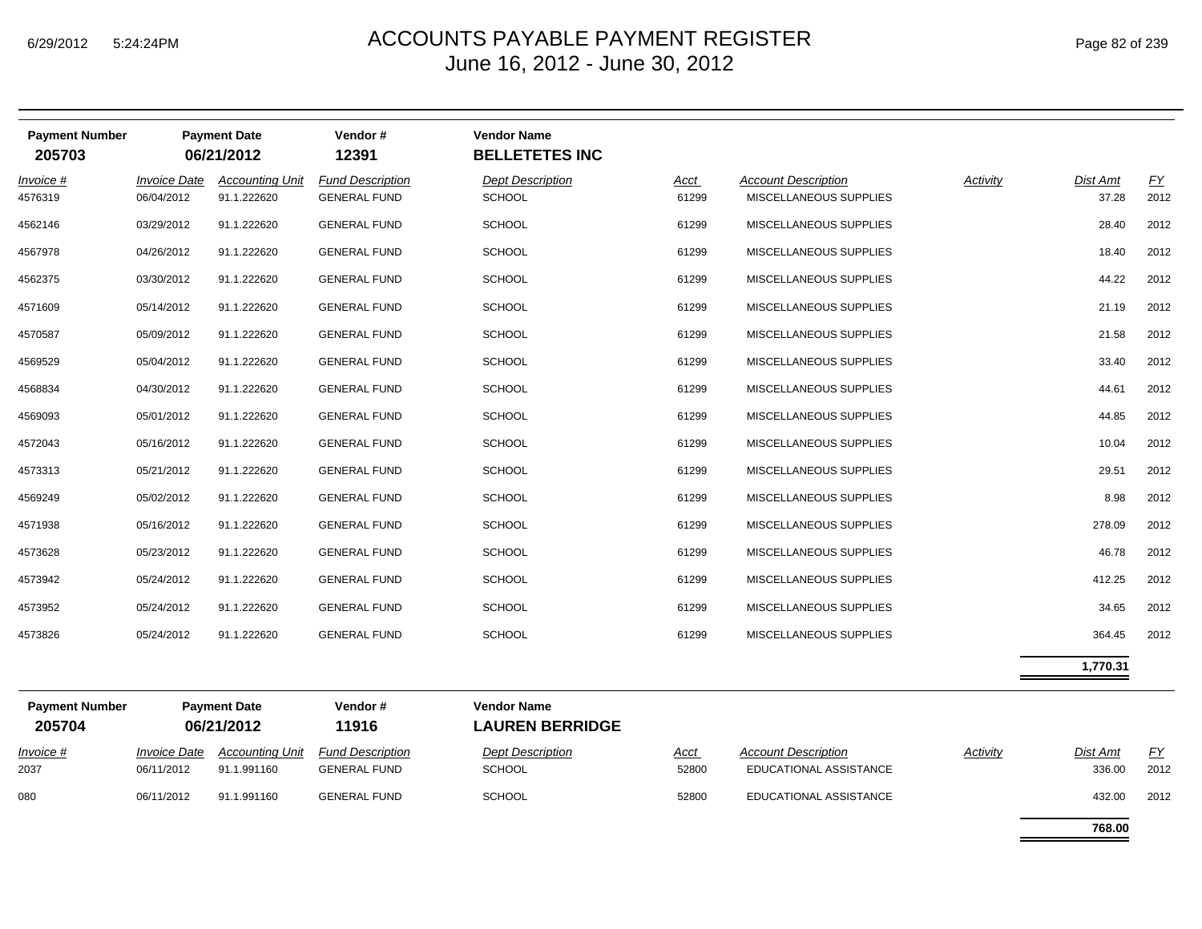# ACCOUNTS PAYABLE PAYMENT REGISTER
## June 16, 2012 - June 30, 2012

| Payment Number | Payment Date | Vendor # | Vendor Name |
|---|---|---|---|
| **205703** | **06/21/2012** | **12391** | **BELLETETES INC** |

| Invoice # | Invoice Date | Accounting Unit | Fund Description | Dept Description | Acct | Account Description | Activity | Dist Amt | FY |
|---|---|---|---|---|---|---|---|---|---|
| 4576319 | 06/04/2012 | 91.1.222620 | GENERAL FUND | SCHOOL | 61299 | MISCELLANEOUS SUPPLIES | | 37.28 | 2012 |
| 4562146 | 03/29/2012 | 91.1.222620 | GENERAL FUND | SCHOOL | 61299 | MISCELLANEOUS SUPPLIES | | 28.40 | 2012 |
| 4567978 | 04/26/2012 | 91.1.222620 | GENERAL FUND | SCHOOL | 61299 | MISCELLANEOUS SUPPLIES | | 18.40 | 2012 |
| 4562375 | 03/30/2012 | 91.1.222620 | GENERAL FUND | SCHOOL | 61299 | MISCELLANEOUS SUPPLIES | | 44.22 | 2012 |
| 4571609 | 05/14/2012 | 91.1.222620 | GENERAL FUND | SCHOOL | 61299 | MISCELLANEOUS SUPPLIES | | 21.19 | 2012 |
| 4570587 | 05/09/2012 | 91.1.222620 | GENERAL FUND | SCHOOL | 61299 | MISCELLANEOUS SUPPLIES | | 21.58 | 2012 |
| 4569529 | 05/04/2012 | 91.1.222620 | GENERAL FUND | SCHOOL | 61299 | MISCELLANEOUS SUPPLIES | | 33.40 | 2012 |
| 4568834 | 04/30/2012 | 91.1.222620 | GENERAL FUND | SCHOOL | 61299 | MISCELLANEOUS SUPPLIES | | 44.61 | 2012 |
| 4569093 | 05/01/2012 | 91.1.222620 | GENERAL FUND | SCHOOL | 61299 | MISCELLANEOUS SUPPLIES | | 44.85 | 2012 |
| 4572043 | 05/16/2012 | 91.1.222620 | GENERAL FUND | SCHOOL | 61299 | MISCELLANEOUS SUPPLIES | | 10.04 | 2012 |
| 4573313 | 05/21/2012 | 91.1.222620 | GENERAL FUND | SCHOOL | 61299 | MISCELLANEOUS SUPPLIES | | 29.51 | 2012 |
| 4569249 | 05/02/2012 | 91.1.222620 | GENERAL FUND | SCHOOL | 61299 | MISCELLANEOUS SUPPLIES | | 8.98 | 2012 |
| 4571938 | 05/16/2012 | 91.1.222620 | GENERAL FUND | SCHOOL | 61299 | MISCELLANEOUS SUPPLIES | | 278.09 | 2012 |
| 4573628 | 05/23/2012 | 91.1.222620 | GENERAL FUND | SCHOOL | 61299 | MISCELLANEOUS SUPPLIES | | 46.78 | 2012 |
| 4573942 | 05/24/2012 | 91.1.222620 | GENERAL FUND | SCHOOL | 61299 | MISCELLANEOUS SUPPLIES | | 412.25 | 2012 |
| 4573952 | 05/24/2012 | 91.1.222620 | GENERAL FUND | SCHOOL | 61299 | MISCELLANEOUS SUPPLIES | | 34.65 | 2012 |
| 4573826 | 05/24/2012 | 91.1.222620 | GENERAL FUND | SCHOOL | 61299 | MISCELLANEOUS SUPPLIES | | 364.45 | 2012 |
| | | | | | | | | **1,770.31** | |

| Payment Number | Payment Date | Vendor # | Vendor Name |
|---|---|---|---|
| **205704** | **06/21/2012** | **11916** | **LAUREN BERRIDGE** |

| Invoice # | Invoice Date | Accounting Unit | Fund Description | Dept Description | Acct | Account Description | Activity | Dist Amt | FY |
|---|---|---|---|---|---|---|---|---|---|
| 2037 | 06/11/2012 | 91.1.991160 | GENERAL FUND | SCHOOL | 52800 | EDUCATIONAL ASSISTANCE | | 336.00 | 2012 |
| 080 | 06/11/2012 | 91.1.991160 | GENERAL FUND | SCHOOL | 52800 | EDUCATIONAL ASSISTANCE | | 432.00 | 2012 |
| | | | | | | | | **768.00** | |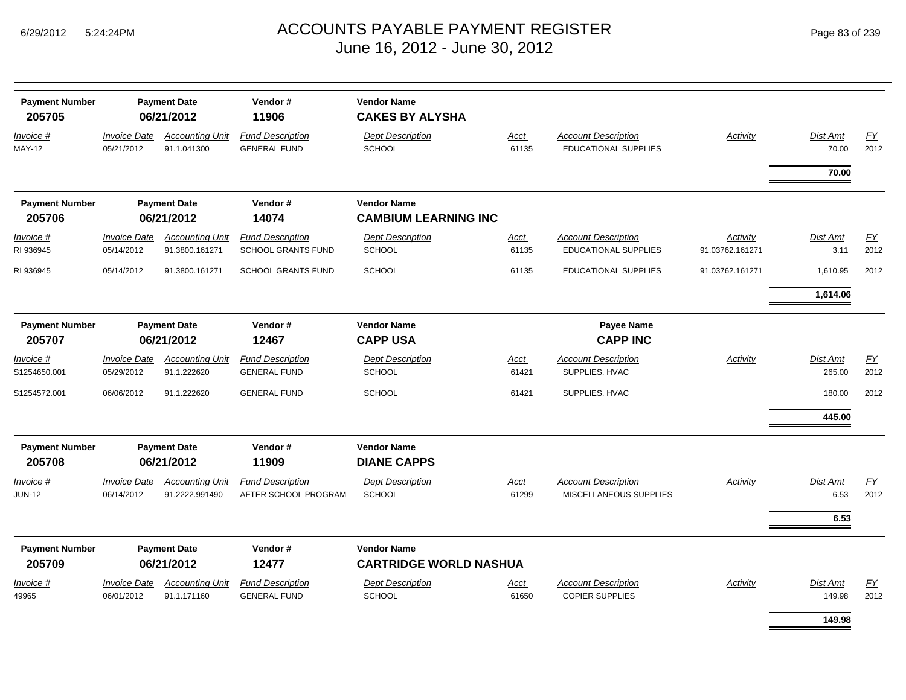# ACCOUNTS PAYABLE PAYMENT REGISTER
## June 16, 2012 - June 30, 2012

| Payment Number | Payment Date | Vendor # | Vendor Name |
|---|---|---|---|
| **205705** | **06/21/2012** | **11906** | **CAKES BY ALYSHA** |

| Invoice # | Invoice Date | Accounting Unit | Fund Description | Dept Description | Acct | Account Description | Activity | Dist Amt | FY |
|---|---|---|---|---|---|---|---|---|---|
| MAY-12 | 05/21/2012 | 91.1.041300 | GENERAL FUND | SCHOOL | 61135 | EDUCATIONAL SUPPLIES | | 70.00 | 2012 |
| | | | | | | | | **70.00** | |

| Payment Number | Payment Date | Vendor # | Vendor Name |
|---|---|---|---|
| **205706** | **06/21/2012** | **14074** | **CAMBIUM LEARNING INC** |

| Invoice # | Invoice Date | Accounting Unit | Fund Description | Dept Description | Acct | Account Description | Activity | Dist Amt | FY |
|---|---|---|---|---|---|---|---|---|---|
| RI 936945 | 05/14/2012 | 91.3800.161271 | SCHOOL GRANTS FUND | SCHOOL | 61135 | EDUCATIONAL SUPPLIES | 91.03762.161271 | 3.11 | 2012 |
| RI 936945 | 05/14/2012 | 91.3800.161271 | SCHOOL GRANTS FUND | SCHOOL | 61135 | EDUCATIONAL SUPPLIES | 91.03762.161271 | 1,610.95 | 2012 |
| | | | | | | | | **1,614.06** | |

| Payment Number | Payment Date | Vendor # | Vendor Name | Payee Name |
|---|---|---|---|---|
| **205707** | **06/21/2012** | **12467** | **CAPP USA** | **CAPP INC** |

| Invoice # | Invoice Date | Accounting Unit | Fund Description | Dept Description | Acct | Account Description | Activity | Dist Amt | FY |
|---|---|---|---|---|---|---|---|---|---|
| S1254650.001 | 05/29/2012 | 91.1.222620 | GENERAL FUND | SCHOOL | 61421 | SUPPLIES, HVAC | | 265.00 | 2012 |
| S1254572.001 | 06/06/2012 | 91.1.222620 | GENERAL FUND | SCHOOL | 61421 | SUPPLIES, HVAC | | 180.00 | 2012 |
| | | | | | | | | **445.00** | |

| Payment Number | Payment Date | Vendor # | Vendor Name |
|---|---|---|---|
| **205708** | **06/21/2012** | **11909** | **DIANE CAPPS** |

| Invoice # | Invoice Date | Accounting Unit | Fund Description | Dept Description | Acct | Account Description | Activity | Dist Amt | FY |
|---|---|---|---|---|---|---|---|---|---|
| JUN-12 | 06/14/2012 | 91.2222.991490 | AFTER SCHOOL PROGRAM | SCHOOL | 61299 | MISCELLANEOUS SUPPLIES | | 6.53 | 2012 |
| | | | | | | | | **6.53** | |

| Payment Number | Payment Date | Vendor # | Vendor Name |
|---|---|---|---|
| **205709** | **06/21/2012** | **12477** | **CARTRIDGE WORLD NASHUA** |

| Invoice # | Invoice Date | Accounting Unit | Fund Description | Dept Description | Acct | Account Description | Activity | Dist Amt | FY |
|---|---|---|---|---|---|---|---|---|---|
| 49965 | 06/01/2012 | 91.1.171160 | GENERAL FUND | SCHOOL | 61650 | COPIER SUPPLIES | | 149.98 | 2012 |
| | | | | | | | | **149.98** | |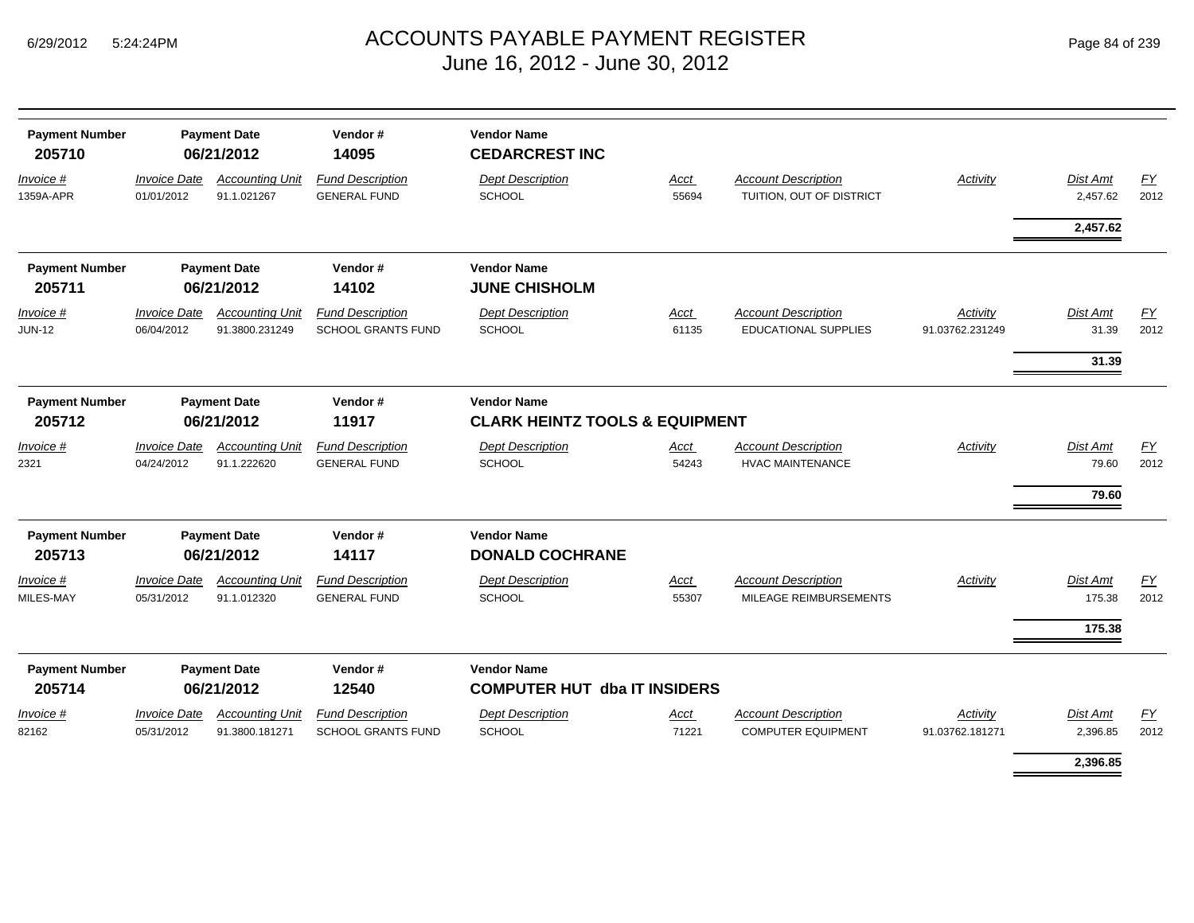# ACCOUNTS PAYABLE PAYMENT REGISTER
## June 16, 2012 - June 30, 2012

| Payment Number | Payment Date | Vendor # | Vendor Name |
|---|---|---|---|
| 205710 | 06/21/2012 | 14095 | **CEDARCREST INC** |

| Invoice # | Invoice Date | Accounting Unit | Fund Description | Dept Description | Acct | Account Description | Activity | Dist Amt | FY |
|---|---|---|---|---|---|---|---|---|---|
| 1359A-APR | 01/01/2012 | 91.1.021267 | GENERAL FUND | SCHOOL | 55694 | TUITION, OUT OF DISTRICT | | 2,457.62 | 2012 |
| | | | | | | | | **2,457.62** | |

| Payment Number | Payment Date | Vendor # | Vendor Name |
|---|---|---|---|
| 205711 | 06/21/2012 | 14102 | **JUNE CHISHOLM** |

| Invoice # | Invoice Date | Accounting Unit | Fund Description | Dept Description | Acct | Account Description | Activity | Dist Amt | FY |
|---|---|---|---|---|---|---|---|---|---|
| JUN-12 | 06/04/2012 | 91.3800.231249 | SCHOOL GRANTS FUND | SCHOOL | 61135 | EDUCATIONAL SUPPLIES | 91.03762.231249 | 31.39 | 2012 |
| | | | | | | | | **31.39** | |

| Payment Number | Payment Date | Vendor # | Vendor Name |
|---|---|---|---|
| 205712 | 06/21/2012 | 11917 | **CLARK HEINTZ TOOLS & EQUIPMENT** |

| Invoice # | Invoice Date | Accounting Unit | Fund Description | Dept Description | Acct | Account Description | Activity | Dist Amt | FY |
|---|---|---|---|---|---|---|---|---|---|
| 2321 | 04/24/2012 | 91.1.222620 | GENERAL FUND | SCHOOL | 54243 | HVAC MAINTENANCE | | 79.60 | 2012 |
| | | | | | | | | **79.60** | |

| Payment Number | Payment Date | Vendor # | Vendor Name |
|---|---|---|---|
| 205713 | 06/21/2012 | 14117 | **DONALD COCHRANE** |

| Invoice # | Invoice Date | Accounting Unit | Fund Description | Dept Description | Acct | Account Description | Activity | Dist Amt | FY |
|---|---|---|---|---|---|---|---|---|---|
| MILES-MAY | 05/31/2012 | 91.1.012320 | GENERAL FUND | SCHOOL | 55307 | MILEAGE REIMBURSEMENTS | | 175.38 | 2012 |
| | | | | | | | | **175.38** | |

| Payment Number | Payment Date | Vendor # | Vendor Name |
|---|---|---|---|
| 205714 | 06/21/2012 | 12540 | **COMPUTER HUT dba IT INSIDERS** |

| Invoice # | Invoice Date | Accounting Unit | Fund Description | Dept Description | Acct | Account Description | Activity | Dist Amt | FY |
|---|---|---|---|---|---|---|---|---|---|
| 82162 | 05/31/2012 | 91.3800.181271 | SCHOOL GRANTS FUND | SCHOOL | 71221 | COMPUTER EQUIPMENT | 91.03762.181271 | 2,396.85 | 2012 |
| | | | | | | | | **2,396.85** | |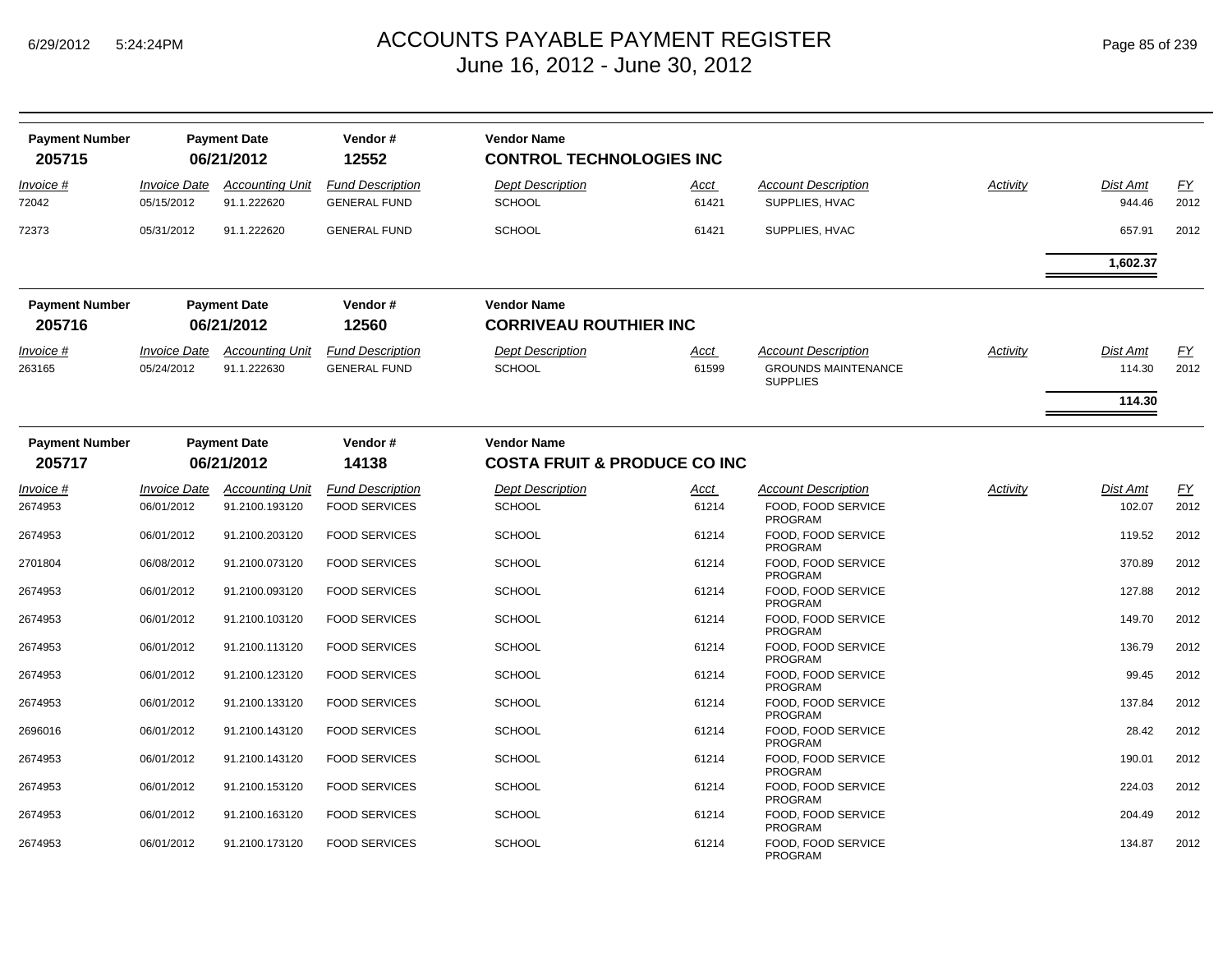# ACCOUNTS PAYABLE PAYMENT REGISTER
June 16, 2012 - June 30, 2012

| Payment Number | Payment Date | Vendor # | Vendor Name |
|---|---|---|---|
| **205715** | **06/21/2012** | **12552** | **CONTROL TECHNOLOGIES INC** |

| Invoice # | Invoice Date | Accounting Unit | Fund Description | Dept Description | Acct | Account Description | Activity | Dist Amt | FY |
|---|---|---|---|---|---|---|---|---|---|
| 72042 | 05/15/2012 | 91.1.222620 | GENERAL FUND | SCHOOL | 61421 | SUPPLIES, HVAC | | 944.46 | 2012 |
| 72373 | 05/31/2012 | 91.1.222620 | GENERAL FUND | SCHOOL | 61421 | SUPPLIES, HVAC | | 657.91 | 2012 |
| | | | | | | | | **1,602.37** | |

| Payment Number | Payment Date | Vendor # | Vendor Name |
|---|---|---|---|
| **205716** | **06/21/2012** | **12560** | **CORRIVEAU ROUTHIER INC** |

| Invoice # | Invoice Date | Accounting Unit | Fund Description | Dept Description | Acct | Account Description | Activity | Dist Amt | FY |
|---|---|---|---|---|---|---|---|---|---|
| 263165 | 05/24/2012 | 91.1.222630 | GENERAL FUND | SCHOOL | 61599 | GROUNDS MAINTENANCE SUPPLIES | | 114.30 | 2012 |
| | | | | | | | | **114.30** | |

| Payment Number | Payment Date | Vendor # | Vendor Name |
|---|---|---|---|
| **205717** | **06/21/2012** | **14138** | **COSTA FRUIT & PRODUCE CO INC** |

| Invoice # | Invoice Date | Accounting Unit | Fund Description | Dept Description | Acct | Account Description | Activity | Dist Amt | FY |
|---|---|---|---|---|---|---|---|---|---|
| 2674953 | 06/01/2012 | 91.2100.193120 | FOOD SERVICES | SCHOOL | 61214 | FOOD, FOOD SERVICE PROGRAM | | 102.07 | 2012 |
| 2674953 | 06/01/2012 | 91.2100.203120 | FOOD SERVICES | SCHOOL | 61214 | FOOD, FOOD SERVICE PROGRAM | | 119.52 | 2012 |
| 2701804 | 06/08/2012 | 91.2100.073120 | FOOD SERVICES | SCHOOL | 61214 | FOOD, FOOD SERVICE PROGRAM | | 370.89 | 2012 |
| 2674953 | 06/01/2012 | 91.2100.093120 | FOOD SERVICES | SCHOOL | 61214 | FOOD, FOOD SERVICE PROGRAM | | 127.88 | 2012 |
| 2674953 | 06/01/2012 | 91.2100.103120 | FOOD SERVICES | SCHOOL | 61214 | FOOD, FOOD SERVICE PROGRAM | | 149.70 | 2012 |
| 2674953 | 06/01/2012 | 91.2100.113120 | FOOD SERVICES | SCHOOL | 61214 | FOOD, FOOD SERVICE PROGRAM | | 136.79 | 2012 |
| 2674953 | 06/01/2012 | 91.2100.123120 | FOOD SERVICES | SCHOOL | 61214 | FOOD, FOOD SERVICE PROGRAM | | 99.45 | 2012 |
| 2674953 | 06/01/2012 | 91.2100.133120 | FOOD SERVICES | SCHOOL | 61214 | FOOD, FOOD SERVICE PROGRAM | | 137.84 | 2012 |
| 2696016 | 06/01/2012 | 91.2100.143120 | FOOD SERVICES | SCHOOL | 61214 | FOOD, FOOD SERVICE PROGRAM | | 28.42 | 2012 |
| 2674953 | 06/01/2012 | 91.2100.143120 | FOOD SERVICES | SCHOOL | 61214 | FOOD, FOOD SERVICE PROGRAM | | 190.01 | 2012 |
| 2674953 | 06/01/2012 | 91.2100.153120 | FOOD SERVICES | SCHOOL | 61214 | FOOD, FOOD SERVICE PROGRAM | | 224.03 | 2012 |
| 2674953 | 06/01/2012 | 91.2100.163120 | FOOD SERVICES | SCHOOL | 61214 | FOOD, FOOD SERVICE PROGRAM | | 204.49 | 2012 |
| 2674953 | 06/01/2012 | 91.2100.173120 | FOOD SERVICES | SCHOOL | 61214 | FOOD, FOOD SERVICE PROGRAM | | 134.87 | 2012 |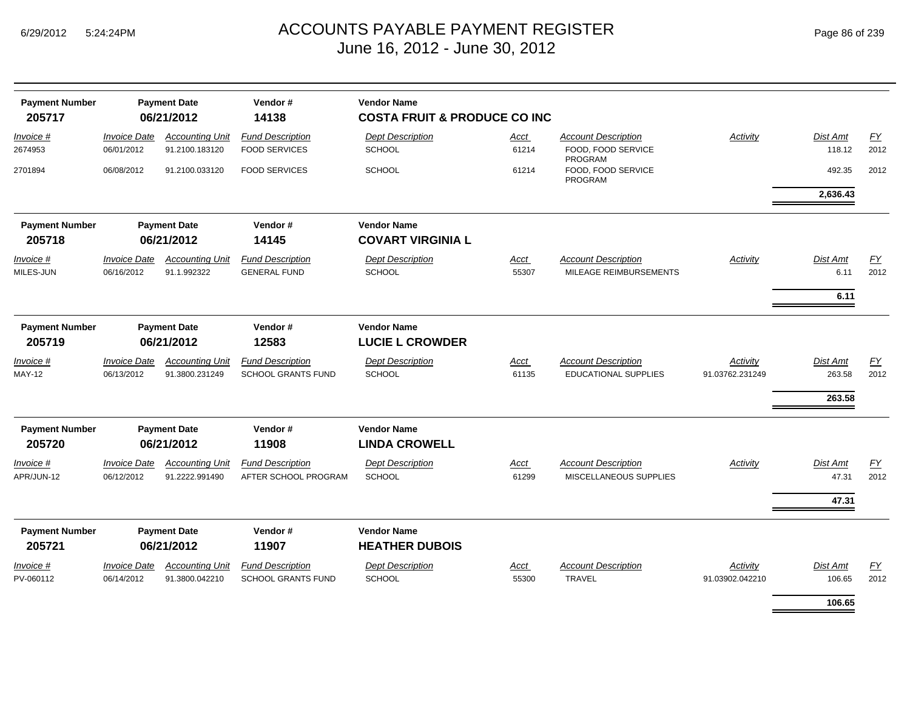# ACCOUNTS PAYABLE PAYMENT REGISTER
June 16, 2012 - June 30, 2012

| Payment Number | Payment Date | Vendor # | Vendor Name |
|---|---|---|---|
| 205717 | 06/21/2012 | 14138 | COSTA FRUIT & PRODUCE CO INC |

| Invoice # | Invoice Date | Accounting Unit | Fund Description | Dept Description | Acct | Account Description | Activity | Dist Amt | FY |
|---|---|---|---|---|---|---|---|---|---|
| 2674953 | 06/01/2012 | 91.2100.183120 | FOOD SERVICES | SCHOOL | 61214 | FOOD, FOOD SERVICE PROGRAM | | 118.12 | 2012 |
| 2701894 | 06/08/2012 | 91.2100.033120 | FOOD SERVICES | SCHOOL | 61214 | FOOD, FOOD SERVICE PROGRAM | | 492.35 | 2012 |
| | | | | | | | | **2,636.43** | |

| Payment Number | Payment Date | Vendor # | Vendor Name |
|---|---|---|---|
| 205718 | 06/21/2012 | 14145 | COVART VIRGINIA L |

| Invoice # | Invoice Date | Accounting Unit | Fund Description | Dept Description | Acct | Account Description | Activity | Dist Amt | FY |
|---|---|---|---|---|---|---|---|---|---|
| MILES-JUN | 06/16/2012 | 91.1.992322 | GENERAL FUND | SCHOOL | 55307 | MILEAGE REIMBURSEMENTS | | 6.11 | 2012 |
| | | | | | | | | **6.11** | |

| Payment Number | Payment Date | Vendor # | Vendor Name |
|---|---|---|---|
| 205719 | 06/21/2012 | 12583 | LUCIE L CROWDER |

| Invoice # | Invoice Date | Accounting Unit | Fund Description | Dept Description | Acct | Account Description | Activity | Dist Amt | FY |
|---|---|---|---|---|---|---|---|---|---|
| MAY-12 | 06/13/2012 | 91.3800.231249 | SCHOOL GRANTS FUND | SCHOOL | 61135 | EDUCATIONAL SUPPLIES | 91.03762.231249 | 263.58 | 2012 |
| | | | | | | | | **263.58** | |

| Payment Number | Payment Date | Vendor # | Vendor Name |
|---|---|---|---|
| 205720 | 06/21/2012 | 11908 | LINDA CROWELL |

| Invoice # | Invoice Date | Accounting Unit | Fund Description | Dept Description | Acct | Account Description | Activity | Dist Amt | FY |
|---|---|---|---|---|---|---|---|---|---|
| APR/JUN-12 | 06/12/2012 | 91.2222.991490 | AFTER SCHOOL PROGRAM | SCHOOL | 61299 | MISCELLANEOUS SUPPLIES | | 47.31 | 2012 |
| | | | | | | | | **47.31** | |

| Payment Number | Payment Date | Vendor # | Vendor Name |
|---|---|---|---|
| 205721 | 06/21/2012 | 11907 | HEATHER DUBOIS |

| Invoice # | Invoice Date | Accounting Unit | Fund Description | Dept Description | Acct | Account Description | Activity | Dist Amt | FY |
|---|---|---|---|---|---|---|---|---|---|
| PV-060112 | 06/14/2012 | 91.3800.042210 | SCHOOL GRANTS FUND | SCHOOL | 55300 | TRAVEL | 91.03902.042210 | 106.65 | 2012 |
| | | | | | | | | **106.65** | |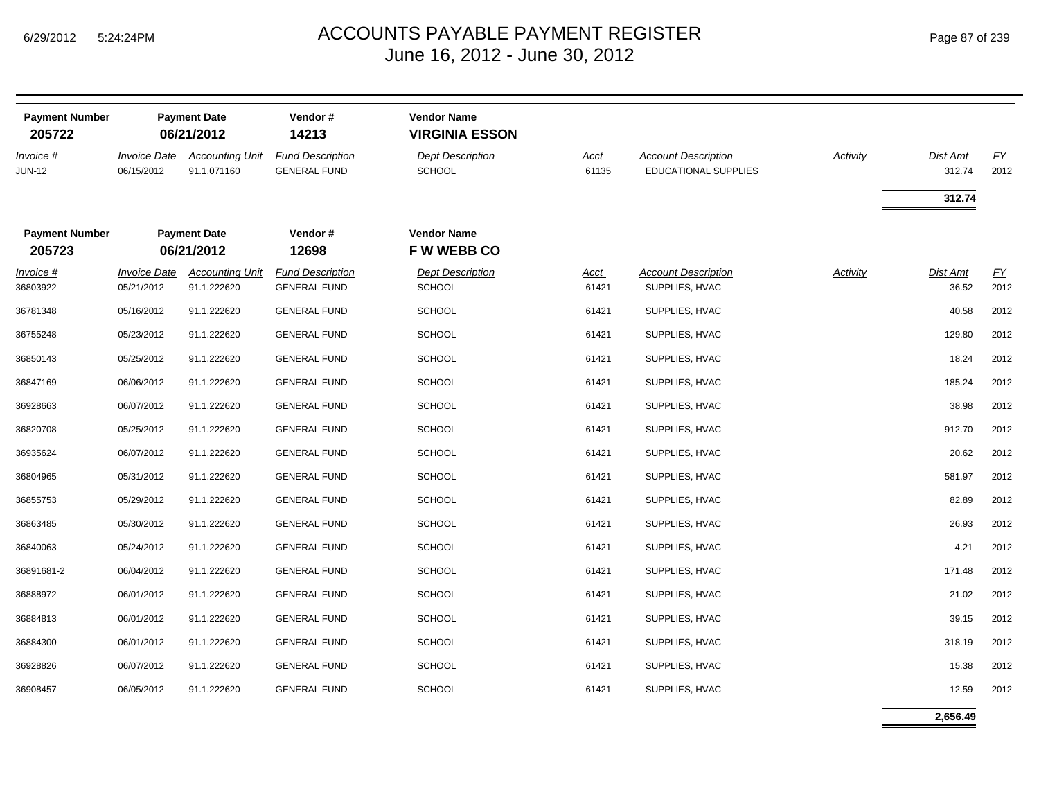# ACCOUNTS PAYABLE PAYMENT REGISTER
## June 16, 2012 - June 30, 2012

| Payment Number | Payment Date | Vendor # | Vendor Name |
|---|---|---|---|
| **205722** | **06/21/2012** | **14213** | **VIRGINIA ESSON** |

| Invoice # | Invoice Date | Accounting Unit | Fund Description | Dept Description | Acct | Account Description | Activity | Dist Amt | FY |
|---|---|---|---|---|---|---|---|---|---|
| JUN-12 | 06/15/2012 | 91.1.071160 | GENERAL FUND | SCHOOL | 61135 | EDUCATIONAL SUPPLIES | | 312.74 | 2012 |
| | | | | | | | | **312.74** | |

| Payment Number | Payment Date | Vendor # | Vendor Name |
|---|---|---|---|
| **205723** | **06/21/2012** | **12698** | **F W WEBB CO** |

| Invoice # | Invoice Date | Accounting Unit | Fund Description | Dept Description | Acct | Account Description | Activity | Dist Amt | FY |
|---|---|---|---|---|---|---|---|---|---|
| 36803922 | 05/21/2012 | 91.1.222620 | GENERAL FUND | SCHOOL | 61421 | SUPPLIES, HVAC | | 36.52 | 2012 |
| 36781348 | 05/16/2012 | 91.1.222620 | GENERAL FUND | SCHOOL | 61421 | SUPPLIES, HVAC | | 40.58 | 2012 |
| 36755248 | 05/23/2012 | 91.1.222620 | GENERAL FUND | SCHOOL | 61421 | SUPPLIES, HVAC | | 129.80 | 2012 |
| 36850143 | 05/25/2012 | 91.1.222620 | GENERAL FUND | SCHOOL | 61421 | SUPPLIES, HVAC | | 18.24 | 2012 |
| 36847169 | 06/06/2012 | 91.1.222620 | GENERAL FUND | SCHOOL | 61421 | SUPPLIES, HVAC | | 185.24 | 2012 |
| 36928663 | 06/07/2012 | 91.1.222620 | GENERAL FUND | SCHOOL | 61421 | SUPPLIES, HVAC | | 38.98 | 2012 |
| 36820708 | 05/25/2012 | 91.1.222620 | GENERAL FUND | SCHOOL | 61421 | SUPPLIES, HVAC | | 912.70 | 2012 |
| 36935624 | 06/07/2012 | 91.1.222620 | GENERAL FUND | SCHOOL | 61421 | SUPPLIES, HVAC | | 20.62 | 2012 |
| 36804965 | 05/31/2012 | 91.1.222620 | GENERAL FUND | SCHOOL | 61421 | SUPPLIES, HVAC | | 581.97 | 2012 |
| 36855753 | 05/29/2012 | 91.1.222620 | GENERAL FUND | SCHOOL | 61421 | SUPPLIES, HVAC | | 82.89 | 2012 |
| 36863485 | 05/30/2012 | 91.1.222620 | GENERAL FUND | SCHOOL | 61421 | SUPPLIES, HVAC | | 26.93 | 2012 |
| 36840063 | 05/24/2012 | 91.1.222620 | GENERAL FUND | SCHOOL | 61421 | SUPPLIES, HVAC | | 4.21 | 2012 |
| 36891681-2 | 06/04/2012 | 91.1.222620 | GENERAL FUND | SCHOOL | 61421 | SUPPLIES, HVAC | | 171.48 | 2012 |
| 36888972 | 06/01/2012 | 91.1.222620 | GENERAL FUND | SCHOOL | 61421 | SUPPLIES, HVAC | | 21.02 | 2012 |
| 36884813 | 06/01/2012 | 91.1.222620 | GENERAL FUND | SCHOOL | 61421 | SUPPLIES, HVAC | | 39.15 | 2012 |
| 36884300 | 06/01/2012 | 91.1.222620 | GENERAL FUND | SCHOOL | 61421 | SUPPLIES, HVAC | | 318.19 | 2012 |
| 36928826 | 06/07/2012 | 91.1.222620 | GENERAL FUND | SCHOOL | 61421 | SUPPLIES, HVAC | | 15.38 | 2012 |
| 36908457 | 06/05/2012 | 91.1.222620 | GENERAL FUND | SCHOOL | 61421 | SUPPLIES, HVAC | | 12.59 | 2012 |
| | | | | | | | | **2,656.49** | |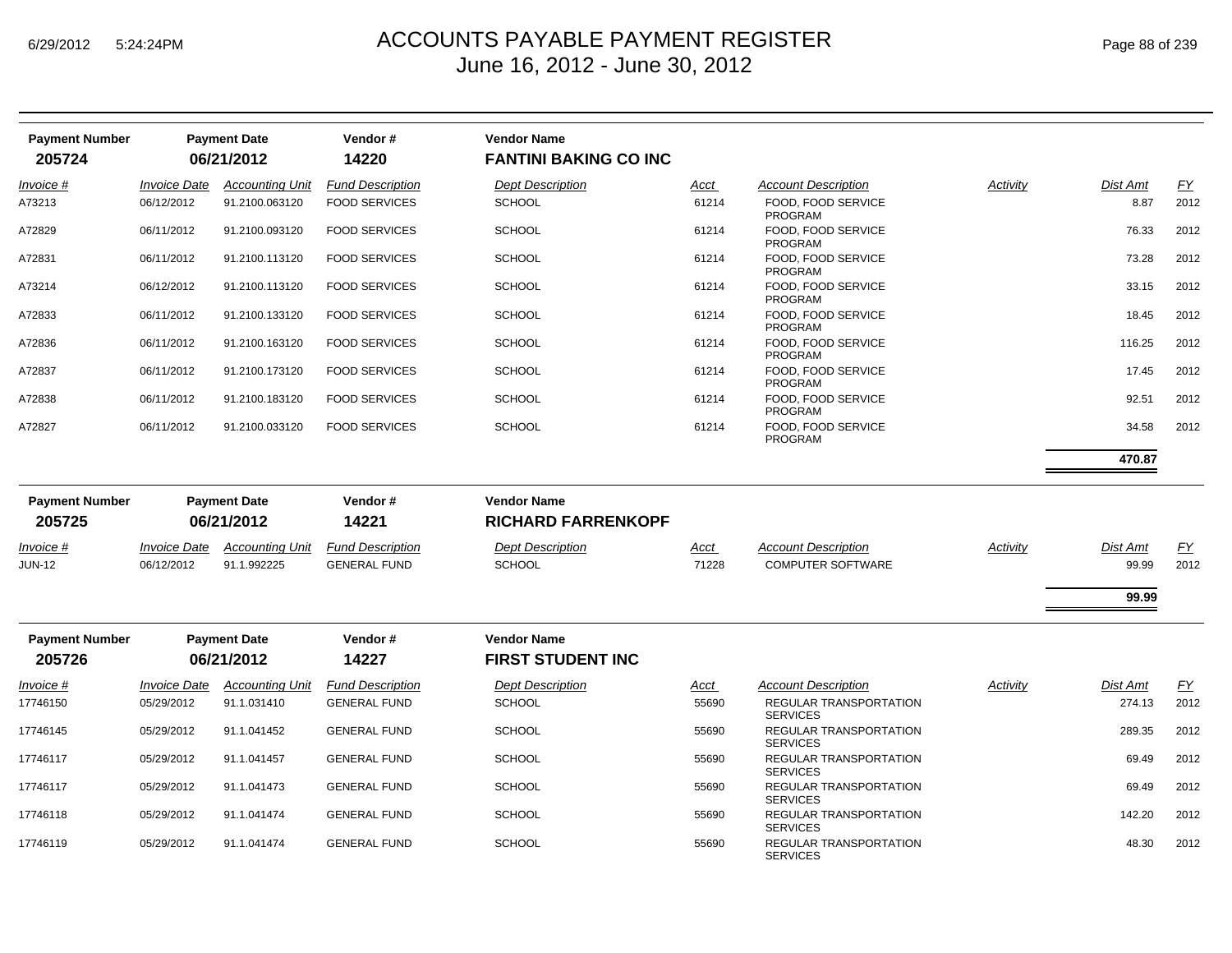# ACCOUNTS PAYABLE PAYMENT REGISTER
## June 16, 2012 - June 30, 2012

| Payment Number | Payment Date | Vendor # | Vendor Name |
|---|---|---|---|
| **205724** | **06/21/2012** | **14220** | **FANTINI BAKING CO INC** |

| Invoice # | Invoice Date | Accounting Unit | Fund Description | Dept Description | Acct | Account Description | Activity | Dist Amt | FY |
|---|---|---|---|---|---|---|---|---|---|
| A73213 | 06/12/2012 | 91.2100.063120 | FOOD SERVICES | SCHOOL | 61214 | FOOD, FOOD SERVICE PROGRAM | | 8.87 | 2012 |
| A72829 | 06/11/2012 | 91.2100.093120 | FOOD SERVICES | SCHOOL | 61214 | FOOD, FOOD SERVICE PROGRAM | | 76.33 | 2012 |
| A72831 | 06/11/2012 | 91.2100.113120 | FOOD SERVICES | SCHOOL | 61214 | FOOD, FOOD SERVICE PROGRAM | | 73.28 | 2012 |
| A73214 | 06/12/2012 | 91.2100.113120 | FOOD SERVICES | SCHOOL | 61214 | FOOD, FOOD SERVICE PROGRAM | | 33.15 | 2012 |
| A72833 | 06/11/2012 | 91.2100.133120 | FOOD SERVICES | SCHOOL | 61214 | FOOD, FOOD SERVICE PROGRAM | | 18.45 | 2012 |
| A72836 | 06/11/2012 | 91.2100.163120 | FOOD SERVICES | SCHOOL | 61214 | FOOD, FOOD SERVICE PROGRAM | | 116.25 | 2012 |
| A72837 | 06/11/2012 | 91.2100.173120 | FOOD SERVICES | SCHOOL | 61214 | FOOD, FOOD SERVICE PROGRAM | | 17.45 | 2012 |
| A72838 | 06/11/2012 | 91.2100.183120 | FOOD SERVICES | SCHOOL | 61214 | FOOD, FOOD SERVICE PROGRAM | | 92.51 | 2012 |
| A72827 | 06/11/2012 | 91.2100.033120 | FOOD SERVICES | SCHOOL | 61214 | FOOD, FOOD SERVICE PROGRAM | | 34.58 | 2012 |
| | | | | | | | | **470.87** | |

| Payment Number | Payment Date | Vendor # | Vendor Name |
|---|---|---|---|
| **205725** | **06/21/2012** | **14221** | **RICHARD FARRENKOPF** |

| Invoice # | Invoice Date | Accounting Unit | Fund Description | Dept Description | Acct | Account Description | Activity | Dist Amt | FY |
|---|---|---|---|---|---|---|---|---|---|
| JUN-12 | 06/12/2012 | 91.1.992225 | GENERAL FUND | SCHOOL | 71228 | COMPUTER SOFTWARE | | 99.99 | 2012 |
| | | | | | | | | **99.99** | |

| Payment Number | Payment Date | Vendor # | Vendor Name |
|---|---|---|---|
| **205726** | **06/21/2012** | **14227** | **FIRST STUDENT INC** |

| Invoice # | Invoice Date | Accounting Unit | Fund Description | Dept Description | Acct | Account Description | Activity | Dist Amt | FY |
|---|---|---|---|---|---|---|---|---|---|
| 17746150 | 05/29/2012 | 91.1.031410 | GENERAL FUND | SCHOOL | 55690 | REGULAR TRANSPORTATION SERVICES | | 274.13 | 2012 |
| 17746145 | 05/29/2012 | 91.1.041452 | GENERAL FUND | SCHOOL | 55690 | REGULAR TRANSPORTATION SERVICES | | 289.35 | 2012 |
| 17746117 | 05/29/2012 | 91.1.041457 | GENERAL FUND | SCHOOL | 55690 | REGULAR TRANSPORTATION SERVICES | | 69.49 | 2012 |
| 17746117 | 05/29/2012 | 91.1.041473 | GENERAL FUND | SCHOOL | 55690 | REGULAR TRANSPORTATION SERVICES | | 69.49 | 2012 |
| 17746118 | 05/29/2012 | 91.1.041474 | GENERAL FUND | SCHOOL | 55690 | REGULAR TRANSPORTATION SERVICES | | 142.20 | 2012 |
| 17746119 | 05/29/2012 | 91.1.041474 | GENERAL FUND | SCHOOL | 55690 | REGULAR TRANSPORTATION SERVICES | | 48.30 | 2012 |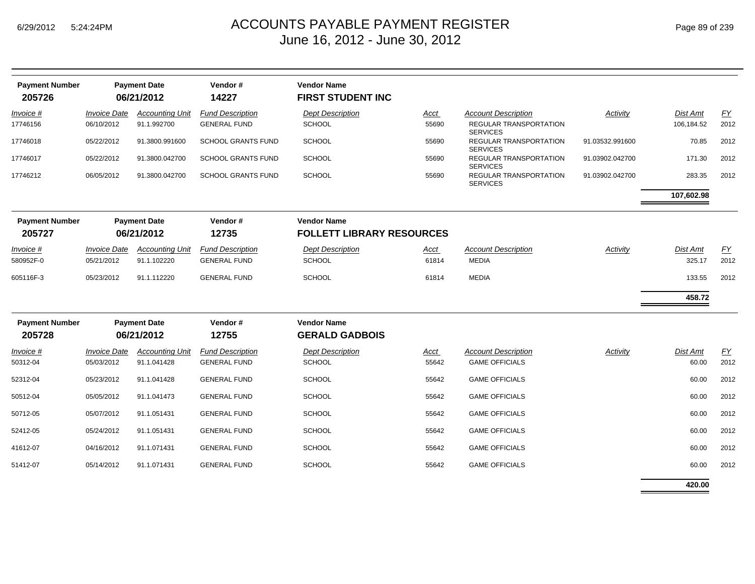# ACCOUNTS PAYABLE PAYMENT REGISTER
## June 16, 2012 - June 30, 2012

| Payment Number | Payment Date | Vendor # | Vendor Name |
|---|---|---|---|
| **205726** | **06/21/2012** | **14227** | **FIRST STUDENT INC** |

| Invoice # | Invoice Date | Accounting Unit | Fund Description | Dept Description | Acct | Account Description | Activity | Dist Amt | FY |
|---|---|---|---|---|---|---|---|---|---|
| 17746156 | 06/10/2012 | 91.1.992700 | GENERAL FUND | SCHOOL | 55690 | REGULAR TRANSPORTATION SERVICES | | 106,184.52 | 2012 |
| 17746018 | 05/22/2012 | 91.3800.991600 | SCHOOL GRANTS FUND | SCHOOL | 55690 | REGULAR TRANSPORTATION SERVICES | 91.03532.991600 | 70.85 | 2012 |
| 17746017 | 05/22/2012 | 91.3800.042700 | SCHOOL GRANTS FUND | SCHOOL | 55690 | REGULAR TRANSPORTATION SERVICES | 91.03902.042700 | 171.30 | 2012 |
| 17746212 | 06/05/2012 | 91.3800.042700 | SCHOOL GRANTS FUND | SCHOOL | 55690 | REGULAR TRANSPORTATION SERVICES | 91.03902.042700 | 283.35 | 2012 |
| | | | | | | | | **107,602.98** | |

| Payment Number | Payment Date | Vendor # | Vendor Name |
|---|---|---|---|
| **205727** | **06/21/2012** | **12735** | **FOLLETT LIBRARY RESOURCES** |

| Invoice # | Invoice Date | Accounting Unit | Fund Description | Dept Description | Acct | Account Description | Activity | Dist Amt | FY |
|---|---|---|---|---|---|---|---|---|---|
| 580952F-0 | 05/21/2012 | 91.1.102220 | GENERAL FUND | SCHOOL | 61814 | MEDIA | | 325.17 | 2012 |
| 605116F-3 | 05/23/2012 | 91.1.112220 | GENERAL FUND | SCHOOL | 61814 | MEDIA | | 133.55 | 2012 |
| | | | | | | | | **458.72** | |

| Payment Number | Payment Date | Vendor # | Vendor Name |
|---|---|---|---|
| **205728** | **06/21/2012** | **12755** | **GERALD GADBOIS** |

| Invoice # | Invoice Date | Accounting Unit | Fund Description | Dept Description | Acct | Account Description | Activity | Dist Amt | FY |
|---|---|---|---|---|---|---|---|---|---|
| 50312-04 | 05/03/2012 | 91.1.041428 | GENERAL FUND | SCHOOL | 55642 | GAME OFFICIALS | | 60.00 | 2012 |
| 52312-04 | 05/23/2012 | 91.1.041428 | GENERAL FUND | SCHOOL | 55642 | GAME OFFICIALS | | 60.00 | 2012 |
| 50512-04 | 05/05/2012 | 91.1.041473 | GENERAL FUND | SCHOOL | 55642 | GAME OFFICIALS | | 60.00 | 2012 |
| 50712-05 | 05/07/2012 | 91.1.051431 | GENERAL FUND | SCHOOL | 55642 | GAME OFFICIALS | | 60.00 | 2012 |
| 52412-05 | 05/24/2012 | 91.1.051431 | GENERAL FUND | SCHOOL | 55642 | GAME OFFICIALS | | 60.00 | 2012 |
| 41612-07 | 04/16/2012 | 91.1.071431 | GENERAL FUND | SCHOOL | 55642 | GAME OFFICIALS | | 60.00 | 2012 |
| 51412-07 | 05/14/2012 | 91.1.071431 | GENERAL FUND | SCHOOL | 55642 | GAME OFFICIALS | | 60.00 | 2012 |
| | | | | | | | | **420.00** | |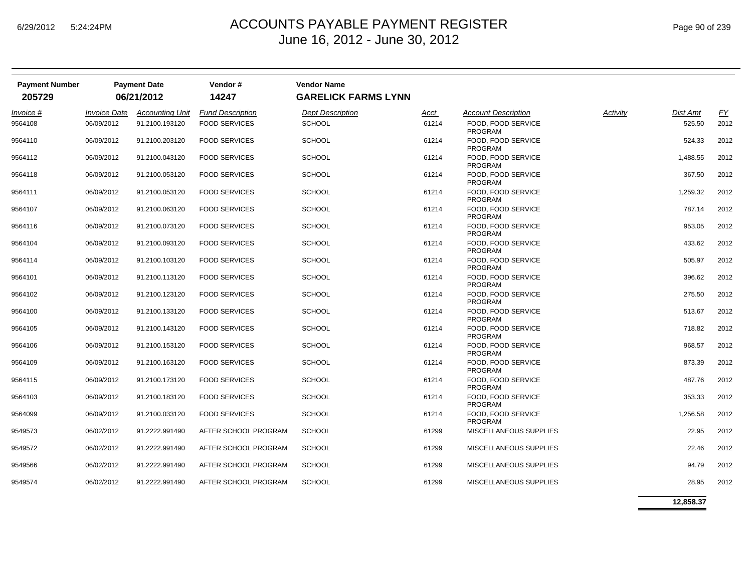# ACCOUNTS PAYABLE PAYMENT REGISTER
## June 16, 2012 - June 30, 2012

| Payment Number | Payment Date | Vendor # | Vendor Name |
|---|---|---|---|
| **205729** | **06/21/2012** | **14247** | **GARELICK FARMS LYNN** |

| Invoice # | Invoice Date | Accounting Unit | Fund Description | Dept Description | Acct | Account Description | Activity | Dist Amt | FY |
|---|---|---|---|---|---|---|---|---|---|
| 9564108 | 06/09/2012 | 91.2100.193120 | FOOD SERVICES | SCHOOL | 61214 | FOOD, FOOD SERVICE PROGRAM | | 525.50 | 2012 |
| 9564110 | 06/09/2012 | 91.2100.203120 | FOOD SERVICES | SCHOOL | 61214 | FOOD, FOOD SERVICE PROGRAM | | 524.33 | 2012 |
| 9564112 | 06/09/2012 | 91.2100.043120 | FOOD SERVICES | SCHOOL | 61214 | FOOD, FOOD SERVICE PROGRAM | | 1,488.55 | 2012 |
| 9564118 | 06/09/2012 | 91.2100.053120 | FOOD SERVICES | SCHOOL | 61214 | FOOD, FOOD SERVICE PROGRAM | | 367.50 | 2012 |
| 9564111 | 06/09/2012 | 91.2100.053120 | FOOD SERVICES | SCHOOL | 61214 | FOOD, FOOD SERVICE PROGRAM | | 1,259.32 | 2012 |
| 9564107 | 06/09/2012 | 91.2100.063120 | FOOD SERVICES | SCHOOL | 61214 | FOOD, FOOD SERVICE PROGRAM | | 787.14 | 2012 |
| 9564116 | 06/09/2012 | 91.2100.073120 | FOOD SERVICES | SCHOOL | 61214 | FOOD, FOOD SERVICE PROGRAM | | 953.05 | 2012 |
| 9564104 | 06/09/2012 | 91.2100.093120 | FOOD SERVICES | SCHOOL | 61214 | FOOD, FOOD SERVICE PROGRAM | | 433.62 | 2012 |
| 9564114 | 06/09/2012 | 91.2100.103120 | FOOD SERVICES | SCHOOL | 61214 | FOOD, FOOD SERVICE PROGRAM | | 505.97 | 2012 |
| 9564101 | 06/09/2012 | 91.2100.113120 | FOOD SERVICES | SCHOOL | 61214 | FOOD, FOOD SERVICE PROGRAM | | 396.62 | 2012 |
| 9564102 | 06/09/2012 | 91.2100.123120 | FOOD SERVICES | SCHOOL | 61214 | FOOD, FOOD SERVICE PROGRAM | | 275.50 | 2012 |
| 9564100 | 06/09/2012 | 91.2100.133120 | FOOD SERVICES | SCHOOL | 61214 | FOOD, FOOD SERVICE PROGRAM | | 513.67 | 2012 |
| 9564105 | 06/09/2012 | 91.2100.143120 | FOOD SERVICES | SCHOOL | 61214 | FOOD, FOOD SERVICE PROGRAM | | 718.82 | 2012 |
| 9564106 | 06/09/2012 | 91.2100.153120 | FOOD SERVICES | SCHOOL | 61214 | FOOD, FOOD SERVICE PROGRAM | | 968.57 | 2012 |
| 9564109 | 06/09/2012 | 91.2100.163120 | FOOD SERVICES | SCHOOL | 61214 | FOOD, FOOD SERVICE PROGRAM | | 873.39 | 2012 |
| 9564115 | 06/09/2012 | 91.2100.173120 | FOOD SERVICES | SCHOOL | 61214 | FOOD, FOOD SERVICE PROGRAM | | 487.76 | 2012 |
| 9564103 | 06/09/2012 | 91.2100.183120 | FOOD SERVICES | SCHOOL | 61214 | FOOD, FOOD SERVICE PROGRAM | | 353.33 | 2012 |
| 9564099 | 06/09/2012 | 91.2100.033120 | FOOD SERVICES | SCHOOL | 61214 | FOOD, FOOD SERVICE PROGRAM | | 1,256.58 | 2012 |
| 9549573 | 06/02/2012 | 91.2222.991490 | AFTER SCHOOL PROGRAM | SCHOOL | 61299 | MISCELLANEOUS SUPPLIES | | 22.95 | 2012 |
| 9549572 | 06/02/2012 | 91.2222.991490 | AFTER SCHOOL PROGRAM | SCHOOL | 61299 | MISCELLANEOUS SUPPLIES | | 22.46 | 2012 |
| 9549566 | 06/02/2012 | 91.2222.991490 | AFTER SCHOOL PROGRAM | SCHOOL | 61299 | MISCELLANEOUS SUPPLIES | | 94.79 | 2012 |
| 9549574 | 06/02/2012 | 91.2222.991490 | AFTER SCHOOL PROGRAM | SCHOOL | 61299 | MISCELLANEOUS SUPPLIES | | 28.95 | 2012 |
| | | | | | | | | **12,858.37** | |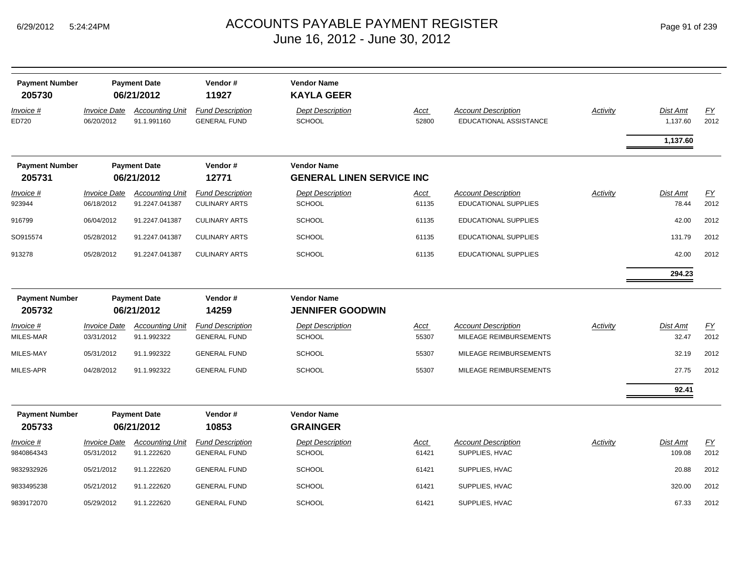# ACCOUNTS PAYABLE PAYMENT REGISTER
## June 16, 2012 - June 30, 2012

| Payment Number | Payment Date | Vendor # | Vendor Name |
|---|---|---|---|
| **205730** | **06/21/2012** | **11927** | **KAYLA GEER** |

| Invoice # | Invoice Date | Accounting Unit | Fund Description | Dept Description | Acct | Account Description | Activity | Dist Amt | FY |
|---|---|---|---|---|---|---|---|---|---|
| ED720 | 06/20/2012 | 91.1.991160 | GENERAL FUND | SCHOOL | 52800 | EDUCATIONAL ASSISTANCE | | 1,137.60 | 2012 |
| | | | | | | | | **1,137.60** | |

| Payment Number | Payment Date | Vendor # | Vendor Name |
|---|---|---|---|
| **205731** | **06/21/2012** | **12771** | **GENERAL LINEN SERVICE INC** |

| Invoice # | Invoice Date | Accounting Unit | Fund Description | Dept Description | Acct | Account Description | Activity | Dist Amt | FY |
|---|---|---|---|---|---|---|---|---|---|
| 923944 | 06/18/2012 | 91.2247.041387 | CULINARY ARTS | SCHOOL | 61135 | EDUCATIONAL SUPPLIES | | 78.44 | 2012 |
| 916799 | 06/04/2012 | 91.2247.041387 | CULINARY ARTS | SCHOOL | 61135 | EDUCATIONAL SUPPLIES | | 42.00 | 2012 |
| SO915574 | 05/28/2012 | 91.2247.041387 | CULINARY ARTS | SCHOOL | 61135 | EDUCATIONAL SUPPLIES | | 131.79 | 2012 |
| 913278 | 05/28/2012 | 91.2247.041387 | CULINARY ARTS | SCHOOL | 61135 | EDUCATIONAL SUPPLIES | | 42.00 | 2012 |
| | | | | | | | | **294.23** | |

| Payment Number | Payment Date | Vendor # | Vendor Name |
|---|---|---|---|
| **205732** | **06/21/2012** | **14259** | **JENNIFER GOODWIN** |

| Invoice # | Invoice Date | Accounting Unit | Fund Description | Dept Description | Acct | Account Description | Activity | Dist Amt | FY |
|---|---|---|---|---|---|---|---|---|---|
| MILES-MAR | 03/31/2012 | 91.1.992322 | GENERAL FUND | SCHOOL | 55307 | MILEAGE REIMBURSEMENTS | | 32.47 | 2012 |
| MILES-MAY | 05/31/2012 | 91.1.992322 | GENERAL FUND | SCHOOL | 55307 | MILEAGE REIMBURSEMENTS | | 32.19 | 2012 |
| MILES-APR | 04/28/2012 | 91.1.992322 | GENERAL FUND | SCHOOL | 55307 | MILEAGE REIMBURSEMENTS | | 27.75 | 2012 |
| | | | | | | | | **92.41** | |

| Payment Number | Payment Date | Vendor # | Vendor Name |
|---|---|---|---|
| **205733** | **06/21/2012** | **10853** | **GRAINGER** |

| Invoice # | Invoice Date | Accounting Unit | Fund Description | Dept Description | Acct | Account Description | Activity | Dist Amt | FY |
|---|---|---|---|---|---|---|---|---|---|
| 9840864343 | 05/31/2012 | 91.1.222620 | GENERAL FUND | SCHOOL | 61421 | SUPPLIES, HVAC | | 109.08 | 2012 |
| 9832932926 | 05/21/2012 | 91.1.222620 | GENERAL FUND | SCHOOL | 61421 | SUPPLIES, HVAC | | 20.88 | 2012 |
| 9833495238 | 05/21/2012 | 91.1.222620 | GENERAL FUND | SCHOOL | 61421 | SUPPLIES, HVAC | | 320.00 | 2012 |
| 9839172070 | 05/29/2012 | 91.1.222620 | GENERAL FUND | SCHOOL | 61421 | SUPPLIES, HVAC | | 67.33 | 2012 |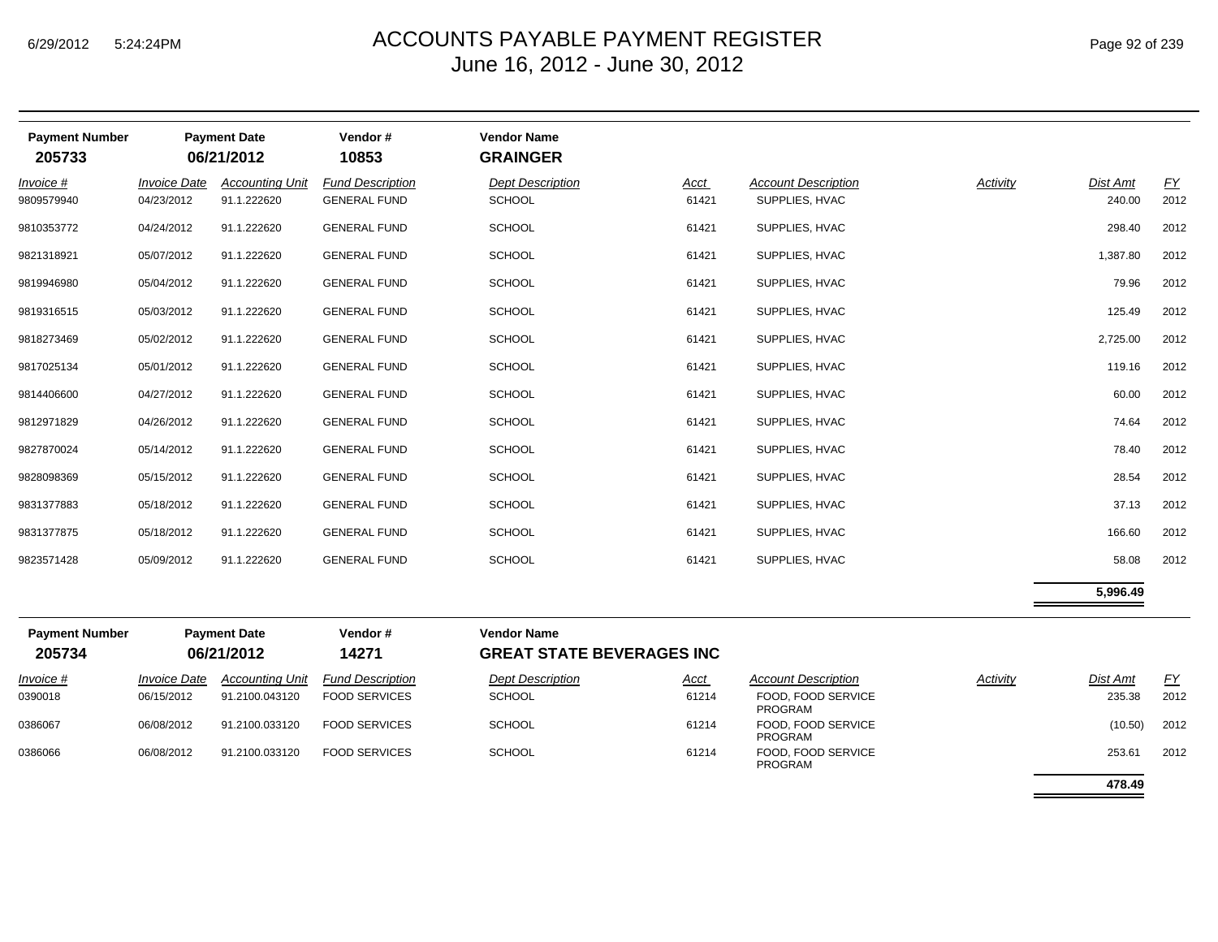# ACCOUNTS PAYABLE PAYMENT REGISTER
## June 16, 2012 - June 30, 2012

| Payment Number | Payment Date | Vendor # | Vendor Name |
|---|---|---|---|
| **205733** | **06/21/2012** | **10853** | **GRAINGER** |

| *Invoice #* | *Invoice Date* | *Accounting Unit* | *Fund Description* | *Dept Description* | *Acct* | *Account Description* | *Activity* | *Dist Amt* | *FY* |
|---|---|---|---|---|---|---|---|---|---|
| 9809579940 | 04/23/2012 | 91.1.222620 | GENERAL FUND | SCHOOL | 61421 | SUPPLIES, HVAC | | 240.00 | 2012 |
| 9810353772 | 04/24/2012 | 91.1.222620 | GENERAL FUND | SCHOOL | 61421 | SUPPLIES, HVAC | | 298.40 | 2012 |
| 9821318921 | 05/07/2012 | 91.1.222620 | GENERAL FUND | SCHOOL | 61421 | SUPPLIES, HVAC | | 1,387.80 | 2012 |
| 9819946980 | 05/04/2012 | 91.1.222620 | GENERAL FUND | SCHOOL | 61421 | SUPPLIES, HVAC | | 79.96 | 2012 |
| 9819316515 | 05/03/2012 | 91.1.222620 | GENERAL FUND | SCHOOL | 61421 | SUPPLIES, HVAC | | 125.49 | 2012 |
| 9818273469 | 05/02/2012 | 91.1.222620 | GENERAL FUND | SCHOOL | 61421 | SUPPLIES, HVAC | | 2,725.00 | 2012 |
| 9817025134 | 05/01/2012 | 91.1.222620 | GENERAL FUND | SCHOOL | 61421 | SUPPLIES, HVAC | | 119.16 | 2012 |
| 9814406600 | 04/27/2012 | 91.1.222620 | GENERAL FUND | SCHOOL | 61421 | SUPPLIES, HVAC | | 60.00 | 2012 |
| 9812971829 | 04/26/2012 | 91.1.222620 | GENERAL FUND | SCHOOL | 61421 | SUPPLIES, HVAC | | 74.64 | 2012 |
| 9827870024 | 05/14/2012 | 91.1.222620 | GENERAL FUND | SCHOOL | 61421 | SUPPLIES, HVAC | | 78.40 | 2012 |
| 9828098369 | 05/15/2012 | 91.1.222620 | GENERAL FUND | SCHOOL | 61421 | SUPPLIES, HVAC | | 28.54 | 2012 |
| 9831377883 | 05/18/2012 | 91.1.222620 | GENERAL FUND | SCHOOL | 61421 | SUPPLIES, HVAC | | 37.13 | 2012 |
| 9831377875 | 05/18/2012 | 91.1.222620 | GENERAL FUND | SCHOOL | 61421 | SUPPLIES, HVAC | | 166.60 | 2012 |
| 9823571428 | 05/09/2012 | 91.1.222620 | GENERAL FUND | SCHOOL | 61421 | SUPPLIES, HVAC | | 58.08 | 2012 |
| | | | | | | | | **5,996.49** | |

| Payment Number | Payment Date | Vendor # | Vendor Name |
|---|---|---|---|
| **205734** | **06/21/2012** | **14271** | **GREAT STATE BEVERAGES INC** |

| *Invoice #* | *Invoice Date* | *Accounting Unit* | *Fund Description* | *Dept Description* | *Acct* | *Account Description* | *Activity* | *Dist Amt* | *FY* |
|---|---|---|---|---|---|---|---|---|---|
| 0390018 | 06/15/2012 | 91.2100.043120 | FOOD SERVICES | SCHOOL | 61214 | FOOD, FOOD SERVICE PROGRAM | | 235.38 | 2012 |
| 0386067 | 06/08/2012 | 91.2100.033120 | FOOD SERVICES | SCHOOL | 61214 | FOOD, FOOD SERVICE PROGRAM | | (10.50) | 2012 |
| 0386066 | 06/08/2012 | 91.2100.033120 | FOOD SERVICES | SCHOOL | 61214 | FOOD, FOOD SERVICE PROGRAM | | 253.61 | 2012 |
| | | | | | | | | **478.49** | |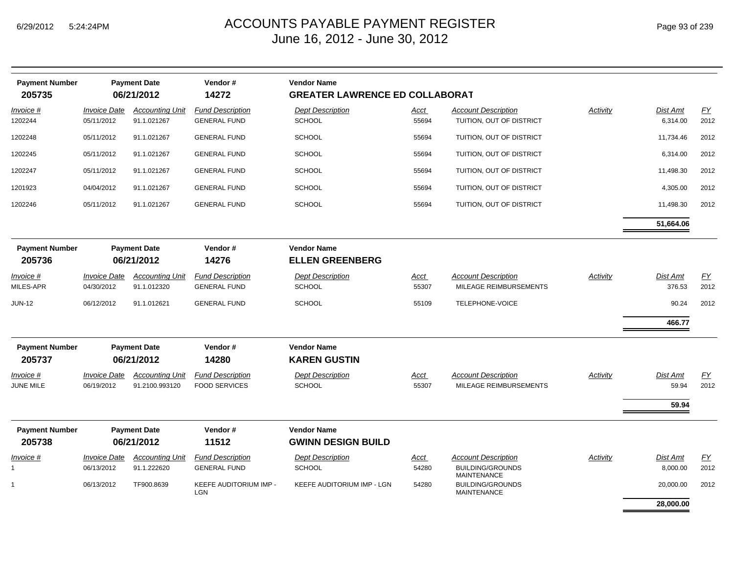# ACCOUNTS PAYABLE PAYMENT REGISTER
## June 16, 2012 - June 30, 2012

6/29/2012 5:24:24PM

| Payment Number | Payment Date | Vendor # | Vendor Name |
|---|---|---|---|
| **205735** | **06/21/2012** | **14272** | **GREATER LAWRENCE ED COLLABORAT** |

| *Invoice #* | *Invoice Date* | *Accounting Unit* | *Fund Description* | *Dept Description* | *Acct* | *Account Description* | *Activity* | *Dist Amt* | *FY* |
|---|---|---|---|---|---|---|---|---|---|
| 1202244 | 05/11/2012 | 91.1.021267 | GENERAL FUND | SCHOOL | 55694 | TUITION, OUT OF DISTRICT | | 6,314.00 | 2012 |
| 1202248 | 05/11/2012 | 91.1.021267 | GENERAL FUND | SCHOOL | 55694 | TUITION, OUT OF DISTRICT | | 11,734.46 | 2012 |
| 1202245 | 05/11/2012 | 91.1.021267 | GENERAL FUND | SCHOOL | 55694 | TUITION, OUT OF DISTRICT | | 6,314.00 | 2012 |
| 1202247 | 05/11/2012 | 91.1.021267 | GENERAL FUND | SCHOOL | 55694 | TUITION, OUT OF DISTRICT | | 11,498.30 | 2012 |
| 1201923 | 04/04/2012 | 91.1.021267 | GENERAL FUND | SCHOOL | 55694 | TUITION, OUT OF DISTRICT | | 4,305.00 | 2012 |
| 1202246 | 05/11/2012 | 91.1.021267 | GENERAL FUND | SCHOOL | 55694 | TUITION, OUT OF DISTRICT | | 11,498.30 | 2012 |
| | | | | | | | | **51,664.06** | |

| Payment Number | Payment Date | Vendor # | Vendor Name |
|---|---|---|---|
| **205736** | **06/21/2012** | **14276** | **ELLEN GREENBERG** |

| *Invoice #* | *Invoice Date* | *Accounting Unit* | *Fund Description* | *Dept Description* | *Acct* | *Account Description* | *Activity* | *Dist Amt* | *FY* |
|---|---|---|---|---|---|---|---|---|---|
| MILES-APR | 04/30/2012 | 91.1.012320 | GENERAL FUND | SCHOOL | 55307 | MILEAGE REIMBURSEMENTS | | 376.53 | 2012 |
| JUN-12 | 06/12/2012 | 91.1.012621 | GENERAL FUND | SCHOOL | 55109 | TELEPHONE-VOICE | | 90.24 | 2012 |
| | | | | | | | | **466.77** | |

| Payment Number | Payment Date | Vendor # | Vendor Name |
|---|---|---|---|
| **205737** | **06/21/2012** | **14280** | **KAREN GUSTIN** |

| *Invoice #* | *Invoice Date* | *Accounting Unit* | *Fund Description* | *Dept Description* | *Acct* | *Account Description* | *Activity* | *Dist Amt* | *FY* |
|---|---|---|---|---|---|---|---|---|---|
| JUNE MILE | 06/19/2012 | 91.2100.993120 | FOOD SERVICES | SCHOOL | 55307 | MILEAGE REIMBURSEMENTS | | 59.94 | 2012 |
| | | | | | | | | **59.94** | |

| Payment Number | Payment Date | Vendor # | Vendor Name |
|---|---|---|---|
| **205738** | **06/21/2012** | **11512** | **GWINN DESIGN BUILD** |

| *Invoice #* | *Invoice Date* | *Accounting Unit* | *Fund Description* | *Dept Description* | *Acct* | *Account Description* | *Activity* | *Dist Amt* | *FY* |
|---|---|---|---|---|---|---|---|---|---|
| 1 | 06/13/2012 | 91.1.222620 | GENERAL FUND | SCHOOL | 54280 | BUILDING/GROUNDS MAINTENANCE | | 8,000.00 | 2012 |
| 1 | 06/13/2012 | TF900.8639 | KEEFE AUDITORIUM IMP - LGN | KEEFE AUDITORIUM IMP - LGN | 54280 | BUILDING/GROUNDS MAINTENANCE | | 20,000.00 | 2012 |
| | | | | | | | | **28,000.00** | |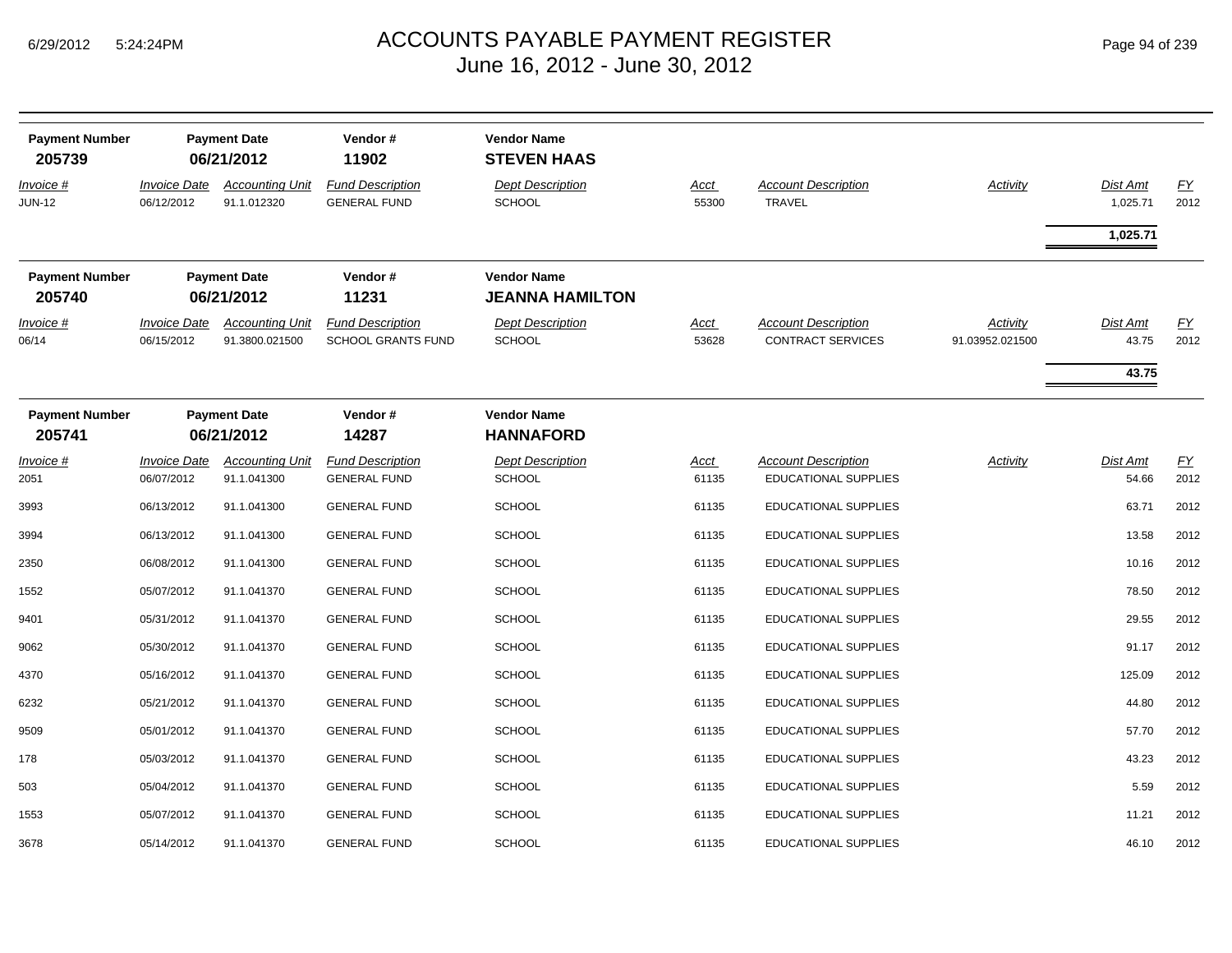# ACCOUNTS PAYABLE PAYMENT REGISTER
## June 16, 2012 - June 30, 2012

| Payment Number | Payment Date | Vendor # | Vendor Name |
|---|---|---|---|
| **205739** | **06/21/2012** | **11902** | **STEVEN HAAS** |

| Invoice # | Invoice Date | Accounting Unit | Fund Description | Dept Description | Acct | Account Description | Activity | Dist Amt | FY |
|---|---|---|---|---|---|---|---|---|---|
| JUN-12 | 06/12/2012 | 91.1.012320 | GENERAL FUND | SCHOOL | 55300 | TRAVEL | | 1,025.71 | 2012 |
| | | | | | | | | **1,025.71** | |

| Payment Number | Payment Date | Vendor # | Vendor Name |
|---|---|---|---|
| **205740** | **06/21/2012** | **11231** | **JEANNA HAMILTON** |

| Invoice # | Invoice Date | Accounting Unit | Fund Description | Dept Description | Acct | Account Description | Activity | Dist Amt | FY |
|---|---|---|---|---|---|---|---|---|---|
| 06/14 | 06/15/2012 | 91.3800.021500 | SCHOOL GRANTS FUND | SCHOOL | 53628 | CONTRACT SERVICES | 91.03952.021500 | 43.75 | 2012 |
| | | | | | | | | **43.75** | |

| Payment Number | Payment Date | Vendor # | Vendor Name |
|---|---|---|---|
| **205741** | **06/21/2012** | **14287** | **HANNAFORD** |

| Invoice # | Invoice Date | Accounting Unit | Fund Description | Dept Description | Acct | Account Description | Activity | Dist Amt | FY |
|---|---|---|---|---|---|---|---|---|---|
| 2051 | 06/07/2012 | 91.1.041300 | GENERAL FUND | SCHOOL | 61135 | EDUCATIONAL SUPPLIES | | 54.66 | 2012 |
| 3993 | 06/13/2012 | 91.1.041300 | GENERAL FUND | SCHOOL | 61135 | EDUCATIONAL SUPPLIES | | 63.71 | 2012 |
| 3994 | 06/13/2012 | 91.1.041300 | GENERAL FUND | SCHOOL | 61135 | EDUCATIONAL SUPPLIES | | 13.58 | 2012 |
| 2350 | 06/08/2012 | 91.1.041300 | GENERAL FUND | SCHOOL | 61135 | EDUCATIONAL SUPPLIES | | 10.16 | 2012 |
| 1552 | 05/07/2012 | 91.1.041370 | GENERAL FUND | SCHOOL | 61135 | EDUCATIONAL SUPPLIES | | 78.50 | 2012 |
| 9401 | 05/31/2012 | 91.1.041370 | GENERAL FUND | SCHOOL | 61135 | EDUCATIONAL SUPPLIES | | 29.55 | 2012 |
| 9062 | 05/30/2012 | 91.1.041370 | GENERAL FUND | SCHOOL | 61135 | EDUCATIONAL SUPPLIES | | 91.17 | 2012 |
| 4370 | 05/16/2012 | 91.1.041370 | GENERAL FUND | SCHOOL | 61135 | EDUCATIONAL SUPPLIES | | 125.09 | 2012 |
| 6232 | 05/21/2012 | 91.1.041370 | GENERAL FUND | SCHOOL | 61135 | EDUCATIONAL SUPPLIES | | 44.80 | 2012 |
| 9509 | 05/01/2012 | 91.1.041370 | GENERAL FUND | SCHOOL | 61135 | EDUCATIONAL SUPPLIES | | 57.70 | 2012 |
| 178 | 05/03/2012 | 91.1.041370 | GENERAL FUND | SCHOOL | 61135 | EDUCATIONAL SUPPLIES | | 43.23 | 2012 |
| 503 | 05/04/2012 | 91.1.041370 | GENERAL FUND | SCHOOL | 61135 | EDUCATIONAL SUPPLIES | | 5.59 | 2012 |
| 1553 | 05/07/2012 | 91.1.041370 | GENERAL FUND | SCHOOL | 61135 | EDUCATIONAL SUPPLIES | | 11.21 | 2012 |
| 3678 | 05/14/2012 | 91.1.041370 | GENERAL FUND | SCHOOL | 61135 | EDUCATIONAL SUPPLIES | | 46.10 | 2012 |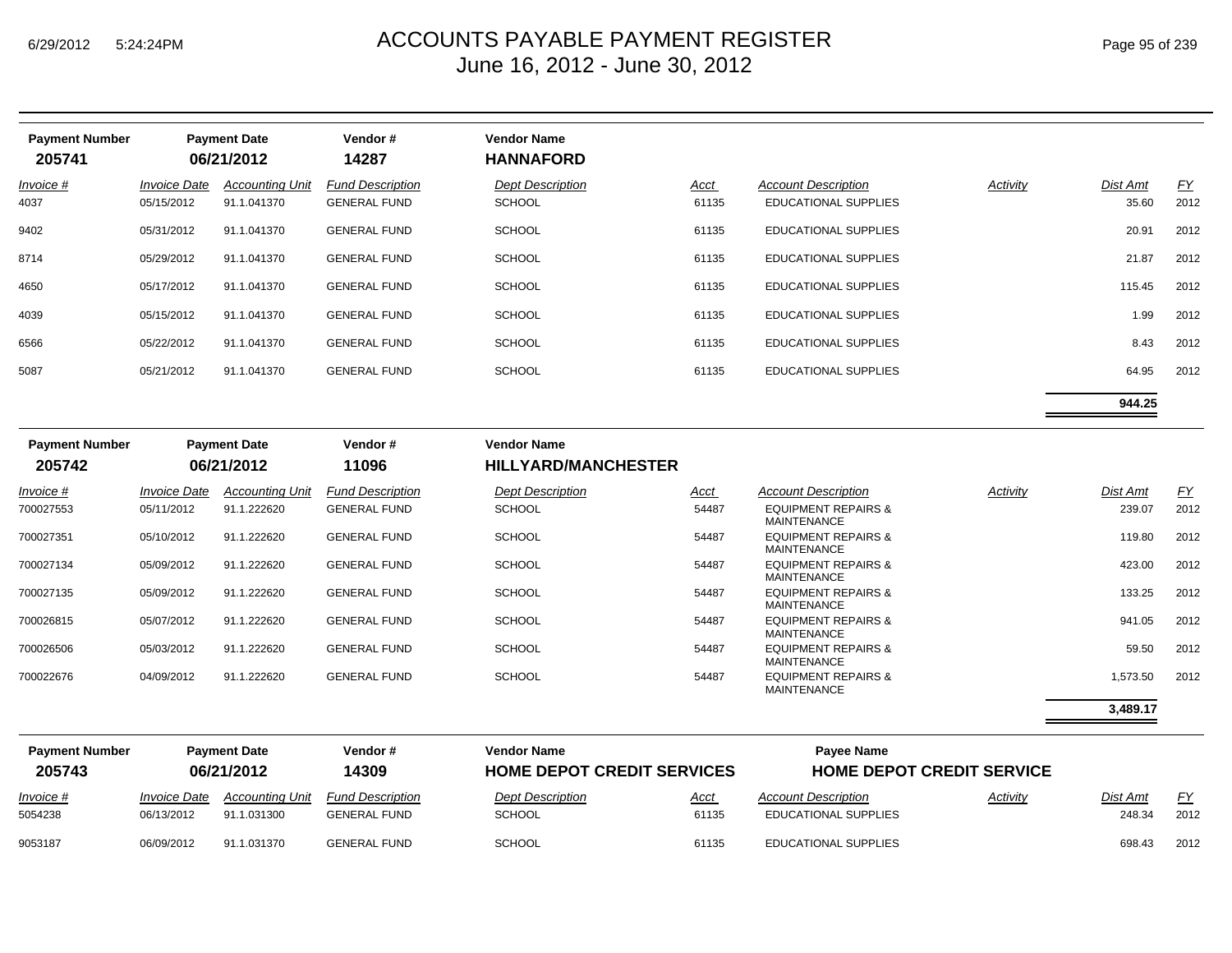# ACCOUNTS PAYABLE PAYMENT REGISTER
## June 16, 2012 - June 30, 2012

| Payment Number | Payment Date | Vendor # | Vendor Name |
|---|---|---|---|
| **205741** | **06/21/2012** | **14287** | **HANNAFORD** |

| Invoice # | Invoice Date | Accounting Unit | Fund Description | Dept Description | Acct | Account Description | Activity | Dist Amt | FY |
|---|---|---|---|---|---|---|---|---|---|
| 4037 | 05/15/2012 | 91.1.041370 | GENERAL FUND | SCHOOL | 61135 | EDUCATIONAL SUPPLIES | | 35.60 | 2012 |
| 9402 | 05/31/2012 | 91.1.041370 | GENERAL FUND | SCHOOL | 61135 | EDUCATIONAL SUPPLIES | | 20.91 | 2012 |
| 8714 | 05/29/2012 | 91.1.041370 | GENERAL FUND | SCHOOL | 61135 | EDUCATIONAL SUPPLIES | | 21.87 | 2012 |
| 4650 | 05/17/2012 | 91.1.041370 | GENERAL FUND | SCHOOL | 61135 | EDUCATIONAL SUPPLIES | | 115.45 | 2012 |
| 4039 | 05/15/2012 | 91.1.041370 | GENERAL FUND | SCHOOL | 61135 | EDUCATIONAL SUPPLIES | | 1.99 | 2012 |
| 6566 | 05/22/2012 | 91.1.041370 | GENERAL FUND | SCHOOL | 61135 | EDUCATIONAL SUPPLIES | | 8.43 | 2012 |
| 5087 | 05/21/2012 | 91.1.041370 | GENERAL FUND | SCHOOL | 61135 | EDUCATIONAL SUPPLIES | | 64.95 | 2012 |
| | | | | | | | | **944.25** | |

| Payment Number | Payment Date | Vendor # | Vendor Name |
|---|---|---|---|
| **205742** | **06/21/2012** | **11096** | **HILLYARD/MANCHESTER** |

| Invoice # | Invoice Date | Accounting Unit | Fund Description | Dept Description | Acct | Account Description | Activity | Dist Amt | FY |
|---|---|---|---|---|---|---|---|---|---|
| 700027553 | 05/11/2012 | 91.1.222620 | GENERAL FUND | SCHOOL | 54487 | EQUIPMENT REPAIRS & MAINTENANCE | | 239.07 | 2012 |
| 700027351 | 05/10/2012 | 91.1.222620 | GENERAL FUND | SCHOOL | 54487 | EQUIPMENT REPAIRS & MAINTENANCE | | 119.80 | 2012 |
| 700027134 | 05/09/2012 | 91.1.222620 | GENERAL FUND | SCHOOL | 54487 | EQUIPMENT REPAIRS & MAINTENANCE | | 423.00 | 2012 |
| 700027135 | 05/09/2012 | 91.1.222620 | GENERAL FUND | SCHOOL | 54487 | EQUIPMENT REPAIRS & MAINTENANCE | | 133.25 | 2012 |
| 700026815 | 05/07/2012 | 91.1.222620 | GENERAL FUND | SCHOOL | 54487 | EQUIPMENT REPAIRS & MAINTENANCE | | 941.05 | 2012 |
| 700026506 | 05/03/2012 | 91.1.222620 | GENERAL FUND | SCHOOL | 54487 | EQUIPMENT REPAIRS & MAINTENANCE | | 59.50 | 2012 |
| 700022676 | 04/09/2012 | 91.1.222620 | GENERAL FUND | SCHOOL | 54487 | EQUIPMENT REPAIRS & MAINTENANCE | | 1,573.50 | 2012 |
| | | | | | | | | **3,489.17** | |

| Payment Number | Payment Date | Vendor # | Vendor Name | Payee Name |
|---|---|---|---|---|
| **205743** | **06/21/2012** | **14309** | **HOME DEPOT CREDIT SERVICES** | **HOME DEPOT CREDIT SERVICE** |

| Invoice # | Invoice Date | Accounting Unit | Fund Description | Dept Description | Acct | Account Description | Activity | Dist Amt | FY |
|---|---|---|---|---|---|---|---|---|---|
| 5054238 | 06/13/2012 | 91.1.031300 | GENERAL FUND | SCHOOL | 61135 | EDUCATIONAL SUPPLIES | | 248.34 | 2012 |
| 9053187 | 06/09/2012 | 91.1.031370 | GENERAL FUND | SCHOOL | 61135 | EDUCATIONAL SUPPLIES | | 698.43 | 2012 |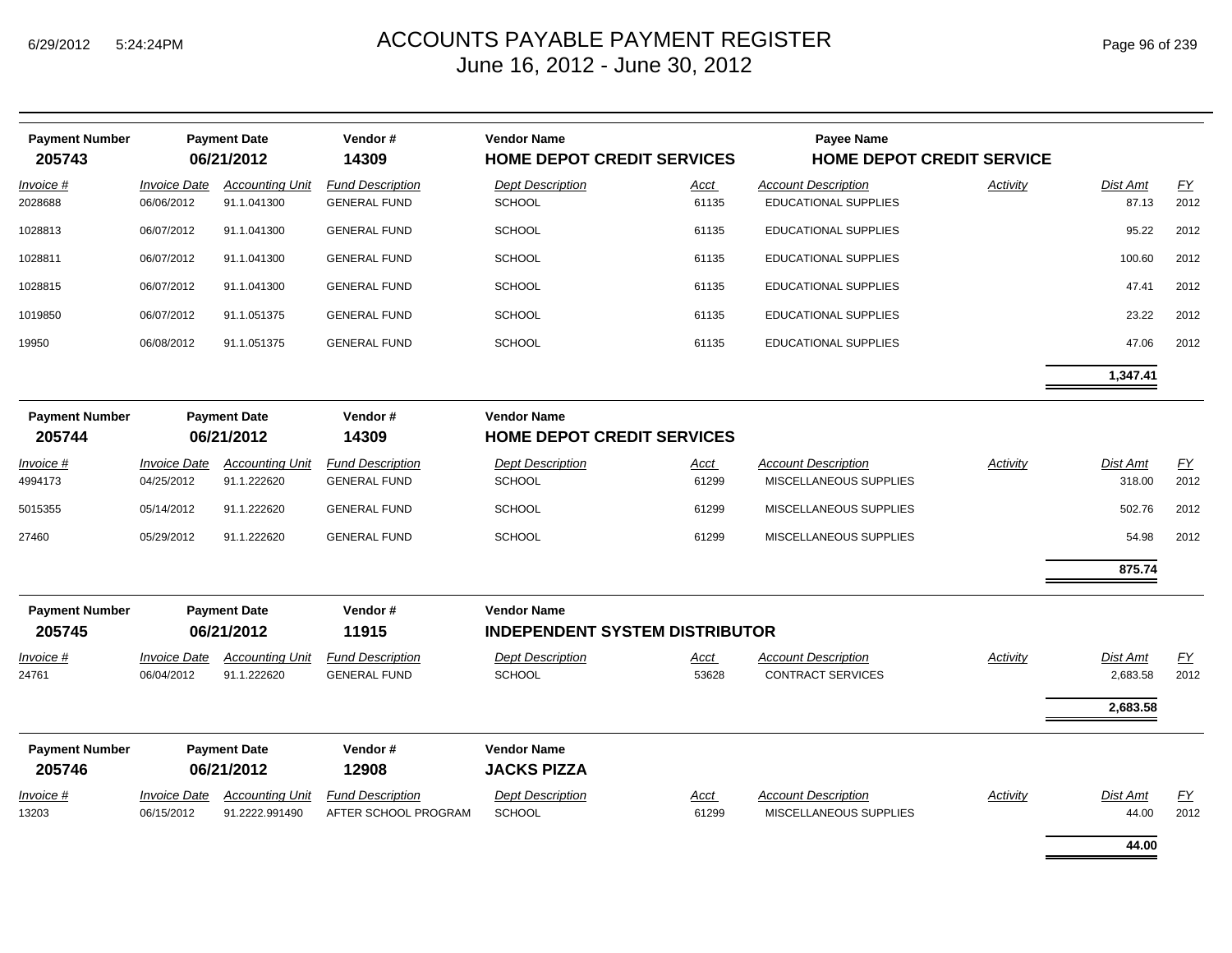# ACCOUNTS PAYABLE PAYMENT REGISTER
## June 16, 2012 - June 30, 2012

| Payment Number | Payment Date | Vendor # | Vendor Name | Payee Name |
|---|---|---|---|---|
| **205743** | **06/21/2012** | **14309** | **HOME DEPOT CREDIT SERVICES** | **HOME DEPOT CREDIT SERVICE** |

| Invoice # | Invoice Date | Accounting Unit | Fund Description | Dept Description | Acct | Account Description | Activity | Dist Amt | FY |
|---|---|---|---|---|---|---|---|---|---|
| 2028688 | 06/06/2012 | 91.1.041300 | GENERAL FUND | SCHOOL | 61135 | EDUCATIONAL SUPPLIES | | 87.13 | 2012 |
| 1028813 | 06/07/2012 | 91.1.041300 | GENERAL FUND | SCHOOL | 61135 | EDUCATIONAL SUPPLIES | | 95.22 | 2012 |
| 1028811 | 06/07/2012 | 91.1.041300 | GENERAL FUND | SCHOOL | 61135 | EDUCATIONAL SUPPLIES | | 100.60 | 2012 |
| 1028815 | 06/07/2012 | 91.1.041300 | GENERAL FUND | SCHOOL | 61135 | EDUCATIONAL SUPPLIES | | 47.41 | 2012 |
| 1019850 | 06/07/2012 | 91.1.051375 | GENERAL FUND | SCHOOL | 61135 | EDUCATIONAL SUPPLIES | | 23.22 | 2012 |
| 19950 | 06/08/2012 | 91.1.051375 | GENERAL FUND | SCHOOL | 61135 | EDUCATIONAL SUPPLIES | | 47.06 | 2012 |
| | | | | | | | | **1,347.41** | |

| Payment Number | Payment Date | Vendor # | Vendor Name |
|---|---|---|---|
| **205744** | **06/21/2012** | **14309** | **HOME DEPOT CREDIT SERVICES** |

| Invoice # | Invoice Date | Accounting Unit | Fund Description | Dept Description | Acct | Account Description | Activity | Dist Amt | FY |
|---|---|---|---|---|---|---|---|---|---|
| 4994173 | 04/25/2012 | 91.1.222620 | GENERAL FUND | SCHOOL | 61299 | MISCELLANEOUS SUPPLIES | | 318.00 | 2012 |
| 5015355 | 05/14/2012 | 91.1.222620 | GENERAL FUND | SCHOOL | 61299 | MISCELLANEOUS SUPPLIES | | 502.76 | 2012 |
| 27460 | 05/29/2012 | 91.1.222620 | GENERAL FUND | SCHOOL | 61299 | MISCELLANEOUS SUPPLIES | | 54.98 | 2012 |
| | | | | | | | | **875.74** | |

| Payment Number | Payment Date | Vendor # | Vendor Name |
|---|---|---|---|
| **205745** | **06/21/2012** | **11915** | **INDEPENDENT SYSTEM DISTRIBUTOR** |

| Invoice # | Invoice Date | Accounting Unit | Fund Description | Dept Description | Acct | Account Description | Activity | Dist Amt | FY |
|---|---|---|---|---|---|---|---|---|---|
| 24761 | 06/04/2012 | 91.1.222620 | GENERAL FUND | SCHOOL | 53628 | CONTRACT SERVICES | | 2,683.58 | 2012 |
| | | | | | | | | **2,683.58** | |

| Payment Number | Payment Date | Vendor # | Vendor Name |
|---|---|---|---|
| **205746** | **06/21/2012** | **12908** | **JACKS PIZZA** |

| Invoice # | Invoice Date | Accounting Unit | Fund Description | Dept Description | Acct | Account Description | Activity | Dist Amt | FY |
|---|---|---|---|---|---|---|---|---|---|
| 13203 | 06/15/2012 | 91.2222.991490 | AFTER SCHOOL PROGRAM | SCHOOL | 61299 | MISCELLANEOUS SUPPLIES | | 44.00 | 2012 |
| | | | | | | | | **44.00** | |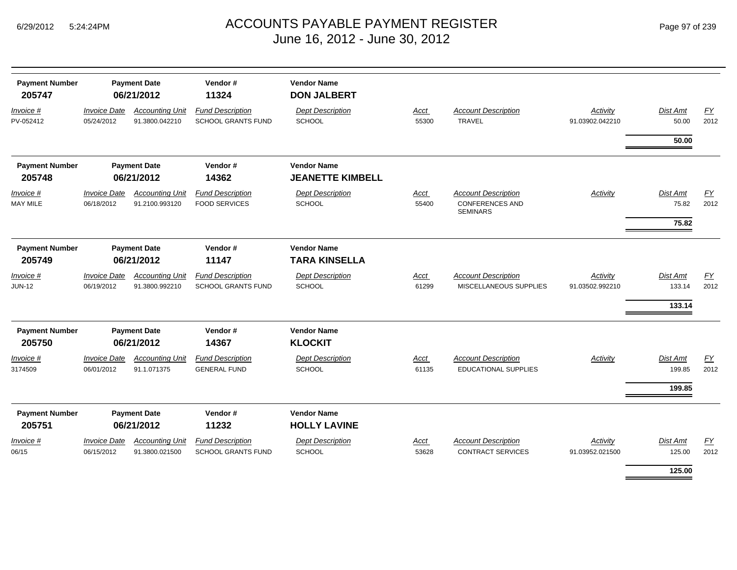# ACCOUNTS PAYABLE PAYMENT REGISTER
June 16, 2012 - June 30, 2012

| Payment Number | Payment Date | Vendor # | Vendor Name |
|---|---|---|---|
| **205747** | **06/21/2012** | **11324** | **DON JALBERT** |

| *Invoice #* | *Invoice Date* | *Accounting Unit* | *Fund Description* | *Dept Description* | *Acct* | *Account Description* | *Activity* | *Dist Amt* | *FY* |
|---|---|---|---|---|---|---|---|---|---|
| PV-052412 | 05/24/2012 | 91.3800.042210 | SCHOOL GRANTS FUND | SCHOOL | 55300 | TRAVEL | 91.03902.042210 | 50.00 | 2012 |
| | | | | | | | | **50.00** | |

| Payment Number | Payment Date | Vendor # | Vendor Name |
|---|---|---|---|
| **205748** | **06/21/2012** | **14362** | **JEANETTE KIMBELL** |

| *Invoice #* | *Invoice Date* | *Accounting Unit* | *Fund Description* | *Dept Description* | *Acct* | *Account Description* | *Activity* | *Dist Amt* | *FY* |
|---|---|---|---|---|---|---|---|---|---|
| MAY MILE | 06/18/2012 | 91.2100.993120 | FOOD SERVICES | SCHOOL | 55400 | CONFERENCES AND SEMINARS | | 75.82 | 2012 |
| | | | | | | | | **75.82** | |

| Payment Number | Payment Date | Vendor # | Vendor Name |
|---|---|---|---|
| **205749** | **06/21/2012** | **11147** | **TARA KINSELLA** |

| *Invoice #* | *Invoice Date* | *Accounting Unit* | *Fund Description* | *Dept Description* | *Acct* | *Account Description* | *Activity* | *Dist Amt* | *FY* |
|---|---|---|---|---|---|---|---|---|---|
| JUN-12 | 06/19/2012 | 91.3800.992210 | SCHOOL GRANTS FUND | SCHOOL | 61299 | MISCELLANEOUS SUPPLIES | 91.03502.992210 | 133.14 | 2012 |
| | | | | | | | | **133.14** | |

| Payment Number | Payment Date | Vendor # | Vendor Name |
|---|---|---|---|
| **205750** | **06/21/2012** | **14367** | **KLOCKIT** |

| *Invoice #* | *Invoice Date* | *Accounting Unit* | *Fund Description* | *Dept Description* | *Acct* | *Account Description* | *Activity* | *Dist Amt* | *FY* |
|---|---|---|---|---|---|---|---|---|---|
| 3174509 | 06/01/2012 | 91.1.071375 | GENERAL FUND | SCHOOL | 61135 | EDUCATIONAL SUPPLIES | | 199.85 | 2012 |
| | | | | | | | | **199.85** | |

| Payment Number | Payment Date | Vendor # | Vendor Name |
|---|---|---|---|
| **205751** | **06/21/2012** | **11232** | **HOLLY LAVINE** |

| *Invoice #* | *Invoice Date* | *Accounting Unit* | *Fund Description* | *Dept Description* | *Acct* | *Account Description* | *Activity* | *Dist Amt* | *FY* |
|---|---|---|---|---|---|---|---|---|---|
| 06/15 | 06/15/2012 | 91.3800.021500 | SCHOOL GRANTS FUND | SCHOOL | 53628 | CONTRACT SERVICES | 91.03952.021500 | 125.00 | 2012 |
| | | | | | | | | **125.00** | |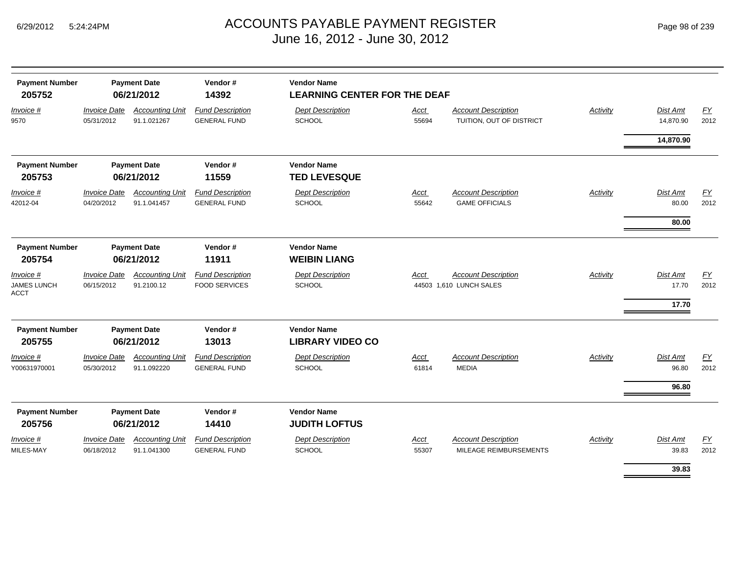# ACCOUNTS PAYABLE PAYMENT REGISTER
## June 16, 2012 - June 30, 2012

| Payment Number | Payment Date | Vendor # | Vendor Name |
|---|---|---|---|
| **205752** | **06/21/2012** | **14392** | **LEARNING CENTER FOR THE DEAF** |

| Invoice # | Invoice Date | Accounting Unit | Fund Description | Dept Description | Acct | Account Description | Activity | Dist Amt | FY |
|---|---|---|---|---|---|---|---|---|---|
| 9570 | 05/31/2012 | 91.1.021267 | GENERAL FUND | SCHOOL | 55694 | TUITION, OUT OF DISTRICT | | 14,870.90 | 2012 |
| | | | | | | | | **14,870.90** | |

| Payment Number | Payment Date | Vendor # | Vendor Name |
|---|---|---|---|
| **205753** | **06/21/2012** | **11559** | **TED LEVESQUE** |

| Invoice # | Invoice Date | Accounting Unit | Fund Description | Dept Description | Acct | Account Description | Activity | Dist Amt | FY |
|---|---|---|---|---|---|---|---|---|---|
| 42012-04 | 04/20/2012 | 91.1.041457 | GENERAL FUND | SCHOOL | 55642 | GAME OFFICIALS | | 80.00 | 2012 |
| | | | | | | | | **80.00** | |

| Payment Number | Payment Date | Vendor # | Vendor Name |
|---|---|---|---|
| **205754** | **06/21/2012** | **11911** | **WEIBIN LIANG** |

| Invoice # | Invoice Date | Accounting Unit | Fund Description | Dept Description | Acct | Account Description | Activity | Dist Amt | FY |
|---|---|---|---|---|---|---|---|---|---|
| JAMES LUNCH ACCT | 06/15/2012 | 91.2100.12 | FOOD SERVICES | SCHOOL | 44503 | 1,610 LUNCH SALES | | 17.70 | 2012 |
| | | | | | | | | **17.70** | |

| Payment Number | Payment Date | Vendor # | Vendor Name |
|---|---|---|---|
| **205755** | **06/21/2012** | **13013** | **LIBRARY VIDEO CO** |

| Invoice # | Invoice Date | Accounting Unit | Fund Description | Dept Description | Acct | Account Description | Activity | Dist Amt | FY |
|---|---|---|---|---|---|---|---|---|---|
| Y00631970001 | 05/30/2012 | 91.1.092220 | GENERAL FUND | SCHOOL | 61814 | MEDIA | | 96.80 | 2012 |
| | | | | | | | | **96.80** | |

| Payment Number | Payment Date | Vendor # | Vendor Name |
|---|---|---|---|
| **205756** | **06/21/2012** | **14410** | **JUDITH LOFTUS** |

| Invoice # | Invoice Date | Accounting Unit | Fund Description | Dept Description | Acct | Account Description | Activity | Dist Amt | FY |
|---|---|---|---|---|---|---|---|---|---|
| MILES-MAY | 06/18/2012 | 91.1.041300 | GENERAL FUND | SCHOOL | 55307 | MILEAGE REIMBURSEMENTS | | 39.83 | 2012 |
| | | | | | | | | **39.83** | |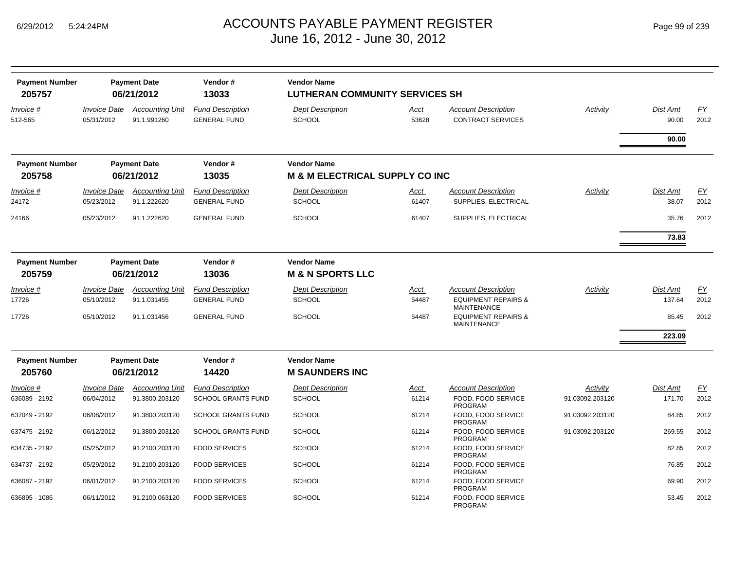# ACCOUNTS PAYABLE PAYMENT REGISTER
## June 16, 2012 - June 30, 2012

6/29/2012 5:24:24PM

| Payment Number | Payment Date | Vendor # | Vendor Name |
|---|---|---|---|
| 205757 | 06/21/2012 | 13033 | LUTHERAN COMMUNITY SERVICES SH |

| Invoice # | Invoice Date | Accounting Unit | Fund Description | Dept Description | Acct | Account Description | Activity | Dist Amt | FY |
|---|---|---|---|---|---|---|---|---|---|
| 512-565 | 05/31/2012 | 91.1.991260 | GENERAL FUND | SCHOOL | 53628 | CONTRACT SERVICES | | 90.00 | 2012 |
| | | | | | | | | **90.00** | |

| Payment Number | Payment Date | Vendor # | Vendor Name |
|---|---|---|---|
| 205758 | 06/21/2012 | 13035 | M & M ELECTRICAL SUPPLY CO INC |

| Invoice # | Invoice Date | Accounting Unit | Fund Description | Dept Description | Acct | Account Description | Activity | Dist Amt | FY |
|---|---|---|---|---|---|---|---|---|---|
| 24172 | 05/23/2012 | 91.1.222620 | GENERAL FUND | SCHOOL | 61407 | SUPPLIES, ELECTRICAL | | 38.07 | 2012 |
| 24166 | 05/23/2012 | 91.1.222620 | GENERAL FUND | SCHOOL | 61407 | SUPPLIES, ELECTRICAL | | 35.76 | 2012 |
| | | | | | | | | **73.83** | |

| Payment Number | Payment Date | Vendor # | Vendor Name |
|---|---|---|---|
| 205759 | 06/21/2012 | 13036 | M & N SPORTS LLC |

| Invoice # | Invoice Date | Accounting Unit | Fund Description | Dept Description | Acct | Account Description | Activity | Dist Amt | FY |
|---|---|---|---|---|---|---|---|---|---|
| 17726 | 05/10/2012 | 91.1.031455 | GENERAL FUND | SCHOOL | 54487 | EQUIPMENT REPAIRS & MAINTENANCE | | 137.64 | 2012 |
| 17726 | 05/10/2012 | 91.1.031456 | GENERAL FUND | SCHOOL | 54487 | EQUIPMENT REPAIRS & MAINTENANCE | | 85.45 | 2012 |
| | | | | | | | | **223.09** | |

| Payment Number | Payment Date | Vendor # | Vendor Name |
|---|---|---|---|
| 205760 | 06/21/2012 | 14420 | M SAUNDERS INC |

| Invoice # | Invoice Date | Accounting Unit | Fund Description | Dept Description | Acct | Account Description | Activity | Dist Amt | FY |
|---|---|---|---|---|---|---|---|---|---|
| 636089 - 2192 | 06/04/2012 | 91.3800.203120 | SCHOOL GRANTS FUND | SCHOOL | 61214 | FOOD, FOOD SERVICE PROGRAM | 91.03092.203120 | 171.70 | 2012 |
| 637049 - 2192 | 06/08/2012 | 91.3800.203120 | SCHOOL GRANTS FUND | SCHOOL | 61214 | FOOD, FOOD SERVICE PROGRAM | 91.03092.203120 | 84.85 | 2012 |
| 637475 - 2192 | 06/12/2012 | 91.3800.203120 | SCHOOL GRANTS FUND | SCHOOL | 61214 | FOOD, FOOD SERVICE PROGRAM | 91.03092.203120 | 269.55 | 2012 |
| 634735 - 2192 | 05/25/2012 | 91.2100.203120 | FOOD SERVICES | SCHOOL | 61214 | FOOD, FOOD SERVICE PROGRAM | | 82.85 | 2012 |
| 634737 - 2192 | 05/29/2012 | 91.2100.203120 | FOOD SERVICES | SCHOOL | 61214 | FOOD, FOOD SERVICE PROGRAM | | 76.85 | 2012 |
| 636087 - 2192 | 06/01/2012 | 91.2100.203120 | FOOD SERVICES | SCHOOL | 61214 | FOOD, FOOD SERVICE PROGRAM | | 69.90 | 2012 |
| 636895 - 1086 | 06/11/2012 | 91.2100.063120 | FOOD SERVICES | SCHOOL | 61214 | FOOD, FOOD SERVICE PROGRAM | | 53.45 | 2012 |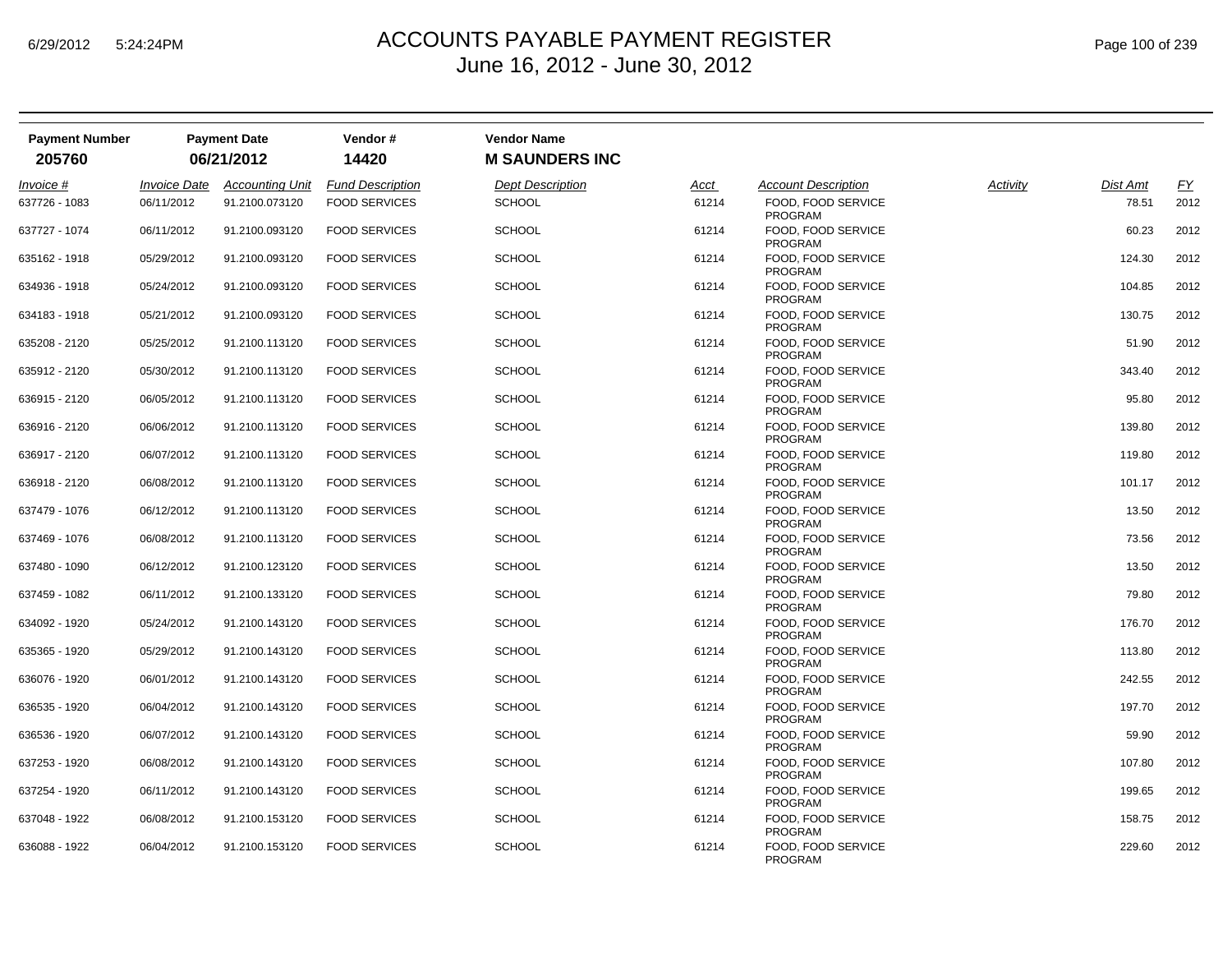# ACCOUNTS PAYABLE PAYMENT REGISTER
## June 16, 2012 - June 30, 2012

| Payment Number | Payment Date | Vendor # | Vendor Name |
|---|---|---|---|
| **205760** | **06/21/2012** | **14420** | **M SAUNDERS INC** |

| Invoice # | Invoice Date | Accounting Unit | Fund Description | Dept Description | Acct | Account Description | Activity | Dist Amt | FY |
|---|---|---|---|---|---|---|---|---|---|
| 637726 - 1083 | 06/11/2012 | 91.2100.073120 | FOOD SERVICES | SCHOOL | 61214 | FOOD, FOOD SERVICE PROGRAM | | 78.51 | 2012 |
| 637727 - 1074 | 06/11/2012 | 91.2100.093120 | FOOD SERVICES | SCHOOL | 61214 | FOOD, FOOD SERVICE PROGRAM | | 60.23 | 2012 |
| 635162 - 1918 | 05/29/2012 | 91.2100.093120 | FOOD SERVICES | SCHOOL | 61214 | FOOD, FOOD SERVICE PROGRAM | | 124.30 | 2012 |
| 634936 - 1918 | 05/24/2012 | 91.2100.093120 | FOOD SERVICES | SCHOOL | 61214 | FOOD, FOOD SERVICE PROGRAM | | 104.85 | 2012 |
| 634183 - 1918 | 05/21/2012 | 91.2100.093120 | FOOD SERVICES | SCHOOL | 61214 | FOOD, FOOD SERVICE PROGRAM | | 130.75 | 2012 |
| 635208 - 2120 | 05/25/2012 | 91.2100.113120 | FOOD SERVICES | SCHOOL | 61214 | FOOD, FOOD SERVICE PROGRAM | | 51.90 | 2012 |
| 635912 - 2120 | 05/30/2012 | 91.2100.113120 | FOOD SERVICES | SCHOOL | 61214 | FOOD, FOOD SERVICE PROGRAM | | 343.40 | 2012 |
| 636915 - 2120 | 06/05/2012 | 91.2100.113120 | FOOD SERVICES | SCHOOL | 61214 | FOOD, FOOD SERVICE PROGRAM | | 95.80 | 2012 |
| 636916 - 2120 | 06/06/2012 | 91.2100.113120 | FOOD SERVICES | SCHOOL | 61214 | FOOD, FOOD SERVICE PROGRAM | | 139.80 | 2012 |
| 636917 - 2120 | 06/07/2012 | 91.2100.113120 | FOOD SERVICES | SCHOOL | 61214 | FOOD, FOOD SERVICE PROGRAM | | 119.80 | 2012 |
| 636918 - 2120 | 06/08/2012 | 91.2100.113120 | FOOD SERVICES | SCHOOL | 61214 | FOOD, FOOD SERVICE PROGRAM | | 101.17 | 2012 |
| 637479 - 1076 | 06/12/2012 | 91.2100.113120 | FOOD SERVICES | SCHOOL | 61214 | FOOD, FOOD SERVICE PROGRAM | | 13.50 | 2012 |
| 637469 - 1076 | 06/08/2012 | 91.2100.113120 | FOOD SERVICES | SCHOOL | 61214 | FOOD, FOOD SERVICE PROGRAM | | 73.56 | 2012 |
| 637480 - 1090 | 06/12/2012 | 91.2100.123120 | FOOD SERVICES | SCHOOL | 61214 | FOOD, FOOD SERVICE PROGRAM | | 13.50 | 2012 |
| 637459 - 1082 | 06/11/2012 | 91.2100.133120 | FOOD SERVICES | SCHOOL | 61214 | FOOD, FOOD SERVICE PROGRAM | | 79.80 | 2012 |
| 634092 - 1920 | 05/24/2012 | 91.2100.143120 | FOOD SERVICES | SCHOOL | 61214 | FOOD, FOOD SERVICE PROGRAM | | 176.70 | 2012 |
| 635365 - 1920 | 05/29/2012 | 91.2100.143120 | FOOD SERVICES | SCHOOL | 61214 | FOOD, FOOD SERVICE PROGRAM | | 113.80 | 2012 |
| 636076 - 1920 | 06/01/2012 | 91.2100.143120 | FOOD SERVICES | SCHOOL | 61214 | FOOD, FOOD SERVICE PROGRAM | | 242.55 | 2012 |
| 636535 - 1920 | 06/04/2012 | 91.2100.143120 | FOOD SERVICES | SCHOOL | 61214 | FOOD, FOOD SERVICE PROGRAM | | 197.70 | 2012 |
| 636536 - 1920 | 06/07/2012 | 91.2100.143120 | FOOD SERVICES | SCHOOL | 61214 | FOOD, FOOD SERVICE PROGRAM | | 59.90 | 2012 |
| 637253 - 1920 | 06/08/2012 | 91.2100.143120 | FOOD SERVICES | SCHOOL | 61214 | FOOD, FOOD SERVICE PROGRAM | | 107.80 | 2012 |
| 637254 - 1920 | 06/11/2012 | 91.2100.143120 | FOOD SERVICES | SCHOOL | 61214 | FOOD, FOOD SERVICE PROGRAM | | 199.65 | 2012 |
| 637048 - 1922 | 06/08/2012 | 91.2100.153120 | FOOD SERVICES | SCHOOL | 61214 | FOOD, FOOD SERVICE PROGRAM | | 158.75 | 2012 |
| 636088 - 1922 | 06/04/2012 | 91.2100.153120 | FOOD SERVICES | SCHOOL | 61214 | FOOD, FOOD SERVICE PROGRAM | | 229.60 | 2012 |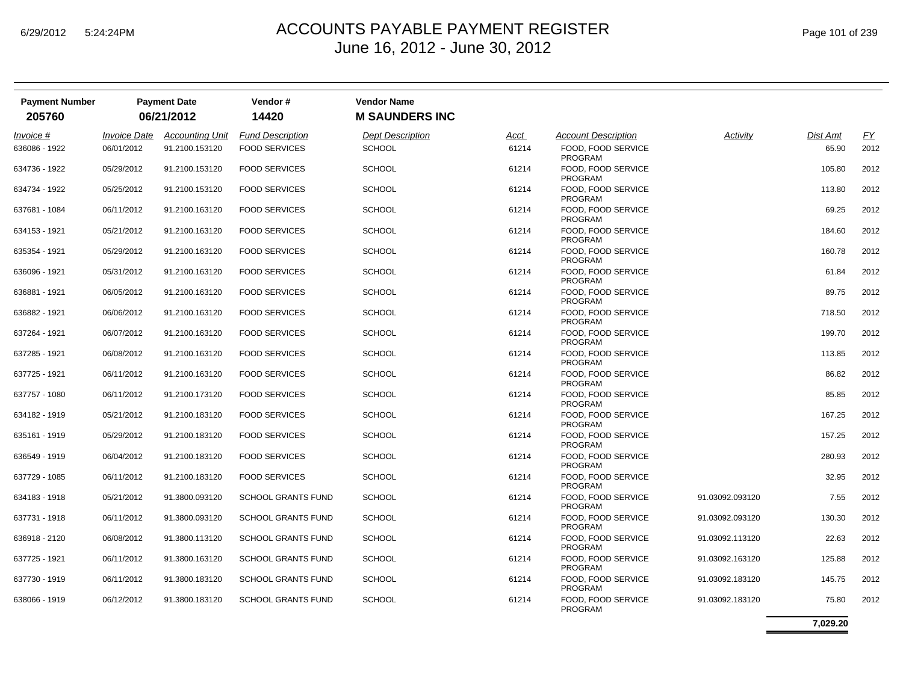# ACCOUNTS PAYABLE PAYMENT REGISTER
## June 16, 2012 - June 30, 2012

| Payment Number | Payment Date | Vendor # | Vendor Name |
|---|---|---|---|
| **205760** | **06/21/2012** | **14420** | **M SAUNDERS INC** |

| Invoice # | Invoice Date | Accounting Unit | Fund Description | Dept Description | Acct | Account Description | Activity | Dist Amt | FY |
|---|---|---|---|---|---|---|---|---|---|
| 636086 - 1922 | 06/01/2012 | 91.2100.153120 | FOOD SERVICES | SCHOOL | 61214 | FOOD, FOOD SERVICE PROGRAM | | 65.90 | 2012 |
| 634736 - 1922 | 05/29/2012 | 91.2100.153120 | FOOD SERVICES | SCHOOL | 61214 | FOOD, FOOD SERVICE PROGRAM | | 105.80 | 2012 |
| 634734 - 1922 | 05/25/2012 | 91.2100.153120 | FOOD SERVICES | SCHOOL | 61214 | FOOD, FOOD SERVICE PROGRAM | | 113.80 | 2012 |
| 637681 - 1084 | 06/11/2012 | 91.2100.163120 | FOOD SERVICES | SCHOOL | 61214 | FOOD, FOOD SERVICE PROGRAM | | 69.25 | 2012 |
| 634153 - 1921 | 05/21/2012 | 91.2100.163120 | FOOD SERVICES | SCHOOL | 61214 | FOOD, FOOD SERVICE PROGRAM | | 184.60 | 2012 |
| 635354 - 1921 | 05/29/2012 | 91.2100.163120 | FOOD SERVICES | SCHOOL | 61214 | FOOD, FOOD SERVICE PROGRAM | | 160.78 | 2012 |
| 636096 - 1921 | 05/31/2012 | 91.2100.163120 | FOOD SERVICES | SCHOOL | 61214 | FOOD, FOOD SERVICE PROGRAM | | 61.84 | 2012 |
| 636881 - 1921 | 06/05/2012 | 91.2100.163120 | FOOD SERVICES | SCHOOL | 61214 | FOOD, FOOD SERVICE PROGRAM | | 89.75 | 2012 |
| 636882 - 1921 | 06/06/2012 | 91.2100.163120 | FOOD SERVICES | SCHOOL | 61214 | FOOD, FOOD SERVICE PROGRAM | | 718.50 | 2012 |
| 637264 - 1921 | 06/07/2012 | 91.2100.163120 | FOOD SERVICES | SCHOOL | 61214 | FOOD, FOOD SERVICE PROGRAM | | 199.70 | 2012 |
| 637285 - 1921 | 06/08/2012 | 91.2100.163120 | FOOD SERVICES | SCHOOL | 61214 | FOOD, FOOD SERVICE PROGRAM | | 113.85 | 2012 |
| 637725 - 1921 | 06/11/2012 | 91.2100.163120 | FOOD SERVICES | SCHOOL | 61214 | FOOD, FOOD SERVICE PROGRAM | | 86.82 | 2012 |
| 637757 - 1080 | 06/11/2012 | 91.2100.173120 | FOOD SERVICES | SCHOOL | 61214 | FOOD, FOOD SERVICE PROGRAM | | 85.85 | 2012 |
| 634182 - 1919 | 05/21/2012 | 91.2100.183120 | FOOD SERVICES | SCHOOL | 61214 | FOOD, FOOD SERVICE PROGRAM | | 167.25 | 2012 |
| 635161 - 1919 | 05/29/2012 | 91.2100.183120 | FOOD SERVICES | SCHOOL | 61214 | FOOD, FOOD SERVICE PROGRAM | | 157.25 | 2012 |
| 636549 - 1919 | 06/04/2012 | 91.2100.183120 | FOOD SERVICES | SCHOOL | 61214 | FOOD, FOOD SERVICE PROGRAM | | 280.93 | 2012 |
| 637729 - 1085 | 06/11/2012 | 91.2100.183120 | FOOD SERVICES | SCHOOL | 61214 | FOOD, FOOD SERVICE PROGRAM | | 32.95 | 2012 |
| 634183 - 1918 | 05/21/2012 | 91.3800.093120 | SCHOOL GRANTS FUND | SCHOOL | 61214 | FOOD, FOOD SERVICE PROGRAM | 91.03092.093120 | 7.55 | 2012 |
| 637731 - 1918 | 06/11/2012 | 91.3800.093120 | SCHOOL GRANTS FUND | SCHOOL | 61214 | FOOD, FOOD SERVICE PROGRAM | 91.03092.093120 | 130.30 | 2012 |
| 636918 - 2120 | 06/08/2012 | 91.3800.113120 | SCHOOL GRANTS FUND | SCHOOL | 61214 | FOOD, FOOD SERVICE PROGRAM | 91.03092.113120 | 22.63 | 2012 |
| 637725 - 1921 | 06/11/2012 | 91.3800.163120 | SCHOOL GRANTS FUND | SCHOOL | 61214 | FOOD, FOOD SERVICE PROGRAM | 91.03092.163120 | 125.88 | 2012 |
| 637730 - 1919 | 06/11/2012 | 91.3800.183120 | SCHOOL GRANTS FUND | SCHOOL | 61214 | FOOD, FOOD SERVICE PROGRAM | 91.03092.183120 | 145.75 | 2012 |
| 638066 - 1919 | 06/12/2012 | 91.3800.183120 | SCHOOL GRANTS FUND | SCHOOL | 61214 | FOOD, FOOD SERVICE PROGRAM | 91.03092.183120 | 75.80 | 2012 |
| | | | | | | | | **7,029.20** | |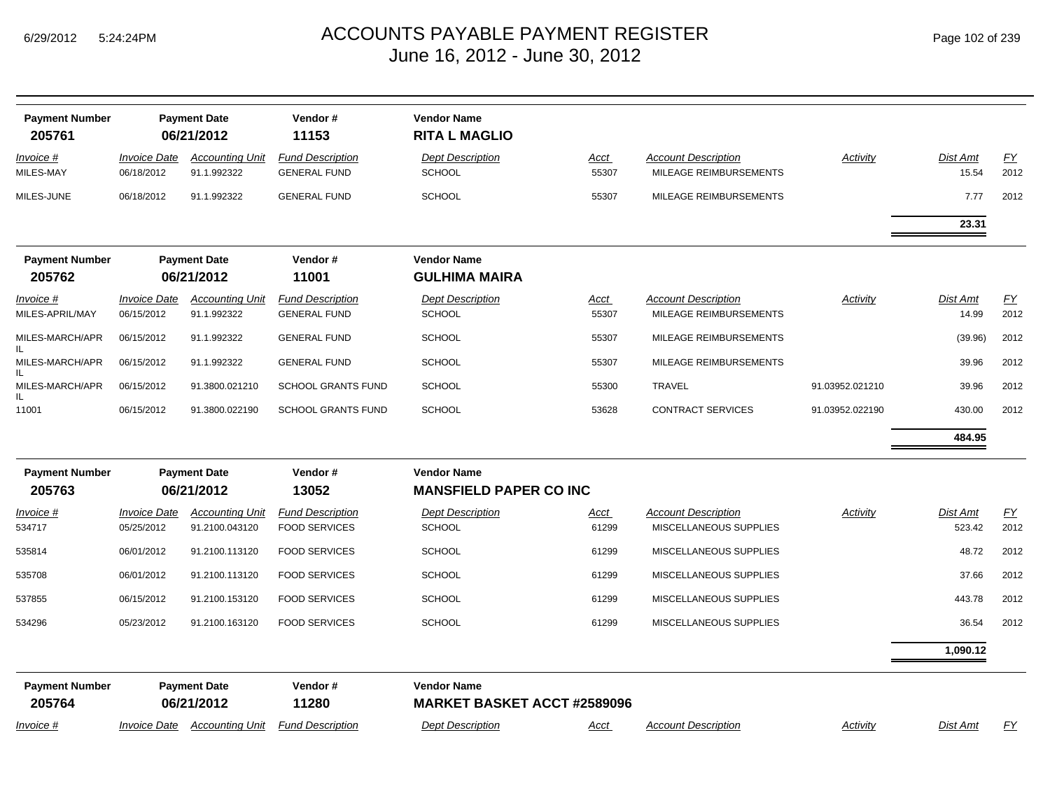# ACCOUNTS PAYABLE PAYMENT REGISTER
June 16, 2012 - June 30, 2012

| Payment Number | Payment Date | Vendor # | Vendor Name |
|---|---|---|---|
| **205761** | **06/21/2012** | **11153** | **RITA L MAGLIO** |

| Invoice # | Invoice Date | Accounting Unit | Fund Description | Dept Description | Acct | Account Description | Activity | Dist Amt | FY |
|---|---|---|---|---|---|---|---|---|---|
| MILES-MAY | 06/18/2012 | 91.1.992322 | GENERAL FUND | SCHOOL | 55307 | MILEAGE REIMBURSEMENTS | | 15.54 | 2012 |
| MILES-JUNE | 06/18/2012 | 91.1.992322 | GENERAL FUND | SCHOOL | 55307 | MILEAGE REIMBURSEMENTS | | 7.77 | 2012 |
| | | | | | | | | **23.31** | |

| Payment Number | Payment Date | Vendor # | Vendor Name |
|---|---|---|---|
| **205762** | **06/21/2012** | **11001** | **GULHIMA MAIRA** |

| Invoice # | Invoice Date | Accounting Unit | Fund Description | Dept Description | Acct | Account Description | Activity | Dist Amt | FY |
|---|---|---|---|---|---|---|---|---|---|
| MILES-APRIL/MAY | 06/15/2012 | 91.1.992322 | GENERAL FUND | SCHOOL | 55307 | MILEAGE REIMBURSEMENTS | | 14.99 | 2012 |
| MILES-MARCH/APRIL | 06/15/2012 | 91.1.992322 | GENERAL FUND | SCHOOL | 55307 | MILEAGE REIMBURSEMENTS | | (39.96) | 2012 |
| MILES-MARCH/APRIL | 06/15/2012 | 91.1.992322 | GENERAL FUND | SCHOOL | 55307 | MILEAGE REIMBURSEMENTS | | 39.96 | 2012 |
| MILES-MARCH/APRIL | 06/15/2012 | 91.3800.021210 | SCHOOL GRANTS FUND | SCHOOL | 55300 | TRAVEL | 91.03952.021210 | 39.96 | 2012 |
| 11001 | 06/15/2012 | 91.3800.022190 | SCHOOL GRANTS FUND | SCHOOL | 53628 | CONTRACT SERVICES | 91.03952.022190 | 430.00 | 2012 |
| | | | | | | | | **484.95** | |

| Payment Number | Payment Date | Vendor # | Vendor Name |
|---|---|---|---|
| **205763** | **06/21/2012** | **13052** | **MANSFIELD PAPER CO INC** |

| Invoice # | Invoice Date | Accounting Unit | Fund Description | Dept Description | Acct | Account Description | Activity | Dist Amt | FY |
|---|---|---|---|---|---|---|---|---|---|
| 534717 | 05/25/2012 | 91.2100.043120 | FOOD SERVICES | SCHOOL | 61299 | MISCELLANEOUS SUPPLIES | | 523.42 | 2012 |
| 535814 | 06/01/2012 | 91.2100.113120 | FOOD SERVICES | SCHOOL | 61299 | MISCELLANEOUS SUPPLIES | | 48.72 | 2012 |
| 535708 | 06/01/2012 | 91.2100.113120 | FOOD SERVICES | SCHOOL | 61299 | MISCELLANEOUS SUPPLIES | | 37.66 | 2012 |
| 537855 | 06/15/2012 | 91.2100.153120 | FOOD SERVICES | SCHOOL | 61299 | MISCELLANEOUS SUPPLIES | | 443.78 | 2012 |
| 534296 | 05/23/2012 | 91.2100.163120 | FOOD SERVICES | SCHOOL | 61299 | MISCELLANEOUS SUPPLIES | | 36.54 | 2012 |
| | | | | | | | | **1,090.12** | |

| Payment Number | Payment Date | Vendor # | Vendor Name |
|---|---|---|---|
| **205764** | **06/21/2012** | **11280** | **MARKET BASKET ACCT #2589096** |

| Invoice # | Invoice Date | Accounting Unit | Fund Description | Dept Description | Acct | Account Description | Activity | Dist Amt | FY |
|---|---|---|---|---|---|---|---|---|---|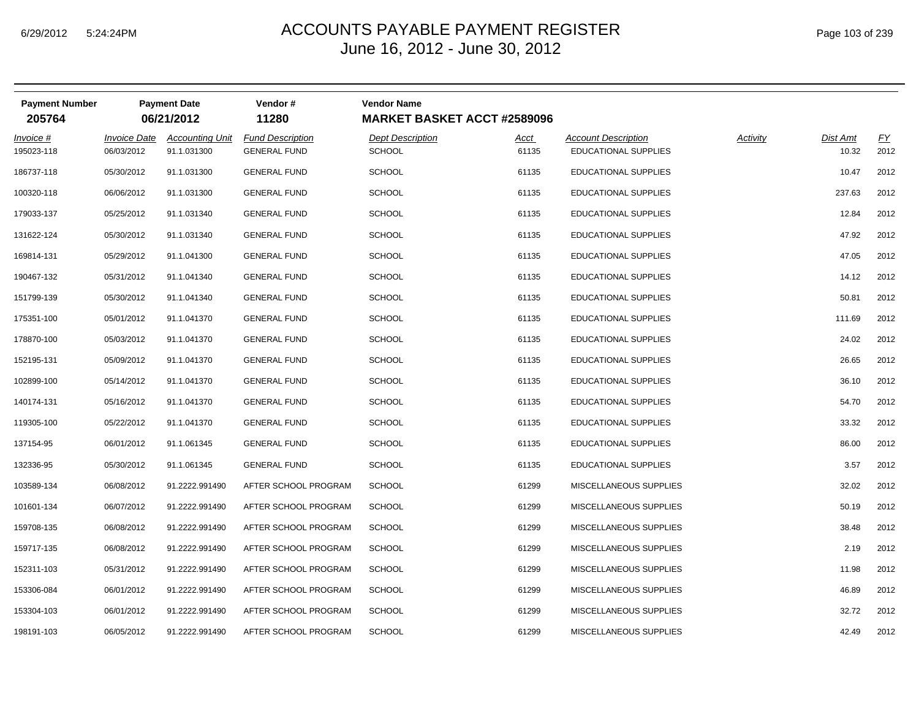# ACCOUNTS PAYABLE PAYMENT REGISTER
June 16, 2012 - June 30, 2012

| Payment Number | Payment Date | Vendor # | Vendor Name |
|---|---|---|---|
| 205764 | 06/21/2012 | 11280 | MARKET BASKET ACCT #2589096 |

| Invoice # | Invoice Date | Accounting Unit | Fund Description | Dept Description | Acct | Account Description | Activity | Dist Amt | FY |
|---|---|---|---|---|---|---|---|---|---|
| 195023-118 | 06/03/2012 | 91.1.031300 | GENERAL FUND | SCHOOL | 61135 | EDUCATIONAL SUPPLIES | | 10.32 | 2012 |
| 186737-118 | 05/30/2012 | 91.1.031300 | GENERAL FUND | SCHOOL | 61135 | EDUCATIONAL SUPPLIES | | 10.47 | 2012 |
| 100320-118 | 06/06/2012 | 91.1.031300 | GENERAL FUND | SCHOOL | 61135 | EDUCATIONAL SUPPLIES | | 237.63 | 2012 |
| 179033-137 | 05/25/2012 | 91.1.031340 | GENERAL FUND | SCHOOL | 61135 | EDUCATIONAL SUPPLIES | | 12.84 | 2012 |
| 131622-124 | 05/30/2012 | 91.1.031340 | GENERAL FUND | SCHOOL | 61135 | EDUCATIONAL SUPPLIES | | 47.92 | 2012 |
| 169814-131 | 05/29/2012 | 91.1.041300 | GENERAL FUND | SCHOOL | 61135 | EDUCATIONAL SUPPLIES | | 47.05 | 2012 |
| 190467-132 | 05/31/2012 | 91.1.041340 | GENERAL FUND | SCHOOL | 61135 | EDUCATIONAL SUPPLIES | | 14.12 | 2012 |
| 151799-139 | 05/30/2012 | 91.1.041340 | GENERAL FUND | SCHOOL | 61135 | EDUCATIONAL SUPPLIES | | 50.81 | 2012 |
| 175351-100 | 05/01/2012 | 91.1.041370 | GENERAL FUND | SCHOOL | 61135 | EDUCATIONAL SUPPLIES | | 111.69 | 2012 |
| 178870-100 | 05/03/2012 | 91.1.041370 | GENERAL FUND | SCHOOL | 61135 | EDUCATIONAL SUPPLIES | | 24.02 | 2012 |
| 152195-131 | 05/09/2012 | 91.1.041370 | GENERAL FUND | SCHOOL | 61135 | EDUCATIONAL SUPPLIES | | 26.65 | 2012 |
| 102899-100 | 05/14/2012 | 91.1.041370 | GENERAL FUND | SCHOOL | 61135 | EDUCATIONAL SUPPLIES | | 36.10 | 2012 |
| 140174-131 | 05/16/2012 | 91.1.041370 | GENERAL FUND | SCHOOL | 61135 | EDUCATIONAL SUPPLIES | | 54.70 | 2012 |
| 119305-100 | 05/22/2012 | 91.1.041370 | GENERAL FUND | SCHOOL | 61135 | EDUCATIONAL SUPPLIES | | 33.32 | 2012 |
| 137154-95 | 06/01/2012 | 91.1.061345 | GENERAL FUND | SCHOOL | 61135 | EDUCATIONAL SUPPLIES | | 86.00 | 2012 |
| 132336-95 | 05/30/2012 | 91.1.061345 | GENERAL FUND | SCHOOL | 61135 | EDUCATIONAL SUPPLIES | | 3.57 | 2012 |
| 103589-134 | 06/08/2012 | 91.2222.991490 | AFTER SCHOOL PROGRAM | SCHOOL | 61299 | MISCELLANEOUS SUPPLIES | | 32.02 | 2012 |
| 101601-134 | 06/07/2012 | 91.2222.991490 | AFTER SCHOOL PROGRAM | SCHOOL | 61299 | MISCELLANEOUS SUPPLIES | | 50.19 | 2012 |
| 159708-135 | 06/08/2012 | 91.2222.991490 | AFTER SCHOOL PROGRAM | SCHOOL | 61299 | MISCELLANEOUS SUPPLIES | | 38.48 | 2012 |
| 159717-135 | 06/08/2012 | 91.2222.991490 | AFTER SCHOOL PROGRAM | SCHOOL | 61299 | MISCELLANEOUS SUPPLIES | | 2.19 | 2012 |
| 152311-103 | 05/31/2012 | 91.2222.991490 | AFTER SCHOOL PROGRAM | SCHOOL | 61299 | MISCELLANEOUS SUPPLIES | | 11.98 | 2012 |
| 153306-084 | 06/01/2012 | 91.2222.991490 | AFTER SCHOOL PROGRAM | SCHOOL | 61299 | MISCELLANEOUS SUPPLIES | | 46.89 | 2012 |
| 153304-103 | 06/01/2012 | 91.2222.991490 | AFTER SCHOOL PROGRAM | SCHOOL | 61299 | MISCELLANEOUS SUPPLIES | | 32.72 | 2012 |
| 198191-103 | 06/05/2012 | 91.2222.991490 | AFTER SCHOOL PROGRAM | SCHOOL | 61299 | MISCELLANEOUS SUPPLIES | | 42.49 | 2012 |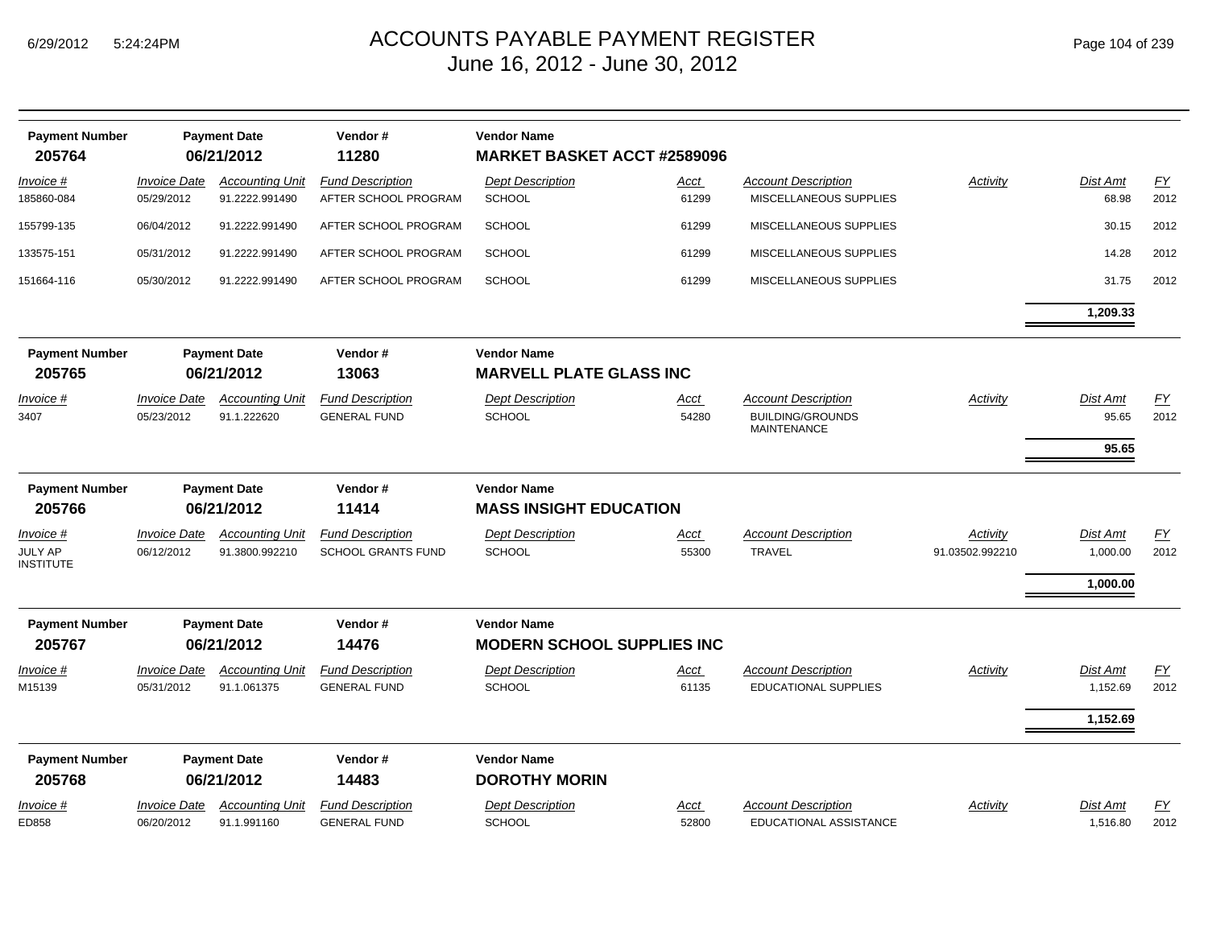# ACCOUNTS PAYABLE PAYMENT REGISTER
## June 16, 2012 - June 30, 2012

| Payment Number | Payment Date | Vendor # | Vendor Name |
|---|---|---|---|
| **205764** | **06/21/2012** | **11280** | **MARKET BASKET ACCT #2589096** |

| Invoice # | Invoice Date | Accounting Unit | Fund Description | Dept Description | Acct | Account Description | Activity | Dist Amt | FY |
|---|---|---|---|---|---|---|---|---|---|
| 185860-084 | 05/29/2012 | 91.2222.991490 | AFTER SCHOOL PROGRAM | SCHOOL | 61299 | MISCELLANEOUS SUPPLIES | | 68.98 | 2012 |
| 155799-135 | 06/04/2012 | 91.2222.991490 | AFTER SCHOOL PROGRAM | SCHOOL | 61299 | MISCELLANEOUS SUPPLIES | | 30.15 | 2012 |
| 133575-151 | 05/31/2012 | 91.2222.991490 | AFTER SCHOOL PROGRAM | SCHOOL | 61299 | MISCELLANEOUS SUPPLIES | | 14.28 | 2012 |
| 151664-116 | 05/30/2012 | 91.2222.991490 | AFTER SCHOOL PROGRAM | SCHOOL | 61299 | MISCELLANEOUS SUPPLIES | | 31.75 | 2012 |
| | | | | | | | | **1,209.33** | |

| Payment Number | Payment Date | Vendor # | Vendor Name |
|---|---|---|---|
| **205765** | **06/21/2012** | **13063** | **MARVELL PLATE GLASS INC** |

| Invoice # | Invoice Date | Accounting Unit | Fund Description | Dept Description | Acct | Account Description | Activity | Dist Amt | FY |
|---|---|---|---|---|---|---|---|---|---|
| 3407 | 05/23/2012 | 91.1.222620 | GENERAL FUND | SCHOOL | 54280 | BUILDING/GROUNDS MAINTENANCE | | 95.65 | 2012 |
| | | | | | | | | **95.65** | |

| Payment Number | Payment Date | Vendor # | Vendor Name |
|---|---|---|---|
| **205766** | **06/21/2012** | **11414** | **MASS INSIGHT EDUCATION** |

| Invoice # | Invoice Date | Accounting Unit | Fund Description | Dept Description | Acct | Account Description | Activity | Dist Amt | FY |
|---|---|---|---|---|---|---|---|---|---|
| JULY AP INSTITUTE | 06/12/2012 | 91.3800.992210 | SCHOOL GRANTS FUND | SCHOOL | 55300 | TRAVEL | 91.03502.992210 | 1,000.00 | 2012 |
| | | | | | | | | **1,000.00** | |

| Payment Number | Payment Date | Vendor # | Vendor Name |
|---|---|---|---|
| **205767** | **06/21/2012** | **14476** | **MODERN SCHOOL SUPPLIES INC** |

| Invoice # | Invoice Date | Accounting Unit | Fund Description | Dept Description | Acct | Account Description | Activity | Dist Amt | FY |
|---|---|---|---|---|---|---|---|---|---|
| M15139 | 05/31/2012 | 91.1.061375 | GENERAL FUND | SCHOOL | 61135 | EDUCATIONAL SUPPLIES | | 1,152.69 | 2012 |
| | | | | | | | | **1,152.69** | |

| Payment Number | Payment Date | Vendor # | Vendor Name |
|---|---|---|---|
| **205768** | **06/21/2012** | **14483** | **DOROTHY MORIN** |

| Invoice # | Invoice Date | Accounting Unit | Fund Description | Dept Description | Acct | Account Description | Activity | Dist Amt | FY |
|---|---|---|---|---|---|---|---|---|---|
| ED858 | 06/20/2012 | 91.1.991160 | GENERAL FUND | SCHOOL | 52800 | EDUCATIONAL ASSISTANCE | | 1,516.80 | 2012 |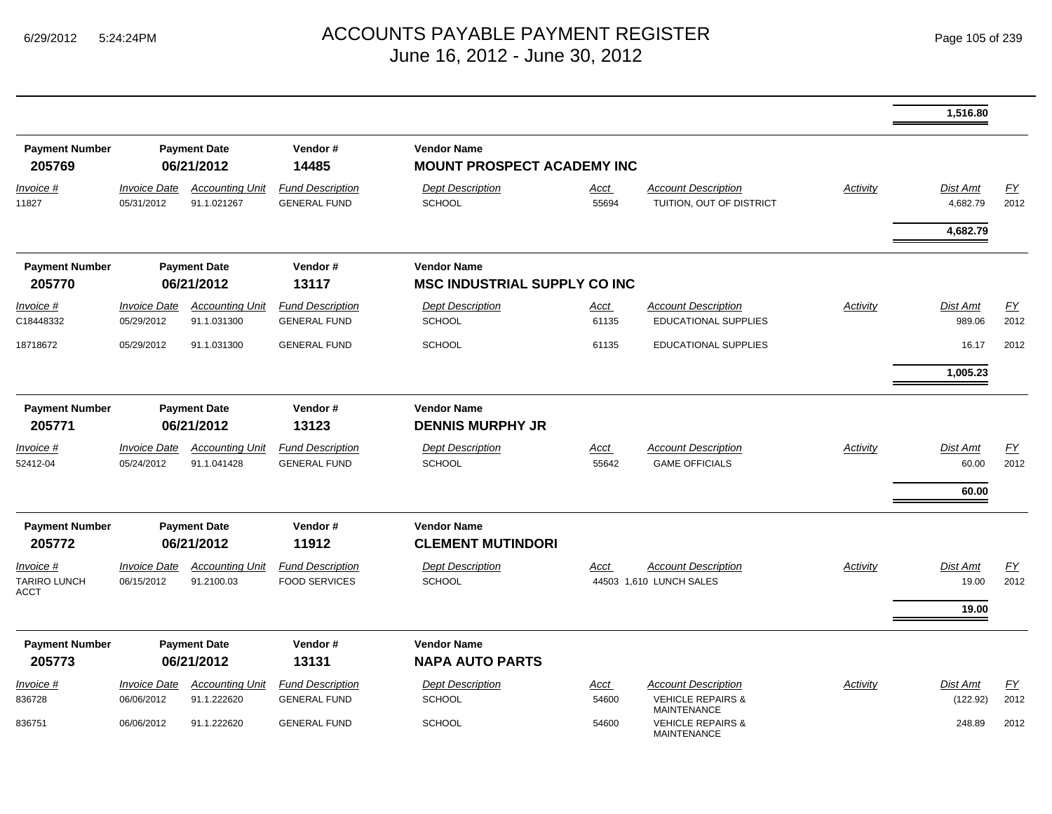# ACCOUNTS PAYABLE PAYMENT REGISTER
## June 16, 2012 - June 30, 2012

| | | | | | | | | Dist Amt | |
|---|---|---|---|---|---|---|---|---|---|
| | | | | | | | | **1,516.80** | |

| Payment Number | Payment Date | Vendor # | Vendor Name |
|---|---|---|---|
| **205769** | **06/21/2012** | **14485** | **MOUNT PROSPECT ACADEMY INC** |

| Invoice # | Invoice Date | Accounting Unit | Fund Description | Dept Description | Acct | Account Description | Activity | Dist Amt | FY |
|---|---|---|---|---|---|---|---|---|---|
| 11827 | 05/31/2012 | 91.1.021267 | GENERAL FUND | SCHOOL | 55694 | TUITION, OUT OF DISTRICT | | 4,682.79 | 2012 |
| | | | | | | | | **4,682.79** | |

| Payment Number | Payment Date | Vendor # | Vendor Name |
|---|---|---|---|
| **205770** | **06/21/2012** | **13117** | **MSC INDUSTRIAL SUPPLY CO INC** |

| Invoice # | Invoice Date | Accounting Unit | Fund Description | Dept Description | Acct | Account Description | Activity | Dist Amt | FY |
|---|---|---|---|---|---|---|---|---|---|
| C18448332 | 05/29/2012 | 91.1.031300 | GENERAL FUND | SCHOOL | 61135 | EDUCATIONAL SUPPLIES | | 989.06 | 2012 |
| 18718672 | 05/29/2012 | 91.1.031300 | GENERAL FUND | SCHOOL | 61135 | EDUCATIONAL SUPPLIES | | 16.17 | 2012 |
| | | | | | | | | **1,005.23** | |

| Payment Number | Payment Date | Vendor # | Vendor Name |
|---|---|---|---|
| **205771** | **06/21/2012** | **13123** | **DENNIS MURPHY JR** |

| Invoice # | Invoice Date | Accounting Unit | Fund Description | Dept Description | Acct | Account Description | Activity | Dist Amt | FY |
|---|---|---|---|---|---|---|---|---|---|
| 52412-04 | 05/24/2012 | 91.1.041428 | GENERAL FUND | SCHOOL | 55642 | GAME OFFICIALS | | 60.00 | 2012 |
| | | | | | | | | **60.00** | |

| Payment Number | Payment Date | Vendor # | Vendor Name |
|---|---|---|---|
| **205772** | **06/21/2012** | **11912** | **CLEMENT MUTINDORI** |

| Invoice # | Invoice Date | Accounting Unit | Fund Description | Dept Description | Acct | Account Description | Activity | Dist Amt | FY |
|---|---|---|---|---|---|---|---|---|---|
| TARIRO LUNCH ACCT | 06/15/2012 | 91.2100.03 | FOOD SERVICES | SCHOOL | 44503 | 1,610 LUNCH SALES | | 19.00 | 2012 |
| | | | | | | | | **19.00** | |

| Payment Number | Payment Date | Vendor # | Vendor Name |
|---|---|---|---|
| **205773** | **06/21/2012** | **13131** | **NAPA AUTO PARTS** |

| Invoice # | Invoice Date | Accounting Unit | Fund Description | Dept Description | Acct | Account Description | Activity | Dist Amt | FY |
|---|---|---|---|---|---|---|---|---|---|
| 836728 | 06/06/2012 | 91.1.222620 | GENERAL FUND | SCHOOL | 54600 | VEHICLE REPAIRS & MAINTENANCE | | (122.92) | 2012 |
| 836751 | 06/06/2012 | 91.1.222620 | GENERAL FUND | SCHOOL | 54600 | VEHICLE REPAIRS & MAINTENANCE | | 248.89 | 2012 |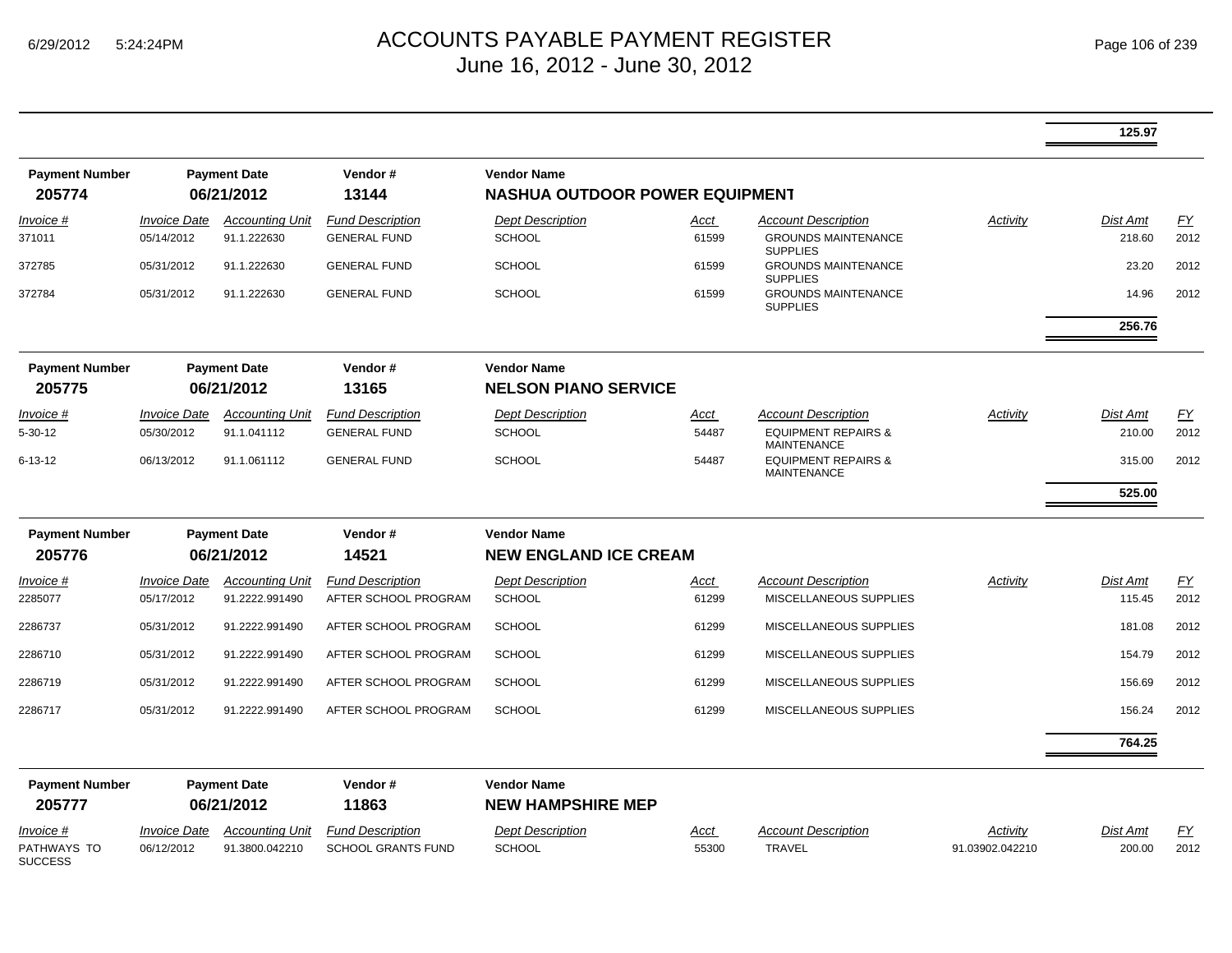# ACCOUNTS PAYABLE PAYMENT REGISTER
## June 16, 2012 - June 30, 2012

**125.97**

| Payment Number | Payment Date | Vendor # | Vendor Name |
|---|---|---|---|
| **205774** | **06/21/2012** | **13144** | **NASHUA OUTDOOR POWER EQUIPMENT** |

| Invoice # | Invoice Date | Accounting Unit | Fund Description | Dept Description | Acct | Account Description | Activity | Dist Amt | FY |
|---|---|---|---|---|---|---|---|---|---|
| 371011 | 05/14/2012 | 91.1.222630 | GENERAL FUND | SCHOOL | 61599 | GROUNDS MAINTENANCE SUPPLIES | | 218.60 | 2012 |
| 372785 | 05/31/2012 | 91.1.222630 | GENERAL FUND | SCHOOL | 61599 | GROUNDS MAINTENANCE SUPPLIES | | 23.20 | 2012 |
| 372784 | 05/31/2012 | 91.1.222630 | GENERAL FUND | SCHOOL | 61599 | GROUNDS MAINTENANCE SUPPLIES | | 14.96 | 2012 |
| | | | | | | | | **256.76** | |

| Payment Number | Payment Date | Vendor # | Vendor Name |
|---|---|---|---|
| **205775** | **06/21/2012** | **13165** | **NELSON PIANO SERVICE** |

| Invoice # | Invoice Date | Accounting Unit | Fund Description | Dept Description | Acct | Account Description | Activity | Dist Amt | FY |
|---|---|---|---|---|---|---|---|---|---|
| 5-30-12 | 05/30/2012 | 91.1.041112 | GENERAL FUND | SCHOOL | 54487 | EQUIPMENT REPAIRS & MAINTENANCE | | 210.00 | 2012 |
| 6-13-12 | 06/13/2012 | 91.1.061112 | GENERAL FUND | SCHOOL | 54487 | EQUIPMENT REPAIRS & MAINTENANCE | | 315.00 | 2012 |
| | | | | | | | | **525.00** | |

| Payment Number | Payment Date | Vendor # | Vendor Name |
|---|---|---|---|
| **205776** | **06/21/2012** | **14521** | **NEW ENGLAND ICE CREAM** |

| Invoice # | Invoice Date | Accounting Unit | Fund Description | Dept Description | Acct | Account Description | Activity | Dist Amt | FY |
|---|---|---|---|---|---|---|---|---|---|
| 2285077 | 05/17/2012 | 91.2222.991490 | AFTER SCHOOL PROGRAM | SCHOOL | 61299 | MISCELLANEOUS SUPPLIES | | 115.45 | 2012 |
| 2286737 | 05/31/2012 | 91.2222.991490 | AFTER SCHOOL PROGRAM | SCHOOL | 61299 | MISCELLANEOUS SUPPLIES | | 181.08 | 2012 |
| 2286710 | 05/31/2012 | 91.2222.991490 | AFTER SCHOOL PROGRAM | SCHOOL | 61299 | MISCELLANEOUS SUPPLIES | | 154.79 | 2012 |
| 2286719 | 05/31/2012 | 91.2222.991490 | AFTER SCHOOL PROGRAM | SCHOOL | 61299 | MISCELLANEOUS SUPPLIES | | 156.69 | 2012 |
| 2286717 | 05/31/2012 | 91.2222.991490 | AFTER SCHOOL PROGRAM | SCHOOL | 61299 | MISCELLANEOUS SUPPLIES | | 156.24 | 2012 |
| | | | | | | | | **764.25** | |

| Payment Number | Payment Date | Vendor # | Vendor Name |
|---|---|---|---|
| **205777** | **06/21/2012** | **11863** | **NEW HAMPSHIRE MEP** |

| Invoice # | Invoice Date | Accounting Unit | Fund Description | Dept Description | Acct | Account Description | Activity | Dist Amt | FY |
|---|---|---|---|---|---|---|---|---|---|
| PATHWAYS TO SUCCESS | 06/12/2012 | 91.3800.042210 | SCHOOL GRANTS FUND | SCHOOL | 55300 | TRAVEL | 91.03902.042210 | 200.00 | 2012 |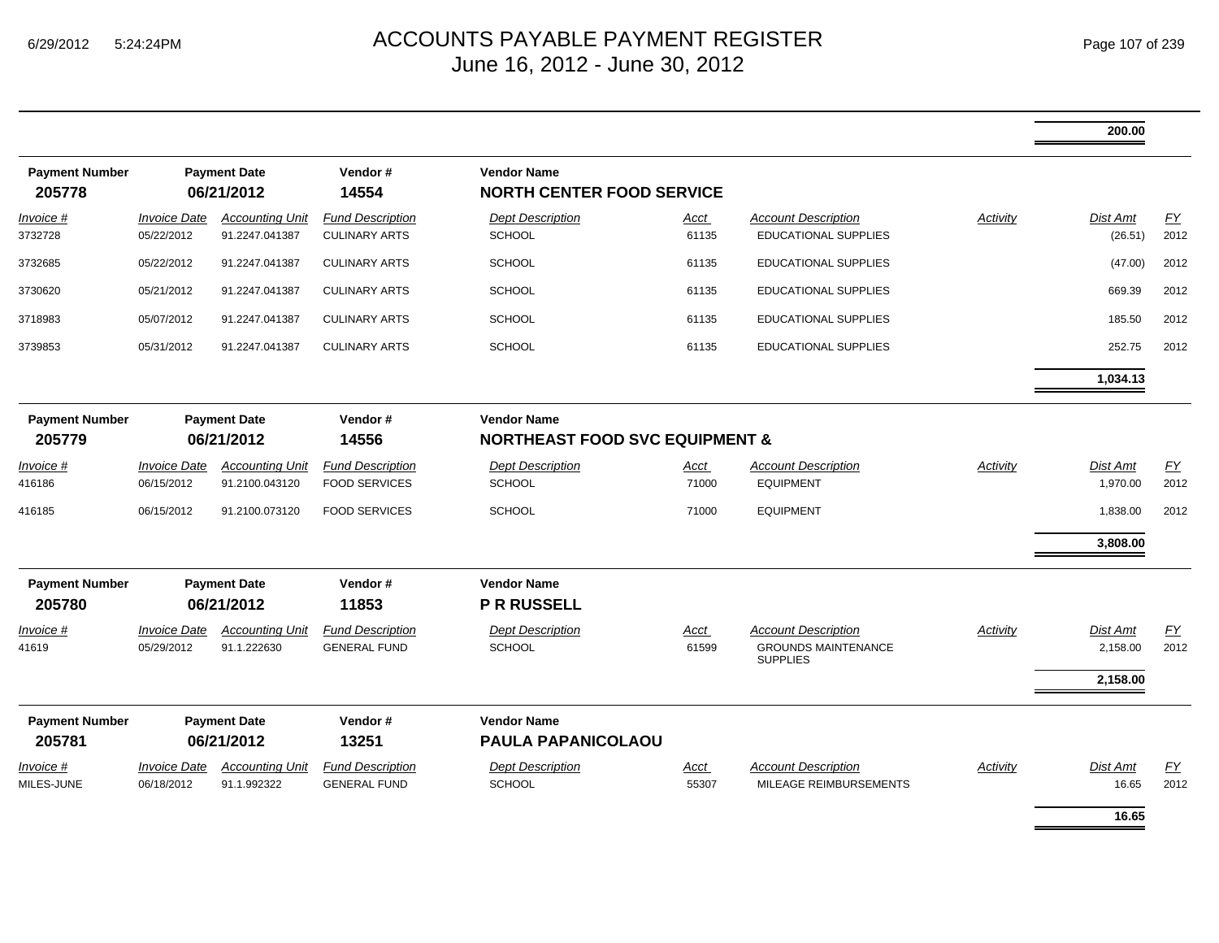# ACCOUNTS PAYABLE PAYMENT REGISTER
June 16, 2012 - June 30, 2012

| | | | | | | | | | |
|---|---|---|---|---|---|---|---|---|---|
| | | | | | | | | **200.00** | |

**Payment Number** 205778 | **Payment Date** 06/21/2012 | **Vendor #** 14554 | **Vendor Name** NORTH CENTER FOOD SERVICE

| Invoice # | Invoice Date | Accounting Unit | Fund Description | Dept Description | Acct | Account Description | Activity | Dist Amt | FY |
|---|---|---|---|---|---|---|---|---|---|
| 3732728 | 05/22/2012 | 91.2247.041387 | CULINARY ARTS | SCHOOL | 61135 | EDUCATIONAL SUPPLIES | | (26.51) | 2012 |
| 3732685 | 05/22/2012 | 91.2247.041387 | CULINARY ARTS | SCHOOL | 61135 | EDUCATIONAL SUPPLIES | | (47.00) | 2012 |
| 3730620 | 05/21/2012 | 91.2247.041387 | CULINARY ARTS | SCHOOL | 61135 | EDUCATIONAL SUPPLIES | | 669.39 | 2012 |
| 3718983 | 05/07/2012 | 91.2247.041387 | CULINARY ARTS | SCHOOL | 61135 | EDUCATIONAL SUPPLIES | | 185.50 | 2012 |
| 3739853 | 05/31/2012 | 91.2247.041387 | CULINARY ARTS | SCHOOL | 61135 | EDUCATIONAL SUPPLIES | | 252.75 | 2012 |
| | | | | | | | | **1,034.13** | |

**Payment Number** 205779 | **Payment Date** 06/21/2012 | **Vendor #** 14556 | **Vendor Name** NORTHEAST FOOD SVC EQUIPMENT &

| Invoice # | Invoice Date | Accounting Unit | Fund Description | Dept Description | Acct | Account Description | Activity | Dist Amt | FY |
|---|---|---|---|---|---|---|---|---|---|
| 416186 | 06/15/2012 | 91.2100.043120 | FOOD SERVICES | SCHOOL | 71000 | EQUIPMENT | | 1,970.00 | 2012 |
| 416185 | 06/15/2012 | 91.2100.073120 | FOOD SERVICES | SCHOOL | 71000 | EQUIPMENT | | 1,838.00 | 2012 |
| | | | | | | | | **3,808.00** | |

**Payment Number** 205780 | **Payment Date** 06/21/2012 | **Vendor #** 11853 | **Vendor Name** P R RUSSELL

| Invoice # | Invoice Date | Accounting Unit | Fund Description | Dept Description | Acct | Account Description | Activity | Dist Amt | FY |
|---|---|---|---|---|---|---|---|---|---|
| 41619 | 05/29/2012 | 91.1.222630 | GENERAL FUND | SCHOOL | 61599 | GROUNDS MAINTENANCE SUPPLIES | | 2,158.00 | 2012 |
| | | | | | | | | **2,158.00** | |

**Payment Number** 205781 | **Payment Date** 06/21/2012 | **Vendor #** 13251 | **Vendor Name** PAULA PAPANICOLAOU

| Invoice # | Invoice Date | Accounting Unit | Fund Description | Dept Description | Acct | Account Description | Activity | Dist Amt | FY |
|---|---|---|---|---|---|---|---|---|---|
| MILES-JUNE | 06/18/2012 | 91.1.992322 | GENERAL FUND | SCHOOL | 55307 | MILEAGE REIMBURSEMENTS | | 16.65 | 2012 |
| | | | | | | | | **16.65** | |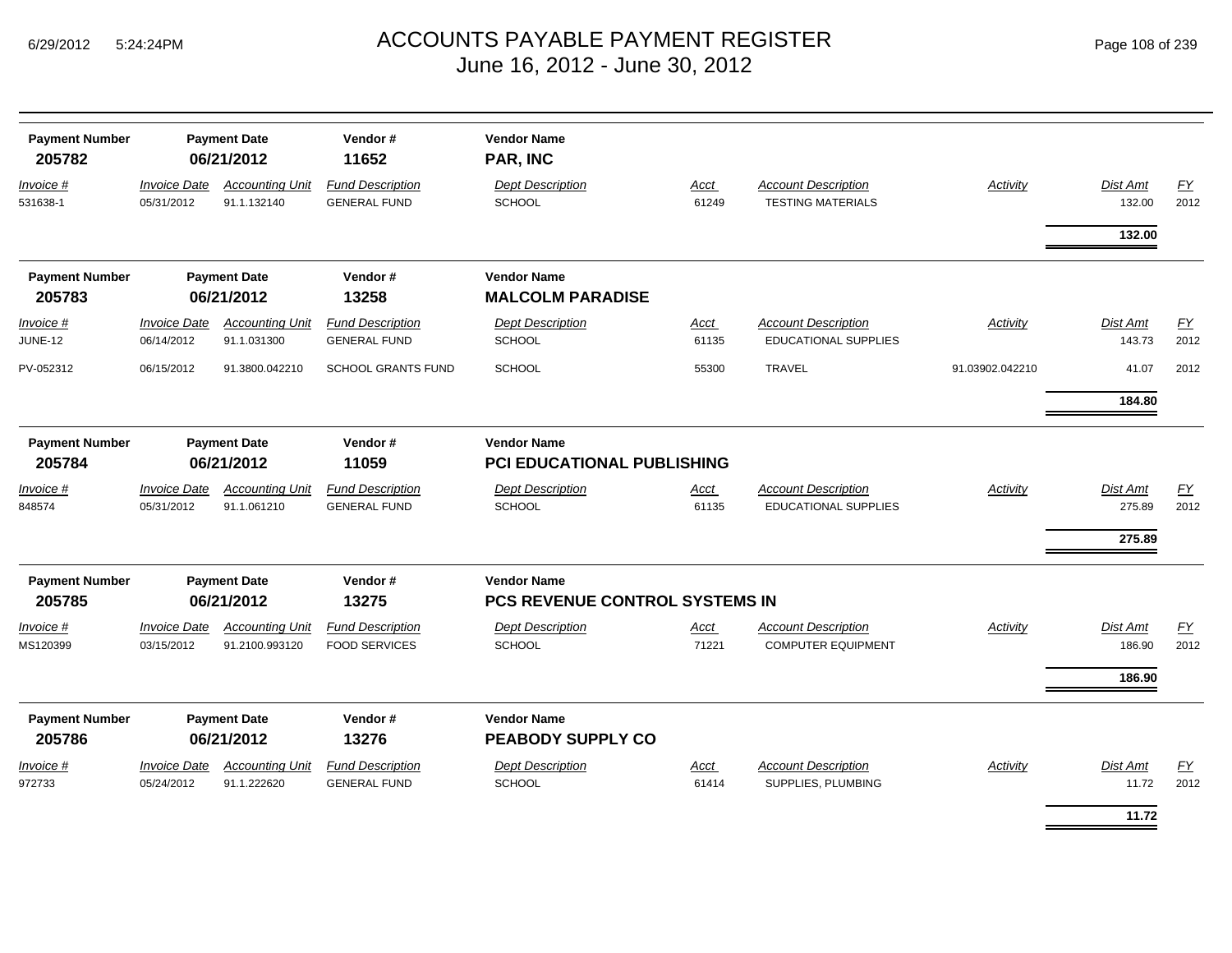# ACCOUNTS PAYABLE PAYMENT REGISTER
## June 16, 2012 - June 30, 2012

| Payment Number | Payment Date | Vendor # | Vendor Name |
|---|---|---|---|
| **205782** | **06/21/2012** | **11652** | **PAR, INC** |

| Invoice # | Invoice Date | Accounting Unit | Fund Description | Dept Description | Acct | Account Description | Activity | Dist Amt | FY |
|---|---|---|---|---|---|---|---|---|---|
| 531638-1 | 05/31/2012 | 91.1.132140 | GENERAL FUND | SCHOOL | 61249 | TESTING MATERIALS | | 132.00 | 2012 |
| | | | | | | | | **132.00** | |

| Payment Number | Payment Date | Vendor # | Vendor Name |
|---|---|---|---|
| **205783** | **06/21/2012** | **13258** | **MALCOLM PARADISE** |

| Invoice # | Invoice Date | Accounting Unit | Fund Description | Dept Description | Acct | Account Description | Activity | Dist Amt | FY |
|---|---|---|---|---|---|---|---|---|---|
| JUNE-12 | 06/14/2012 | 91.1.031300 | GENERAL FUND | SCHOOL | 61135 | EDUCATIONAL SUPPLIES | | 143.73 | 2012 |
| PV-052312 | 06/15/2012 | 91.3800.042210 | SCHOOL GRANTS FUND | SCHOOL | 55300 | TRAVEL | 91.03902.042210 | 41.07 | 2012 |
| | | | | | | | | **184.80** | |

| Payment Number | Payment Date | Vendor # | Vendor Name |
|---|---|---|---|
| **205784** | **06/21/2012** | **11059** | **PCI EDUCATIONAL PUBLISHING** |

| Invoice # | Invoice Date | Accounting Unit | Fund Description | Dept Description | Acct | Account Description | Activity | Dist Amt | FY |
|---|---|---|---|---|---|---|---|---|---|
| 848574 | 05/31/2012 | 91.1.061210 | GENERAL FUND | SCHOOL | 61135 | EDUCATIONAL SUPPLIES | | 275.89 | 2012 |
| | | | | | | | | **275.89** | |

| Payment Number | Payment Date | Vendor # | Vendor Name |
|---|---|---|---|
| **205785** | **06/21/2012** | **13275** | **PCS REVENUE CONTROL SYSTEMS IN** |

| Invoice # | Invoice Date | Accounting Unit | Fund Description | Dept Description | Acct | Account Description | Activity | Dist Amt | FY |
|---|---|---|---|---|---|---|---|---|---|
| MS120399 | 03/15/2012 | 91.2100.993120 | FOOD SERVICES | SCHOOL | 71221 | COMPUTER EQUIPMENT | | 186.90 | 2012 |
| | | | | | | | | **186.90** | |

| Payment Number | Payment Date | Vendor # | Vendor Name |
|---|---|---|---|
| **205786** | **06/21/2012** | **13276** | **PEABODY SUPPLY CO** |

| Invoice # | Invoice Date | Accounting Unit | Fund Description | Dept Description | Acct | Account Description | Activity | Dist Amt | FY |
|---|---|---|---|---|---|---|---|---|---|
| 972733 | 05/24/2012 | 91.1.222620 | GENERAL FUND | SCHOOL | 61414 | SUPPLIES, PLUMBING | | 11.72 | 2012 |
| | | | | | | | | **11.72** | |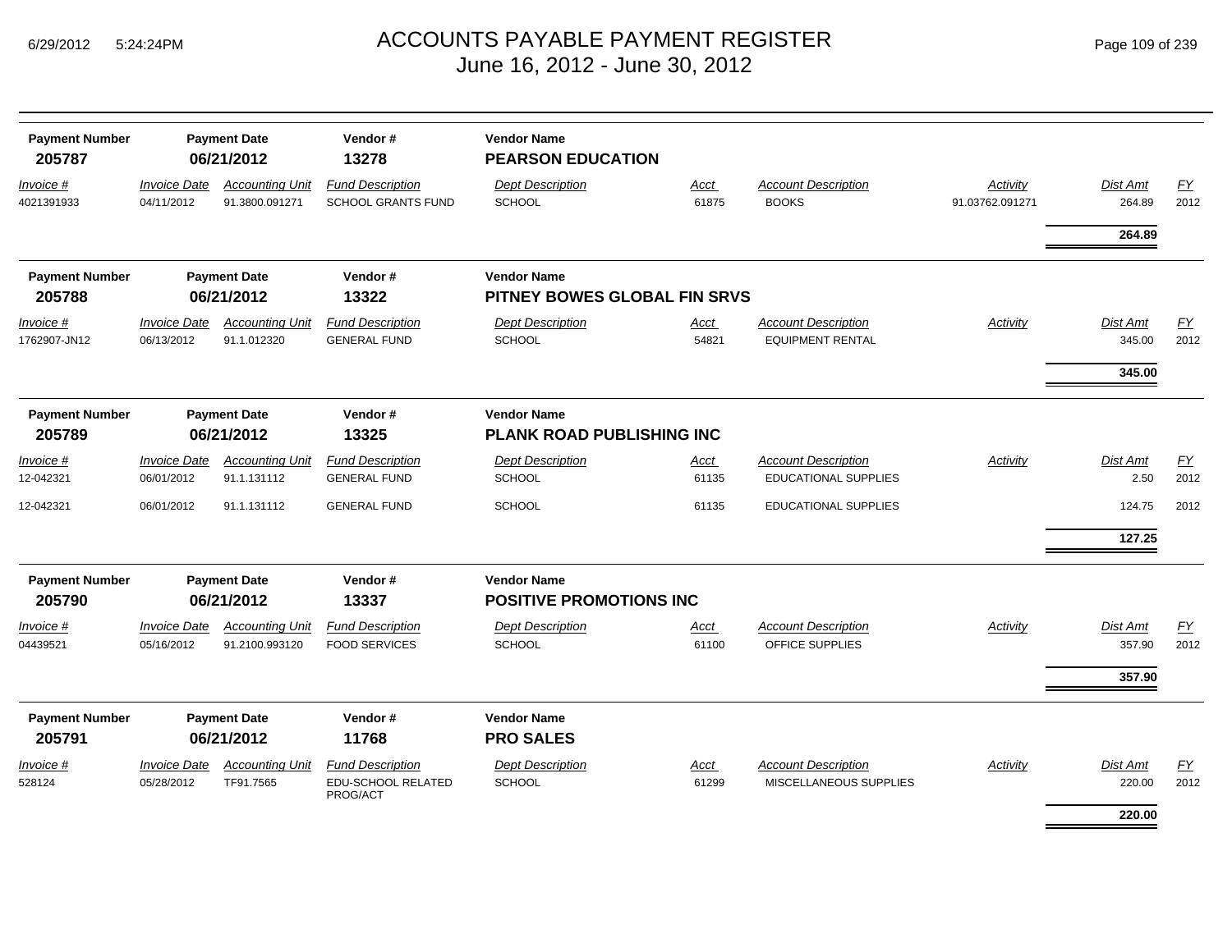# ACCOUNTS PAYABLE PAYMENT REGISTER
## June 16, 2012 - June 30, 2012

| Payment Number | Payment Date | Vendor # | Vendor Name |
|---|---|---|---|
| **205787** | **06/21/2012** | **13278** | **PEARSON EDUCATION** |

| Invoice # | Invoice Date | Accounting Unit | Fund Description | Dept Description | Acct | Account Description | Activity | Dist Amt | FY |
|---|---|---|---|---|---|---|---|---|---|
| 4021391933 | 04/11/2012 | 91.3800.091271 | SCHOOL GRANTS FUND | SCHOOL | 61875 | BOOKS | 91.03762.091271 | 264.89 | 2012 |
| | | | | | | | | **264.89** | |

| Payment Number | Payment Date | Vendor # | Vendor Name |
|---|---|---|---|
| **205788** | **06/21/2012** | **13322** | **PITNEY BOWES GLOBAL FIN SRVS** |

| Invoice # | Invoice Date | Accounting Unit | Fund Description | Dept Description | Acct | Account Description | Activity | Dist Amt | FY |
|---|---|---|---|---|---|---|---|---|---|
| 1762907-JN12 | 06/13/2012 | 91.1.012320 | GENERAL FUND | SCHOOL | 54821 | EQUIPMENT RENTAL | | 345.00 | 2012 |
| | | | | | | | | **345.00** | |

| Payment Number | Payment Date | Vendor # | Vendor Name |
|---|---|---|---|
| **205789** | **06/21/2012** | **13325** | **PLANK ROAD PUBLISHING INC** |

| Invoice # | Invoice Date | Accounting Unit | Fund Description | Dept Description | Acct | Account Description | Activity | Dist Amt | FY |
|---|---|---|---|---|---|---|---|---|---|
| 12-042321 | 06/01/2012 | 91.1.131112 | GENERAL FUND | SCHOOL | 61135 | EDUCATIONAL SUPPLIES | | 2.50 | 2012 |
| 12-042321 | 06/01/2012 | 91.1.131112 | GENERAL FUND | SCHOOL | 61135 | EDUCATIONAL SUPPLIES | | 124.75 | 2012 |
| | | | | | | | | **127.25** | |

| Payment Number | Payment Date | Vendor # | Vendor Name |
|---|---|---|---|
| **205790** | **06/21/2012** | **13337** | **POSITIVE PROMOTIONS INC** |

| Invoice # | Invoice Date | Accounting Unit | Fund Description | Dept Description | Acct | Account Description | Activity | Dist Amt | FY |
|---|---|---|---|---|---|---|---|---|---|
| 04439521 | 05/16/2012 | 91.2100.993120 | FOOD SERVICES | SCHOOL | 61100 | OFFICE SUPPLIES | | 357.90 | 2012 |
| | | | | | | | | **357.90** | |

| Payment Number | Payment Date | Vendor # | Vendor Name |
|---|---|---|---|
| **205791** | **06/21/2012** | **11768** | **PRO SALES** |

| Invoice # | Invoice Date | Accounting Unit | Fund Description | Dept Description | Acct | Account Description | Activity | Dist Amt | FY |
|---|---|---|---|---|---|---|---|---|---|
| 528124 | 05/28/2012 | TF91.7565 | EDU-SCHOOL RELATED PROG/ACT | SCHOOL | 61299 | MISCELLANEOUS SUPPLIES | | 220.00 | 2012 |
| | | | | | | | | **220.00** | |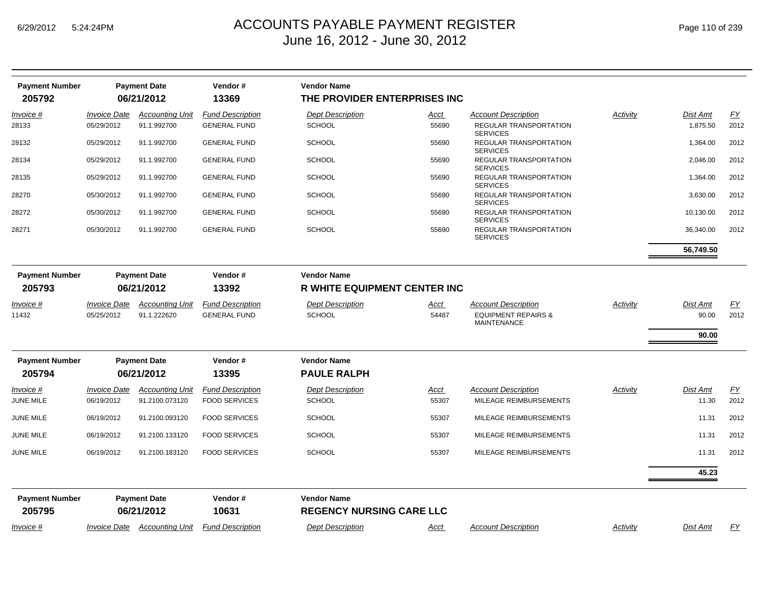# ACCOUNTS PAYABLE PAYMENT REGISTER
June 16, 2012 - June 30, 2012

| Payment Number | Payment Date | Vendor # | Vendor Name |
|---|---|---|---|
| 205792 | 06/21/2012 | 13369 | THE PROVIDER ENTERPRISES INC |

| Invoice # | Invoice Date | Accounting Unit | Fund Description | Dept Description | Acct | Account Description | Activity | Dist Amt | FY |
|---|---|---|---|---|---|---|---|---|---|
| 28133 | 05/29/2012 | 91.1.992700 | GENERAL FUND | SCHOOL | 55690 | REGULAR TRANSPORTATION SERVICES | | 1,875.50 | 2012 |
| 28132 | 05/29/2012 | 91.1.992700 | GENERAL FUND | SCHOOL | 55690 | REGULAR TRANSPORTATION SERVICES | | 1,364.00 | 2012 |
| 28134 | 05/29/2012 | 91.1.992700 | GENERAL FUND | SCHOOL | 55690 | REGULAR TRANSPORTATION SERVICES | | 2,046.00 | 2012 |
| 28135 | 05/29/2012 | 91.1.992700 | GENERAL FUND | SCHOOL | 55690 | REGULAR TRANSPORTATION SERVICES | | 1,364.00 | 2012 |
| 28270 | 05/30/2012 | 91.1.992700 | GENERAL FUND | SCHOOL | 55690 | REGULAR TRANSPORTATION SERVICES | | 3,630.00 | 2012 |
| 28272 | 05/30/2012 | 91.1.992700 | GENERAL FUND | SCHOOL | 55690 | REGULAR TRANSPORTATION SERVICES | | 10,130.00 | 2012 |
| 28271 | 05/30/2012 | 91.1.992700 | GENERAL FUND | SCHOOL | 55690 | REGULAR TRANSPORTATION SERVICES | | 36,340.00 | 2012 |
| | | | | | | | | **56,749.50** | |

| Payment Number | Payment Date | Vendor # | Vendor Name |
|---|---|---|---|
| 205793 | 06/21/2012 | 13392 | R WHITE EQUIPMENT CENTER INC |

| Invoice # | Invoice Date | Accounting Unit | Fund Description | Dept Description | Acct | Account Description | Activity | Dist Amt | FY |
|---|---|---|---|---|---|---|---|---|---|
| 11432 | 05/25/2012 | 91.1.222620 | GENERAL FUND | SCHOOL | 54487 | EQUIPMENT REPAIRS & MAINTENANCE | | 90.00 | 2012 |
| | | | | | | | | **90.00** | |

| Payment Number | Payment Date | Vendor # | Vendor Name |
|---|---|---|---|
| 205794 | 06/21/2012 | 13395 | PAULE RALPH |

| Invoice # | Invoice Date | Accounting Unit | Fund Description | Dept Description | Acct | Account Description | Activity | Dist Amt | FY |
|---|---|---|---|---|---|---|---|---|---|
| JUNE MILE | 06/19/2012 | 91.2100.073120 | FOOD SERVICES | SCHOOL | 55307 | MILEAGE REIMBURSEMENTS | | 11.30 | 2012 |
| JUNE MILE | 06/19/2012 | 91.2100.093120 | FOOD SERVICES | SCHOOL | 55307 | MILEAGE REIMBURSEMENTS | | 11.31 | 2012 |
| JUNE MILE | 06/19/2012 | 91.2100.133120 | FOOD SERVICES | SCHOOL | 55307 | MILEAGE REIMBURSEMENTS | | 11.31 | 2012 |
| JUNE MILE | 06/19/2012 | 91.2100.183120 | FOOD SERVICES | SCHOOL | 55307 | MILEAGE REIMBURSEMENTS | | 11.31 | 2012 |
| | | | | | | | | **45.23** | |

| Payment Number | Payment Date | Vendor # | Vendor Name |
|---|---|---|---|
| 205795 | 06/21/2012 | 10631 | REGENCY NURSING CARE LLC |

| Invoice # | Invoice Date | Accounting Unit | Fund Description | Dept Description | Acct | Account Description | Activity | Dist Amt | FY |
|---|---|---|---|---|---|---|---|---|---|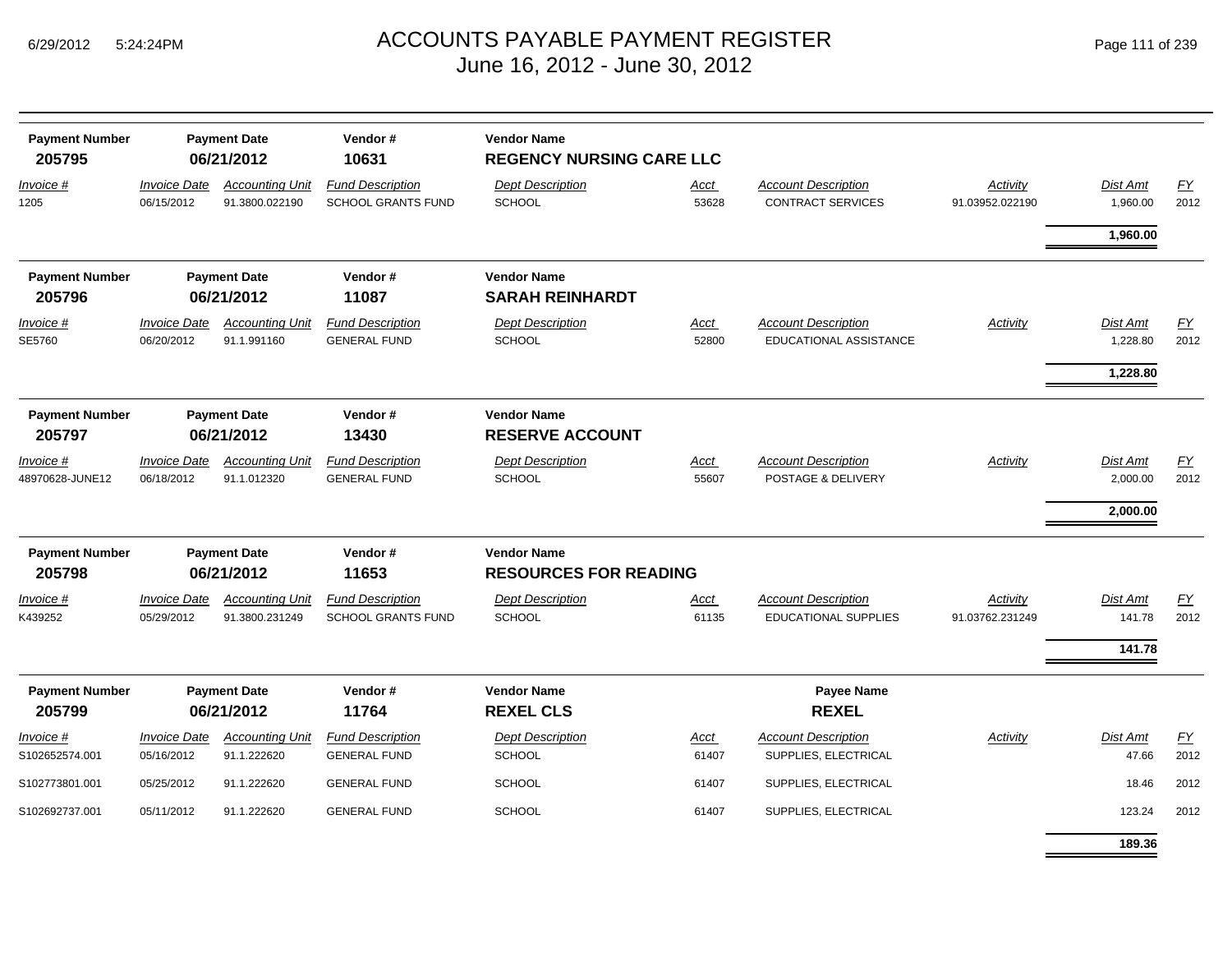# ACCOUNTS PAYABLE PAYMENT REGISTER
## June 16, 2012 - June 30, 2012

| Payment Number | Payment Date | Vendor # | Vendor Name |
|---|---|---|---|
| **205795** | **06/21/2012** | **10631** | **REGENCY NURSING CARE LLC** |

| *Invoice #* | *Invoice Date* | *Accounting Unit* | *Fund Description* | *Dept Description* | *Acct* | *Account Description* | *Activity* | *Dist Amt* | *FY* |
|---|---|---|---|---|---|---|---|---|---|
| 1205 | 06/15/2012 | 91.3800.022190 | SCHOOL GRANTS FUND | SCHOOL | 53628 | CONTRACT SERVICES | 91.03952.022190 | 1,960.00 | 2012 |
| | | | | | | | | **1,960.00** | |

| Payment Number | Payment Date | Vendor # | Vendor Name |
|---|---|---|---|
| **205796** | **06/21/2012** | **11087** | **SARAH REINHARDT** |

| *Invoice #* | *Invoice Date* | *Accounting Unit* | *Fund Description* | *Dept Description* | *Acct* | *Account Description* | *Activity* | *Dist Amt* | *FY* |
|---|---|---|---|---|---|---|---|---|---|
| SE5760 | 06/20/2012 | 91.1.991160 | GENERAL FUND | SCHOOL | 52800 | EDUCATIONAL ASSISTANCE | | 1,228.80 | 2012 |
| | | | | | | | | **1,228.80** | |

| Payment Number | Payment Date | Vendor # | Vendor Name |
|---|---|---|---|
| **205797** | **06/21/2012** | **13430** | **RESERVE ACCOUNT** |

| *Invoice #* | *Invoice Date* | *Accounting Unit* | *Fund Description* | *Dept Description* | *Acct* | *Account Description* | *Activity* | *Dist Amt* | *FY* |
|---|---|---|---|---|---|---|---|---|---|
| 48970628-JUNE12 | 06/18/2012 | 91.1.012320 | GENERAL FUND | SCHOOL | 55607 | POSTAGE & DELIVERY | | 2,000.00 | 2012 |
| | | | | | | | | **2,000.00** | |

| Payment Number | Payment Date | Vendor # | Vendor Name |
|---|---|---|---|
| **205798** | **06/21/2012** | **11653** | **RESOURCES FOR READING** |

| *Invoice #* | *Invoice Date* | *Accounting Unit* | *Fund Description* | *Dept Description* | *Acct* | *Account Description* | *Activity* | *Dist Amt* | *FY* |
|---|---|---|---|---|---|---|---|---|---|
| K439252 | 05/29/2012 | 91.3800.231249 | SCHOOL GRANTS FUND | SCHOOL | 61135 | EDUCATIONAL SUPPLIES | 91.03762.231249 | 141.78 | 2012 |
| | | | | | | | | **141.78** | |

| Payment Number | Payment Date | Vendor # | Vendor Name | Payee Name |
|---|---|---|---|---|
| **205799** | **06/21/2012** | **11764** | **REXEL CLS** | **REXEL** |

| *Invoice #* | *Invoice Date* | *Accounting Unit* | *Fund Description* | *Dept Description* | *Acct* | *Account Description* | *Activity* | *Dist Amt* | *FY* |
|---|---|---|---|---|---|---|---|---|---|
| S102652574.001 | 05/16/2012 | 91.1.222620 | GENERAL FUND | SCHOOL | 61407 | SUPPLIES, ELECTRICAL | | 47.66 | 2012 |
| S102773801.001 | 05/25/2012 | 91.1.222620 | GENERAL FUND | SCHOOL | 61407 | SUPPLIES, ELECTRICAL | | 18.46 | 2012 |
| S102692737.001 | 05/11/2012 | 91.1.222620 | GENERAL FUND | SCHOOL | 61407 | SUPPLIES, ELECTRICAL | | 123.24 | 2012 |
| | | | | | | | | **189.36** | |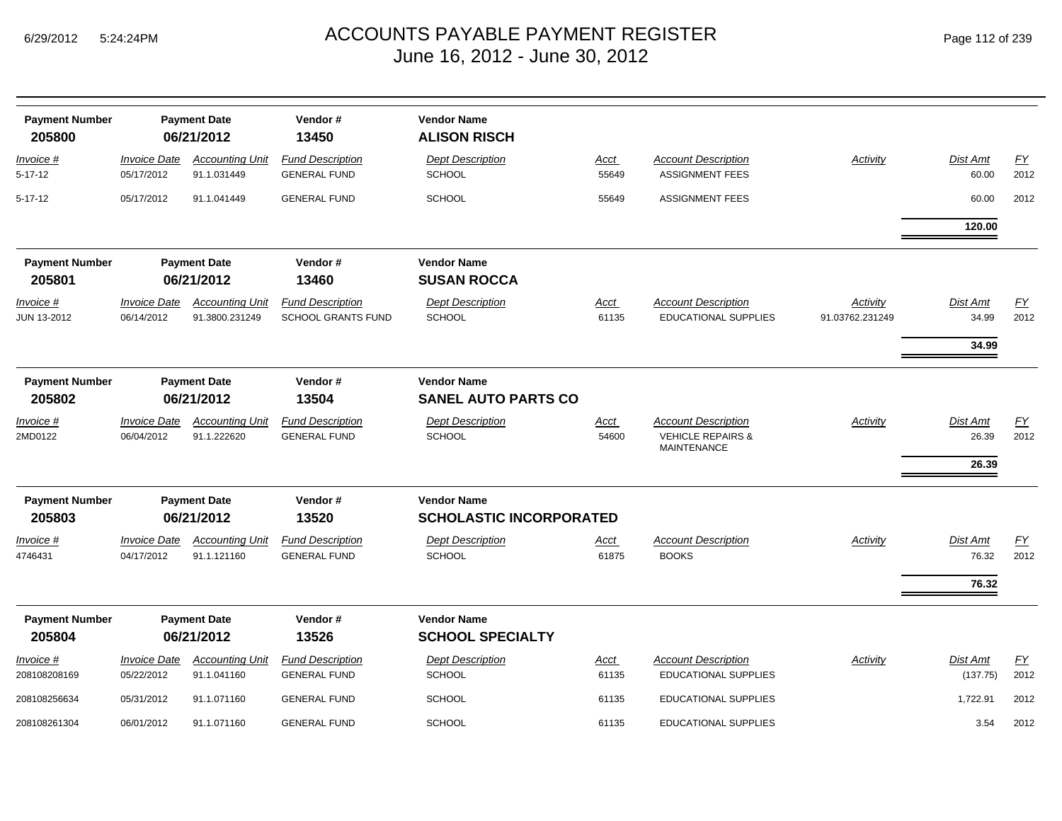# ACCOUNTS PAYABLE PAYMENT REGISTER
## June 16, 2012 - June 30, 2012

| Payment Number | Payment Date | Vendor # | Vendor Name |
|---|---|---|---|
| **205800** | **06/21/2012** | **13450** | **ALISON RISCH** |

| Invoice # | Invoice Date | Accounting Unit | Fund Description | Dept Description | Acct | Account Description | Activity | Dist Amt | FY |
|---|---|---|---|---|---|---|---|---|---|
| 5-17-12 | 05/17/2012 | 91.1.031449 | GENERAL FUND | SCHOOL | 55649 | ASSIGNMENT FEES | | 60.00 | 2012 |
| 5-17-12 | 05/17/2012 | 91.1.041449 | GENERAL FUND | SCHOOL | 55649 | ASSIGNMENT FEES | | 60.00 | 2012 |
| | | | | | | | | **120.00** | |

| Payment Number | Payment Date | Vendor # | Vendor Name |
|---|---|---|---|
| **205801** | **06/21/2012** | **13460** | **SUSAN ROCCA** |

| Invoice # | Invoice Date | Accounting Unit | Fund Description | Dept Description | Acct | Account Description | Activity | Dist Amt | FY |
|---|---|---|---|---|---|---|---|---|---|
| JUN 13-2012 | 06/14/2012 | 91.3800.231249 | SCHOOL GRANTS FUND | SCHOOL | 61135 | EDUCATIONAL SUPPLIES | 91.03762.231249 | 34.99 | 2012 |
| | | | | | | | | **34.99** | |

| Payment Number | Payment Date | Vendor # | Vendor Name |
|---|---|---|---|
| **205802** | **06/21/2012** | **13504** | **SANEL AUTO PARTS CO** |

| Invoice # | Invoice Date | Accounting Unit | Fund Description | Dept Description | Acct | Account Description | Activity | Dist Amt | FY |
|---|---|---|---|---|---|---|---|---|---|
| 2MD0122 | 06/04/2012 | 91.1.222620 | GENERAL FUND | SCHOOL | 54600 | VEHICLE REPAIRS & MAINTENANCE | | 26.39 | 2012 |
| | | | | | | | | **26.39** | |

| Payment Number | Payment Date | Vendor # | Vendor Name |
|---|---|---|---|
| **205803** | **06/21/2012** | **13520** | **SCHOLASTIC INCORPORATED** |

| Invoice # | Invoice Date | Accounting Unit | Fund Description | Dept Description | Acct | Account Description | Activity | Dist Amt | FY |
|---|---|---|---|---|---|---|---|---|---|
| 4746431 | 04/17/2012 | 91.1.121160 | GENERAL FUND | SCHOOL | 61875 | BOOKS | | 76.32 | 2012 |
| | | | | | | | | **76.32** | |

| Payment Number | Payment Date | Vendor # | Vendor Name |
|---|---|---|---|
| **205804** | **06/21/2012** | **13526** | **SCHOOL SPECIALTY** |

| Invoice # | Invoice Date | Accounting Unit | Fund Description | Dept Description | Acct | Account Description | Activity | Dist Amt | FY |
|---|---|---|---|---|---|---|---|---|---|
| 208108208169 | 05/22/2012 | 91.1.041160 | GENERAL FUND | SCHOOL | 61135 | EDUCATIONAL SUPPLIES | | (137.75) | 2012 |
| 208108256634 | 05/31/2012 | 91.1.071160 | GENERAL FUND | SCHOOL | 61135 | EDUCATIONAL SUPPLIES | | 1,722.91 | 2012 |
| 208108261304 | 06/01/2012 | 91.1.071160 | GENERAL FUND | SCHOOL | 61135 | EDUCATIONAL SUPPLIES | | 3.54 | 2012 |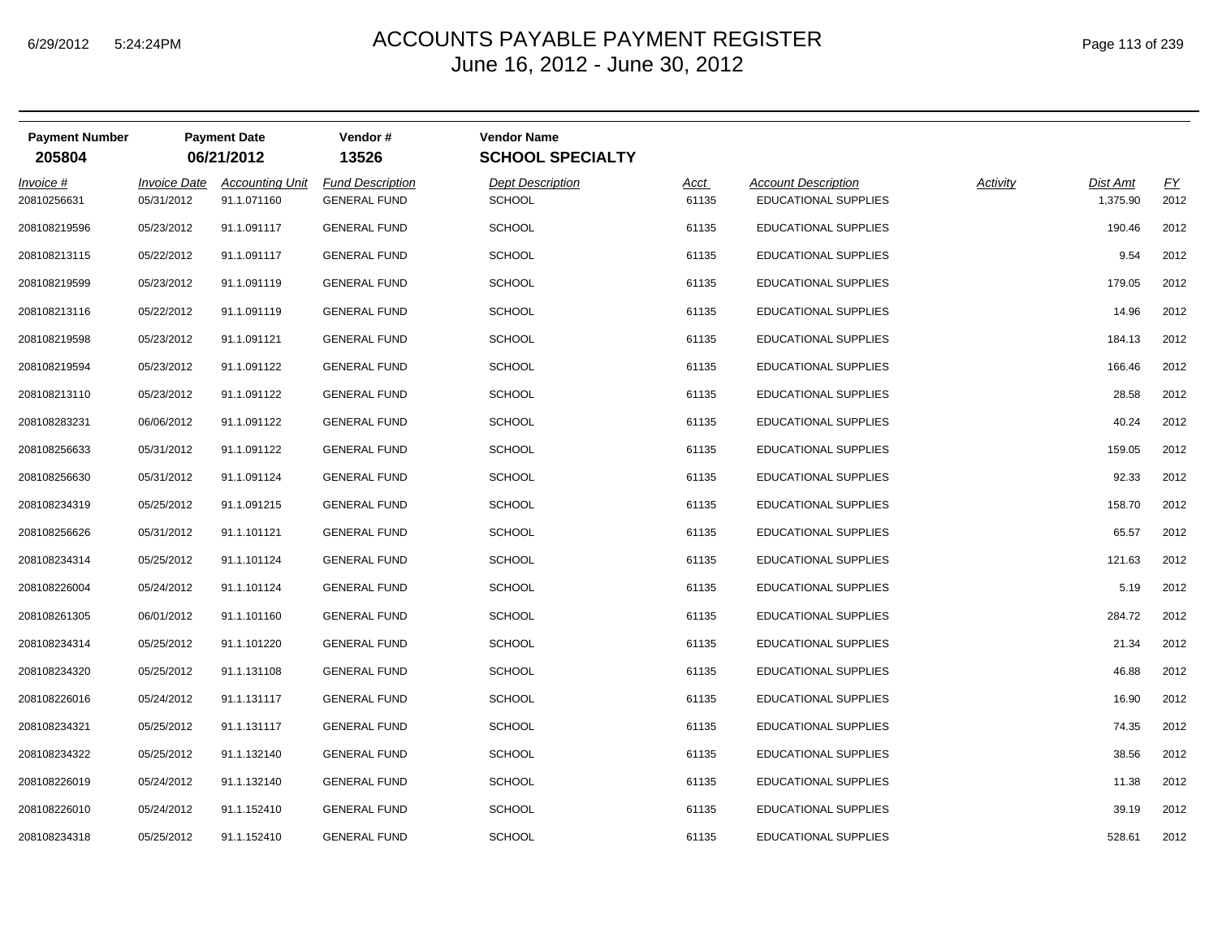# ACCOUNTS PAYABLE PAYMENT REGISTER

June 16, 2012 - June 30, 2012

| Payment Number | Payment Date | Vendor # | Vendor Name |
|---|---|---|---|
| **205804** | **06/21/2012** | **13526** | **SCHOOL SPECIALTY** |

| Invoice # | Invoice Date | Accounting Unit | Fund Description | Dept Description | Acct | Account Description | Activity | Dist Amt | FY |
|---|---|---|---|---|---|---|---|---|---|
| 20810256631 | 05/31/2012 | 91.1.071160 | GENERAL FUND | SCHOOL | 61135 | EDUCATIONAL SUPPLIES | | 1,375.90 | 2012 |
| 208108219596 | 05/23/2012 | 91.1.091117 | GENERAL FUND | SCHOOL | 61135 | EDUCATIONAL SUPPLIES | | 190.46 | 2012 |
| 208108213115 | 05/22/2012 | 91.1.091117 | GENERAL FUND | SCHOOL | 61135 | EDUCATIONAL SUPPLIES | | 9.54 | 2012 |
| 208108219599 | 05/23/2012 | 91.1.091119 | GENERAL FUND | SCHOOL | 61135 | EDUCATIONAL SUPPLIES | | 179.05 | 2012 |
| 208108213116 | 05/22/2012 | 91.1.091119 | GENERAL FUND | SCHOOL | 61135 | EDUCATIONAL SUPPLIES | | 14.96 | 2012 |
| 208108219598 | 05/23/2012 | 91.1.091121 | GENERAL FUND | SCHOOL | 61135 | EDUCATIONAL SUPPLIES | | 184.13 | 2012 |
| 208108219594 | 05/23/2012 | 91.1.091122 | GENERAL FUND | SCHOOL | 61135 | EDUCATIONAL SUPPLIES | | 166.46 | 2012 |
| 208108213110 | 05/23/2012 | 91.1.091122 | GENERAL FUND | SCHOOL | 61135 | EDUCATIONAL SUPPLIES | | 28.58 | 2012 |
| 208108283231 | 06/06/2012 | 91.1.091122 | GENERAL FUND | SCHOOL | 61135 | EDUCATIONAL SUPPLIES | | 40.24 | 2012 |
| 208108256633 | 05/31/2012 | 91.1.091122 | GENERAL FUND | SCHOOL | 61135 | EDUCATIONAL SUPPLIES | | 159.05 | 2012 |
| 208108256630 | 05/31/2012 | 91.1.091124 | GENERAL FUND | SCHOOL | 61135 | EDUCATIONAL SUPPLIES | | 92.33 | 2012 |
| 208108234319 | 05/25/2012 | 91.1.091215 | GENERAL FUND | SCHOOL | 61135 | EDUCATIONAL SUPPLIES | | 158.70 | 2012 |
| 208108256626 | 05/31/2012 | 91.1.101121 | GENERAL FUND | SCHOOL | 61135 | EDUCATIONAL SUPPLIES | | 65.57 | 2012 |
| 208108234314 | 05/25/2012 | 91.1.101124 | GENERAL FUND | SCHOOL | 61135 | EDUCATIONAL SUPPLIES | | 121.63 | 2012 |
| 208108226004 | 05/24/2012 | 91.1.101124 | GENERAL FUND | SCHOOL | 61135 | EDUCATIONAL SUPPLIES | | 5.19 | 2012 |
| 208108261305 | 06/01/2012 | 91.1.101160 | GENERAL FUND | SCHOOL | 61135 | EDUCATIONAL SUPPLIES | | 284.72 | 2012 |
| 208108234314 | 05/25/2012 | 91.1.101220 | GENERAL FUND | SCHOOL | 61135 | EDUCATIONAL SUPPLIES | | 21.34 | 2012 |
| 208108234320 | 05/25/2012 | 91.1.131108 | GENERAL FUND | SCHOOL | 61135 | EDUCATIONAL SUPPLIES | | 46.88 | 2012 |
| 208108226016 | 05/24/2012 | 91.1.131117 | GENERAL FUND | SCHOOL | 61135 | EDUCATIONAL SUPPLIES | | 16.90 | 2012 |
| 208108234321 | 05/25/2012 | 91.1.131117 | GENERAL FUND | SCHOOL | 61135 | EDUCATIONAL SUPPLIES | | 74.35 | 2012 |
| 208108234322 | 05/25/2012 | 91.1.132140 | GENERAL FUND | SCHOOL | 61135 | EDUCATIONAL SUPPLIES | | 38.56 | 2012 |
| 208108226019 | 05/24/2012 | 91.1.132140 | GENERAL FUND | SCHOOL | 61135 | EDUCATIONAL SUPPLIES | | 11.38 | 2012 |
| 208108226010 | 05/24/2012 | 91.1.152410 | GENERAL FUND | SCHOOL | 61135 | EDUCATIONAL SUPPLIES | | 39.19 | 2012 |
| 208108234318 | 05/25/2012 | 91.1.152410 | GENERAL FUND | SCHOOL | 61135 | EDUCATIONAL SUPPLIES | | 528.61 | 2012 |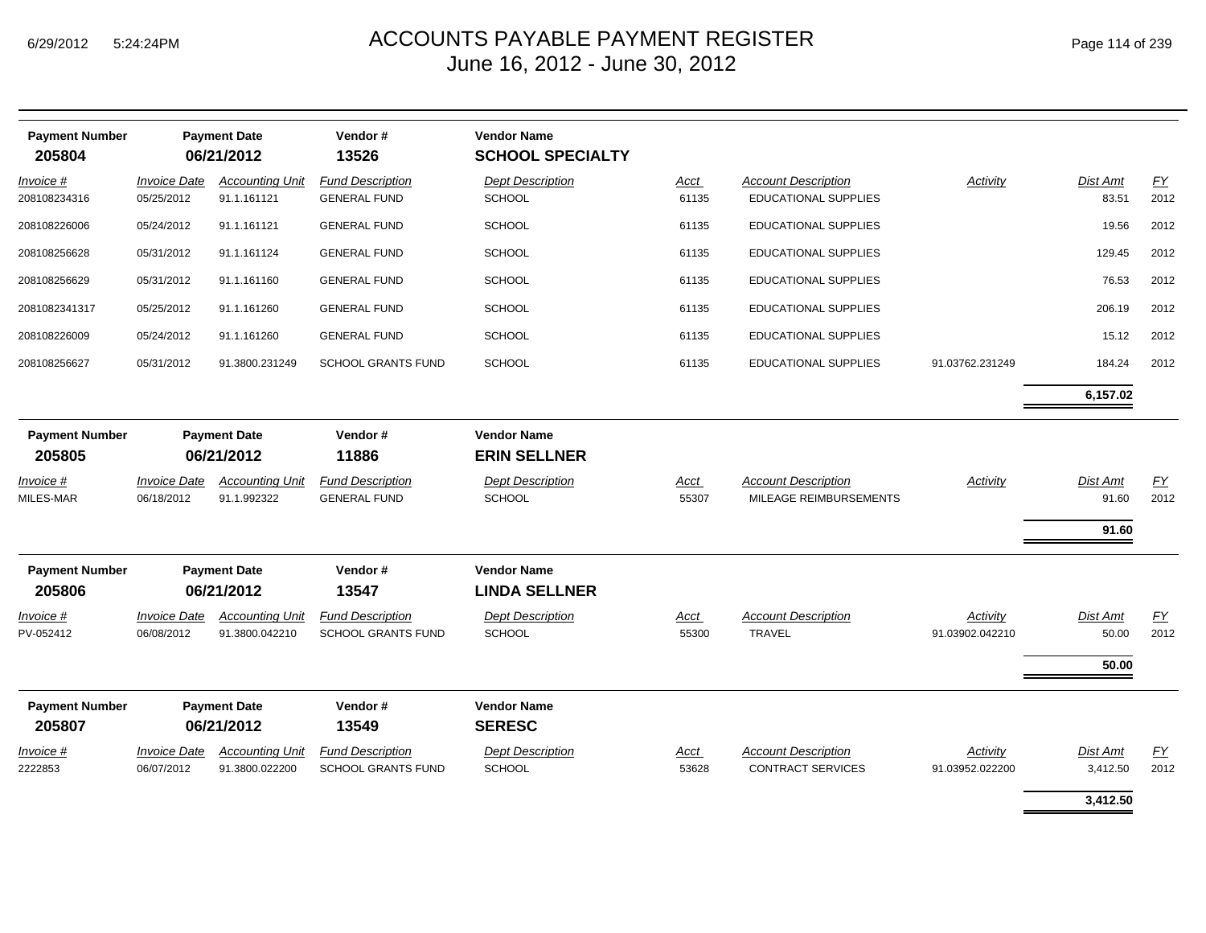# ACCOUNTS PAYABLE PAYMENT REGISTER
## June 16, 2012 - June 30, 2012

| Payment Number | Payment Date | Vendor # | Vendor Name |
|---|---|---|---|
| **205804** | **06/21/2012** | **13526** | **SCHOOL SPECIALTY** |

| *Invoice #* | *Invoice Date* | *Accounting Unit* | *Fund Description* | *Dept Description* | *Acct* | *Account Description* | *Activity* | *Dist Amt* | *FY* |
|---|---|---|---|---|---|---|---|---|---|
| 208108234316 | 05/25/2012 | 91.1.161121 | GENERAL FUND | SCHOOL | 61135 | EDUCATIONAL SUPPLIES | | 83.51 | 2012 |
| 208108226006 | 05/24/2012 | 91.1.161121 | GENERAL FUND | SCHOOL | 61135 | EDUCATIONAL SUPPLIES | | 19.56 | 2012 |
| 208108256628 | 05/31/2012 | 91.1.161124 | GENERAL FUND | SCHOOL | 61135 | EDUCATIONAL SUPPLIES | | 129.45 | 2012 |
| 208108256629 | 05/31/2012 | 91.1.161160 | GENERAL FUND | SCHOOL | 61135 | EDUCATIONAL SUPPLIES | | 76.53 | 2012 |
| 2081082341317 | 05/25/2012 | 91.1.161260 | GENERAL FUND | SCHOOL | 61135 | EDUCATIONAL SUPPLIES | | 206.19 | 2012 |
| 208108226009 | 05/24/2012 | 91.1.161260 | GENERAL FUND | SCHOOL | 61135 | EDUCATIONAL SUPPLIES | | 15.12 | 2012 |
| 208108256627 | 05/31/2012 | 91.3800.231249 | SCHOOL GRANTS FUND | SCHOOL | 61135 | EDUCATIONAL SUPPLIES | 91.03762.231249 | 184.24 | 2012 |
| | | | | | | | | **6,157.02** | |

| Payment Number | Payment Date | Vendor # | Vendor Name |
|---|---|---|---|
| **205805** | **06/21/2012** | **11886** | **ERIN SELLNER** |

| *Invoice #* | *Invoice Date* | *Accounting Unit* | *Fund Description* | *Dept Description* | *Acct* | *Account Description* | *Activity* | *Dist Amt* | *FY* |
|---|---|---|---|---|---|---|---|---|---|
| MILES-MAR | 06/18/2012 | 91.1.992322 | GENERAL FUND | SCHOOL | 55307 | MILEAGE REIMBURSEMENTS | | 91.60 | 2012 |
| | | | | | | | | **91.60** | |

| Payment Number | Payment Date | Vendor # | Vendor Name |
|---|---|---|---|
| **205806** | **06/21/2012** | **13547** | **LINDA SELLNER** |

| *Invoice #* | *Invoice Date* | *Accounting Unit* | *Fund Description* | *Dept Description* | *Acct* | *Account Description* | *Activity* | *Dist Amt* | *FY* |
|---|---|---|---|---|---|---|---|---|---|
| PV-052412 | 06/08/2012 | 91.3800.042210 | SCHOOL GRANTS FUND | SCHOOL | 55300 | TRAVEL | 91.03902.042210 | 50.00 | 2012 |
| | | | | | | | | **50.00** | |

| Payment Number | Payment Date | Vendor # | Vendor Name |
|---|---|---|---|
| **205807** | **06/21/2012** | **13549** | **SERESC** |

| *Invoice #* | *Invoice Date* | *Accounting Unit* | *Fund Description* | *Dept Description* | *Acct* | *Account Description* | *Activity* | *Dist Amt* | *FY* |
|---|---|---|---|---|---|---|---|---|---|
| 2222853 | 06/07/2012 | 91.3800.022200 | SCHOOL GRANTS FUND | SCHOOL | 53628 | CONTRACT SERVICES | 91.03952.022200 | 3,412.50 | 2012 |
| | | | | | | | | **3,412.50** | |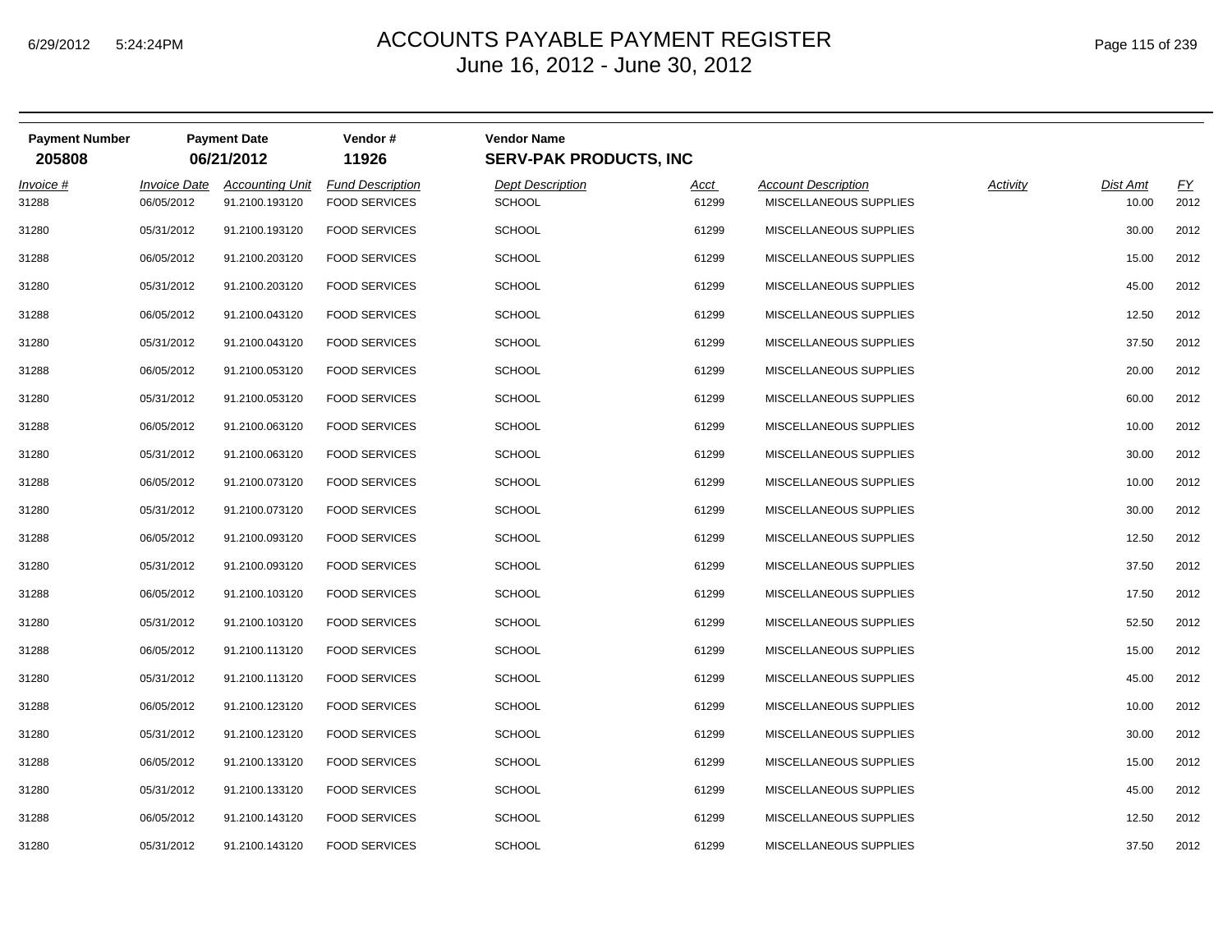# ACCOUNTS PAYABLE PAYMENT REGISTER
June 16, 2012 - June 30, 2012

| Payment Number | Payment Date | Vendor # | Vendor Name |
|---|---|---|---|
| **205808** | **06/21/2012** | **11926** | **SERV-PAK PRODUCTS, INC** |

| *Invoice #* | *Invoice Date* | *Accounting Unit* | *Fund Description* | *Dept Description* | *Acct* | *Account Description* | *Activity* | *Dist Amt* | *FY* |
|---|---|---|---|---|---|---|---|---|---|
| 31288 | 06/05/2012 | 91.2100.193120 | FOOD SERVICES | SCHOOL | 61299 | MISCELLANEOUS SUPPLIES | | 10.00 | 2012 |
| 31280 | 05/31/2012 | 91.2100.193120 | FOOD SERVICES | SCHOOL | 61299 | MISCELLANEOUS SUPPLIES | | 30.00 | 2012 |
| 31288 | 06/05/2012 | 91.2100.203120 | FOOD SERVICES | SCHOOL | 61299 | MISCELLANEOUS SUPPLIES | | 15.00 | 2012 |
| 31280 | 05/31/2012 | 91.2100.203120 | FOOD SERVICES | SCHOOL | 61299 | MISCELLANEOUS SUPPLIES | | 45.00 | 2012 |
| 31288 | 06/05/2012 | 91.2100.043120 | FOOD SERVICES | SCHOOL | 61299 | MISCELLANEOUS SUPPLIES | | 12.50 | 2012 |
| 31280 | 05/31/2012 | 91.2100.043120 | FOOD SERVICES | SCHOOL | 61299 | MISCELLANEOUS SUPPLIES | | 37.50 | 2012 |
| 31288 | 06/05/2012 | 91.2100.053120 | FOOD SERVICES | SCHOOL | 61299 | MISCELLANEOUS SUPPLIES | | 20.00 | 2012 |
| 31280 | 05/31/2012 | 91.2100.053120 | FOOD SERVICES | SCHOOL | 61299 | MISCELLANEOUS SUPPLIES | | 60.00 | 2012 |
| 31288 | 06/05/2012 | 91.2100.063120 | FOOD SERVICES | SCHOOL | 61299 | MISCELLANEOUS SUPPLIES | | 10.00 | 2012 |
| 31280 | 05/31/2012 | 91.2100.063120 | FOOD SERVICES | SCHOOL | 61299 | MISCELLANEOUS SUPPLIES | | 30.00 | 2012 |
| 31288 | 06/05/2012 | 91.2100.073120 | FOOD SERVICES | SCHOOL | 61299 | MISCELLANEOUS SUPPLIES | | 10.00 | 2012 |
| 31280 | 05/31/2012 | 91.2100.073120 | FOOD SERVICES | SCHOOL | 61299 | MISCELLANEOUS SUPPLIES | | 30.00 | 2012 |
| 31288 | 06/05/2012 | 91.2100.093120 | FOOD SERVICES | SCHOOL | 61299 | MISCELLANEOUS SUPPLIES | | 12.50 | 2012 |
| 31280 | 05/31/2012 | 91.2100.093120 | FOOD SERVICES | SCHOOL | 61299 | MISCELLANEOUS SUPPLIES | | 37.50 | 2012 |
| 31288 | 06/05/2012 | 91.2100.103120 | FOOD SERVICES | SCHOOL | 61299 | MISCELLANEOUS SUPPLIES | | 17.50 | 2012 |
| 31280 | 05/31/2012 | 91.2100.103120 | FOOD SERVICES | SCHOOL | 61299 | MISCELLANEOUS SUPPLIES | | 52.50 | 2012 |
| 31288 | 06/05/2012 | 91.2100.113120 | FOOD SERVICES | SCHOOL | 61299 | MISCELLANEOUS SUPPLIES | | 15.00 | 2012 |
| 31280 | 05/31/2012 | 91.2100.113120 | FOOD SERVICES | SCHOOL | 61299 | MISCELLANEOUS SUPPLIES | | 45.00 | 2012 |
| 31288 | 06/05/2012 | 91.2100.123120 | FOOD SERVICES | SCHOOL | 61299 | MISCELLANEOUS SUPPLIES | | 10.00 | 2012 |
| 31280 | 05/31/2012 | 91.2100.123120 | FOOD SERVICES | SCHOOL | 61299 | MISCELLANEOUS SUPPLIES | | 30.00 | 2012 |
| 31288 | 06/05/2012 | 91.2100.133120 | FOOD SERVICES | SCHOOL | 61299 | MISCELLANEOUS SUPPLIES | | 15.00 | 2012 |
| 31280 | 05/31/2012 | 91.2100.133120 | FOOD SERVICES | SCHOOL | 61299 | MISCELLANEOUS SUPPLIES | | 45.00 | 2012 |
| 31288 | 06/05/2012 | 91.2100.143120 | FOOD SERVICES | SCHOOL | 61299 | MISCELLANEOUS SUPPLIES | | 12.50 | 2012 |
| 31280 | 05/31/2012 | 91.2100.143120 | FOOD SERVICES | SCHOOL | 61299 | MISCELLANEOUS SUPPLIES | | 37.50 | 2012 |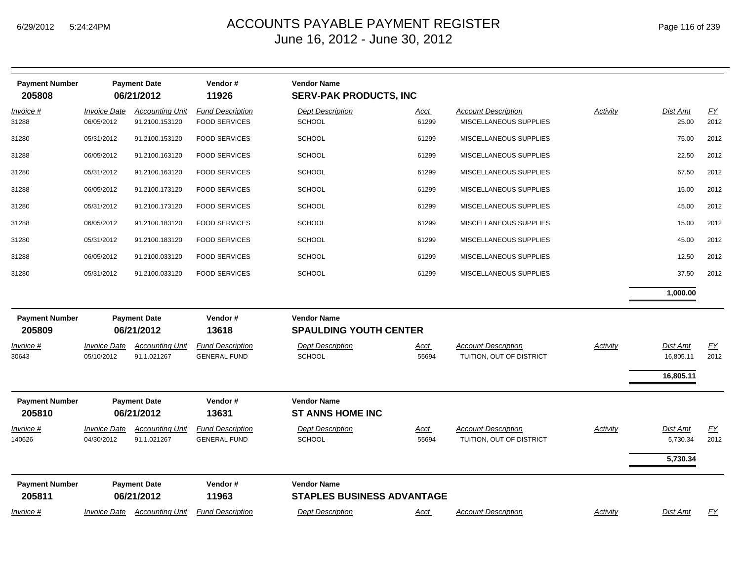# ACCOUNTS PAYABLE PAYMENT REGISTER
## June 16, 2012 - June 30, 2012

| Payment Number | Payment Date | Vendor # | Vendor Name |
|---|---|---|---|
| 205808 | 06/21/2012 | 11926 | SERV-PAK PRODUCTS, INC |

| Invoice # | Invoice Date | Accounting Unit | Fund Description | Dept Description | Acct | Account Description | Activity | Dist Amt | FY |
|---|---|---|---|---|---|---|---|---|---|
| 31288 | 06/05/2012 | 91.2100.153120 | FOOD SERVICES | SCHOOL | 61299 | MISCELLANEOUS SUPPLIES | | 25.00 | 2012 |
| 31280 | 05/31/2012 | 91.2100.153120 | FOOD SERVICES | SCHOOL | 61299 | MISCELLANEOUS SUPPLIES | | 75.00 | 2012 |
| 31288 | 06/05/2012 | 91.2100.163120 | FOOD SERVICES | SCHOOL | 61299 | MISCELLANEOUS SUPPLIES | | 22.50 | 2012 |
| 31280 | 05/31/2012 | 91.2100.163120 | FOOD SERVICES | SCHOOL | 61299 | MISCELLANEOUS SUPPLIES | | 67.50 | 2012 |
| 31288 | 06/05/2012 | 91.2100.173120 | FOOD SERVICES | SCHOOL | 61299 | MISCELLANEOUS SUPPLIES | | 15.00 | 2012 |
| 31280 | 05/31/2012 | 91.2100.173120 | FOOD SERVICES | SCHOOL | 61299 | MISCELLANEOUS SUPPLIES | | 45.00 | 2012 |
| 31288 | 06/05/2012 | 91.2100.183120 | FOOD SERVICES | SCHOOL | 61299 | MISCELLANEOUS SUPPLIES | | 15.00 | 2012 |
| 31280 | 05/31/2012 | 91.2100.183120 | FOOD SERVICES | SCHOOL | 61299 | MISCELLANEOUS SUPPLIES | | 45.00 | 2012 |
| 31288 | 06/05/2012 | 91.2100.033120 | FOOD SERVICES | SCHOOL | 61299 | MISCELLANEOUS SUPPLIES | | 12.50 | 2012 |
| 31280 | 05/31/2012 | 91.2100.033120 | FOOD SERVICES | SCHOOL | 61299 | MISCELLANEOUS SUPPLIES | | 37.50 | 2012 |
| | | | | | | | | **1,000.00** | |

| Payment Number | Payment Date | Vendor # | Vendor Name |
|---|---|---|---|
| 205809 | 06/21/2012 | 13618 | SPAULDING YOUTH CENTER |

| Invoice # | Invoice Date | Accounting Unit | Fund Description | Dept Description | Acct | Account Description | Activity | Dist Amt | FY |
|---|---|---|---|---|---|---|---|---|---|
| 30643 | 05/10/2012 | 91.1.021267 | GENERAL FUND | SCHOOL | 55694 | TUITION, OUT OF DISTRICT | | 16,805.11 | 2012 |
| | | | | | | | | **16,805.11** | |

| Payment Number | Payment Date | Vendor # | Vendor Name |
|---|---|---|---|
| 205810 | 06/21/2012 | 13631 | ST ANNS HOME INC |

| Invoice # | Invoice Date | Accounting Unit | Fund Description | Dept Description | Acct | Account Description | Activity | Dist Amt | FY |
|---|---|---|---|---|---|---|---|---|---|
| 140626 | 04/30/2012 | 91.1.021267 | GENERAL FUND | SCHOOL | 55694 | TUITION, OUT OF DISTRICT | | 5,730.34 | 2012 |
| | | | | | | | | **5,730.34** | |

| Payment Number | Payment Date | Vendor # | Vendor Name |
|---|---|---|---|
| 205811 | 06/21/2012 | 11963 | STAPLES BUSINESS ADVANTAGE |

| Invoice # | Invoice Date | Accounting Unit | Fund Description | Dept Description | Acct | Account Description | Activity | Dist Amt | FY |
|---|---|---|---|---|---|---|---|---|---|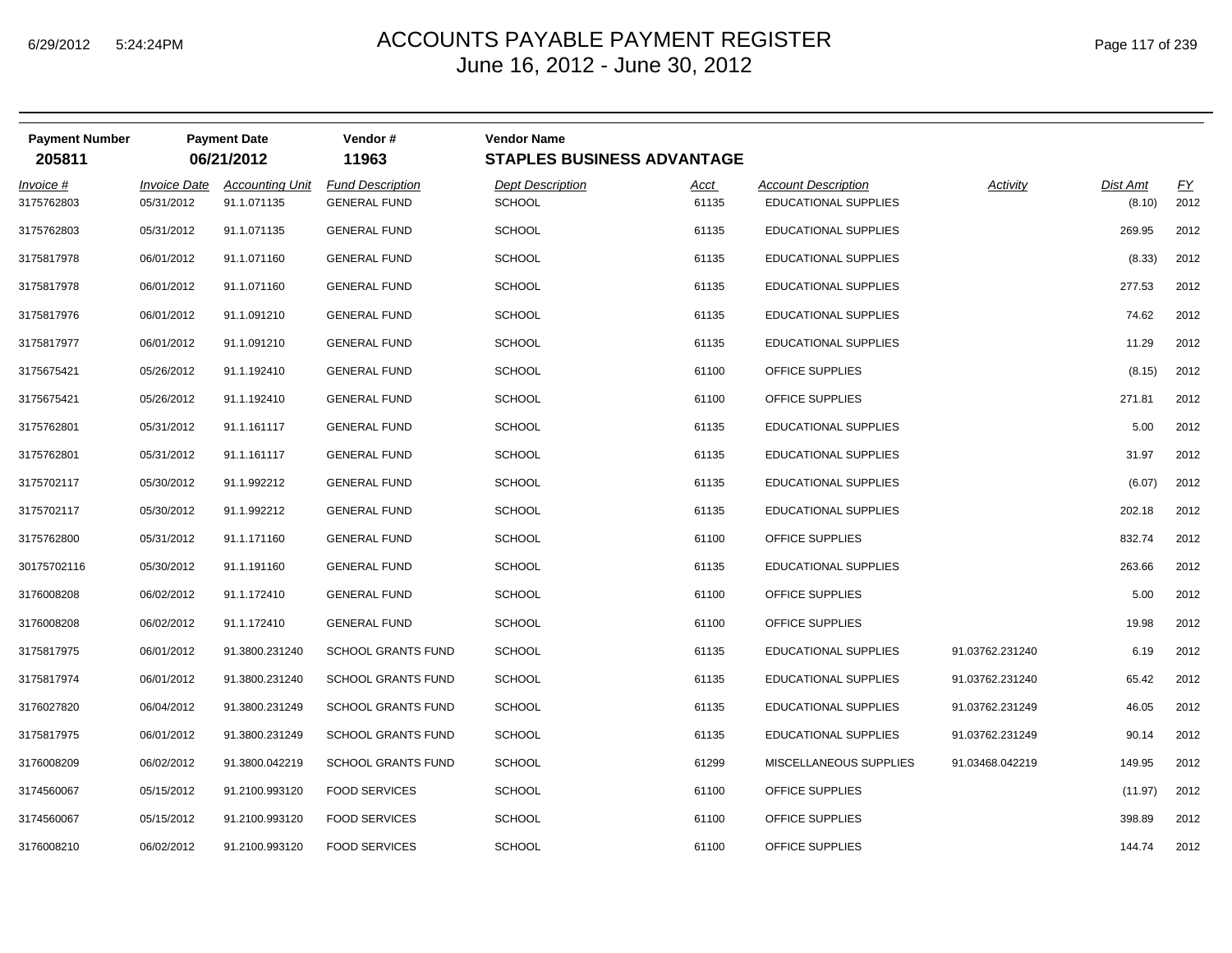# ACCOUNTS PAYABLE PAYMENT REGISTER
## June 16, 2012 - June 30, 2012

| Payment Number | Payment Date | Vendor # | Vendor Name |
|---|---|---|---|
| **205811** | **06/21/2012** | **11963** | **STAPLES BUSINESS ADVANTAGE** |

| *Invoice #* | *Invoice Date* | *Accounting Unit* | *Fund Description* | *Dept Description* | *Acct* | *Account Description* | *Activity* | *Dist Amt* | *FY* |
|---|---|---|---|---|---|---|---|---|---|
| 3175762803 | 05/31/2012 | 91.1.071135 | GENERAL FUND | SCHOOL | 61135 | EDUCATIONAL SUPPLIES | | (8.10) | 2012 |
| 3175762803 | 05/31/2012 | 91.1.071135 | GENERAL FUND | SCHOOL | 61135 | EDUCATIONAL SUPPLIES | | 269.95 | 2012 |
| 3175817978 | 06/01/2012 | 91.1.071160 | GENERAL FUND | SCHOOL | 61135 | EDUCATIONAL SUPPLIES | | (8.33) | 2012 |
| 3175817978 | 06/01/2012 | 91.1.071160 | GENERAL FUND | SCHOOL | 61135 | EDUCATIONAL SUPPLIES | | 277.53 | 2012 |
| 3175817976 | 06/01/2012 | 91.1.091210 | GENERAL FUND | SCHOOL | 61135 | EDUCATIONAL SUPPLIES | | 74.62 | 2012 |
| 3175817977 | 06/01/2012 | 91.1.091210 | GENERAL FUND | SCHOOL | 61135 | EDUCATIONAL SUPPLIES | | 11.29 | 2012 |
| 3175675421 | 05/26/2012 | 91.1.192410 | GENERAL FUND | SCHOOL | 61100 | OFFICE SUPPLIES | | (8.15) | 2012 |
| 3175675421 | 05/26/2012 | 91.1.192410 | GENERAL FUND | SCHOOL | 61100 | OFFICE SUPPLIES | | 271.81 | 2012 |
| 3175762801 | 05/31/2012 | 91.1.161117 | GENERAL FUND | SCHOOL | 61135 | EDUCATIONAL SUPPLIES | | 5.00 | 2012 |
| 3175762801 | 05/31/2012 | 91.1.161117 | GENERAL FUND | SCHOOL | 61135 | EDUCATIONAL SUPPLIES | | 31.97 | 2012 |
| 3175702117 | 05/30/2012 | 91.1.992212 | GENERAL FUND | SCHOOL | 61135 | EDUCATIONAL SUPPLIES | | (6.07) | 2012 |
| 3175702117 | 05/30/2012 | 91.1.992212 | GENERAL FUND | SCHOOL | 61135 | EDUCATIONAL SUPPLIES | | 202.18 | 2012 |
| 3175762800 | 05/31/2012 | 91.1.171160 | GENERAL FUND | SCHOOL | 61100 | OFFICE SUPPLIES | | 832.74 | 2012 |
| 30175702116 | 05/30/2012 | 91.1.191160 | GENERAL FUND | SCHOOL | 61135 | EDUCATIONAL SUPPLIES | | 263.66 | 2012 |
| 3176008208 | 06/02/2012 | 91.1.172410 | GENERAL FUND | SCHOOL | 61100 | OFFICE SUPPLIES | | 5.00 | 2012 |
| 3176008208 | 06/02/2012 | 91.1.172410 | GENERAL FUND | SCHOOL | 61100 | OFFICE SUPPLIES | | 19.98 | 2012 |
| 3175817975 | 06/01/2012 | 91.3800.231240 | SCHOOL GRANTS FUND | SCHOOL | 61135 | EDUCATIONAL SUPPLIES | 91.03762.231240 | 6.19 | 2012 |
| 3175817974 | 06/01/2012 | 91.3800.231240 | SCHOOL GRANTS FUND | SCHOOL | 61135 | EDUCATIONAL SUPPLIES | 91.03762.231240 | 65.42 | 2012 |
| 3176027820 | 06/04/2012 | 91.3800.231249 | SCHOOL GRANTS FUND | SCHOOL | 61135 | EDUCATIONAL SUPPLIES | 91.03762.231249 | 46.05 | 2012 |
| 3175817975 | 06/01/2012 | 91.3800.231249 | SCHOOL GRANTS FUND | SCHOOL | 61135 | EDUCATIONAL SUPPLIES | 91.03762.231249 | 90.14 | 2012 |
| 3176008209 | 06/02/2012 | 91.3800.042219 | SCHOOL GRANTS FUND | SCHOOL | 61299 | MISCELLANEOUS SUPPLIES | 91.03468.042219 | 149.95 | 2012 |
| 3174560067 | 05/15/2012 | 91.2100.993120 | FOOD SERVICES | SCHOOL | 61100 | OFFICE SUPPLIES | | (11.97) | 2012 |
| 3174560067 | 05/15/2012 | 91.2100.993120 | FOOD SERVICES | SCHOOL | 61100 | OFFICE SUPPLIES | | 398.89 | 2012 |
| 3176008210 | 06/02/2012 | 91.2100.993120 | FOOD SERVICES | SCHOOL | 61100 | OFFICE SUPPLIES | | 144.74 | 2012 |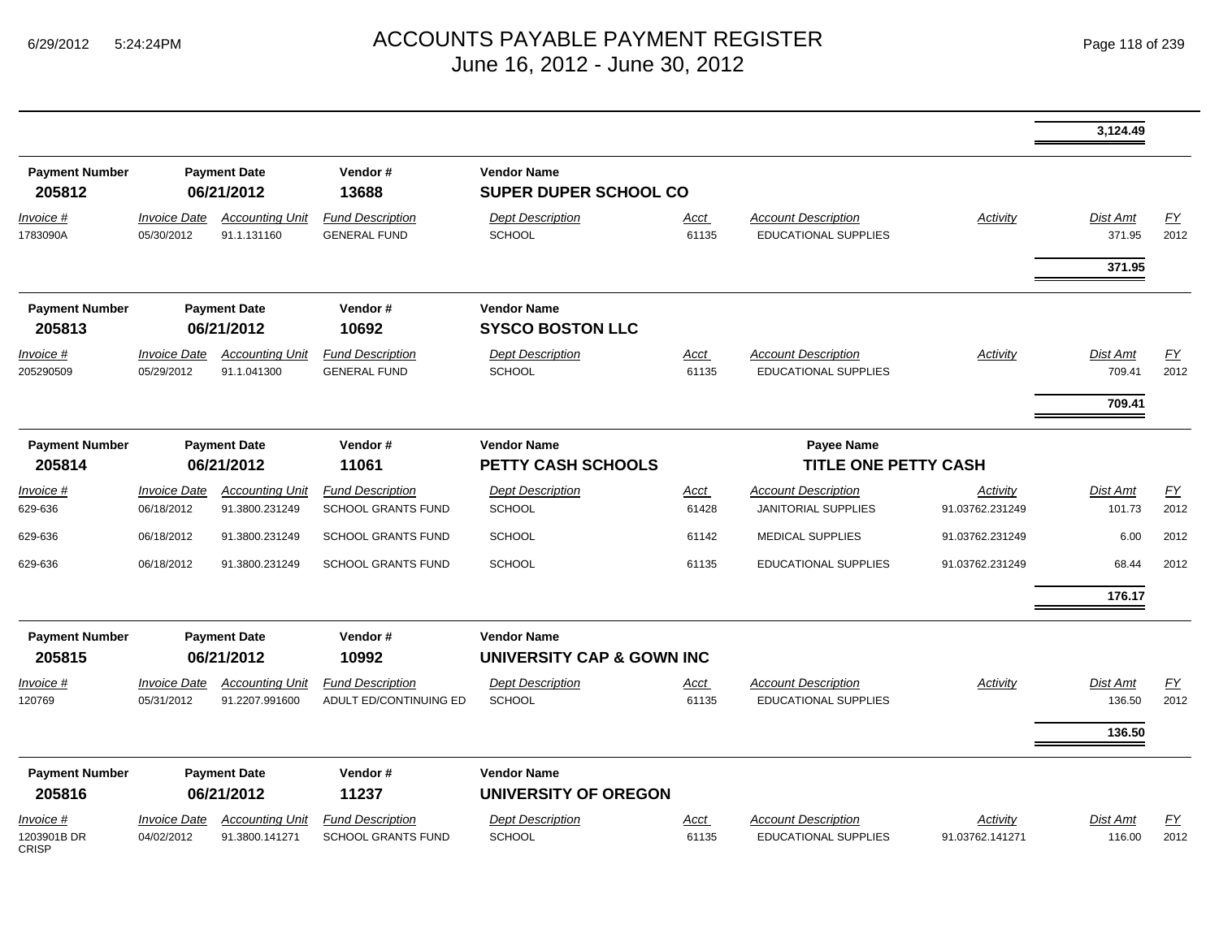# ACCOUNTS PAYABLE PAYMENT REGISTER
June 16, 2012 - June 30, 2012

| | | | | | | | | | |
|---|---|---|---|---|---|---|---|---|---|
| | | | | | | | | 3,124.49 | |

| Payment Number | Payment Date | Vendor # | Vendor Name |
|---|---|---|---|
| **205812** | **06/21/2012** | **13688** | **SUPER DUPER SCHOOL CO** |

| Invoice # | Invoice Date | Accounting Unit | Fund Description | Dept Description | Acct | Account Description | Activity | Dist Amt | FY |
|---|---|---|---|---|---|---|---|---|---|
| 1783090A | 05/30/2012 | 91.1.131160 | GENERAL FUND | SCHOOL | 61135 | EDUCATIONAL SUPPLIES | | 371.95 | 2012 |
| | | | | | | | | **371.95** | |

| Payment Number | Payment Date | Vendor # | Vendor Name |
|---|---|---|---|
| **205813** | **06/21/2012** | **10692** | **SYSCO BOSTON LLC** |

| Invoice # | Invoice Date | Accounting Unit | Fund Description | Dept Description | Acct | Account Description | Activity | Dist Amt | FY |
|---|---|---|---|---|---|---|---|---|---|
| 205290509 | 05/29/2012 | 91.1.041300 | GENERAL FUND | SCHOOL | 61135 | EDUCATIONAL SUPPLIES | | 709.41 | 2012 |
| | | | | | | | | **709.41** | |

| Payment Number | Payment Date | Vendor # | Vendor Name | Payee Name |
|---|---|---|---|---|
| **205814** | **06/21/2012** | **11061** | **PETTY CASH SCHOOLS** | **TITLE ONE PETTY CASH** |

| Invoice # | Invoice Date | Accounting Unit | Fund Description | Dept Description | Acct | Account Description | Activity | Dist Amt | FY |
|---|---|---|---|---|---|---|---|---|---|
| 629-636 | 06/18/2012 | 91.3800.231249 | SCHOOL GRANTS FUND | SCHOOL | 61428 | JANITORIAL SUPPLIES | 91.03762.231249 | 101.73 | 2012 |
| 629-636 | 06/18/2012 | 91.3800.231249 | SCHOOL GRANTS FUND | SCHOOL | 61142 | MEDICAL SUPPLIES | 91.03762.231249 | 6.00 | 2012 |
| 629-636 | 06/18/2012 | 91.3800.231249 | SCHOOL GRANTS FUND | SCHOOL | 61135 | EDUCATIONAL SUPPLIES | 91.03762.231249 | 68.44 | 2012 |
| | | | | | | | | **176.17** | |

| Payment Number | Payment Date | Vendor # | Vendor Name |
|---|---|---|---|
| **205815** | **06/21/2012** | **10992** | **UNIVERSITY CAP & GOWN INC** |

| Invoice # | Invoice Date | Accounting Unit | Fund Description | Dept Description | Acct | Account Description | Activity | Dist Amt | FY |
|---|---|---|---|---|---|---|---|---|---|
| 120769 | 05/31/2012 | 91.2207.991600 | ADULT ED/CONTINUING ED | SCHOOL | 61135 | EDUCATIONAL SUPPLIES | | 136.50 | 2012 |
| | | | | | | | | **136.50** | |

| Payment Number | Payment Date | Vendor # | Vendor Name |
|---|---|---|---|
| **205816** | **06/21/2012** | **11237** | **UNIVERSITY OF OREGON** |

| Invoice # | Invoice Date | Accounting Unit | Fund Description | Dept Description | Acct | Account Description | Activity | Dist Amt | FY |
|---|---|---|---|---|---|---|---|---|---|
| 1203901B DR CRISP | 04/02/2012 | 91.3800.141271 | SCHOOL GRANTS FUND | SCHOOL | 61135 | EDUCATIONAL SUPPLIES | 91.03762.141271 | 116.00 | 2012 |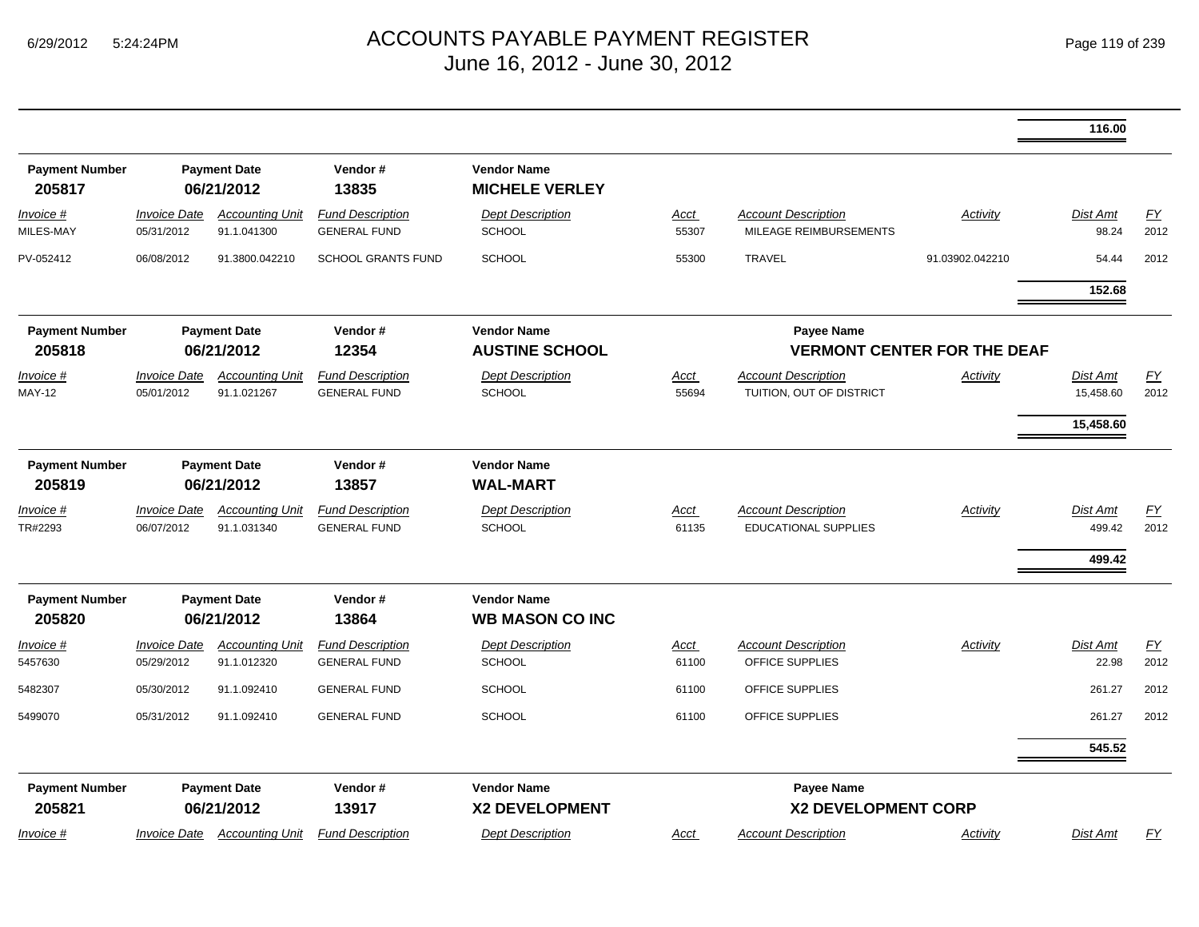| | | | | | | | | | |
|---|---|---|---|---|---|---|---|---|---|
| | | | | | | | | **116.00** | |

**Payment Number** 205817 | **Payment Date** 06/21/2012 | **Vendor #** 13835 | **Vendor Name** MICHELE VERLEY

| Invoice # | Invoice Date | Accounting Unit | Fund Description | Dept Description | Acct | Account Description | Activity | Dist Amt | FY |
|---|---|---|---|---|---|---|---|---|---|
| MILES-MAY | 05/31/2012 | 91.1.041300 | GENERAL FUND | SCHOOL | 55307 | MILEAGE REIMBURSEMENTS | | 98.24 | 2012 |
| PV-052412 | 06/08/2012 | 91.3800.042210 | SCHOOL GRANTS FUND | SCHOOL | 55300 | TRAVEL | 91.03902.042210 | 54.44 | 2012 |
| | | | | | | | | **152.68** | |

**Payment Number** 205818 | **Payment Date** 06/21/2012 | **Vendor #** 12354 | **Vendor Name** AUSTINE SCHOOL | **Payee Name** VERMONT CENTER FOR THE DEAF

| Invoice # | Invoice Date | Accounting Unit | Fund Description | Dept Description | Acct | Account Description | Activity | Dist Amt | FY |
|---|---|---|---|---|---|---|---|---|---|
| MAY-12 | 05/01/2012 | 91.1.021267 | GENERAL FUND | SCHOOL | 55694 | TUITION, OUT OF DISTRICT | | 15,458.60 | 2012 |
| | | | | | | | | **15,458.60** | |

**Payment Number** 205819 | **Payment Date** 06/21/2012 | **Vendor #** 13857 | **Vendor Name** WAL-MART

| Invoice # | Invoice Date | Accounting Unit | Fund Description | Dept Description | Acct | Account Description | Activity | Dist Amt | FY |
|---|---|---|---|---|---|---|---|---|---|
| TR#2293 | 06/07/2012 | 91.1.031340 | GENERAL FUND | SCHOOL | 61135 | EDUCATIONAL SUPPLIES | | 499.42 | 2012 |
| | | | | | | | | **499.42** | |

**Payment Number** 205820 | **Payment Date** 06/21/2012 | **Vendor #** 13864 | **Vendor Name** WB MASON CO INC

| Invoice # | Invoice Date | Accounting Unit | Fund Description | Dept Description | Acct | Account Description | Activity | Dist Amt | FY |
|---|---|---|---|---|---|---|---|---|---|
| 5457630 | 05/29/2012 | 91.1.012320 | GENERAL FUND | SCHOOL | 61100 | OFFICE SUPPLIES | | 22.98 | 2012 |
| 5482307 | 05/30/2012 | 91.1.092410 | GENERAL FUND | SCHOOL | 61100 | OFFICE SUPPLIES | | 261.27 | 2012 |
| 5499070 | 05/31/2012 | 91.1.092410 | GENERAL FUND | SCHOOL | 61100 | OFFICE SUPPLIES | | 261.27 | 2012 |
| | | | | | | | | **545.52** | |

**Payment Number** 205821 | **Payment Date** 06/21/2012 | **Vendor #** 13917 | **Vendor Name** X2 DEVELOPMENT | **Payee Name** X2 DEVELOPMENT CORP

| Invoice # | Invoice Date | Accounting Unit | Fund Description | Dept Description | Acct | Account Description | Activity | Dist Amt | FY |
|---|---|---|---|---|---|---|---|---|---|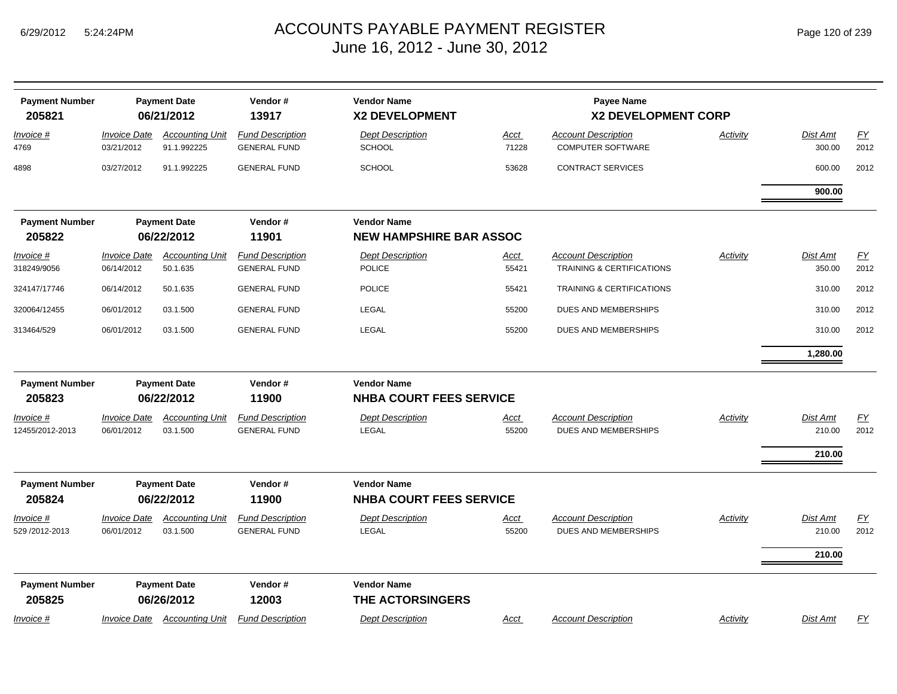# ACCOUNTS PAYABLE PAYMENT REGISTER
June 16, 2012 - June 30, 2012

| Payment Number | Payment Date | Vendor # | Vendor Name | Payee Name |
|---|---|---|---|---|
| **205821** | **06/21/2012** | **13917** | **X2 DEVELOPMENT** | **X2 DEVELOPMENT CORP** |

| Invoice # | Invoice Date | Accounting Unit | Fund Description | Dept Description | Acct | Account Description | Activity | Dist Amt | FY |
|---|---|---|---|---|---|---|---|---|---|
| 4769 | 03/21/2012 | 91.1.992225 | GENERAL FUND | SCHOOL | 71228 | COMPUTER SOFTWARE | | 300.00 | 2012 |
| 4898 | 03/27/2012 | 91.1.992225 | GENERAL FUND | SCHOOL | 53628 | CONTRACT SERVICES | | 600.00 | 2012 |
| | | | | | | | | **900.00** | |

| Payment Number | Payment Date | Vendor # | Vendor Name |
|---|---|---|---|
| **205822** | **06/22/2012** | **11901** | **NEW HAMPSHIRE BAR ASSOC** |

| Invoice # | Invoice Date | Accounting Unit | Fund Description | Dept Description | Acct | Account Description | Activity | Dist Amt | FY |
|---|---|---|---|---|---|---|---|---|---|
| 318249/9056 | 06/14/2012 | 50.1.635 | GENERAL FUND | POLICE | 55421 | TRAINING & CERTIFICATIONS | | 350.00 | 2012 |
| 324147/17746 | 06/14/2012 | 50.1.635 | GENERAL FUND | POLICE | 55421 | TRAINING & CERTIFICATIONS | | 310.00 | 2012 |
| 320064/12455 | 06/01/2012 | 03.1.500 | GENERAL FUND | LEGAL | 55200 | DUES AND MEMBERSHIPS | | 310.00 | 2012 |
| 313464/529 | 06/01/2012 | 03.1.500 | GENERAL FUND | LEGAL | 55200 | DUES AND MEMBERSHIPS | | 310.00 | 2012 |
| | | | | | | | | **1,280.00** | |

| Payment Number | Payment Date | Vendor # | Vendor Name |
|---|---|---|---|
| **205823** | **06/22/2012** | **11900** | **NHBA COURT FEES SERVICE** |

| Invoice # | Invoice Date | Accounting Unit | Fund Description | Dept Description | Acct | Account Description | Activity | Dist Amt | FY |
|---|---|---|---|---|---|---|---|---|---|
| 12455/2012-2013 | 06/01/2012 | 03.1.500 | GENERAL FUND | LEGAL | 55200 | DUES AND MEMBERSHIPS | | 210.00 | 2012 |
| | | | | | | | | **210.00** | |

| Payment Number | Payment Date | Vendor # | Vendor Name |
|---|---|---|---|
| **205824** | **06/22/2012** | **11900** | **NHBA COURT FEES SERVICE** |

| Invoice # | Invoice Date | Accounting Unit | Fund Description | Dept Description | Acct | Account Description | Activity | Dist Amt | FY |
|---|---|---|---|---|---|---|---|---|---|
| 529 /2012-2013 | 06/01/2012 | 03.1.500 | GENERAL FUND | LEGAL | 55200 | DUES AND MEMBERSHIPS | | 210.00 | 2012 |
| | | | | | | | | **210.00** | |

| Payment Number | Payment Date | Vendor # | Vendor Name |
|---|---|---|---|
| **205825** | **06/26/2012** | **12003** | **THE ACTORSINGERS** |

| Invoice # | Invoice Date | Accounting Unit | Fund Description | Dept Description | Acct | Account Description | Activity | Dist Amt | FY |
|---|---|---|---|---|---|---|---|---|---|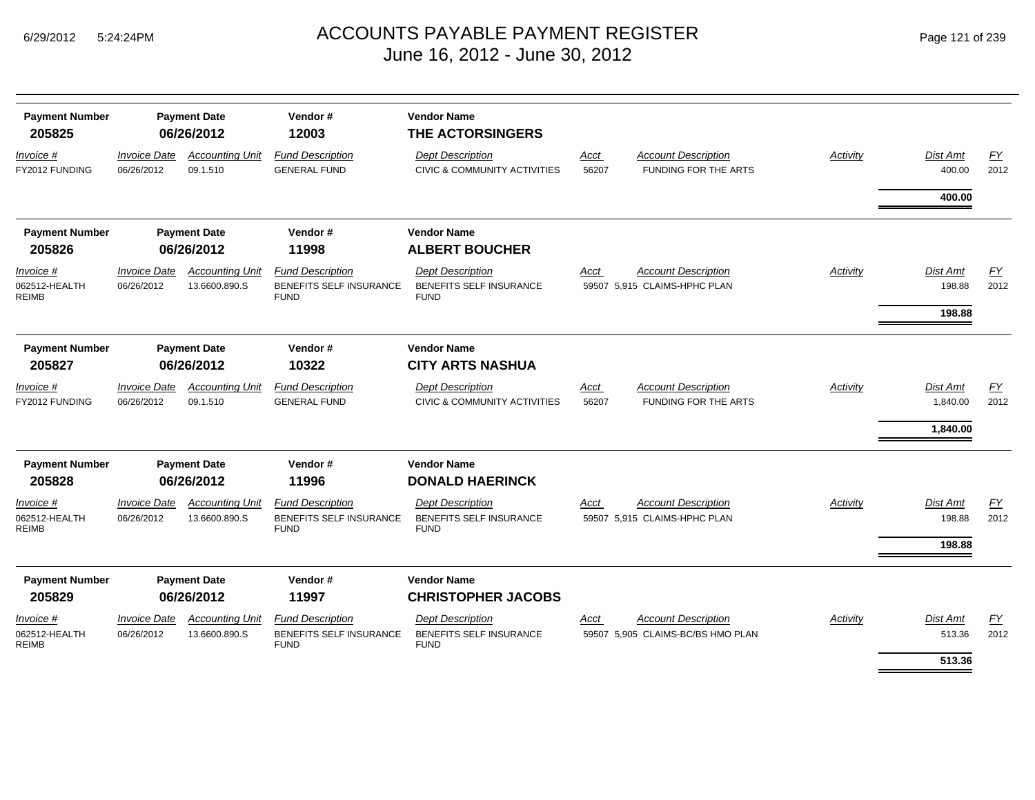# ACCOUNTS PAYABLE PAYMENT REGISTER
## June 16, 2012 - June 30, 2012

| Payment Number | Payment Date | Vendor # | Vendor Name |
|---|---|---|---|
| **205825** | **06/26/2012** | **12003** | **THE ACTORSINGERS** |

| Invoice # | Invoice Date | Accounting Unit | Fund Description | Dept Description | Acct | Account Description | Activity | Dist Amt | FY |
|---|---|---|---|---|---|---|---|---|---|
| FY2012 FUNDING | 06/26/2012 | 09.1.510 | GENERAL FUND | CIVIC & COMMUNITY ACTIVITIES | 56207 | FUNDING FOR THE ARTS | | 400.00 | 2012 |
| | | | | | | | | **400.00** | |

| Payment Number | Payment Date | Vendor # | Vendor Name |
|---|---|---|---|
| **205826** | **06/26/2012** | **11998** | **ALBERT BOUCHER** |

| Invoice # | Invoice Date | Accounting Unit | Fund Description | Dept Description | Acct | Account Description | Activity | Dist Amt | FY |
|---|---|---|---|---|---|---|---|---|---|
| 062512-HEALTH REIMB | 06/26/2012 | 13.6600.890.S | BENEFITS SELF INSURANCE FUND | BENEFITS SELF INSURANCE FUND | 59507 | 5,915 CLAIMS-HPHC PLAN | | 198.88 | 2012 |
| | | | | | | | | **198.88** | |

| Payment Number | Payment Date | Vendor # | Vendor Name |
|---|---|---|---|
| **205827** | **06/26/2012** | **10322** | **CITY ARTS NASHUA** |

| Invoice # | Invoice Date | Accounting Unit | Fund Description | Dept Description | Acct | Account Description | Activity | Dist Amt | FY |
|---|---|---|---|---|---|---|---|---|---|
| FY2012 FUNDING | 06/26/2012 | 09.1.510 | GENERAL FUND | CIVIC & COMMUNITY ACTIVITIES | 56207 | FUNDING FOR THE ARTS | | 1,840.00 | 2012 |
| | | | | | | | | **1,840.00** | |

| Payment Number | Payment Date | Vendor # | Vendor Name |
|---|---|---|---|
| **205828** | **06/26/2012** | **11996** | **DONALD HAERINCK** |

| Invoice # | Invoice Date | Accounting Unit | Fund Description | Dept Description | Acct | Account Description | Activity | Dist Amt | FY |
|---|---|---|---|---|---|---|---|---|---|
| 062512-HEALTH REIMB | 06/26/2012 | 13.6600.890.S | BENEFITS SELF INSURANCE FUND | BENEFITS SELF INSURANCE FUND | 59507 | 5,915 CLAIMS-HPHC PLAN | | 198.88 | 2012 |
| | | | | | | | | **198.88** | |

| Payment Number | Payment Date | Vendor # | Vendor Name |
|---|---|---|---|
| **205829** | **06/26/2012** | **11997** | **CHRISTOPHER JACOBS** |

| Invoice # | Invoice Date | Accounting Unit | Fund Description | Dept Description | Acct | Account Description | Activity | Dist Amt | FY |
|---|---|---|---|---|---|---|---|---|---|
| 062512-HEALTH REIMB | 06/26/2012 | 13.6600.890.S | BENEFITS SELF INSURANCE FUND | BENEFITS SELF INSURANCE FUND | 59507 | 5,905 CLAIMS-BC/BS HMO PLAN | | 513.36 | 2012 |
| | | | | | | | | **513.36** | |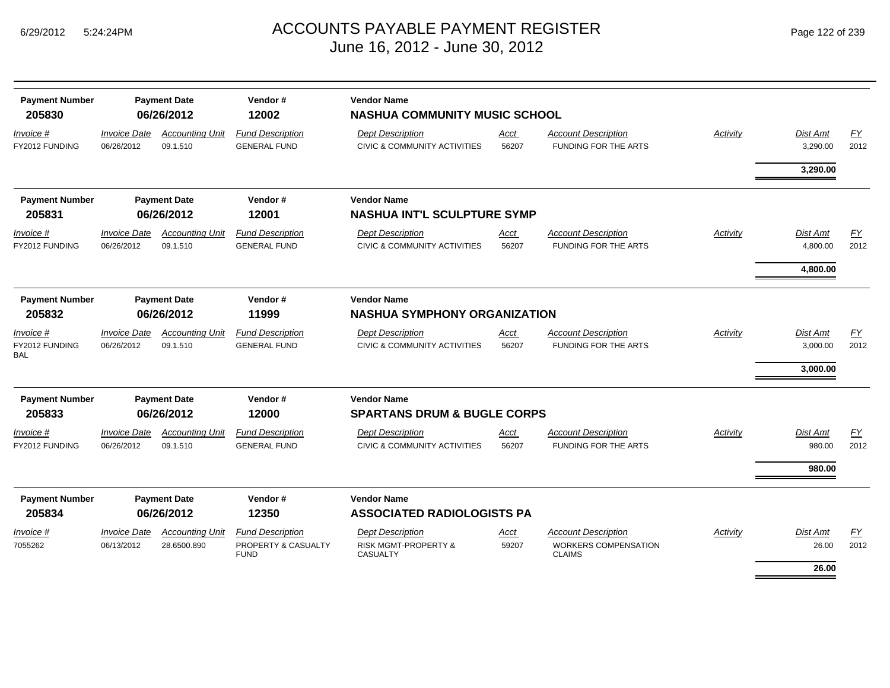# ACCOUNTS PAYABLE PAYMENT REGISTER
June 16, 2012 - June 30, 2012

| Payment Number | Payment Date | Vendor # | Vendor Name |
|---|---|---|---|
| 205830 | 06/26/2012 | 12002 | NASHUA COMMUNITY MUSIC SCHOOL |

| Invoice # | Invoice Date | Accounting Unit | Fund Description | Dept Description | Acct | Account Description | Activity | Dist Amt | FY |
|---|---|---|---|---|---|---|---|---|---|
| FY2012 FUNDING | 06/26/2012 | 09.1.510 | GENERAL FUND | CIVIC & COMMUNITY ACTIVITIES | 56207 | FUNDING FOR THE ARTS | | 3,290.00 | 2012 |
| | | | | | | | | **3,290.00** | |

| Payment Number | Payment Date | Vendor # | Vendor Name |
|---|---|---|---|
| 205831 | 06/26/2012 | 12001 | NASHUA INT'L SCULPTURE SYMP |

| Invoice # | Invoice Date | Accounting Unit | Fund Description | Dept Description | Acct | Account Description | Activity | Dist Amt | FY |
|---|---|---|---|---|---|---|---|---|---|
| FY2012 FUNDING | 06/26/2012 | 09.1.510 | GENERAL FUND | CIVIC & COMMUNITY ACTIVITIES | 56207 | FUNDING FOR THE ARTS | | 4,800.00 | 2012 |
| | | | | | | | | **4,800.00** | |

| Payment Number | Payment Date | Vendor # | Vendor Name |
|---|---|---|---|
| 205832 | 06/26/2012 | 11999 | NASHUA SYMPHONY ORGANIZATION |

| Invoice # | Invoice Date | Accounting Unit | Fund Description | Dept Description | Acct | Account Description | Activity | Dist Amt | FY |
|---|---|---|---|---|---|---|---|---|---|
| FY2012 FUNDING BAL | 06/26/2012 | 09.1.510 | GENERAL FUND | CIVIC & COMMUNITY ACTIVITIES | 56207 | FUNDING FOR THE ARTS | | 3,000.00 | 2012 |
| | | | | | | | | **3,000.00** | |

| Payment Number | Payment Date | Vendor # | Vendor Name |
|---|---|---|---|
| 205833 | 06/26/2012 | 12000 | SPARTANS DRUM & BUGLE CORPS |

| Invoice # | Invoice Date | Accounting Unit | Fund Description | Dept Description | Acct | Account Description | Activity | Dist Amt | FY |
|---|---|---|---|---|---|---|---|---|---|
| FY2012 FUNDING | 06/26/2012 | 09.1.510 | GENERAL FUND | CIVIC & COMMUNITY ACTIVITIES | 56207 | FUNDING FOR THE ARTS | | 980.00 | 2012 |
| | | | | | | | | **980.00** | |

| Payment Number | Payment Date | Vendor # | Vendor Name |
|---|---|---|---|
| 205834 | 06/26/2012 | 12350 | ASSOCIATED RADIOLOGISTS PA |

| Invoice # | Invoice Date | Accounting Unit | Fund Description | Dept Description | Acct | Account Description | Activity | Dist Amt | FY |
|---|---|---|---|---|---|---|---|---|---|
| 7055262 | 06/13/2012 | 28.6500.890 | PROPERTY & CASUALTY FUND | RISK MGMT-PROPERTY & CASUALTY | 59207 | WORKERS COMPENSATION CLAIMS | | 26.00 | 2012 |
| | | | | | | | | **26.00** | |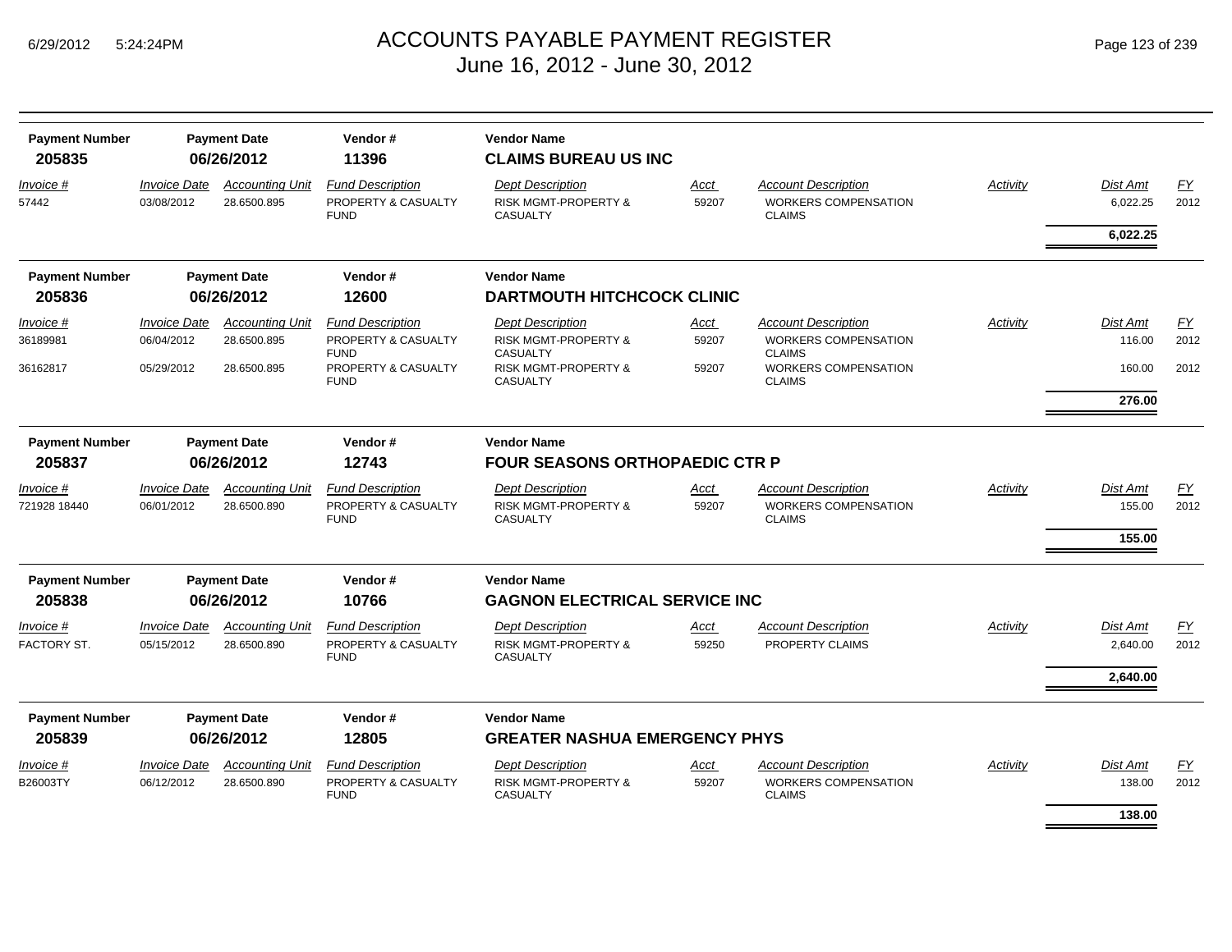# ACCOUNTS PAYABLE PAYMENT REGISTER

June 16, 2012 - June 30, 2012

| Payment Number | Payment Date | Vendor # | Vendor Name |
|---|---|---|---|
| **205835** | **06/26/2012** | **11396** | **CLAIMS BUREAU US INC** |

| Invoice # | Invoice Date | Accounting Unit | Fund Description | Dept Description | Acct | Account Description | Activity | Dist Amt | FY |
|---|---|---|---|---|---|---|---|---|---|
| 57442 | 03/08/2012 | 28.6500.895 | PROPERTY & CASUALTY FUND | RISK MGMT-PROPERTY & CASUALTY | 59207 | WORKERS COMPENSATION CLAIMS | | 6,022.25 | 2012 |
| | | | | | | | | **6,022.25** | |

| Payment Number | Payment Date | Vendor # | Vendor Name |
|---|---|---|---|
| **205836** | **06/26/2012** | **12600** | **DARTMOUTH HITCHCOCK CLINIC** |

| Invoice # | Invoice Date | Accounting Unit | Fund Description | Dept Description | Acct | Account Description | Activity | Dist Amt | FY |
|---|---|---|---|---|---|---|---|---|---|
| 36189981 | 06/04/2012 | 28.6500.895 | PROPERTY & CASUALTY FUND | RISK MGMT-PROPERTY & CASUALTY | 59207 | WORKERS COMPENSATION CLAIMS | | 116.00 | 2012 |
| 36162817 | 05/29/2012 | 28.6500.895 | PROPERTY & CASUALTY FUND | RISK MGMT-PROPERTY & CASUALTY | 59207 | WORKERS COMPENSATION CLAIMS | | 160.00 | 2012 |
| | | | | | | | | **276.00** | |

| Payment Number | Payment Date | Vendor # | Vendor Name |
|---|---|---|---|
| **205837** | **06/26/2012** | **12743** | **FOUR SEASONS ORTHOPAEDIC CTR P** |

| Invoice # | Invoice Date | Accounting Unit | Fund Description | Dept Description | Acct | Account Description | Activity | Dist Amt | FY |
|---|---|---|---|---|---|---|---|---|---|
| 721928 18440 | 06/01/2012 | 28.6500.890 | PROPERTY & CASUALTY FUND | RISK MGMT-PROPERTY & CASUALTY | 59207 | WORKERS COMPENSATION CLAIMS | | 155.00 | 2012 |
| | | | | | | | | **155.00** | |

| Payment Number | Payment Date | Vendor # | Vendor Name |
|---|---|---|---|
| **205838** | **06/26/2012** | **10766** | **GAGNON ELECTRICAL SERVICE INC** |

| Invoice # | Invoice Date | Accounting Unit | Fund Description | Dept Description | Acct | Account Description | Activity | Dist Amt | FY |
|---|---|---|---|---|---|---|---|---|---|
| FACTORY ST. | 05/15/2012 | 28.6500.890 | PROPERTY & CASUALTY FUND | RISK MGMT-PROPERTY & CASUALTY | 59250 | PROPERTY CLAIMS | | 2,640.00 | 2012 |
| | | | | | | | | **2,640.00** | |

| Payment Number | Payment Date | Vendor # | Vendor Name |
|---|---|---|---|
| **205839** | **06/26/2012** | **12805** | **GREATER NASHUA EMERGENCY PHYS** |

| Invoice # | Invoice Date | Accounting Unit | Fund Description | Dept Description | Acct | Account Description | Activity | Dist Amt | FY |
|---|---|---|---|---|---|---|---|---|---|
| B26003TY | 06/12/2012 | 28.6500.890 | PROPERTY & CASUALTY FUND | RISK MGMT-PROPERTY & CASUALTY | 59207 | WORKERS COMPENSATION CLAIMS | | 138.00 | 2012 |
| | | | | | | | | **138.00** | |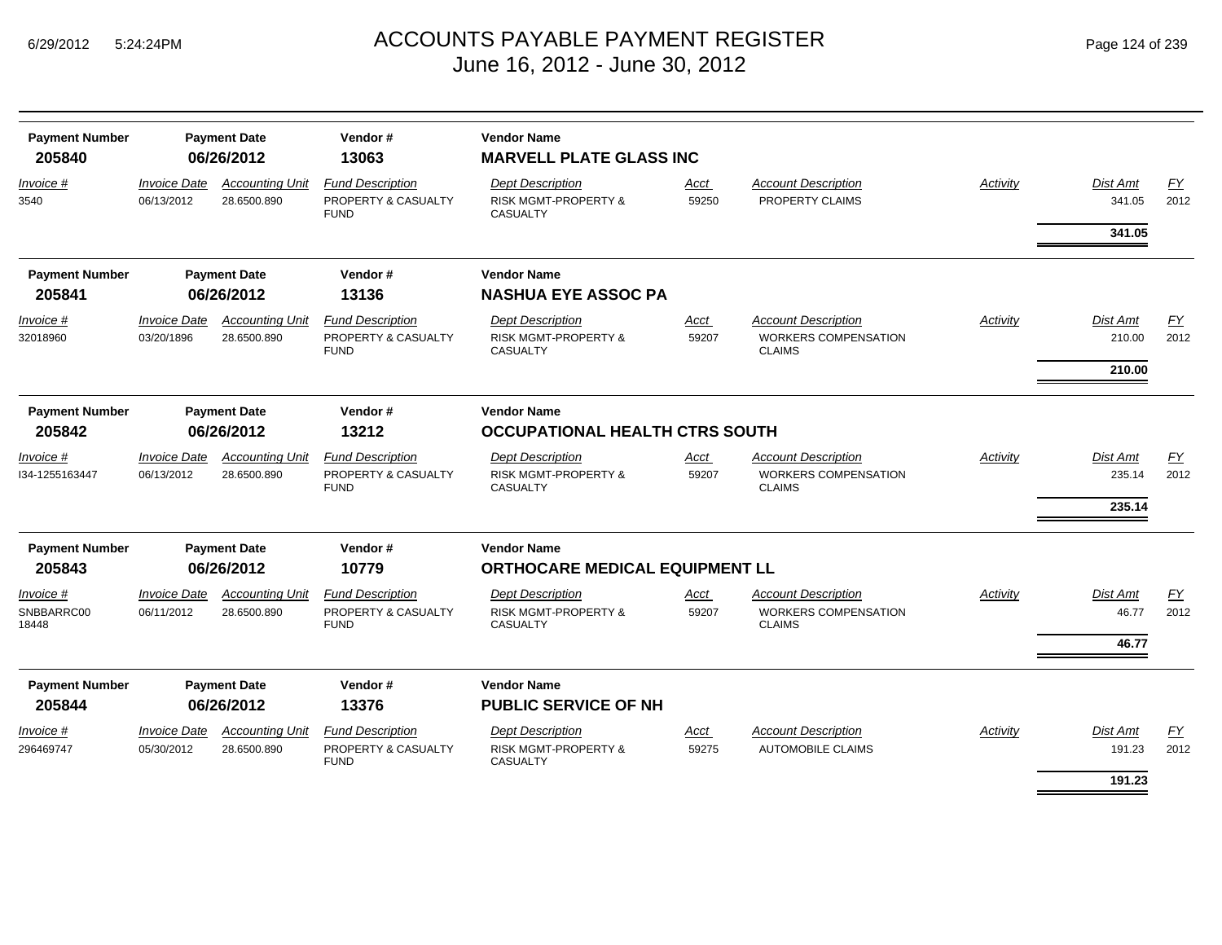# ACCOUNTS PAYABLE PAYMENT REGISTER
## June 16, 2012 - June 30, 2012

| Payment Number | Payment Date | Vendor # | Vendor Name |
|---|---|---|---|
| **205840** | **06/26/2012** | **13063** | **MARVELL PLATE GLASS INC** |

| Invoice # | Invoice Date | Accounting Unit | Fund Description | Dept Description | Acct | Account Description | Activity | Dist Amt | FY |
|---|---|---|---|---|---|---|---|---|---|
| 3540 | 06/13/2012 | 28.6500.890 | PROPERTY & CASUALTY FUND | RISK MGMT-PROPERTY & CASUALTY | 59250 | PROPERTY CLAIMS | | 341.05 | 2012 |
| | | | | | | | | **341.05** | |

| Payment Number | Payment Date | Vendor # | Vendor Name |
|---|---|---|---|
| **205841** | **06/26/2012** | **13136** | **NASHUA EYE ASSOC PA** |

| Invoice # | Invoice Date | Accounting Unit | Fund Description | Dept Description | Acct | Account Description | Activity | Dist Amt | FY |
|---|---|---|---|---|---|---|---|---|---|
| 32018960 | 03/20/1896 | 28.6500.890 | PROPERTY & CASUALTY FUND | RISK MGMT-PROPERTY & CASUALTY | 59207 | WORKERS COMPENSATION CLAIMS | | 210.00 | 2012 |
| | | | | | | | | **210.00** | |

| Payment Number | Payment Date | Vendor # | Vendor Name |
|---|---|---|---|
| **205842** | **06/26/2012** | **13212** | **OCCUPATIONAL HEALTH CTRS SOUTH** |

| Invoice # | Invoice Date | Accounting Unit | Fund Description | Dept Description | Acct | Account Description | Activity | Dist Amt | FY |
|---|---|---|---|---|---|---|---|---|---|
| I34-1255163447 | 06/13/2012 | 28.6500.890 | PROPERTY & CASUALTY FUND | RISK MGMT-PROPERTY & CASUALTY | 59207 | WORKERS COMPENSATION CLAIMS | | 235.14 | 2012 |
| | | | | | | | | **235.14** | |

| Payment Number | Payment Date | Vendor # | Vendor Name |
|---|---|---|---|
| **205843** | **06/26/2012** | **10779** | **ORTHOCARE MEDICAL EQUIPMENT LL** |

| Invoice # | Invoice Date | Accounting Unit | Fund Description | Dept Description | Acct | Account Description | Activity | Dist Amt | FY |
|---|---|---|---|---|---|---|---|---|---|
| SNBBARRC00 18448 | 06/11/2012 | 28.6500.890 | PROPERTY & CASUALTY FUND | RISK MGMT-PROPERTY & CASUALTY | 59207 | WORKERS COMPENSATION CLAIMS | | 46.77 | 2012 |
| | | | | | | | | **46.77** | |

| Payment Number | Payment Date | Vendor # | Vendor Name |
|---|---|---|---|
| **205844** | **06/26/2012** | **13376** | **PUBLIC SERVICE OF NH** |

| Invoice # | Invoice Date | Accounting Unit | Fund Description | Dept Description | Acct | Account Description | Activity | Dist Amt | FY |
|---|---|---|---|---|---|---|---|---|---|
| 296469747 | 05/30/2012 | 28.6500.890 | PROPERTY & CASUALTY FUND | RISK MGMT-PROPERTY & CASUALTY | 59275 | AUTOMOBILE CLAIMS | | 191.23 | 2012 |
| | | | | | | | | **191.23** | |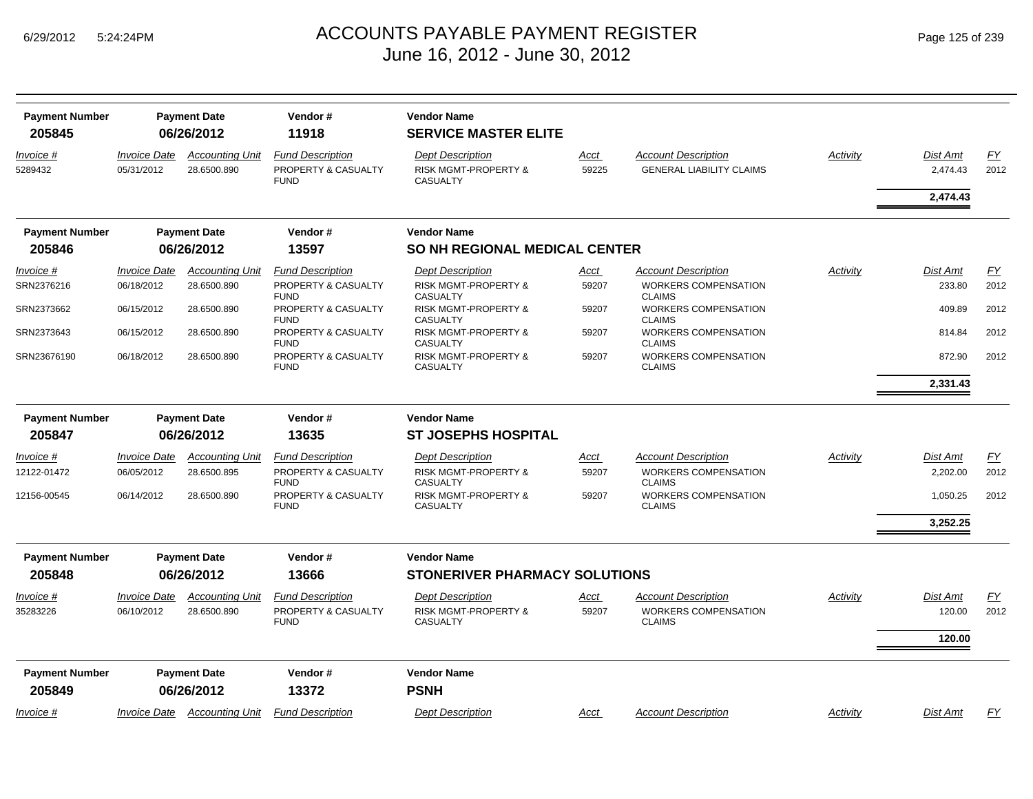| Payment Number | Payment Date | Vendor # | Vendor Name | | | | | | |
|---|---|---|---|---|---|---|---|---|---|
| **205845** | **06/26/2012** | **11918** | **SERVICE MASTER ELITE** | | | | | | |
| *Invoice #* | *Invoice Date* | *Accounting Unit* | *Fund Description* | *Dept Description* | *Acct* | *Account Description* | *Activity* | *Dist Amt* | *FY* |
| 5289432 | 05/31/2012 | 28.6500.890 | PROPERTY & CASUALTY FUND | RISK MGMT-PROPERTY & CASUALTY | 59225 | GENERAL LIABILITY CLAIMS | | 2,474.43 | 2012 |
| | | | | | | | | **2,474.43** | |

| Payment Number | Payment Date | Vendor # | Vendor Name | | | | | | |
|---|---|---|---|---|---|---|---|---|---|
| **205846** | **06/26/2012** | **13597** | **SO NH REGIONAL MEDICAL CENTER** | | | | | | |
| *Invoice #* | *Invoice Date* | *Accounting Unit* | *Fund Description* | *Dept Description* | *Acct* | *Account Description* | *Activity* | *Dist Amt* | *FY* |
| SRN2376216 | 06/18/2012 | 28.6500.890 | PROPERTY & CASUALTY FUND | RISK MGMT-PROPERTY & CASUALTY | 59207 | WORKERS COMPENSATION CLAIMS | | 233.80 | 2012 |
| SRN2373662 | 06/15/2012 | 28.6500.890 | PROPERTY & CASUALTY FUND | RISK MGMT-PROPERTY & CASUALTY | 59207 | WORKERS COMPENSATION CLAIMS | | 409.89 | 2012 |
| SRN2373643 | 06/15/2012 | 28.6500.890 | PROPERTY & CASUALTY FUND | RISK MGMT-PROPERTY & CASUALTY | 59207 | WORKERS COMPENSATION CLAIMS | | 814.84 | 2012 |
| SRN23676190 | 06/18/2012 | 28.6500.890 | PROPERTY & CASUALTY FUND | RISK MGMT-PROPERTY & CASUALTY | 59207 | WORKERS COMPENSATION CLAIMS | | 872.90 | 2012 |
| | | | | | | | | **2,331.43** | |

| Payment Number | Payment Date | Vendor # | Vendor Name | | | | | | |
|---|---|---|---|---|---|---|---|---|---|
| **205847** | **06/26/2012** | **13635** | **ST JOSEPHS HOSPITAL** | | | | | | |
| *Invoice #* | *Invoice Date* | *Accounting Unit* | *Fund Description* | *Dept Description* | *Acct* | *Account Description* | *Activity* | *Dist Amt* | *FY* |
| 12122-01472 | 06/05/2012 | 28.6500.895 | PROPERTY & CASUALTY FUND | RISK MGMT-PROPERTY & CASUALTY | 59207 | WORKERS COMPENSATION CLAIMS | | 2,202.00 | 2012 |
| 12156-00545 | 06/14/2012 | 28.6500.890 | PROPERTY & CASUALTY FUND | RISK MGMT-PROPERTY & CASUALTY | 59207 | WORKERS COMPENSATION CLAIMS | | 1,050.25 | 2012 |
| | | | | | | | | **3,252.25** | |

| Payment Number | Payment Date | Vendor # | Vendor Name | | | | | | |
|---|---|---|---|---|---|---|---|---|---|
| **205848** | **06/26/2012** | **13666** | **STONERIVER PHARMACY SOLUTIONS** | | | | | | |
| *Invoice #* | *Invoice Date* | *Accounting Unit* | *Fund Description* | *Dept Description* | *Acct* | *Account Description* | *Activity* | *Dist Amt* | *FY* |
| 35283226 | 06/10/2012 | 28.6500.890 | PROPERTY & CASUALTY FUND | RISK MGMT-PROPERTY & CASUALTY | 59207 | WORKERS COMPENSATION CLAIMS | | 120.00 | 2012 |
| | | | | | | | | **120.00** | |

| Payment Number | Payment Date | Vendor # | Vendor Name | | | | | | |
|---|---|---|---|---|---|---|---|---|---|
| **205849** | **06/26/2012** | **13372** | **PSNH** | | | | | | |
| *Invoice #* | *Invoice Date* | *Accounting Unit* | *Fund Description* | *Dept Description* | *Acct* | *Account Description* | *Activity* | *Dist Amt* | *FY* |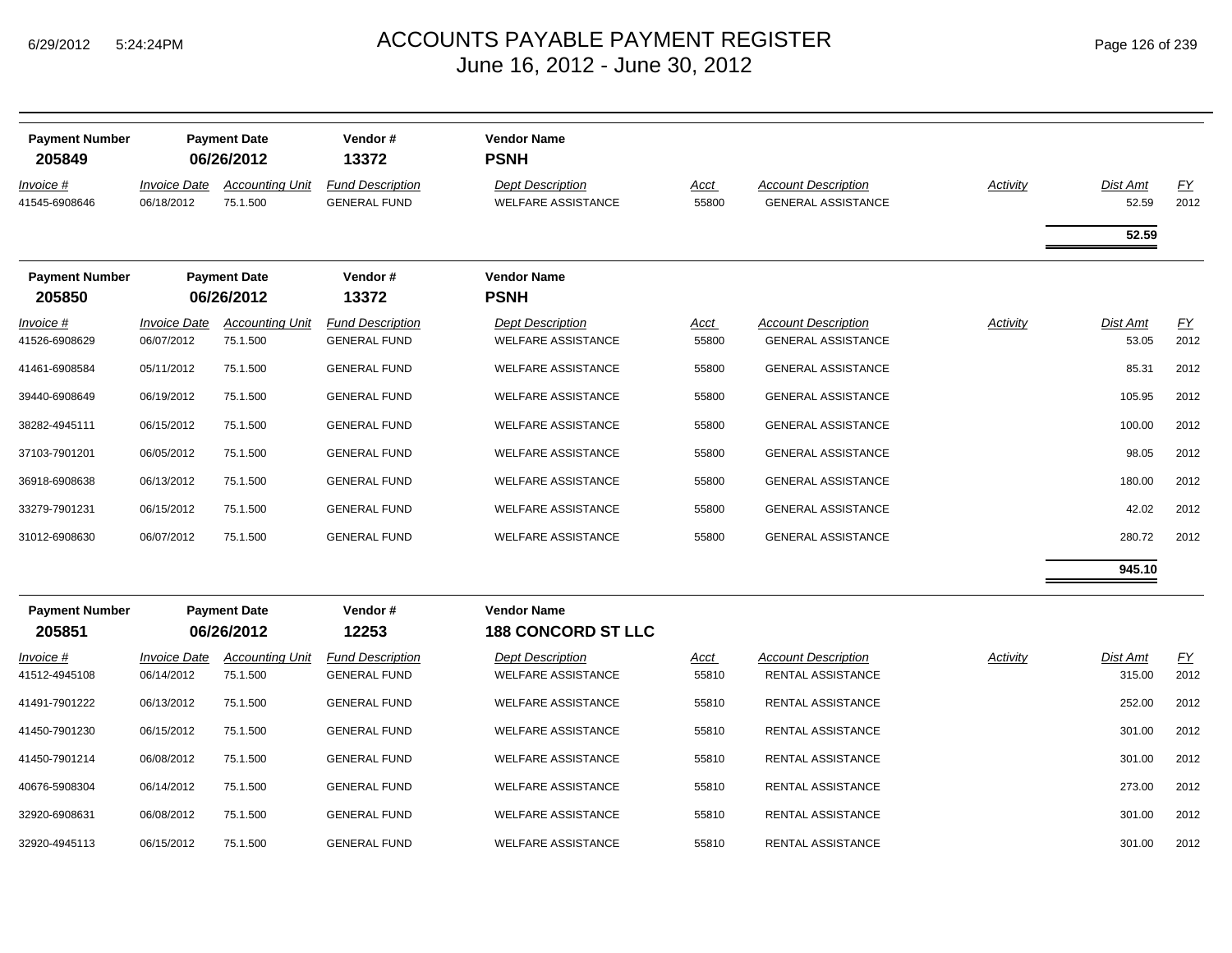# ACCOUNTS PAYABLE PAYMENT REGISTER
## June 16, 2012 - June 30, 2012

| Payment Number | Payment Date | Vendor # | Vendor Name |
|---|---|---|---|
| **205849** | **06/26/2012** | **13372** | **PSNH** |

| *Invoice #* | *Invoice Date* | *Accounting Unit* | *Fund Description* | *Dept Description* | *Acct* | *Account Description* | *Activity* | *Dist Amt* | *FY* |
|---|---|---|---|---|---|---|---|---|---|
| 41545-6908646 | 06/18/2012 | 75.1.500 | GENERAL FUND | WELFARE ASSISTANCE | 55800 | GENERAL ASSISTANCE | | 52.59 | 2012 |
| | | | | | | | | **52.59** | |

| Payment Number | Payment Date | Vendor # | Vendor Name |
|---|---|---|---|
| **205850** | **06/26/2012** | **13372** | **PSNH** |

| *Invoice #* | *Invoice Date* | *Accounting Unit* | *Fund Description* | *Dept Description* | *Acct* | *Account Description* | *Activity* | *Dist Amt* | *FY* |
|---|---|---|---|---|---|---|---|---|---|
| 41526-6908629 | 06/07/2012 | 75.1.500 | GENERAL FUND | WELFARE ASSISTANCE | 55800 | GENERAL ASSISTANCE | | 53.05 | 2012 |
| 41461-6908584 | 05/11/2012 | 75.1.500 | GENERAL FUND | WELFARE ASSISTANCE | 55800 | GENERAL ASSISTANCE | | 85.31 | 2012 |
| 39440-6908649 | 06/19/2012 | 75.1.500 | GENERAL FUND | WELFARE ASSISTANCE | 55800 | GENERAL ASSISTANCE | | 105.95 | 2012 |
| 38282-4945111 | 06/15/2012 | 75.1.500 | GENERAL FUND | WELFARE ASSISTANCE | 55800 | GENERAL ASSISTANCE | | 100.00 | 2012 |
| 37103-7901201 | 06/05/2012 | 75.1.500 | GENERAL FUND | WELFARE ASSISTANCE | 55800 | GENERAL ASSISTANCE | | 98.05 | 2012 |
| 36918-6908638 | 06/13/2012 | 75.1.500 | GENERAL FUND | WELFARE ASSISTANCE | 55800 | GENERAL ASSISTANCE | | 180.00 | 2012 |
| 33279-7901231 | 06/15/2012 | 75.1.500 | GENERAL FUND | WELFARE ASSISTANCE | 55800 | GENERAL ASSISTANCE | | 42.02 | 2012 |
| 31012-6908630 | 06/07/2012 | 75.1.500 | GENERAL FUND | WELFARE ASSISTANCE | 55800 | GENERAL ASSISTANCE | | 280.72 | 2012 |
| | | | | | | | | **945.10** | |

| Payment Number | Payment Date | Vendor # | Vendor Name |
|---|---|---|---|
| **205851** | **06/26/2012** | **12253** | **188 CONCORD ST LLC** |

| *Invoice #* | *Invoice Date* | *Accounting Unit* | *Fund Description* | *Dept Description* | *Acct* | *Account Description* | *Activity* | *Dist Amt* | *FY* |
|---|---|---|---|---|---|---|---|---|---|
| 41512-4945108 | 06/14/2012 | 75.1.500 | GENERAL FUND | WELFARE ASSISTANCE | 55810 | RENTAL ASSISTANCE | | 315.00 | 2012 |
| 41491-7901222 | 06/13/2012 | 75.1.500 | GENERAL FUND | WELFARE ASSISTANCE | 55810 | RENTAL ASSISTANCE | | 252.00 | 2012 |
| 41450-7901230 | 06/15/2012 | 75.1.500 | GENERAL FUND | WELFARE ASSISTANCE | 55810 | RENTAL ASSISTANCE | | 301.00 | 2012 |
| 41450-7901214 | 06/08/2012 | 75.1.500 | GENERAL FUND | WELFARE ASSISTANCE | 55810 | RENTAL ASSISTANCE | | 301.00 | 2012 |
| 40676-5908304 | 06/14/2012 | 75.1.500 | GENERAL FUND | WELFARE ASSISTANCE | 55810 | RENTAL ASSISTANCE | | 273.00 | 2012 |
| 32920-6908631 | 06/08/2012 | 75.1.500 | GENERAL FUND | WELFARE ASSISTANCE | 55810 | RENTAL ASSISTANCE | | 301.00 | 2012 |
| 32920-4945113 | 06/15/2012 | 75.1.500 | GENERAL FUND | WELFARE ASSISTANCE | 55810 | RENTAL ASSISTANCE | | 301.00 | 2012 |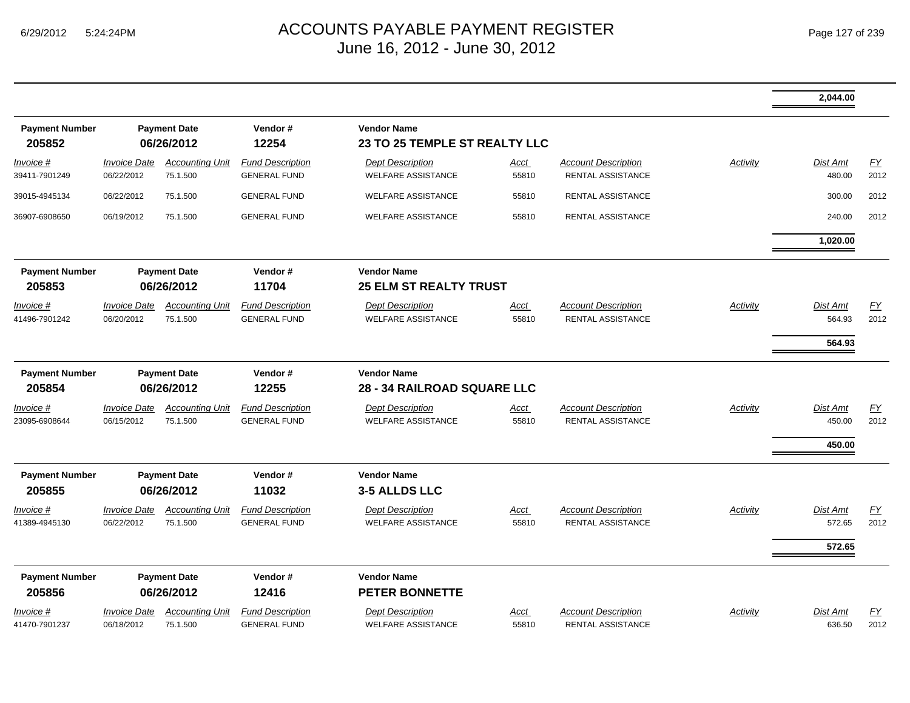| | | | | | | | | 2,044.00 | |
|---|---|---|---|---|---|---|---|---|---|

| **Payment Number** | **Payment Date** | **Vendor #** | **Vendor Name** | | | | | | |
|---|---|---|---|---|---|---|---|---|---|
| **205852** | **06/26/2012** | **12254** | **23 TO 25 TEMPLE ST REALTY LLC** | | | | | | |
| *Invoice #* | *Invoice Date* | *Accounting Unit* | *Fund Description* | *Dept Description* | *Acct* | *Account Description* | *Activity* | *Dist Amt* | *FY* |
| 39411-7901249 | 06/22/2012 | 75.1.500 | GENERAL FUND | WELFARE ASSISTANCE | 55810 | RENTAL ASSISTANCE | | 480.00 | 2012 |
| 39015-4945134 | 06/22/2012 | 75.1.500 | GENERAL FUND | WELFARE ASSISTANCE | 55810 | RENTAL ASSISTANCE | | 300.00 | 2012 |
| 36907-6908650 | 06/19/2012 | 75.1.500 | GENERAL FUND | WELFARE ASSISTANCE | 55810 | RENTAL ASSISTANCE | | 240.00 | 2012 |
| | | | | | | | | **1,020.00** | |

| **Payment Number** | **Payment Date** | **Vendor #** | **Vendor Name** | | | | | | |
|---|---|---|---|---|---|---|---|---|---|
| **205853** | **06/26/2012** | **11704** | **25 ELM ST REALTY TRUST** | | | | | | |
| *Invoice #* | *Invoice Date* | *Accounting Unit* | *Fund Description* | *Dept Description* | *Acct* | *Account Description* | *Activity* | *Dist Amt* | *FY* |
| 41496-7901242 | 06/20/2012 | 75.1.500 | GENERAL FUND | WELFARE ASSISTANCE | 55810 | RENTAL ASSISTANCE | | 564.93 | 2012 |
| | | | | | | | | **564.93** | |

| **Payment Number** | **Payment Date** | **Vendor #** | **Vendor Name** | | | | | | |
|---|---|---|---|---|---|---|---|---|---|
| **205854** | **06/26/2012** | **12255** | **28 - 34 RAILROAD SQUARE LLC** | | | | | | |
| *Invoice #* | *Invoice Date* | *Accounting Unit* | *Fund Description* | *Dept Description* | *Acct* | *Account Description* | *Activity* | *Dist Amt* | *FY* |
| 23095-6908644 | 06/15/2012 | 75.1.500 | GENERAL FUND | WELFARE ASSISTANCE | 55810 | RENTAL ASSISTANCE | | 450.00 | 2012 |
| | | | | | | | | **450.00** | |

| **Payment Number** | **Payment Date** | **Vendor #** | **Vendor Name** | | | | | | |
|---|---|---|---|---|---|---|---|---|---|
| **205855** | **06/26/2012** | **11032** | **3-5 ALLDS LLC** | | | | | | |
| *Invoice #* | *Invoice Date* | *Accounting Unit* | *Fund Description* | *Dept Description* | *Acct* | *Account Description* | *Activity* | *Dist Amt* | *FY* |
| 41389-4945130 | 06/22/2012 | 75.1.500 | GENERAL FUND | WELFARE ASSISTANCE | 55810 | RENTAL ASSISTANCE | | 572.65 | 2012 |
| | | | | | | | | **572.65** | |

| **Payment Number** | **Payment Date** | **Vendor #** | **Vendor Name** | | | | | | |
|---|---|---|---|---|---|---|---|---|---|
| **205856** | **06/26/2012** | **12416** | **PETER BONNETTE** | | | | | | |
| *Invoice #* | *Invoice Date* | *Accounting Unit* | *Fund Description* | *Dept Description* | *Acct* | *Account Description* | *Activity* | *Dist Amt* | *FY* |
| 41470-7901237 | 06/18/2012 | 75.1.500 | GENERAL FUND | WELFARE ASSISTANCE | 55810 | RENTAL ASSISTANCE | | 636.50 | 2012 |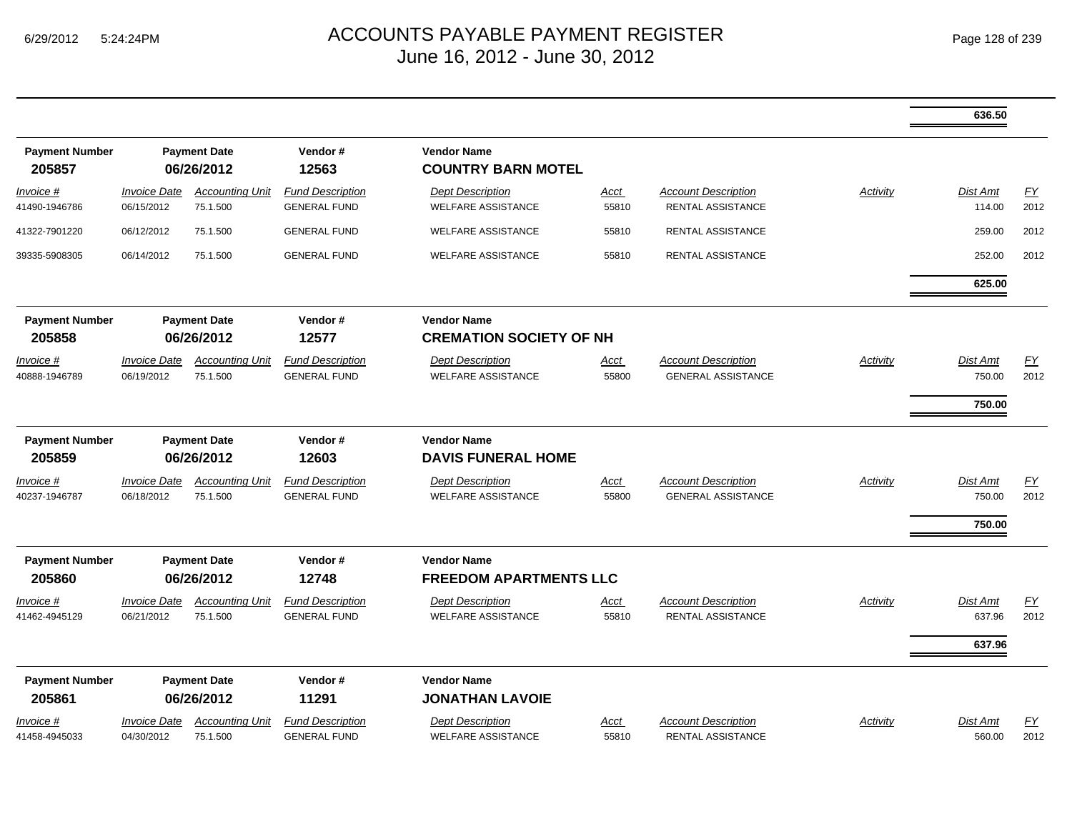| | | | | | | | | Dist Amt | FY |
|---|---|---|---|---|---|---|---|---|---|
| | | | | | | | | **636.50** | |

**Payment Number** 205857 | **Payment Date** 06/26/2012 | **Vendor #** 12563 | **Vendor Name** COUNTRY BARN MOTEL

| Invoice # | Invoice Date | Accounting Unit | Fund Description | Dept Description | Acct | Account Description | Activity | Dist Amt | FY |
|---|---|---|---|---|---|---|---|---|---|
| 41490-1946786 | 06/15/2012 | 75.1.500 | GENERAL FUND | WELFARE ASSISTANCE | 55810 | RENTAL ASSISTANCE | | 114.00 | 2012 |
| 41322-7901220 | 06/12/2012 | 75.1.500 | GENERAL FUND | WELFARE ASSISTANCE | 55810 | RENTAL ASSISTANCE | | 259.00 | 2012 |
| 39335-5908305 | 06/14/2012 | 75.1.500 | GENERAL FUND | WELFARE ASSISTANCE | 55810 | RENTAL ASSISTANCE | | 252.00 | 2012 |
| | | | | | | | | **625.00** | |

**Payment Number** 205858 | **Payment Date** 06/26/2012 | **Vendor #** 12577 | **Vendor Name** CREMATION SOCIETY OF NH

| Invoice # | Invoice Date | Accounting Unit | Fund Description | Dept Description | Acct | Account Description | Activity | Dist Amt | FY |
|---|---|---|---|---|---|---|---|---|---|
| 40888-1946789 | 06/19/2012 | 75.1.500 | GENERAL FUND | WELFARE ASSISTANCE | 55800 | GENERAL ASSISTANCE | | 750.00 | 2012 |
| | | | | | | | | **750.00** | |

**Payment Number** 205859 | **Payment Date** 06/26/2012 | **Vendor #** 12603 | **Vendor Name** DAVIS FUNERAL HOME

| Invoice # | Invoice Date | Accounting Unit | Fund Description | Dept Description | Acct | Account Description | Activity | Dist Amt | FY |
|---|---|---|---|---|---|---|---|---|---|
| 40237-1946787 | 06/18/2012 | 75.1.500 | GENERAL FUND | WELFARE ASSISTANCE | 55800 | GENERAL ASSISTANCE | | 750.00 | 2012 |
| | | | | | | | | **750.00** | |

**Payment Number** 205860 | **Payment Date** 06/26/2012 | **Vendor #** 12748 | **Vendor Name** FREEDOM APARTMENTS LLC

| Invoice # | Invoice Date | Accounting Unit | Fund Description | Dept Description | Acct | Account Description | Activity | Dist Amt | FY |
|---|---|---|---|---|---|---|---|---|---|
| 41462-4945129 | 06/21/2012 | 75.1.500 | GENERAL FUND | WELFARE ASSISTANCE | 55810 | RENTAL ASSISTANCE | | 637.96 | 2012 |
| | | | | | | | | **637.96** | |

**Payment Number** 205861 | **Payment Date** 06/26/2012 | **Vendor #** 11291 | **Vendor Name** JONATHAN LAVOIE

| Invoice # | Invoice Date | Accounting Unit | Fund Description | Dept Description | Acct | Account Description | Activity | Dist Amt | FY |
|---|---|---|---|---|---|---|---|---|---|
| 41458-4945033 | 04/30/2012 | 75.1.500 | GENERAL FUND | WELFARE ASSISTANCE | 55810 | RENTAL ASSISTANCE | | 560.00 | 2012 |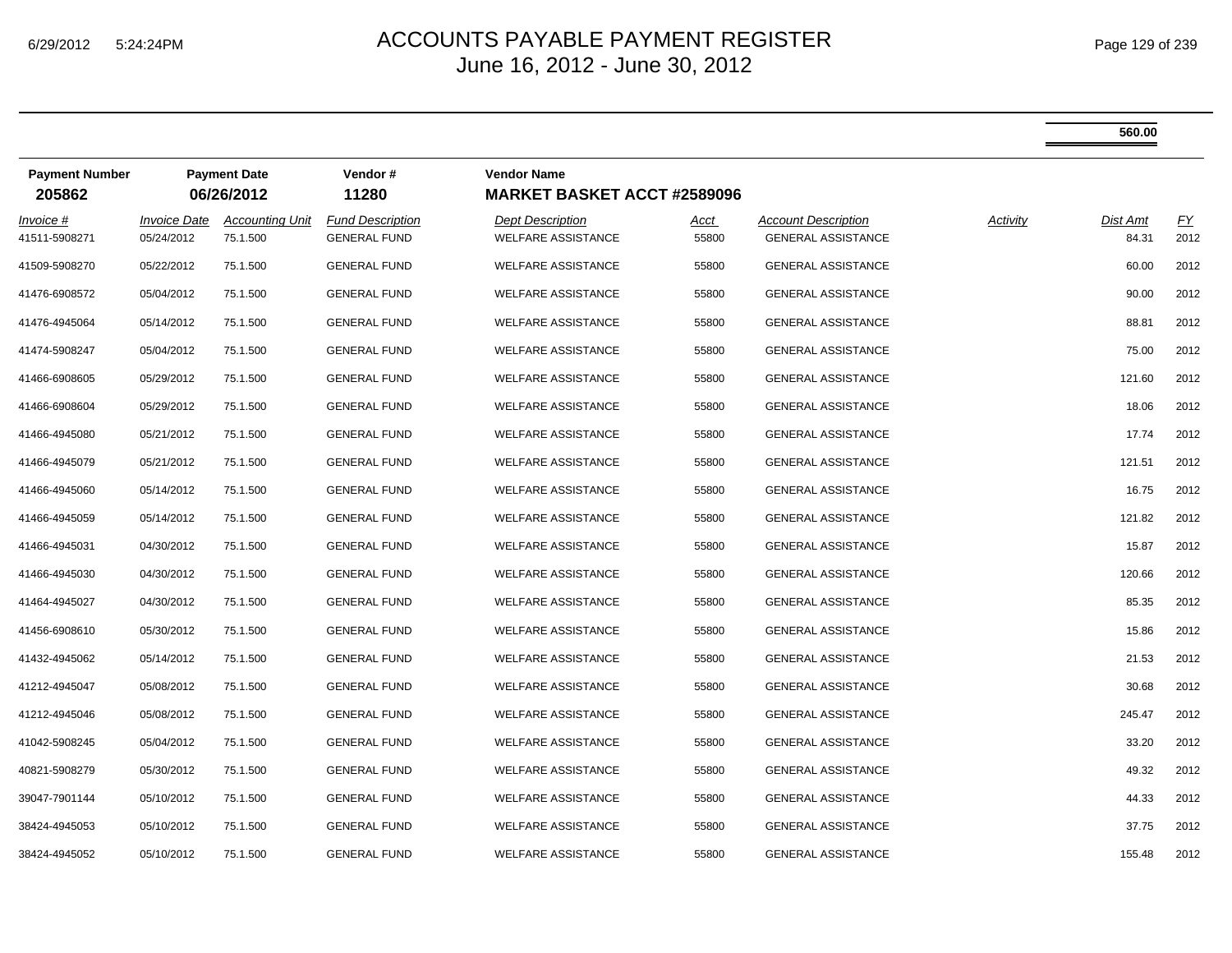# ACCOUNTS PAYABLE PAYMENT REGISTER

June 16, 2012 - June 30, 2012

**560.00**

| Payment Number | Payment Date | Vendor # | Vendor Name |
|---|---|---|---|
| **205862** | **06/26/2012** | **11280** | **MARKET BASKET ACCT #2589096** |

| *Invoice #* | *Invoice Date* | *Accounting Unit* | *Fund Description* | *Dept Description* | *Acct* | *Account Description* | *Activity* | *Dist Amt* | *FY* |
|---|---|---|---|---|---|---|---|---|---|
| 41511-5908271 | 05/24/2012 | 75.1.500 | GENERAL FUND | WELFARE ASSISTANCE | 55800 | GENERAL ASSISTANCE | | 84.31 | 2012 |
| 41509-5908270 | 05/22/2012 | 75.1.500 | GENERAL FUND | WELFARE ASSISTANCE | 55800 | GENERAL ASSISTANCE | | 60.00 | 2012 |
| 41476-6908572 | 05/04/2012 | 75.1.500 | GENERAL FUND | WELFARE ASSISTANCE | 55800 | GENERAL ASSISTANCE | | 90.00 | 2012 |
| 41476-4945064 | 05/14/2012 | 75.1.500 | GENERAL FUND | WELFARE ASSISTANCE | 55800 | GENERAL ASSISTANCE | | 88.81 | 2012 |
| 41474-5908247 | 05/04/2012 | 75.1.500 | GENERAL FUND | WELFARE ASSISTANCE | 55800 | GENERAL ASSISTANCE | | 75.00 | 2012 |
| 41466-6908605 | 05/29/2012 | 75.1.500 | GENERAL FUND | WELFARE ASSISTANCE | 55800 | GENERAL ASSISTANCE | | 121.60 | 2012 |
| 41466-6908604 | 05/29/2012 | 75.1.500 | GENERAL FUND | WELFARE ASSISTANCE | 55800 | GENERAL ASSISTANCE | | 18.06 | 2012 |
| 41466-4945080 | 05/21/2012 | 75.1.500 | GENERAL FUND | WELFARE ASSISTANCE | 55800 | GENERAL ASSISTANCE | | 17.74 | 2012 |
| 41466-4945079 | 05/21/2012 | 75.1.500 | GENERAL FUND | WELFARE ASSISTANCE | 55800 | GENERAL ASSISTANCE | | 121.51 | 2012 |
| 41466-4945060 | 05/14/2012 | 75.1.500 | GENERAL FUND | WELFARE ASSISTANCE | 55800 | GENERAL ASSISTANCE | | 16.75 | 2012 |
| 41466-4945059 | 05/14/2012 | 75.1.500 | GENERAL FUND | WELFARE ASSISTANCE | 55800 | GENERAL ASSISTANCE | | 121.82 | 2012 |
| 41466-4945031 | 04/30/2012 | 75.1.500 | GENERAL FUND | WELFARE ASSISTANCE | 55800 | GENERAL ASSISTANCE | | 15.87 | 2012 |
| 41466-4945030 | 04/30/2012 | 75.1.500 | GENERAL FUND | WELFARE ASSISTANCE | 55800 | GENERAL ASSISTANCE | | 120.66 | 2012 |
| 41464-4945027 | 04/30/2012 | 75.1.500 | GENERAL FUND | WELFARE ASSISTANCE | 55800 | GENERAL ASSISTANCE | | 85.35 | 2012 |
| 41456-6908610 | 05/30/2012 | 75.1.500 | GENERAL FUND | WELFARE ASSISTANCE | 55800 | GENERAL ASSISTANCE | | 15.86 | 2012 |
| 41432-4945062 | 05/14/2012 | 75.1.500 | GENERAL FUND | WELFARE ASSISTANCE | 55800 | GENERAL ASSISTANCE | | 21.53 | 2012 |
| 41212-4945047 | 05/08/2012 | 75.1.500 | GENERAL FUND | WELFARE ASSISTANCE | 55800 | GENERAL ASSISTANCE | | 30.68 | 2012 |
| 41212-4945046 | 05/08/2012 | 75.1.500 | GENERAL FUND | WELFARE ASSISTANCE | 55800 | GENERAL ASSISTANCE | | 245.47 | 2012 |
| 41042-5908245 | 05/04/2012 | 75.1.500 | GENERAL FUND | WELFARE ASSISTANCE | 55800 | GENERAL ASSISTANCE | | 33.20 | 2012 |
| 40821-5908279 | 05/30/2012 | 75.1.500 | GENERAL FUND | WELFARE ASSISTANCE | 55800 | GENERAL ASSISTANCE | | 49.32 | 2012 |
| 39047-7901144 | 05/10/2012 | 75.1.500 | GENERAL FUND | WELFARE ASSISTANCE | 55800 | GENERAL ASSISTANCE | | 44.33 | 2012 |
| 38424-4945053 | 05/10/2012 | 75.1.500 | GENERAL FUND | WELFARE ASSISTANCE | 55800 | GENERAL ASSISTANCE | | 37.75 | 2012 |
| 38424-4945052 | 05/10/2012 | 75.1.500 | GENERAL FUND | WELFARE ASSISTANCE | 55800 | GENERAL ASSISTANCE | | 155.48 | 2012 |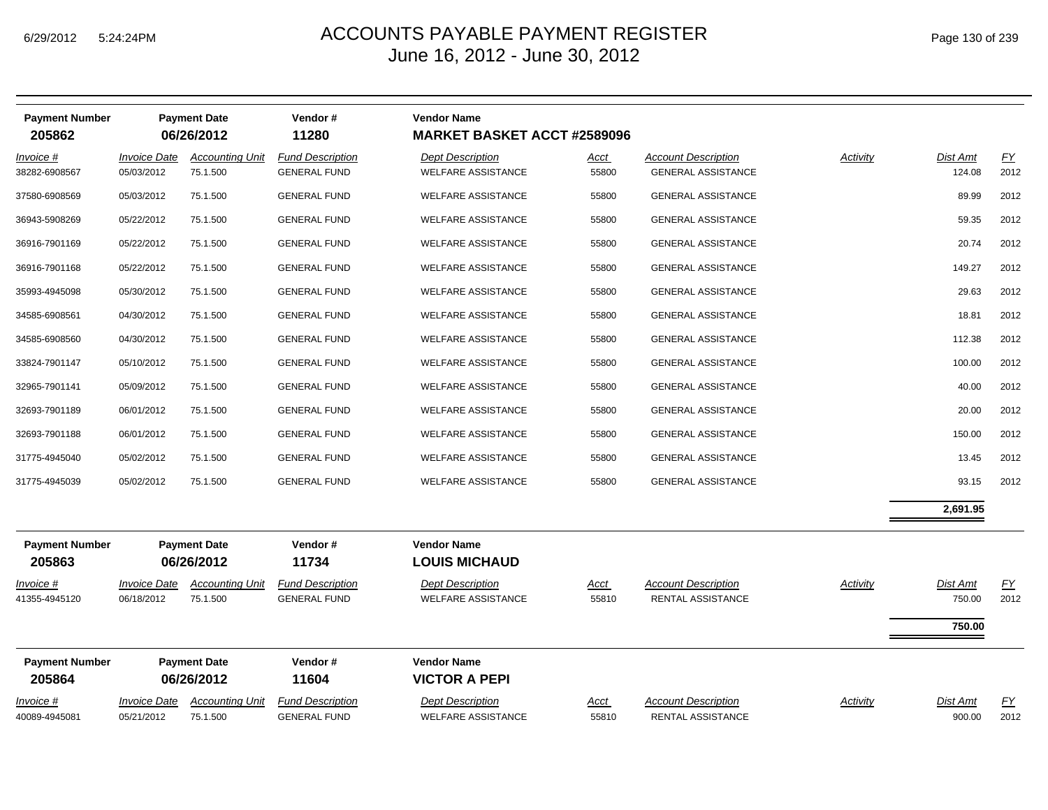# ACCOUNTS PAYABLE PAYMENT REGISTER
## June 16, 2012 - June 30, 2012

| Payment Number | Payment Date | Vendor # | Vendor Name |
|---|---|---|---|
| **205862** | **06/26/2012** | **11280** | **MARKET BASKET ACCT #2589096** |

| Invoice # | Invoice Date | Accounting Unit | Fund Description | Dept Description | Acct | Account Description | Activity | Dist Amt | FY |
|---|---|---|---|---|---|---|---|---|---|
| 38282-6908567 | 05/03/2012 | 75.1.500 | GENERAL FUND | WELFARE ASSISTANCE | 55800 | GENERAL ASSISTANCE | | 124.08 | 2012 |
| 37580-6908569 | 05/03/2012 | 75.1.500 | GENERAL FUND | WELFARE ASSISTANCE | 55800 | GENERAL ASSISTANCE | | 89.99 | 2012 |
| 36943-5908269 | 05/22/2012 | 75.1.500 | GENERAL FUND | WELFARE ASSISTANCE | 55800 | GENERAL ASSISTANCE | | 59.35 | 2012 |
| 36916-7901169 | 05/22/2012 | 75.1.500 | GENERAL FUND | WELFARE ASSISTANCE | 55800 | GENERAL ASSISTANCE | | 20.74 | 2012 |
| 36916-7901168 | 05/22/2012 | 75.1.500 | GENERAL FUND | WELFARE ASSISTANCE | 55800 | GENERAL ASSISTANCE | | 149.27 | 2012 |
| 35993-4945098 | 05/30/2012 | 75.1.500 | GENERAL FUND | WELFARE ASSISTANCE | 55800 | GENERAL ASSISTANCE | | 29.63 | 2012 |
| 34585-6908561 | 04/30/2012 | 75.1.500 | GENERAL FUND | WELFARE ASSISTANCE | 55800 | GENERAL ASSISTANCE | | 18.81 | 2012 |
| 34585-6908560 | 04/30/2012 | 75.1.500 | GENERAL FUND | WELFARE ASSISTANCE | 55800 | GENERAL ASSISTANCE | | 112.38 | 2012 |
| 33824-7901147 | 05/10/2012 | 75.1.500 | GENERAL FUND | WELFARE ASSISTANCE | 55800 | GENERAL ASSISTANCE | | 100.00 | 2012 |
| 32965-7901141 | 05/09/2012 | 75.1.500 | GENERAL FUND | WELFARE ASSISTANCE | 55800 | GENERAL ASSISTANCE | | 40.00 | 2012 |
| 32693-7901189 | 06/01/2012 | 75.1.500 | GENERAL FUND | WELFARE ASSISTANCE | 55800 | GENERAL ASSISTANCE | | 20.00 | 2012 |
| 32693-7901188 | 06/01/2012 | 75.1.500 | GENERAL FUND | WELFARE ASSISTANCE | 55800 | GENERAL ASSISTANCE | | 150.00 | 2012 |
| 31775-4945040 | 05/02/2012 | 75.1.500 | GENERAL FUND | WELFARE ASSISTANCE | 55800 | GENERAL ASSISTANCE | | 13.45 | 2012 |
| 31775-4945039 | 05/02/2012 | 75.1.500 | GENERAL FUND | WELFARE ASSISTANCE | 55800 | GENERAL ASSISTANCE | | 93.15 | 2012 |
| | | | | | | | | **2,691.95** | |

| Payment Number | Payment Date | Vendor # | Vendor Name |
|---|---|---|---|
| **205863** | **06/26/2012** | **11734** | **LOUIS MICHAUD** |

| Invoice # | Invoice Date | Accounting Unit | Fund Description | Dept Description | Acct | Account Description | Activity | Dist Amt | FY |
|---|---|---|---|---|---|---|---|---|---|
| 41355-4945120 | 06/18/2012 | 75.1.500 | GENERAL FUND | WELFARE ASSISTANCE | 55810 | RENTAL ASSISTANCE | | 750.00 | 2012 |
| | | | | | | | | **750.00** | |

| Payment Number | Payment Date | Vendor # | Vendor Name |
|---|---|---|---|
| **205864** | **06/26/2012** | **11604** | **VICTOR A PEPI** |

| Invoice # | Invoice Date | Accounting Unit | Fund Description | Dept Description | Acct | Account Description | Activity | Dist Amt | FY |
|---|---|---|---|---|---|---|---|---|---|
| 40089-4945081 | 05/21/2012 | 75.1.500 | GENERAL FUND | WELFARE ASSISTANCE | 55810 | RENTAL ASSISTANCE | | 900.00 | 2012 |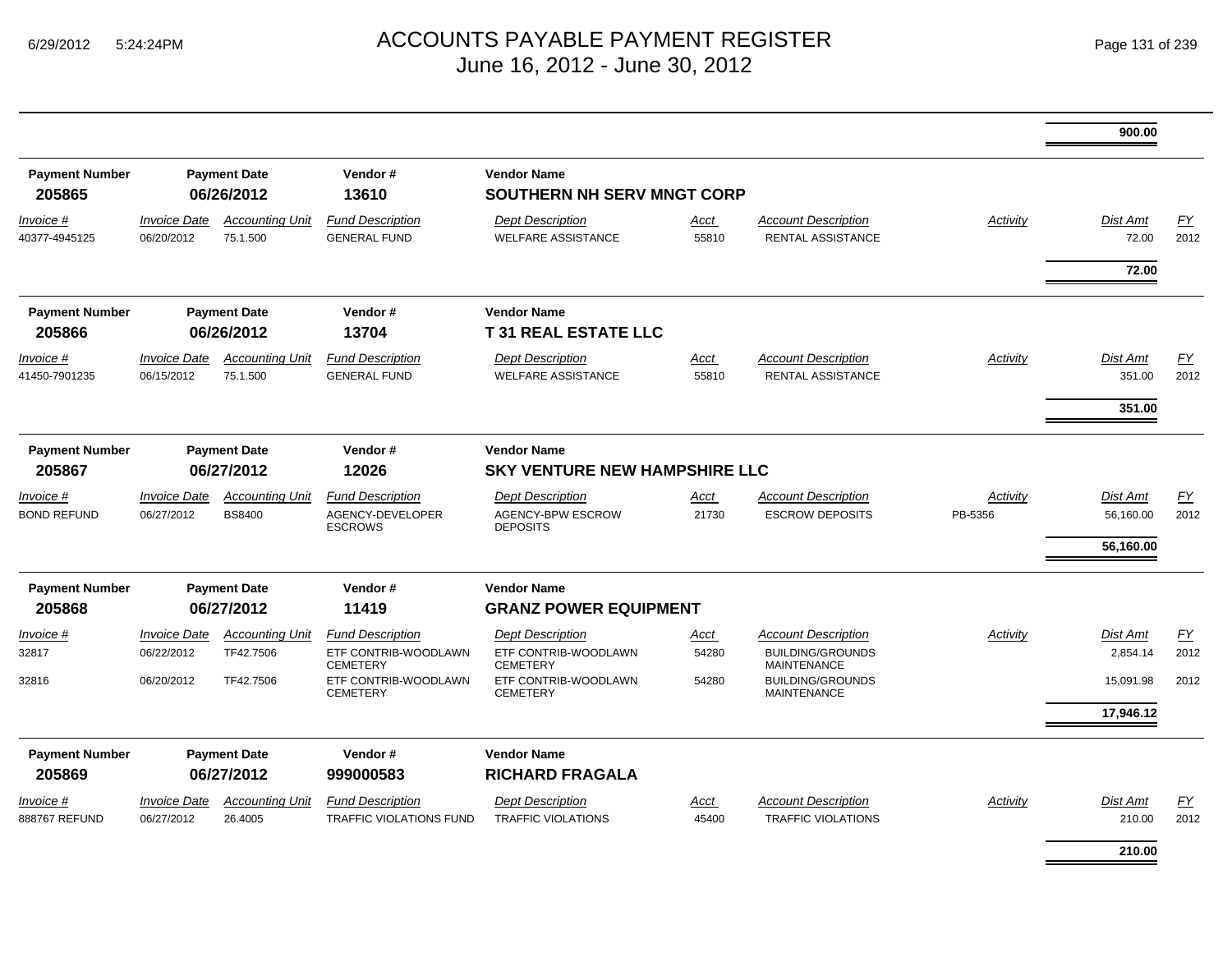# ACCOUNTS PAYABLE PAYMENT REGISTER
June 16, 2012 - June 30, 2012

| | | | | | | | | | |
|---|---|---|---|---|---|---|---|---|---|
| | | | | | | | | **900.00** | |

| Payment Number | Payment Date | | Vendor # | Vendor Name | | | | | |
|---|---|---|---|---|---|---|---|---|---|
| **205865** | **06/26/2012** | | **13610** | **SOUTHERN NH SERV MNGT CORP** | | | | | |
| *Invoice #* | *Invoice Date* | *Accounting Unit* | *Fund Description* | *Dept Description* | *Acct* | *Account Description* | *Activity* | *Dist Amt* | *FY* |
| 40377-4945125 | 06/20/2012 | 75.1.500 | GENERAL FUND | WELFARE ASSISTANCE | 55810 | RENTAL ASSISTANCE | | 72.00 | 2012 |
| | | | | | | | | **72.00** | |

| Payment Number | Payment Date | | Vendor # | Vendor Name | | | | | |
|---|---|---|---|---|---|---|---|---|---|
| **205866** | **06/26/2012** | | **13704** | **T 31 REAL ESTATE LLC** | | | | | |
| *Invoice #* | *Invoice Date* | *Accounting Unit* | *Fund Description* | *Dept Description* | *Acct* | *Account Description* | *Activity* | *Dist Amt* | *FY* |
| 41450-7901235 | 06/15/2012 | 75.1.500 | GENERAL FUND | WELFARE ASSISTANCE | 55810 | RENTAL ASSISTANCE | | 351.00 | 2012 |
| | | | | | | | | **351.00** | |

| Payment Number | Payment Date | | Vendor # | Vendor Name | | | | | |
|---|---|---|---|---|---|---|---|---|---|
| **205867** | **06/27/2012** | | **12026** | **SKY VENTURE NEW HAMPSHIRE LLC** | | | | | |
| *Invoice #* | *Invoice Date* | *Accounting Unit* | *Fund Description* | *Dept Description* | *Acct* | *Account Description* | *Activity* | *Dist Amt* | *FY* |
| BOND REFUND | 06/27/2012 | BS8400 | AGENCY-DEVELOPER ESCROWS | AGENCY-BPW ESCROW DEPOSITS | 21730 | ESCROW DEPOSITS | PB-5356 | 56,160.00 | 2012 |
| | | | | | | | | **56,160.00** | |

| Payment Number | Payment Date | | Vendor # | Vendor Name | | | | | |
|---|---|---|---|---|---|---|---|---|---|
| **205868** | **06/27/2012** | | **11419** | **GRANZ POWER EQUIPMENT** | | | | | |
| *Invoice #* | *Invoice Date* | *Accounting Unit* | *Fund Description* | *Dept Description* | *Acct* | *Account Description* | *Activity* | *Dist Amt* | *FY* |
| 32817 | 06/22/2012 | TF42.7506 | ETF CONTRIB-WOODLAWN CEMETERY | ETF CONTRIB-WOODLAWN CEMETERY | 54280 | BUILDING/GROUNDS MAINTENANCE | | 2,854.14 | 2012 |
| 32816 | 06/20/2012 | TF42.7506 | ETF CONTRIB-WOODLAWN CEMETERY | ETF CONTRIB-WOODLAWN CEMETERY | 54280 | BUILDING/GROUNDS MAINTENANCE | | 15,091.98 | 2012 |
| | | | | | | | | **17,946.12** | |

| Payment Number | Payment Date | | Vendor # | Vendor Name | | | | | |
|---|---|---|---|---|---|---|---|---|---|
| **205869** | **06/27/2012** | | **999000583** | **RICHARD FRAGALA** | | | | | |
| *Invoice #* | *Invoice Date* | *Accounting Unit* | *Fund Description* | *Dept Description* | *Acct* | *Account Description* | *Activity* | *Dist Amt* | *FY* |
| 888767 REFUND | 06/27/2012 | 26.4005 | TRAFFIC VIOLATIONS FUND | TRAFFIC VIOLATIONS | 45400 | TRAFFIC VIOLATIONS | | 210.00 | 2012 |
| | | | | | | | | **210.00** | |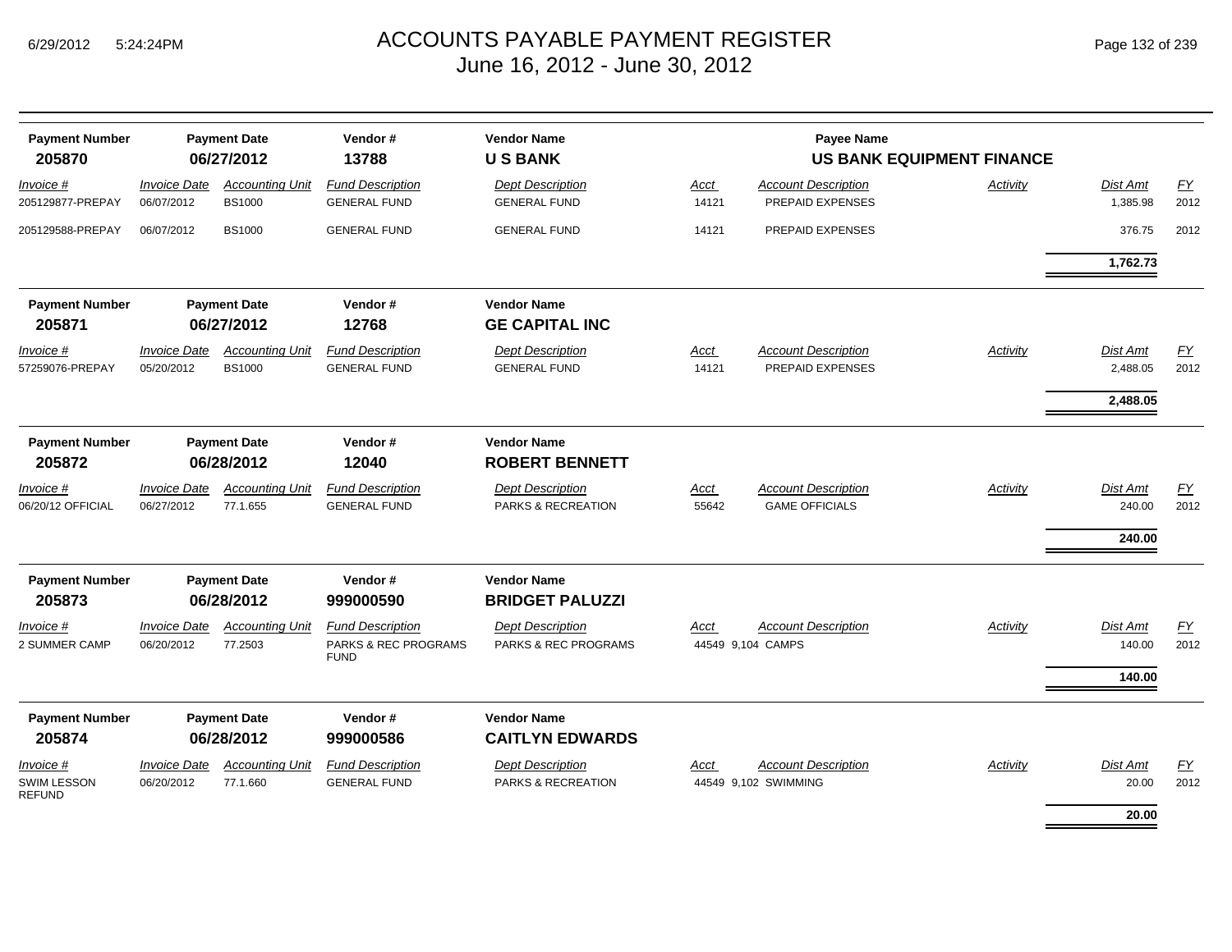# ACCOUNTS PAYABLE PAYMENT REGISTER
## June 16, 2012 - June 30, 2012

| Payment Number | Payment Date | Vendor # | Vendor Name | Payee Name |
|---|---|---|---|---|
| **205870** | **06/27/2012** | **13788** | **U S BANK** | **US BANK EQUIPMENT FINANCE** |

| Invoice # | Invoice Date | Accounting Unit | Fund Description | Dept Description | Acct | Account Description | Activity | Dist Amt | FY |
|---|---|---|---|---|---|---|---|---|---|
| 205129877-PREPAY | 06/07/2012 | BS1000 | GENERAL FUND | GENERAL FUND | 14121 | PREPAID EXPENSES | | 1,385.98 | 2012 |
| 205129588-PREPAY | 06/07/2012 | BS1000 | GENERAL FUND | GENERAL FUND | 14121 | PREPAID EXPENSES | | 376.75 | 2012 |
| | | | | | | | | **1,762.73** | |

| Payment Number | Payment Date | Vendor # | Vendor Name |
|---|---|---|---|
| **205871** | **06/27/2012** | **12768** | **GE CAPITAL INC** |

| Invoice # | Invoice Date | Accounting Unit | Fund Description | Dept Description | Acct | Account Description | Activity | Dist Amt | FY |
|---|---|---|---|---|---|---|---|---|---|
| 57259076-PREPAY | 05/20/2012 | BS1000 | GENERAL FUND | GENERAL FUND | 14121 | PREPAID EXPENSES | | 2,488.05 | 2012 |
| | | | | | | | | **2,488.05** | |

| Payment Number | Payment Date | Vendor # | Vendor Name |
|---|---|---|---|
| **205872** | **06/28/2012** | **12040** | **ROBERT BENNETT** |

| Invoice # | Invoice Date | Accounting Unit | Fund Description | Dept Description | Acct | Account Description | Activity | Dist Amt | FY |
|---|---|---|---|---|---|---|---|---|---|
| 06/20/12 OFFICIAL | 06/27/2012 | 77.1.655 | GENERAL FUND | PARKS & RECREATION | 55642 | GAME OFFICIALS | | 240.00 | 2012 |
| | | | | | | | | **240.00** | |

| Payment Number | Payment Date | Vendor # | Vendor Name |
|---|---|---|---|
| **205873** | **06/28/2012** | **999000590** | **BRIDGET PALUZZI** |

| Invoice # | Invoice Date | Accounting Unit | Fund Description | Dept Description | Acct | Account Description | Activity | Dist Amt | FY |
|---|---|---|---|---|---|---|---|---|---|
| 2 SUMMER CAMP | 06/20/2012 | 77.2503 | PARKS & REC PROGRAMS FUND | PARKS & REC PROGRAMS | 44549 9,104 | CAMPS | | 140.00 | 2012 |
| | | | | | | | | **140.00** | |

| Payment Number | Payment Date | Vendor # | Vendor Name |
|---|---|---|---|
| **205874** | **06/28/2012** | **999000586** | **CAITLYN EDWARDS** |

| Invoice # | Invoice Date | Accounting Unit | Fund Description | Dept Description | Acct | Account Description | Activity | Dist Amt | FY |
|---|---|---|---|---|---|---|---|---|---|
| SWIM LESSON REFUND | 06/20/2012 | 77.1.660 | GENERAL FUND | PARKS & RECREATION | 44549 9,102 | SWIMMING | | 20.00 | 2012 |
| | | | | | | | | **20.00** | |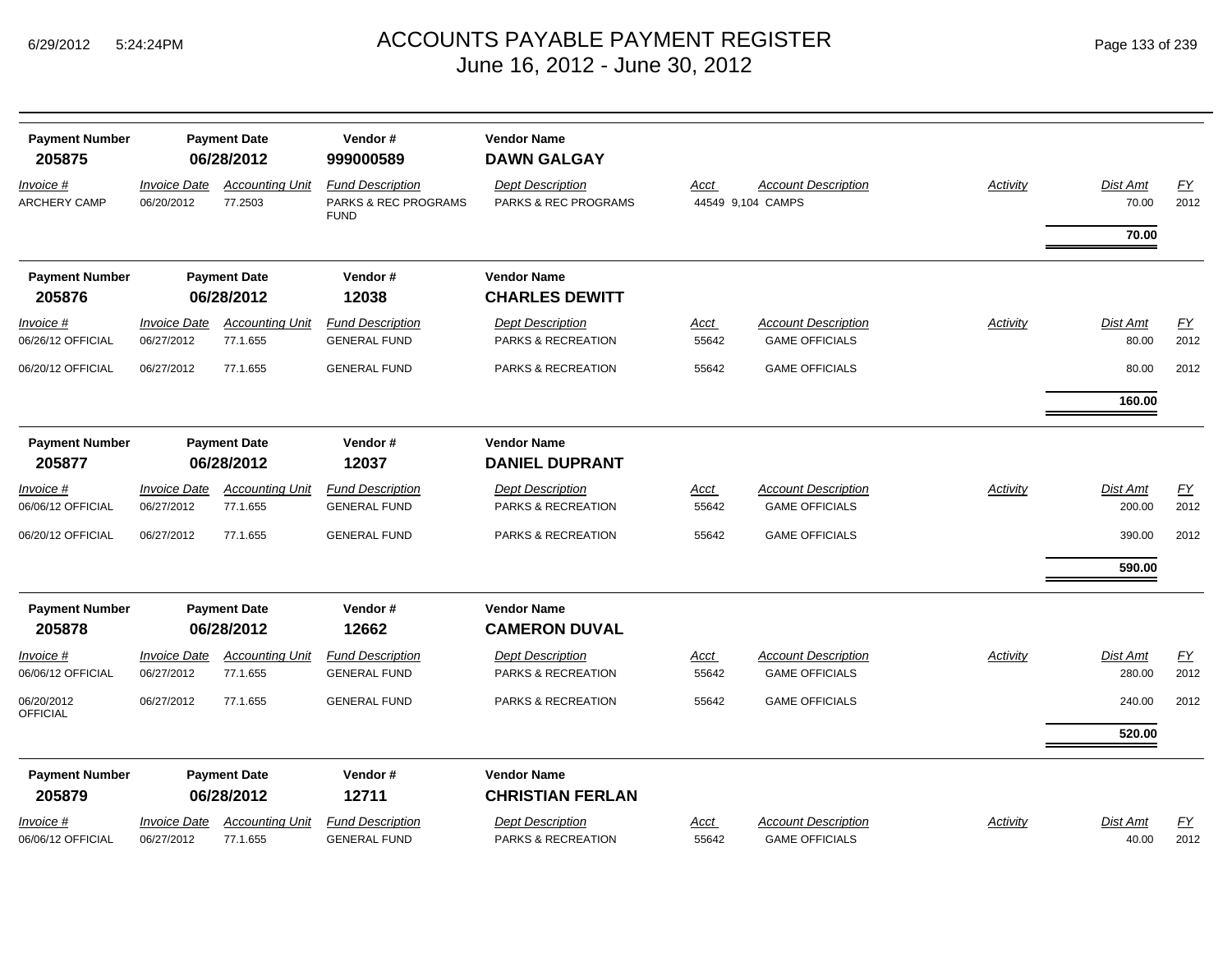# ACCOUNTS PAYABLE PAYMENT REGISTER
## June 16, 2012 - June 30, 2012

| Payment Number | Payment Date | Vendor # | Vendor Name |
|---|---|---|---|
| **205875** | **06/28/2012** | **999000589** | **DAWN GALGAY** |

| Invoice # | Invoice Date | Accounting Unit | Fund Description | Dept Description | Acct | Account Description | Activity | Dist Amt | FY |
|---|---|---|---|---|---|---|---|---|---|
| ARCHERY CAMP | 06/20/2012 | 77.2503 | PARKS & REC PROGRAMS FUND | PARKS & REC PROGRAMS | 44549 | 9,104 CAMPS | | 70.00 | 2012 |
| | | | | | | | | **70.00** | |

| Payment Number | Payment Date | Vendor # | Vendor Name |
|---|---|---|---|
| **205876** | **06/28/2012** | **12038** | **CHARLES DEWITT** |

| Invoice # | Invoice Date | Accounting Unit | Fund Description | Dept Description | Acct | Account Description | Activity | Dist Amt | FY |
|---|---|---|---|---|---|---|---|---|---|
| 06/26/12 OFFICIAL | 06/27/2012 | 77.1.655 | GENERAL FUND | PARKS & RECREATION | 55642 | GAME OFFICIALS | | 80.00 | 2012 |
| 06/20/12 OFFICIAL | 06/27/2012 | 77.1.655 | GENERAL FUND | PARKS & RECREATION | 55642 | GAME OFFICIALS | | 80.00 | 2012 |
| | | | | | | | | **160.00** | |

| Payment Number | Payment Date | Vendor # | Vendor Name |
|---|---|---|---|
| **205877** | **06/28/2012** | **12037** | **DANIEL DUPRANT** |

| Invoice # | Invoice Date | Accounting Unit | Fund Description | Dept Description | Acct | Account Description | Activity | Dist Amt | FY |
|---|---|---|---|---|---|---|---|---|---|
| 06/06/12 OFFICIAL | 06/27/2012 | 77.1.655 | GENERAL FUND | PARKS & RECREATION | 55642 | GAME OFFICIALS | | 200.00 | 2012 |
| 06/20/12 OFFICIAL | 06/27/2012 | 77.1.655 | GENERAL FUND | PARKS & RECREATION | 55642 | GAME OFFICIALS | | 390.00 | 2012 |
| | | | | | | | | **590.00** | |

| Payment Number | Payment Date | Vendor # | Vendor Name |
|---|---|---|---|
| **205878** | **06/28/2012** | **12662** | **CAMERON DUVAL** |

| Invoice # | Invoice Date | Accounting Unit | Fund Description | Dept Description | Acct | Account Description | Activity | Dist Amt | FY |
|---|---|---|---|---|---|---|---|---|---|
| 06/06/12 OFFICIAL | 06/27/2012 | 77.1.655 | GENERAL FUND | PARKS & RECREATION | 55642 | GAME OFFICIALS | | 280.00 | 2012 |
| 06/20/2012 OFFICIAL | 06/27/2012 | 77.1.655 | GENERAL FUND | PARKS & RECREATION | 55642 | GAME OFFICIALS | | 240.00 | 2012 |
| | | | | | | | | **520.00** | |

| Payment Number | Payment Date | Vendor # | Vendor Name |
|---|---|---|---|
| **205879** | **06/28/2012** | **12711** | **CHRISTIAN FERLAN** |

| Invoice # | Invoice Date | Accounting Unit | Fund Description | Dept Description | Acct | Account Description | Activity | Dist Amt | FY |
|---|---|---|---|---|---|---|---|---|---|
| 06/06/12 OFFICIAL | 06/27/2012 | 77.1.655 | GENERAL FUND | PARKS & RECREATION | 55642 | GAME OFFICIALS | | 40.00 | 2012 |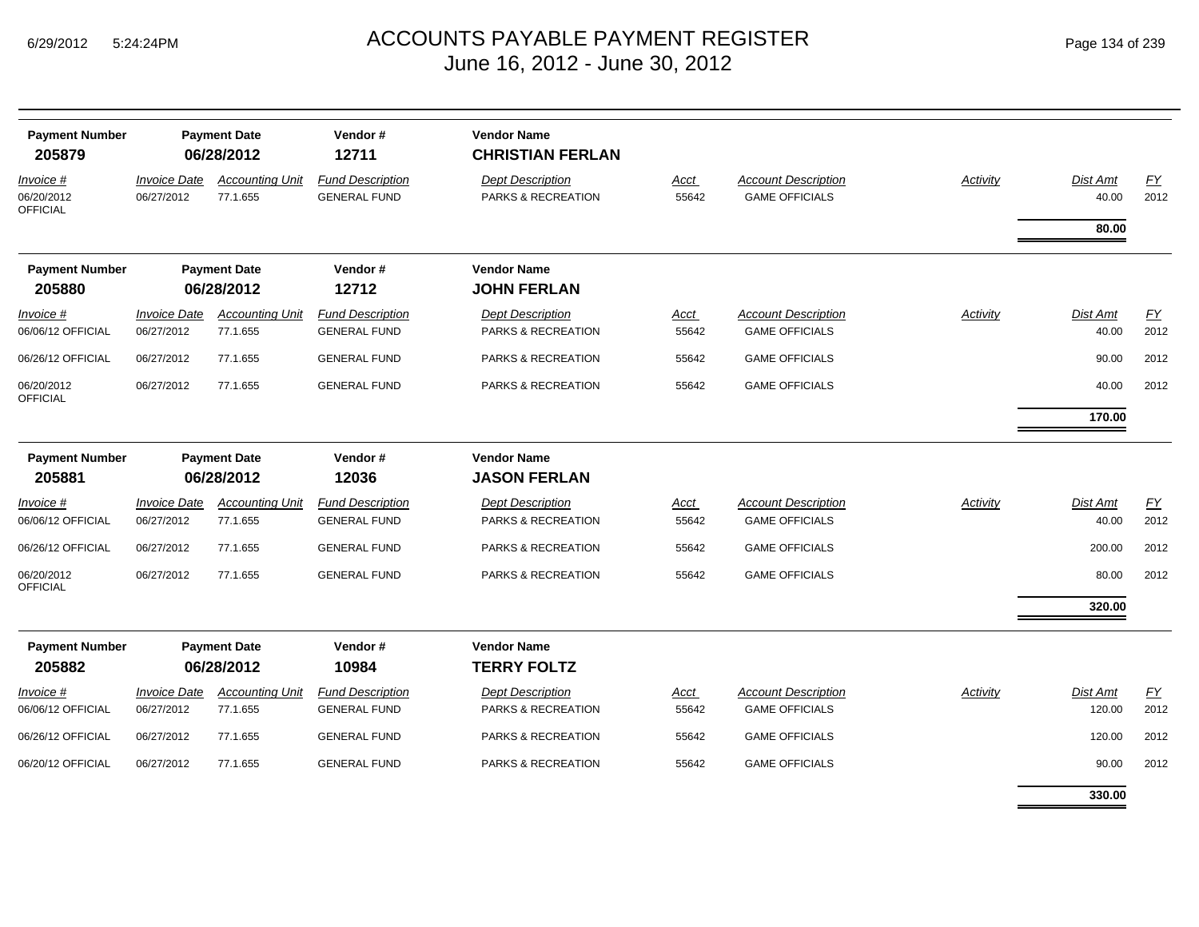# ACCOUNTS PAYABLE PAYMENT REGISTER
June 16, 2012 - June 30, 2012

| Payment Number | Payment Date | Vendor # | Vendor Name |
|---|---|---|---|
| **205879** | **06/28/2012** | **12711** | **CHRISTIAN FERLAN** |

| Invoice # | Invoice Date | Accounting Unit | Fund Description | Dept Description | Acct | Account Description | Activity | Dist Amt | FY |
|---|---|---|---|---|---|---|---|---|---|
| 06/20/2012 OFFICIAL | 06/27/2012 | 77.1.655 | GENERAL FUND | PARKS & RECREATION | 55642 | GAME OFFICIALS | | 40.00 | 2012 |
| | | | | | | | | **80.00** | |

| Payment Number | Payment Date | Vendor # | Vendor Name |
|---|---|---|---|
| **205880** | **06/28/2012** | **12712** | **JOHN FERLAN** |

| Invoice # | Invoice Date | Accounting Unit | Fund Description | Dept Description | Acct | Account Description | Activity | Dist Amt | FY |
|---|---|---|---|---|---|---|---|---|---|
| 06/06/12 OFFICIAL | 06/27/2012 | 77.1.655 | GENERAL FUND | PARKS & RECREATION | 55642 | GAME OFFICIALS | | 40.00 | 2012 |
| 06/26/12 OFFICIAL | 06/27/2012 | 77.1.655 | GENERAL FUND | PARKS & RECREATION | 55642 | GAME OFFICIALS | | 90.00 | 2012 |
| 06/20/2012 OFFICIAL | 06/27/2012 | 77.1.655 | GENERAL FUND | PARKS & RECREATION | 55642 | GAME OFFICIALS | | 40.00 | 2012 |
| | | | | | | | | **170.00** | |

| Payment Number | Payment Date | Vendor # | Vendor Name |
|---|---|---|---|
| **205881** | **06/28/2012** | **12036** | **JASON FERLAN** |

| Invoice # | Invoice Date | Accounting Unit | Fund Description | Dept Description | Acct | Account Description | Activity | Dist Amt | FY |
|---|---|---|---|---|---|---|---|---|---|
| 06/06/12 OFFICIAL | 06/27/2012 | 77.1.655 | GENERAL FUND | PARKS & RECREATION | 55642 | GAME OFFICIALS | | 40.00 | 2012 |
| 06/26/12 OFFICIAL | 06/27/2012 | 77.1.655 | GENERAL FUND | PARKS & RECREATION | 55642 | GAME OFFICIALS | | 200.00 | 2012 |
| 06/20/2012 OFFICIAL | 06/27/2012 | 77.1.655 | GENERAL FUND | PARKS & RECREATION | 55642 | GAME OFFICIALS | | 80.00 | 2012 |
| | | | | | | | | **320.00** | |

| Payment Number | Payment Date | Vendor # | Vendor Name |
|---|---|---|---|
| **205882** | **06/28/2012** | **10984** | **TERRY FOLTZ** |

| Invoice # | Invoice Date | Accounting Unit | Fund Description | Dept Description | Acct | Account Description | Activity | Dist Amt | FY |
|---|---|---|---|---|---|---|---|---|---|
| 06/06/12 OFFICIAL | 06/27/2012 | 77.1.655 | GENERAL FUND | PARKS & RECREATION | 55642 | GAME OFFICIALS | | 120.00 | 2012 |
| 06/26/12 OFFICIAL | 06/27/2012 | 77.1.655 | GENERAL FUND | PARKS & RECREATION | 55642 | GAME OFFICIALS | | 120.00 | 2012 |
| 06/20/12 OFFICIAL | 06/27/2012 | 77.1.655 | GENERAL FUND | PARKS & RECREATION | 55642 | GAME OFFICIALS | | 90.00 | 2012 |
| | | | | | | | | **330.00** | |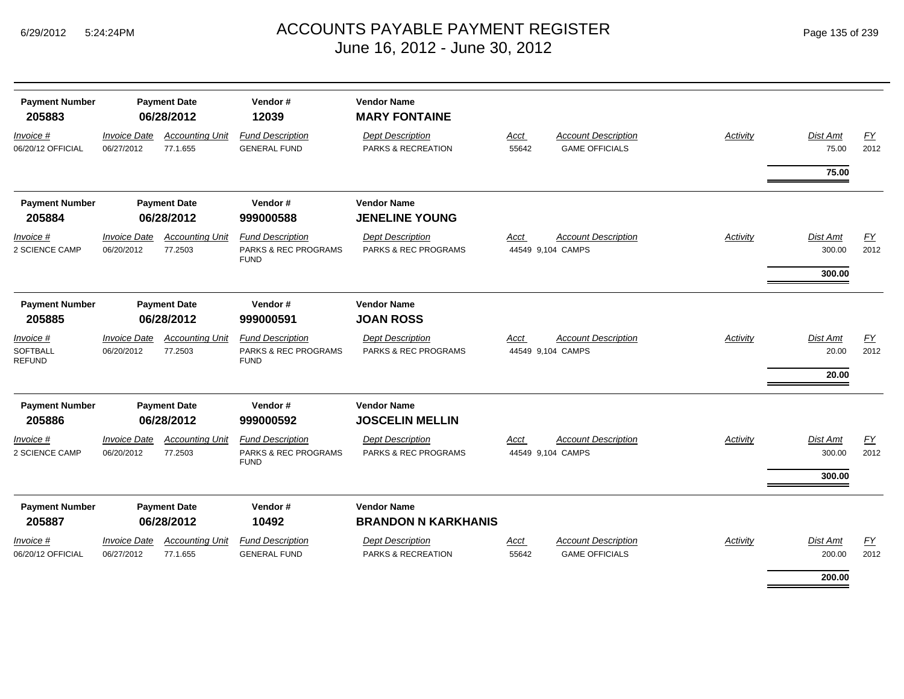# ACCOUNTS PAYABLE PAYMENT REGISTER
## June 16, 2012 - June 30, 2012

| Payment Number | Payment Date | Vendor # | Vendor Name |
|---|---|---|---|
| **205883** | **06/28/2012** | **12039** | **MARY FONTAINE** |

| Invoice # | Invoice Date | Accounting Unit | Fund Description | Dept Description | Acct | Account Description | Activity | Dist Amt | FY |
|---|---|---|---|---|---|---|---|---|---|
| 06/20/12 OFFICIAL | 06/27/2012 | 77.1.655 | GENERAL FUND | PARKS & RECREATION | 55642 | GAME OFFICIALS | | 75.00 | 2012 |
| | | | | | | | | **75.00** | |

| Payment Number | Payment Date | Vendor # | Vendor Name |
|---|---|---|---|
| **205884** | **06/28/2012** | **999000588** | **JENELINE YOUNG** |

| Invoice # | Invoice Date | Accounting Unit | Fund Description | Dept Description | Acct | Account Description | Activity | Dist Amt | FY |
|---|---|---|---|---|---|---|---|---|---|
| 2 SCIENCE CAMP | 06/20/2012 | 77.2503 | PARKS & REC PROGRAMS FUND | PARKS & REC PROGRAMS | 44549 | 9,104 CAMPS | | 300.00 | 2012 |
| | | | | | | | | **300.00** | |

| Payment Number | Payment Date | Vendor # | Vendor Name |
|---|---|---|---|
| **205885** | **06/28/2012** | **999000591** | **JOAN ROSS** |

| Invoice # | Invoice Date | Accounting Unit | Fund Description | Dept Description | Acct | Account Description | Activity | Dist Amt | FY |
|---|---|---|---|---|---|---|---|---|---|
| SOFTBALL REFUND | 06/20/2012 | 77.2503 | PARKS & REC PROGRAMS FUND | PARKS & REC PROGRAMS | 44549 | 9,104 CAMPS | | 20.00 | 2012 |
| | | | | | | | | **20.00** | |

| Payment Number | Payment Date | Vendor # | Vendor Name |
|---|---|---|---|
| **205886** | **06/28/2012** | **999000592** | **JOSCELIN MELLIN** |

| Invoice # | Invoice Date | Accounting Unit | Fund Description | Dept Description | Acct | Account Description | Activity | Dist Amt | FY |
|---|---|---|---|---|---|---|---|---|---|
| 2 SCIENCE CAMP | 06/20/2012 | 77.2503 | PARKS & REC PROGRAMS FUND | PARKS & REC PROGRAMS | 44549 | 9,104 CAMPS | | 300.00 | 2012 |
| | | | | | | | | **300.00** | |

| Payment Number | Payment Date | Vendor # | Vendor Name |
|---|---|---|---|
| **205887** | **06/28/2012** | **10492** | **BRANDON N KARKHANIS** |

| Invoice # | Invoice Date | Accounting Unit | Fund Description | Dept Description | Acct | Account Description | Activity | Dist Amt | FY |
|---|---|---|---|---|---|---|---|---|---|
| 06/20/12 OFFICIAL | 06/27/2012 | 77.1.655 | GENERAL FUND | PARKS & RECREATION | 55642 | GAME OFFICIALS | | 200.00 | 2012 |
| | | | | | | | | **200.00** | |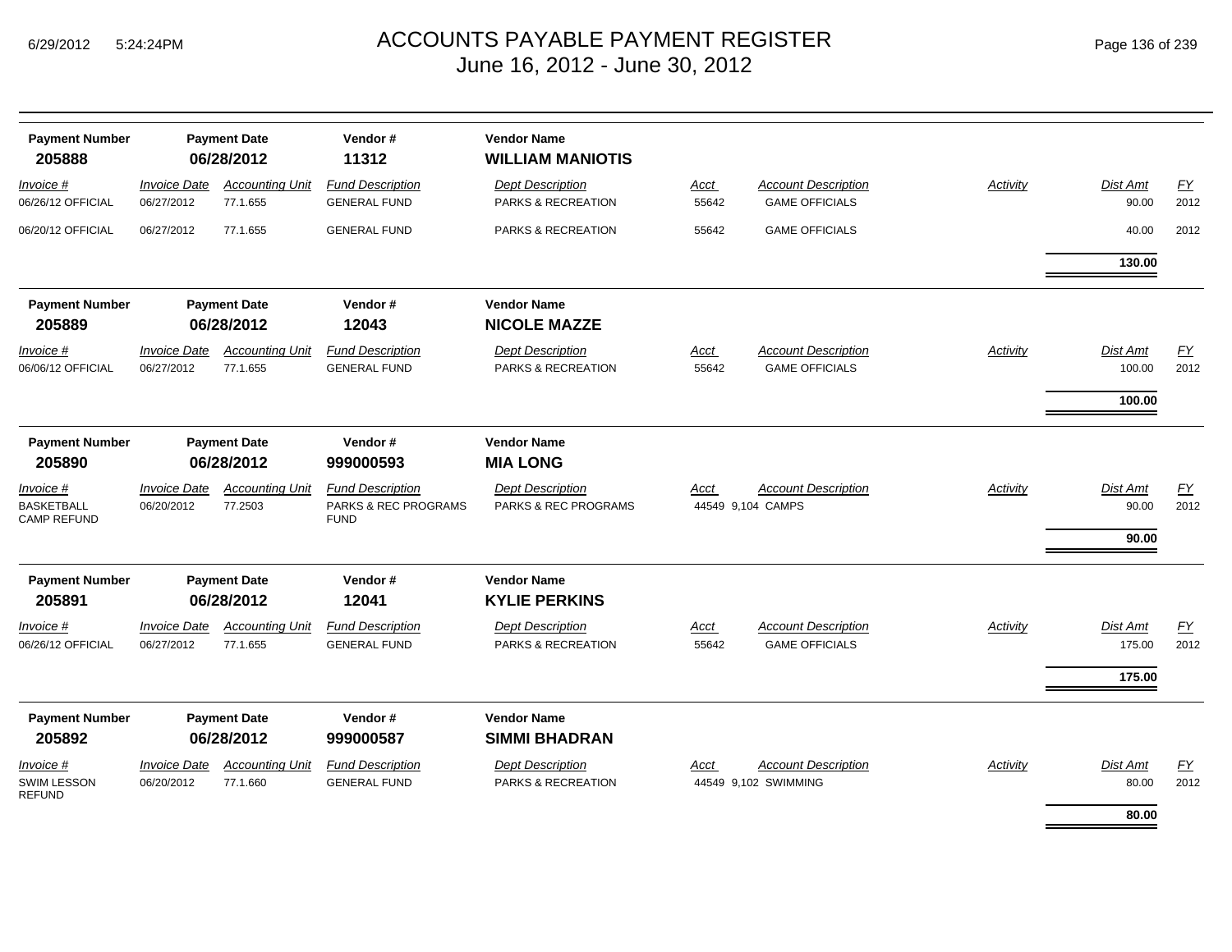# ACCOUNTS PAYABLE PAYMENT REGISTER
## June 16, 2012 - June 30, 2012

| Payment Number | Payment Date | Vendor # | Vendor Name |
|---|---|---|---|
| **205888** | **06/28/2012** | **11312** | **WILLIAM MANIOTIS** |

| Invoice # | Invoice Date | Accounting Unit | Fund Description | Dept Description | Acct | Account Description | Activity | Dist Amt | FY |
|---|---|---|---|---|---|---|---|---|---|
| 06/26/12 OFFICIAL | 06/27/2012 | 77.1.655 | GENERAL FUND | PARKS & RECREATION | 55642 | GAME OFFICIALS | | 90.00 | 2012 |
| 06/20/12 OFFICIAL | 06/27/2012 | 77.1.655 | GENERAL FUND | PARKS & RECREATION | 55642 | GAME OFFICIALS | | 40.00 | 2012 |
| | | | | | | | | **130.00** | |

| Payment Number | Payment Date | Vendor # | Vendor Name |
|---|---|---|---|
| **205889** | **06/28/2012** | **12043** | **NICOLE MAZZE** |

| Invoice # | Invoice Date | Accounting Unit | Fund Description | Dept Description | Acct | Account Description | Activity | Dist Amt | FY |
|---|---|---|---|---|---|---|---|---|---|
| 06/06/12 OFFICIAL | 06/27/2012 | 77.1.655 | GENERAL FUND | PARKS & RECREATION | 55642 | GAME OFFICIALS | | 100.00 | 2012 |
| | | | | | | | | **100.00** | |

| Payment Number | Payment Date | Vendor # | Vendor Name |
|---|---|---|---|
| **205890** | **06/28/2012** | **999000593** | **MIA LONG** |

| Invoice # | Invoice Date | Accounting Unit | Fund Description | Dept Description | Acct | Account Description | Activity | Dist Amt | FY |
|---|---|---|---|---|---|---|---|---|---|
| BASKETBALL CAMP REFUND | 06/20/2012 | 77.2503 | PARKS & REC PROGRAMS FUND | PARKS & REC PROGRAMS | 44549 9,104 | CAMPS | | 90.00 | 2012 |
| | | | | | | | | **90.00** | |

| Payment Number | Payment Date | Vendor # | Vendor Name |
|---|---|---|---|
| **205891** | **06/28/2012** | **12041** | **KYLIE PERKINS** |

| Invoice # | Invoice Date | Accounting Unit | Fund Description | Dept Description | Acct | Account Description | Activity | Dist Amt | FY |
|---|---|---|---|---|---|---|---|---|---|
| 06/26/12 OFFICIAL | 06/27/2012 | 77.1.655 | GENERAL FUND | PARKS & RECREATION | 55642 | GAME OFFICIALS | | 175.00 | 2012 |
| | | | | | | | | **175.00** | |

| Payment Number | Payment Date | Vendor # | Vendor Name |
|---|---|---|---|
| **205892** | **06/28/2012** | **999000587** | **SIMMI BHADRAN** |

| Invoice # | Invoice Date | Accounting Unit | Fund Description | Dept Description | Acct | Account Description | Activity | Dist Amt | FY |
|---|---|---|---|---|---|---|---|---|---|
| SWIM LESSON REFUND | 06/20/2012 | 77.1.660 | GENERAL FUND | PARKS & RECREATION | 44549 9,102 | SWIMMING | | 80.00 | 2012 |
| | | | | | | | | **80.00** | |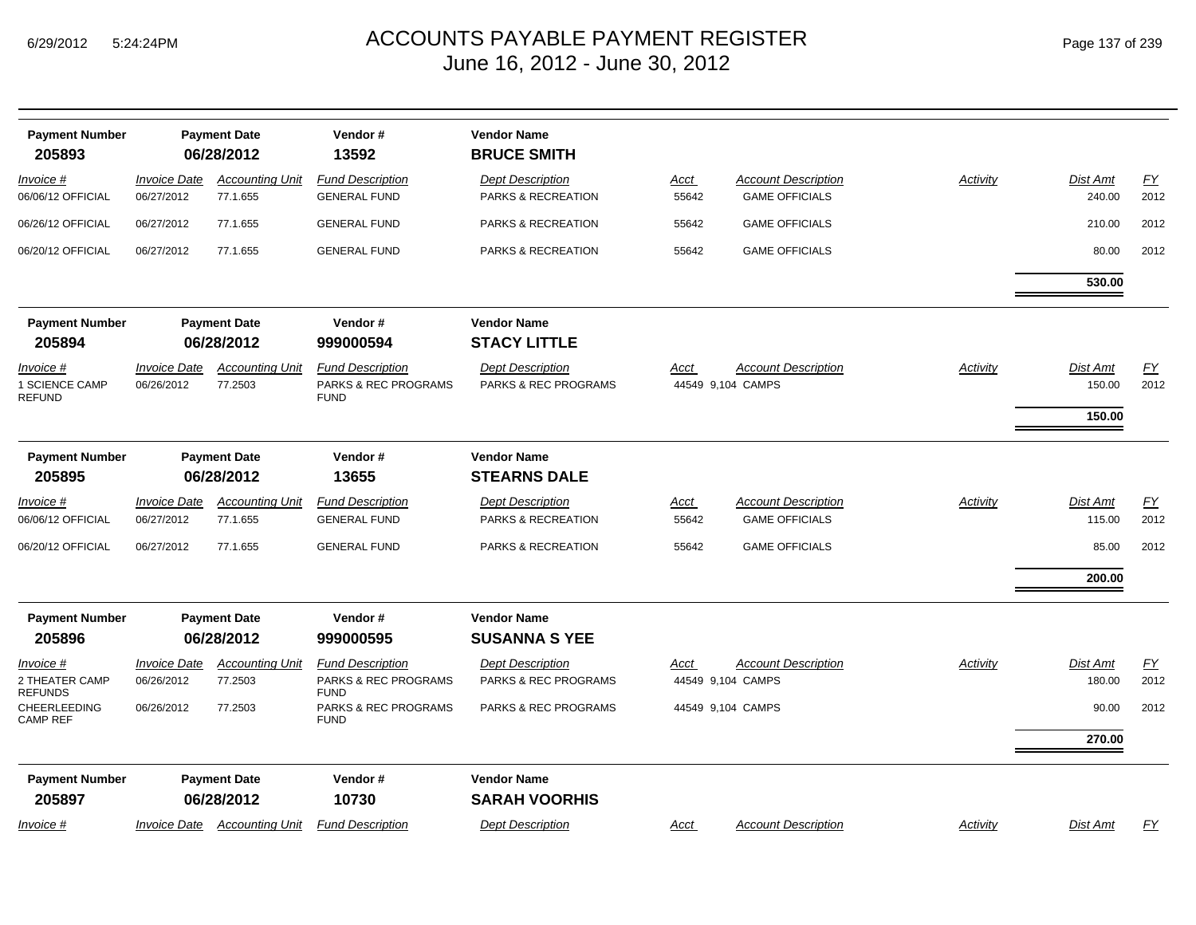| Payment Number | Payment Date | Vendor # | Vendor Name |
|---|---|---|---|
| 205893 | 06/28/2012 | 13592 | BRUCE SMITH |

| Invoice # | Invoice Date | Accounting Unit | Fund Description | Dept Description | Acct | Account Description | Activity | Dist Amt | FY |
|---|---|---|---|---|---|---|---|---|---|
| 06/06/12 OFFICIAL | 06/27/2012 | 77.1.655 | GENERAL FUND | PARKS & RECREATION | 55642 | GAME OFFICIALS | | 240.00 | 2012 |
| 06/26/12 OFFICIAL | 06/27/2012 | 77.1.655 | GENERAL FUND | PARKS & RECREATION | 55642 | GAME OFFICIALS | | 210.00 | 2012 |
| 06/20/12 OFFICIAL | 06/27/2012 | 77.1.655 | GENERAL FUND | PARKS & RECREATION | 55642 | GAME OFFICIALS | | 80.00 | 2012 |
| | | | | | | | | **530.00** | |

| Payment Number | Payment Date | Vendor # | Vendor Name |
|---|---|---|---|
| 205894 | 06/28/2012 | 999000594 | STACY LITTLE |

| Invoice # | Invoice Date | Accounting Unit | Fund Description | Dept Description | Acct | Account Description | Activity | Dist Amt | FY |
|---|---|---|---|---|---|---|---|---|---|
| 1 SCIENCE CAMP REFUND | 06/26/2012 | 77.2503 | PARKS & REC PROGRAMS FUND | PARKS & REC PROGRAMS | 44549 | 9,104 CAMPS | | 150.00 | 2012 |
| | | | | | | | | **150.00** | |

| Payment Number | Payment Date | Vendor # | Vendor Name |
|---|---|---|---|
| 205895 | 06/28/2012 | 13655 | STEARNS DALE |

| Invoice # | Invoice Date | Accounting Unit | Fund Description | Dept Description | Acct | Account Description | Activity | Dist Amt | FY |
|---|---|---|---|---|---|---|---|---|---|
| 06/06/12 OFFICIAL | 06/27/2012 | 77.1.655 | GENERAL FUND | PARKS & RECREATION | 55642 | GAME OFFICIALS | | 115.00 | 2012 |
| 06/20/12 OFFICIAL | 06/27/2012 | 77.1.655 | GENERAL FUND | PARKS & RECREATION | 55642 | GAME OFFICIALS | | 85.00 | 2012 |
| | | | | | | | | **200.00** | |

| Payment Number | Payment Date | Vendor # | Vendor Name |
|---|---|---|---|
| 205896 | 06/28/2012 | 999000595 | SUSANNA S YEE |

| Invoice # | Invoice Date | Accounting Unit | Fund Description | Dept Description | Acct | Account Description | Activity | Dist Amt | FY |
|---|---|---|---|---|---|---|---|---|---|
| 2 THEATER CAMP REFUNDS | 06/26/2012 | 77.2503 | PARKS & REC PROGRAMS FUND | PARKS & REC PROGRAMS | 44549 | 9,104 CAMPS | | 180.00 | 2012 |
| CHEERLEEDING CAMP REF | 06/26/2012 | 77.2503 | PARKS & REC PROGRAMS FUND | PARKS & REC PROGRAMS | 44549 | 9,104 CAMPS | | 90.00 | 2012 |
| | | | | | | | | **270.00** | |

| Payment Number | Payment Date | Vendor # | Vendor Name |
|---|---|---|---|
| 205897 | 06/28/2012 | 10730 | SARAH VOORHIS |

| Invoice # | Invoice Date | Accounting Unit | Fund Description | Dept Description | Acct | Account Description | Activity | Dist Amt | FY |
|---|---|---|---|---|---|---|---|---|---|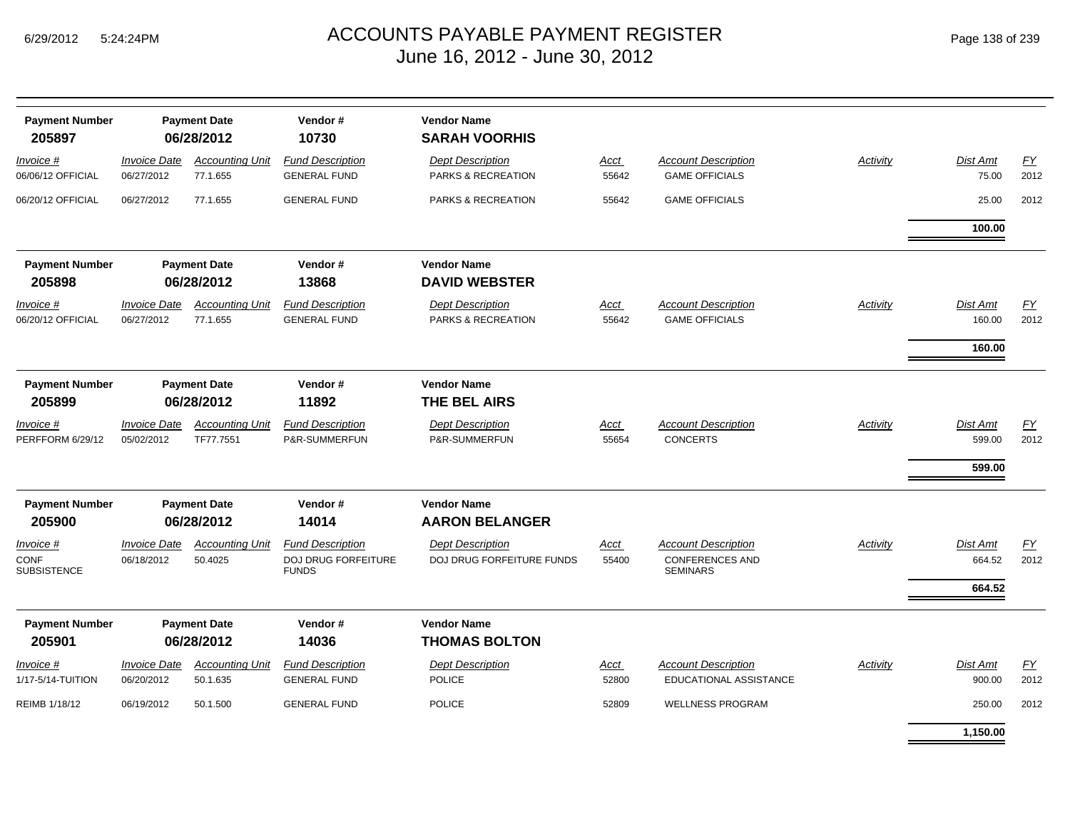# ACCOUNTS PAYABLE PAYMENT REGISTER
## June 16, 2012 - June 30, 2012

| Payment Number | Payment Date | Vendor # | Vendor Name |
|---|---|---|---|
| **205897** | **06/28/2012** | **10730** | **SARAH VOORHIS** |

| Invoice # | Invoice Date | Accounting Unit | Fund Description | Dept Description | Acct | Account Description | Activity | Dist Amt | FY |
|---|---|---|---|---|---|---|---|---|---|
| 06/06/12 OFFICIAL | 06/27/2012 | 77.1.655 | GENERAL FUND | PARKS & RECREATION | 55642 | GAME OFFICIALS | | 75.00 | 2012 |
| 06/20/12 OFFICIAL | 06/27/2012 | 77.1.655 | GENERAL FUND | PARKS & RECREATION | 55642 | GAME OFFICIALS | | 25.00 | 2012 |
| | | | | | | | | **100.00** | |

| Payment Number | Payment Date | Vendor # | Vendor Name |
|---|---|---|---|
| **205898** | **06/28/2012** | **13868** | **DAVID WEBSTER** |

| Invoice # | Invoice Date | Accounting Unit | Fund Description | Dept Description | Acct | Account Description | Activity | Dist Amt | FY |
|---|---|---|---|---|---|---|---|---|---|
| 06/20/12 OFFICIAL | 06/27/2012 | 77.1.655 | GENERAL FUND | PARKS & RECREATION | 55642 | GAME OFFICIALS | | 160.00 | 2012 |
| | | | | | | | | **160.00** | |

| Payment Number | Payment Date | Vendor # | Vendor Name |
|---|---|---|---|
| **205899** | **06/28/2012** | **11892** | **THE BEL AIRS** |

| Invoice # | Invoice Date | Accounting Unit | Fund Description | Dept Description | Acct | Account Description | Activity | Dist Amt | FY |
|---|---|---|---|---|---|---|---|---|---|
| PERFFORM 6/29/12 | 05/02/2012 | TF77.7551 | P&R-SUMMERFUN | P&R-SUMMERFUN | 55654 | CONCERTS | | 599.00 | 2012 |
| | | | | | | | | **599.00** | |

| Payment Number | Payment Date | Vendor # | Vendor Name |
|---|---|---|---|
| **205900** | **06/28/2012** | **14014** | **AARON BELANGER** |

| Invoice # | Invoice Date | Accounting Unit | Fund Description | Dept Description | Acct | Account Description | Activity | Dist Amt | FY |
|---|---|---|---|---|---|---|---|---|---|
| CONF SUBSISTENCE | 06/18/2012 | 50.4025 | DOJ DRUG FORFEITURE FUNDS | DOJ DRUG FORFEITURE FUNDS | 55400 | CONFERENCES AND SEMINARS | | 664.52 | 2012 |
| | | | | | | | | **664.52** | |

| Payment Number | Payment Date | Vendor # | Vendor Name |
|---|---|---|---|
| **205901** | **06/28/2012** | **14036** | **THOMAS BOLTON** |

| Invoice # | Invoice Date | Accounting Unit | Fund Description | Dept Description | Acct | Account Description | Activity | Dist Amt | FY |
|---|---|---|---|---|---|---|---|---|---|
| 1/17-5/14-TUITION | 06/20/2012 | 50.1.635 | GENERAL FUND | POLICE | 52800 | EDUCATIONAL ASSISTANCE | | 900.00 | 2012 |
| REIMB 1/18/12 | 06/19/2012 | 50.1.500 | GENERAL FUND | POLICE | 52809 | WELLNESS PROGRAM | | 250.00 | 2012 |
| | | | | | | | | **1,150.00** | |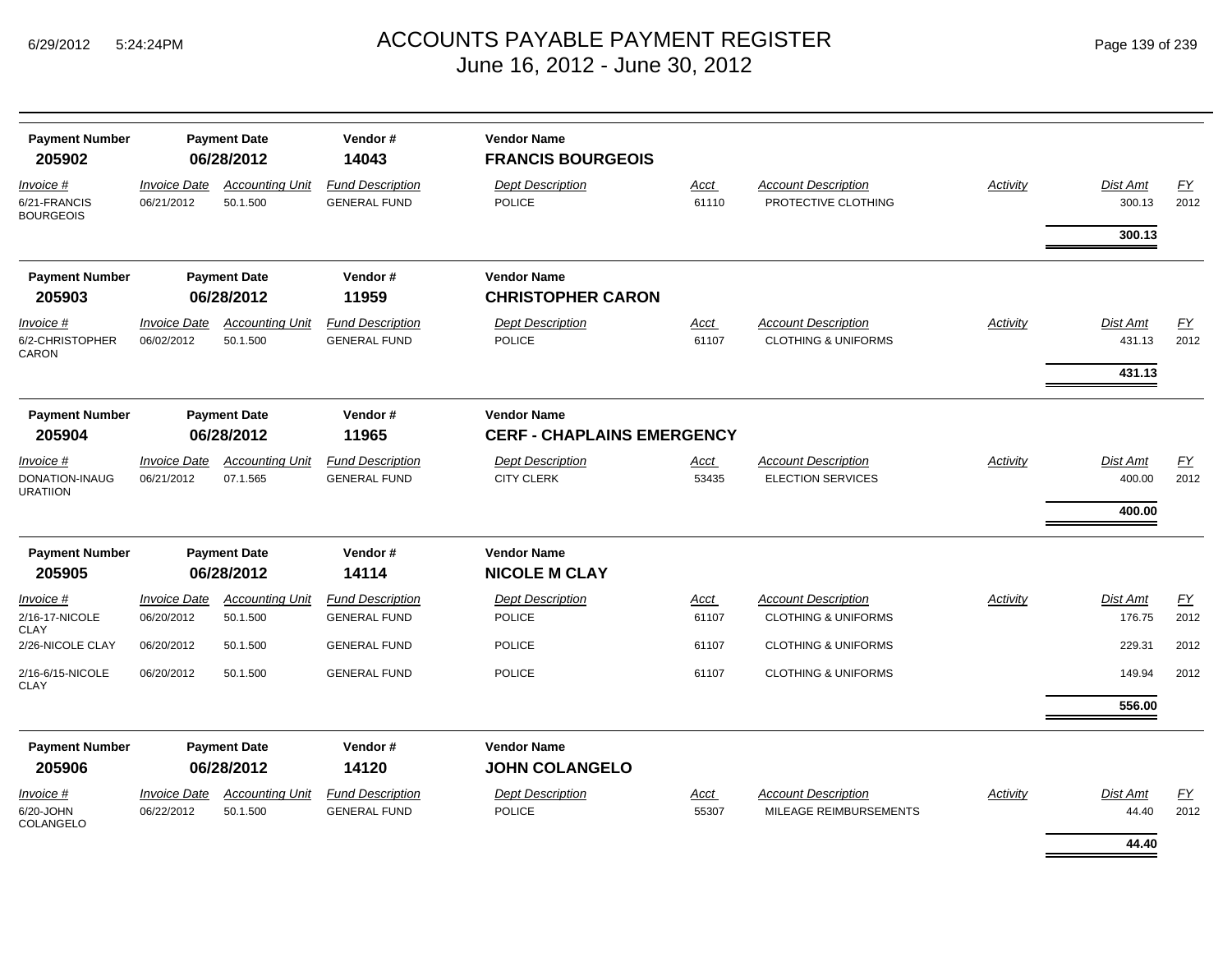# ACCOUNTS PAYABLE PAYMENT REGISTER
## June 16, 2012 - June 30, 2012

| Payment Number | Payment Date | Vendor # | Vendor Name |
|---|---|---|---|
| **205902** | **06/28/2012** | **14043** | **FRANCIS BOURGEOIS** |

| *Invoice #* | *Invoice Date* | *Accounting Unit* | *Fund Description* | *Dept Description* | *Acct* | *Account Description* | *Activity* | *Dist Amt* | *FY* |
|---|---|---|---|---|---|---|---|---|---|
| 6/21-FRANCIS BOURGEOIS | 06/21/2012 | 50.1.500 | GENERAL FUND | POLICE | 61110 | PROTECTIVE CLOTHING | | 300.13 | 2012 |
| | | | | | | | | **300.13** | |

| Payment Number | Payment Date | Vendor # | Vendor Name |
|---|---|---|---|
| **205903** | **06/28/2012** | **11959** | **CHRISTOPHER CARON** |

| *Invoice #* | *Invoice Date* | *Accounting Unit* | *Fund Description* | *Dept Description* | *Acct* | *Account Description* | *Activity* | *Dist Amt* | *FY* |
|---|---|---|---|---|---|---|---|---|---|
| 6/2-CHRISTOPHER CARON | 06/02/2012 | 50.1.500 | GENERAL FUND | POLICE | 61107 | CLOTHING & UNIFORMS | | 431.13 | 2012 |
| | | | | | | | | **431.13** | |

| Payment Number | Payment Date | Vendor # | Vendor Name |
|---|---|---|---|
| **205904** | **06/28/2012** | **11965** | **CERF - CHAPLAINS EMERGENCY** |

| *Invoice #* | *Invoice Date* | *Accounting Unit* | *Fund Description* | *Dept Description* | *Acct* | *Account Description* | *Activity* | *Dist Amt* | *FY* |
|---|---|---|---|---|---|---|---|---|---|
| DONATION-INAUG URATIION | 06/21/2012 | 07.1.565 | GENERAL FUND | CITY CLERK | 53435 | ELECTION SERVICES | | 400.00 | 2012 |
| | | | | | | | | **400.00** | |

| Payment Number | Payment Date | Vendor # | Vendor Name |
|---|---|---|---|
| **205905** | **06/28/2012** | **14114** | **NICOLE M CLAY** |

| *Invoice #* | *Invoice Date* | *Accounting Unit* | *Fund Description* | *Dept Description* | *Acct* | *Account Description* | *Activity* | *Dist Amt* | *FY* |
|---|---|---|---|---|---|---|---|---|---|
| 2/16-17-NICOLE CLAY | 06/20/2012 | 50.1.500 | GENERAL FUND | POLICE | 61107 | CLOTHING & UNIFORMS | | 176.75 | 2012 |
| 2/26-NICOLE CLAY | 06/20/2012 | 50.1.500 | GENERAL FUND | POLICE | 61107 | CLOTHING & UNIFORMS | | 229.31 | 2012 |
| 2/16-6/15-NICOLE CLAY | 06/20/2012 | 50.1.500 | GENERAL FUND | POLICE | 61107 | CLOTHING & UNIFORMS | | 149.94 | 2012 |
| | | | | | | | | **556.00** | |

| Payment Number | Payment Date | Vendor # | Vendor Name |
|---|---|---|---|
| **205906** | **06/28/2012** | **14120** | **JOHN COLANGELO** |

| *Invoice #* | *Invoice Date* | *Accounting Unit* | *Fund Description* | *Dept Description* | *Acct* | *Account Description* | *Activity* | *Dist Amt* | *FY* |
|---|---|---|---|---|---|---|---|---|---|
| 6/20-JOHN COLANGELO | 06/22/2012 | 50.1.500 | GENERAL FUND | POLICE | 55307 | MILEAGE REIMBURSEMENTS | | 44.40 | 2012 |
| | | | | | | | | **44.40** | |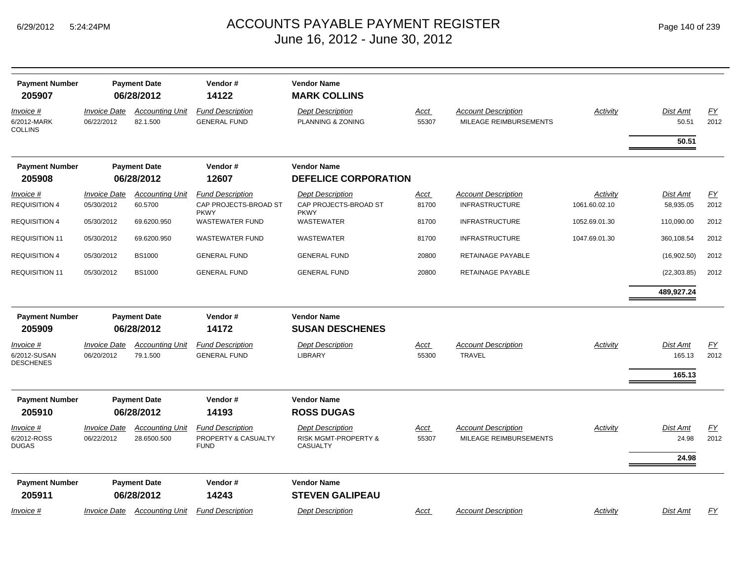# ACCOUNTS PAYABLE PAYMENT REGISTER
June 16, 2012 - June 30, 2012

| Payment Number | Payment Date | Vendor # | Vendor Name |
|---|---|---|---|
| **205907** | **06/28/2012** | **14122** | **MARK COLLINS** |

| Invoice # | Invoice Date | Accounting Unit | Fund Description | Dept Description | Acct | Account Description | Activity | Dist Amt | FY |
|---|---|---|---|---|---|---|---|---|---|
| 6/2012-MARK COLLINS | 06/22/2012 | 82.1.500 | GENERAL FUND | PLANNING & ZONING | 55307 | MILEAGE REIMBURSEMENTS | | 50.51 | 2012 |
| | | | | | | | | **50.51** | |

| Payment Number | Payment Date | Vendor # | Vendor Name |
|---|---|---|---|
| **205908** | **06/28/2012** | **12607** | **DEFELICE CORPORATION** |

| Invoice # | Invoice Date | Accounting Unit | Fund Description | Dept Description | Acct | Account Description | Activity | Dist Amt | FY |
|---|---|---|---|---|---|---|---|---|---|
| REQUISITION 4 | 05/30/2012 | 60.5700 | CAP PROJECTS-BROAD ST PKWY | CAP PROJECTS-BROAD ST PKWY | 81700 | INFRASTRUCTURE | 1061.60.02.10 | 58,935.05 | 2012 |
| REQUISITION 4 | 05/30/2012 | 69.6200.950 | WASTEWATER FUND | WASTEWATER | 81700 | INFRASTRUCTURE | 1052.69.01.30 | 110,090.00 | 2012 |
| REQUISITION 11 | 05/30/2012 | 69.6200.950 | WASTEWATER FUND | WASTEWATER | 81700 | INFRASTRUCTURE | 1047.69.01.30 | 360,108.54 | 2012 |
| REQUISITION 4 | 05/30/2012 | BS1000 | GENERAL FUND | GENERAL FUND | 20800 | RETAINAGE PAYABLE | | (16,902.50) | 2012 |
| REQUISITION 11 | 05/30/2012 | BS1000 | GENERAL FUND | GENERAL FUND | 20800 | RETAINAGE PAYABLE | | (22,303.85) | 2012 |
| | | | | | | | | **489,927.24** | |

| Payment Number | Payment Date | Vendor # | Vendor Name |
|---|---|---|---|
| **205909** | **06/28/2012** | **14172** | **SUSAN DESCHENES** |

| Invoice # | Invoice Date | Accounting Unit | Fund Description | Dept Description | Acct | Account Description | Activity | Dist Amt | FY |
|---|---|---|---|---|---|---|---|---|---|
| 6/2012-SUSAN DESCHENES | 06/20/2012 | 79.1.500 | GENERAL FUND | LIBRARY | 55300 | TRAVEL | | 165.13 | 2012 |
| | | | | | | | | **165.13** | |

| Payment Number | Payment Date | Vendor # | Vendor Name |
|---|---|---|---|
| **205910** | **06/28/2012** | **14193** | **ROSS DUGAS** |

| Invoice # | Invoice Date | Accounting Unit | Fund Description | Dept Description | Acct | Account Description | Activity | Dist Amt | FY |
|---|---|---|---|---|---|---|---|---|---|
| 6/2012-ROSS DUGAS | 06/22/2012 | 28.6500.500 | PROPERTY & CASUALTY FUND | RISK MGMT-PROPERTY & CASUALTY | 55307 | MILEAGE REIMBURSEMENTS | | 24.98 | 2012 |
| | | | | | | | | **24.98** | |

| Payment Number | Payment Date | Vendor # | Vendor Name |
|---|---|---|---|
| **205911** | **06/28/2012** | **14243** | **STEVEN GALIPEAU** |

| Invoice # | Invoice Date | Accounting Unit | Fund Description | Dept Description | Acct | Account Description | Activity | Dist Amt | FY |
|---|---|---|---|---|---|---|---|---|---|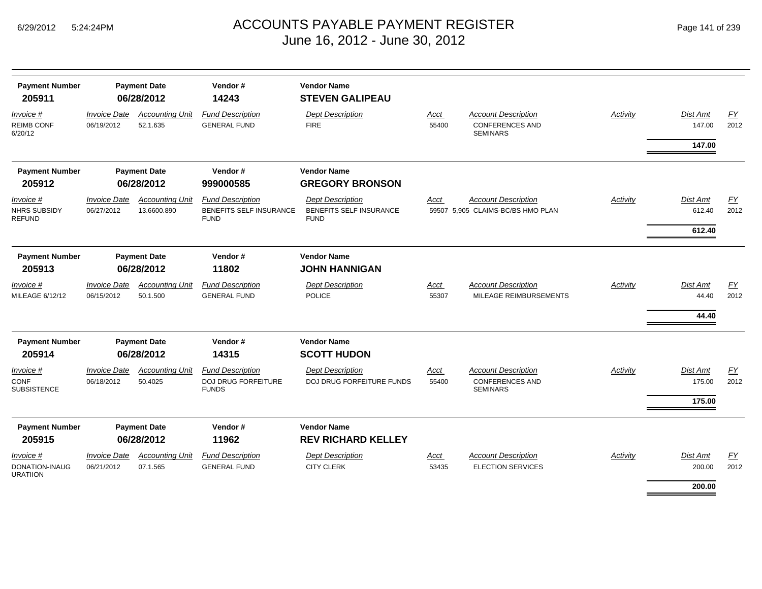# ACCOUNTS PAYABLE PAYMENT REGISTER
## June 16, 2012 - June 30, 2012

| Payment Number | Payment Date | Vendor # | Vendor Name |
|---|---|---|---|
| **205911** | **06/28/2012** | **14243** | **STEVEN GALIPEAU** |

| Invoice # | Invoice Date | Accounting Unit | Fund Description | Dept Description | Acct | Account Description | Activity | Dist Amt | FY |
|---|---|---|---|---|---|---|---|---|---|
| REIMB CONF 6/20/12 | 06/19/2012 | 52.1.635 | GENERAL FUND | FIRE | 55400 | CONFERENCES AND SEMINARS | | 147.00 | 2012 |
| | | | | | | | | **147.00** | |

| Payment Number | Payment Date | Vendor # | Vendor Name |
|---|---|---|---|
| **205912** | **06/28/2012** | **999000585** | **GREGORY BRONSON** |

| Invoice # | Invoice Date | Accounting Unit | Fund Description | Dept Description | Acct | Account Description | Activity | Dist Amt | FY |
|---|---|---|---|---|---|---|---|---|---|
| NHRS SUBSIDY REFUND | 06/27/2012 | 13.6600.890 | BENEFITS SELF INSURANCE FUND | BENEFITS SELF INSURANCE FUND | 59507 5,905 | CLAIMS-BC/BS HMO PLAN | | 612.40 | 2012 |
| | | | | | | | | **612.40** | |

| Payment Number | Payment Date | Vendor # | Vendor Name |
|---|---|---|---|
| **205913** | **06/28/2012** | **11802** | **JOHN HANNIGAN** |

| Invoice # | Invoice Date | Accounting Unit | Fund Description | Dept Description | Acct | Account Description | Activity | Dist Amt | FY |
|---|---|---|---|---|---|---|---|---|---|
| MILEAGE 6/12/12 | 06/15/2012 | 50.1.500 | GENERAL FUND | POLICE | 55307 | MILEAGE REIMBURSEMENTS | | 44.40 | 2012 |
| | | | | | | | | **44.40** | |

| Payment Number | Payment Date | Vendor # | Vendor Name |
|---|---|---|---|
| **205914** | **06/28/2012** | **14315** | **SCOTT HUDON** |

| Invoice # | Invoice Date | Accounting Unit | Fund Description | Dept Description | Acct | Account Description | Activity | Dist Amt | FY |
|---|---|---|---|---|---|---|---|---|---|
| CONF SUBSISTENCE | 06/18/2012 | 50.4025 | DOJ DRUG FORFEITURE FUNDS | DOJ DRUG FORFEITURE FUNDS | 55400 | CONFERENCES AND SEMINARS | | 175.00 | 2012 |
| | | | | | | | | **175.00** | |

| Payment Number | Payment Date | Vendor # | Vendor Name |
|---|---|---|---|
| **205915** | **06/28/2012** | **11962** | **REV RICHARD KELLEY** |

| Invoice # | Invoice Date | Accounting Unit | Fund Description | Dept Description | Acct | Account Description | Activity | Dist Amt | FY |
|---|---|---|---|---|---|---|---|---|---|
| DONATION-INAUG URATIION | 06/21/2012 | 07.1.565 | GENERAL FUND | CITY CLERK | 53435 | ELECTION SERVICES | | 200.00 | 2012 |
| | | | | | | | | **200.00** | |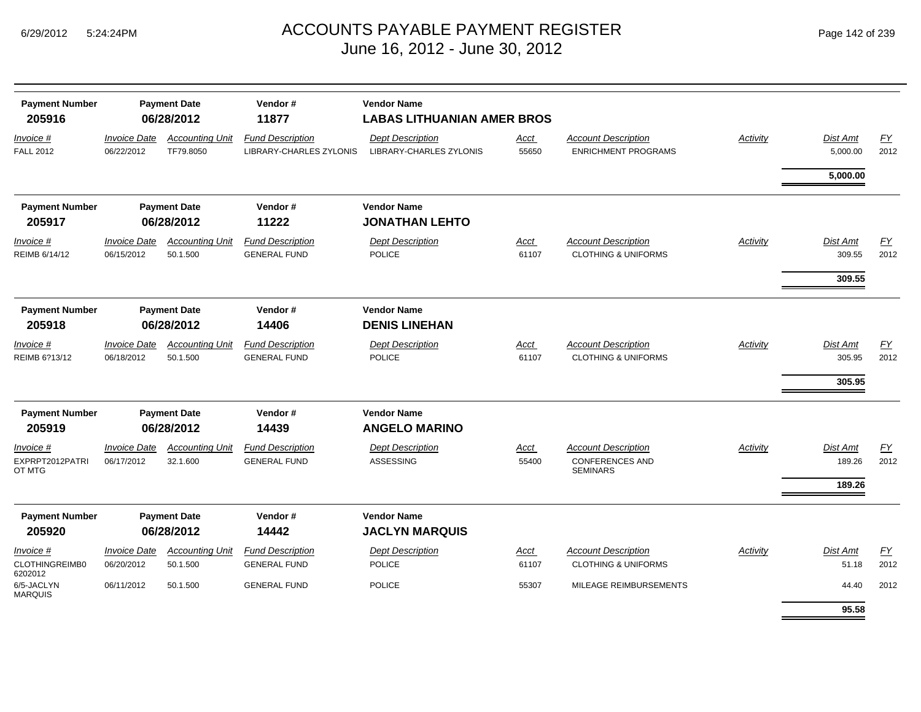# ACCOUNTS PAYABLE PAYMENT REGISTER
## June 16, 2012 - June 30, 2012

| Payment Number | Payment Date | Vendor # | Vendor Name |
|---|---|---|---|
| **205916** | **06/28/2012** | **11877** | **LABAS LITHUANIAN AMER BROS** |

| Invoice # | Invoice Date | Accounting Unit | Fund Description | Dept Description | Acct | Account Description | Activity | Dist Amt | FY |
|---|---|---|---|---|---|---|---|---|---|
| FALL 2012 | 06/22/2012 | TF79.8050 | LIBRARY-CHARLES ZYLONIS | LIBRARY-CHARLES ZYLONIS | 55650 | ENRICHMENT PROGRAMS | | 5,000.00 | 2012 |
| | | | | | | | | **5,000.00** | |

| Payment Number | Payment Date | Vendor # | Vendor Name |
|---|---|---|---|
| **205917** | **06/28/2012** | **11222** | **JONATHAN LEHTO** |

| Invoice # | Invoice Date | Accounting Unit | Fund Description | Dept Description | Acct | Account Description | Activity | Dist Amt | FY |
|---|---|---|---|---|---|---|---|---|---|
| REIMB 6/14/12 | 06/15/2012 | 50.1.500 | GENERAL FUND | POLICE | 61107 | CLOTHING & UNIFORMS | | 309.55 | 2012 |
| | | | | | | | | **309.55** | |

| Payment Number | Payment Date | Vendor # | Vendor Name |
|---|---|---|---|
| **205918** | **06/28/2012** | **14406** | **DENIS LINEHAN** |

| Invoice # | Invoice Date | Accounting Unit | Fund Description | Dept Description | Acct | Account Description | Activity | Dist Amt | FY |
|---|---|---|---|---|---|---|---|---|---|
| REIMB 6?13/12 | 06/18/2012 | 50.1.500 | GENERAL FUND | POLICE | 61107 | CLOTHING & UNIFORMS | | 305.95 | 2012 |
| | | | | | | | | **305.95** | |

| Payment Number | Payment Date | Vendor # | Vendor Name |
|---|---|---|---|
| **205919** | **06/28/2012** | **14439** | **ANGELO MARINO** |

| Invoice # | Invoice Date | Accounting Unit | Fund Description | Dept Description | Acct | Account Description | Activity | Dist Amt | FY |
|---|---|---|---|---|---|---|---|---|---|
| EXPRPT2012PATRIOT MTG | 06/17/2012 | 32.1.600 | GENERAL FUND | ASSESSING | 55400 | CONFERENCES AND SEMINARS | | 189.26 | 2012 |
| | | | | | | | | **189.26** | |

| Payment Number | Payment Date | Vendor # | Vendor Name |
|---|---|---|---|
| **205920** | **06/28/2012** | **14442** | **JACLYN MARQUIS** |

| Invoice # | Invoice Date | Accounting Unit | Fund Description | Dept Description | Acct | Account Description | Activity | Dist Amt | FY |
|---|---|---|---|---|---|---|---|---|---|
| CLOTHINGREIMB06202012 | 06/20/2012 | 50.1.500 | GENERAL FUND | POLICE | 61107 | CLOTHING & UNIFORMS | | 51.18 | 2012 |
| 6/5-JACLYN MARQUIS | 06/11/2012 | 50.1.500 | GENERAL FUND | POLICE | 55307 | MILEAGE REIMBURSEMENTS | | 44.40 | 2012 |
| | | | | | | | | **95.58** | |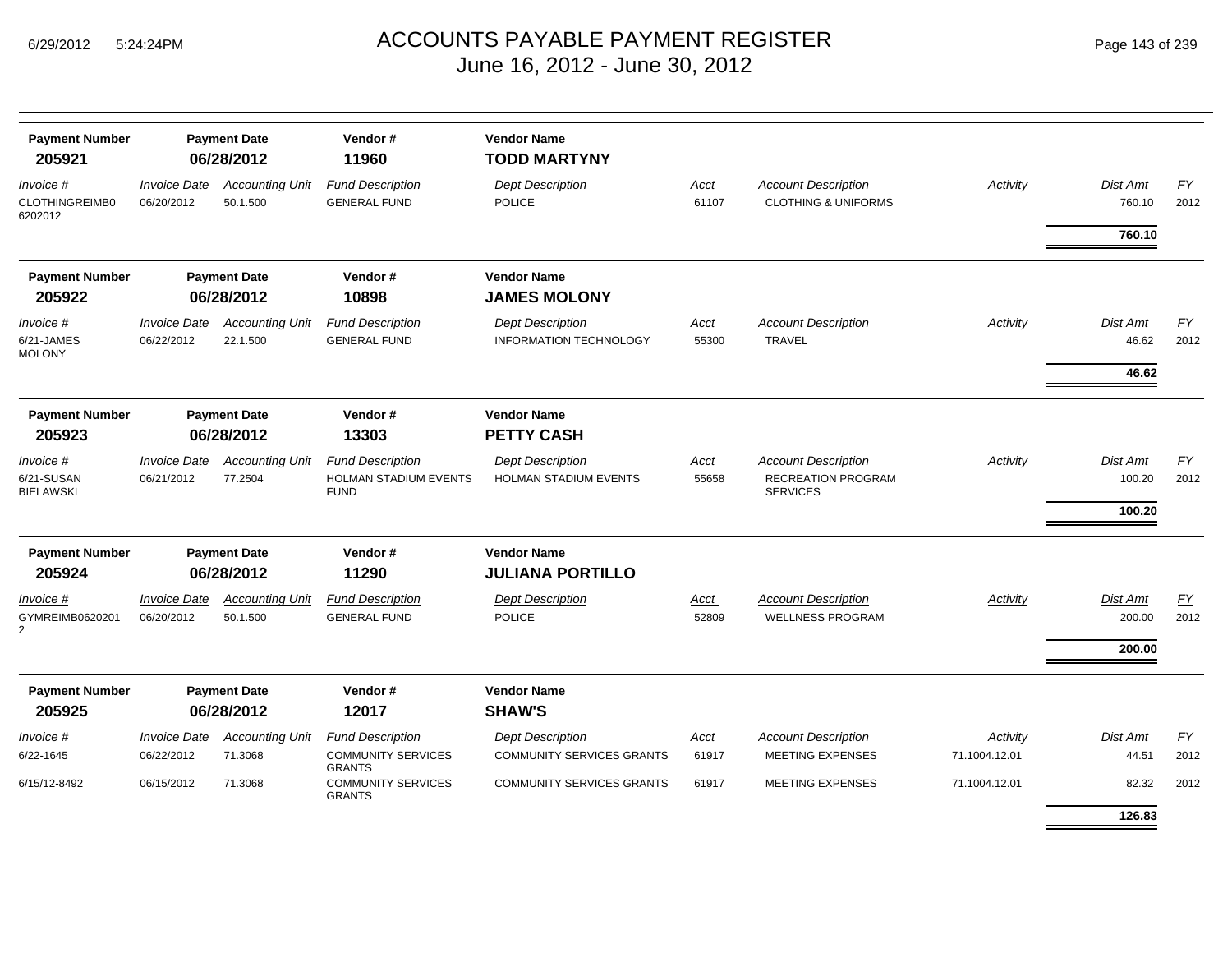# ACCOUNTS PAYABLE PAYMENT REGISTER
## June 16, 2012 - June 30, 2012

| Payment Number | Payment Date | Vendor # | Vendor Name |
|---|---|---|---|
| **205921** | **06/28/2012** | **11960** | **TODD MARTYNY** |

| *Invoice #* | *Invoice Date* | *Accounting Unit* | *Fund Description* | *Dept Description* | *Acct* | *Account Description* | *Activity* | *Dist Amt* | *FY* |
|---|---|---|---|---|---|---|---|---|---|
| CLOTHINGREIMB06202012 | 06/20/2012 | 50.1.500 | GENERAL FUND | POLICE | 61107 | CLOTHING & UNIFORMS | | 760.10 | 2012 |
| | | | | | | | | **760.10** | |

| Payment Number | Payment Date | Vendor # | Vendor Name |
|---|---|---|---|
| **205922** | **06/28/2012** | **10898** | **JAMES MOLONY** |

| *Invoice #* | *Invoice Date* | *Accounting Unit* | *Fund Description* | *Dept Description* | *Acct* | *Account Description* | *Activity* | *Dist Amt* | *FY* |
|---|---|---|---|---|---|---|---|---|---|
| 6/21-JAMES MOLONY | 06/22/2012 | 22.1.500 | GENERAL FUND | INFORMATION TECHNOLOGY | 55300 | TRAVEL | | 46.62 | 2012 |
| | | | | | | | | **46.62** | |

| Payment Number | Payment Date | Vendor # | Vendor Name |
|---|---|---|---|
| **205923** | **06/28/2012** | **13303** | **PETTY CASH** |

| *Invoice #* | *Invoice Date* | *Accounting Unit* | *Fund Description* | *Dept Description* | *Acct* | *Account Description* | *Activity* | *Dist Amt* | *FY* |
|---|---|---|---|---|---|---|---|---|---|
| 6/21-SUSAN BIELAWSKI | 06/21/2012 | 77.2504 | HOLMAN STADIUM EVENTS FUND | HOLMAN STADIUM EVENTS | 55658 | RECREATION PROGRAM SERVICES | | 100.20 | 2012 |
| | | | | | | | | **100.20** | |

| Payment Number | Payment Date | Vendor # | Vendor Name |
|---|---|---|---|
| **205924** | **06/28/2012** | **11290** | **JULIANA PORTILLO** |

| *Invoice #* | *Invoice Date* | *Accounting Unit* | *Fund Description* | *Dept Description* | *Acct* | *Account Description* | *Activity* | *Dist Amt* | *FY* |
|---|---|---|---|---|---|---|---|---|---|
| GYMREIMB06202012 | 06/20/2012 | 50.1.500 | GENERAL FUND | POLICE | 52809 | WELLNESS PROGRAM | | 200.00 | 2012 |
| | | | | | | | | **200.00** | |

| Payment Number | Payment Date | Vendor # | Vendor Name |
|---|---|---|---|
| **205925** | **06/28/2012** | **12017** | **SHAW'S** |

| *Invoice #* | *Invoice Date* | *Accounting Unit* | *Fund Description* | *Dept Description* | *Acct* | *Account Description* | *Activity* | *Dist Amt* | *FY* |
|---|---|---|---|---|---|---|---|---|---|
| 6/22-1645 | 06/22/2012 | 71.3068 | COMMUNITY SERVICES GRANTS | COMMUNITY SERVICES GRANTS | 61917 | MEETING EXPENSES | 71.1004.12.01 | 44.51 | 2012 |
| 6/15/12-8492 | 06/15/2012 | 71.3068 | COMMUNITY SERVICES GRANTS | COMMUNITY SERVICES GRANTS | 61917 | MEETING EXPENSES | 71.1004.12.01 | 82.32 | 2012 |
| | | | | | | | | **126.83** | |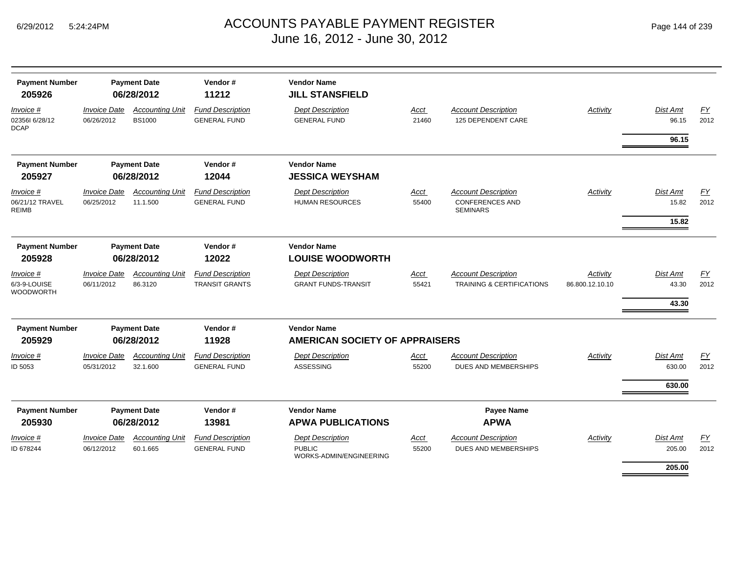# ACCOUNTS PAYABLE PAYMENT REGISTER
June 16, 2012 - June 30, 2012

| Payment Number | Payment Date | Vendor # | Vendor Name |
|---|---|---|---|
| **205926** | **06/28/2012** | **11212** | **JILL STANSFIELD** |

| Invoice # | Invoice Date | Accounting Unit | Fund Description | Dept Description | Acct | Account Description | Activity | Dist Amt | FY |
|---|---|---|---|---|---|---|---|---|---|
| 02356I 6/28/12 DCAP | 06/26/2012 | BS1000 | GENERAL FUND | GENERAL FUND | 21460 | 125 DEPENDENT CARE | | 96.15 | 2012 |
| | | | | | | | | **96.15** | |

| Payment Number | Payment Date | Vendor # | Vendor Name |
|---|---|---|---|
| **205927** | **06/28/2012** | **12044** | **JESSICA WEYSHAM** |

| Invoice # | Invoice Date | Accounting Unit | Fund Description | Dept Description | Acct | Account Description | Activity | Dist Amt | FY |
|---|---|---|---|---|---|---|---|---|---|
| 06/21/12 TRAVEL REIMB | 06/25/2012 | 11.1.500 | GENERAL FUND | HUMAN RESOURCES | 55400 | CONFERENCES AND SEMINARS | | 15.82 | 2012 |
| | | | | | | | | **15.82** | |

| Payment Number | Payment Date | Vendor # | Vendor Name |
|---|---|---|---|
| **205928** | **06/28/2012** | **12022** | **LOUISE WOODWORTH** |

| Invoice # | Invoice Date | Accounting Unit | Fund Description | Dept Description | Acct | Account Description | Activity | Dist Amt | FY |
|---|---|---|---|---|---|---|---|---|---|
| 6/3-9-LOUISE WOODWORTH | 06/11/2012 | 86.3120 | TRANSIT GRANTS | GRANT FUNDS-TRANSIT | 55421 | TRAINING & CERTIFICATIONS | 86.800.12.10.10 | 43.30 | 2012 |
| | | | | | | | | **43.30** | |

| Payment Number | Payment Date | Vendor # | Vendor Name |
|---|---|---|---|
| **205929** | **06/28/2012** | **11928** | **AMERICAN SOCIETY OF APPRAISERS** |

| Invoice # | Invoice Date | Accounting Unit | Fund Description | Dept Description | Acct | Account Description | Activity | Dist Amt | FY |
|---|---|---|---|---|---|---|---|---|---|
| ID 5053 | 05/31/2012 | 32.1.600 | GENERAL FUND | ASSESSING | 55200 | DUES AND MEMBERSHIPS | | 630.00 | 2012 |
| | | | | | | | | **630.00** | |

| Payment Number | Payment Date | Vendor # | Vendor Name | Payee Name |
|---|---|---|---|---|
| **205930** | **06/28/2012** | **13981** | **APWA PUBLICATIONS** | **APWA** |

| Invoice # | Invoice Date | Accounting Unit | Fund Description | Dept Description | Acct | Account Description | Activity | Dist Amt | FY |
|---|---|---|---|---|---|---|---|---|---|
| ID 678244 | 06/12/2012 | 60.1.665 | GENERAL FUND | PUBLIC WORKS-ADMIN/ENGINEERING | 55200 | DUES AND MEMBERSHIPS | | 205.00 | 2012 |
| | | | | | | | | **205.00** | |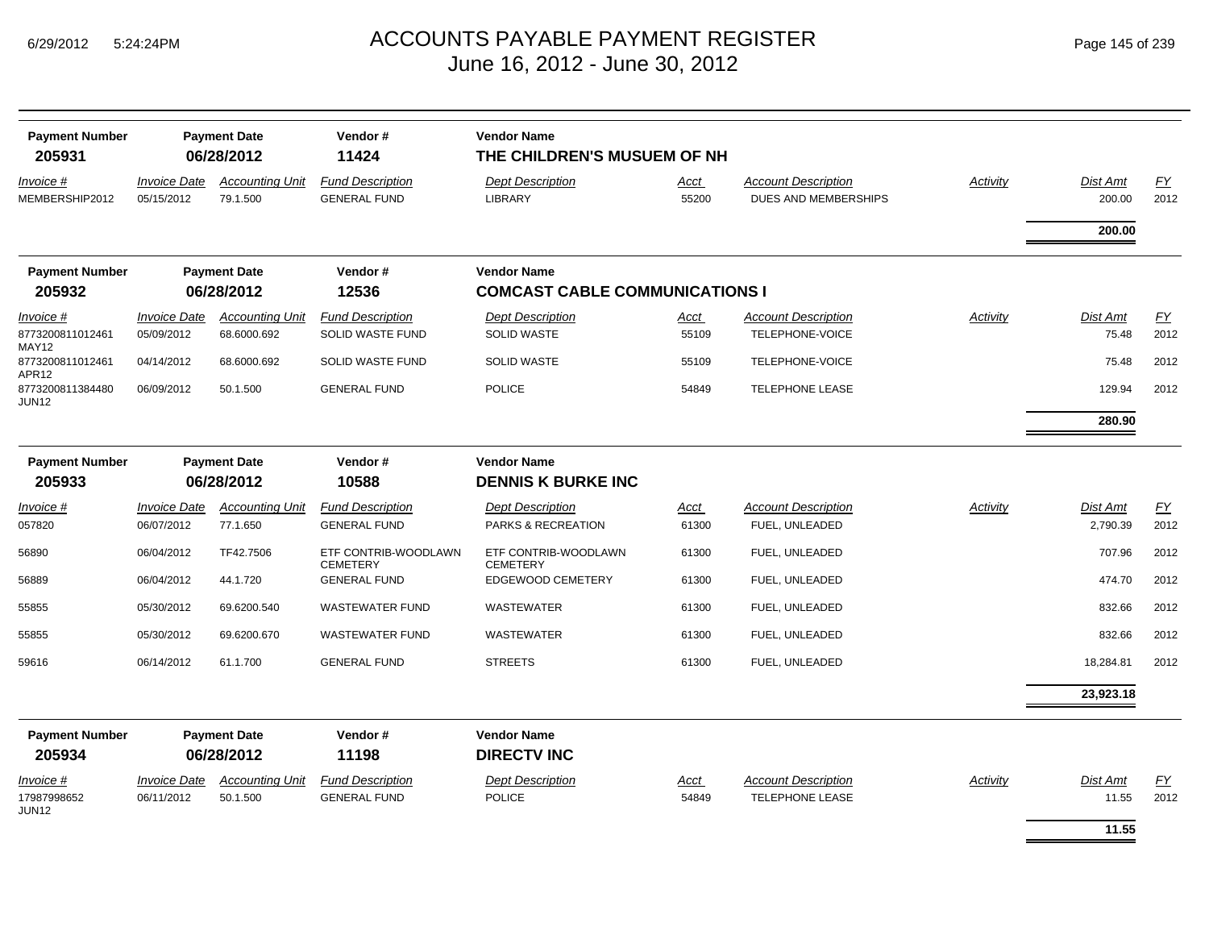# ACCOUNTS PAYABLE PAYMENT REGISTER

## June 16, 2012 - June 30, 2012

| Payment Number | Payment Date | Vendor # | Vendor Name |
|---|---|---|---|
| 205931 | 06/28/2012 | 11424 | THE CHILDREN'S MUSUEM OF NH |

| Invoice # | Invoice Date | Accounting Unit | Fund Description | Dept Description | Acct | Account Description | Activity | Dist Amt | FY |
|---|---|---|---|---|---|---|---|---|---|
| MEMBERSHIP2012 | 05/15/2012 | 79.1.500 | GENERAL FUND | LIBRARY | 55200 | DUES AND MEMBERSHIPS | | 200.00 | 2012 |
| | | | | | | | | **200.00** | |

| Payment Number | Payment Date | Vendor # | Vendor Name |
|---|---|---|---|
| 205932 | 06/28/2012 | 12536 | COMCAST CABLE COMMUNICATIONS I |

| Invoice # | Invoice Date | Accounting Unit | Fund Description | Dept Description | Acct | Account Description | Activity | Dist Amt | FY |
|---|---|---|---|---|---|---|---|---|---|
| 8773200811012461 MAY12 | 05/09/2012 | 68.6000.692 | SOLID WASTE FUND | SOLID WASTE | 55109 | TELEPHONE-VOICE | | 75.48 | 2012 |
| 8773200811012461 APR12 | 04/14/2012 | 68.6000.692 | SOLID WASTE FUND | SOLID WASTE | 55109 | TELEPHONE-VOICE | | 75.48 | 2012 |
| 8773200811384480 JUN12 | 06/09/2012 | 50.1.500 | GENERAL FUND | POLICE | 54849 | TELEPHONE LEASE | | 129.94 | 2012 |
| | | | | | | | | **280.90** | |

| Payment Number | Payment Date | Vendor # | Vendor Name |
|---|---|---|---|
| 205933 | 06/28/2012 | 10588 | DENNIS K BURKE INC |

| Invoice # | Invoice Date | Accounting Unit | Fund Description | Dept Description | Acct | Account Description | Activity | Dist Amt | FY |
|---|---|---|---|---|---|---|---|---|---|
| 057820 | 06/07/2012 | 77.1.650 | GENERAL FUND | PARKS & RECREATION | 61300 | FUEL, UNLEADED | | 2,790.39 | 2012 |
| 56890 | 06/04/2012 | TF42.7506 | ETF CONTRIB-WOODLAWN CEMETERY | ETF CONTRIB-WOODLAWN CEMETERY | 61300 | FUEL, UNLEADED | | 707.96 | 2012 |
| 56889 | 06/04/2012 | 44.1.720 | GENERAL FUND | EDGEWOOD CEMETERY | 61300 | FUEL, UNLEADED | | 474.70 | 2012 |
| 55855 | 05/30/2012 | 69.6200.540 | WASTEWATER FUND | WASTEWATER | 61300 | FUEL, UNLEADED | | 832.66 | 2012 |
| 55855 | 05/30/2012 | 69.6200.670 | WASTEWATER FUND | WASTEWATER | 61300 | FUEL, UNLEADED | | 832.66 | 2012 |
| 59616 | 06/14/2012 | 61.1.700 | GENERAL FUND | STREETS | 61300 | FUEL, UNLEADED | | 18,284.81 | 2012 |
| | | | | | | | | **23,923.18** | |

| Payment Number | Payment Date | Vendor # | Vendor Name |
|---|---|---|---|
| 205934 | 06/28/2012 | 11198 | DIRECTV INC |

| Invoice # | Invoice Date | Accounting Unit | Fund Description | Dept Description | Acct | Account Description | Activity | Dist Amt | FY |
|---|---|---|---|---|---|---|---|---|---|
| 17987998652 JUN12 | 06/11/2012 | 50.1.500 | GENERAL FUND | POLICE | 54849 | TELEPHONE LEASE | | 11.55 | 2012 |
| | | | | | | | | **11.55** | |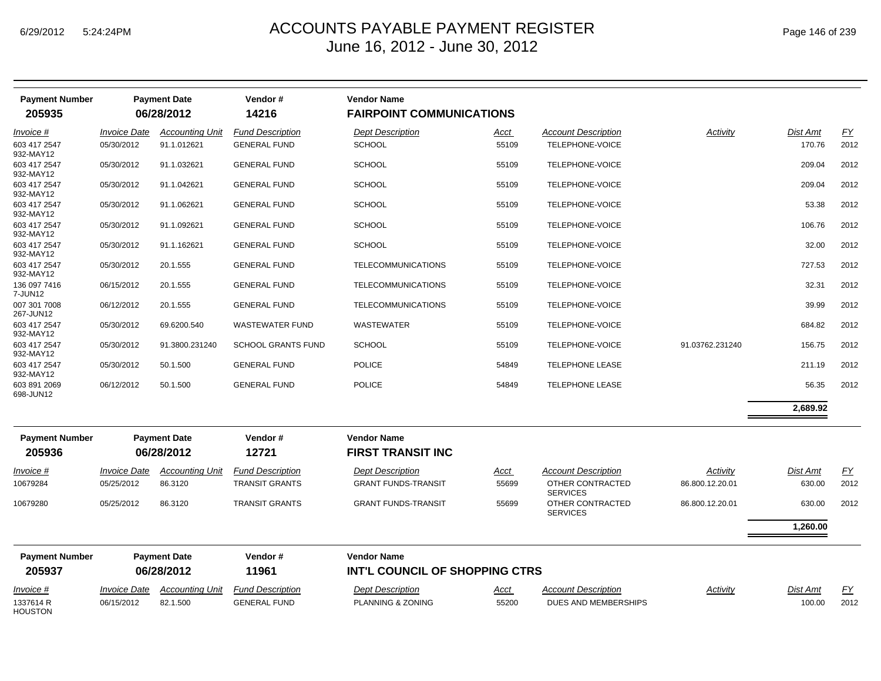# ACCOUNTS PAYABLE PAYMENT REGISTER

June 16, 2012 - June 30, 2012

| Payment Number | Payment Date | Vendor # | Vendor Name |
|---|---|---|---|
| **205935** | **06/28/2012** | **14216** | **FAIRPOINT COMMUNICATIONS** |

| Invoice # | Invoice Date | Accounting Unit | Fund Description | Dept Description | Acct | Account Description | Activity | Dist Amt | FY |
|---|---|---|---|---|---|---|---|---|---|
| 603 417 2547 932-MAY12 | 05/30/2012 | 91.1.012621 | GENERAL FUND | SCHOOL | 55109 | TELEPHONE-VOICE | | 170.76 | 2012 |
| 603 417 2547 932-MAY12 | 05/30/2012 | 91.1.032621 | GENERAL FUND | SCHOOL | 55109 | TELEPHONE-VOICE | | 209.04 | 2012 |
| 603 417 2547 932-MAY12 | 05/30/2012 | 91.1.042621 | GENERAL FUND | SCHOOL | 55109 | TELEPHONE-VOICE | | 209.04 | 2012 |
| 603 417 2547 932-MAY12 | 05/30/2012 | 91.1.062621 | GENERAL FUND | SCHOOL | 55109 | TELEPHONE-VOICE | | 53.38 | 2012 |
| 603 417 2547 932-MAY12 | 05/30/2012 | 91.1.092621 | GENERAL FUND | SCHOOL | 55109 | TELEPHONE-VOICE | | 106.76 | 2012 |
| 603 417 2547 932-MAY12 | 05/30/2012 | 91.1.162621 | GENERAL FUND | SCHOOL | 55109 | TELEPHONE-VOICE | | 32.00 | 2012 |
| 603 417 2547 932-MAY12 | 05/30/2012 | 20.1.555 | GENERAL FUND | TELECOMMUNICATIONS | 55109 | TELEPHONE-VOICE | | 727.53 | 2012 |
| 136 097 7416 7-JUN12 | 06/15/2012 | 20.1.555 | GENERAL FUND | TELECOMMUNICATIONS | 55109 | TELEPHONE-VOICE | | 32.31 | 2012 |
| 007 301 7008 267-JUN12 | 06/12/2012 | 20.1.555 | GENERAL FUND | TELECOMMUNICATIONS | 55109 | TELEPHONE-VOICE | | 39.99 | 2012 |
| 603 417 2547 932-MAY12 | 05/30/2012 | 69.6200.540 | WASTEWATER FUND | WASTEWATER | 55109 | TELEPHONE-VOICE | | 684.82 | 2012 |
| 603 417 2547 932-MAY12 | 05/30/2012 | 91.3800.231240 | SCHOOL GRANTS FUND | SCHOOL | 55109 | TELEPHONE-VOICE | 91.03762.231240 | 156.75 | 2012 |
| 603 417 2547 932-MAY12 | 05/30/2012 | 50.1.500 | GENERAL FUND | POLICE | 54849 | TELEPHONE LEASE | | 211.19 | 2012 |
| 603 891 2069 698-JUN12 | 06/12/2012 | 50.1.500 | GENERAL FUND | POLICE | 54849 | TELEPHONE LEASE | | 56.35 | 2012 |
| | | | | | | | | **2,689.92** | |

| Payment Number | Payment Date | Vendor # | Vendor Name |
|---|---|---|---|
| **205936** | **06/28/2012** | **12721** | **FIRST TRANSIT INC** |

| Invoice # | Invoice Date | Accounting Unit | Fund Description | Dept Description | Acct | Account Description | Activity | Dist Amt | FY |
|---|---|---|---|---|---|---|---|---|---|
| 10679284 | 05/25/2012 | 86.3120 | TRANSIT GRANTS | GRANT FUNDS-TRANSIT | 55699 | OTHER CONTRACTED SERVICES | 86.800.12.20.01 | 630.00 | 2012 |
| 10679280 | 05/25/2012 | 86.3120 | TRANSIT GRANTS | GRANT FUNDS-TRANSIT | 55699 | OTHER CONTRACTED SERVICES | 86.800.12.20.01 | 630.00 | 2012 |
| | | | | | | | | **1,260.00** | |

| Payment Number | Payment Date | Vendor # | Vendor Name |
|---|---|---|---|
| **205937** | **06/28/2012** | **11961** | **INT'L COUNCIL OF SHOPPING CTRS** |

| Invoice # | Invoice Date | Accounting Unit | Fund Description | Dept Description | Acct | Account Description | Activity | Dist Amt | FY |
|---|---|---|---|---|---|---|---|---|---|
| 1337614 R HOUSTON | 06/15/2012 | 82.1.500 | GENERAL FUND | PLANNING & ZONING | 55200 | DUES AND MEMBERSHIPS | | 100.00 | 2012 |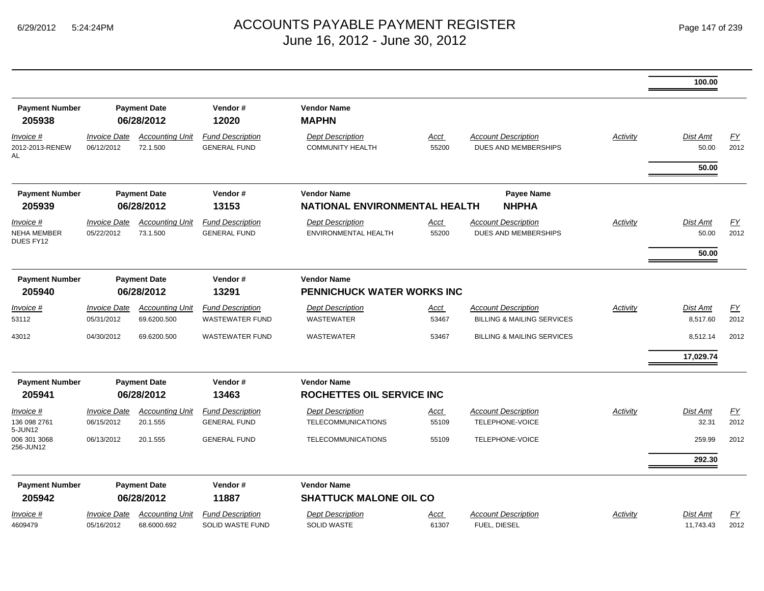| | | | | | | | | | |
|---|---|---|---|---|---|---|---|---|---|
| | | | | | | | | **100.00** | |

**Payment Number** 205938 | **Payment Date** 06/28/2012 | **Vendor #** 12020 | **Vendor Name** MAPHN

| Invoice # | Invoice Date | Accounting Unit | Fund Description | Dept Description | Acct | Account Description | Activity | Dist Amt | FY |
|---|---|---|---|---|---|---|---|---|---|
| 2012-2013-RENEWAL | 06/12/2012 | 72.1.500 | GENERAL FUND | COMMUNITY HEALTH | 55200 | DUES AND MEMBERSHIPS | | 50.00 | 2012 |
| | | | | | | | | **50.00** | |

**Payment Number** 205939 | **Payment Date** 06/28/2012 | **Vendor #** 13153 | **Vendor Name** NATIONAL ENVIRONMENTAL HEALTH | **Payee Name** NHPHA

| Invoice # | Invoice Date | Accounting Unit | Fund Description | Dept Description | Acct | Account Description | Activity | Dist Amt | FY |
|---|---|---|---|---|---|---|---|---|---|
| NEHA MEMBER DUES FY12 | 05/22/2012 | 73.1.500 | GENERAL FUND | ENVIRONMENTAL HEALTH | 55200 | DUES AND MEMBERSHIPS | | 50.00 | 2012 |
| | | | | | | | | **50.00** | |

**Payment Number** 205940 | **Payment Date** 06/28/2012 | **Vendor #** 13291 | **Vendor Name** PENNICHUCK WATER WORKS INC

| Invoice # | Invoice Date | Accounting Unit | Fund Description | Dept Description | Acct | Account Description | Activity | Dist Amt | FY |
|---|---|---|---|---|---|---|---|---|---|
| 53112 | 05/31/2012 | 69.6200.500 | WASTEWATER FUND | WASTEWATER | 53467 | BILLING & MAILING SERVICES | | 8,517.60 | 2012 |
| 43012 | 04/30/2012 | 69.6200.500 | WASTEWATER FUND | WASTEWATER | 53467 | BILLING & MAILING SERVICES | | 8,512.14 | 2012 |
| | | | | | | | | **17,029.74** | |

**Payment Number** 205941 | **Payment Date** 06/28/2012 | **Vendor #** 13463 | **Vendor Name** ROCHETTES OIL SERVICE INC

| Invoice # | Invoice Date | Accounting Unit | Fund Description | Dept Description | Acct | Account Description | Activity | Dist Amt | FY |
|---|---|---|---|---|---|---|---|---|---|
| 136 098 2761 5-JUN12 | 06/15/2012 | 20.1.555 | GENERAL FUND | TELECOMMUNICATIONS | 55109 | TELEPHONE-VOICE | | 32.31 | 2012 |
| 006 301 3068 256-JUN12 | 06/13/2012 | 20.1.555 | GENERAL FUND | TELECOMMUNICATIONS | 55109 | TELEPHONE-VOICE | | 259.99 | 2012 |
| | | | | | | | | **292.30** | |

**Payment Number** 205942 | **Payment Date** 06/28/2012 | **Vendor #** 11887 | **Vendor Name** SHATTUCK MALONE OIL CO

| Invoice # | Invoice Date | Accounting Unit | Fund Description | Dept Description | Acct | Account Description | Activity | Dist Amt | FY |
|---|---|---|---|---|---|---|---|---|---|
| 4609479 | 05/16/2012 | 68.6000.692 | SOLID WASTE FUND | SOLID WASTE | 61307 | FUEL, DIESEL | | 11,743.43 | 2012 |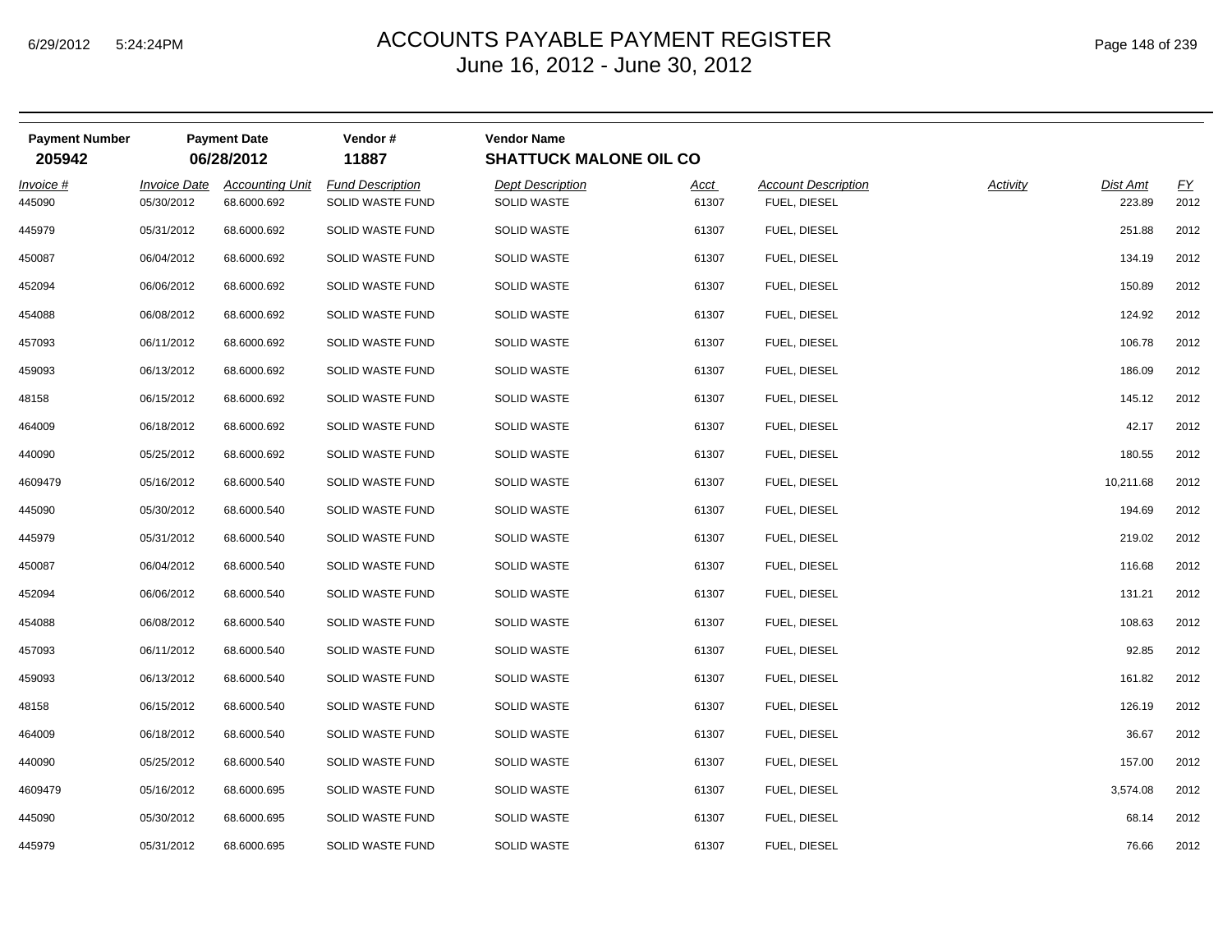# ACCOUNTS PAYABLE PAYMENT REGISTER

June 16, 2012 - June 30, 2012

| Payment Number | Payment Date | Vendor # | Vendor Name |
|---|---|---|---|
| **205942** | **06/28/2012** | **11887** | **SHATTUCK MALONE OIL CO** |

| Invoice # | Invoice Date | Accounting Unit | Fund Description | Dept Description | Acct | Account Description | Activity | Dist Amt | FY |
|---|---|---|---|---|---|---|---|---|---|
| 445090 | 05/30/2012 | 68.6000.692 | SOLID WASTE FUND | SOLID WASTE | 61307 | FUEL, DIESEL | | 223.89 | 2012 |
| 445979 | 05/31/2012 | 68.6000.692 | SOLID WASTE FUND | SOLID WASTE | 61307 | FUEL, DIESEL | | 251.88 | 2012 |
| 450087 | 06/04/2012 | 68.6000.692 | SOLID WASTE FUND | SOLID WASTE | 61307 | FUEL, DIESEL | | 134.19 | 2012 |
| 452094 | 06/06/2012 | 68.6000.692 | SOLID WASTE FUND | SOLID WASTE | 61307 | FUEL, DIESEL | | 150.89 | 2012 |
| 454088 | 06/08/2012 | 68.6000.692 | SOLID WASTE FUND | SOLID WASTE | 61307 | FUEL, DIESEL | | 124.92 | 2012 |
| 457093 | 06/11/2012 | 68.6000.692 | SOLID WASTE FUND | SOLID WASTE | 61307 | FUEL, DIESEL | | 106.78 | 2012 |
| 459093 | 06/13/2012 | 68.6000.692 | SOLID WASTE FUND | SOLID WASTE | 61307 | FUEL, DIESEL | | 186.09 | 2012 |
| 48158 | 06/15/2012 | 68.6000.692 | SOLID WASTE FUND | SOLID WASTE | 61307 | FUEL, DIESEL | | 145.12 | 2012 |
| 464009 | 06/18/2012 | 68.6000.692 | SOLID WASTE FUND | SOLID WASTE | 61307 | FUEL, DIESEL | | 42.17 | 2012 |
| 440090 | 05/25/2012 | 68.6000.692 | SOLID WASTE FUND | SOLID WASTE | 61307 | FUEL, DIESEL | | 180.55 | 2012 |
| 4609479 | 05/16/2012 | 68.6000.540 | SOLID WASTE FUND | SOLID WASTE | 61307 | FUEL, DIESEL | | 10,211.68 | 2012 |
| 445090 | 05/30/2012 | 68.6000.540 | SOLID WASTE FUND | SOLID WASTE | 61307 | FUEL, DIESEL | | 194.69 | 2012 |
| 445979 | 05/31/2012 | 68.6000.540 | SOLID WASTE FUND | SOLID WASTE | 61307 | FUEL, DIESEL | | 219.02 | 2012 |
| 450087 | 06/04/2012 | 68.6000.540 | SOLID WASTE FUND | SOLID WASTE | 61307 | FUEL, DIESEL | | 116.68 | 2012 |
| 452094 | 06/06/2012 | 68.6000.540 | SOLID WASTE FUND | SOLID WASTE | 61307 | FUEL, DIESEL | | 131.21 | 2012 |
| 454088 | 06/08/2012 | 68.6000.540 | SOLID WASTE FUND | SOLID WASTE | 61307 | FUEL, DIESEL | | 108.63 | 2012 |
| 457093 | 06/11/2012 | 68.6000.540 | SOLID WASTE FUND | SOLID WASTE | 61307 | FUEL, DIESEL | | 92.85 | 2012 |
| 459093 | 06/13/2012 | 68.6000.540 | SOLID WASTE FUND | SOLID WASTE | 61307 | FUEL, DIESEL | | 161.82 | 2012 |
| 48158 | 06/15/2012 | 68.6000.540 | SOLID WASTE FUND | SOLID WASTE | 61307 | FUEL, DIESEL | | 126.19 | 2012 |
| 464009 | 06/18/2012 | 68.6000.540 | SOLID WASTE FUND | SOLID WASTE | 61307 | FUEL, DIESEL | | 36.67 | 2012 |
| 440090 | 05/25/2012 | 68.6000.540 | SOLID WASTE FUND | SOLID WASTE | 61307 | FUEL, DIESEL | | 157.00 | 2012 |
| 4609479 | 05/16/2012 | 68.6000.695 | SOLID WASTE FUND | SOLID WASTE | 61307 | FUEL, DIESEL | | 3,574.08 | 2012 |
| 445090 | 05/30/2012 | 68.6000.695 | SOLID WASTE FUND | SOLID WASTE | 61307 | FUEL, DIESEL | | 68.14 | 2012 |
| 445979 | 05/31/2012 | 68.6000.695 | SOLID WASTE FUND | SOLID WASTE | 61307 | FUEL, DIESEL | | 76.66 | 2012 |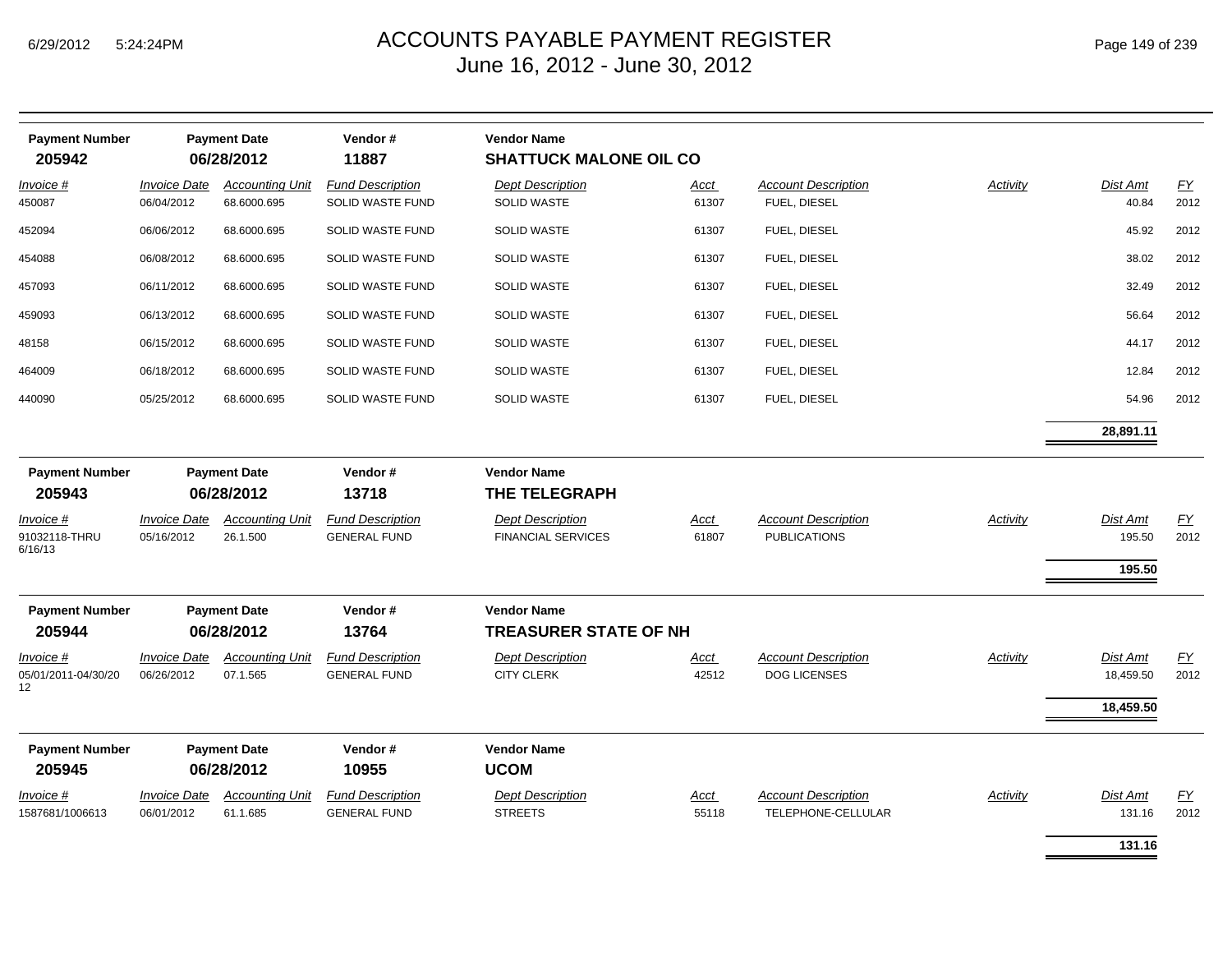| Payment Number | Payment Date | Vendor # | Vendor Name | | | | | |
|---|---|---|---|---|---|---|---|---|
| **205942** | **06/28/2012** | **11887** | **SHATTUCK MALONE OIL CO** | | | | | |

| Invoice # | Invoice Date | Accounting Unit | Fund Description | Dept Description | Acct | Account Description | Activity | Dist Amt | FY |
|---|---|---|---|---|---|---|---|---|---|
| 450087 | 06/04/2012 | 68.6000.695 | SOLID WASTE FUND | SOLID WASTE | 61307 | FUEL, DIESEL | | 40.84 | 2012 |
| 452094 | 06/06/2012 | 68.6000.695 | SOLID WASTE FUND | SOLID WASTE | 61307 | FUEL, DIESEL | | 45.92 | 2012 |
| 454088 | 06/08/2012 | 68.6000.695 | SOLID WASTE FUND | SOLID WASTE | 61307 | FUEL, DIESEL | | 38.02 | 2012 |
| 457093 | 06/11/2012 | 68.6000.695 | SOLID WASTE FUND | SOLID WASTE | 61307 | FUEL, DIESEL | | 32.49 | 2012 |
| 459093 | 06/13/2012 | 68.6000.695 | SOLID WASTE FUND | SOLID WASTE | 61307 | FUEL, DIESEL | | 56.64 | 2012 |
| 48158 | 06/15/2012 | 68.6000.695 | SOLID WASTE FUND | SOLID WASTE | 61307 | FUEL, DIESEL | | 44.17 | 2012 |
| 464009 | 06/18/2012 | 68.6000.695 | SOLID WASTE FUND | SOLID WASTE | 61307 | FUEL, DIESEL | | 12.84 | 2012 |
| 440090 | 05/25/2012 | 68.6000.695 | SOLID WASTE FUND | SOLID WASTE | 61307 | FUEL, DIESEL | | 54.96 | 2012 |
| | | | | | | | | **28,891.11** | |

| Payment Number | Payment Date | Vendor # | Vendor Name | | | | | |
|---|---|---|---|---|---|---|---|---|
| **205943** | **06/28/2012** | **13718** | **THE TELEGRAPH** | | | | | |

| Invoice # | Invoice Date | Accounting Unit | Fund Description | Dept Description | Acct | Account Description | Activity | Dist Amt | FY |
|---|---|---|---|---|---|---|---|---|---|
| 91032118-THRU 6/16/13 | 05/16/2012 | 26.1.500 | GENERAL FUND | FINANCIAL SERVICES | 61807 | PUBLICATIONS | | 195.50 | 2012 |
| | | | | | | | | **195.50** | |

| Payment Number | Payment Date | Vendor # | Vendor Name | | | | | |
|---|---|---|---|---|---|---|---|---|
| **205944** | **06/28/2012** | **13764** | **TREASURER STATE OF NH** | | | | | |

| Invoice # | Invoice Date | Accounting Unit | Fund Description | Dept Description | Acct | Account Description | Activity | Dist Amt | FY |
|---|---|---|---|---|---|---|---|---|---|
| 05/01/2011-04/30/2012 | 06/26/2012 | 07.1.565 | GENERAL FUND | CITY CLERK | 42512 | DOG LICENSES | | 18,459.50 | 2012 |
| | | | | | | | | **18,459.50** | |

| Payment Number | Payment Date | Vendor # | Vendor Name | | | | | |
|---|---|---|---|---|---|---|---|---|
| **205945** | **06/28/2012** | **10955** | **UCOM** | | | | | |

| Invoice # | Invoice Date | Accounting Unit | Fund Description | Dept Description | Acct | Account Description | Activity | Dist Amt | FY |
|---|---|---|---|---|---|---|---|---|---|
| 1587681/1006613 | 06/01/2012 | 61.1.685 | GENERAL FUND | STREETS | 55118 | TELEPHONE-CELLULAR | | 131.16 | 2012 |
| | | | | | | | | **131.16** | |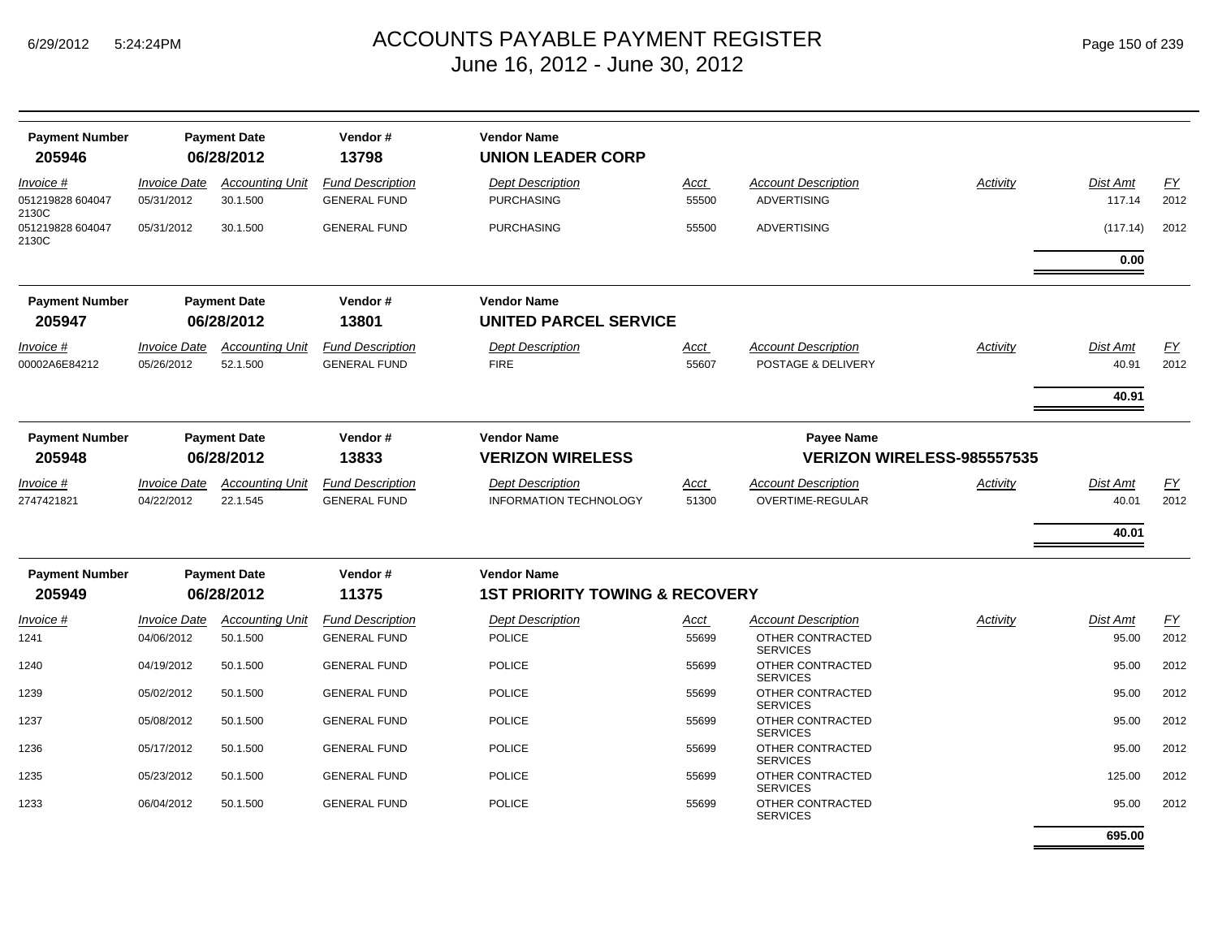# ACCOUNTS PAYABLE PAYMENT REGISTER
## June 16, 2012 - June 30, 2012

| Payment Number | Payment Date | Vendor # | Vendor Name |
|---|---|---|---|
| **205946** | **06/28/2012** | **13798** | **UNION LEADER CORP** |

| Invoice # | Invoice Date | Accounting Unit | Fund Description | Dept Description | Acct | Account Description | Activity | Dist Amt | FY |
|---|---|---|---|---|---|---|---|---|---|
| 051219828 604047 2130C | 05/31/2012 | 30.1.500 | GENERAL FUND | PURCHASING | 55500 | ADVERTISING | | 117.14 | 2012 |
| 051219828 604047 2130C | 05/31/2012 | 30.1.500 | GENERAL FUND | PURCHASING | 55500 | ADVERTISING | | (117.14) | 2012 |
| | | | | | | | | **0.00** | |

| Payment Number | Payment Date | Vendor # | Vendor Name |
|---|---|---|---|
| **205947** | **06/28/2012** | **13801** | **UNITED PARCEL SERVICE** |

| Invoice # | Invoice Date | Accounting Unit | Fund Description | Dept Description | Acct | Account Description | Activity | Dist Amt | FY |
|---|---|---|---|---|---|---|---|---|---|
| 00002A6E84212 | 05/26/2012 | 52.1.500 | GENERAL FUND | FIRE | 55607 | POSTAGE & DELIVERY | | 40.91 | 2012 |
| | | | | | | | | **40.91** | |

| Payment Number | Payment Date | Vendor # | Vendor Name | Payee Name |
|---|---|---|---|---|
| **205948** | **06/28/2012** | **13833** | **VERIZON WIRELESS** | **VERIZON WIRELESS-985557535** |

| Invoice # | Invoice Date | Accounting Unit | Fund Description | Dept Description | Acct | Account Description | Activity | Dist Amt | FY |
|---|---|---|---|---|---|---|---|---|---|
| 2747421821 | 04/22/2012 | 22.1.545 | GENERAL FUND | INFORMATION TECHNOLOGY | 51300 | OVERTIME-REGULAR | | 40.01 | 2012 |
| | | | | | | | | **40.01** | |

| Payment Number | Payment Date | Vendor # | Vendor Name |
|---|---|---|---|
| **205949** | **06/28/2012** | **11375** | **1ST PRIORITY TOWING & RECOVERY** |

| Invoice # | Invoice Date | Accounting Unit | Fund Description | Dept Description | Acct | Account Description | Activity | Dist Amt | FY |
|---|---|---|---|---|---|---|---|---|---|
| 1241 | 04/06/2012 | 50.1.500 | GENERAL FUND | POLICE | 55699 | OTHER CONTRACTED SERVICES | | 95.00 | 2012 |
| 1240 | 04/19/2012 | 50.1.500 | GENERAL FUND | POLICE | 55699 | OTHER CONTRACTED SERVICES | | 95.00 | 2012 |
| 1239 | 05/02/2012 | 50.1.500 | GENERAL FUND | POLICE | 55699 | OTHER CONTRACTED SERVICES | | 95.00 | 2012 |
| 1237 | 05/08/2012 | 50.1.500 | GENERAL FUND | POLICE | 55699 | OTHER CONTRACTED SERVICES | | 95.00 | 2012 |
| 1236 | 05/17/2012 | 50.1.500 | GENERAL FUND | POLICE | 55699 | OTHER CONTRACTED SERVICES | | 95.00 | 2012 |
| 1235 | 05/23/2012 | 50.1.500 | GENERAL FUND | POLICE | 55699 | OTHER CONTRACTED SERVICES | | 125.00 | 2012 |
| 1233 | 06/04/2012 | 50.1.500 | GENERAL FUND | POLICE | 55699 | OTHER CONTRACTED SERVICES | | 95.00 | 2012 |
| | | | | | | | | **695.00** | |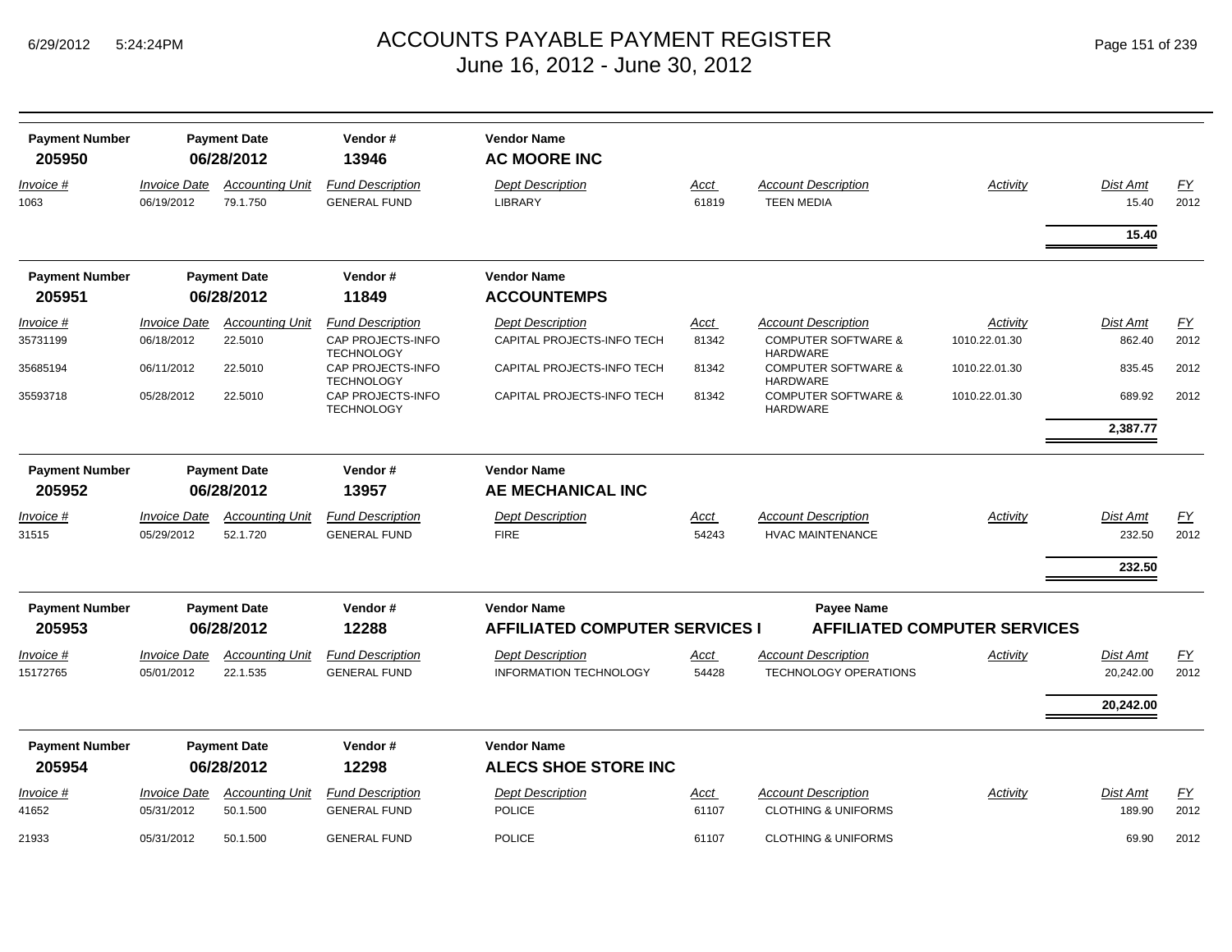# ACCOUNTS PAYABLE PAYMENT REGISTER
## June 16, 2012 - June 30, 2012

| Payment Number | Payment Date | Vendor # | Vendor Name |
|---|---|---|---|
| **205950** | **06/28/2012** | **13946** | **AC MOORE INC** |

| Invoice # | Invoice Date | Accounting Unit | Fund Description | Dept Description | Acct | Account Description | Activity | Dist Amt | FY |
|---|---|---|---|---|---|---|---|---|---|
| 1063 | 06/19/2012 | 79.1.750 | GENERAL FUND | LIBRARY | 61819 | TEEN MEDIA | | 15.40 | 2012 |
| | | | | | | | | **15.40** | |

| Payment Number | Payment Date | Vendor # | Vendor Name |
|---|---|---|---|
| **205951** | **06/28/2012** | **11849** | **ACCOUNTEMPS** |

| Invoice # | Invoice Date | Accounting Unit | Fund Description | Dept Description | Acct | Account Description | Activity | Dist Amt | FY |
|---|---|---|---|---|---|---|---|---|---|
| 35731199 | 06/18/2012 | 22.5010 | CAP PROJECTS-INFO TECHNOLOGY | CAPITAL PROJECTS-INFO TECH | 81342 | COMPUTER SOFTWARE & HARDWARE | 1010.22.01.30 | 862.40 | 2012 |
| 35685194 | 06/11/2012 | 22.5010 | CAP PROJECTS-INFO TECHNOLOGY | CAPITAL PROJECTS-INFO TECH | 81342 | COMPUTER SOFTWARE & HARDWARE | 1010.22.01.30 | 835.45 | 2012 |
| 35593718 | 05/28/2012 | 22.5010 | CAP PROJECTS-INFO TECHNOLOGY | CAPITAL PROJECTS-INFO TECH | 81342 | COMPUTER SOFTWARE & HARDWARE | 1010.22.01.30 | 689.92 | 2012 |
| | | | | | | | | **2,387.77** | |

| Payment Number | Payment Date | Vendor # | Vendor Name |
|---|---|---|---|
| **205952** | **06/28/2012** | **13957** | **AE MECHANICAL INC** |

| Invoice # | Invoice Date | Accounting Unit | Fund Description | Dept Description | Acct | Account Description | Activity | Dist Amt | FY |
|---|---|---|---|---|---|---|---|---|---|
| 31515 | 05/29/2012 | 52.1.720 | GENERAL FUND | FIRE | 54243 | HVAC MAINTENANCE | | 232.50 | 2012 |
| | | | | | | | | **232.50** | |

| Payment Number | Payment Date | Vendor # | Vendor Name | Payee Name |
|---|---|---|---|---|
| **205953** | **06/28/2012** | **12288** | **AFFILIATED COMPUTER SERVICES I** | **AFFILIATED COMPUTER SERVICES** |

| Invoice # | Invoice Date | Accounting Unit | Fund Description | Dept Description | Acct | Account Description | Activity | Dist Amt | FY |
|---|---|---|---|---|---|---|---|---|---|
| 15172765 | 05/01/2012 | 22.1.535 | GENERAL FUND | INFORMATION TECHNOLOGY | 54428 | TECHNOLOGY OPERATIONS | | 20,242.00 | 2012 |
| | | | | | | | | **20,242.00** | |

| Payment Number | Payment Date | Vendor # | Vendor Name |
|---|---|---|---|
| **205954** | **06/28/2012** | **12298** | **ALECS SHOE STORE INC** |

| Invoice # | Invoice Date | Accounting Unit | Fund Description | Dept Description | Acct | Account Description | Activity | Dist Amt | FY |
|---|---|---|---|---|---|---|---|---|---|
| 41652 | 05/31/2012 | 50.1.500 | GENERAL FUND | POLICE | 61107 | CLOTHING & UNIFORMS | | 189.90 | 2012 |
| 21933 | 05/31/2012 | 50.1.500 | GENERAL FUND | POLICE | 61107 | CLOTHING & UNIFORMS | | 69.90 | 2012 |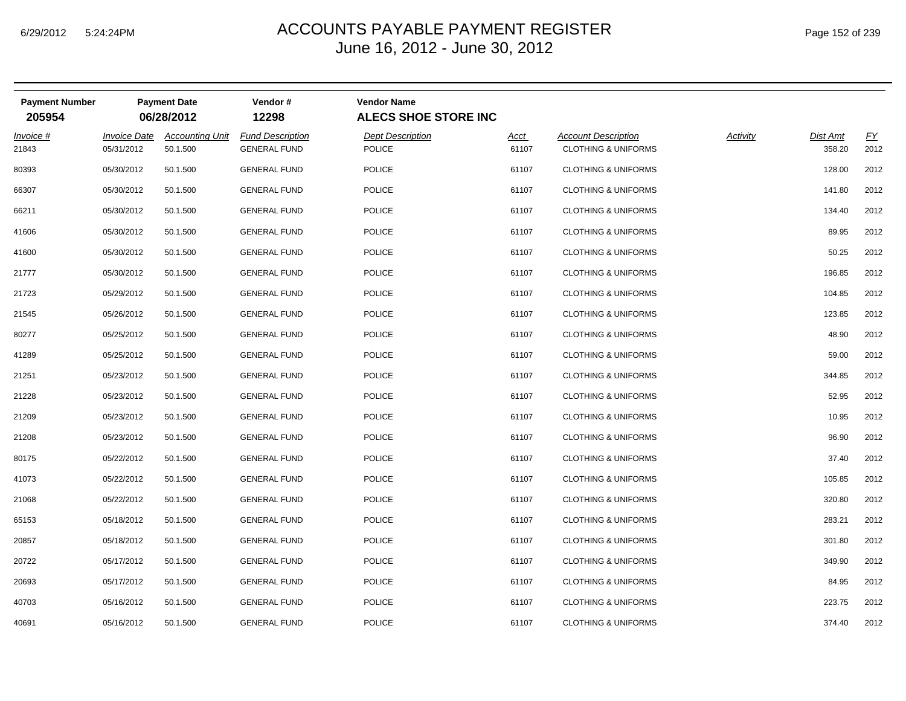# ACCOUNTS PAYABLE PAYMENT REGISTER
June 16, 2012 - June 30, 2012

| Payment Number | Payment Date | Vendor # | Vendor Name |
|---|---|---|---|
| 205954 | 06/28/2012 | 12298 | ALECS SHOE STORE INC |

| Invoice # | Invoice Date | Accounting Unit | Fund Description | Dept Description | Acct | Account Description | Activity | Dist Amt | FY |
|---|---|---|---|---|---|---|---|---|---|
| 21843 | 05/31/2012 | 50.1.500 | GENERAL FUND | POLICE | 61107 | CLOTHING & UNIFORMS | | 358.20 | 2012 |
| 80393 | 05/30/2012 | 50.1.500 | GENERAL FUND | POLICE | 61107 | CLOTHING & UNIFORMS | | 128.00 | 2012 |
| 66307 | 05/30/2012 | 50.1.500 | GENERAL FUND | POLICE | 61107 | CLOTHING & UNIFORMS | | 141.80 | 2012 |
| 66211 | 05/30/2012 | 50.1.500 | GENERAL FUND | POLICE | 61107 | CLOTHING & UNIFORMS | | 134.40 | 2012 |
| 41606 | 05/30/2012 | 50.1.500 | GENERAL FUND | POLICE | 61107 | CLOTHING & UNIFORMS | | 89.95 | 2012 |
| 41600 | 05/30/2012 | 50.1.500 | GENERAL FUND | POLICE | 61107 | CLOTHING & UNIFORMS | | 50.25 | 2012 |
| 21777 | 05/30/2012 | 50.1.500 | GENERAL FUND | POLICE | 61107 | CLOTHING & UNIFORMS | | 196.85 | 2012 |
| 21723 | 05/29/2012 | 50.1.500 | GENERAL FUND | POLICE | 61107 | CLOTHING & UNIFORMS | | 104.85 | 2012 |
| 21545 | 05/26/2012 | 50.1.500 | GENERAL FUND | POLICE | 61107 | CLOTHING & UNIFORMS | | 123.85 | 2012 |
| 80277 | 05/25/2012 | 50.1.500 | GENERAL FUND | POLICE | 61107 | CLOTHING & UNIFORMS | | 48.90 | 2012 |
| 41289 | 05/25/2012 | 50.1.500 | GENERAL FUND | POLICE | 61107 | CLOTHING & UNIFORMS | | 59.00 | 2012 |
| 21251 | 05/23/2012 | 50.1.500 | GENERAL FUND | POLICE | 61107 | CLOTHING & UNIFORMS | | 344.85 | 2012 |
| 21228 | 05/23/2012 | 50.1.500 | GENERAL FUND | POLICE | 61107 | CLOTHING & UNIFORMS | | 52.95 | 2012 |
| 21209 | 05/23/2012 | 50.1.500 | GENERAL FUND | POLICE | 61107 | CLOTHING & UNIFORMS | | 10.95 | 2012 |
| 21208 | 05/23/2012 | 50.1.500 | GENERAL FUND | POLICE | 61107 | CLOTHING & UNIFORMS | | 96.90 | 2012 |
| 80175 | 05/22/2012 | 50.1.500 | GENERAL FUND | POLICE | 61107 | CLOTHING & UNIFORMS | | 37.40 | 2012 |
| 41073 | 05/22/2012 | 50.1.500 | GENERAL FUND | POLICE | 61107 | CLOTHING & UNIFORMS | | 105.85 | 2012 |
| 21068 | 05/22/2012 | 50.1.500 | GENERAL FUND | POLICE | 61107 | CLOTHING & UNIFORMS | | 320.80 | 2012 |
| 65153 | 05/18/2012 | 50.1.500 | GENERAL FUND | POLICE | 61107 | CLOTHING & UNIFORMS | | 283.21 | 2012 |
| 20857 | 05/18/2012 | 50.1.500 | GENERAL FUND | POLICE | 61107 | CLOTHING & UNIFORMS | | 301.80 | 2012 |
| 20722 | 05/17/2012 | 50.1.500 | GENERAL FUND | POLICE | 61107 | CLOTHING & UNIFORMS | | 349.90 | 2012 |
| 20693 | 05/17/2012 | 50.1.500 | GENERAL FUND | POLICE | 61107 | CLOTHING & UNIFORMS | | 84.95 | 2012 |
| 40703 | 05/16/2012 | 50.1.500 | GENERAL FUND | POLICE | 61107 | CLOTHING & UNIFORMS | | 223.75 | 2012 |
| 40691 | 05/16/2012 | 50.1.500 | GENERAL FUND | POLICE | 61107 | CLOTHING & UNIFORMS | | 374.40 | 2012 |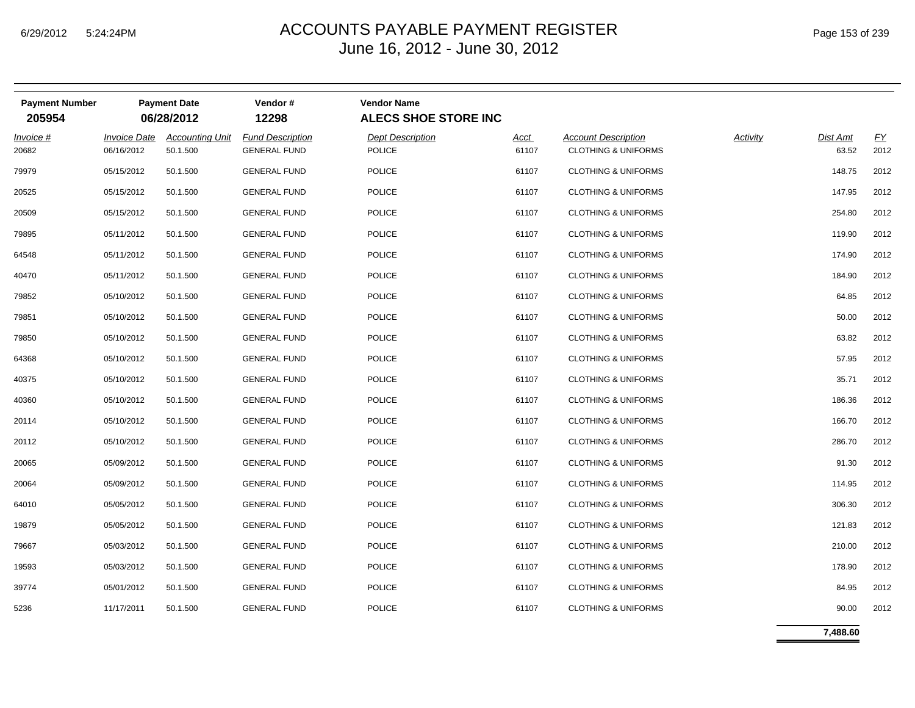# ACCOUNTS PAYABLE PAYMENT REGISTER
June 16, 2012 - June 30, 2012

| Payment Number | Payment Date | Vendor # | Vendor Name |
|---|---|---|---|
| **205954** | **06/28/2012** | **12298** | **ALECS SHOE STORE INC** |

| Invoice # | Invoice Date | Accounting Unit | Fund Description | Dept Description | Acct | Account Description | Activity | Dist Amt | FY |
|---|---|---|---|---|---|---|---|---|---|
| 20682 | 06/16/2012 | 50.1.500 | GENERAL FUND | POLICE | 61107 | CLOTHING & UNIFORMS | | 63.52 | 2012 |
| 79979 | 05/15/2012 | 50.1.500 | GENERAL FUND | POLICE | 61107 | CLOTHING & UNIFORMS | | 148.75 | 2012 |
| 20525 | 05/15/2012 | 50.1.500 | GENERAL FUND | POLICE | 61107 | CLOTHING & UNIFORMS | | 147.95 | 2012 |
| 20509 | 05/15/2012 | 50.1.500 | GENERAL FUND | POLICE | 61107 | CLOTHING & UNIFORMS | | 254.80 | 2012 |
| 79895 | 05/11/2012 | 50.1.500 | GENERAL FUND | POLICE | 61107 | CLOTHING & UNIFORMS | | 119.90 | 2012 |
| 64548 | 05/11/2012 | 50.1.500 | GENERAL FUND | POLICE | 61107 | CLOTHING & UNIFORMS | | 174.90 | 2012 |
| 40470 | 05/11/2012 | 50.1.500 | GENERAL FUND | POLICE | 61107 | CLOTHING & UNIFORMS | | 184.90 | 2012 |
| 79852 | 05/10/2012 | 50.1.500 | GENERAL FUND | POLICE | 61107 | CLOTHING & UNIFORMS | | 64.85 | 2012 |
| 79851 | 05/10/2012 | 50.1.500 | GENERAL FUND | POLICE | 61107 | CLOTHING & UNIFORMS | | 50.00 | 2012 |
| 79850 | 05/10/2012 | 50.1.500 | GENERAL FUND | POLICE | 61107 | CLOTHING & UNIFORMS | | 63.82 | 2012 |
| 64368 | 05/10/2012 | 50.1.500 | GENERAL FUND | POLICE | 61107 | CLOTHING & UNIFORMS | | 57.95 | 2012 |
| 40375 | 05/10/2012 | 50.1.500 | GENERAL FUND | POLICE | 61107 | CLOTHING & UNIFORMS | | 35.71 | 2012 |
| 40360 | 05/10/2012 | 50.1.500 | GENERAL FUND | POLICE | 61107 | CLOTHING & UNIFORMS | | 186.36 | 2012 |
| 20114 | 05/10/2012 | 50.1.500 | GENERAL FUND | POLICE | 61107 | CLOTHING & UNIFORMS | | 166.70 | 2012 |
| 20112 | 05/10/2012 | 50.1.500 | GENERAL FUND | POLICE | 61107 | CLOTHING & UNIFORMS | | 286.70 | 2012 |
| 20065 | 05/09/2012 | 50.1.500 | GENERAL FUND | POLICE | 61107 | CLOTHING & UNIFORMS | | 91.30 | 2012 |
| 20064 | 05/09/2012 | 50.1.500 | GENERAL FUND | POLICE | 61107 | CLOTHING & UNIFORMS | | 114.95 | 2012 |
| 64010 | 05/05/2012 | 50.1.500 | GENERAL FUND | POLICE | 61107 | CLOTHING & UNIFORMS | | 306.30 | 2012 |
| 19879 | 05/05/2012 | 50.1.500 | GENERAL FUND | POLICE | 61107 | CLOTHING & UNIFORMS | | 121.83 | 2012 |
| 79667 | 05/03/2012 | 50.1.500 | GENERAL FUND | POLICE | 61107 | CLOTHING & UNIFORMS | | 210.00 | 2012 |
| 19593 | 05/03/2012 | 50.1.500 | GENERAL FUND | POLICE | 61107 | CLOTHING & UNIFORMS | | 178.90 | 2012 |
| 39774 | 05/01/2012 | 50.1.500 | GENERAL FUND | POLICE | 61107 | CLOTHING & UNIFORMS | | 84.95 | 2012 |
| 5236 | 11/17/2011 | 50.1.500 | GENERAL FUND | POLICE | 61107 | CLOTHING & UNIFORMS | | 90.00 | 2012 |
| | | | | | | | | **7,488.60** | |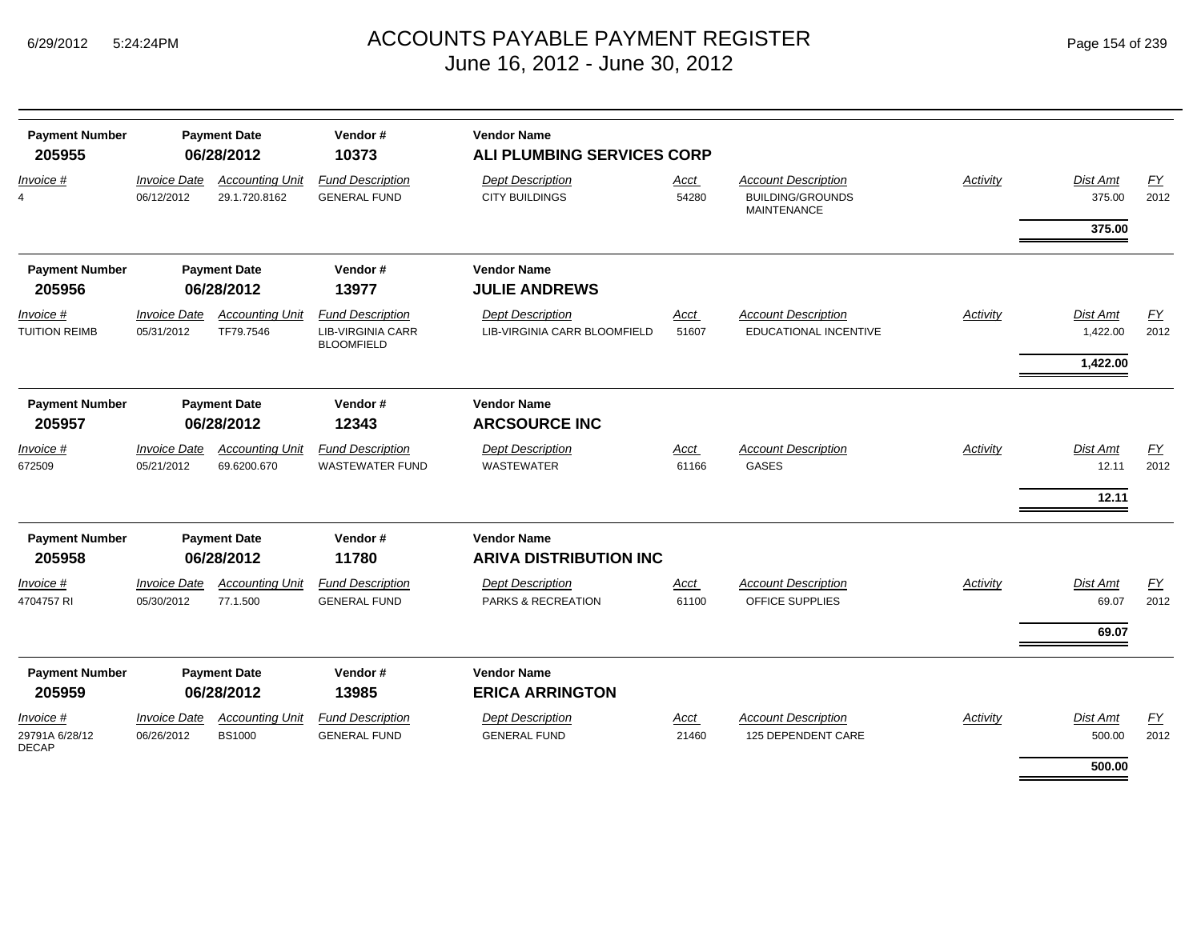# ACCOUNTS PAYABLE PAYMENT REGISTER
## June 16, 2012 - June 30, 2012

| Payment Number | Payment Date | Vendor # | Vendor Name |
|---|---|---|---|
| **205955** | **06/28/2012** | **10373** | **ALI PLUMBING SERVICES CORP** |

| Invoice # | Invoice Date | Accounting Unit | Fund Description | Dept Description | Acct | Account Description | Activity | Dist Amt | FY |
|---|---|---|---|---|---|---|---|---|---|
| 4 | 06/12/2012 | 29.1.720.8162 | GENERAL FUND | CITY BUILDINGS | 54280 | BUILDING/GROUNDS MAINTENANCE | | 375.00 | 2012 |
| | | | | | | | | **375.00** | |

| Payment Number | Payment Date | Vendor # | Vendor Name |
|---|---|---|---|
| **205956** | **06/28/2012** | **13977** | **JULIE ANDREWS** |

| Invoice # | Invoice Date | Accounting Unit | Fund Description | Dept Description | Acct | Account Description | Activity | Dist Amt | FY |
|---|---|---|---|---|---|---|---|---|---|
| TUITION REIMB | 05/31/2012 | TF79.7546 | LIB-VIRGINIA CARR BLOOMFIELD | LIB-VIRGINIA CARR BLOOMFIELD | 51607 | EDUCATIONAL INCENTIVE | | 1,422.00 | 2012 |
| | | | | | | | | **1,422.00** | |

| Payment Number | Payment Date | Vendor # | Vendor Name |
|---|---|---|---|
| **205957** | **06/28/2012** | **12343** | **ARCSOURCE INC** |

| Invoice # | Invoice Date | Accounting Unit | Fund Description | Dept Description | Acct | Account Description | Activity | Dist Amt | FY |
|---|---|---|---|---|---|---|---|---|---|
| 672509 | 05/21/2012 | 69.6200.670 | WASTEWATER FUND | WASTEWATER | 61166 | GASES | | 12.11 | 2012 |
| | | | | | | | | **12.11** | |

| Payment Number | Payment Date | Vendor # | Vendor Name |
|---|---|---|---|
| **205958** | **06/28/2012** | **11780** | **ARIVA DISTRIBUTION INC** |

| Invoice # | Invoice Date | Accounting Unit | Fund Description | Dept Description | Acct | Account Description | Activity | Dist Amt | FY |
|---|---|---|---|---|---|---|---|---|---|
| 4704757 RI | 05/30/2012 | 77.1.500 | GENERAL FUND | PARKS & RECREATION | 61100 | OFFICE SUPPLIES | | 69.07 | 2012 |
| | | | | | | | | **69.07** | |

| Payment Number | Payment Date | Vendor # | Vendor Name |
|---|---|---|---|
| **205959** | **06/28/2012** | **13985** | **ERICA ARRINGTON** |

| Invoice # | Invoice Date | Accounting Unit | Fund Description | Dept Description | Acct | Account Description | Activity | Dist Amt | FY |
|---|---|---|---|---|---|---|---|---|---|
| 29791A 6/28/12 DECAP | 06/26/2012 | BS1000 | GENERAL FUND | GENERAL FUND | 21460 | 125 DEPENDENT CARE | | 500.00 | 2012 |
| | | | | | | | | **500.00** | |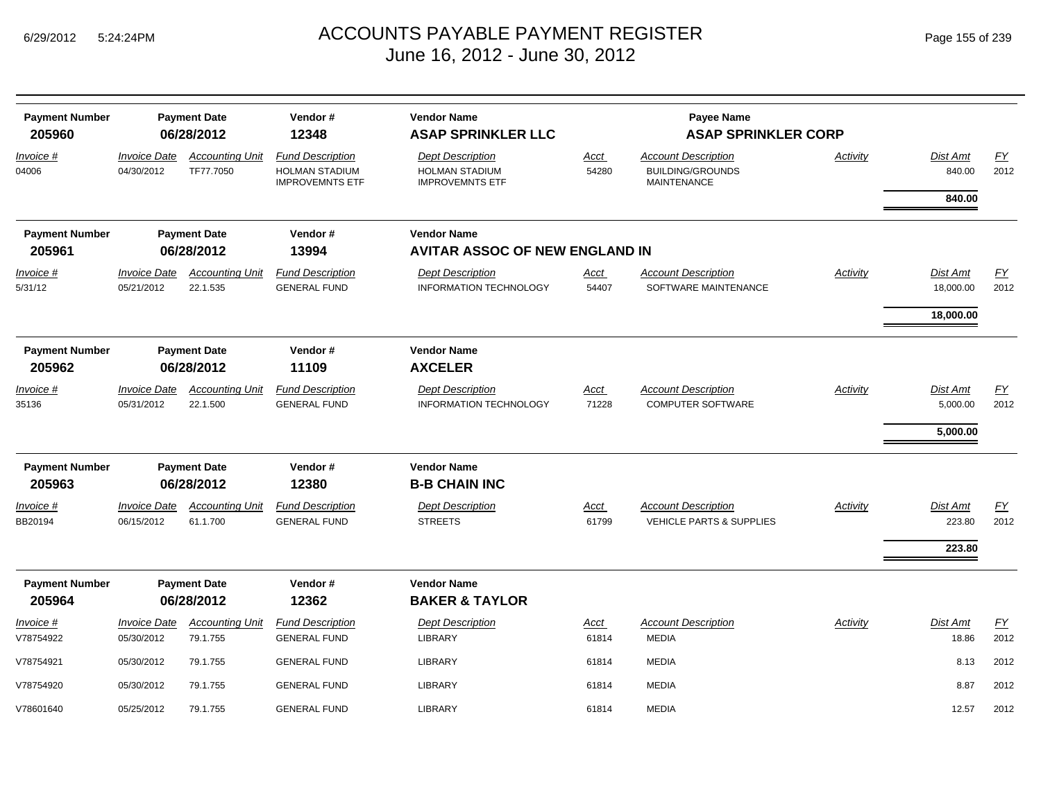# ACCOUNTS PAYABLE PAYMENT REGISTER

June 16, 2012 - June 30, 2012

6/29/2012 5:24:24PM

| Payment Number | Payment Date | Vendor # | Vendor Name | | Payee Name | | | |
|---|---|---|---|---|---|---|---|---|
| **205960** | **06/28/2012** | **12348** | **ASAP SPRINKLER LLC** | | **ASAP SPRINKLER CORP** | | | |

| Invoice # | Invoice Date | Accounting Unit | Fund Description | Dept Description | Acct | Account Description | Activity | Dist Amt | FY |
|---|---|---|---|---|---|---|---|---|---|
| 04006 | 04/30/2012 | TF77.7050 | HOLMAN STADIUM IMPROVEMNTS ETF | HOLMAN STADIUM IMPROVEMNTS ETF | 54280 | BUILDING/GROUNDS MAINTENANCE | | 840.00 | 2012 |
| | | | | | | | | **840.00** | |

| Payment Number | Payment Date | Vendor # | Vendor Name |
|---|---|---|---|
| **205961** | **06/28/2012** | **13994** | **AVITAR ASSOC OF NEW ENGLAND IN** |

| Invoice # | Invoice Date | Accounting Unit | Fund Description | Dept Description | Acct | Account Description | Activity | Dist Amt | FY |
|---|---|---|---|---|---|---|---|---|---|
| 5/31/12 | 05/21/2012 | 22.1.535 | GENERAL FUND | INFORMATION TECHNOLOGY | 54407 | SOFTWARE MAINTENANCE | | 18,000.00 | 2012 |
| | | | | | | | | **18,000.00** | |

| Payment Number | Payment Date | Vendor # | Vendor Name |
|---|---|---|---|
| **205962** | **06/28/2012** | **11109** | **AXCELER** |

| Invoice # | Invoice Date | Accounting Unit | Fund Description | Dept Description | Acct | Account Description | Activity | Dist Amt | FY |
|---|---|---|---|---|---|---|---|---|---|
| 35136 | 05/31/2012 | 22.1.500 | GENERAL FUND | INFORMATION TECHNOLOGY | 71228 | COMPUTER SOFTWARE | | 5,000.00 | 2012 |
| | | | | | | | | **5,000.00** | |

| Payment Number | Payment Date | Vendor # | Vendor Name |
|---|---|---|---|
| **205963** | **06/28/2012** | **12380** | **B-B CHAIN INC** |

| Invoice # | Invoice Date | Accounting Unit | Fund Description | Dept Description | Acct | Account Description | Activity | Dist Amt | FY |
|---|---|---|---|---|---|---|---|---|---|
| BB20194 | 06/15/2012 | 61.1.700 | GENERAL FUND | STREETS | 61799 | VEHICLE PARTS & SUPPLIES | | 223.80 | 2012 |
| | | | | | | | | **223.80** | |

| Payment Number | Payment Date | Vendor # | Vendor Name |
|---|---|---|---|
| **205964** | **06/28/2012** | **12362** | **BAKER & TAYLOR** |

| Invoice # | Invoice Date | Accounting Unit | Fund Description | Dept Description | Acct | Account Description | Activity | Dist Amt | FY |
|---|---|---|---|---|---|---|---|---|---|
| V78754922 | 05/30/2012 | 79.1.755 | GENERAL FUND | LIBRARY | 61814 | MEDIA | | 18.86 | 2012 |
| V78754921 | 05/30/2012 | 79.1.755 | GENERAL FUND | LIBRARY | 61814 | MEDIA | | 8.13 | 2012 |
| V78754920 | 05/30/2012 | 79.1.755 | GENERAL FUND | LIBRARY | 61814 | MEDIA | | 8.87 | 2012 |
| V78601640 | 05/25/2012 | 79.1.755 | GENERAL FUND | LIBRARY | 61814 | MEDIA | | 12.57 | 2012 |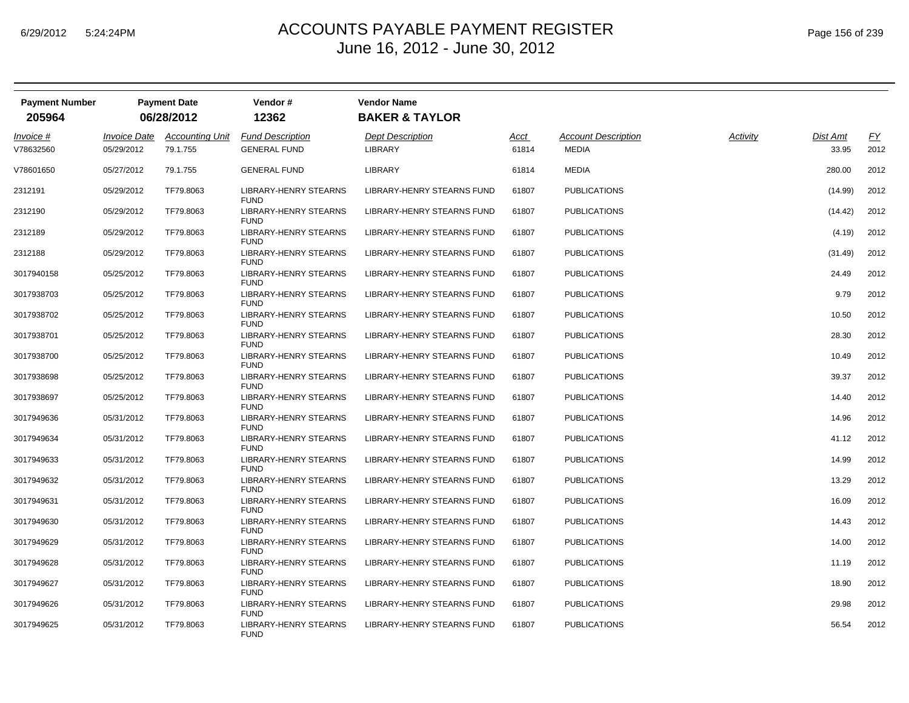# ACCOUNTS PAYABLE PAYMENT REGISTER

June 16, 2012 - June 30, 2012

| Payment Number | Payment Date | Vendor # | Vendor Name |
|---|---|---|---|
| **205964** | **06/28/2012** | **12362** | **BAKER & TAYLOR** |

| *Invoice #* | *Invoice Date* | *Accounting Unit* | *Fund Description* | *Dept Description* | *Acct* | *Account Description* | *Activity* | *Dist Amt* | *FY* |
|---|---|---|---|---|---|---|---|---|---|
| V78632560 | 05/29/2012 | 79.1.755 | GENERAL FUND | LIBRARY | 61814 | MEDIA | | 33.95 | 2012 |
| V78601650 | 05/27/2012 | 79.1.755 | GENERAL FUND | LIBRARY | 61814 | MEDIA | | 280.00 | 2012 |
| 2312191 | 05/29/2012 | TF79.8063 | LIBRARY-HENRY STEARNS FUND | LIBRARY-HENRY STEARNS FUND | 61807 | PUBLICATIONS | | (14.99) | 2012 |
| 2312190 | 05/29/2012 | TF79.8063 | LIBRARY-HENRY STEARNS FUND | LIBRARY-HENRY STEARNS FUND | 61807 | PUBLICATIONS | | (14.42) | 2012 |
| 2312189 | 05/29/2012 | TF79.8063 | LIBRARY-HENRY STEARNS FUND | LIBRARY-HENRY STEARNS FUND | 61807 | PUBLICATIONS | | (4.19) | 2012 |
| 2312188 | 05/29/2012 | TF79.8063 | LIBRARY-HENRY STEARNS FUND | LIBRARY-HENRY STEARNS FUND | 61807 | PUBLICATIONS | | (31.49) | 2012 |
| 3017940158 | 05/25/2012 | TF79.8063 | LIBRARY-HENRY STEARNS FUND | LIBRARY-HENRY STEARNS FUND | 61807 | PUBLICATIONS | | 24.49 | 2012 |
| 3017938703 | 05/25/2012 | TF79.8063 | LIBRARY-HENRY STEARNS FUND | LIBRARY-HENRY STEARNS FUND | 61807 | PUBLICATIONS | | 9.79 | 2012 |
| 3017938702 | 05/25/2012 | TF79.8063 | LIBRARY-HENRY STEARNS FUND | LIBRARY-HENRY STEARNS FUND | 61807 | PUBLICATIONS | | 10.50 | 2012 |
| 3017938701 | 05/25/2012 | TF79.8063 | LIBRARY-HENRY STEARNS FUND | LIBRARY-HENRY STEARNS FUND | 61807 | PUBLICATIONS | | 28.30 | 2012 |
| 3017938700 | 05/25/2012 | TF79.8063 | LIBRARY-HENRY STEARNS FUND | LIBRARY-HENRY STEARNS FUND | 61807 | PUBLICATIONS | | 10.49 | 2012 |
| 3017938698 | 05/25/2012 | TF79.8063 | LIBRARY-HENRY STEARNS FUND | LIBRARY-HENRY STEARNS FUND | 61807 | PUBLICATIONS | | 39.37 | 2012 |
| 3017938697 | 05/25/2012 | TF79.8063 | LIBRARY-HENRY STEARNS FUND | LIBRARY-HENRY STEARNS FUND | 61807 | PUBLICATIONS | | 14.40 | 2012 |
| 3017949636 | 05/31/2012 | TF79.8063 | LIBRARY-HENRY STEARNS FUND | LIBRARY-HENRY STEARNS FUND | 61807 | PUBLICATIONS | | 14.96 | 2012 |
| 3017949634 | 05/31/2012 | TF79.8063 | LIBRARY-HENRY STEARNS FUND | LIBRARY-HENRY STEARNS FUND | 61807 | PUBLICATIONS | | 41.12 | 2012 |
| 3017949633 | 05/31/2012 | TF79.8063 | LIBRARY-HENRY STEARNS FUND | LIBRARY-HENRY STEARNS FUND | 61807 | PUBLICATIONS | | 14.99 | 2012 |
| 3017949632 | 05/31/2012 | TF79.8063 | LIBRARY-HENRY STEARNS FUND | LIBRARY-HENRY STEARNS FUND | 61807 | PUBLICATIONS | | 13.29 | 2012 |
| 3017949631 | 05/31/2012 | TF79.8063 | LIBRARY-HENRY STEARNS FUND | LIBRARY-HENRY STEARNS FUND | 61807 | PUBLICATIONS | | 16.09 | 2012 |
| 3017949630 | 05/31/2012 | TF79.8063 | LIBRARY-HENRY STEARNS FUND | LIBRARY-HENRY STEARNS FUND | 61807 | PUBLICATIONS | | 14.43 | 2012 |
| 3017949629 | 05/31/2012 | TF79.8063 | LIBRARY-HENRY STEARNS FUND | LIBRARY-HENRY STEARNS FUND | 61807 | PUBLICATIONS | | 14.00 | 2012 |
| 3017949628 | 05/31/2012 | TF79.8063 | LIBRARY-HENRY STEARNS FUND | LIBRARY-HENRY STEARNS FUND | 61807 | PUBLICATIONS | | 11.19 | 2012 |
| 3017949627 | 05/31/2012 | TF79.8063 | LIBRARY-HENRY STEARNS FUND | LIBRARY-HENRY STEARNS FUND | 61807 | PUBLICATIONS | | 18.90 | 2012 |
| 3017949626 | 05/31/2012 | TF79.8063 | LIBRARY-HENRY STEARNS FUND | LIBRARY-HENRY STEARNS FUND | 61807 | PUBLICATIONS | | 29.98 | 2012 |
| 3017949625 | 05/31/2012 | TF79.8063 | LIBRARY-HENRY STEARNS FUND | LIBRARY-HENRY STEARNS FUND | 61807 | PUBLICATIONS | | 56.54 | 2012 |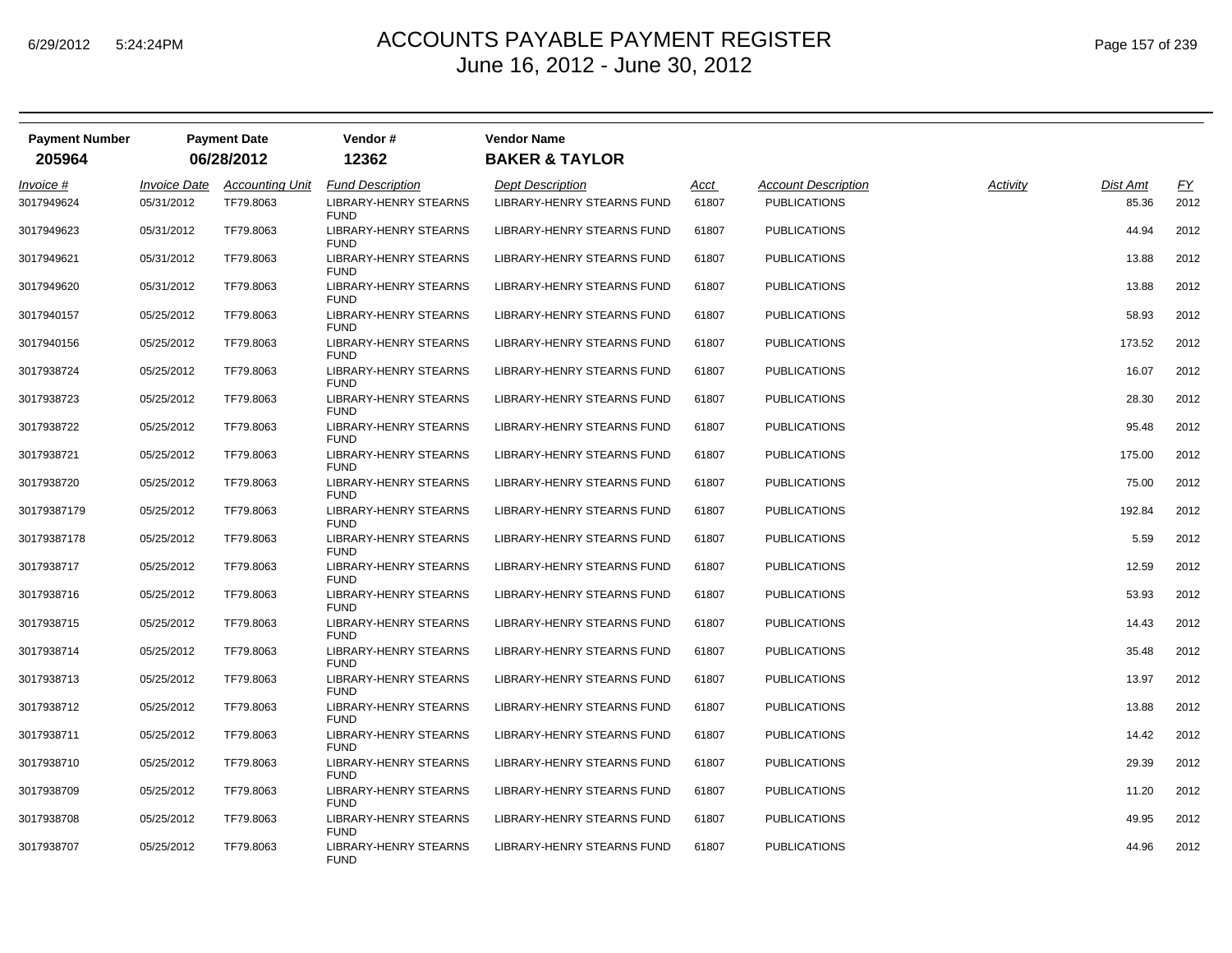# ACCOUNTS PAYABLE PAYMENT REGISTER
## June 16, 2012 - June 30, 2012

| Payment Number | Payment Date | Vendor # | Vendor Name |
|---|---|---|---|
| **205964** | **06/28/2012** | **12362** | **BAKER & TAYLOR** |

| *Invoice #* | *Invoice Date* | *Accounting Unit* | *Fund Description* | *Dept Description* | *Acct* | *Account Description* | *Activity* | *Dist Amt* | *FY* |
|---|---|---|---|---|---|---|---|---|---|
| 3017949624 | 05/31/2012 | TF79.8063 | LIBRARY-HENRY STEARNS FUND | LIBRARY-HENRY STEARNS FUND | 61807 | PUBLICATIONS | | 85.36 | 2012 |
| 3017949623 | 05/31/2012 | TF79.8063 | LIBRARY-HENRY STEARNS FUND | LIBRARY-HENRY STEARNS FUND | 61807 | PUBLICATIONS | | 44.94 | 2012 |
| 3017949621 | 05/31/2012 | TF79.8063 | LIBRARY-HENRY STEARNS FUND | LIBRARY-HENRY STEARNS FUND | 61807 | PUBLICATIONS | | 13.88 | 2012 |
| 3017949620 | 05/31/2012 | TF79.8063 | LIBRARY-HENRY STEARNS FUND | LIBRARY-HENRY STEARNS FUND | 61807 | PUBLICATIONS | | 13.88 | 2012 |
| 3017940157 | 05/25/2012 | TF79.8063 | LIBRARY-HENRY STEARNS FUND | LIBRARY-HENRY STEARNS FUND | 61807 | PUBLICATIONS | | 58.93 | 2012 |
| 3017940156 | 05/25/2012 | TF79.8063 | LIBRARY-HENRY STEARNS FUND | LIBRARY-HENRY STEARNS FUND | 61807 | PUBLICATIONS | | 173.52 | 2012 |
| 3017938724 | 05/25/2012 | TF79.8063 | LIBRARY-HENRY STEARNS FUND | LIBRARY-HENRY STEARNS FUND | 61807 | PUBLICATIONS | | 16.07 | 2012 |
| 3017938723 | 05/25/2012 | TF79.8063 | LIBRARY-HENRY STEARNS FUND | LIBRARY-HENRY STEARNS FUND | 61807 | PUBLICATIONS | | 28.30 | 2012 |
| 3017938722 | 05/25/2012 | TF79.8063 | LIBRARY-HENRY STEARNS FUND | LIBRARY-HENRY STEARNS FUND | 61807 | PUBLICATIONS | | 95.48 | 2012 |
| 3017938721 | 05/25/2012 | TF79.8063 | LIBRARY-HENRY STEARNS FUND | LIBRARY-HENRY STEARNS FUND | 61807 | PUBLICATIONS | | 175.00 | 2012 |
| 3017938720 | 05/25/2012 | TF79.8063 | LIBRARY-HENRY STEARNS FUND | LIBRARY-HENRY STEARNS FUND | 61807 | PUBLICATIONS | | 75.00 | 2012 |
| 30179387179 | 05/25/2012 | TF79.8063 | LIBRARY-HENRY STEARNS FUND | LIBRARY-HENRY STEARNS FUND | 61807 | PUBLICATIONS | | 192.84 | 2012 |
| 30179387178 | 05/25/2012 | TF79.8063 | LIBRARY-HENRY STEARNS FUND | LIBRARY-HENRY STEARNS FUND | 61807 | PUBLICATIONS | | 5.59 | 2012 |
| 3017938717 | 05/25/2012 | TF79.8063 | LIBRARY-HENRY STEARNS FUND | LIBRARY-HENRY STEARNS FUND | 61807 | PUBLICATIONS | | 12.59 | 2012 |
| 3017938716 | 05/25/2012 | TF79.8063 | LIBRARY-HENRY STEARNS FUND | LIBRARY-HENRY STEARNS FUND | 61807 | PUBLICATIONS | | 53.93 | 2012 |
| 3017938715 | 05/25/2012 | TF79.8063 | LIBRARY-HENRY STEARNS FUND | LIBRARY-HENRY STEARNS FUND | 61807 | PUBLICATIONS | | 14.43 | 2012 |
| 3017938714 | 05/25/2012 | TF79.8063 | LIBRARY-HENRY STEARNS FUND | LIBRARY-HENRY STEARNS FUND | 61807 | PUBLICATIONS | | 35.48 | 2012 |
| 3017938713 | 05/25/2012 | TF79.8063 | LIBRARY-HENRY STEARNS FUND | LIBRARY-HENRY STEARNS FUND | 61807 | PUBLICATIONS | | 13.97 | 2012 |
| 3017938712 | 05/25/2012 | TF79.8063 | LIBRARY-HENRY STEARNS FUND | LIBRARY-HENRY STEARNS FUND | 61807 | PUBLICATIONS | | 13.88 | 2012 |
| 3017938711 | 05/25/2012 | TF79.8063 | LIBRARY-HENRY STEARNS FUND | LIBRARY-HENRY STEARNS FUND | 61807 | PUBLICATIONS | | 14.42 | 2012 |
| 3017938710 | 05/25/2012 | TF79.8063 | LIBRARY-HENRY STEARNS FUND | LIBRARY-HENRY STEARNS FUND | 61807 | PUBLICATIONS | | 29.39 | 2012 |
| 3017938709 | 05/25/2012 | TF79.8063 | LIBRARY-HENRY STEARNS FUND | LIBRARY-HENRY STEARNS FUND | 61807 | PUBLICATIONS | | 11.20 | 2012 |
| 3017938708 | 05/25/2012 | TF79.8063 | LIBRARY-HENRY STEARNS FUND | LIBRARY-HENRY STEARNS FUND | 61807 | PUBLICATIONS | | 49.95 | 2012 |
| 3017938707 | 05/25/2012 | TF79.8063 | LIBRARY-HENRY STEARNS FUND | LIBRARY-HENRY STEARNS FUND | 61807 | PUBLICATIONS | | 44.96 | 2012 |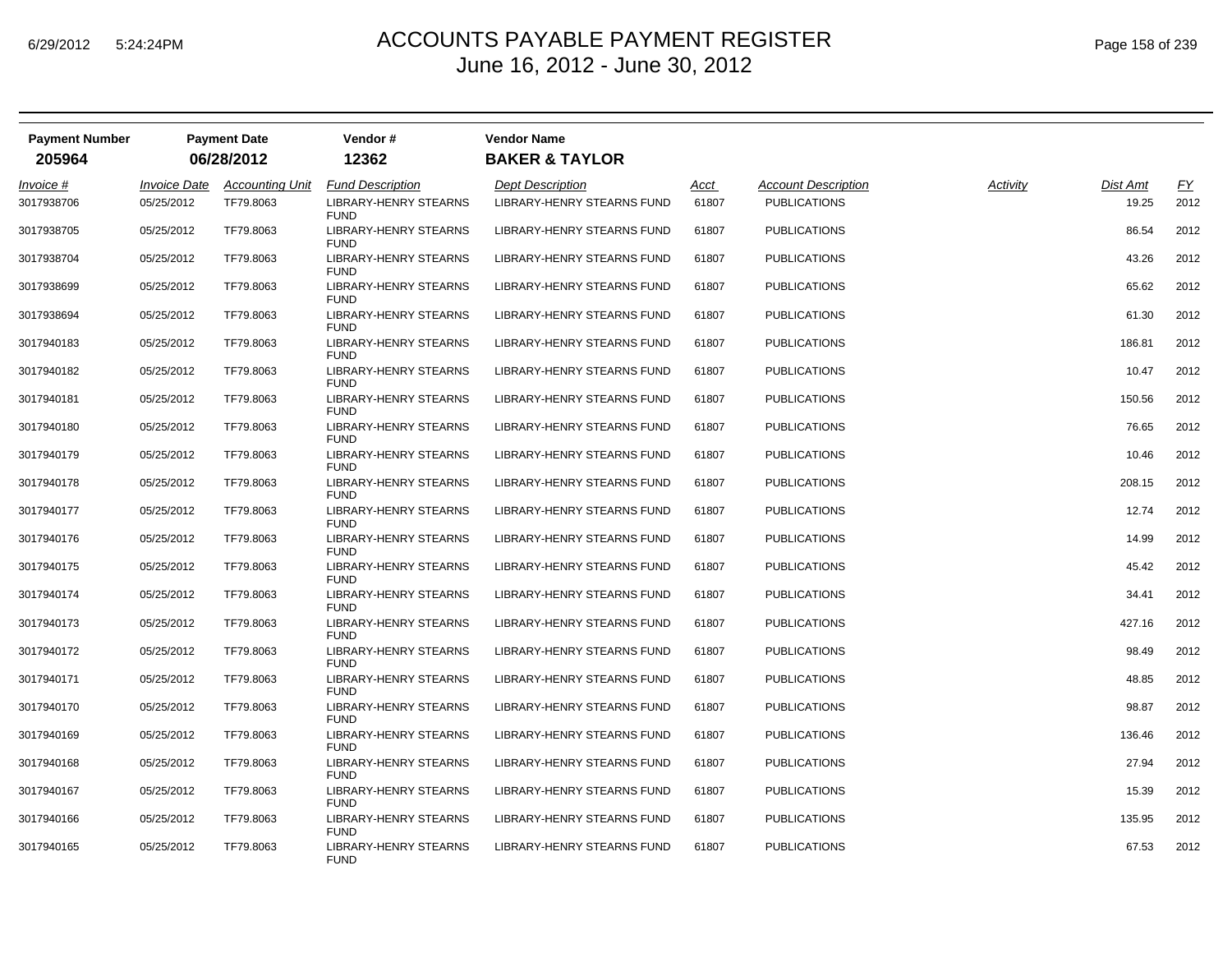# ACCOUNTS PAYABLE PAYMENT REGISTER
## June 16, 2012 - June 30, 2012

| Payment Number | Payment Date | Vendor # | Vendor Name |
|---|---|---|---|
| **205964** | **06/28/2012** | **12362** | **BAKER & TAYLOR** |

| Invoice # | Invoice Date | Accounting Unit | Fund Description | Dept Description | Acct | Account Description | Activity | Dist Amt | FY |
|---|---|---|---|---|---|---|---|---|---|
| 3017938706 | 05/25/2012 | TF79.8063 | LIBRARY-HENRY STEARNS FUND | LIBRARY-HENRY STEARNS FUND | 61807 | PUBLICATIONS | | 19.25 | 2012 |
| 3017938705 | 05/25/2012 | TF79.8063 | LIBRARY-HENRY STEARNS FUND | LIBRARY-HENRY STEARNS FUND | 61807 | PUBLICATIONS | | 86.54 | 2012 |
| 3017938704 | 05/25/2012 | TF79.8063 | LIBRARY-HENRY STEARNS FUND | LIBRARY-HENRY STEARNS FUND | 61807 | PUBLICATIONS | | 43.26 | 2012 |
| 3017938699 | 05/25/2012 | TF79.8063 | LIBRARY-HENRY STEARNS FUND | LIBRARY-HENRY STEARNS FUND | 61807 | PUBLICATIONS | | 65.62 | 2012 |
| 3017938694 | 05/25/2012 | TF79.8063 | LIBRARY-HENRY STEARNS FUND | LIBRARY-HENRY STEARNS FUND | 61807 | PUBLICATIONS | | 61.30 | 2012 |
| 3017940183 | 05/25/2012 | TF79.8063 | LIBRARY-HENRY STEARNS FUND | LIBRARY-HENRY STEARNS FUND | 61807 | PUBLICATIONS | | 186.81 | 2012 |
| 3017940182 | 05/25/2012 | TF79.8063 | LIBRARY-HENRY STEARNS FUND | LIBRARY-HENRY STEARNS FUND | 61807 | PUBLICATIONS | | 10.47 | 2012 |
| 3017940181 | 05/25/2012 | TF79.8063 | LIBRARY-HENRY STEARNS FUND | LIBRARY-HENRY STEARNS FUND | 61807 | PUBLICATIONS | | 150.56 | 2012 |
| 3017940180 | 05/25/2012 | TF79.8063 | LIBRARY-HENRY STEARNS FUND | LIBRARY-HENRY STEARNS FUND | 61807 | PUBLICATIONS | | 76.65 | 2012 |
| 3017940179 | 05/25/2012 | TF79.8063 | LIBRARY-HENRY STEARNS FUND | LIBRARY-HENRY STEARNS FUND | 61807 | PUBLICATIONS | | 10.46 | 2012 |
| 3017940178 | 05/25/2012 | TF79.8063 | LIBRARY-HENRY STEARNS FUND | LIBRARY-HENRY STEARNS FUND | 61807 | PUBLICATIONS | | 208.15 | 2012 |
| 3017940177 | 05/25/2012 | TF79.8063 | LIBRARY-HENRY STEARNS FUND | LIBRARY-HENRY STEARNS FUND | 61807 | PUBLICATIONS | | 12.74 | 2012 |
| 3017940176 | 05/25/2012 | TF79.8063 | LIBRARY-HENRY STEARNS FUND | LIBRARY-HENRY STEARNS FUND | 61807 | PUBLICATIONS | | 14.99 | 2012 |
| 3017940175 | 05/25/2012 | TF79.8063 | LIBRARY-HENRY STEARNS FUND | LIBRARY-HENRY STEARNS FUND | 61807 | PUBLICATIONS | | 45.42 | 2012 |
| 3017940174 | 05/25/2012 | TF79.8063 | LIBRARY-HENRY STEARNS FUND | LIBRARY-HENRY STEARNS FUND | 61807 | PUBLICATIONS | | 34.41 | 2012 |
| 3017940173 | 05/25/2012 | TF79.8063 | LIBRARY-HENRY STEARNS FUND | LIBRARY-HENRY STEARNS FUND | 61807 | PUBLICATIONS | | 427.16 | 2012 |
| 3017940172 | 05/25/2012 | TF79.8063 | LIBRARY-HENRY STEARNS FUND | LIBRARY-HENRY STEARNS FUND | 61807 | PUBLICATIONS | | 98.49 | 2012 |
| 3017940171 | 05/25/2012 | TF79.8063 | LIBRARY-HENRY STEARNS FUND | LIBRARY-HENRY STEARNS FUND | 61807 | PUBLICATIONS | | 48.85 | 2012 |
| 3017940170 | 05/25/2012 | TF79.8063 | LIBRARY-HENRY STEARNS FUND | LIBRARY-HENRY STEARNS FUND | 61807 | PUBLICATIONS | | 98.87 | 2012 |
| 3017940169 | 05/25/2012 | TF79.8063 | LIBRARY-HENRY STEARNS FUND | LIBRARY-HENRY STEARNS FUND | 61807 | PUBLICATIONS | | 136.46 | 2012 |
| 3017940168 | 05/25/2012 | TF79.8063 | LIBRARY-HENRY STEARNS FUND | LIBRARY-HENRY STEARNS FUND | 61807 | PUBLICATIONS | | 27.94 | 2012 |
| 3017940167 | 05/25/2012 | TF79.8063 | LIBRARY-HENRY STEARNS FUND | LIBRARY-HENRY STEARNS FUND | 61807 | PUBLICATIONS | | 15.39 | 2012 |
| 3017940166 | 05/25/2012 | TF79.8063 | LIBRARY-HENRY STEARNS FUND | LIBRARY-HENRY STEARNS FUND | 61807 | PUBLICATIONS | | 135.95 | 2012 |
| 3017940165 | 05/25/2012 | TF79.8063 | LIBRARY-HENRY STEARNS FUND | LIBRARY-HENRY STEARNS FUND | 61807 | PUBLICATIONS | | 67.53 | 2012 |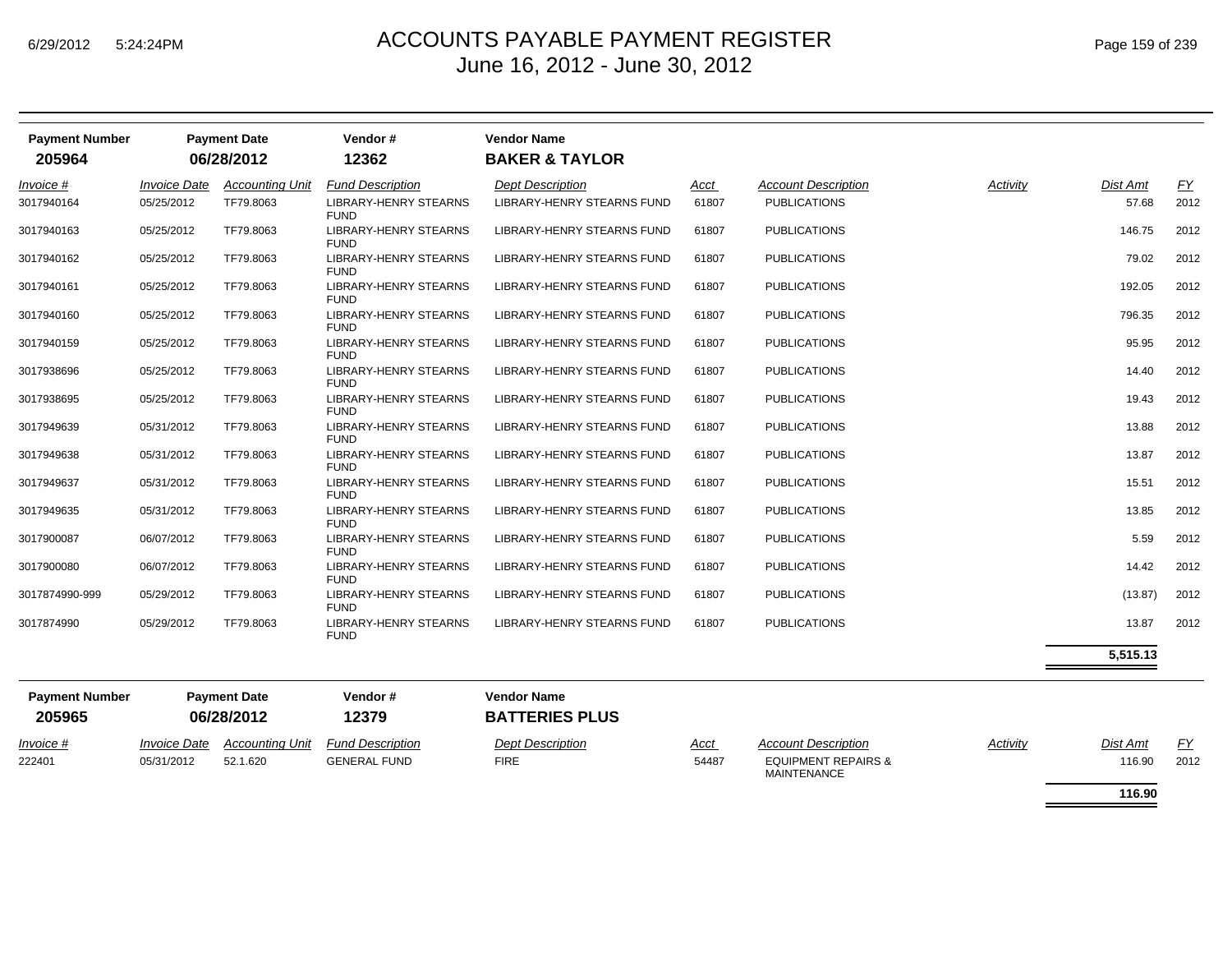# ACCOUNTS PAYABLE PAYMENT REGISTER
June 16, 2012 - June 30, 2012

6/29/2012 5:24:24PM

| Payment Number | Payment Date | Vendor # | Vendor Name |
|---|---|---|---|
| **205964** | **06/28/2012** | **12362** | **BAKER & TAYLOR** |

| *Invoice #* | *Invoice Date* | *Accounting Unit* | *Fund Description* | *Dept Description* | *Acct* | *Account Description* | *Activity* | *Dist Amt* | *FY* |
|---|---|---|---|---|---|---|---|---|---|
| 3017940164 | 05/25/2012 | TF79.8063 | LIBRARY-HENRY STEARNS FUND | LIBRARY-HENRY STEARNS FUND | 61807 | PUBLICATIONS | | 57.68 | 2012 |
| 3017940163 | 05/25/2012 | TF79.8063 | LIBRARY-HENRY STEARNS FUND | LIBRARY-HENRY STEARNS FUND | 61807 | PUBLICATIONS | | 146.75 | 2012 |
| 3017940162 | 05/25/2012 | TF79.8063 | LIBRARY-HENRY STEARNS FUND | LIBRARY-HENRY STEARNS FUND | 61807 | PUBLICATIONS | | 79.02 | 2012 |
| 3017940161 | 05/25/2012 | TF79.8063 | LIBRARY-HENRY STEARNS FUND | LIBRARY-HENRY STEARNS FUND | 61807 | PUBLICATIONS | | 192.05 | 2012 |
| 3017940160 | 05/25/2012 | TF79.8063 | LIBRARY-HENRY STEARNS FUND | LIBRARY-HENRY STEARNS FUND | 61807 | PUBLICATIONS | | 796.35 | 2012 |
| 3017940159 | 05/25/2012 | TF79.8063 | LIBRARY-HENRY STEARNS FUND | LIBRARY-HENRY STEARNS FUND | 61807 | PUBLICATIONS | | 95.95 | 2012 |
| 3017938696 | 05/25/2012 | TF79.8063 | LIBRARY-HENRY STEARNS FUND | LIBRARY-HENRY STEARNS FUND | 61807 | PUBLICATIONS | | 14.40 | 2012 |
| 3017938695 | 05/25/2012 | TF79.8063 | LIBRARY-HENRY STEARNS FUND | LIBRARY-HENRY STEARNS FUND | 61807 | PUBLICATIONS | | 19.43 | 2012 |
| 3017949639 | 05/31/2012 | TF79.8063 | LIBRARY-HENRY STEARNS FUND | LIBRARY-HENRY STEARNS FUND | 61807 | PUBLICATIONS | | 13.88 | 2012 |
| 3017949638 | 05/31/2012 | TF79.8063 | LIBRARY-HENRY STEARNS FUND | LIBRARY-HENRY STEARNS FUND | 61807 | PUBLICATIONS | | 13.87 | 2012 |
| 3017949637 | 05/31/2012 | TF79.8063 | LIBRARY-HENRY STEARNS FUND | LIBRARY-HENRY STEARNS FUND | 61807 | PUBLICATIONS | | 15.51 | 2012 |
| 3017949635 | 05/31/2012 | TF79.8063 | LIBRARY-HENRY STEARNS FUND | LIBRARY-HENRY STEARNS FUND | 61807 | PUBLICATIONS | | 13.85 | 2012 |
| 3017900087 | 06/07/2012 | TF79.8063 | LIBRARY-HENRY STEARNS FUND | LIBRARY-HENRY STEARNS FUND | 61807 | PUBLICATIONS | | 5.59 | 2012 |
| 3017900080 | 06/07/2012 | TF79.8063 | LIBRARY-HENRY STEARNS FUND | LIBRARY-HENRY STEARNS FUND | 61807 | PUBLICATIONS | | 14.42 | 2012 |
| 3017874990-999 | 05/29/2012 | TF79.8063 | LIBRARY-HENRY STEARNS FUND | LIBRARY-HENRY STEARNS FUND | 61807 | PUBLICATIONS | | (13.87) | 2012 |
| 3017874990 | 05/29/2012 | TF79.8063 | LIBRARY-HENRY STEARNS FUND | LIBRARY-HENRY STEARNS FUND | 61807 | PUBLICATIONS | | 13.87 | 2012 |
| | | | | | | | | **5,515.13** | |

| Payment Number | Payment Date | Vendor # | Vendor Name |
|---|---|---|---|
| **205965** | **06/28/2012** | **12379** | **BATTERIES PLUS** |

| *Invoice #* | *Invoice Date* | *Accounting Unit* | *Fund Description* | *Dept Description* | *Acct* | *Account Description* | *Activity* | *Dist Amt* | *FY* |
|---|---|---|---|---|---|---|---|---|---|
| 222401 | 05/31/2012 | 52.1.620 | GENERAL FUND | FIRE | 54487 | EQUIPMENT REPAIRS & MAINTENANCE | | 116.90 | 2012 |
| | | | | | | | | **116.90** | |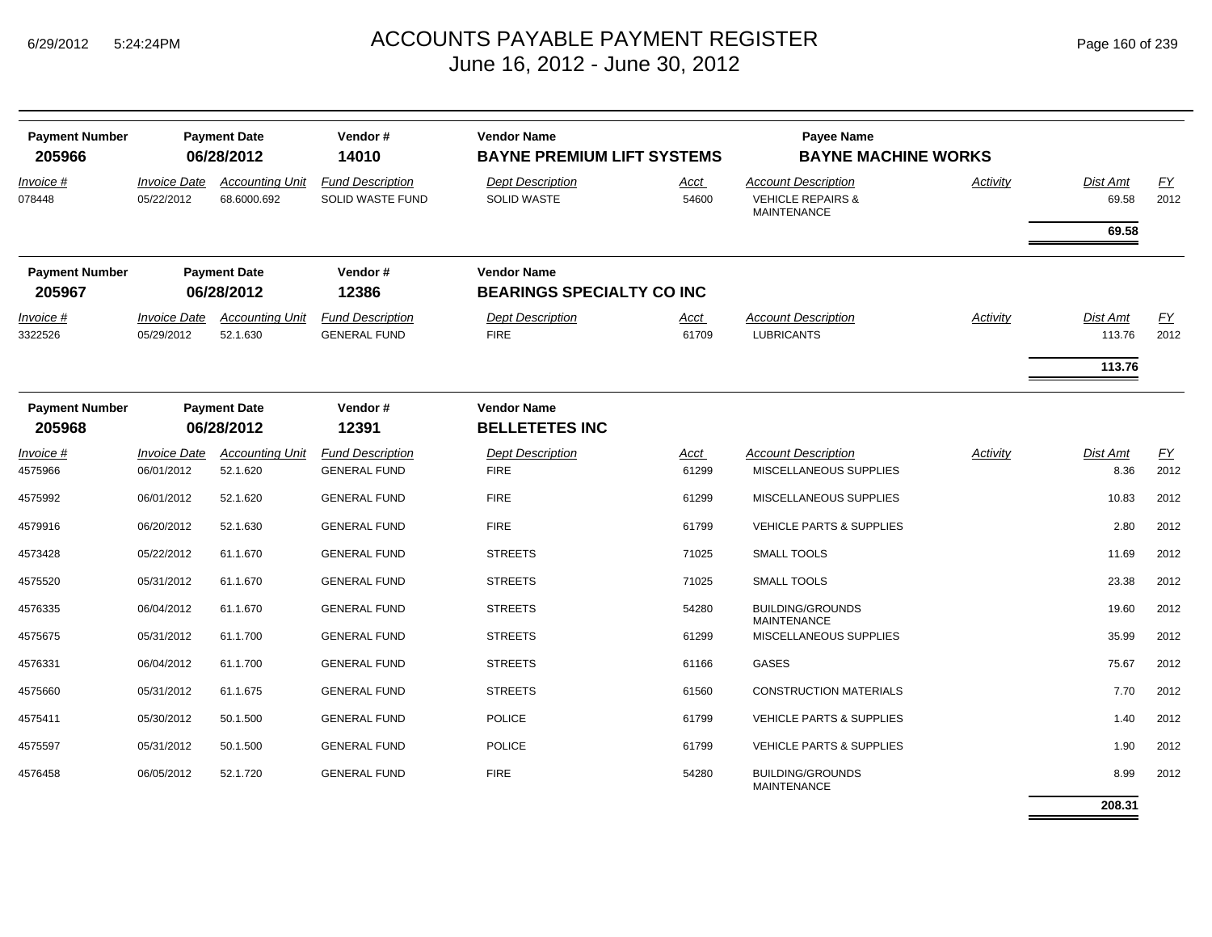# ACCOUNTS PAYABLE PAYMENT REGISTER
June 16, 2012 - June 30, 2012

| Payment Number | Payment Date | Vendor # | Vendor Name | Payee Name |
|---|---|---|---|---|
| 205966 | 06/28/2012 | 14010 | BAYNE PREMIUM LIFT SYSTEMS | BAYNE MACHINE WORKS |

| Invoice # | Invoice Date | Accounting Unit | Fund Description | Dept Description | Acct | Account Description | Activity | Dist Amt | FY |
|---|---|---|---|---|---|---|---|---|---|
| 078448 | 05/22/2012 | 68.6000.692 | SOLID WASTE FUND | SOLID WASTE | 54600 | VEHICLE REPAIRS & MAINTENANCE | | 69.58 | 2012 |
| | | | | | | | | **69.58** | |

| Payment Number | Payment Date | Vendor # | Vendor Name |
|---|---|---|---|
| 205967 | 06/28/2012 | 12386 | BEARINGS SPECIALTY CO INC |

| Invoice # | Invoice Date | Accounting Unit | Fund Description | Dept Description | Acct | Account Description | Activity | Dist Amt | FY |
|---|---|---|---|---|---|---|---|---|---|
| 3322526 | 05/29/2012 | 52.1.630 | GENERAL FUND | FIRE | 61709 | LUBRICANTS | | 113.76 | 2012 |
| | | | | | | | | **113.76** | |

| Payment Number | Payment Date | Vendor # | Vendor Name |
|---|---|---|---|
| 205968 | 06/28/2012 | 12391 | BELLETETES INC |

| Invoice # | Invoice Date | Accounting Unit | Fund Description | Dept Description | Acct | Account Description | Activity | Dist Amt | FY |
|---|---|---|---|---|---|---|---|---|---|
| 4575966 | 06/01/2012 | 52.1.620 | GENERAL FUND | FIRE | 61299 | MISCELLANEOUS SUPPLIES | | 8.36 | 2012 |
| 4575992 | 06/01/2012 | 52.1.620 | GENERAL FUND | FIRE | 61299 | MISCELLANEOUS SUPPLIES | | 10.83 | 2012 |
| 4579916 | 06/20/2012 | 52.1.630 | GENERAL FUND | FIRE | 61799 | VEHICLE PARTS & SUPPLIES | | 2.80 | 2012 |
| 4573428 | 05/22/2012 | 61.1.670 | GENERAL FUND | STREETS | 71025 | SMALL TOOLS | | 11.69 | 2012 |
| 4575520 | 05/31/2012 | 61.1.670 | GENERAL FUND | STREETS | 71025 | SMALL TOOLS | | 23.38 | 2012 |
| 4576335 | 06/04/2012 | 61.1.670 | GENERAL FUND | STREETS | 54280 | BUILDING/GROUNDS MAINTENANCE | | 19.60 | 2012 |
| 4575675 | 05/31/2012 | 61.1.700 | GENERAL FUND | STREETS | 61299 | MISCELLANEOUS SUPPLIES | | 35.99 | 2012 |
| 4576331 | 06/04/2012 | 61.1.700 | GENERAL FUND | STREETS | 61166 | GASES | | 75.67 | 2012 |
| 4575660 | 05/31/2012 | 61.1.675 | GENERAL FUND | STREETS | 61560 | CONSTRUCTION MATERIALS | | 7.70 | 2012 |
| 4575411 | 05/30/2012 | 50.1.500 | GENERAL FUND | POLICE | 61799 | VEHICLE PARTS & SUPPLIES | | 1.40 | 2012 |
| 4575597 | 05/31/2012 | 50.1.500 | GENERAL FUND | POLICE | 61799 | VEHICLE PARTS & SUPPLIES | | 1.90 | 2012 |
| 4576458 | 06/05/2012 | 52.1.720 | GENERAL FUND | FIRE | 54280 | BUILDING/GROUNDS MAINTENANCE | | 8.99 | 2012 |
| | | | | | | | | **208.31** | |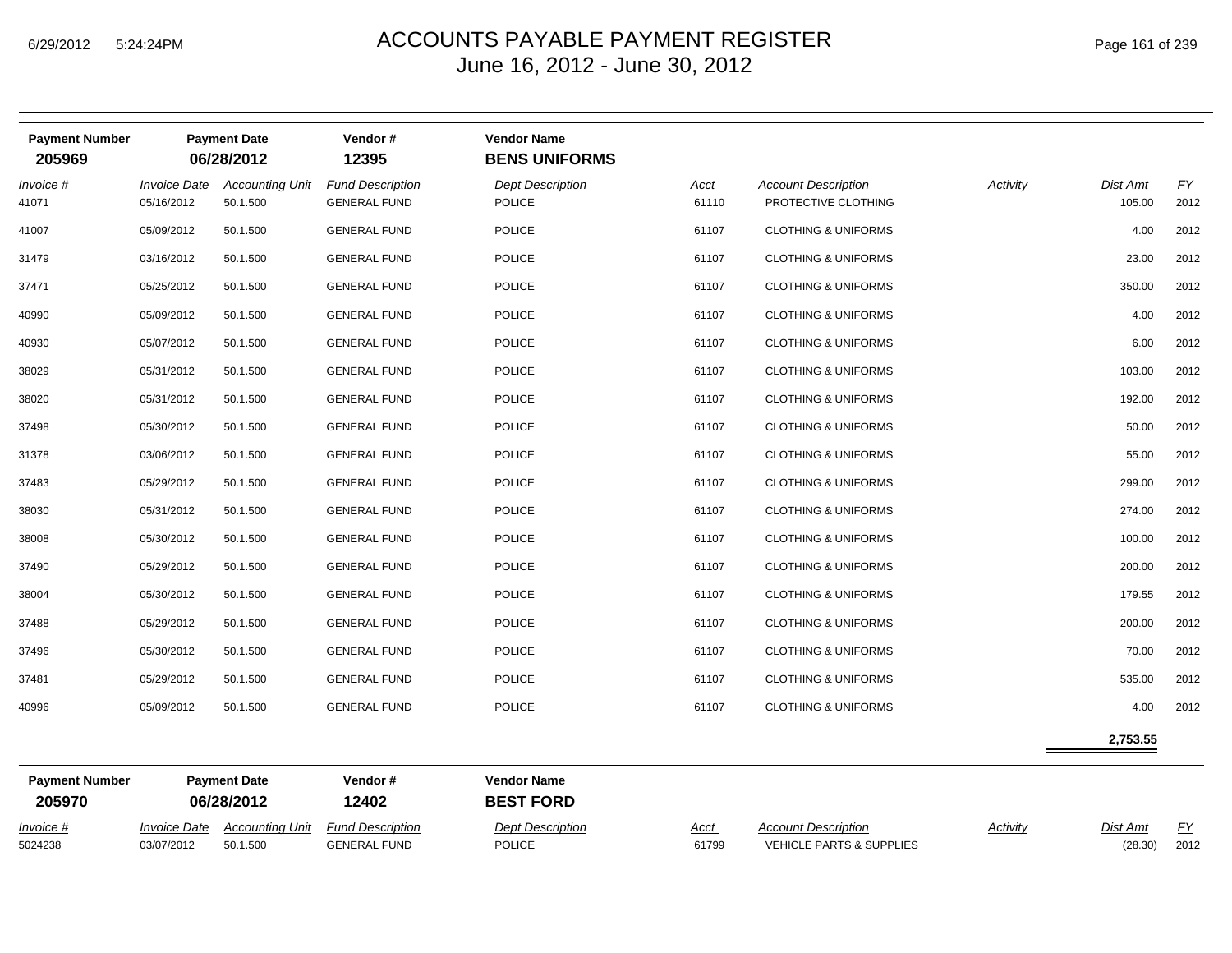| Payment Number | Payment Date | Vendor # | Vendor Name |
|---|---|---|---|
| 205969 | 06/28/2012 | 12395 | **BENS UNIFORMS** |

| *Invoice #* | *Invoice Date* | *Accounting Unit* | *Fund Description* | *Dept Description* | *Acct* | *Account Description* | *Activity* | *Dist Amt* | *FY* |
|---|---|---|---|---|---|---|---|---|---|
| 41071 | 05/16/2012 | 50.1.500 | GENERAL FUND | POLICE | 61110 | PROTECTIVE CLOTHING | | 105.00 | 2012 |
| 41007 | 05/09/2012 | 50.1.500 | GENERAL FUND | POLICE | 61107 | CLOTHING & UNIFORMS | | 4.00 | 2012 |
| 31479 | 03/16/2012 | 50.1.500 | GENERAL FUND | POLICE | 61107 | CLOTHING & UNIFORMS | | 23.00 | 2012 |
| 37471 | 05/25/2012 | 50.1.500 | GENERAL FUND | POLICE | 61107 | CLOTHING & UNIFORMS | | 350.00 | 2012 |
| 40990 | 05/09/2012 | 50.1.500 | GENERAL FUND | POLICE | 61107 | CLOTHING & UNIFORMS | | 4.00 | 2012 |
| 40930 | 05/07/2012 | 50.1.500 | GENERAL FUND | POLICE | 61107 | CLOTHING & UNIFORMS | | 6.00 | 2012 |
| 38029 | 05/31/2012 | 50.1.500 | GENERAL FUND | POLICE | 61107 | CLOTHING & UNIFORMS | | 103.00 | 2012 |
| 38020 | 05/31/2012 | 50.1.500 | GENERAL FUND | POLICE | 61107 | CLOTHING & UNIFORMS | | 192.00 | 2012 |
| 37498 | 05/30/2012 | 50.1.500 | GENERAL FUND | POLICE | 61107 | CLOTHING & UNIFORMS | | 50.00 | 2012 |
| 31378 | 03/06/2012 | 50.1.500 | GENERAL FUND | POLICE | 61107 | CLOTHING & UNIFORMS | | 55.00 | 2012 |
| 37483 | 05/29/2012 | 50.1.500 | GENERAL FUND | POLICE | 61107 | CLOTHING & UNIFORMS | | 299.00 | 2012 |
| 38030 | 05/31/2012 | 50.1.500 | GENERAL FUND | POLICE | 61107 | CLOTHING & UNIFORMS | | 274.00 | 2012 |
| 38008 | 05/30/2012 | 50.1.500 | GENERAL FUND | POLICE | 61107 | CLOTHING & UNIFORMS | | 100.00 | 2012 |
| 37490 | 05/29/2012 | 50.1.500 | GENERAL FUND | POLICE | 61107 | CLOTHING & UNIFORMS | | 200.00 | 2012 |
| 38004 | 05/30/2012 | 50.1.500 | GENERAL FUND | POLICE | 61107 | CLOTHING & UNIFORMS | | 179.55 | 2012 |
| 37488 | 05/29/2012 | 50.1.500 | GENERAL FUND | POLICE | 61107 | CLOTHING & UNIFORMS | | 200.00 | 2012 |
| 37496 | 05/30/2012 | 50.1.500 | GENERAL FUND | POLICE | 61107 | CLOTHING & UNIFORMS | | 70.00 | 2012 |
| 37481 | 05/29/2012 | 50.1.500 | GENERAL FUND | POLICE | 61107 | CLOTHING & UNIFORMS | | 535.00 | 2012 |
| 40996 | 05/09/2012 | 50.1.500 | GENERAL FUND | POLICE | 61107 | CLOTHING & UNIFORMS | | 4.00 | 2012 |
| | | | | | | | | **2,753.55** | |

| Payment Number | Payment Date | Vendor # | Vendor Name |
|---|---|---|---|
| 205970 | 06/28/2012 | 12402 | **BEST FORD** |

| *Invoice #* | *Invoice Date* | *Accounting Unit* | *Fund Description* | *Dept Description* | *Acct* | *Account Description* | *Activity* | *Dist Amt* | *FY* |
|---|---|---|---|---|---|---|---|---|---|
| 5024238 | 03/07/2012 | 50.1.500 | GENERAL FUND | POLICE | 61799 | VEHICLE PARTS & SUPPLIES | | (28.30) | 2012 |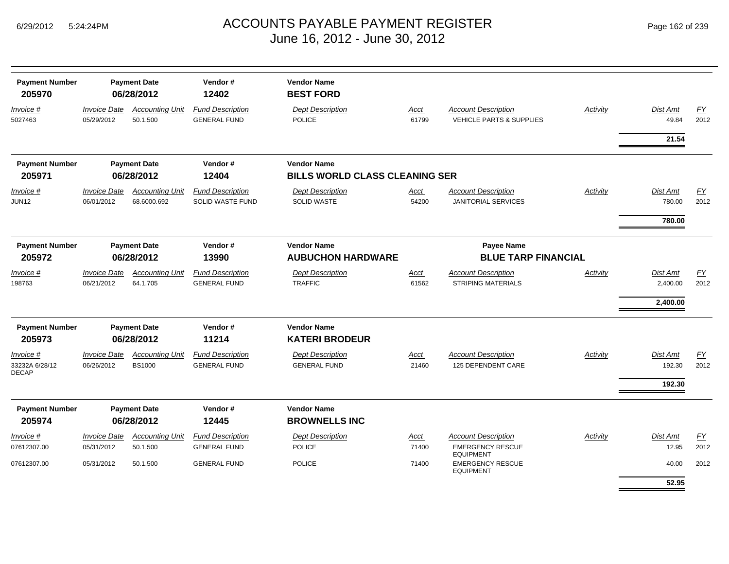# ACCOUNTS PAYABLE PAYMENT REGISTER
## June 16, 2012 - June 30, 2012

| Payment Number | Payment Date | Vendor # | Vendor Name |
|---|---|---|---|
| **205970** | **06/28/2012** | **12402** | **BEST FORD** |

| Invoice # | Invoice Date | Accounting Unit | Fund Description | Dept Description | Acct | Account Description | Activity | Dist Amt | FY |
|---|---|---|---|---|---|---|---|---|---|
| 5027463 | 05/29/2012 | 50.1.500 | GENERAL FUND | POLICE | 61799 | VEHICLE PARTS & SUPPLIES | | 49.84 | 2012 |
| | | | | | | | | **21.54** | |

| Payment Number | Payment Date | Vendor # | Vendor Name |
|---|---|---|---|
| **205971** | **06/28/2012** | **12404** | **BILLS WORLD CLASS CLEANING SER** |

| Invoice # | Invoice Date | Accounting Unit | Fund Description | Dept Description | Acct | Account Description | Activity | Dist Amt | FY |
|---|---|---|---|---|---|---|---|---|---|
| JUN12 | 06/01/2012 | 68.6000.692 | SOLID WASTE FUND | SOLID WASTE | 54200 | JANITORIAL SERVICES | | 780.00 | 2012 |
| | | | | | | | | **780.00** | |

| Payment Number | Payment Date | Vendor # | Vendor Name | Payee Name |
|---|---|---|---|---|
| **205972** | **06/28/2012** | **13990** | **AUBUCHON HARDWARE** | **BLUE TARP FINANCIAL** |

| Invoice # | Invoice Date | Accounting Unit | Fund Description | Dept Description | Acct | Account Description | Activity | Dist Amt | FY |
|---|---|---|---|---|---|---|---|---|---|
| 198763 | 06/21/2012 | 64.1.705 | GENERAL FUND | TRAFFIC | 61562 | STRIPING MATERIALS | | 2,400.00 | 2012 |
| | | | | | | | | **2,400.00** | |

| Payment Number | Payment Date | Vendor # | Vendor Name |
|---|---|---|---|
| **205973** | **06/28/2012** | **11214** | **KATERI BRODEUR** |

| Invoice # | Invoice Date | Accounting Unit | Fund Description | Dept Description | Acct | Account Description | Activity | Dist Amt | FY |
|---|---|---|---|---|---|---|---|---|---|
| 33232A 6/28/12 DECAP | 06/26/2012 | BS1000 | GENERAL FUND | GENERAL FUND | 21460 | 125 DEPENDENT CARE | | 192.30 | 2012 |
| | | | | | | | | **192.30** | |

| Payment Number | Payment Date | Vendor # | Vendor Name |
|---|---|---|---|
| **205974** | **06/28/2012** | **12445** | **BROWNELLS INC** |

| Invoice # | Invoice Date | Accounting Unit | Fund Description | Dept Description | Acct | Account Description | Activity | Dist Amt | FY |
|---|---|---|---|---|---|---|---|---|---|
| 07612307.00 | 05/31/2012 | 50.1.500 | GENERAL FUND | POLICE | 71400 | EMERGENCY RESCUE EQUIPMENT | | 12.95 | 2012 |
| 07612307.00 | 05/31/2012 | 50.1.500 | GENERAL FUND | POLICE | 71400 | EMERGENCY RESCUE EQUIPMENT | | 40.00 | 2012 |
| | | | | | | | | **52.95** | |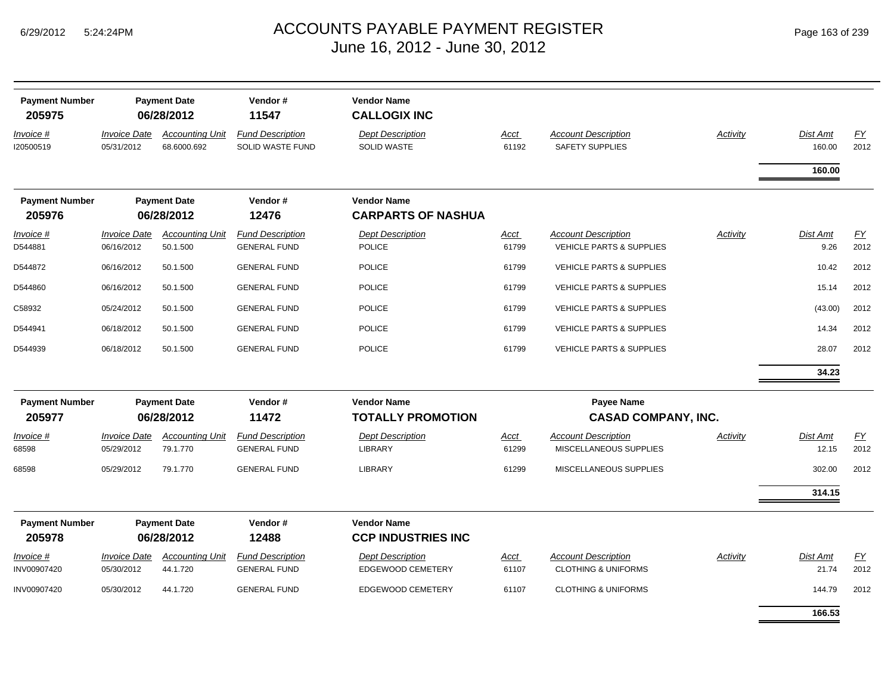# ACCOUNTS PAYABLE PAYMENT REGISTER
## June 16, 2012 - June 30, 2012

| Payment Number | Payment Date | Vendor # | Vendor Name |
|---|---|---|---|
| **205975** | **06/28/2012** | **11547** | **CALLOGIX INC** |

| Invoice # | Invoice Date | Accounting Unit | Fund Description | Dept Description | Acct | Account Description | Activity | Dist Amt | FY |
|---|---|---|---|---|---|---|---|---|---|
| I20500519 | 05/31/2012 | 68.6000.692 | SOLID WASTE FUND | SOLID WASTE | 61192 | SAFETY SUPPLIES | | 160.00 | 2012 |
| | | | | | | | | **160.00** | |

| Payment Number | Payment Date | Vendor # | Vendor Name |
|---|---|---|---|
| **205976** | **06/28/2012** | **12476** | **CARPARTS OF NASHUA** |

| Invoice # | Invoice Date | Accounting Unit | Fund Description | Dept Description | Acct | Account Description | Activity | Dist Amt | FY |
|---|---|---|---|---|---|---|---|---|---|
| D544881 | 06/16/2012 | 50.1.500 | GENERAL FUND | POLICE | 61799 | VEHICLE PARTS & SUPPLIES | | 9.26 | 2012 |
| D544872 | 06/16/2012 | 50.1.500 | GENERAL FUND | POLICE | 61799 | VEHICLE PARTS & SUPPLIES | | 10.42 | 2012 |
| D544860 | 06/16/2012 | 50.1.500 | GENERAL FUND | POLICE | 61799 | VEHICLE PARTS & SUPPLIES | | 15.14 | 2012 |
| C58932 | 05/24/2012 | 50.1.500 | GENERAL FUND | POLICE | 61799 | VEHICLE PARTS & SUPPLIES | | (43.00) | 2012 |
| D544941 | 06/18/2012 | 50.1.500 | GENERAL FUND | POLICE | 61799 | VEHICLE PARTS & SUPPLIES | | 14.34 | 2012 |
| D544939 | 06/18/2012 | 50.1.500 | GENERAL FUND | POLICE | 61799 | VEHICLE PARTS & SUPPLIES | | 28.07 | 2012 |
| | | | | | | | | **34.23** | |

| Payment Number | Payment Date | Vendor # | Vendor Name | Payee Name |
|---|---|---|---|---|
| **205977** | **06/28/2012** | **11472** | **TOTALLY PROMOTION** | **CASAD COMPANY, INC.** |

| Invoice # | Invoice Date | Accounting Unit | Fund Description | Dept Description | Acct | Account Description | Activity | Dist Amt | FY |
|---|---|---|---|---|---|---|---|---|---|
| 68598 | 05/29/2012 | 79.1.770 | GENERAL FUND | LIBRARY | 61299 | MISCELLANEOUS SUPPLIES | | 12.15 | 2012 |
| 68598 | 05/29/2012 | 79.1.770 | GENERAL FUND | LIBRARY | 61299 | MISCELLANEOUS SUPPLIES | | 302.00 | 2012 |
| | | | | | | | | **314.15** | |

| Payment Number | Payment Date | Vendor # | Vendor Name |
|---|---|---|---|
| **205978** | **06/28/2012** | **12488** | **CCP INDUSTRIES INC** |

| Invoice # | Invoice Date | Accounting Unit | Fund Description | Dept Description | Acct | Account Description | Activity | Dist Amt | FY |
|---|---|---|---|---|---|---|---|---|---|
| INV00907420 | 05/30/2012 | 44.1.720 | GENERAL FUND | EDGEWOOD CEMETERY | 61107 | CLOTHING & UNIFORMS | | 21.74 | 2012 |
| INV00907420 | 05/30/2012 | 44.1.720 | GENERAL FUND | EDGEWOOD CEMETERY | 61107 | CLOTHING & UNIFORMS | | 144.79 | 2012 |
| | | | | | | | | **166.53** | |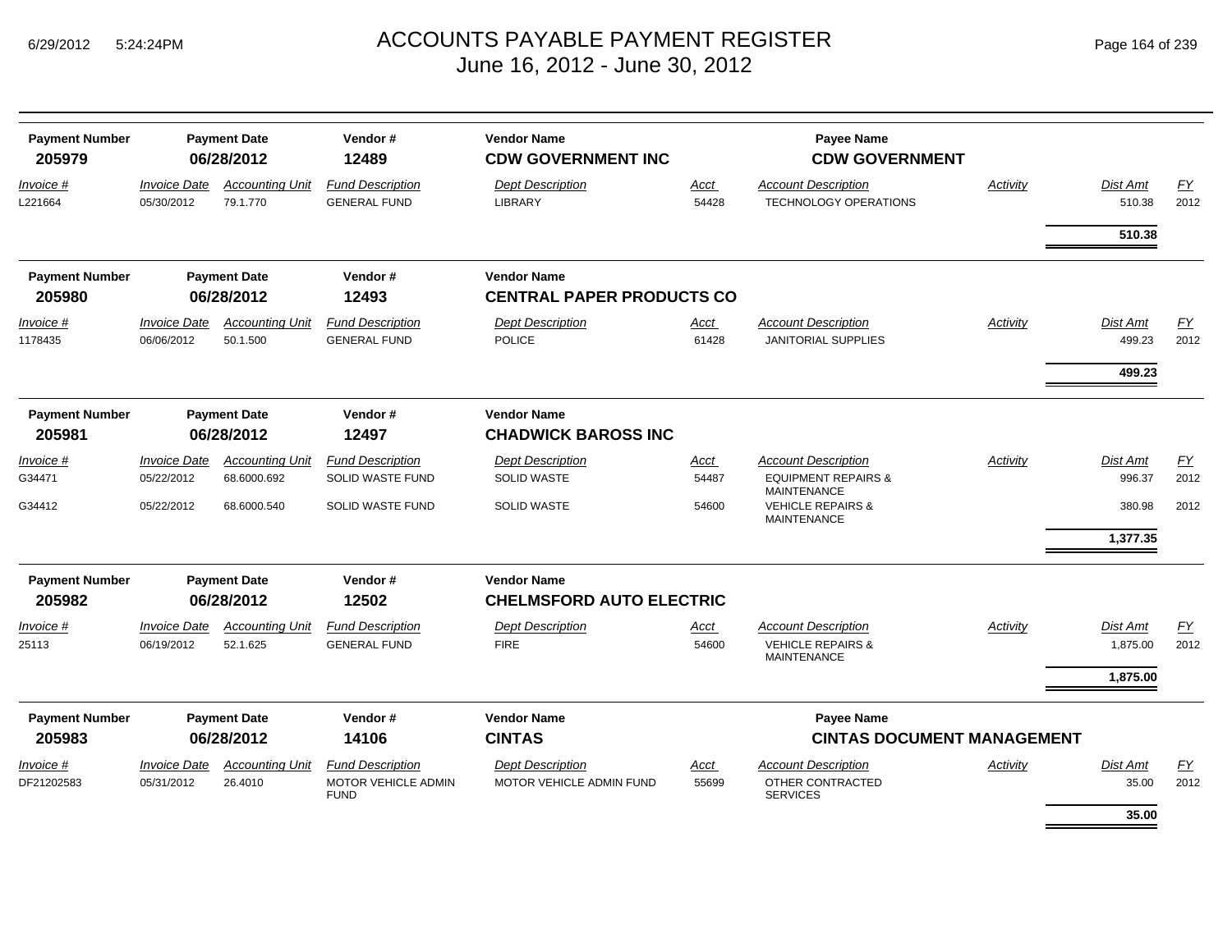# ACCOUNTS PAYABLE PAYMENT REGISTER
## June 16, 2012 - June 30, 2012

| Payment Number | Payment Date | Vendor # | Vendor Name | Payee Name |
|---|---|---|---|---|
| **205979** | **06/28/2012** | **12489** | **CDW GOVERNMENT INC** | **CDW GOVERNMENT** |

| Invoice # | Invoice Date | Accounting Unit | Fund Description | Dept Description | Acct | Account Description | Activity | Dist Amt | FY |
|---|---|---|---|---|---|---|---|---|---|
| L221664 | 05/30/2012 | 79.1.770 | GENERAL FUND | LIBRARY | 54428 | TECHNOLOGY OPERATIONS | | 510.38 | 2012 |
| | | | | | | | | **510.38** | |

| Payment Number | Payment Date | Vendor # | Vendor Name |
|---|---|---|---|
| **205980** | **06/28/2012** | **12493** | **CENTRAL PAPER PRODUCTS CO** |

| Invoice # | Invoice Date | Accounting Unit | Fund Description | Dept Description | Acct | Account Description | Activity | Dist Amt | FY |
|---|---|---|---|---|---|---|---|---|---|
| 1178435 | 06/06/2012 | 50.1.500 | GENERAL FUND | POLICE | 61428 | JANITORIAL SUPPLIES | | 499.23 | 2012 |
| | | | | | | | | **499.23** | |

| Payment Number | Payment Date | Vendor # | Vendor Name |
|---|---|---|---|
| **205981** | **06/28/2012** | **12497** | **CHADWICK BAROSS INC** |

| Invoice # | Invoice Date | Accounting Unit | Fund Description | Dept Description | Acct | Account Description | Activity | Dist Amt | FY |
|---|---|---|---|---|---|---|---|---|---|
| G34471 | 05/22/2012 | 68.6000.692 | SOLID WASTE FUND | SOLID WASTE | 54487 | EQUIPMENT REPAIRS & MAINTENANCE | | 996.37 | 2012 |
| G34412 | 05/22/2012 | 68.6000.540 | SOLID WASTE FUND | SOLID WASTE | 54600 | VEHICLE REPAIRS & MAINTENANCE | | 380.98 | 2012 |
| | | | | | | | | **1,377.35** | |

| Payment Number | Payment Date | Vendor # | Vendor Name |
|---|---|---|---|
| **205982** | **06/28/2012** | **12502** | **CHELMSFORD AUTO ELECTRIC** |

| Invoice # | Invoice Date | Accounting Unit | Fund Description | Dept Description | Acct | Account Description | Activity | Dist Amt | FY |
|---|---|---|---|---|---|---|---|---|---|
| 25113 | 06/19/2012 | 52.1.625 | GENERAL FUND | FIRE | 54600 | VEHICLE REPAIRS & MAINTENANCE | | 1,875.00 | 2012 |
| | | | | | | | | **1,875.00** | |

| Payment Number | Payment Date | Vendor # | Vendor Name | Payee Name |
|---|---|---|---|---|
| **205983** | **06/28/2012** | **14106** | **CINTAS** | **CINTAS DOCUMENT MANAGEMENT** |

| Invoice # | Invoice Date | Accounting Unit | Fund Description | Dept Description | Acct | Account Description | Activity | Dist Amt | FY |
|---|---|---|---|---|---|---|---|---|---|
| DF21202583 | 05/31/2012 | 26.4010 | MOTOR VEHICLE ADMIN FUND | MOTOR VEHICLE ADMIN FUND | 55699 | OTHER CONTRACTED SERVICES | | 35.00 | 2012 |
| | | | | | | | | **35.00** | |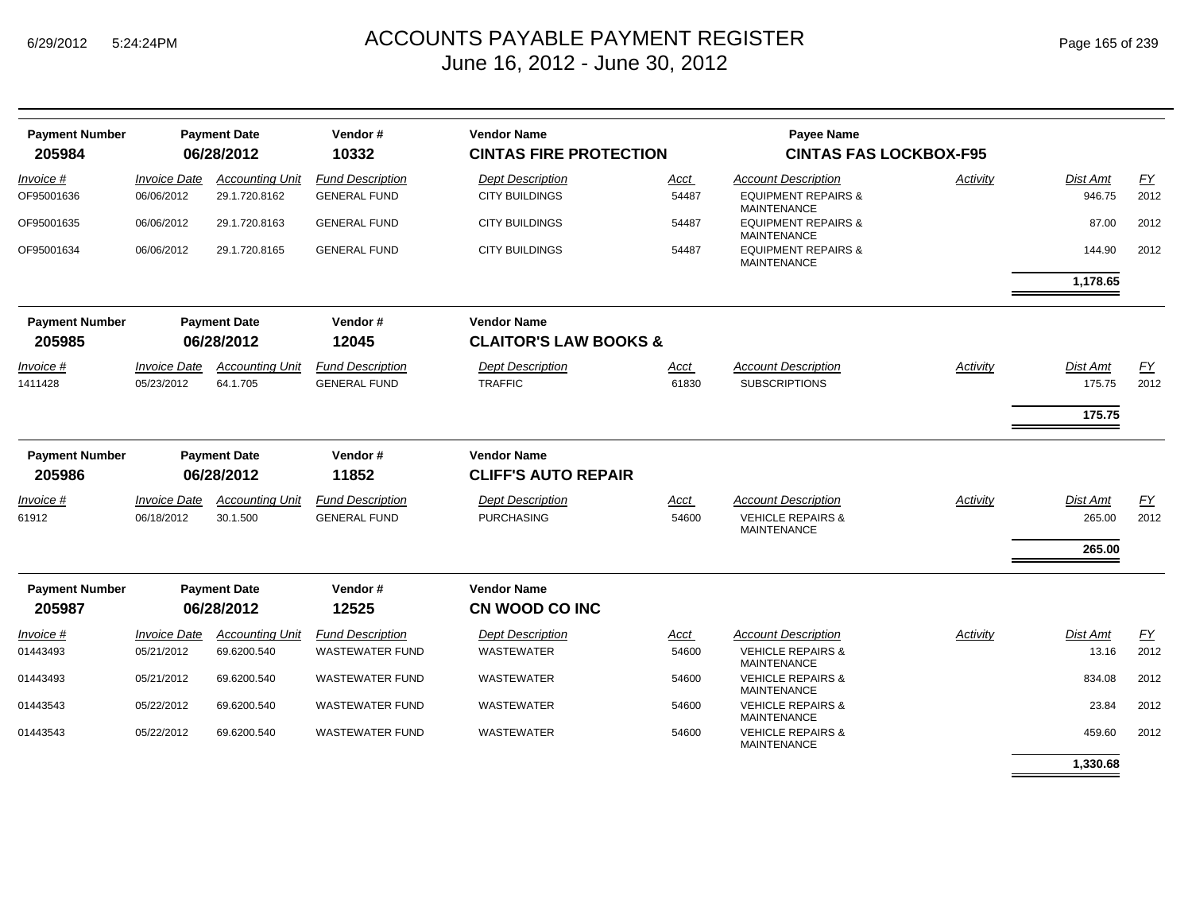# ACCOUNTS PAYABLE PAYMENT REGISTER
## June 16, 2012 - June 30, 2012

| Payment Number | Payment Date | Vendor # | Vendor Name | Payee Name |
|---|---|---|---|---|
| **205984** | **06/28/2012** | **10332** | **CINTAS FIRE PROTECTION** | **CINTAS FAS LOCKBOX-F95** |

| *Invoice #* | *Invoice Date* | *Accounting Unit* | *Fund Description* | *Dept Description* | *Acct* | *Account Description* | *Activity* | *Dist Amt* | *FY* |
|---|---|---|---|---|---|---|---|---|---|
| OF95001636 | 06/06/2012 | 29.1.720.8162 | GENERAL FUND | CITY BUILDINGS | 54487 | EQUIPMENT REPAIRS & MAINTENANCE | | 946.75 | 2012 |
| OF95001635 | 06/06/2012 | 29.1.720.8163 | GENERAL FUND | CITY BUILDINGS | 54487 | EQUIPMENT REPAIRS & MAINTENANCE | | 87.00 | 2012 |
| OF95001634 | 06/06/2012 | 29.1.720.8165 | GENERAL FUND | CITY BUILDINGS | 54487 | EQUIPMENT REPAIRS & MAINTENANCE | | 144.90 | 2012 |
| | | | | | | | | **1,178.65** | |

| Payment Number | Payment Date | Vendor # | Vendor Name |
|---|---|---|---|
| **205985** | **06/28/2012** | **12045** | **CLAITOR'S LAW BOOKS &** |

| *Invoice #* | *Invoice Date* | *Accounting Unit* | *Fund Description* | *Dept Description* | *Acct* | *Account Description* | *Activity* | *Dist Amt* | *FY* |
|---|---|---|---|---|---|---|---|---|---|
| 1411428 | 05/23/2012 | 64.1.705 | GENERAL FUND | TRAFFIC | 61830 | SUBSCRIPTIONS | | 175.75 | 2012 |
| | | | | | | | | **175.75** | |

| Payment Number | Payment Date | Vendor # | Vendor Name |
|---|---|---|---|
| **205986** | **06/28/2012** | **11852** | **CLIFF'S AUTO REPAIR** |

| *Invoice #* | *Invoice Date* | *Accounting Unit* | *Fund Description* | *Dept Description* | *Acct* | *Account Description* | *Activity* | *Dist Amt* | *FY* |
|---|---|---|---|---|---|---|---|---|---|
| 61912 | 06/18/2012 | 30.1.500 | GENERAL FUND | PURCHASING | 54600 | VEHICLE REPAIRS & MAINTENANCE | | 265.00 | 2012 |
| | | | | | | | | **265.00** | |

| Payment Number | Payment Date | Vendor # | Vendor Name |
|---|---|---|---|
| **205987** | **06/28/2012** | **12525** | **CN WOOD CO INC** |

| *Invoice #* | *Invoice Date* | *Accounting Unit* | *Fund Description* | *Dept Description* | *Acct* | *Account Description* | *Activity* | *Dist Amt* | *FY* |
|---|---|---|---|---|---|---|---|---|---|
| 01443493 | 05/21/2012 | 69.6200.540 | WASTEWATER FUND | WASTEWATER | 54600 | VEHICLE REPAIRS & MAINTENANCE | | 13.16 | 2012 |
| 01443493 | 05/21/2012 | 69.6200.540 | WASTEWATER FUND | WASTEWATER | 54600 | VEHICLE REPAIRS & MAINTENANCE | | 834.08 | 2012 |
| 01443543 | 05/22/2012 | 69.6200.540 | WASTEWATER FUND | WASTEWATER | 54600 | VEHICLE REPAIRS & MAINTENANCE | | 23.84 | 2012 |
| 01443543 | 05/22/2012 | 69.6200.540 | WASTEWATER FUND | WASTEWATER | 54600 | VEHICLE REPAIRS & MAINTENANCE | | 459.60 | 2012 |
| | | | | | | | | **1,330.68** | |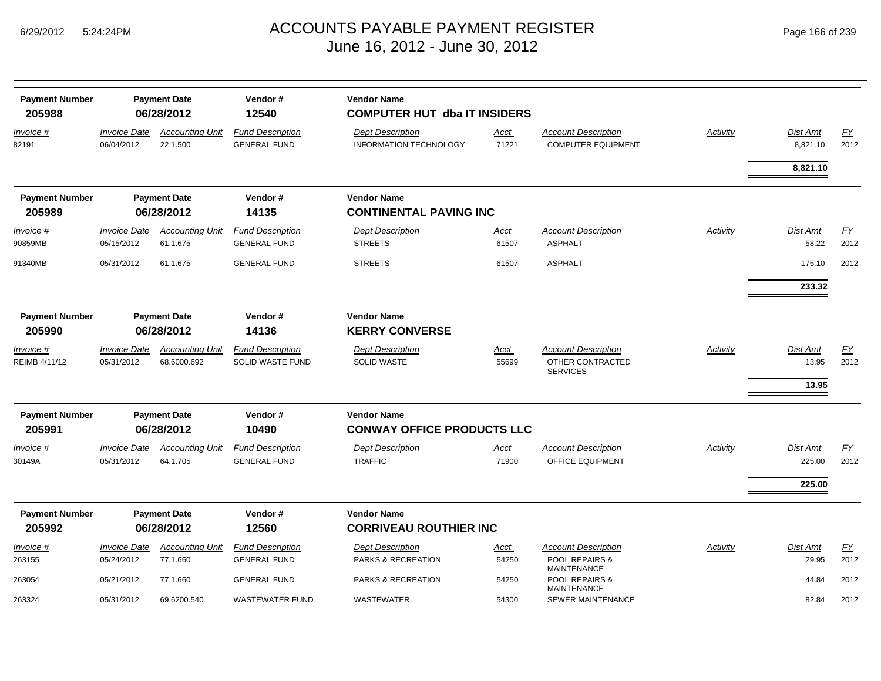# ACCOUNTS PAYABLE PAYMENT REGISTER
## June 16, 2012 - June 30, 2012

| Payment Number | Payment Date | Vendor # | Vendor Name |
|---|---|---|---|
| **205988** | **06/28/2012** | **12540** | **COMPUTER HUT dba IT INSIDERS** |

| Invoice # | Invoice Date | Accounting Unit | Fund Description | Dept Description | Acct | Account Description | Activity | Dist Amt | FY |
|---|---|---|---|---|---|---|---|---|---|
| 82191 | 06/04/2012 | 22.1.500 | GENERAL FUND | INFORMATION TECHNOLOGY | 71221 | COMPUTER EQUIPMENT | | 8,821.10 | 2012 |
| | | | | | | | | **8,821.10** | |

| Payment Number | Payment Date | Vendor # | Vendor Name |
|---|---|---|---|
| **205989** | **06/28/2012** | **14135** | **CONTINENTAL PAVING INC** |

| Invoice # | Invoice Date | Accounting Unit | Fund Description | Dept Description | Acct | Account Description | Activity | Dist Amt | FY |
|---|---|---|---|---|---|---|---|---|---|
| 90859MB | 05/15/2012 | 61.1.675 | GENERAL FUND | STREETS | 61507 | ASPHALT | | 58.22 | 2012 |
| 91340MB | 05/31/2012 | 61.1.675 | GENERAL FUND | STREETS | 61507 | ASPHALT | | 175.10 | 2012 |
| | | | | | | | | **233.32** | |

| Payment Number | Payment Date | Vendor # | Vendor Name |
|---|---|---|---|
| **205990** | **06/28/2012** | **14136** | **KERRY CONVERSE** |

| Invoice # | Invoice Date | Accounting Unit | Fund Description | Dept Description | Acct | Account Description | Activity | Dist Amt | FY |
|---|---|---|---|---|---|---|---|---|---|
| REIMB 4/11/12 | 05/31/2012 | 68.6000.692 | SOLID WASTE FUND | SOLID WASTE | 55699 | OTHER CONTRACTED SERVICES | | 13.95 | 2012 |
| | | | | | | | | **13.95** | |

| Payment Number | Payment Date | Vendor # | Vendor Name |
|---|---|---|---|
| **205991** | **06/28/2012** | **10490** | **CONWAY OFFICE PRODUCTS LLC** |

| Invoice # | Invoice Date | Accounting Unit | Fund Description | Dept Description | Acct | Account Description | Activity | Dist Amt | FY |
|---|---|---|---|---|---|---|---|---|---|
| 30149A | 05/31/2012 | 64.1.705 | GENERAL FUND | TRAFFIC | 71900 | OFFICE EQUIPMENT | | 225.00 | 2012 |
| | | | | | | | | **225.00** | |

| Payment Number | Payment Date | Vendor # | Vendor Name |
|---|---|---|---|
| **205992** | **06/28/2012** | **12560** | **CORRIVEAU ROUTHIER INC** |

| Invoice # | Invoice Date | Accounting Unit | Fund Description | Dept Description | Acct | Account Description | Activity | Dist Amt | FY |
|---|---|---|---|---|---|---|---|---|---|
| 263155 | 05/24/2012 | 77.1.660 | GENERAL FUND | PARKS & RECREATION | 54250 | POOL REPAIRS & MAINTENANCE | | 29.95 | 2012 |
| 263054 | 05/21/2012 | 77.1.660 | GENERAL FUND | PARKS & RECREATION | 54250 | POOL REPAIRS & MAINTENANCE | | 44.84 | 2012 |
| 263324 | 05/31/2012 | 69.6200.540 | WASTEWATER FUND | WASTEWATER | 54300 | SEWER MAINTENANCE | | 82.84 | 2012 |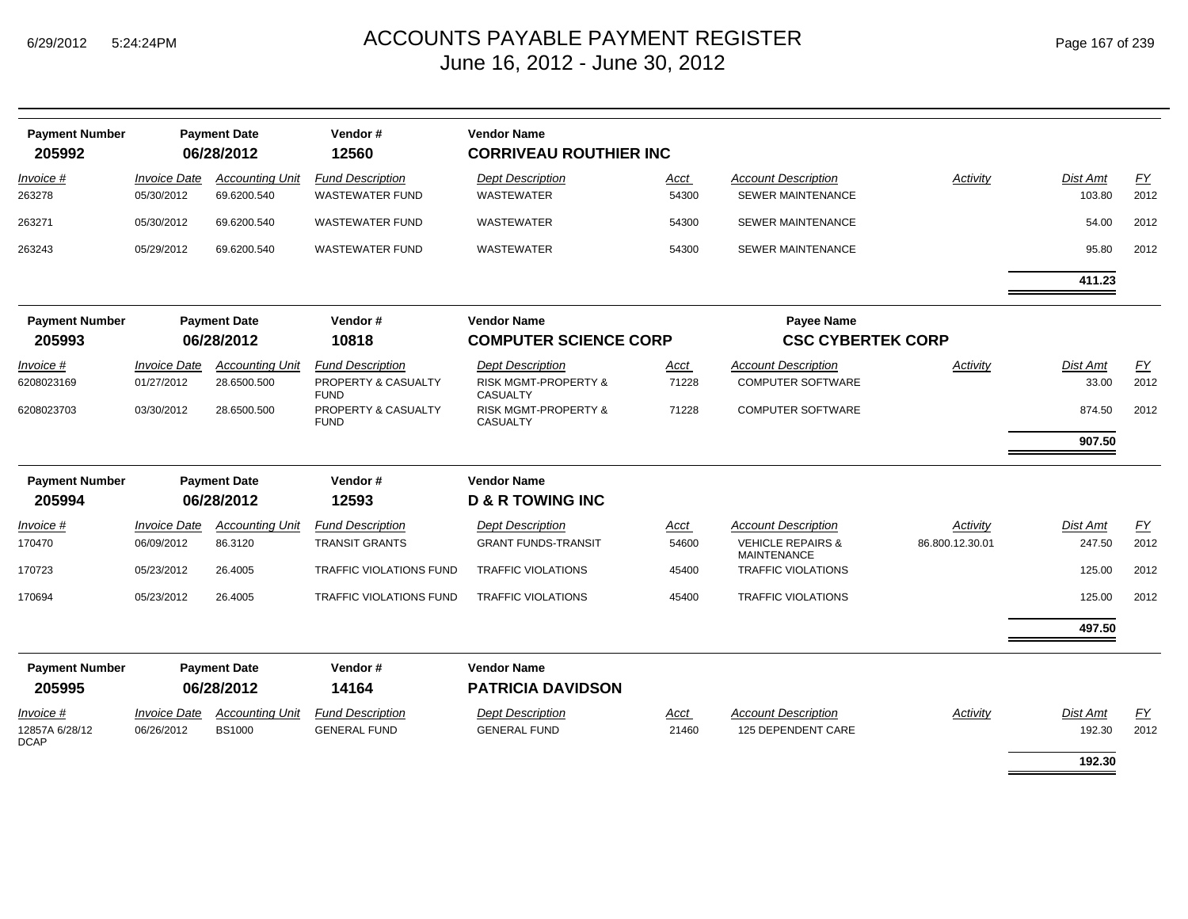# ACCOUNTS PAYABLE PAYMENT REGISTER
## June 16, 2012 - June 30, 2012

| Payment Number | Payment Date | Vendor # | Vendor Name |
|---|---|---|---|
| **205992** | **06/28/2012** | **12560** | **CORRIVEAU ROUTHIER INC** |

| Invoice # | Invoice Date | Accounting Unit | Fund Description | Dept Description | Acct | Account Description | Activity | Dist Amt | FY |
|---|---|---|---|---|---|---|---|---|---|
| 263278 | 05/30/2012 | 69.6200.540 | WASTEWATER FUND | WASTEWATER | 54300 | SEWER MAINTENANCE | | 103.80 | 2012 |
| 263271 | 05/30/2012 | 69.6200.540 | WASTEWATER FUND | WASTEWATER | 54300 | SEWER MAINTENANCE | | 54.00 | 2012 |
| 263243 | 05/29/2012 | 69.6200.540 | WASTEWATER FUND | WASTEWATER | 54300 | SEWER MAINTENANCE | | 95.80 | 2012 |
| | | | | | | | | **411.23** | |

| Payment Number | Payment Date | Vendor # | Vendor Name | Payee Name |
|---|---|---|---|---|
| **205993** | **06/28/2012** | **10818** | **COMPUTER SCIENCE CORP** | **CSC CYBERTEK CORP** |

| Invoice # | Invoice Date | Accounting Unit | Fund Description | Dept Description | Acct | Account Description | Activity | Dist Amt | FY |
|---|---|---|---|---|---|---|---|---|---|
| 6208023169 | 01/27/2012 | 28.6500.500 | PROPERTY & CASUALTY FUND | RISK MGMT-PROPERTY & CASUALTY | 71228 | COMPUTER SOFTWARE | | 33.00 | 2012 |
| 6208023703 | 03/30/2012 | 28.6500.500 | PROPERTY & CASUALTY FUND | RISK MGMT-PROPERTY & CASUALTY | 71228 | COMPUTER SOFTWARE | | 874.50 | 2012 |
| | | | | | | | | **907.50** | |

| Payment Number | Payment Date | Vendor # | Vendor Name |
|---|---|---|---|
| **205994** | **06/28/2012** | **12593** | **D & R TOWING INC** |

| Invoice # | Invoice Date | Accounting Unit | Fund Description | Dept Description | Acct | Account Description | Activity | Dist Amt | FY |
|---|---|---|---|---|---|---|---|---|---|
| 170470 | 06/09/2012 | 86.3120 | TRANSIT GRANTS | GRANT FUNDS-TRANSIT | 54600 | VEHICLE REPAIRS & MAINTENANCE | 86.800.12.30.01 | 247.50 | 2012 |
| 170723 | 05/23/2012 | 26.4005 | TRAFFIC VIOLATIONS FUND | TRAFFIC VIOLATIONS | 45400 | TRAFFIC VIOLATIONS | | 125.00 | 2012 |
| 170694 | 05/23/2012 | 26.4005 | TRAFFIC VIOLATIONS FUND | TRAFFIC VIOLATIONS | 45400 | TRAFFIC VIOLATIONS | | 125.00 | 2012 |
| | | | | | | | | **497.50** | |

| Payment Number | Payment Date | Vendor # | Vendor Name |
|---|---|---|---|
| **205995** | **06/28/2012** | **14164** | **PATRICIA DAVIDSON** |

| Invoice # | Invoice Date | Accounting Unit | Fund Description | Dept Description | Acct | Account Description | Activity | Dist Amt | FY |
|---|---|---|---|---|---|---|---|---|---|
| 12857A 6/28/12 DCAP | 06/26/2012 | BS1000 | GENERAL FUND | GENERAL FUND | 21460 | 125 DEPENDENT CARE | | 192.30 | 2012 |
| | | | | | | | | **192.30** | |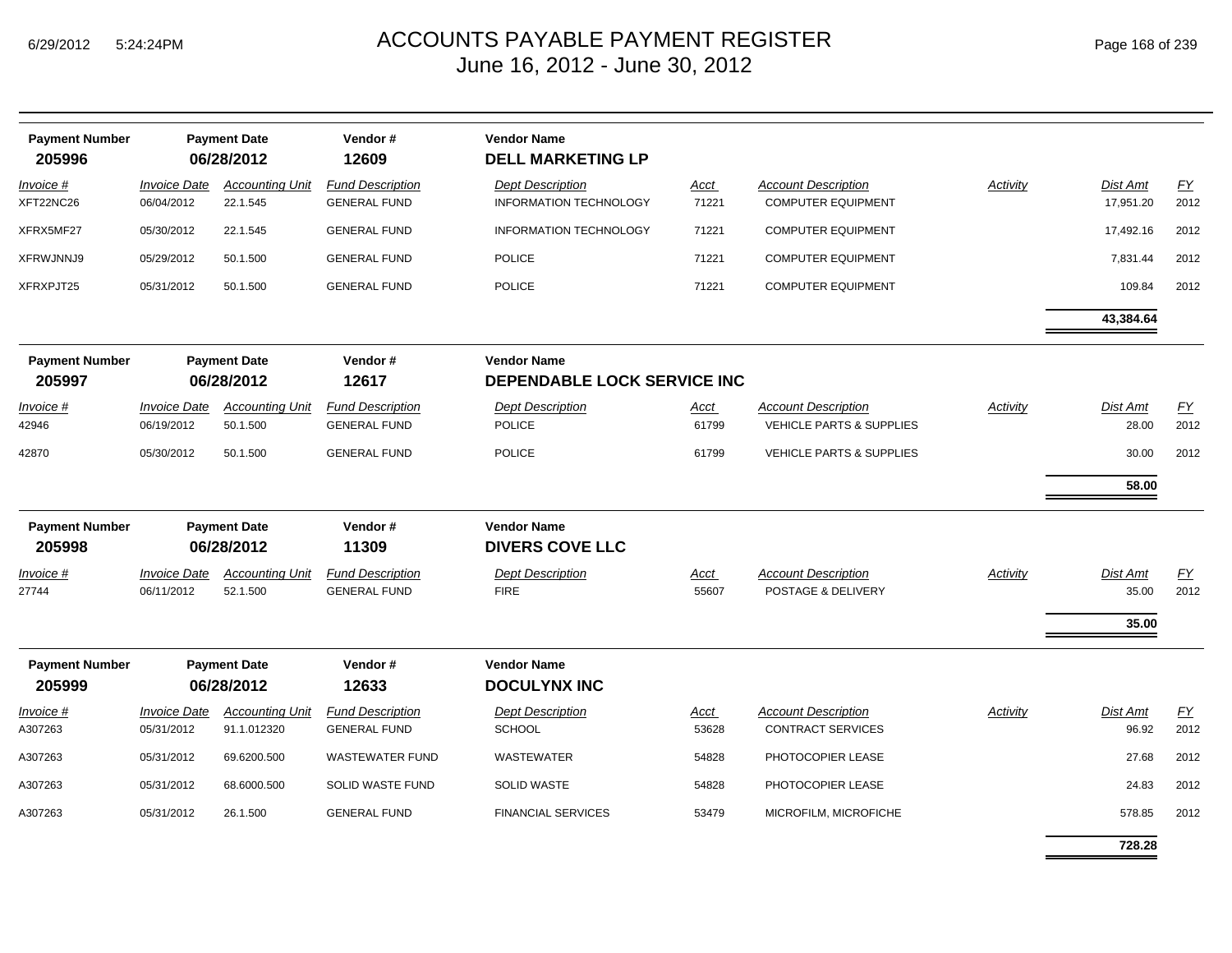# ACCOUNTS PAYABLE PAYMENT REGISTER
## June 16, 2012 - June 30, 2012

| Payment Number | Payment Date | Vendor # | Vendor Name |
|---|---|---|---|
| **205996** | **06/28/2012** | **12609** | **DELL MARKETING LP** |

| Invoice # | Invoice Date | Accounting Unit | Fund Description | Dept Description | Acct | Account Description | Activity | Dist Amt | FY |
|---|---|---|---|---|---|---|---|---|---|
| XFT22NC26 | 06/04/2012 | 22.1.545 | GENERAL FUND | INFORMATION TECHNOLOGY | 71221 | COMPUTER EQUIPMENT | | 17,951.20 | 2012 |
| XFRX5MF27 | 05/30/2012 | 22.1.545 | GENERAL FUND | INFORMATION TECHNOLOGY | 71221 | COMPUTER EQUIPMENT | | 17,492.16 | 2012 |
| XFRWJNNJ9 | 05/29/2012 | 50.1.500 | GENERAL FUND | POLICE | 71221 | COMPUTER EQUIPMENT | | 7,831.44 | 2012 |
| XFRXPJT25 | 05/31/2012 | 50.1.500 | GENERAL FUND | POLICE | 71221 | COMPUTER EQUIPMENT | | 109.84 | 2012 |
| | | | | | | | | **43,384.64** | |

| Payment Number | Payment Date | Vendor # | Vendor Name |
|---|---|---|---|
| **205997** | **06/28/2012** | **12617** | **DEPENDABLE LOCK SERVICE INC** |

| Invoice # | Invoice Date | Accounting Unit | Fund Description | Dept Description | Acct | Account Description | Activity | Dist Amt | FY |
|---|---|---|---|---|---|---|---|---|---|
| 42946 | 06/19/2012 | 50.1.500 | GENERAL FUND | POLICE | 61799 | VEHICLE PARTS & SUPPLIES | | 28.00 | 2012 |
| 42870 | 05/30/2012 | 50.1.500 | GENERAL FUND | POLICE | 61799 | VEHICLE PARTS & SUPPLIES | | 30.00 | 2012 |
| | | | | | | | | **58.00** | |

| Payment Number | Payment Date | Vendor # | Vendor Name |
|---|---|---|---|
| **205998** | **06/28/2012** | **11309** | **DIVERS COVE LLC** |

| Invoice # | Invoice Date | Accounting Unit | Fund Description | Dept Description | Acct | Account Description | Activity | Dist Amt | FY |
|---|---|---|---|---|---|---|---|---|---|
| 27744 | 06/11/2012 | 52.1.500 | GENERAL FUND | FIRE | 55607 | POSTAGE & DELIVERY | | 35.00 | 2012 |
| | | | | | | | | **35.00** | |

| Payment Number | Payment Date | Vendor # | Vendor Name |
|---|---|---|---|
| **205999** | **06/28/2012** | **12633** | **DOCULYNX INC** |

| Invoice # | Invoice Date | Accounting Unit | Fund Description | Dept Description | Acct | Account Description | Activity | Dist Amt | FY |
|---|---|---|---|---|---|---|---|---|---|
| A307263 | 05/31/2012 | 91.1.012320 | GENERAL FUND | SCHOOL | 53628 | CONTRACT SERVICES | | 96.92 | 2012 |
| A307263 | 05/31/2012 | 69.6200.500 | WASTEWATER FUND | WASTEWATER | 54828 | PHOTOCOPIER LEASE | | 27.68 | 2012 |
| A307263 | 05/31/2012 | 68.6000.500 | SOLID WASTE FUND | SOLID WASTE | 54828 | PHOTOCOPIER LEASE | | 24.83 | 2012 |
| A307263 | 05/31/2012 | 26.1.500 | GENERAL FUND | FINANCIAL SERVICES | 53479 | MICROFILM, MICROFICHE | | 578.85 | 2012 |
| | | | | | | | | **728.28** | |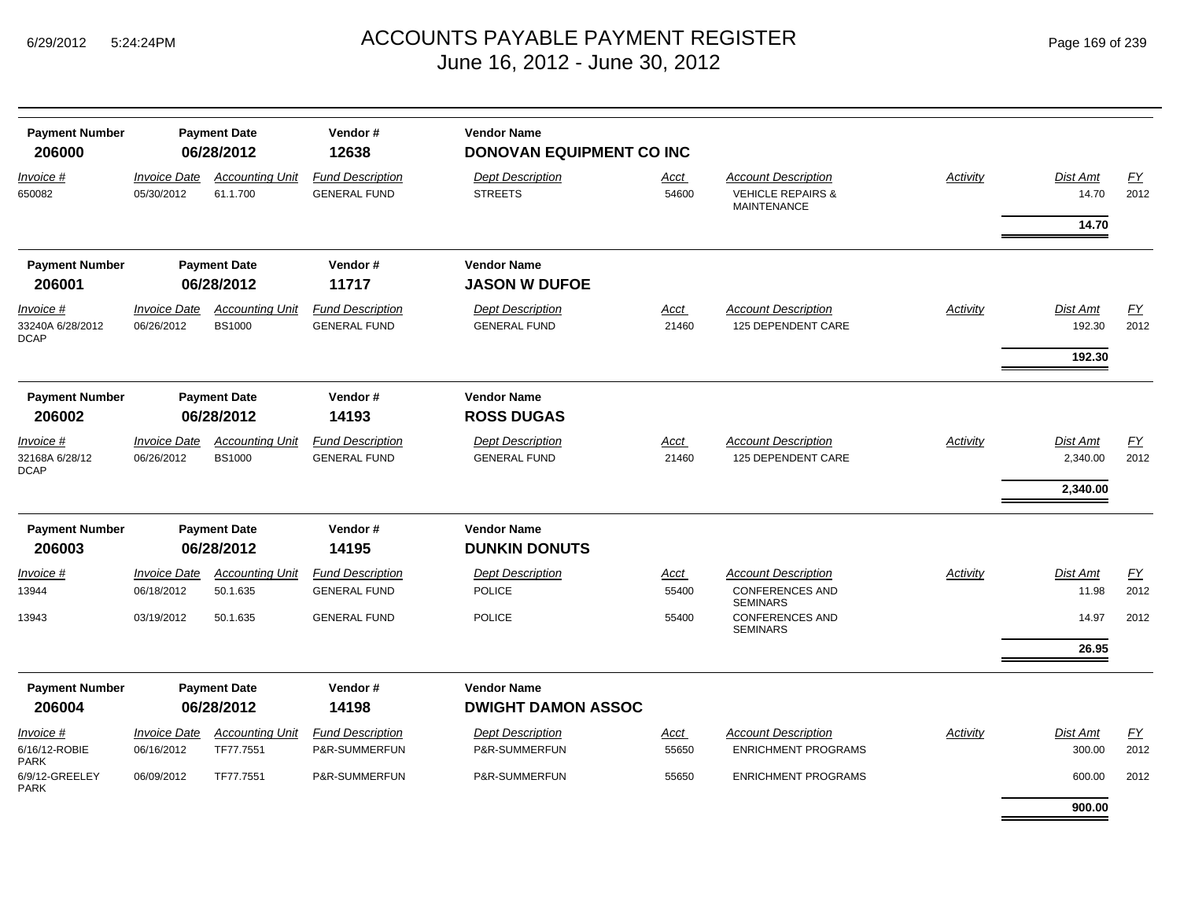# ACCOUNTS PAYABLE PAYMENT REGISTER
## June 16, 2012 - June 30, 2012

| Payment Number | Payment Date | Vendor # | Vendor Name |
|---|---|---|---|
| **206000** | **06/28/2012** | **12638** | **DONOVAN EQUIPMENT CO INC** |

| *Invoice #* | *Invoice Date* | *Accounting Unit* | *Fund Description* | *Dept Description* | *Acct* | *Account Description* | *Activity* | *Dist Amt* | *FY* |
|---|---|---|---|---|---|---|---|---|---|
| 650082 | 05/30/2012 | 61.1.700 | GENERAL FUND | STREETS | 54600 | VEHICLE REPAIRS & MAINTENANCE | | 14.70 | 2012 |
| | | | | | | | | **14.70** | |

| Payment Number | Payment Date | Vendor # | Vendor Name |
|---|---|---|---|
| **206001** | **06/28/2012** | **11717** | **JASON W DUFOE** |

| *Invoice #* | *Invoice Date* | *Accounting Unit* | *Fund Description* | *Dept Description* | *Acct* | *Account Description* | *Activity* | *Dist Amt* | *FY* |
|---|---|---|---|---|---|---|---|---|---|
| 33240A 6/28/2012 DCAP | 06/26/2012 | BS1000 | GENERAL FUND | GENERAL FUND | 21460 | 125 DEPENDENT CARE | | 192.30 | 2012 |
| | | | | | | | | **192.30** | |

| Payment Number | Payment Date | Vendor # | Vendor Name |
|---|---|---|---|
| **206002** | **06/28/2012** | **14193** | **ROSS DUGAS** |

| *Invoice #* | *Invoice Date* | *Accounting Unit* | *Fund Description* | *Dept Description* | *Acct* | *Account Description* | *Activity* | *Dist Amt* | *FY* |
|---|---|---|---|---|---|---|---|---|---|
| 32168A 6/28/12 DCAP | 06/26/2012 | BS1000 | GENERAL FUND | GENERAL FUND | 21460 | 125 DEPENDENT CARE | | 2,340.00 | 2012 |
| | | | | | | | | **2,340.00** | |

| Payment Number | Payment Date | Vendor # | Vendor Name |
|---|---|---|---|
| **206003** | **06/28/2012** | **14195** | **DUNKIN DONUTS** |

| *Invoice #* | *Invoice Date* | *Accounting Unit* | *Fund Description* | *Dept Description* | *Acct* | *Account Description* | *Activity* | *Dist Amt* | *FY* |
|---|---|---|---|---|---|---|---|---|---|
| 13944 | 06/18/2012 | 50.1.635 | GENERAL FUND | POLICE | 55400 | CONFERENCES AND SEMINARS | | 11.98 | 2012 |
| 13943 | 03/19/2012 | 50.1.635 | GENERAL FUND | POLICE | 55400 | CONFERENCES AND SEMINARS | | 14.97 | 2012 |
| | | | | | | | | **26.95** | |

| Payment Number | Payment Date | Vendor # | Vendor Name |
|---|---|---|---|
| **206004** | **06/28/2012** | **14198** | **DWIGHT DAMON ASSOC** |

| *Invoice #* | *Invoice Date* | *Accounting Unit* | *Fund Description* | *Dept Description* | *Acct* | *Account Description* | *Activity* | *Dist Amt* | *FY* |
|---|---|---|---|---|---|---|---|---|---|
| 6/16/12-ROBIE PARK | 06/16/2012 | TF77.7551 | P&R-SUMMERFUN | P&R-SUMMERFUN | 55650 | ENRICHMENT PROGRAMS | | 300.00 | 2012 |
| 6/9/12-GREELEY PARK | 06/09/2012 | TF77.7551 | P&R-SUMMERFUN | P&R-SUMMERFUN | 55650 | ENRICHMENT PROGRAMS | | 600.00 | 2012 |
| | | | | | | | | **900.00** | |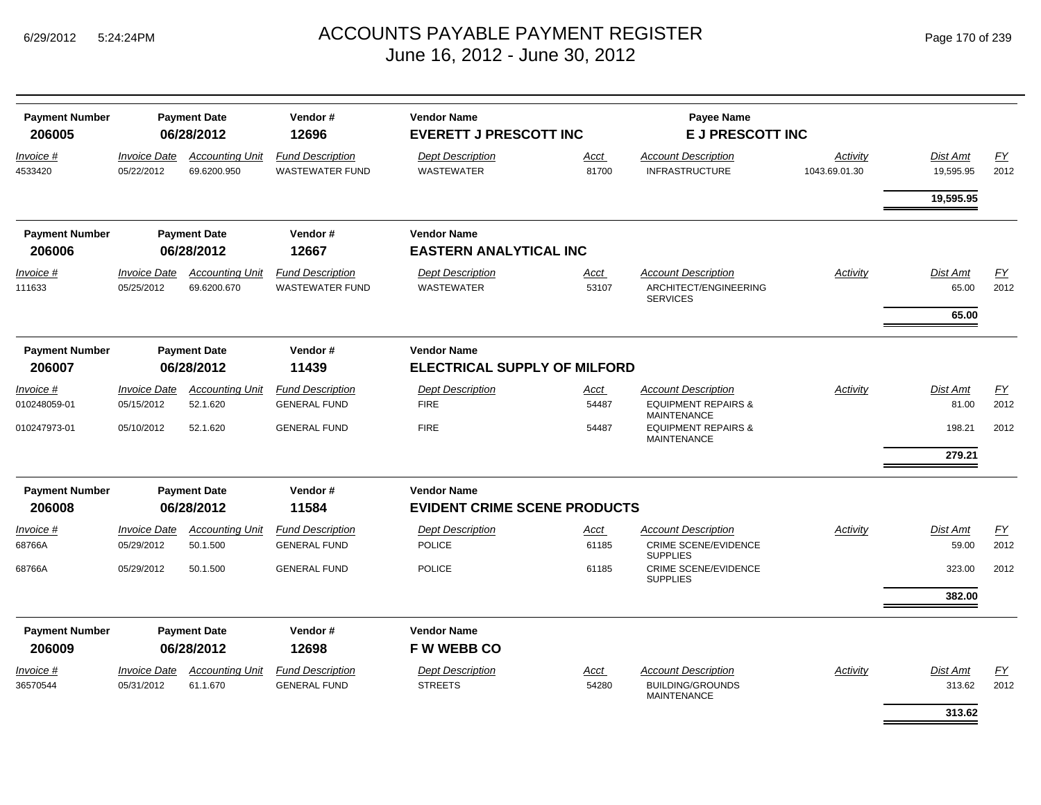# ACCOUNTS PAYABLE PAYMENT REGISTER
## June 16, 2012 - June 30, 2012

6/29/2012 5:24:24PM

| Payment Number | Payment Date | Vendor # | Vendor Name | Payee Name |
|---|---|---|---|---|
| **206005** | **06/28/2012** | **12696** | **EVERETT J PRESCOTT INC** | **E J PRESCOTT INC** |

| Invoice # | Invoice Date | Accounting Unit | Fund Description | Dept Description | Acct | Account Description | Activity | Dist Amt | FY |
|---|---|---|---|---|---|---|---|---|---|
| 4533420 | 05/22/2012 | 69.6200.950 | WASTEWATER FUND | WASTEWATER | 81700 | INFRASTRUCTURE | 1043.69.01.30 | 19,595.95 | 2012 |
| | | | | | | | | **19,595.95** | |

| Payment Number | Payment Date | Vendor # | Vendor Name |
|---|---|---|---|
| **206006** | **06/28/2012** | **12667** | **EASTERN ANALYTICAL INC** |

| Invoice # | Invoice Date | Accounting Unit | Fund Description | Dept Description | Acct | Account Description | Activity | Dist Amt | FY |
|---|---|---|---|---|---|---|---|---|---|
| 111633 | 05/25/2012 | 69.6200.670 | WASTEWATER FUND | WASTEWATER | 53107 | ARCHITECT/ENGINEERING SERVICES | | 65.00 | 2012 |
| | | | | | | | | **65.00** | |

| Payment Number | Payment Date | Vendor # | Vendor Name |
|---|---|---|---|
| **206007** | **06/28/2012** | **11439** | **ELECTRICAL SUPPLY OF MILFORD** |

| Invoice # | Invoice Date | Accounting Unit | Fund Description | Dept Description | Acct | Account Description | Activity | Dist Amt | FY |
|---|---|---|---|---|---|---|---|---|---|
| 010248059-01 | 05/15/2012 | 52.1.620 | GENERAL FUND | FIRE | 54487 | EQUIPMENT REPAIRS & MAINTENANCE | | 81.00 | 2012 |
| 010247973-01 | 05/10/2012 | 52.1.620 | GENERAL FUND | FIRE | 54487 | EQUIPMENT REPAIRS & MAINTENANCE | | 198.21 | 2012 |
| | | | | | | | | **279.21** | |

| Payment Number | Payment Date | Vendor # | Vendor Name |
|---|---|---|---|
| **206008** | **06/28/2012** | **11584** | **EVIDENT CRIME SCENE PRODUCTS** |

| Invoice # | Invoice Date | Accounting Unit | Fund Description | Dept Description | Acct | Account Description | Activity | Dist Amt | FY |
|---|---|---|---|---|---|---|---|---|---|
| 68766A | 05/29/2012 | 50.1.500 | GENERAL FUND | POLICE | 61185 | CRIME SCENE/EVIDENCE SUPPLIES | | 59.00 | 2012 |
| 68766A | 05/29/2012 | 50.1.500 | GENERAL FUND | POLICE | 61185 | CRIME SCENE/EVIDENCE SUPPLIES | | 323.00 | 2012 |
| | | | | | | | | **382.00** | |

| Payment Number | Payment Date | Vendor # | Vendor Name |
|---|---|---|---|
| **206009** | **06/28/2012** | **12698** | **F W WEBB CO** |

| Invoice # | Invoice Date | Accounting Unit | Fund Description | Dept Description | Acct | Account Description | Activity | Dist Amt | FY |
|---|---|---|---|---|---|---|---|---|---|
| 36570544 | 05/31/2012 | 61.1.670 | GENERAL FUND | STREETS | 54280 | BUILDING/GROUNDS MAINTENANCE | | 313.62 | 2012 |
| | | | | | | | | **313.62** | |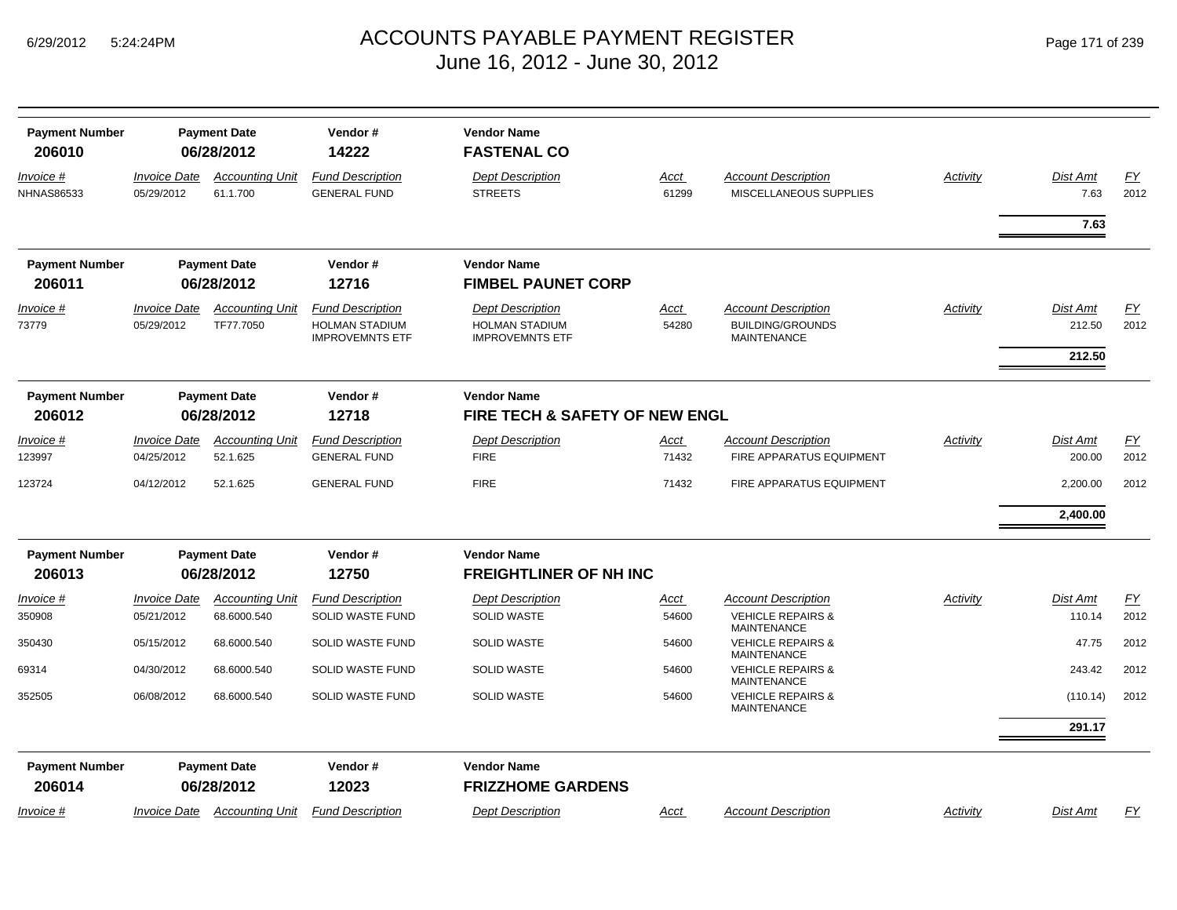# ACCOUNTS PAYABLE PAYMENT REGISTER
June 16, 2012 - June 30, 2012

| Payment Number | Payment Date | Vendor # | Vendor Name |
|---|---|---|---|
| **206010** | **06/28/2012** | **14222** | **FASTENAL CO** |

| Invoice # | Invoice Date | Accounting Unit | Fund Description | Dept Description | Acct | Account Description | Activity | Dist Amt | FY |
|---|---|---|---|---|---|---|---|---|---|
| NHNAS86533 | 05/29/2012 | 61.1.700 | GENERAL FUND | STREETS | 61299 | MISCELLANEOUS SUPPLIES | | 7.63 | 2012 |
| | | | | | | | | **7.63** | |

| Payment Number | Payment Date | Vendor # | Vendor Name |
|---|---|---|---|
| **206011** | **06/28/2012** | **12716** | **FIMBEL PAUNET CORP** |

| Invoice # | Invoice Date | Accounting Unit | Fund Description | Dept Description | Acct | Account Description | Activity | Dist Amt | FY |
|---|---|---|---|---|---|---|---|---|---|
| 73779 | 05/29/2012 | TF77.7050 | HOLMAN STADIUM IMPROVEMNTS ETF | HOLMAN STADIUM IMPROVEMNTS ETF | 54280 | BUILDING/GROUNDS MAINTENANCE | | 212.50 | 2012 |
| | | | | | | | | **212.50** | |

| Payment Number | Payment Date | Vendor # | Vendor Name |
|---|---|---|---|
| **206012** | **06/28/2012** | **12718** | **FIRE TECH & SAFETY OF NEW ENGL** |

| Invoice # | Invoice Date | Accounting Unit | Fund Description | Dept Description | Acct | Account Description | Activity | Dist Amt | FY |
|---|---|---|---|---|---|---|---|---|---|
| 123997 | 04/25/2012 | 52.1.625 | GENERAL FUND | FIRE | 71432 | FIRE APPARATUS EQUIPMENT | | 200.00 | 2012 |
| 123724 | 04/12/2012 | 52.1.625 | GENERAL FUND | FIRE | 71432 | FIRE APPARATUS EQUIPMENT | | 2,200.00 | 2012 |
| | | | | | | | | **2,400.00** | |

| Payment Number | Payment Date | Vendor # | Vendor Name |
|---|---|---|---|
| **206013** | **06/28/2012** | **12750** | **FREIGHTLINER OF NH INC** |

| Invoice # | Invoice Date | Accounting Unit | Fund Description | Dept Description | Acct | Account Description | Activity | Dist Amt | FY |
|---|---|---|---|---|---|---|---|---|---|
| 350908 | 05/21/2012 | 68.6000.540 | SOLID WASTE FUND | SOLID WASTE | 54600 | VEHICLE REPAIRS & MAINTENANCE | | 110.14 | 2012 |
| 350430 | 05/15/2012 | 68.6000.540 | SOLID WASTE FUND | SOLID WASTE | 54600 | VEHICLE REPAIRS & MAINTENANCE | | 47.75 | 2012 |
| 69314 | 04/30/2012 | 68.6000.540 | SOLID WASTE FUND | SOLID WASTE | 54600 | VEHICLE REPAIRS & MAINTENANCE | | 243.42 | 2012 |
| 352505 | 06/08/2012 | 68.6000.540 | SOLID WASTE FUND | SOLID WASTE | 54600 | VEHICLE REPAIRS & MAINTENANCE | | (110.14) | 2012 |
| | | | | | | | | **291.17** | |

| Payment Number | Payment Date | Vendor # | Vendor Name |
|---|---|---|---|
| **206014** | **06/28/2012** | **12023** | **FRIZZHOME GARDENS** |

| Invoice # | Invoice Date | Accounting Unit | Fund Description | Dept Description | Acct | Account Description | Activity | Dist Amt | FY |
|---|---|---|---|---|---|---|---|---|---|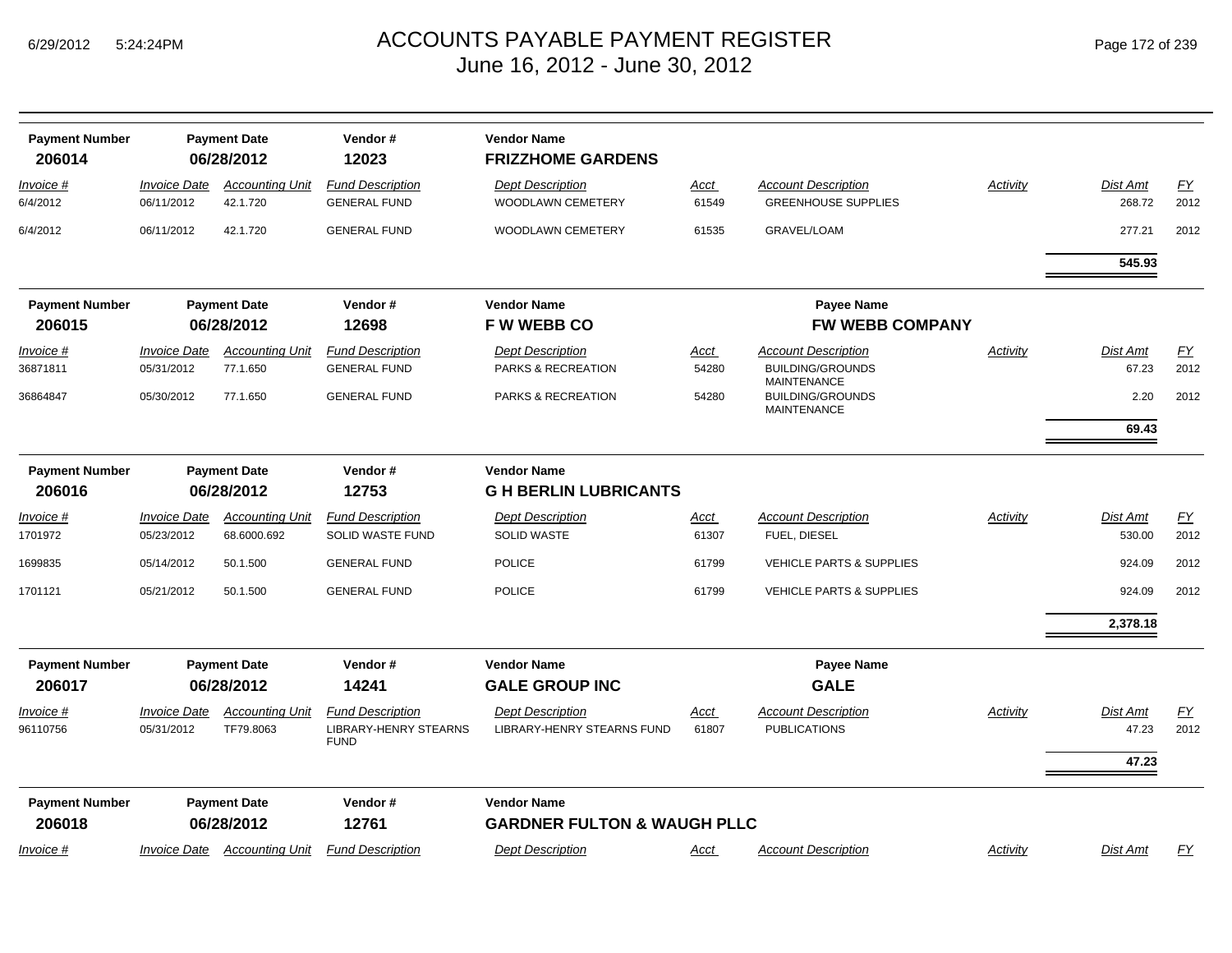# ACCOUNTS PAYABLE PAYMENT REGISTER
## June 16, 2012 - June 30, 2012

| Payment Number | Payment Date | Vendor # | Vendor Name |
|---|---|---|---|
| **206014** | **06/28/2012** | **12023** | **FRIZZHOME GARDENS** |

| Invoice # | Invoice Date | Accounting Unit | Fund Description | Dept Description | Acct | Account Description | Activity | Dist Amt | FY |
|---|---|---|---|---|---|---|---|---|---|
| 6/4/2012 | 06/11/2012 | 42.1.720 | GENERAL FUND | WOODLAWN CEMETERY | 61549 | GREENHOUSE SUPPLIES | | 268.72 | 2012 |
| 6/4/2012 | 06/11/2012 | 42.1.720 | GENERAL FUND | WOODLAWN CEMETERY | 61535 | GRAVEL/LOAM | | 277.21 | 2012 |
| | | | | | | | | **545.93** | |

| Payment Number | Payment Date | Vendor # | Vendor Name | Payee Name |
|---|---|---|---|---|
| **206015** | **06/28/2012** | **12698** | **F W WEBB CO** | **FW WEBB COMPANY** |

| Invoice # | Invoice Date | Accounting Unit | Fund Description | Dept Description | Acct | Account Description | Activity | Dist Amt | FY |
|---|---|---|---|---|---|---|---|---|---|
| 36871811 | 05/31/2012 | 77.1.650 | GENERAL FUND | PARKS & RECREATION | 54280 | BUILDING/GROUNDS MAINTENANCE | | 67.23 | 2012 |
| 36864847 | 05/30/2012 | 77.1.650 | GENERAL FUND | PARKS & RECREATION | 54280 | BUILDING/GROUNDS MAINTENANCE | | 2.20 | 2012 |
| | | | | | | | | **69.43** | |

| Payment Number | Payment Date | Vendor # | Vendor Name |
|---|---|---|---|
| **206016** | **06/28/2012** | **12753** | **G H BERLIN LUBRICANTS** |

| Invoice # | Invoice Date | Accounting Unit | Fund Description | Dept Description | Acct | Account Description | Activity | Dist Amt | FY |
|---|---|---|---|---|---|---|---|---|---|
| 1701972 | 05/23/2012 | 68.6000.692 | SOLID WASTE FUND | SOLID WASTE | 61307 | FUEL, DIESEL | | 530.00 | 2012 |
| 1699835 | 05/14/2012 | 50.1.500 | GENERAL FUND | POLICE | 61799 | VEHICLE PARTS & SUPPLIES | | 924.09 | 2012 |
| 1701121 | 05/21/2012 | 50.1.500 | GENERAL FUND | POLICE | 61799 | VEHICLE PARTS & SUPPLIES | | 924.09 | 2012 |
| | | | | | | | | **2,378.18** | |

| Payment Number | Payment Date | Vendor # | Vendor Name | Payee Name |
|---|---|---|---|---|
| **206017** | **06/28/2012** | **14241** | **GALE GROUP INC** | **GALE** |

| Invoice # | Invoice Date | Accounting Unit | Fund Description | Dept Description | Acct | Account Description | Activity | Dist Amt | FY |
|---|---|---|---|---|---|---|---|---|---|
| 96110756 | 05/31/2012 | TF79.8063 | LIBRARY-HENRY STEARNS FUND | LIBRARY-HENRY STEARNS FUND | 61807 | PUBLICATIONS | | 47.23 | 2012 |
| | | | | | | | | **47.23** | |

| Payment Number | Payment Date | Vendor # | Vendor Name |
|---|---|---|---|
| **206018** | **06/28/2012** | **12761** | **GARDNER FULTON & WAUGH PLLC** |

| Invoice # | Invoice Date | Accounting Unit | Fund Description | Dept Description | Acct | Account Description | Activity | Dist Amt | FY |
|---|---|---|---|---|---|---|---|---|---|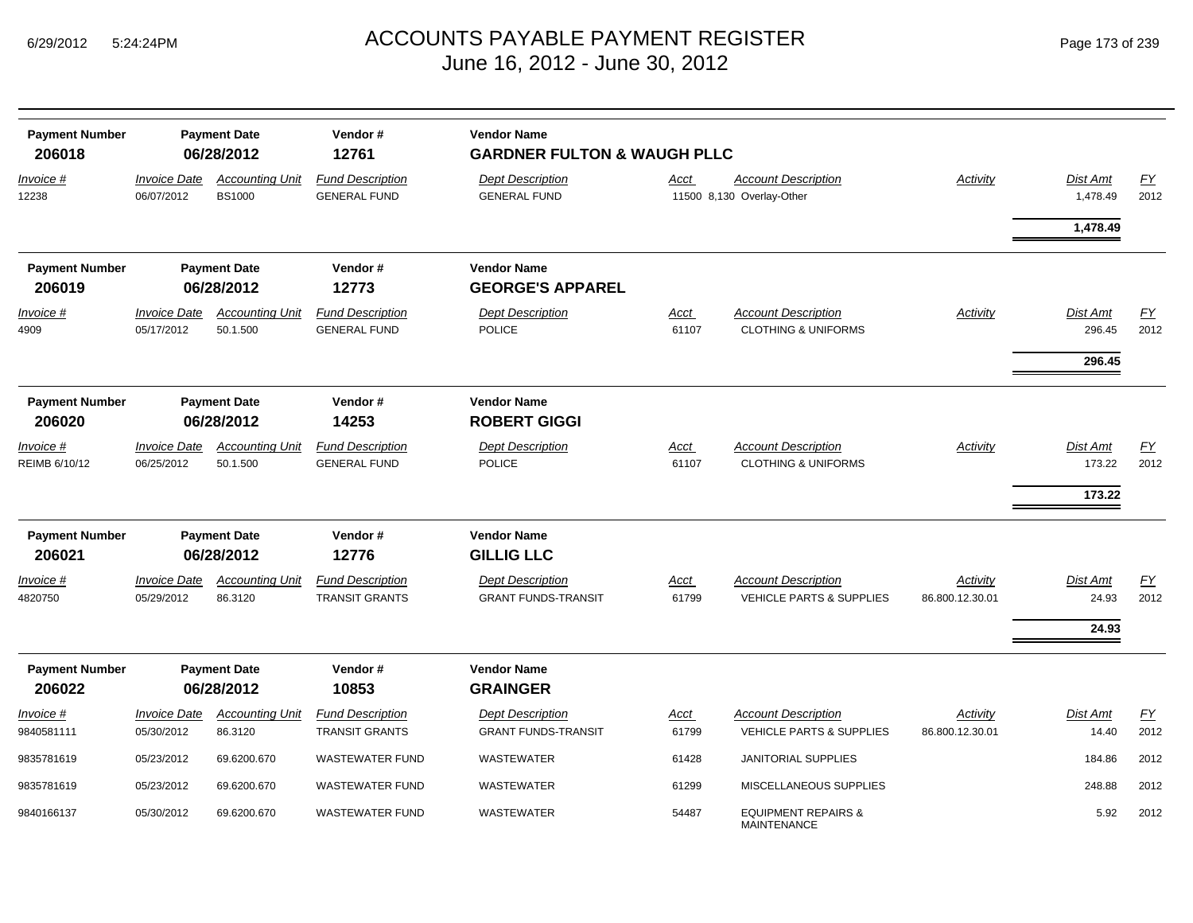# ACCOUNTS PAYABLE PAYMENT REGISTER

June 16, 2012 - June 30, 2012

| Payment Number | Payment Date | Vendor # | Vendor Name |
|---|---|---|---|
| **206018** | **06/28/2012** | **12761** | **GARDNER FULTON & WAUGH PLLC** |

| Invoice # | Invoice Date | Accounting Unit | Fund Description | Dept Description | Acct | Account Description | Activity | Dist Amt | FY |
|---|---|---|---|---|---|---|---|---|---|
| 12238 | 06/07/2012 | BS1000 | GENERAL FUND | GENERAL FUND | 11500 | 8,130 Overlay-Other | | 1,478.49 | 2012 |
| | | | | | | | | **1,478.49** | |

| Payment Number | Payment Date | Vendor # | Vendor Name |
|---|---|---|---|
| **206019** | **06/28/2012** | **12773** | **GEORGE'S APPAREL** |

| Invoice # | Invoice Date | Accounting Unit | Fund Description | Dept Description | Acct | Account Description | Activity | Dist Amt | FY |
|---|---|---|---|---|---|---|---|---|---|
| 4909 | 05/17/2012 | 50.1.500 | GENERAL FUND | POLICE | 61107 | CLOTHING & UNIFORMS | | 296.45 | 2012 |
| | | | | | | | | **296.45** | |

| Payment Number | Payment Date | Vendor # | Vendor Name |
|---|---|---|---|
| **206020** | **06/28/2012** | **14253** | **ROBERT GIGGI** |

| Invoice # | Invoice Date | Accounting Unit | Fund Description | Dept Description | Acct | Account Description | Activity | Dist Amt | FY |
|---|---|---|---|---|---|---|---|---|---|
| REIMB 6/10/12 | 06/25/2012 | 50.1.500 | GENERAL FUND | POLICE | 61107 | CLOTHING & UNIFORMS | | 173.22 | 2012 |
| | | | | | | | | **173.22** | |

| Payment Number | Payment Date | Vendor # | Vendor Name |
|---|---|---|---|
| **206021** | **06/28/2012** | **12776** | **GILLIG LLC** |

| Invoice # | Invoice Date | Accounting Unit | Fund Description | Dept Description | Acct | Account Description | Activity | Dist Amt | FY |
|---|---|---|---|---|---|---|---|---|---|
| 4820750 | 05/29/2012 | 86.3120 | TRANSIT GRANTS | GRANT FUNDS-TRANSIT | 61799 | VEHICLE PARTS & SUPPLIES | 86.800.12.30.01 | 24.93 | 2012 |
| | | | | | | | | **24.93** | |

| Payment Number | Payment Date | Vendor # | Vendor Name |
|---|---|---|---|
| **206022** | **06/28/2012** | **10853** | **GRAINGER** |

| Invoice # | Invoice Date | Accounting Unit | Fund Description | Dept Description | Acct | Account Description | Activity | Dist Amt | FY |
|---|---|---|---|---|---|---|---|---|---|
| 9840581111 | 05/30/2012 | 86.3120 | TRANSIT GRANTS | GRANT FUNDS-TRANSIT | 61799 | VEHICLE PARTS & SUPPLIES | 86.800.12.30.01 | 14.40 | 2012 |
| 9835781619 | 05/23/2012 | 69.6200.670 | WASTEWATER FUND | WASTEWATER | 61428 | JANITORIAL SUPPLIES | | 184.86 | 2012 |
| 9835781619 | 05/23/2012 | 69.6200.670 | WASTEWATER FUND | WASTEWATER | 61299 | MISCELLANEOUS SUPPLIES | | 248.88 | 2012 |
| 9840166137 | 05/30/2012 | 69.6200.670 | WASTEWATER FUND | WASTEWATER | 54487 | EQUIPMENT REPAIRS & MAINTENANCE | | 5.92 | 2012 |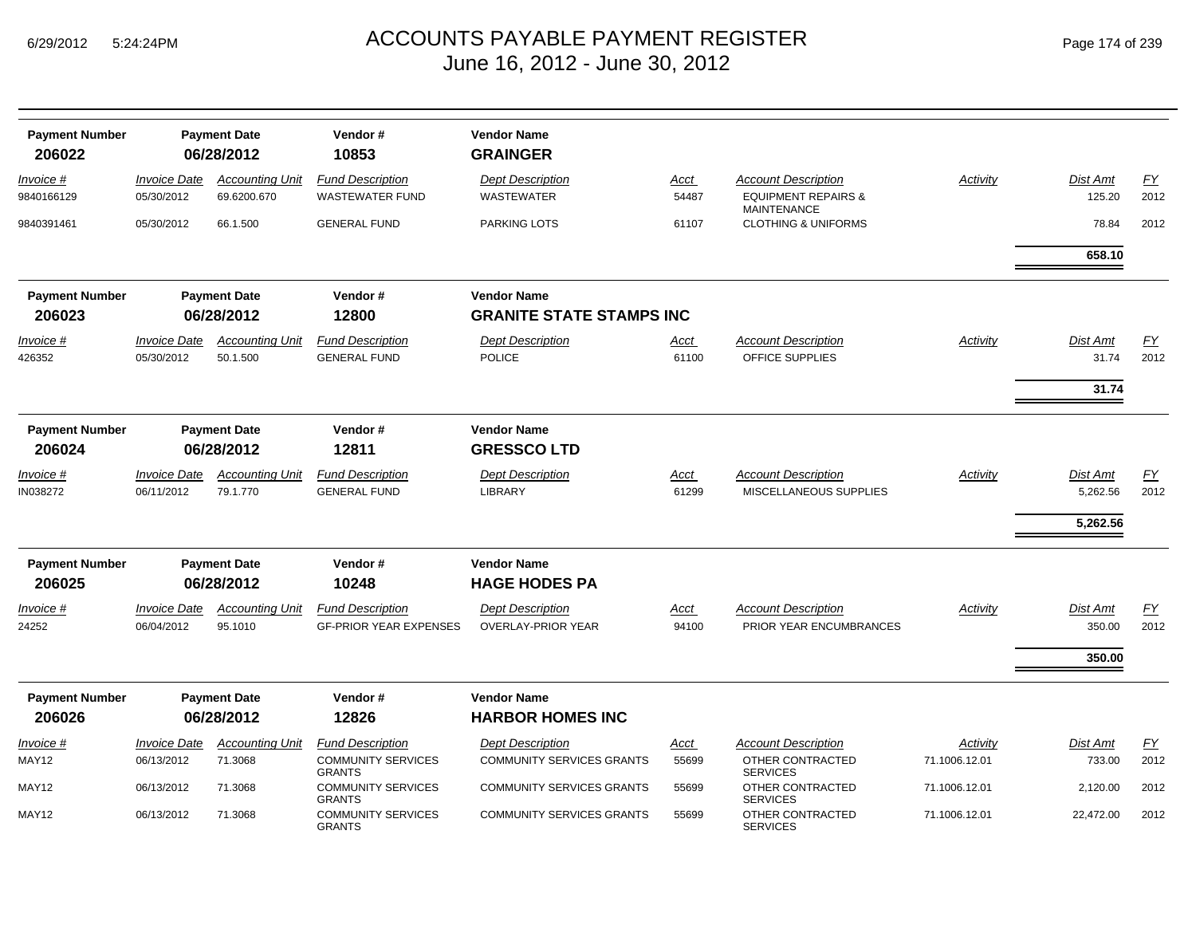# ACCOUNTS PAYABLE PAYMENT REGISTER
## June 16, 2012 - June 30, 2012

| Payment Number | Payment Date | Vendor # | Vendor Name |
|---|---|---|---|
| **206022** | **06/28/2012** | **10853** | **GRAINGER** |

| Invoice # | Invoice Date | Accounting Unit | Fund Description | Dept Description | Acct | Account Description | Activity | Dist Amt | FY |
|---|---|---|---|---|---|---|---|---|---|
| 9840166129 | 05/30/2012 | 69.6200.670 | WASTEWATER FUND | WASTEWATER | 54487 | EQUIPMENT REPAIRS & MAINTENANCE | | 125.20 | 2012 |
| 9840391461 | 05/30/2012 | 66.1.500 | GENERAL FUND | PARKING LOTS | 61107 | CLOTHING & UNIFORMS | | 78.84 | 2012 |
| | | | | | | | | **658.10** | |

| Payment Number | Payment Date | Vendor # | Vendor Name |
|---|---|---|---|
| **206023** | **06/28/2012** | **12800** | **GRANITE STATE STAMPS INC** |

| Invoice # | Invoice Date | Accounting Unit | Fund Description | Dept Description | Acct | Account Description | Activity | Dist Amt | FY |
|---|---|---|---|---|---|---|---|---|---|
| 426352 | 05/30/2012 | 50.1.500 | GENERAL FUND | POLICE | 61100 | OFFICE SUPPLIES | | 31.74 | 2012 |
| | | | | | | | | **31.74** | |

| Payment Number | Payment Date | Vendor # | Vendor Name |
|---|---|---|---|
| **206024** | **06/28/2012** | **12811** | **GRESSCO LTD** |

| Invoice # | Invoice Date | Accounting Unit | Fund Description | Dept Description | Acct | Account Description | Activity | Dist Amt | FY |
|---|---|---|---|---|---|---|---|---|---|
| IN038272 | 06/11/2012 | 79.1.770 | GENERAL FUND | LIBRARY | 61299 | MISCELLANEOUS SUPPLIES | | 5,262.56 | 2012 |
| | | | | | | | | **5,262.56** | |

| Payment Number | Payment Date | Vendor # | Vendor Name |
|---|---|---|---|
| **206025** | **06/28/2012** | **10248** | **HAGE HODES PA** |

| Invoice # | Invoice Date | Accounting Unit | Fund Description | Dept Description | Acct | Account Description | Activity | Dist Amt | FY |
|---|---|---|---|---|---|---|---|---|---|
| 24252 | 06/04/2012 | 95.1010 | GF-PRIOR YEAR EXPENSES | OVERLAY-PRIOR YEAR | 94100 | PRIOR YEAR ENCUMBRANCES | | 350.00 | 2012 |
| | | | | | | | | **350.00** | |

| Payment Number | Payment Date | Vendor # | Vendor Name |
|---|---|---|---|
| **206026** | **06/28/2012** | **12826** | **HARBOR HOMES INC** |

| Invoice # | Invoice Date | Accounting Unit | Fund Description | Dept Description | Acct | Account Description | Activity | Dist Amt | FY |
|---|---|---|---|---|---|---|---|---|---|
| MAY12 | 06/13/2012 | 71.3068 | COMMUNITY SERVICES GRANTS | COMMUNITY SERVICES GRANTS | 55699 | OTHER CONTRACTED SERVICES | 71.1006.12.01 | 733.00 | 2012 |
| MAY12 | 06/13/2012 | 71.3068 | COMMUNITY SERVICES GRANTS | COMMUNITY SERVICES GRANTS | 55699 | OTHER CONTRACTED SERVICES | 71.1006.12.01 | 2,120.00 | 2012 |
| MAY12 | 06/13/2012 | 71.3068 | COMMUNITY SERVICES GRANTS | COMMUNITY SERVICES GRANTS | 55699 | OTHER CONTRACTED SERVICES | 71.1006.12.01 | 22,472.00 | 2012 |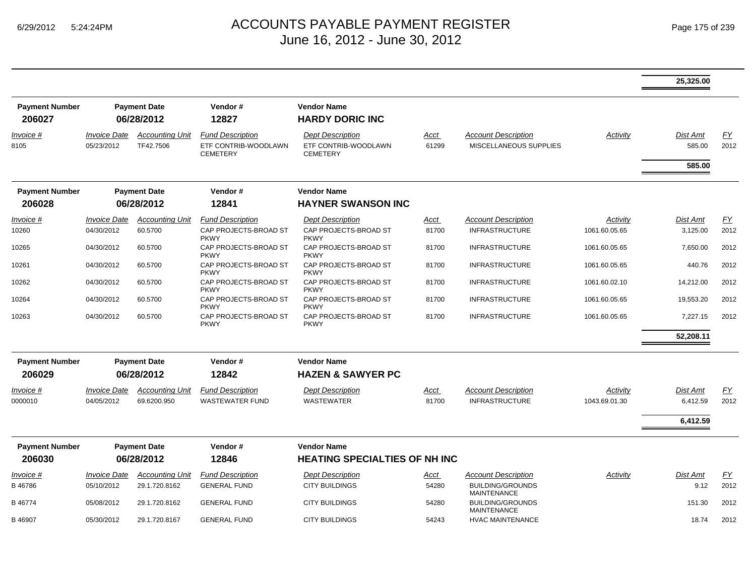# ACCOUNTS PAYABLE PAYMENT REGISTER
## June 16, 2012 - June 30, 2012

6/29/2012 5:24:24PM

**25,325.00**

| Payment Number | Payment Date | Vendor # | Vendor Name |
|---|---|---|---|
| **206027** | **06/28/2012** | **12827** | **HARDY DORIC INC** |

| Invoice # | Invoice Date | Accounting Unit | Fund Description | Dept Description | Acct | Account Description | Activity | Dist Amt | FY |
|---|---|---|---|---|---|---|---|---|---|
| 8105 | 05/23/2012 | TF42.7506 | ETF CONTRIB-WOODLAWN CEMETERY | ETF CONTRIB-WOODLAWN CEMETERY | 61299 | MISCELLANEOUS SUPPLIES | | 585.00 | 2012 |
| | | | | | | | | **585.00** | |

| Payment Number | Payment Date | Vendor # | Vendor Name |
|---|---|---|---|
| **206028** | **06/28/2012** | **12841** | **HAYNER SWANSON INC** |

| Invoice # | Invoice Date | Accounting Unit | Fund Description | Dept Description | Acct | Account Description | Activity | Dist Amt | FY |
|---|---|---|---|---|---|---|---|---|---|
| 10260 | 04/30/2012 | 60.5700 | CAP PROJECTS-BROAD ST PKWY | CAP PROJECTS-BROAD ST PKWY | 81700 | INFRASTRUCTURE | 1061.60.05.65 | 3,125.00 | 2012 |
| 10265 | 04/30/2012 | 60.5700 | CAP PROJECTS-BROAD ST PKWY | CAP PROJECTS-BROAD ST PKWY | 81700 | INFRASTRUCTURE | 1061.60.05.65 | 7,650.00 | 2012 |
| 10261 | 04/30/2012 | 60.5700 | CAP PROJECTS-BROAD ST PKWY | CAP PROJECTS-BROAD ST PKWY | 81700 | INFRASTRUCTURE | 1061.60.05.65 | 440.76 | 2012 |
| 10262 | 04/30/2012 | 60.5700 | CAP PROJECTS-BROAD ST PKWY | CAP PROJECTS-BROAD ST PKWY | 81700 | INFRASTRUCTURE | 1061.60.02.10 | 14,212.00 | 2012 |
| 10264 | 04/30/2012 | 60.5700 | CAP PROJECTS-BROAD ST PKWY | CAP PROJECTS-BROAD ST PKWY | 81700 | INFRASTRUCTURE | 1061.60.05.65 | 19,553.20 | 2012 |
| 10263 | 04/30/2012 | 60.5700 | CAP PROJECTS-BROAD ST PKWY | CAP PROJECTS-BROAD ST PKWY | 81700 | INFRASTRUCTURE | 1061.60.05.65 | 7,227.15 | 2012 |
| | | | | | | | | **52,208.11** | |

| Payment Number | Payment Date | Vendor # | Vendor Name |
|---|---|---|---|
| **206029** | **06/28/2012** | **12842** | **HAZEN & SAWYER PC** |

| Invoice # | Invoice Date | Accounting Unit | Fund Description | Dept Description | Acct | Account Description | Activity | Dist Amt | FY |
|---|---|---|---|---|---|---|---|---|---|
| 0000010 | 04/05/2012 | 69.6200.950 | WASTEWATER FUND | WASTEWATER | 81700 | INFRASTRUCTURE | 1043.69.01.30 | 6,412.59 | 2012 |
| | | | | | | | | **6,412.59** | |

| Payment Number | Payment Date | Vendor # | Vendor Name |
|---|---|---|---|
| **206030** | **06/28/2012** | **12846** | **HEATING SPECIALTIES OF NH INC** |

| Invoice # | Invoice Date | Accounting Unit | Fund Description | Dept Description | Acct | Account Description | Activity | Dist Amt | FY |
|---|---|---|---|---|---|---|---|---|---|
| B 46786 | 05/10/2012 | 29.1.720.8162 | GENERAL FUND | CITY BUILDINGS | 54280 | BUILDING/GROUNDS MAINTENANCE | | 9.12 | 2012 |
| B 46774 | 05/08/2012 | 29.1.720.8162 | GENERAL FUND | CITY BUILDINGS | 54280 | BUILDING/GROUNDS MAINTENANCE | | 151.30 | 2012 |
| B 46907 | 05/30/2012 | 29.1.720.8167 | GENERAL FUND | CITY BUILDINGS | 54243 | HVAC MAINTENANCE | | 18.74 | 2012 |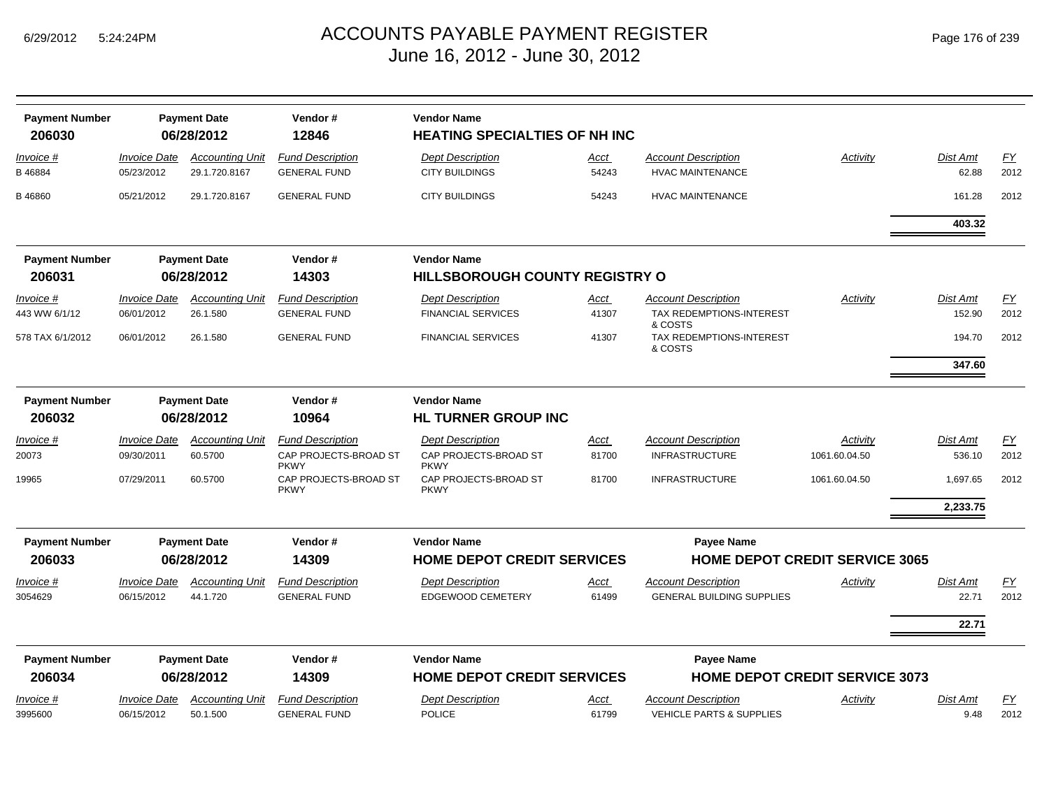# ACCOUNTS PAYABLE PAYMENT REGISTER
June 16, 2012 - June 30, 2012

| Payment Number | Payment Date | Vendor # | Vendor Name |
|---|---|---|---|
| **206030** | **06/28/2012** | **12846** | **HEATING SPECIALTIES OF NH INC** |

| Invoice # | Invoice Date | Accounting Unit | Fund Description | Dept Description | Acct | Account Description | Activity | Dist Amt | FY |
|---|---|---|---|---|---|---|---|---|---|
| B 46884 | 05/23/2012 | 29.1.720.8167 | GENERAL FUND | CITY BUILDINGS | 54243 | HVAC MAINTENANCE | | 62.88 | 2012 |
| B 46860 | 05/21/2012 | 29.1.720.8167 | GENERAL FUND | CITY BUILDINGS | 54243 | HVAC MAINTENANCE | | 161.28 | 2012 |
| | | | | | | | | **403.32** | |

| Payment Number | Payment Date | Vendor # | Vendor Name |
|---|---|---|---|
| **206031** | **06/28/2012** | **14303** | **HILLSBOROUGH COUNTY REGISTRY O** |

| Invoice # | Invoice Date | Accounting Unit | Fund Description | Dept Description | Acct | Account Description | Activity | Dist Amt | FY |
|---|---|---|---|---|---|---|---|---|---|
| 443 WW 6/1/12 | 06/01/2012 | 26.1.580 | GENERAL FUND | FINANCIAL SERVICES | 41307 | TAX REDEMPTIONS-INTEREST & COSTS | | 152.90 | 2012 |
| 578 TAX 6/1/2012 | 06/01/2012 | 26.1.580 | GENERAL FUND | FINANCIAL SERVICES | 41307 | TAX REDEMPTIONS-INTEREST & COSTS | | 194.70 | 2012 |
| | | | | | | | | **347.60** | |

| Payment Number | Payment Date | Vendor # | Vendor Name |
|---|---|---|---|
| **206032** | **06/28/2012** | **10964** | **HL TURNER GROUP INC** |

| Invoice # | Invoice Date | Accounting Unit | Fund Description | Dept Description | Acct | Account Description | Activity | Dist Amt | FY |
|---|---|---|---|---|---|---|---|---|---|
| 20073 | 09/30/2011 | 60.5700 | CAP PROJECTS-BROAD ST PKWY | CAP PROJECTS-BROAD ST PKWY | 81700 | INFRASTRUCTURE | 1061.60.04.50 | 536.10 | 2012 |
| 19965 | 07/29/2011 | 60.5700 | CAP PROJECTS-BROAD ST PKWY | CAP PROJECTS-BROAD ST PKWY | 81700 | INFRASTRUCTURE | 1061.60.04.50 | 1,697.65 | 2012 |
| | | | | | | | | **2,233.75** | |

| Payment Number | Payment Date | Vendor # | Vendor Name | Payee Name |
|---|---|---|---|---|
| **206033** | **06/28/2012** | **14309** | **HOME DEPOT CREDIT SERVICES** | **HOME DEPOT CREDIT SERVICE 3065** |

| Invoice # | Invoice Date | Accounting Unit | Fund Description | Dept Description | Acct | Account Description | Activity | Dist Amt | FY |
|---|---|---|---|---|---|---|---|---|---|
| 3054629 | 06/15/2012 | 44.1.720 | GENERAL FUND | EDGEWOOD CEMETERY | 61499 | GENERAL BUILDING SUPPLIES | | 22.71 | 2012 |
| | | | | | | | | **22.71** | |

| Payment Number | Payment Date | Vendor # | Vendor Name | Payee Name |
|---|---|---|---|---|
| **206034** | **06/28/2012** | **14309** | **HOME DEPOT CREDIT SERVICES** | **HOME DEPOT CREDIT SERVICE 3073** |

| Invoice # | Invoice Date | Accounting Unit | Fund Description | Dept Description | Acct | Account Description | Activity | Dist Amt | FY |
|---|---|---|---|---|---|---|---|---|---|
| 3995600 | 06/15/2012 | 50.1.500 | GENERAL FUND | POLICE | 61799 | VEHICLE PARTS & SUPPLIES | | 9.48 | 2012 |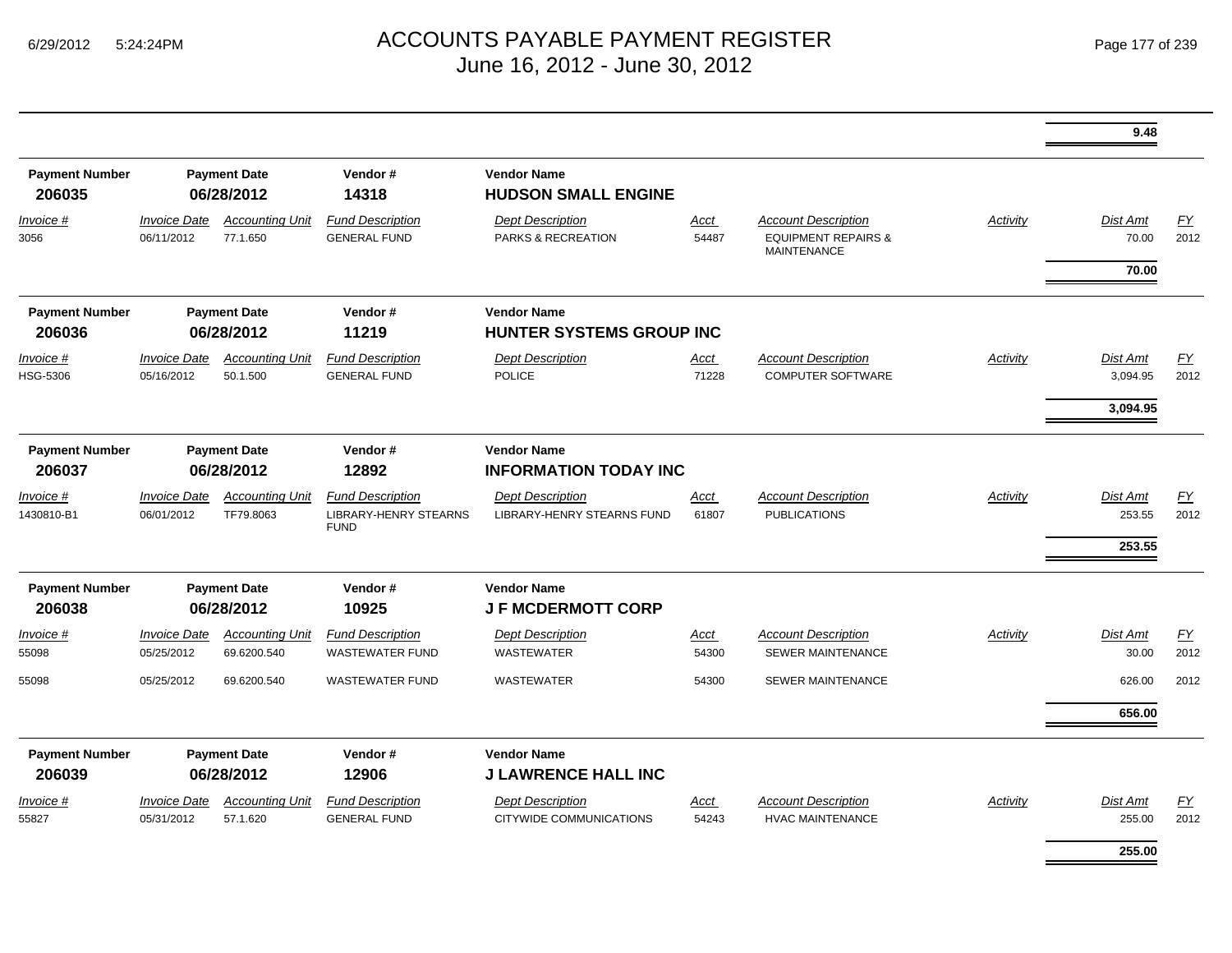# ACCOUNTS PAYABLE PAYMENT REGISTER
## June 16, 2012 - June 30, 2012

| | | | | | | | | | |
|---|---|---|---|---|---|---|---|---|---|
| | | | | | | | | **9.48** | |

| Payment Number | Payment Date | Vendor # | Vendor Name |
|---|---|---|---|
| **206035** | **06/28/2012** | **14318** | **HUDSON SMALL ENGINE** |

| Invoice # | Invoice Date | Accounting Unit | Fund Description | Dept Description | Acct | Account Description | Activity | Dist Amt | FY |
|---|---|---|---|---|---|---|---|---|---|
| 3056 | 06/11/2012 | 77.1.650 | GENERAL FUND | PARKS & RECREATION | 54487 | EQUIPMENT REPAIRS & MAINTENANCE | | 70.00 | 2012 |
| | | | | | | | | **70.00** | |

| Payment Number | Payment Date | Vendor # | Vendor Name |
|---|---|---|---|
| **206036** | **06/28/2012** | **11219** | **HUNTER SYSTEMS GROUP INC** |

| Invoice # | Invoice Date | Accounting Unit | Fund Description | Dept Description | Acct | Account Description | Activity | Dist Amt | FY |
|---|---|---|---|---|---|---|---|---|---|
| HSG-5306 | 05/16/2012 | 50.1.500 | GENERAL FUND | POLICE | 71228 | COMPUTER SOFTWARE | | 3,094.95 | 2012 |
| | | | | | | | | **3,094.95** | |

| Payment Number | Payment Date | Vendor # | Vendor Name |
|---|---|---|---|
| **206037** | **06/28/2012** | **12892** | **INFORMATION TODAY INC** |

| Invoice # | Invoice Date | Accounting Unit | Fund Description | Dept Description | Acct | Account Description | Activity | Dist Amt | FY |
|---|---|---|---|---|---|---|---|---|---|
| 1430810-B1 | 06/01/2012 | TF79.8063 | LIBRARY-HENRY STEARNS FUND | LIBRARY-HENRY STEARNS FUND | 61807 | PUBLICATIONS | | 253.55 | 2012 |
| | | | | | | | | **253.55** | |

| Payment Number | Payment Date | Vendor # | Vendor Name |
|---|---|---|---|
| **206038** | **06/28/2012** | **10925** | **J F MCDERMOTT CORP** |

| Invoice # | Invoice Date | Accounting Unit | Fund Description | Dept Description | Acct | Account Description | Activity | Dist Amt | FY |
|---|---|---|---|---|---|---|---|---|---|
| 55098 | 05/25/2012 | 69.6200.540 | WASTEWATER FUND | WASTEWATER | 54300 | SEWER MAINTENANCE | | 30.00 | 2012 |
| 55098 | 05/25/2012 | 69.6200.540 | WASTEWATER FUND | WASTEWATER | 54300 | SEWER MAINTENANCE | | 626.00 | 2012 |
| | | | | | | | | **656.00** | |

| Payment Number | Payment Date | Vendor # | Vendor Name |
|---|---|---|---|
| **206039** | **06/28/2012** | **12906** | **J LAWRENCE HALL INC** |

| Invoice # | Invoice Date | Accounting Unit | Fund Description | Dept Description | Acct | Account Description | Activity | Dist Amt | FY |
|---|---|---|---|---|---|---|---|---|---|
| 55827 | 05/31/2012 | 57.1.620 | GENERAL FUND | CITYWIDE COMMUNICATIONS | 54243 | HVAC MAINTENANCE | | 255.00 | 2012 |
| | | | | | | | | **255.00** | |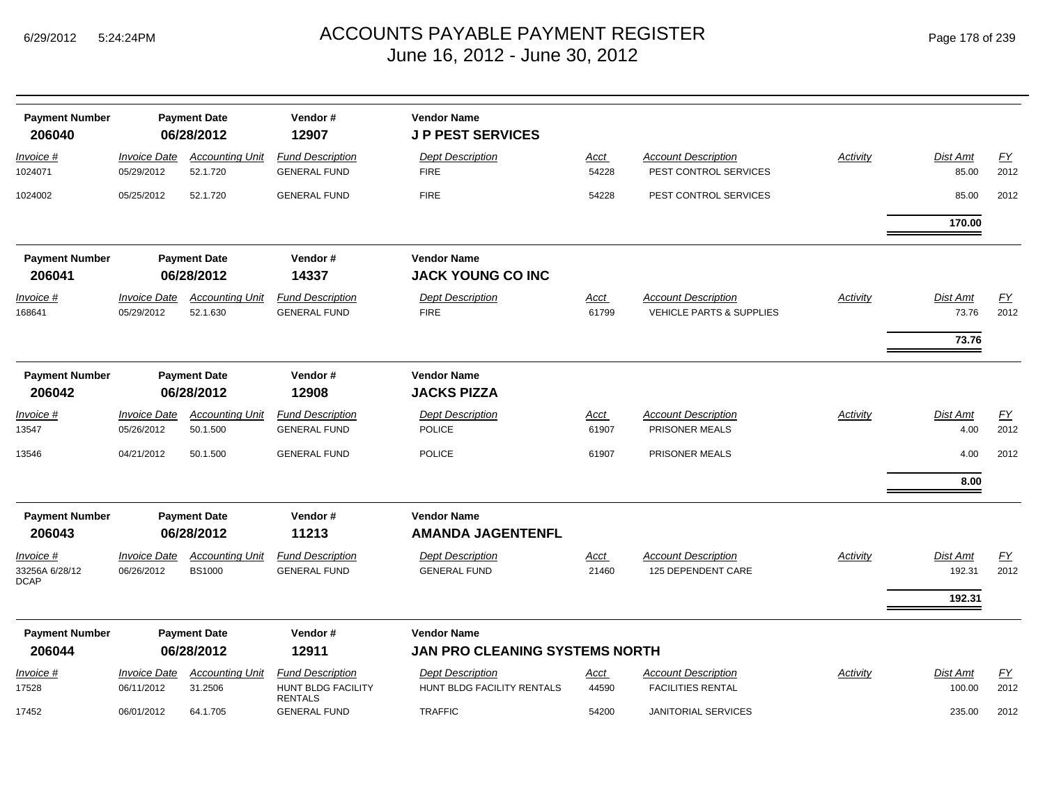# ACCOUNTS PAYABLE PAYMENT REGISTER
## June 16, 2012 - June 30, 2012

| Payment Number | Payment Date | Vendor # | Vendor Name |
|---|---|---|---|
| **206040** | **06/28/2012** | **12907** | **J P PEST SERVICES** |

| Invoice # | Invoice Date | Accounting Unit | Fund Description | Dept Description | Acct | Account Description | Activity | Dist Amt | FY |
|---|---|---|---|---|---|---|---|---|---|
| 1024071 | 05/29/2012 | 52.1.720 | GENERAL FUND | FIRE | 54228 | PEST CONTROL SERVICES | | 85.00 | 2012 |
| 1024002 | 05/25/2012 | 52.1.720 | GENERAL FUND | FIRE | 54228 | PEST CONTROL SERVICES | | 85.00 | 2012 |
| | | | | | | | | **170.00** | |

| Payment Number | Payment Date | Vendor # | Vendor Name |
|---|---|---|---|
| **206041** | **06/28/2012** | **14337** | **JACK YOUNG CO INC** |

| Invoice # | Invoice Date | Accounting Unit | Fund Description | Dept Description | Acct | Account Description | Activity | Dist Amt | FY |
|---|---|---|---|---|---|---|---|---|---|
| 168641 | 05/29/2012 | 52.1.630 | GENERAL FUND | FIRE | 61799 | VEHICLE PARTS & SUPPLIES | | 73.76 | 2012 |
| | | | | | | | | **73.76** | |

| Payment Number | Payment Date | Vendor # | Vendor Name |
|---|---|---|---|
| **206042** | **06/28/2012** | **12908** | **JACKS PIZZA** |

| Invoice # | Invoice Date | Accounting Unit | Fund Description | Dept Description | Acct | Account Description | Activity | Dist Amt | FY |
|---|---|---|---|---|---|---|---|---|---|
| 13547 | 05/26/2012 | 50.1.500 | GENERAL FUND | POLICE | 61907 | PRISONER MEALS | | 4.00 | 2012 |
| 13546 | 04/21/2012 | 50.1.500 | GENERAL FUND | POLICE | 61907 | PRISONER MEALS | | 4.00 | 2012 |
| | | | | | | | | **8.00** | |

| Payment Number | Payment Date | Vendor # | Vendor Name |
|---|---|---|---|
| **206043** | **06/28/2012** | **11213** | **AMANDA JAGENTENFL** |

| Invoice # | Invoice Date | Accounting Unit | Fund Description | Dept Description | Acct | Account Description | Activity | Dist Amt | FY |
|---|---|---|---|---|---|---|---|---|---|
| 33256A 6/28/12 DCAP | 06/26/2012 | BS1000 | GENERAL FUND | GENERAL FUND | 21460 | 125 DEPENDENT CARE | | 192.31 | 2012 |
| | | | | | | | | **192.31** | |

| Payment Number | Payment Date | Vendor # | Vendor Name |
|---|---|---|---|
| **206044** | **06/28/2012** | **12911** | **JAN PRO CLEANING SYSTEMS NORTH** |

| Invoice # | Invoice Date | Accounting Unit | Fund Description | Dept Description | Acct | Account Description | Activity | Dist Amt | FY |
|---|---|---|---|---|---|---|---|---|---|
| 17528 | 06/11/2012 | 31.2506 | HUNT BLDG FACILITY RENTALS | HUNT BLDG FACILITY RENTALS | 44590 | FACILITIES RENTAL | | 100.00 | 2012 |
| 17452 | 06/01/2012 | 64.1.705 | GENERAL FUND | TRAFFIC | 54200 | JANITORIAL SERVICES | | 235.00 | 2012 |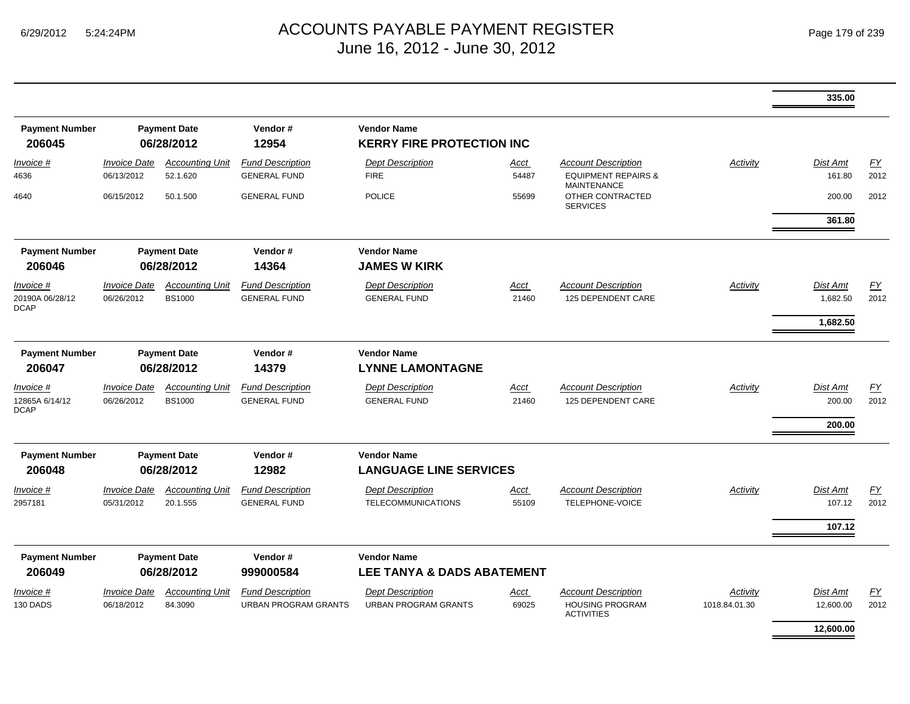| | | | | | | | | | |
|---|---|---|---|---|---|---|---|---|---|
| | | | | | | | | **335.00** | |

| Payment Number | Payment Date | | Vendor # | Vendor Name | | | | | |
|---|---|---|---|---|---|---|---|---|---|
| **206045** | **06/28/2012** | | **12954** | **KERRY FIRE PROTECTION INC** | | | | | |
| *Invoice #* | *Invoice Date* | *Accounting Unit* | *Fund Description* | *Dept Description* | *Acct* | *Account Description* | *Activity* | *Dist Amt* | *FY* |
| 4636 | 06/13/2012 | 52.1.620 | GENERAL FUND | FIRE | 54487 | EQUIPMENT REPAIRS & MAINTENANCE | | 161.80 | 2012 |
| 4640 | 06/15/2012 | 50.1.500 | GENERAL FUND | POLICE | 55699 | OTHER CONTRACTED SERVICES | | 200.00 | 2012 |
| | | | | | | | | **361.80** | |

| Payment Number | Payment Date | | Vendor # | Vendor Name | | | | | |
|---|---|---|---|---|---|---|---|---|---|
| **206046** | **06/28/2012** | | **14364** | **JAMES W KIRK** | | | | | |
| *Invoice #* | *Invoice Date* | *Accounting Unit* | *Fund Description* | *Dept Description* | *Acct* | *Account Description* | *Activity* | *Dist Amt* | *FY* |
| 20190A 06/28/12 DCAP | 06/26/2012 | BS1000 | GENERAL FUND | GENERAL FUND | 21460 | 125 DEPENDENT CARE | | 1,682.50 | 2012 |
| | | | | | | | | **1,682.50** | |

| Payment Number | Payment Date | | Vendor # | Vendor Name | | | | | |
|---|---|---|---|---|---|---|---|---|---|
| **206047** | **06/28/2012** | | **14379** | **LYNNE LAMONTAGNE** | | | | | |
| *Invoice #* | *Invoice Date* | *Accounting Unit* | *Fund Description* | *Dept Description* | *Acct* | *Account Description* | *Activity* | *Dist Amt* | *FY* |
| 12865A 6/14/12 DCAP | 06/26/2012 | BS1000 | GENERAL FUND | GENERAL FUND | 21460 | 125 DEPENDENT CARE | | 200.00 | 2012 |
| | | | | | | | | **200.00** | |

| Payment Number | Payment Date | | Vendor # | Vendor Name | | | | | |
|---|---|---|---|---|---|---|---|---|---|
| **206048** | **06/28/2012** | | **12982** | **LANGUAGE LINE SERVICES** | | | | | |
| *Invoice #* | *Invoice Date* | *Accounting Unit* | *Fund Description* | *Dept Description* | *Acct* | *Account Description* | *Activity* | *Dist Amt* | *FY* |
| 2957181 | 05/31/2012 | 20.1.555 | GENERAL FUND | TELECOMMUNICATIONS | 55109 | TELEPHONE-VOICE | | 107.12 | 2012 |
| | | | | | | | | **107.12** | |

| Payment Number | Payment Date | | Vendor # | Vendor Name | | | | | |
|---|---|---|---|---|---|---|---|---|---|
| **206049** | **06/28/2012** | | **999000584** | **LEE TANYA & DADS ABATEMENT** | | | | | |
| *Invoice #* | *Invoice Date* | *Accounting Unit* | *Fund Description* | *Dept Description* | *Acct* | *Account Description* | *Activity* | *Dist Amt* | *FY* |
| 130 DADS | 06/18/2012 | 84.3090 | URBAN PROGRAM GRANTS | URBAN PROGRAM GRANTS | 69025 | HOUSING PROGRAM ACTIVITIES | 1018.84.01.30 | 12,600.00 | 2012 |
| | | | | | | | | **12,600.00** | |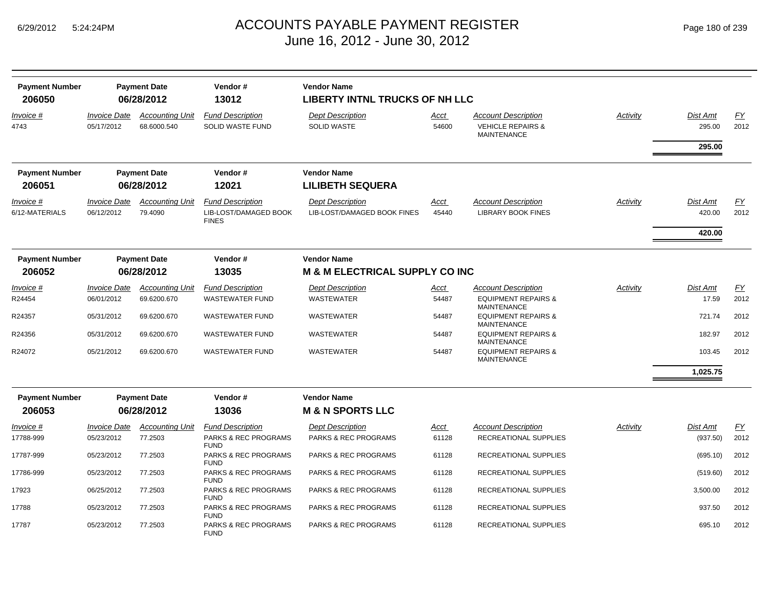# ACCOUNTS PAYABLE PAYMENT REGISTER
## June 16, 2012 - June 30, 2012

| Payment Number | Payment Date | Vendor # | Vendor Name |
|---|---|---|---|
| **206050** | **06/28/2012** | **13012** | **LIBERTY INTNL TRUCKS OF NH LLC** |

| Invoice # | Invoice Date | Accounting Unit | Fund Description | Dept Description | Acct | Account Description | Activity | Dist Amt | FY |
|---|---|---|---|---|---|---|---|---|---|
| 4743 | 05/17/2012 | 68.6000.540 | SOLID WASTE FUND | SOLID WASTE | 54600 | VEHICLE REPAIRS & MAINTENANCE | | 295.00 | 2012 |
| | | | | | | | | **295.00** | |

| Payment Number | Payment Date | Vendor # | Vendor Name |
|---|---|---|---|
| **206051** | **06/28/2012** | **12021** | **LILIBETH SEQUERA** |

| Invoice # | Invoice Date | Accounting Unit | Fund Description | Dept Description | Acct | Account Description | Activity | Dist Amt | FY |
|---|---|---|---|---|---|---|---|---|---|
| 6/12-MATERIALS | 06/12/2012 | 79.4090 | LIB-LOST/DAMAGED BOOK FINES | LIB-LOST/DAMAGED BOOK FINES | 45440 | LIBRARY BOOK FINES | | 420.00 | 2012 |
| | | | | | | | | **420.00** | |

| Payment Number | Payment Date | Vendor # | Vendor Name |
|---|---|---|---|
| **206052** | **06/28/2012** | **13035** | **M & M ELECTRICAL SUPPLY CO INC** |

| Invoice # | Invoice Date | Accounting Unit | Fund Description | Dept Description | Acct | Account Description | Activity | Dist Amt | FY |
|---|---|---|---|---|---|---|---|---|---|
| R24454 | 06/01/2012 | 69.6200.670 | WASTEWATER FUND | WASTEWATER | 54487 | EQUIPMENT REPAIRS & MAINTENANCE | | 17.59 | 2012 |
| R24357 | 05/31/2012 | 69.6200.670 | WASTEWATER FUND | WASTEWATER | 54487 | EQUIPMENT REPAIRS & MAINTENANCE | | 721.74 | 2012 |
| R24356 | 05/31/2012 | 69.6200.670 | WASTEWATER FUND | WASTEWATER | 54487 | EQUIPMENT REPAIRS & MAINTENANCE | | 182.97 | 2012 |
| R24072 | 05/21/2012 | 69.6200.670 | WASTEWATER FUND | WASTEWATER | 54487 | EQUIPMENT REPAIRS & MAINTENANCE | | 103.45 | 2012 |
| | | | | | | | | **1,025.75** | |

| Payment Number | Payment Date | Vendor # | Vendor Name |
|---|---|---|---|
| **206053** | **06/28/2012** | **13036** | **M & N SPORTS LLC** |

| Invoice # | Invoice Date | Accounting Unit | Fund Description | Dept Description | Acct | Account Description | Activity | Dist Amt | FY |
|---|---|---|---|---|---|---|---|---|---|
| 17788-999 | 05/23/2012 | 77.2503 | PARKS & REC PROGRAMS FUND | PARKS & REC PROGRAMS | 61128 | RECREATIONAL SUPPLIES | | (937.50) | 2012 |
| 17787-999 | 05/23/2012 | 77.2503 | PARKS & REC PROGRAMS FUND | PARKS & REC PROGRAMS | 61128 | RECREATIONAL SUPPLIES | | (695.10) | 2012 |
| 17786-999 | 05/23/2012 | 77.2503 | PARKS & REC PROGRAMS FUND | PARKS & REC PROGRAMS | 61128 | RECREATIONAL SUPPLIES | | (519.60) | 2012 |
| 17923 | 06/25/2012 | 77.2503 | PARKS & REC PROGRAMS FUND | PARKS & REC PROGRAMS | 61128 | RECREATIONAL SUPPLIES | | 3,500.00 | 2012 |
| 17788 | 05/23/2012 | 77.2503 | PARKS & REC PROGRAMS FUND | PARKS & REC PROGRAMS | 61128 | RECREATIONAL SUPPLIES | | 937.50 | 2012 |
| 17787 | 05/23/2012 | 77.2503 | PARKS & REC PROGRAMS FUND | PARKS & REC PROGRAMS | 61128 | RECREATIONAL SUPPLIES | | 695.10 | 2012 |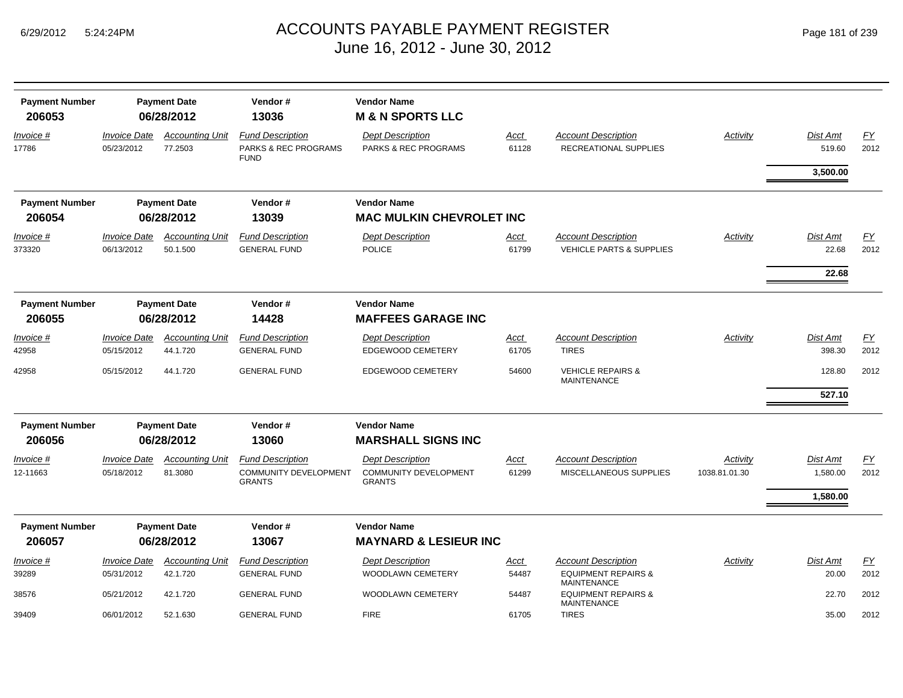| Payment Number | Payment Date | Vendor # | Vendor Name |
|---|---|---|---|
| 206053 | 06/28/2012 | 13036 | **M & N SPORTS LLC** |

| Invoice # | Invoice Date | Accounting Unit | Fund Description | Dept Description | Acct | Account Description | Activity | Dist Amt | FY |
|---|---|---|---|---|---|---|---|---|---|
| 17786 | 05/23/2012 | 77.2503 | PARKS & REC PROGRAMS FUND | PARKS & REC PROGRAMS | 61128 | RECREATIONAL SUPPLIES | | 519.60 | 2012 |
| | | | | | | | | **3,500.00** | |

| Payment Number | Payment Date | Vendor # | Vendor Name |
|---|---|---|---|
| 206054 | 06/28/2012 | 13039 | **MAC MULKIN CHEVROLET INC** |

| Invoice # | Invoice Date | Accounting Unit | Fund Description | Dept Description | Acct | Account Description | Activity | Dist Amt | FY |
|---|---|---|---|---|---|---|---|---|---|
| 373320 | 06/13/2012 | 50.1.500 | GENERAL FUND | POLICE | 61799 | VEHICLE PARTS & SUPPLIES | | 22.68 | 2012 |
| | | | | | | | | **22.68** | |

| Payment Number | Payment Date | Vendor # | Vendor Name |
|---|---|---|---|
| 206055 | 06/28/2012 | 14428 | **MAFFEES GARAGE INC** |

| Invoice # | Invoice Date | Accounting Unit | Fund Description | Dept Description | Acct | Account Description | Activity | Dist Amt | FY |
|---|---|---|---|---|---|---|---|---|---|
| 42958 | 05/15/2012 | 44.1.720 | GENERAL FUND | EDGEWOOD CEMETERY | 61705 | TIRES | | 398.30 | 2012 |
| 42958 | 05/15/2012 | 44.1.720 | GENERAL FUND | EDGEWOOD CEMETERY | 54600 | VEHICLE REPAIRS & MAINTENANCE | | 128.80 | 2012 |
| | | | | | | | | **527.10** | |

| Payment Number | Payment Date | Vendor # | Vendor Name |
|---|---|---|---|
| 206056 | 06/28/2012 | 13060 | **MARSHALL SIGNS INC** |

| Invoice # | Invoice Date | Accounting Unit | Fund Description | Dept Description | Acct | Account Description | Activity | Dist Amt | FY |
|---|---|---|---|---|---|---|---|---|---|
| 12-11663 | 05/18/2012 | 81.3080 | COMMUNITY DEVELOPMENT GRANTS | COMMUNITY DEVELOPMENT GRANTS | 61299 | MISCELLANEOUS SUPPLIES | 1038.81.01.30 | 1,580.00 | 2012 |
| | | | | | | | | **1,580.00** | |

| Payment Number | Payment Date | Vendor # | Vendor Name |
|---|---|---|---|
| 206057 | 06/28/2012 | 13067 | **MAYNARD & LESIEUR INC** |

| Invoice # | Invoice Date | Accounting Unit | Fund Description | Dept Description | Acct | Account Description | Activity | Dist Amt | FY |
|---|---|---|---|---|---|---|---|---|---|
| 39289 | 05/31/2012 | 42.1.720 | GENERAL FUND | WOODLAWN CEMETERY | 54487 | EQUIPMENT REPAIRS & MAINTENANCE | | 20.00 | 2012 |
| 38576 | 05/21/2012 | 42.1.720 | GENERAL FUND | WOODLAWN CEMETERY | 54487 | EQUIPMENT REPAIRS & MAINTENANCE | | 22.70 | 2012 |
| 39409 | 06/01/2012 | 52.1.630 | GENERAL FUND | FIRE | 61705 | TIRES | | 35.00 | 2012 |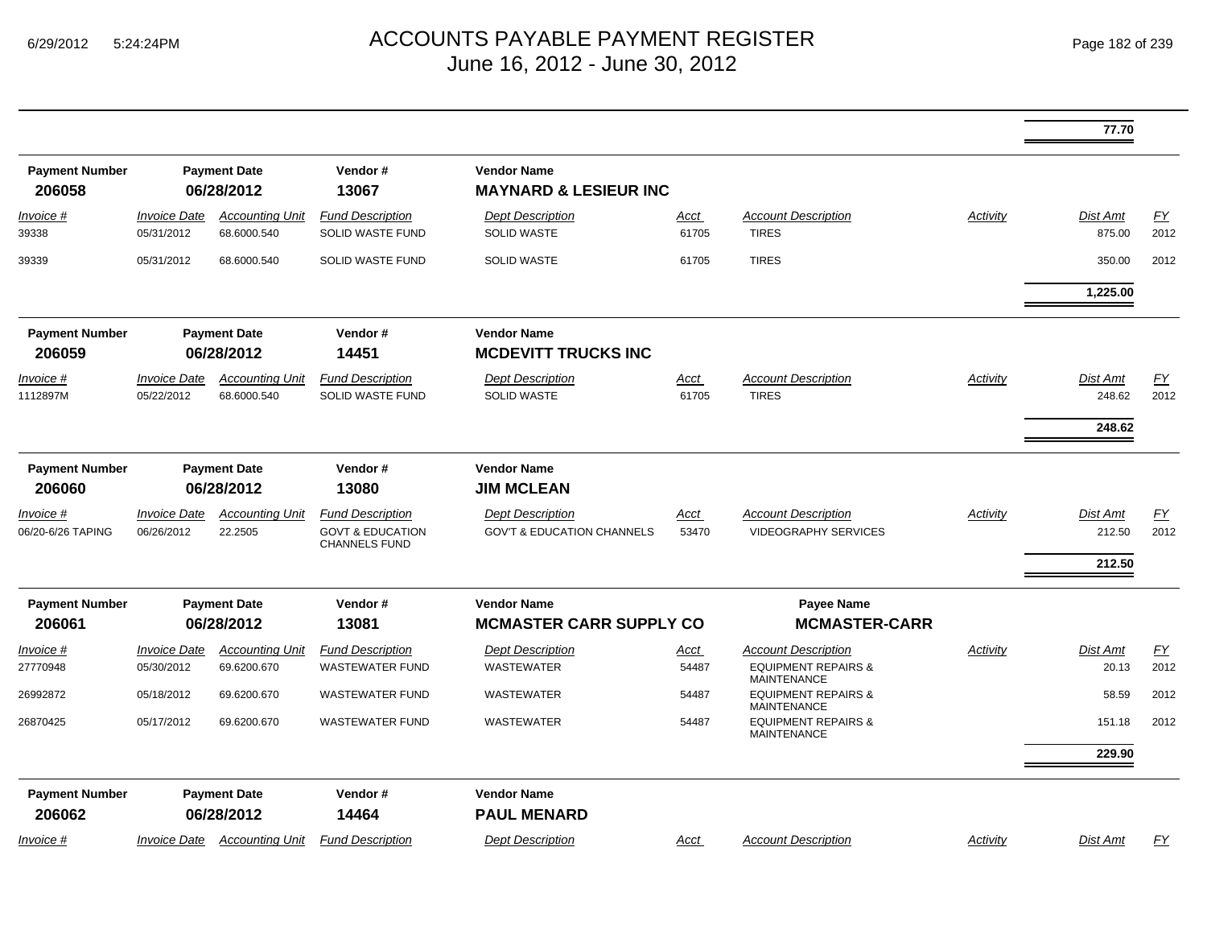| | | | | | | | | Dist Amt | FY |
|---|---|---|---|---|---|---|---|---|---|
| | | | | | | | | **77.70** | |

**Payment Number** 206058 | **Payment Date** 06/28/2012 | **Vendor #** 13067 | **Vendor Name** MAYNARD & LESIEUR INC

| Invoice # | Invoice Date | Accounting Unit | Fund Description | Dept Description | Acct | Account Description | Activity | Dist Amt | FY |
|---|---|---|---|---|---|---|---|---|---|
| 39338 | 05/31/2012 | 68.6000.540 | SOLID WASTE FUND | SOLID WASTE | 61705 | TIRES | | 875.00 | 2012 |
| 39339 | 05/31/2012 | 68.6000.540 | SOLID WASTE FUND | SOLID WASTE | 61705 | TIRES | | 350.00 | 2012 |
| | | | | | | | | **1,225.00** | |

**Payment Number** 206059 | **Payment Date** 06/28/2012 | **Vendor #** 14451 | **Vendor Name** MCDEVITT TRUCKS INC

| Invoice # | Invoice Date | Accounting Unit | Fund Description | Dept Description | Acct | Account Description | Activity | Dist Amt | FY |
|---|---|---|---|---|---|---|---|---|---|
| 1112897M | 05/22/2012 | 68.6000.540 | SOLID WASTE FUND | SOLID WASTE | 61705 | TIRES | | 248.62 | 2012 |
| | | | | | | | | **248.62** | |

**Payment Number** 206060 | **Payment Date** 06/28/2012 | **Vendor #** 13080 | **Vendor Name** JIM MCLEAN

| Invoice # | Invoice Date | Accounting Unit | Fund Description | Dept Description | Acct | Account Description | Activity | Dist Amt | FY |
|---|---|---|---|---|---|---|---|---|---|
| 06/20-6/26 TAPING | 06/26/2012 | 22.2505 | GOVT & EDUCATION CHANNELS FUND | GOV'T & EDUCATION CHANNELS | 53470 | VIDEOGRAPHY SERVICES | | 212.50 | 2012 |
| | | | | | | | | **212.50** | |

**Payment Number** 206061 | **Payment Date** 06/28/2012 | **Vendor #** 13081 | **Vendor Name** MCMASTER CARR SUPPLY CO | **Payee Name** MCMASTER-CARR

| Invoice # | Invoice Date | Accounting Unit | Fund Description | Dept Description | Acct | Account Description | Activity | Dist Amt | FY |
|---|---|---|---|---|---|---|---|---|---|
| 27770948 | 05/30/2012 | 69.6200.670 | WASTEWATER FUND | WASTEWATER | 54487 | EQUIPMENT REPAIRS & MAINTENANCE | | 20.13 | 2012 |
| 26992872 | 05/18/2012 | 69.6200.670 | WASTEWATER FUND | WASTEWATER | 54487 | EQUIPMENT REPAIRS & MAINTENANCE | | 58.59 | 2012 |
| 26870425 | 05/17/2012 | 69.6200.670 | WASTEWATER FUND | WASTEWATER | 54487 | EQUIPMENT REPAIRS & MAINTENANCE | | 151.18 | 2012 |
| | | | | | | | | **229.90** | |

**Payment Number** 206062 | **Payment Date** 06/28/2012 | **Vendor #** 14464 | **Vendor Name** PAUL MENARD

| Invoice # | Invoice Date | Accounting Unit | Fund Description | Dept Description | Acct | Account Description | Activity | Dist Amt | FY |
|---|---|---|---|---|---|---|---|---|---|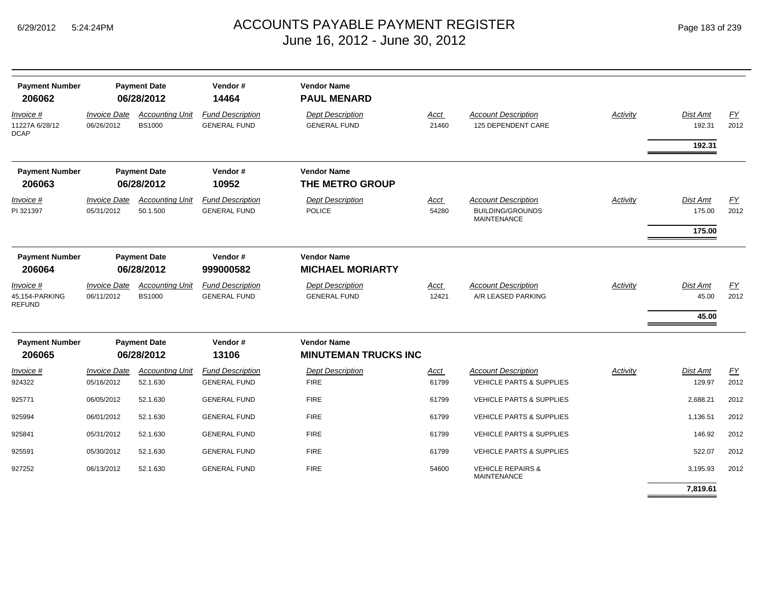# ACCOUNTS PAYABLE PAYMENT REGISTER
## June 16, 2012 - June 30, 2012

| Payment Number | Payment Date | Vendor # | Vendor Name |
|---|---|---|---|
| 206062 | 06/28/2012 | 14464 | PAUL MENARD |

| Invoice # | Invoice Date | Accounting Unit | Fund Description | Dept Description | Acct | Account Description | Activity | Dist Amt | FY |
|---|---|---|---|---|---|---|---|---|---|
| 11227A 6/28/12 DCAP | 06/26/2012 | BS1000 | GENERAL FUND | GENERAL FUND | 21460 | 125 DEPENDENT CARE | | 192.31 | 2012 |
| | | | | | | | | **192.31** | |

| Payment Number | Payment Date | Vendor # | Vendor Name |
|---|---|---|---|
| 206063 | 06/28/2012 | 10952 | THE METRO GROUP |

| Invoice # | Invoice Date | Accounting Unit | Fund Description | Dept Description | Acct | Account Description | Activity | Dist Amt | FY |
|---|---|---|---|---|---|---|---|---|---|
| PI 321397 | 05/31/2012 | 50.1.500 | GENERAL FUND | POLICE | 54280 | BUILDING/GROUNDS MAINTENANCE | | 175.00 | 2012 |
| | | | | | | | | **175.00** | |

| Payment Number | Payment Date | Vendor # | Vendor Name |
|---|---|---|---|
| 206064 | 06/28/2012 | 999000582 | MICHAEL MORIARTY |

| Invoice # | Invoice Date | Accounting Unit | Fund Description | Dept Description | Acct | Account Description | Activity | Dist Amt | FY |
|---|---|---|---|---|---|---|---|---|---|
| 45,154-PARKING REFUND | 06/11/2012 | BS1000 | GENERAL FUND | GENERAL FUND | 12421 | A/R LEASED PARKING | | 45.00 | 2012 |
| | | | | | | | | **45.00** | |

| Payment Number | Payment Date | Vendor # | Vendor Name |
|---|---|---|---|
| 206065 | 06/28/2012 | 13106 | MINUTEMAN TRUCKS INC |

| Invoice # | Invoice Date | Accounting Unit | Fund Description | Dept Description | Acct | Account Description | Activity | Dist Amt | FY |
|---|---|---|---|---|---|---|---|---|---|
| 924322 | 05/16/2012 | 52.1.630 | GENERAL FUND | FIRE | 61799 | VEHICLE PARTS & SUPPLIES | | 129.97 | 2012 |
| 925771 | 06/05/2012 | 52.1.630 | GENERAL FUND | FIRE | 61799 | VEHICLE PARTS & SUPPLIES | | 2,688.21 | 2012 |
| 925994 | 06/01/2012 | 52.1.630 | GENERAL FUND | FIRE | 61799 | VEHICLE PARTS & SUPPLIES | | 1,136.51 | 2012 |
| 925841 | 05/31/2012 | 52.1.630 | GENERAL FUND | FIRE | 61799 | VEHICLE PARTS & SUPPLIES | | 146.92 | 2012 |
| 925591 | 05/30/2012 | 52.1.630 | GENERAL FUND | FIRE | 61799 | VEHICLE PARTS & SUPPLIES | | 522.07 | 2012 |
| 927252 | 06/13/2012 | 52.1.630 | GENERAL FUND | FIRE | 54600 | VEHICLE REPAIRS & MAINTENANCE | | 3,195.93 | 2012 |
| | | | | | | | | **7,819.61** | |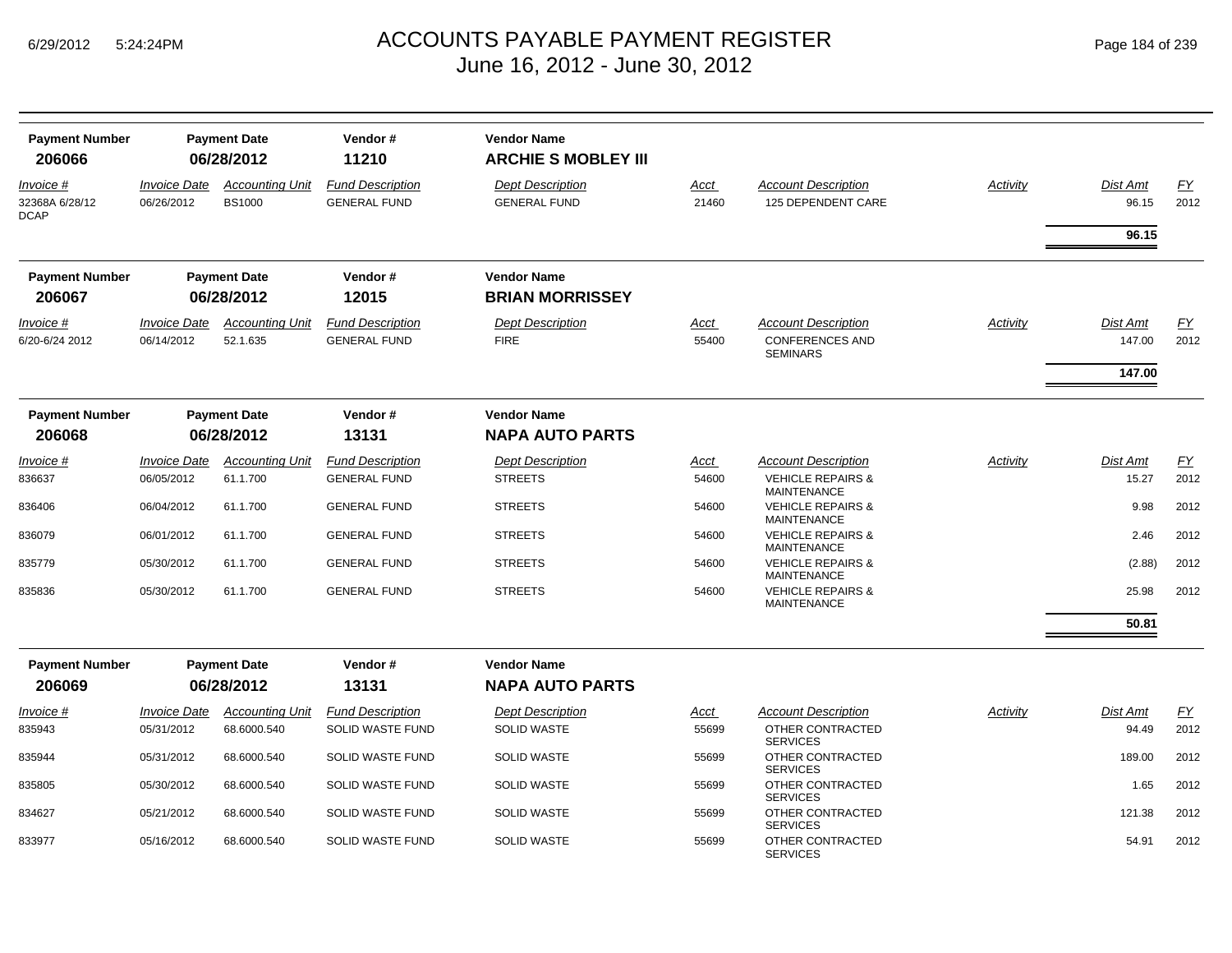# ACCOUNTS PAYABLE PAYMENT REGISTER
## June 16, 2012 - June 30, 2012

| Payment Number | Payment Date | Vendor # | Vendor Name |
|---|---|---|---|
| 206066 | 06/28/2012 | 11210 | ARCHIE S MOBLEY III |

| Invoice # | Invoice Date | Accounting Unit | Fund Description | Dept Description | Acct | Account Description | Activity | Dist Amt | FY |
|---|---|---|---|---|---|---|---|---|---|
| 32368A 6/28/12 DCAP | 06/26/2012 | BS1000 | GENERAL FUND | GENERAL FUND | 21460 | 125 DEPENDENT CARE | | 96.15 | 2012 |
| | | | | | | | | **96.15** | |

| Payment Number | Payment Date | Vendor # | Vendor Name |
|---|---|---|---|
| 206067 | 06/28/2012 | 12015 | BRIAN MORRISSEY |

| Invoice # | Invoice Date | Accounting Unit | Fund Description | Dept Description | Acct | Account Description | Activity | Dist Amt | FY |
|---|---|---|---|---|---|---|---|---|---|
| 6/20-6/24 2012 | 06/14/2012 | 52.1.635 | GENERAL FUND | FIRE | 55400 | CONFERENCES AND SEMINARS | | 147.00 | 2012 |
| | | | | | | | | **147.00** | |

| Payment Number | Payment Date | Vendor # | Vendor Name |
|---|---|---|---|
| 206068 | 06/28/2012 | 13131 | NAPA AUTO PARTS |

| Invoice # | Invoice Date | Accounting Unit | Fund Description | Dept Description | Acct | Account Description | Activity | Dist Amt | FY |
|---|---|---|---|---|---|---|---|---|---|
| 836637 | 06/05/2012 | 61.1.700 | GENERAL FUND | STREETS | 54600 | VEHICLE REPAIRS & MAINTENANCE | | 15.27 | 2012 |
| 836406 | 06/04/2012 | 61.1.700 | GENERAL FUND | STREETS | 54600 | VEHICLE REPAIRS & MAINTENANCE | | 9.98 | 2012 |
| 836079 | 06/01/2012 | 61.1.700 | GENERAL FUND | STREETS | 54600 | VEHICLE REPAIRS & MAINTENANCE | | 2.46 | 2012 |
| 835779 | 05/30/2012 | 61.1.700 | GENERAL FUND | STREETS | 54600 | VEHICLE REPAIRS & MAINTENANCE | | (2.88) | 2012 |
| 835836 | 05/30/2012 | 61.1.700 | GENERAL FUND | STREETS | 54600 | VEHICLE REPAIRS & MAINTENANCE | | 25.98 | 2012 |
| | | | | | | | | **50.81** | |

| Payment Number | Payment Date | Vendor # | Vendor Name |
|---|---|---|---|
| 206069 | 06/28/2012 | 13131 | NAPA AUTO PARTS |

| Invoice # | Invoice Date | Accounting Unit | Fund Description | Dept Description | Acct | Account Description | Activity | Dist Amt | FY |
|---|---|---|---|---|---|---|---|---|---|
| 835943 | 05/31/2012 | 68.6000.540 | SOLID WASTE FUND | SOLID WASTE | 55699 | OTHER CONTRACTED SERVICES | | 94.49 | 2012 |
| 835944 | 05/31/2012 | 68.6000.540 | SOLID WASTE FUND | SOLID WASTE | 55699 | OTHER CONTRACTED SERVICES | | 189.00 | 2012 |
| 835805 | 05/30/2012 | 68.6000.540 | SOLID WASTE FUND | SOLID WASTE | 55699 | OTHER CONTRACTED SERVICES | | 1.65 | 2012 |
| 834627 | 05/21/2012 | 68.6000.540 | SOLID WASTE FUND | SOLID WASTE | 55699 | OTHER CONTRACTED SERVICES | | 121.38 | 2012 |
| 833977 | 05/16/2012 | 68.6000.540 | SOLID WASTE FUND | SOLID WASTE | 55699 | OTHER CONTRACTED SERVICES | | 54.91 | 2012 |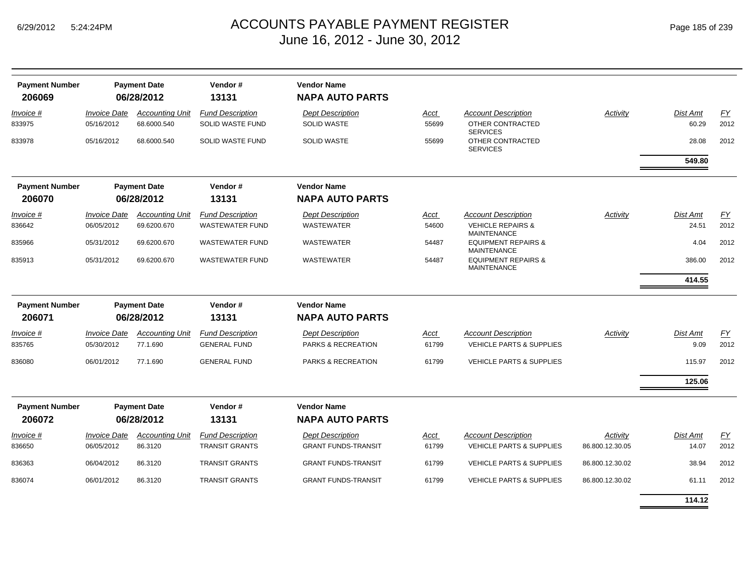# ACCOUNTS PAYABLE PAYMENT REGISTER
June 16, 2012 - June 30, 2012

| Payment Number | Payment Date | Vendor # | Vendor Name |
|---|---|---|---|
| **206069** | **06/28/2012** | **13131** | **NAPA AUTO PARTS** |

| Invoice # | Invoice Date | Accounting Unit | Fund Description | Dept Description | Acct | Account Description | Activity | Dist Amt | FY |
|---|---|---|---|---|---|---|---|---|---|
| 833975 | 05/16/2012 | 68.6000.540 | SOLID WASTE FUND | SOLID WASTE | 55699 | OTHER CONTRACTED SERVICES | | 60.29 | 2012 |
| 833978 | 05/16/2012 | 68.6000.540 | SOLID WASTE FUND | SOLID WASTE | 55699 | OTHER CONTRACTED SERVICES | | 28.08 | 2012 |
| | | | | | | | | **549.80** | |

| Payment Number | Payment Date | Vendor # | Vendor Name |
|---|---|---|---|
| **206070** | **06/28/2012** | **13131** | **NAPA AUTO PARTS** |

| Invoice # | Invoice Date | Accounting Unit | Fund Description | Dept Description | Acct | Account Description | Activity | Dist Amt | FY |
|---|---|---|---|---|---|---|---|---|---|
| 836642 | 06/05/2012 | 69.6200.670 | WASTEWATER FUND | WASTEWATER | 54600 | VEHICLE REPAIRS & MAINTENANCE | | 24.51 | 2012 |
| 835966 | 05/31/2012 | 69.6200.670 | WASTEWATER FUND | WASTEWATER | 54487 | EQUIPMENT REPAIRS & MAINTENANCE | | 4.04 | 2012 |
| 835913 | 05/31/2012 | 69.6200.670 | WASTEWATER FUND | WASTEWATER | 54487 | EQUIPMENT REPAIRS & MAINTENANCE | | 386.00 | 2012 |
| | | | | | | | | **414.55** | |

| Payment Number | Payment Date | Vendor # | Vendor Name |
|---|---|---|---|
| **206071** | **06/28/2012** | **13131** | **NAPA AUTO PARTS** |

| Invoice # | Invoice Date | Accounting Unit | Fund Description | Dept Description | Acct | Account Description | Activity | Dist Amt | FY |
|---|---|---|---|---|---|---|---|---|---|
| 835765 | 05/30/2012 | 77.1.690 | GENERAL FUND | PARKS & RECREATION | 61799 | VEHICLE PARTS & SUPPLIES | | 9.09 | 2012 |
| 836080 | 06/01/2012 | 77.1.690 | GENERAL FUND | PARKS & RECREATION | 61799 | VEHICLE PARTS & SUPPLIES | | 115.97 | 2012 |
| | | | | | | | | **125.06** | |

| Payment Number | Payment Date | Vendor # | Vendor Name |
|---|---|---|---|
| **206072** | **06/28/2012** | **13131** | **NAPA AUTO PARTS** |

| Invoice # | Invoice Date | Accounting Unit | Fund Description | Dept Description | Acct | Account Description | Activity | Dist Amt | FY |
|---|---|---|---|---|---|---|---|---|---|
| 836650 | 06/05/2012 | 86.3120 | TRANSIT GRANTS | GRANT FUNDS-TRANSIT | 61799 | VEHICLE PARTS & SUPPLIES | 86.800.12.30.05 | 14.07 | 2012 |
| 836363 | 06/04/2012 | 86.3120 | TRANSIT GRANTS | GRANT FUNDS-TRANSIT | 61799 | VEHICLE PARTS & SUPPLIES | 86.800.12.30.02 | 38.94 | 2012 |
| 836074 | 06/01/2012 | 86.3120 | TRANSIT GRANTS | GRANT FUNDS-TRANSIT | 61799 | VEHICLE PARTS & SUPPLIES | 86.800.12.30.02 | 61.11 | 2012 |
| | | | | | | | | **114.12** | |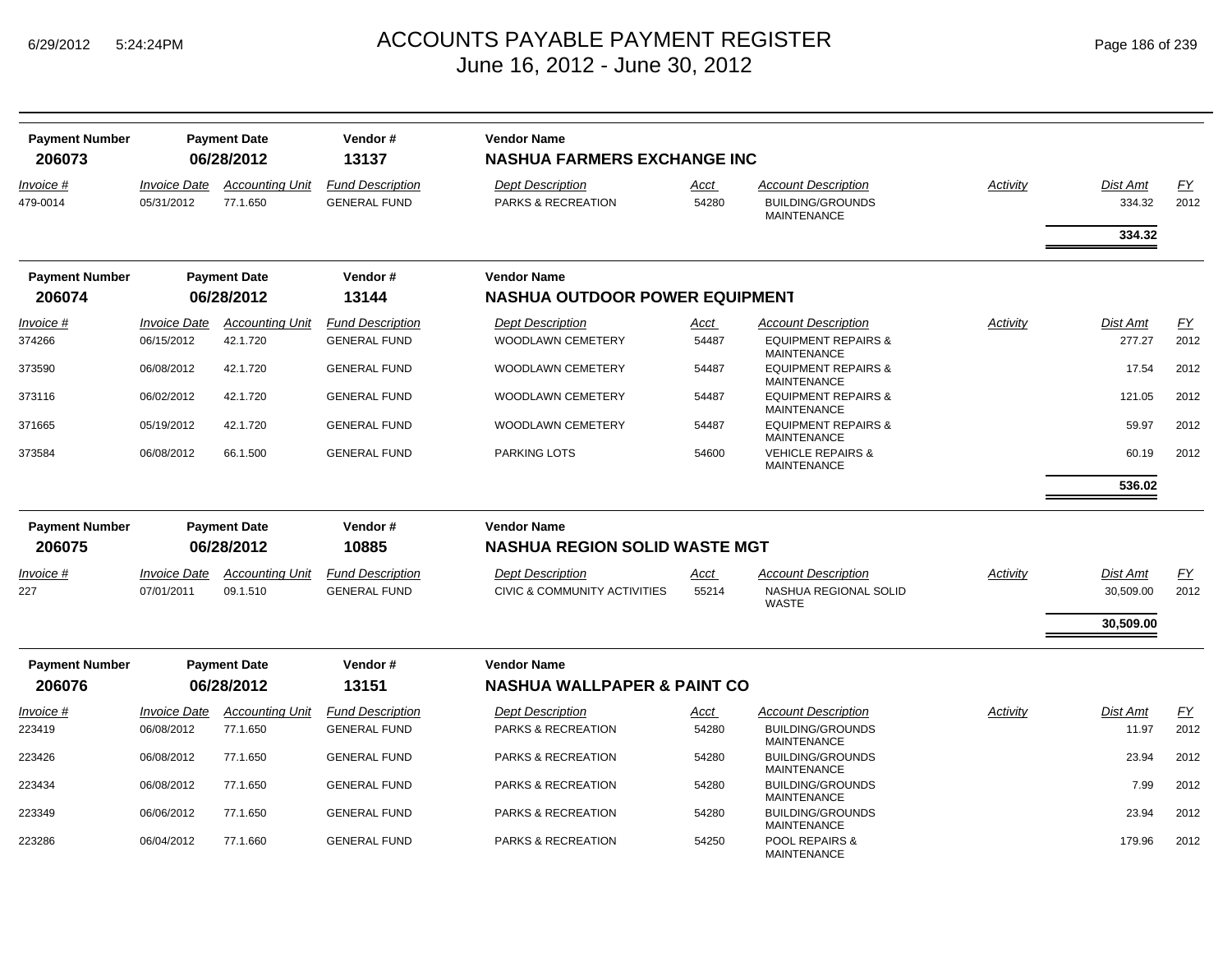| Payment Number | Payment Date | Vendor # | Vendor Name | | | | | |
|---|---|---|---|---|---|---|---|---|
| **206073** | **06/28/2012** | **13137** | **NASHUA FARMERS EXCHANGE INC** | | | | | |

| Invoice # | Invoice Date | Accounting Unit | Fund Description | Dept Description | Acct | Account Description | Activity | Dist Amt | FY |
|---|---|---|---|---|---|---|---|---|---|
| 479-0014 | 05/31/2012 | 77.1.650 | GENERAL FUND | PARKS & RECREATION | 54280 | BUILDING/GROUNDS MAINTENANCE | | 334.32 | 2012 |
| | | | | | | | | **334.32** | |

| Payment Number | Payment Date | Vendor # | Vendor Name | | | | | |
|---|---|---|---|---|---|---|---|---|
| **206074** | **06/28/2012** | **13144** | **NASHUA OUTDOOR POWER EQUIPMENT** | | | | | |

| Invoice # | Invoice Date | Accounting Unit | Fund Description | Dept Description | Acct | Account Description | Activity | Dist Amt | FY |
|---|---|---|---|---|---|---|---|---|---|
| 374266 | 06/15/2012 | 42.1.720 | GENERAL FUND | WOODLAWN CEMETERY | 54487 | EQUIPMENT REPAIRS & MAINTENANCE | | 277.27 | 2012 |
| 373590 | 06/08/2012 | 42.1.720 | GENERAL FUND | WOODLAWN CEMETERY | 54487 | EQUIPMENT REPAIRS & MAINTENANCE | | 17.54 | 2012 |
| 373116 | 06/02/2012 | 42.1.720 | GENERAL FUND | WOODLAWN CEMETERY | 54487 | EQUIPMENT REPAIRS & MAINTENANCE | | 121.05 | 2012 |
| 371665 | 05/19/2012 | 42.1.720 | GENERAL FUND | WOODLAWN CEMETERY | 54487 | EQUIPMENT REPAIRS & MAINTENANCE | | 59.97 | 2012 |
| 373584 | 06/08/2012 | 66.1.500 | GENERAL FUND | PARKING LOTS | 54600 | VEHICLE REPAIRS & MAINTENANCE | | 60.19 | 2012 |
| | | | | | | | | **536.02** | |

| Payment Number | Payment Date | Vendor # | Vendor Name | | | | | |
|---|---|---|---|---|---|---|---|---|
| **206075** | **06/28/2012** | **10885** | **NASHUA REGION SOLID WASTE MGT** | | | | | |

| Invoice # | Invoice Date | Accounting Unit | Fund Description | Dept Description | Acct | Account Description | Activity | Dist Amt | FY |
|---|---|---|---|---|---|---|---|---|---|
| 227 | 07/01/2011 | 09.1.510 | GENERAL FUND | CIVIC & COMMUNITY ACTIVITIES | 55214 | NASHUA REGIONAL SOLID WASTE | | 30,509.00 | 2012 |
| | | | | | | | | **30,509.00** | |

| Payment Number | Payment Date | Vendor # | Vendor Name | | | | | |
|---|---|---|---|---|---|---|---|---|
| **206076** | **06/28/2012** | **13151** | **NASHUA WALLPAPER & PAINT CO** | | | | | |

| Invoice # | Invoice Date | Accounting Unit | Fund Description | Dept Description | Acct | Account Description | Activity | Dist Amt | FY |
|---|---|---|---|---|---|---|---|---|---|
| 223419 | 06/08/2012 | 77.1.650 | GENERAL FUND | PARKS & RECREATION | 54280 | BUILDING/GROUNDS MAINTENANCE | | 11.97 | 2012 |
| 223426 | 06/08/2012 | 77.1.650 | GENERAL FUND | PARKS & RECREATION | 54280 | BUILDING/GROUNDS MAINTENANCE | | 23.94 | 2012 |
| 223434 | 06/08/2012 | 77.1.650 | GENERAL FUND | PARKS & RECREATION | 54280 | BUILDING/GROUNDS MAINTENANCE | | 7.99 | 2012 |
| 223349 | 06/06/2012 | 77.1.650 | GENERAL FUND | PARKS & RECREATION | 54280 | BUILDING/GROUNDS MAINTENANCE | | 23.94 | 2012 |
| 223286 | 06/04/2012 | 77.1.660 | GENERAL FUND | PARKS & RECREATION | 54250 | POOL REPAIRS & MAINTENANCE | | 179.96 | 2012 |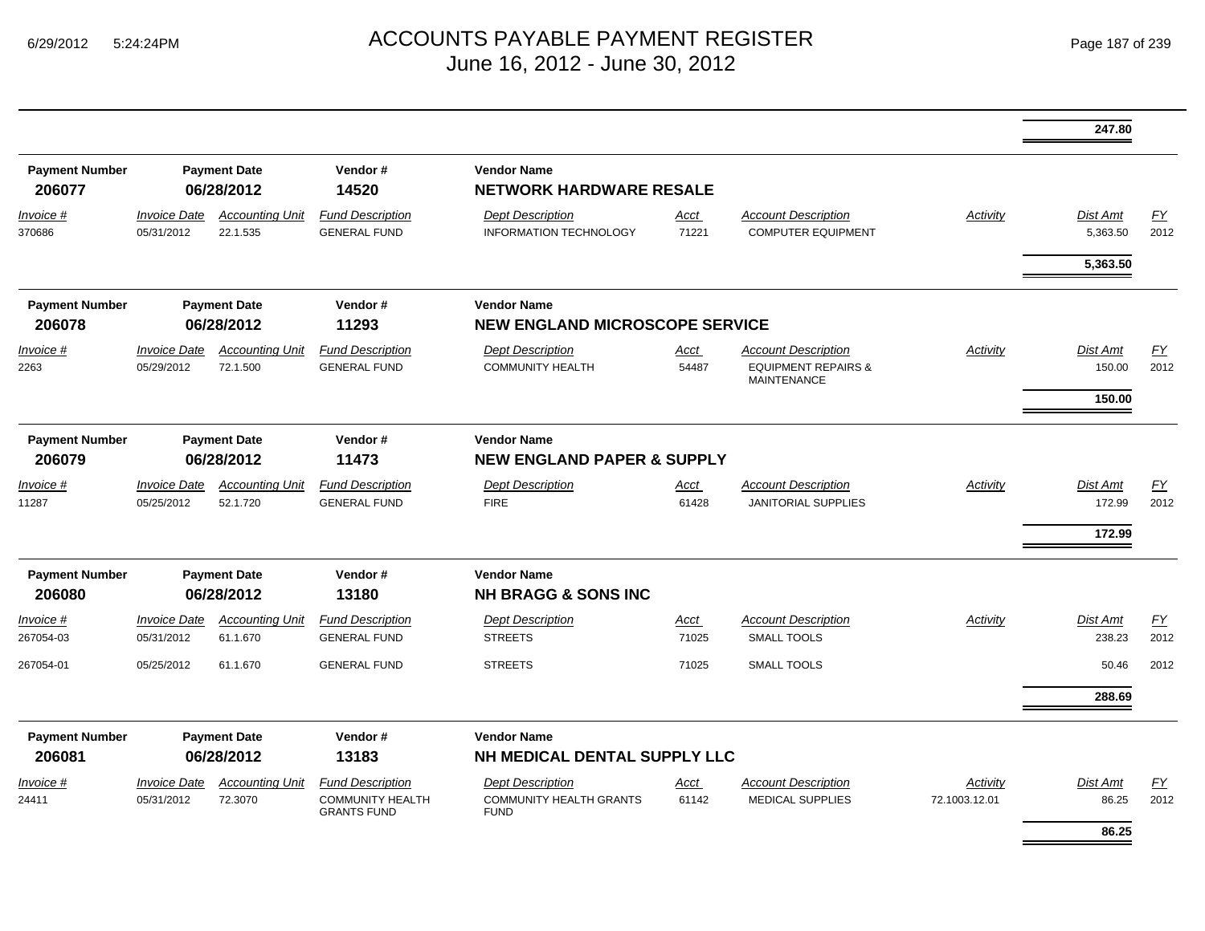# ACCOUNTS PAYABLE PAYMENT REGISTER

June 16, 2012 - June 30, 2012

| | | | | | | | | | |
|---|---|---|---|---|---|---|---|---|---|
| | | | | | | | | **247.80** | |

| Payment Number | Payment Date | Vendor # | Vendor Name |
|---|---|---|---|
| **206077** | **06/28/2012** | **14520** | **NETWORK HARDWARE RESALE** |

| *Invoice #* | *Invoice Date* | *Accounting Unit* | *Fund Description* | *Dept Description* | *Acct* | *Account Description* | *Activity* | *Dist Amt* | *FY* |
|---|---|---|---|---|---|---|---|---|---|
| 370686 | 05/31/2012 | 22.1.535 | GENERAL FUND | INFORMATION TECHNOLOGY | 71221 | COMPUTER EQUIPMENT | | 5,363.50 | 2012 |
| | | | | | | | | **5,363.50** | |

| Payment Number | Payment Date | Vendor # | Vendor Name |
|---|---|---|---|
| **206078** | **06/28/2012** | **11293** | **NEW ENGLAND MICROSCOPE SERVICE** |

| *Invoice #* | *Invoice Date* | *Accounting Unit* | *Fund Description* | *Dept Description* | *Acct* | *Account Description* | *Activity* | *Dist Amt* | *FY* |
|---|---|---|---|---|---|---|---|---|---|
| 2263 | 05/29/2012 | 72.1.500 | GENERAL FUND | COMMUNITY HEALTH | 54487 | EQUIPMENT REPAIRS & MAINTENANCE | | 150.00 | 2012 |
| | | | | | | | | **150.00** | |

| Payment Number | Payment Date | Vendor # | Vendor Name |
|---|---|---|---|
| **206079** | **06/28/2012** | **11473** | **NEW ENGLAND PAPER & SUPPLY** |

| *Invoice #* | *Invoice Date* | *Accounting Unit* | *Fund Description* | *Dept Description* | *Acct* | *Account Description* | *Activity* | *Dist Amt* | *FY* |
|---|---|---|---|---|---|---|---|---|---|
| 11287 | 05/25/2012 | 52.1.720 | GENERAL FUND | FIRE | 61428 | JANITORIAL SUPPLIES | | 172.99 | 2012 |
| | | | | | | | | **172.99** | |

| Payment Number | Payment Date | Vendor # | Vendor Name |
|---|---|---|---|
| **206080** | **06/28/2012** | **13180** | **NH BRAGG & SONS INC** |

| *Invoice #* | *Invoice Date* | *Accounting Unit* | *Fund Description* | *Dept Description* | *Acct* | *Account Description* | *Activity* | *Dist Amt* | *FY* |
|---|---|---|---|---|---|---|---|---|---|
| 267054-03 | 05/31/2012 | 61.1.670 | GENERAL FUND | STREETS | 71025 | SMALL TOOLS | | 238.23 | 2012 |
| 267054-01 | 05/25/2012 | 61.1.670 | GENERAL FUND | STREETS | 71025 | SMALL TOOLS | | 50.46 | 2012 |
| | | | | | | | | **288.69** | |

| Payment Number | Payment Date | Vendor # | Vendor Name |
|---|---|---|---|
| **206081** | **06/28/2012** | **13183** | **NH MEDICAL DENTAL SUPPLY LLC** |

| *Invoice #* | *Invoice Date* | *Accounting Unit* | *Fund Description* | *Dept Description* | *Acct* | *Account Description* | *Activity* | *Dist Amt* | *FY* |
|---|---|---|---|---|---|---|---|---|---|
| 24411 | 05/31/2012 | 72.3070 | COMMUNITY HEALTH GRANTS FUND | COMMUNITY HEALTH GRANTS FUND | 61142 | MEDICAL SUPPLIES | 72.1003.12.01 | 86.25 | 2012 |
| | | | | | | | | **86.25** | |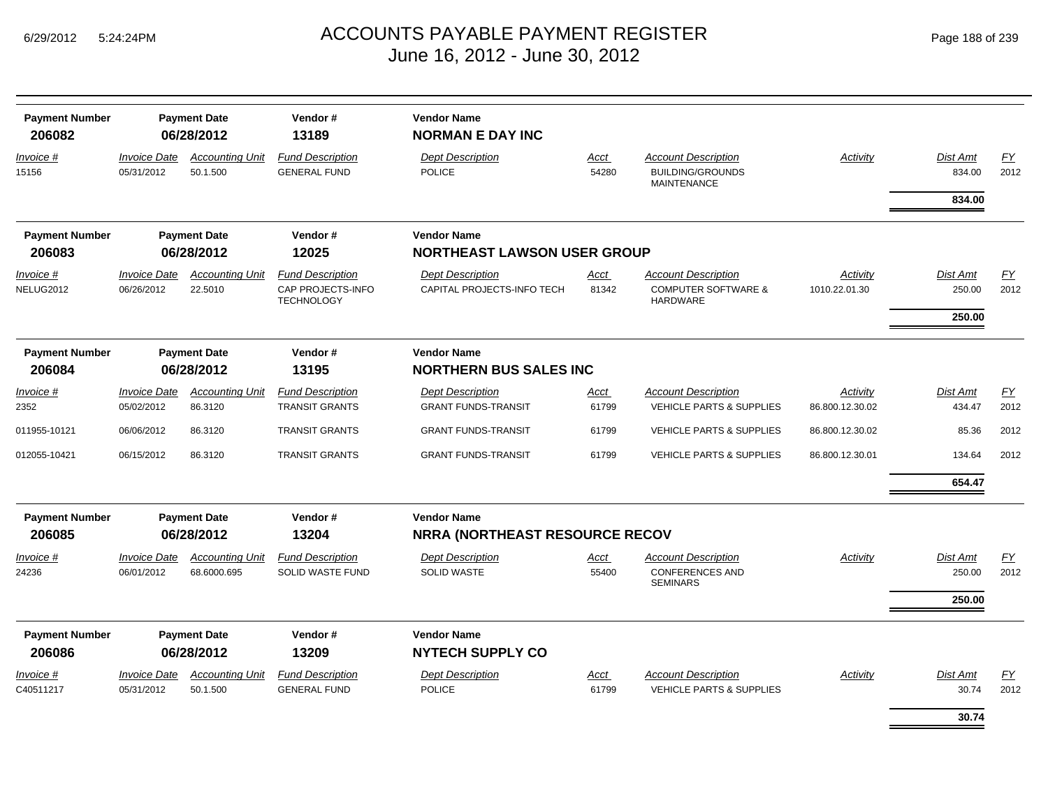# ACCOUNTS PAYABLE PAYMENT REGISTER
## June 16, 2012 - June 30, 2012

| Payment Number | Payment Date | Vendor # | Vendor Name |
|---|---|---|---|
| 206082 | 06/28/2012 | 13189 | **NORMAN E DAY INC** |

| Invoice # | Invoice Date | Accounting Unit | Fund Description | Dept Description | Acct | Account Description | Activity | Dist Amt | FY |
|---|---|---|---|---|---|---|---|---|---|
| 15156 | 05/31/2012 | 50.1.500 | GENERAL FUND | POLICE | 54280 | BUILDING/GROUNDS MAINTENANCE | | 834.00 | 2012 |
| | | | | | | | | **834.00** | |

| Payment Number | Payment Date | Vendor # | Vendor Name |
|---|---|---|---|
| 206083 | 06/28/2012 | 12025 | **NORTHEAST LAWSON USER GROUP** |

| Invoice # | Invoice Date | Accounting Unit | Fund Description | Dept Description | Acct | Account Description | Activity | Dist Amt | FY |
|---|---|---|---|---|---|---|---|---|---|
| NELUG2012 | 06/26/2012 | 22.5010 | CAP PROJECTS-INFO TECHNOLOGY | CAPITAL PROJECTS-INFO TECH | 81342 | COMPUTER SOFTWARE & HARDWARE | 1010.22.01.30 | 250.00 | 2012 |
| | | | | | | | | **250.00** | |

| Payment Number | Payment Date | Vendor # | Vendor Name |
|---|---|---|---|
| 206084 | 06/28/2012 | 13195 | **NORTHERN BUS SALES INC** |

| Invoice # | Invoice Date | Accounting Unit | Fund Description | Dept Description | Acct | Account Description | Activity | Dist Amt | FY |
|---|---|---|---|---|---|---|---|---|---|
| 2352 | 05/02/2012 | 86.3120 | TRANSIT GRANTS | GRANT FUNDS-TRANSIT | 61799 | VEHICLE PARTS & SUPPLIES | 86.800.12.30.02 | 434.47 | 2012 |
| 011955-10121 | 06/06/2012 | 86.3120 | TRANSIT GRANTS | GRANT FUNDS-TRANSIT | 61799 | VEHICLE PARTS & SUPPLIES | 86.800.12.30.02 | 85.36 | 2012 |
| 012055-10421 | 06/15/2012 | 86.3120 | TRANSIT GRANTS | GRANT FUNDS-TRANSIT | 61799 | VEHICLE PARTS & SUPPLIES | 86.800.12.30.01 | 134.64 | 2012 |
| | | | | | | | | **654.47** | |

| Payment Number | Payment Date | Vendor # | Vendor Name |
|---|---|---|---|
| 206085 | 06/28/2012 | 13204 | **NRRA (NORTHEAST RESOURCE RECOV** |

| Invoice # | Invoice Date | Accounting Unit | Fund Description | Dept Description | Acct | Account Description | Activity | Dist Amt | FY |
|---|---|---|---|---|---|---|---|---|---|
| 24236 | 06/01/2012 | 68.6000.695 | SOLID WASTE FUND | SOLID WASTE | 55400 | CONFERENCES AND SEMINARS | | 250.00 | 2012 |
| | | | | | | | | **250.00** | |

| Payment Number | Payment Date | Vendor # | Vendor Name |
|---|---|---|---|
| 206086 | 06/28/2012 | 13209 | **NYTECH SUPPLY CO** |

| Invoice # | Invoice Date | Accounting Unit | Fund Description | Dept Description | Acct | Account Description | Activity | Dist Amt | FY |
|---|---|---|---|---|---|---|---|---|---|
| C40511217 | 05/31/2012 | 50.1.500 | GENERAL FUND | POLICE | 61799 | VEHICLE PARTS & SUPPLIES | | 30.74 | 2012 |
| | | | | | | | | **30.74** | |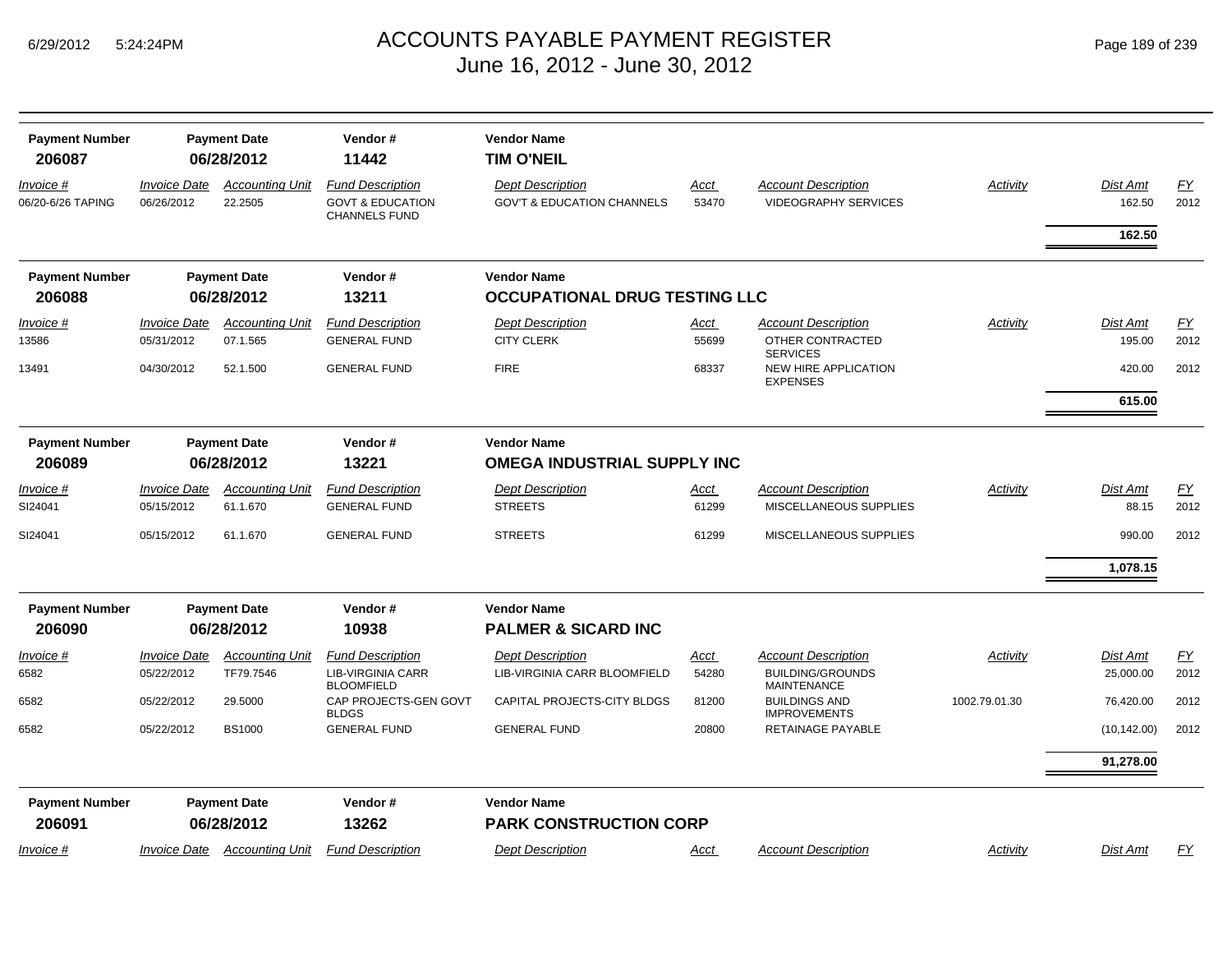# ACCOUNTS PAYABLE PAYMENT REGISTER
## June 16, 2012 - June 30, 2012

| Payment Number | Payment Date | Vendor # | Vendor Name |
|---|---|---|---|
| **206087** | **06/28/2012** | **11442** | **TIM O'NEIL** |

| Invoice # | Invoice Date | Accounting Unit | Fund Description | Dept Description | Acct | Account Description | Activity | Dist Amt | FY |
|---|---|---|---|---|---|---|---|---|---|
| 06/20-6/26 TAPING | 06/26/2012 | 22.2505 | GOVT & EDUCATION CHANNELS FUND | GOV'T & EDUCATION CHANNELS | 53470 | VIDEOGRAPHY SERVICES | | 162.50 | 2012 |
| | | | | | | | | **162.50** | |

| Payment Number | Payment Date | Vendor # | Vendor Name |
|---|---|---|---|
| **206088** | **06/28/2012** | **13211** | **OCCUPATIONAL DRUG TESTING LLC** |

| Invoice # | Invoice Date | Accounting Unit | Fund Description | Dept Description | Acct | Account Description | Activity | Dist Amt | FY |
|---|---|---|---|---|---|---|---|---|---|
| 13586 | 05/31/2012 | 07.1.565 | GENERAL FUND | CITY CLERK | 55699 | OTHER CONTRACTED SERVICES | | 195.00 | 2012 |
| 13491 | 04/30/2012 | 52.1.500 | GENERAL FUND | FIRE | 68337 | NEW HIRE APPLICATION EXPENSES | | 420.00 | 2012 |
| | | | | | | | | **615.00** | |

| Payment Number | Payment Date | Vendor # | Vendor Name |
|---|---|---|---|
| **206089** | **06/28/2012** | **13221** | **OMEGA INDUSTRIAL SUPPLY INC** |

| Invoice # | Invoice Date | Accounting Unit | Fund Description | Dept Description | Acct | Account Description | Activity | Dist Amt | FY |
|---|---|---|---|---|---|---|---|---|---|
| SI24041 | 05/15/2012 | 61.1.670 | GENERAL FUND | STREETS | 61299 | MISCELLANEOUS SUPPLIES | | 88.15 | 2012 |
| SI24041 | 05/15/2012 | 61.1.670 | GENERAL FUND | STREETS | 61299 | MISCELLANEOUS SUPPLIES | | 990.00 | 2012 |
| | | | | | | | | **1,078.15** | |

| Payment Number | Payment Date | Vendor # | Vendor Name |
|---|---|---|---|
| **206090** | **06/28/2012** | **10938** | **PALMER & SICARD INC** |

| Invoice # | Invoice Date | Accounting Unit | Fund Description | Dept Description | Acct | Account Description | Activity | Dist Amt | FY |
|---|---|---|---|---|---|---|---|---|---|
| 6582 | 05/22/2012 | TF79.7546 | LIB-VIRGINIA CARR BLOOMFIELD | LIB-VIRGINIA CARR BLOOMFIELD | 54280 | BUILDING/GROUNDS MAINTENANCE | | 25,000.00 | 2012 |
| 6582 | 05/22/2012 | 29.5000 | CAP PROJECTS-GEN GOVT BLDGS | CAPITAL PROJECTS-CITY BLDGS | 81200 | BUILDINGS AND IMPROVEMENTS | 1002.79.01.30 | 76,420.00 | 2012 |
| 6582 | 05/22/2012 | BS1000 | GENERAL FUND | GENERAL FUND | 20800 | RETAINAGE PAYABLE | | (10,142.00) | 2012 |
| | | | | | | | | **91,278.00** | |

| Payment Number | Payment Date | Vendor # | Vendor Name |
|---|---|---|---|
| **206091** | **06/28/2012** | **13262** | **PARK CONSTRUCTION CORP** |

| Invoice # | Invoice Date | Accounting Unit | Fund Description | Dept Description | Acct | Account Description | Activity | Dist Amt | FY |
|---|---|---|---|---|---|---|---|---|---|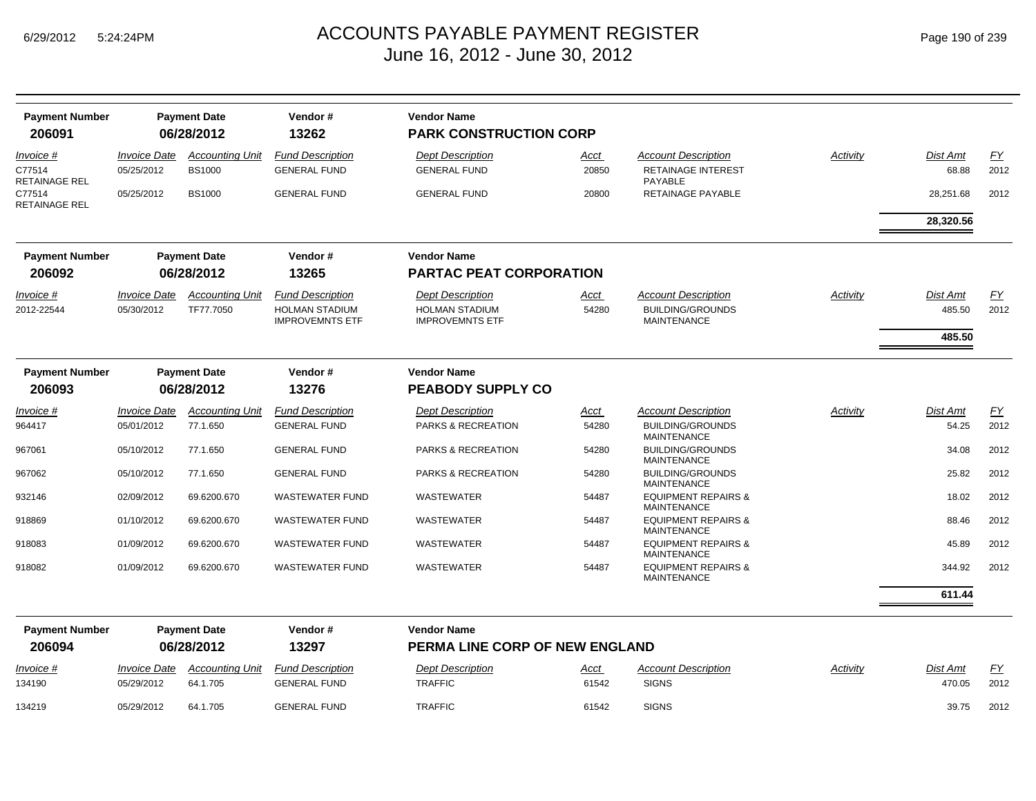# ACCOUNTS PAYABLE PAYMENT REGISTER
## June 16, 2012 - June 30, 2012

| Payment Number | Payment Date | Vendor # | Vendor Name |
|---|---|---|---|
| **206091** | **06/28/2012** | **13262** | **PARK CONSTRUCTION CORP** |

| Invoice # | Invoice Date | Accounting Unit | Fund Description | Dept Description | Acct | Account Description | Activity | Dist Amt | FY |
|---|---|---|---|---|---|---|---|---|---|
| C77514 RETAINAGE REL | 05/25/2012 | BS1000 | GENERAL FUND | GENERAL FUND | 20850 | RETAINAGE INTEREST PAYABLE | | 68.88 | 2012 |
| C77514 RETAINAGE REL | 05/25/2012 | BS1000 | GENERAL FUND | GENERAL FUND | 20800 | RETAINAGE PAYABLE | | 28,251.68 | 2012 |
| | | | | | | | | **28,320.56** | |

| Payment Number | Payment Date | Vendor # | Vendor Name |
|---|---|---|---|
| **206092** | **06/28/2012** | **13265** | **PARTAC PEAT CORPORATION** |

| Invoice # | Invoice Date | Accounting Unit | Fund Description | Dept Description | Acct | Account Description | Activity | Dist Amt | FY |
|---|---|---|---|---|---|---|---|---|---|
| 2012-22544 | 05/30/2012 | TF77.7050 | HOLMAN STADIUM IMPROVEMNTS ETF | HOLMAN STADIUM IMPROVEMNTS ETF | 54280 | BUILDING/GROUNDS MAINTENANCE | | 485.50 | 2012 |
| | | | | | | | | **485.50** | |

| Payment Number | Payment Date | Vendor # | Vendor Name |
|---|---|---|---|
| **206093** | **06/28/2012** | **13276** | **PEABODY SUPPLY CO** |

| Invoice # | Invoice Date | Accounting Unit | Fund Description | Dept Description | Acct | Account Description | Activity | Dist Amt | FY |
|---|---|---|---|---|---|---|---|---|---|
| 964417 | 05/01/2012 | 77.1.650 | GENERAL FUND | PARKS & RECREATION | 54280 | BUILDING/GROUNDS MAINTENANCE | | 54.25 | 2012 |
| 967061 | 05/10/2012 | 77.1.650 | GENERAL FUND | PARKS & RECREATION | 54280 | BUILDING/GROUNDS MAINTENANCE | | 34.08 | 2012 |
| 967062 | 05/10/2012 | 77.1.650 | GENERAL FUND | PARKS & RECREATION | 54280 | BUILDING/GROUNDS MAINTENANCE | | 25.82 | 2012 |
| 932146 | 02/09/2012 | 69.6200.670 | WASTEWATER FUND | WASTEWATER | 54487 | EQUIPMENT REPAIRS & MAINTENANCE | | 18.02 | 2012 |
| 918869 | 01/10/2012 | 69.6200.670 | WASTEWATER FUND | WASTEWATER | 54487 | EQUIPMENT REPAIRS & MAINTENANCE | | 88.46 | 2012 |
| 918083 | 01/09/2012 | 69.6200.670 | WASTEWATER FUND | WASTEWATER | 54487 | EQUIPMENT REPAIRS & MAINTENANCE | | 45.89 | 2012 |
| 918082 | 01/09/2012 | 69.6200.670 | WASTEWATER FUND | WASTEWATER | 54487 | EQUIPMENT REPAIRS & MAINTENANCE | | 344.92 | 2012 |
| | | | | | | | | **611.44** | |

| Payment Number | Payment Date | Vendor # | Vendor Name |
|---|---|---|---|
| **206094** | **06/28/2012** | **13297** | **PERMA LINE CORP OF NEW ENGLAND** |

| Invoice # | Invoice Date | Accounting Unit | Fund Description | Dept Description | Acct | Account Description | Activity | Dist Amt | FY |
|---|---|---|---|---|---|---|---|---|---|
| 134190 | 05/29/2012 | 64.1.705 | GENERAL FUND | TRAFFIC | 61542 | SIGNS | | 470.05 | 2012 |
| 134219 | 05/29/2012 | 64.1.705 | GENERAL FUND | TRAFFIC | 61542 | SIGNS | | 39.75 | 2012 |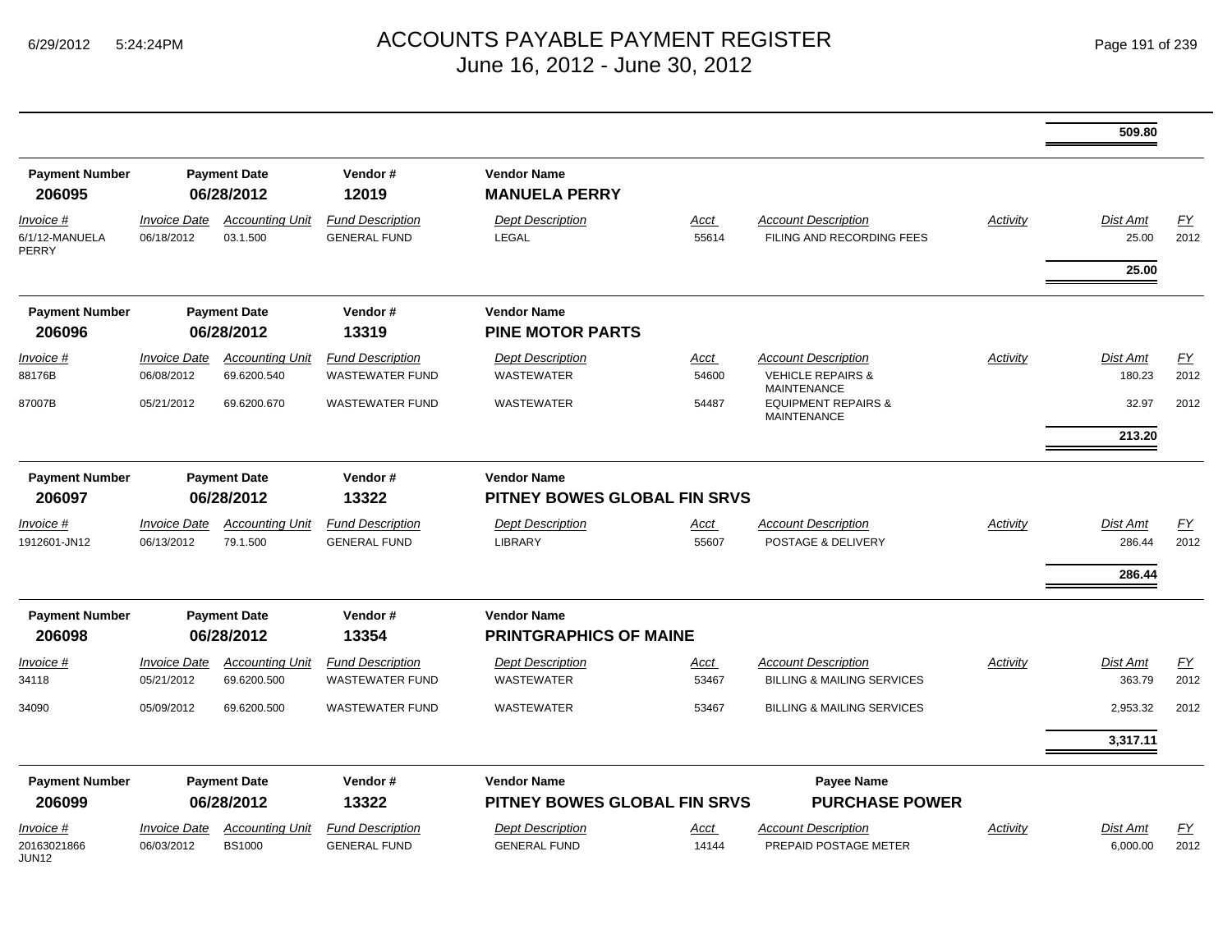| | | | | | | | | | |
|---|---|---|---|---|---|---|---|---|---|
| | | | | | | | | **509.80** | |

| Payment Number | Payment Date | Vendor # | Vendor Name | | | | | | |
|---|---|---|---|---|---|---|---|---|---|
| **206095** | **06/28/2012** | **12019** | **MANUELA PERRY** | | | | | | |
| *Invoice #* | *Invoice Date* | *Accounting Unit* | *Fund Description* | *Dept Description* | *Acct* | *Account Description* | *Activity* | *Dist Amt* | *FY* |
| 6/1/12-MANUELA PERRY | 06/18/2012 | 03.1.500 | GENERAL FUND | LEGAL | 55614 | FILING AND RECORDING FEES | | 25.00 | 2012 |
| | | | | | | | | **25.00** | |

| Payment Number | Payment Date | Vendor # | Vendor Name | | | | | | |
|---|---|---|---|---|---|---|---|---|---|
| **206096** | **06/28/2012** | **13319** | **PINE MOTOR PARTS** | | | | | | |
| *Invoice #* | *Invoice Date* | *Accounting Unit* | *Fund Description* | *Dept Description* | *Acct* | *Account Description* | *Activity* | *Dist Amt* | *FY* |
| 88176B | 06/08/2012 | 69.6200.540 | WASTEWATER FUND | WASTEWATER | 54600 | VEHICLE REPAIRS & MAINTENANCE | | 180.23 | 2012 |
| 87007B | 05/21/2012 | 69.6200.670 | WASTEWATER FUND | WASTEWATER | 54487 | EQUIPMENT REPAIRS & MAINTENANCE | | 32.97 | 2012 |
| | | | | | | | | **213.20** | |

| Payment Number | Payment Date | Vendor # | Vendor Name | | | | | | |
|---|---|---|---|---|---|---|---|---|---|
| **206097** | **06/28/2012** | **13322** | **PITNEY BOWES GLOBAL FIN SRVS** | | | | | | |
| *Invoice #* | *Invoice Date* | *Accounting Unit* | *Fund Description* | *Dept Description* | *Acct* | *Account Description* | *Activity* | *Dist Amt* | *FY* |
| 1912601-JN12 | 06/13/2012 | 79.1.500 | GENERAL FUND | LIBRARY | 55607 | POSTAGE & DELIVERY | | 286.44 | 2012 |
| | | | | | | | | **286.44** | |

| Payment Number | Payment Date | Vendor # | Vendor Name | | | | | | |
|---|---|---|---|---|---|---|---|---|---|
| **206098** | **06/28/2012** | **13354** | **PRINTGRAPHICS OF MAINE** | | | | | | |
| *Invoice #* | *Invoice Date* | *Accounting Unit* | *Fund Description* | *Dept Description* | *Acct* | *Account Description* | *Activity* | *Dist Amt* | *FY* |
| 34118 | 05/21/2012 | 69.6200.500 | WASTEWATER FUND | WASTEWATER | 53467 | BILLING & MAILING SERVICES | | 363.79 | 2012 |
| 34090 | 05/09/2012 | 69.6200.500 | WASTEWATER FUND | WASTEWATER | 53467 | BILLING & MAILING SERVICES | | 2,953.32 | 2012 |
| | | | | | | | | **3,317.11** | |

| Payment Number | Payment Date | Vendor # | Vendor Name | | Payee Name | | | | |
|---|---|---|---|---|---|---|---|---|---|
| **206099** | **06/28/2012** | **13322** | **PITNEY BOWES GLOBAL FIN SRVS** | | **PURCHASE POWER** | | | | |
| *Invoice #* | *Invoice Date* | *Accounting Unit* | *Fund Description* | *Dept Description* | *Acct* | *Account Description* | *Activity* | *Dist Amt* | *FY* |
| 20163021866 JUN12 | 06/03/2012 | BS1000 | GENERAL FUND | GENERAL FUND | 14144 | PREPAID POSTAGE METER | | 6,000.00 | 2012 |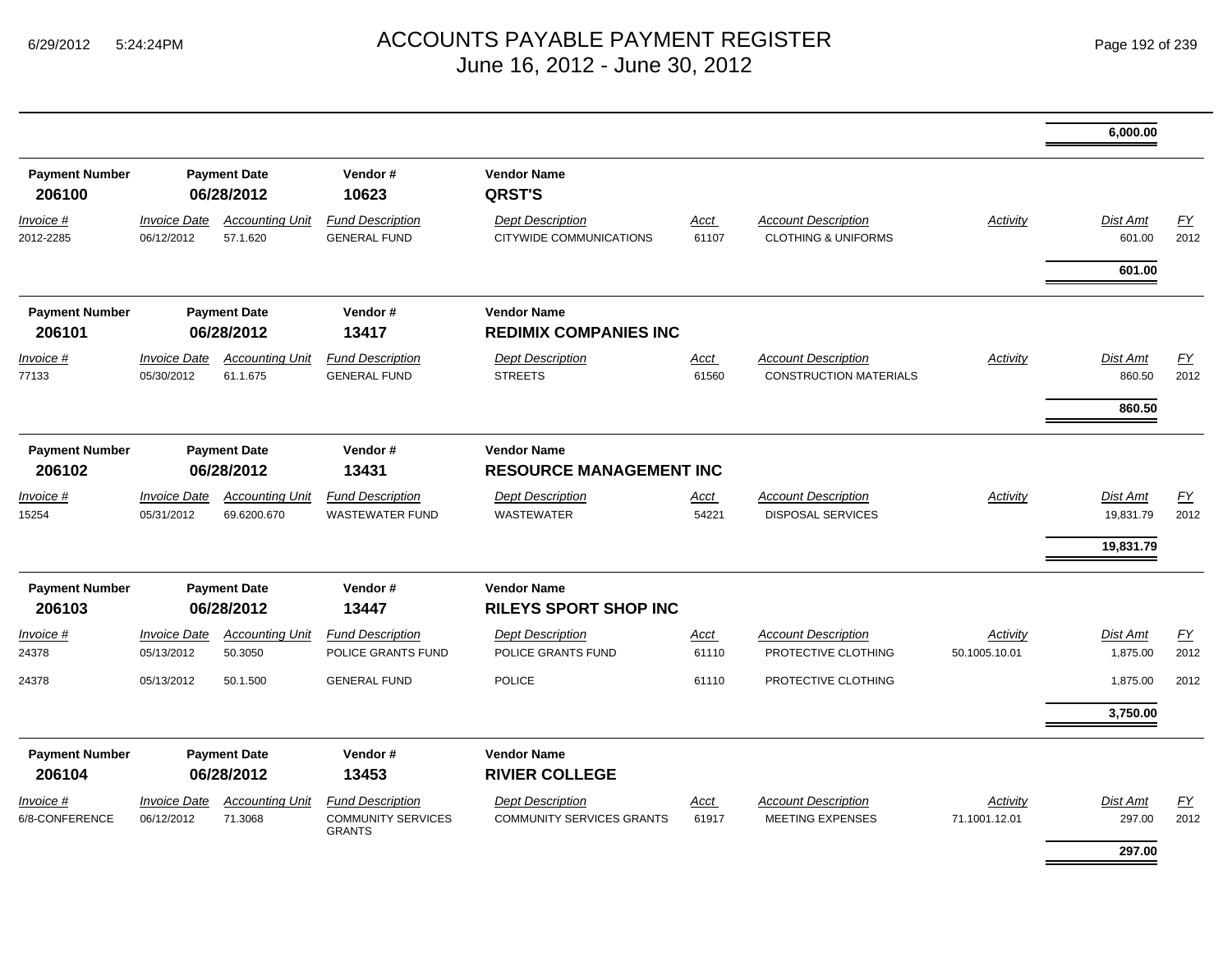# ACCOUNTS PAYABLE PAYMENT REGISTER
June 16, 2012 - June 30, 2012

| | | | | | | | | | |
|---|---|---|---|---|---|---|---|---|---|
| | | | | | | | | **6,000.00** | |

| Payment Number | Payment Date | | Vendor # | Vendor Name | | | | | |
|---|---|---|---|---|---|---|---|---|---|
| **206100** | **06/28/2012** | | **10623** | **QRST'S** | | | | | |
| *Invoice #* | *Invoice Date* | *Accounting Unit* | *Fund Description* | *Dept Description* | *Acct* | *Account Description* | *Activity* | *Dist Amt* | *FY* |
| 2012-2285 | 06/12/2012 | 57.1.620 | GENERAL FUND | CITYWIDE COMMUNICATIONS | 61107 | CLOTHING & UNIFORMS | | 601.00 | 2012 |
| | | | | | | | | **601.00** | |

| Payment Number | Payment Date | | Vendor # | Vendor Name | | | | | |
|---|---|---|---|---|---|---|---|---|---|
| **206101** | **06/28/2012** | | **13417** | **REDIMIX COMPANIES INC** | | | | | |
| *Invoice #* | *Invoice Date* | *Accounting Unit* | *Fund Description* | *Dept Description* | *Acct* | *Account Description* | *Activity* | *Dist Amt* | *FY* |
| 77133 | 05/30/2012 | 61.1.675 | GENERAL FUND | STREETS | 61560 | CONSTRUCTION MATERIALS | | 860.50 | 2012 |
| | | | | | | | | **860.50** | |

| Payment Number | Payment Date | | Vendor # | Vendor Name | | | | | |
|---|---|---|---|---|---|---|---|---|---|
| **206102** | **06/28/2012** | | **13431** | **RESOURCE MANAGEMENT INC** | | | | | |
| *Invoice #* | *Invoice Date* | *Accounting Unit* | *Fund Description* | *Dept Description* | *Acct* | *Account Description* | *Activity* | *Dist Amt* | *FY* |
| 15254 | 05/31/2012 | 69.6200.670 | WASTEWATER FUND | WASTEWATER | 54221 | DISPOSAL SERVICES | | 19,831.79 | 2012 |
| | | | | | | | | **19,831.79** | |

| Payment Number | Payment Date | | Vendor # | Vendor Name | | | | | |
|---|---|---|---|---|---|---|---|---|---|
| **206103** | **06/28/2012** | | **13447** | **RILEYS SPORT SHOP INC** | | | | | |
| *Invoice #* | *Invoice Date* | *Accounting Unit* | *Fund Description* | *Dept Description* | *Acct* | *Account Description* | *Activity* | *Dist Amt* | *FY* |
| 24378 | 05/13/2012 | 50.3050 | POLICE GRANTS FUND | POLICE GRANTS FUND | 61110 | PROTECTIVE CLOTHING | 50.1005.10.01 | 1,875.00 | 2012 |
| 24378 | 05/13/2012 | 50.1.500 | GENERAL FUND | POLICE | 61110 | PROTECTIVE CLOTHING | | 1,875.00 | 2012 |
| | | | | | | | | **3,750.00** | |

| Payment Number | Payment Date | | Vendor # | Vendor Name | | | | | |
|---|---|---|---|---|---|---|---|---|---|
| **206104** | **06/28/2012** | | **13453** | **RIVIER COLLEGE** | | | | | |
| *Invoice #* | *Invoice Date* | *Accounting Unit* | *Fund Description* | *Dept Description* | *Acct* | *Account Description* | *Activity* | *Dist Amt* | *FY* |
| 6/8-CONFERENCE | 06/12/2012 | 71.3068 | COMMUNITY SERVICES GRANTS | COMMUNITY SERVICES GRANTS | 61917 | MEETING EXPENSES | 71.1001.12.01 | 297.00 | 2012 |
| | | | | | | | | **297.00** | |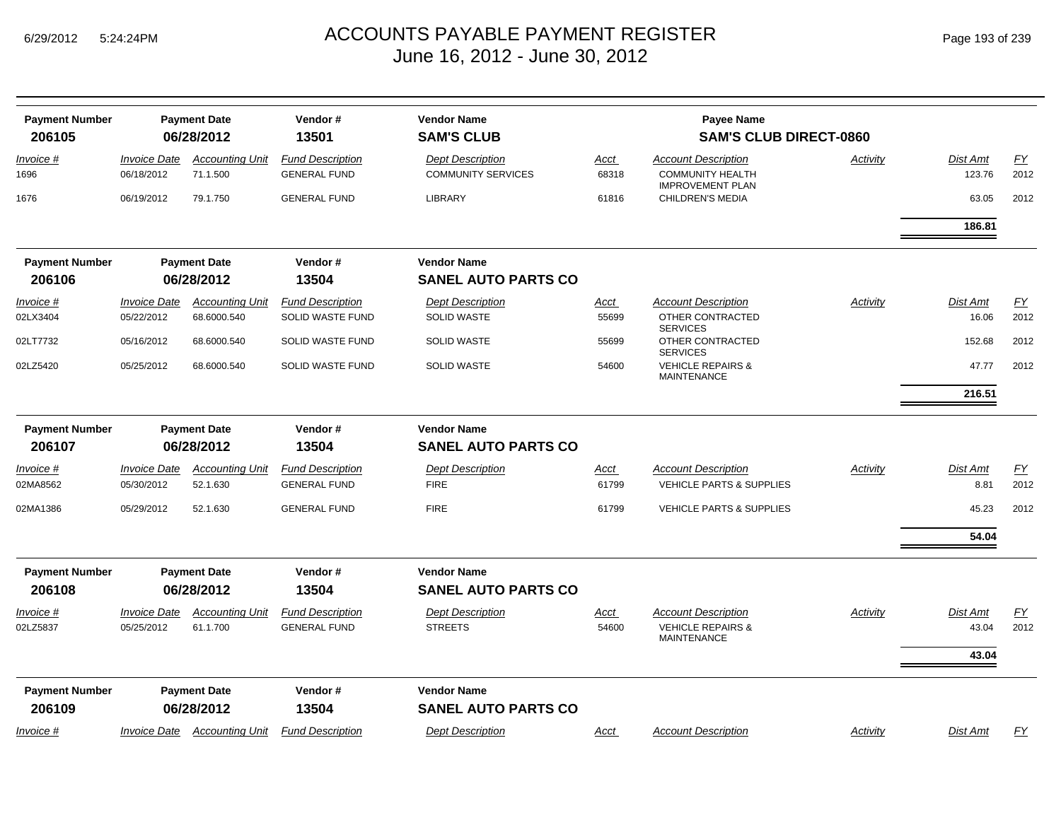# ACCOUNTS PAYABLE PAYMENT REGISTER
June 16, 2012 - June 30, 2012

| Payment Number | Payment Date | Vendor # | Vendor Name | Payee Name |
|---|---|---|---|---|
| **206105** | **06/28/2012** | **13501** | **SAM'S CLUB** | **SAM'S CLUB DIRECT-0860** |

| Invoice # | Invoice Date | Accounting Unit | Fund Description | Dept Description | Acct | Account Description | Activity | Dist Amt | FY |
|---|---|---|---|---|---|---|---|---|---|
| 1696 | 06/18/2012 | 71.1.500 | GENERAL FUND | COMMUNITY SERVICES | 68318 | COMMUNITY HEALTH IMPROVEMENT PLAN | | 123.76 | 2012 |
| 1676 | 06/19/2012 | 79.1.750 | GENERAL FUND | LIBRARY | 61816 | CHILDREN'S MEDIA | | 63.05 | 2012 |
| | | | | | | | | **186.81** | |

| Payment Number | Payment Date | Vendor # | Vendor Name |
|---|---|---|---|
| **206106** | **06/28/2012** | **13504** | **SANEL AUTO PARTS CO** |

| Invoice # | Invoice Date | Accounting Unit | Fund Description | Dept Description | Acct | Account Description | Activity | Dist Amt | FY |
|---|---|---|---|---|---|---|---|---|---|
| 02LX3404 | 05/22/2012 | 68.6000.540 | SOLID WASTE FUND | SOLID WASTE | 55699 | OTHER CONTRACTED SERVICES | | 16.06 | 2012 |
| 02LT7732 | 05/16/2012 | 68.6000.540 | SOLID WASTE FUND | SOLID WASTE | 55699 | OTHER CONTRACTED SERVICES | | 152.68 | 2012 |
| 02LZ5420 | 05/25/2012 | 68.6000.540 | SOLID WASTE FUND | SOLID WASTE | 54600 | VEHICLE REPAIRS & MAINTENANCE | | 47.77 | 2012 |
| | | | | | | | | **216.51** | |

| Payment Number | Payment Date | Vendor # | Vendor Name |
|---|---|---|---|
| **206107** | **06/28/2012** | **13504** | **SANEL AUTO PARTS CO** |

| Invoice # | Invoice Date | Accounting Unit | Fund Description | Dept Description | Acct | Account Description | Activity | Dist Amt | FY |
|---|---|---|---|---|---|---|---|---|---|
| 02MA8562 | 05/30/2012 | 52.1.630 | GENERAL FUND | FIRE | 61799 | VEHICLE PARTS & SUPPLIES | | 8.81 | 2012 |
| 02MA1386 | 05/29/2012 | 52.1.630 | GENERAL FUND | FIRE | 61799 | VEHICLE PARTS & SUPPLIES | | 45.23 | 2012 |
| | | | | | | | | **54.04** | |

| Payment Number | Payment Date | Vendor # | Vendor Name |
|---|---|---|---|
| **206108** | **06/28/2012** | **13504** | **SANEL AUTO PARTS CO** |

| Invoice # | Invoice Date | Accounting Unit | Fund Description | Dept Description | Acct | Account Description | Activity | Dist Amt | FY |
|---|---|---|---|---|---|---|---|---|---|
| 02LZ5837 | 05/25/2012 | 61.1.700 | GENERAL FUND | STREETS | 54600 | VEHICLE REPAIRS & MAINTENANCE | | 43.04 | 2012 |
| | | | | | | | | **43.04** | |

| Payment Number | Payment Date | Vendor # | Vendor Name |
|---|---|---|---|
| **206109** | **06/28/2012** | **13504** | **SANEL AUTO PARTS CO** |

| Invoice # | Invoice Date | Accounting Unit | Fund Description | Dept Description | Acct | Account Description | Activity | Dist Amt | FY |
|---|---|---|---|---|---|---|---|---|---|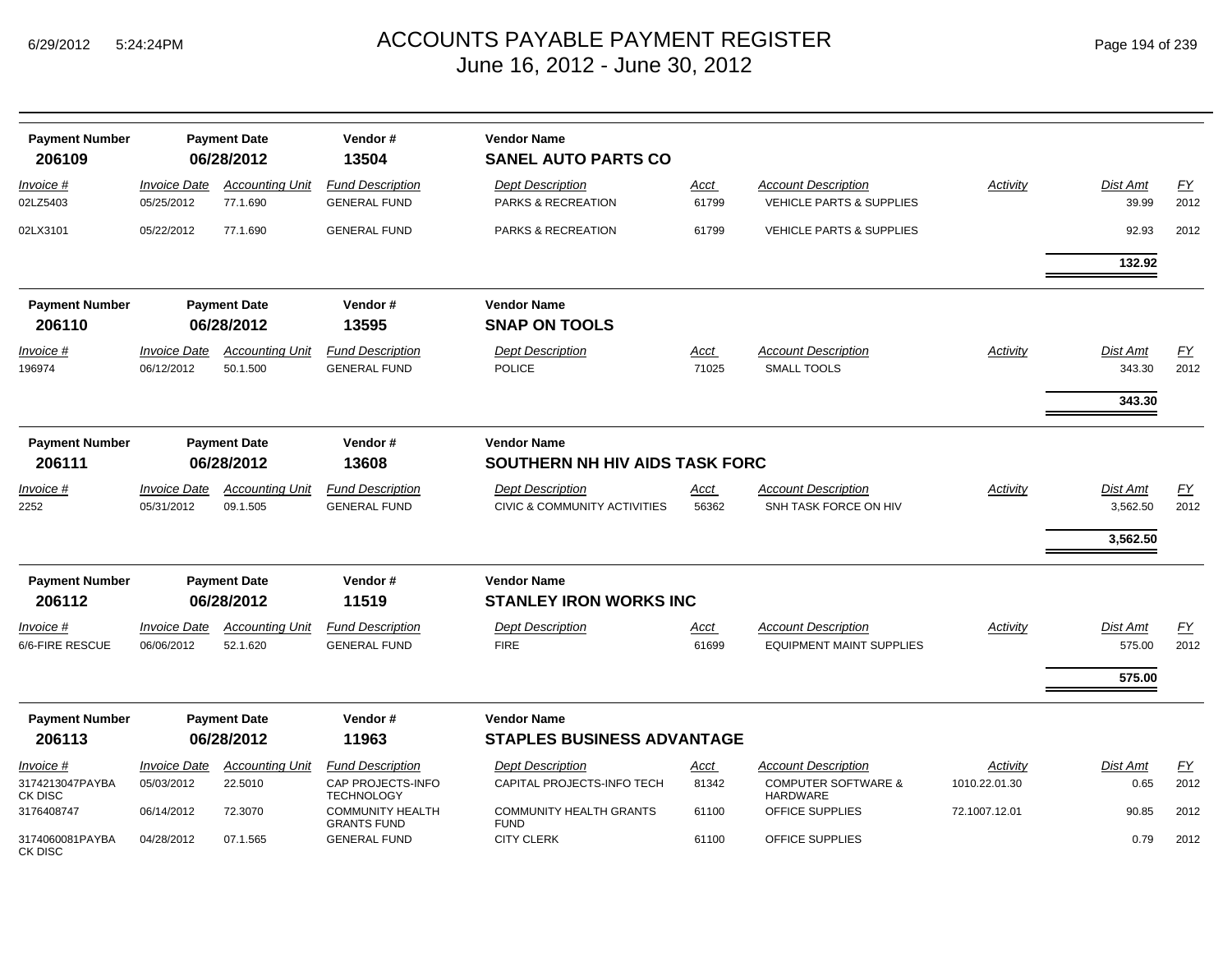# ACCOUNTS PAYABLE PAYMENT REGISTER
## June 16, 2012 - June 30, 2012

| Payment Number | Payment Date | Vendor # | Vendor Name |
|---|---|---|---|
| **206109** | **06/28/2012** | **13504** | **SANEL AUTO PARTS CO** |

| Invoice # | Invoice Date | Accounting Unit | Fund Description | Dept Description | Acct | Account Description | Activity | Dist Amt | FY |
|---|---|---|---|---|---|---|---|---|---|
| 02LZ5403 | 05/25/2012 | 77.1.690 | GENERAL FUND | PARKS & RECREATION | 61799 | VEHICLE PARTS & SUPPLIES | | 39.99 | 2012 |
| 02LX3101 | 05/22/2012 | 77.1.690 | GENERAL FUND | PARKS & RECREATION | 61799 | VEHICLE PARTS & SUPPLIES | | 92.93 | 2012 |
| | | | | | | | | **132.92** | |

| Payment Number | Payment Date | Vendor # | Vendor Name |
|---|---|---|---|
| **206110** | **06/28/2012** | **13595** | **SNAP ON TOOLS** |

| Invoice # | Invoice Date | Accounting Unit | Fund Description | Dept Description | Acct | Account Description | Activity | Dist Amt | FY |
|---|---|---|---|---|---|---|---|---|---|
| 196974 | 06/12/2012 | 50.1.500 | GENERAL FUND | POLICE | 71025 | SMALL TOOLS | | 343.30 | 2012 |
| | | | | | | | | **343.30** | |

| Payment Number | Payment Date | Vendor # | Vendor Name |
|---|---|---|---|
| **206111** | **06/28/2012** | **13608** | **SOUTHERN NH HIV AIDS TASK FORC** |

| Invoice # | Invoice Date | Accounting Unit | Fund Description | Dept Description | Acct | Account Description | Activity | Dist Amt | FY |
|---|---|---|---|---|---|---|---|---|---|
| 2252 | 05/31/2012 | 09.1.505 | GENERAL FUND | CIVIC & COMMUNITY ACTIVITIES | 56362 | SNH TASK FORCE ON HIV | | 3,562.50 | 2012 |
| | | | | | | | | **3,562.50** | |

| Payment Number | Payment Date | Vendor # | Vendor Name |
|---|---|---|---|
| **206112** | **06/28/2012** | **11519** | **STANLEY IRON WORKS INC** |

| Invoice # | Invoice Date | Accounting Unit | Fund Description | Dept Description | Acct | Account Description | Activity | Dist Amt | FY |
|---|---|---|---|---|---|---|---|---|---|
| 6/6-FIRE RESCUE | 06/06/2012 | 52.1.620 | GENERAL FUND | FIRE | 61699 | EQUIPMENT MAINT SUPPLIES | | 575.00 | 2012 |
| | | | | | | | | **575.00** | |

| Payment Number | Payment Date | Vendor # | Vendor Name |
|---|---|---|---|
| **206113** | **06/28/2012** | **11963** | **STAPLES BUSINESS ADVANTAGE** |

| Invoice # | Invoice Date | Accounting Unit | Fund Description | Dept Description | Acct | Account Description | Activity | Dist Amt | FY |
|---|---|---|---|---|---|---|---|---|---|
| 3174213047PAYBA CK DISC | 05/03/2012 | 22.5010 | CAP PROJECTS-INFO TECHNOLOGY | CAPITAL PROJECTS-INFO TECH | 81342 | COMPUTER SOFTWARE & HARDWARE | 1010.22.01.30 | 0.65 | 2012 |
| 3176408747 | 06/14/2012 | 72.3070 | COMMUNITY HEALTH GRANTS FUND | COMMUNITY HEALTH GRANTS FUND | 61100 | OFFICE SUPPLIES | 72.1007.12.01 | 90.85 | 2012 |
| 3174060081PAYBA CK DISC | 04/28/2012 | 07.1.565 | GENERAL FUND | CITY CLERK | 61100 | OFFICE SUPPLIES | | 0.79 | 2012 |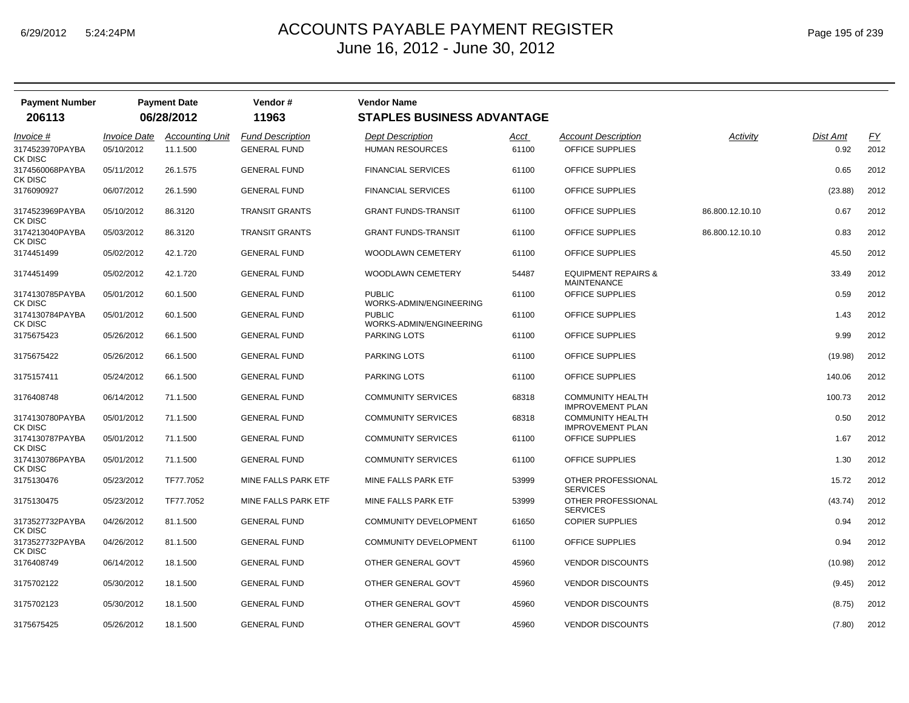# ACCOUNTS PAYABLE PAYMENT REGISTER
## June 16, 2012 - June 30, 2012

| Payment Number | Payment Date | Vendor # | Vendor Name |
|---|---|---|---|
| 206113 | 06/28/2012 | 11963 | STAPLES BUSINESS ADVANTAGE |

| Invoice # | Invoice Date | Accounting Unit | Fund Description | Dept Description | Acct | Account Description | Activity | Dist Amt | FY |
|---|---|---|---|---|---|---|---|---|---|
| 3174523970PAYBA CK DISC | 05/10/2012 | 11.1.500 | GENERAL FUND | HUMAN RESOURCES | 61100 | OFFICE SUPPLIES | | 0.92 | 2012 |
| 3174560068PAYBA CK DISC | 05/11/2012 | 26.1.575 | GENERAL FUND | FINANCIAL SERVICES | 61100 | OFFICE SUPPLIES | | 0.65 | 2012 |
| 3176090927 | 06/07/2012 | 26.1.590 | GENERAL FUND | FINANCIAL SERVICES | 61100 | OFFICE SUPPLIES | | (23.88) | 2012 |
| 3174523969PAYBA CK DISC | 05/10/2012 | 86.3120 | TRANSIT GRANTS | GRANT FUNDS-TRANSIT | 61100 | OFFICE SUPPLIES | 86.800.12.10.10 | 0.67 | 2012 |
| 3174213040PAYBA CK DISC | 05/03/2012 | 86.3120 | TRANSIT GRANTS | GRANT FUNDS-TRANSIT | 61100 | OFFICE SUPPLIES | 86.800.12.10.10 | 0.83 | 2012 |
| 3174451499 | 05/02/2012 | 42.1.720 | GENERAL FUND | WOODLAWN CEMETERY | 61100 | OFFICE SUPPLIES | | 45.50 | 2012 |
| 3174451499 | 05/02/2012 | 42.1.720 | GENERAL FUND | WOODLAWN CEMETERY | 54487 | EQUIPMENT REPAIRS & MAINTENANCE | | 33.49 | 2012 |
| 3174130785PAYBA CK DISC | 05/01/2012 | 60.1.500 | GENERAL FUND | PUBLIC WORKS-ADMIN/ENGINEERING | 61100 | OFFICE SUPPLIES | | 0.59 | 2012 |
| 3174130784PAYBA CK DISC | 05/01/2012 | 60.1.500 | GENERAL FUND | PUBLIC WORKS-ADMIN/ENGINEERING | 61100 | OFFICE SUPPLIES | | 1.43 | 2012 |
| 3175675423 | 05/26/2012 | 66.1.500 | GENERAL FUND | PARKING LOTS | 61100 | OFFICE SUPPLIES | | 9.99 | 2012 |
| 3175675422 | 05/26/2012 | 66.1.500 | GENERAL FUND | PARKING LOTS | 61100 | OFFICE SUPPLIES | | (19.98) | 2012 |
| 3175157411 | 05/24/2012 | 66.1.500 | GENERAL FUND | PARKING LOTS | 61100 | OFFICE SUPPLIES | | 140.06 | 2012 |
| 3176408748 | 06/14/2012 | 71.1.500 | GENERAL FUND | COMMUNITY SERVICES | 68318 | COMMUNITY HEALTH IMPROVEMENT PLAN | | 100.73 | 2012 |
| 3174130780PAYBA CK DISC | 05/01/2012 | 71.1.500 | GENERAL FUND | COMMUNITY SERVICES | 68318 | COMMUNITY HEALTH IMPROVEMENT PLAN | | 0.50 | 2012 |
| 3174130787PAYBA CK DISC | 05/01/2012 | 71.1.500 | GENERAL FUND | COMMUNITY SERVICES | 61100 | OFFICE SUPPLIES | | 1.67 | 2012 |
| 3174130786PAYBA CK DISC | 05/01/2012 | 71.1.500 | GENERAL FUND | COMMUNITY SERVICES | 61100 | OFFICE SUPPLIES | | 1.30 | 2012 |
| 3175130476 | 05/23/2012 | TF77.7052 | MINE FALLS PARK ETF | MINE FALLS PARK ETF | 53999 | OTHER PROFESSIONAL SERVICES | | 15.72 | 2012 |
| 3175130475 | 05/23/2012 | TF77.7052 | MINE FALLS PARK ETF | MINE FALLS PARK ETF | 53999 | OTHER PROFESSIONAL SERVICES | | (43.74) | 2012 |
| 3173527732PAYBA CK DISC | 04/26/2012 | 81.1.500 | GENERAL FUND | COMMUNITY DEVELOPMENT | 61650 | COPIER SUPPLIES | | 0.94 | 2012 |
| 3173527732PAYBA CK DISC | 04/26/2012 | 81.1.500 | GENERAL FUND | COMMUNITY DEVELOPMENT | 61100 | OFFICE SUPPLIES | | 0.94 | 2012 |
| 3176408749 | 06/14/2012 | 18.1.500 | GENERAL FUND | OTHER GENERAL GOV'T | 45960 | VENDOR DISCOUNTS | | (10.98) | 2012 |
| 3175702122 | 05/30/2012 | 18.1.500 | GENERAL FUND | OTHER GENERAL GOV'T | 45960 | VENDOR DISCOUNTS | | (9.45) | 2012 |
| 3175702123 | 05/30/2012 | 18.1.500 | GENERAL FUND | OTHER GENERAL GOV'T | 45960 | VENDOR DISCOUNTS | | (8.75) | 2012 |
| 3175675425 | 05/26/2012 | 18.1.500 | GENERAL FUND | OTHER GENERAL GOV'T | 45960 | VENDOR DISCOUNTS | | (7.80) | 2012 |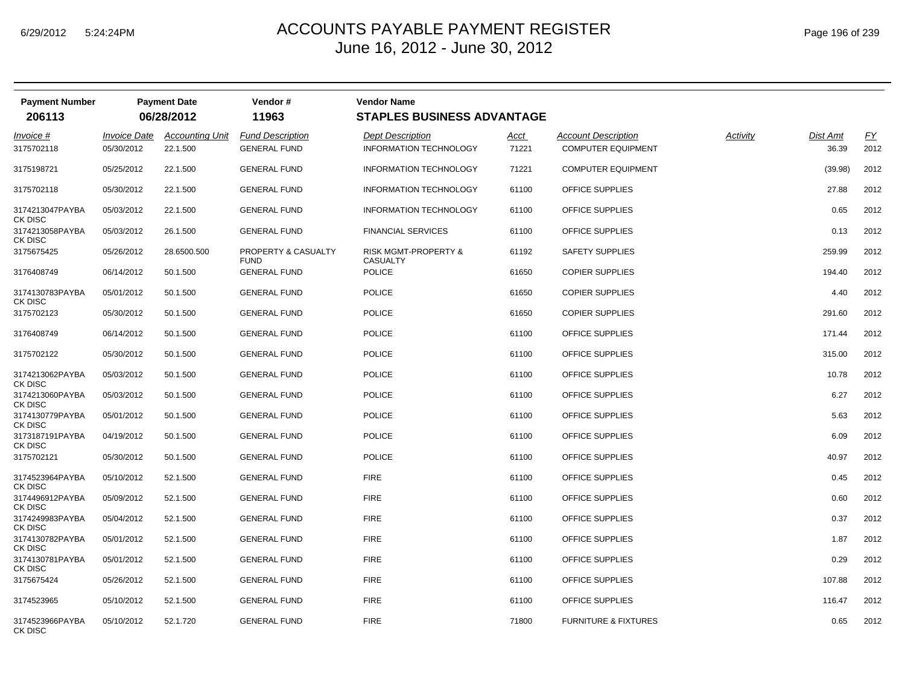# ACCOUNTS PAYABLE PAYMENT REGISTER
June 16, 2012 - June 30, 2012

| Payment Number | Payment Date | Vendor # | Vendor Name |
|---|---|---|---|
| 206113 | 06/28/2012 | 11963 | STAPLES BUSINESS ADVANTAGE |

| Invoice # | Invoice Date | Accounting Unit | Fund Description | Dept Description | Acct | Account Description | Activity | Dist Amt | FY |
|---|---|---|---|---|---|---|---|---|---|
| 3175702118 | 05/30/2012 | 22.1.500 | GENERAL FUND | INFORMATION TECHNOLOGY | 71221 | COMPUTER EQUIPMENT | | 36.39 | 2012 |
| 3175198721 | 05/25/2012 | 22.1.500 | GENERAL FUND | INFORMATION TECHNOLOGY | 71221 | COMPUTER EQUIPMENT | | (39.98) | 2012 |
| 3175702118 | 05/30/2012 | 22.1.500 | GENERAL FUND | INFORMATION TECHNOLOGY | 61100 | OFFICE SUPPLIES | | 27.88 | 2012 |
| 3174213047PAYBA CK DISC | 05/03/2012 | 22.1.500 | GENERAL FUND | INFORMATION TECHNOLOGY | 61100 | OFFICE SUPPLIES | | 0.65 | 2012 |
| 3174213058PAYBA CK DISC | 05/03/2012 | 26.1.500 | GENERAL FUND | FINANCIAL SERVICES | 61100 | OFFICE SUPPLIES | | 0.13 | 2012 |
| 3175675425 | 05/26/2012 | 28.6500.500 | PROPERTY & CASUALTY FUND | RISK MGMT-PROPERTY & CASUALTY | 61192 | SAFETY SUPPLIES | | 259.99 | 2012 |
| 3176408749 | 06/14/2012 | 50.1.500 | GENERAL FUND | POLICE | 61650 | COPIER SUPPLIES | | 194.40 | 2012 |
| 3174130783PAYBA CK DISC | 05/01/2012 | 50.1.500 | GENERAL FUND | POLICE | 61650 | COPIER SUPPLIES | | 4.40 | 2012 |
| 3175702123 | 05/30/2012 | 50.1.500 | GENERAL FUND | POLICE | 61650 | COPIER SUPPLIES | | 291.60 | 2012 |
| 3176408749 | 06/14/2012 | 50.1.500 | GENERAL FUND | POLICE | 61100 | OFFICE SUPPLIES | | 171.44 | 2012 |
| 3175702122 | 05/30/2012 | 50.1.500 | GENERAL FUND | POLICE | 61100 | OFFICE SUPPLIES | | 315.00 | 2012 |
| 3174213062PAYBA CK DISC | 05/03/2012 | 50.1.500 | GENERAL FUND | POLICE | 61100 | OFFICE SUPPLIES | | 10.78 | 2012 |
| 3174213060PAYBA CK DISC | 05/03/2012 | 50.1.500 | GENERAL FUND | POLICE | 61100 | OFFICE SUPPLIES | | 6.27 | 2012 |
| 3174130779PAYBA CK DISC | 05/01/2012 | 50.1.500 | GENERAL FUND | POLICE | 61100 | OFFICE SUPPLIES | | 5.63 | 2012 |
| 3173187191PAYBA CK DISC | 04/19/2012 | 50.1.500 | GENERAL FUND | POLICE | 61100 | OFFICE SUPPLIES | | 6.09 | 2012 |
| 3175702121 | 05/30/2012 | 50.1.500 | GENERAL FUND | POLICE | 61100 | OFFICE SUPPLIES | | 40.97 | 2012 |
| 3174523964PAYBA CK DISC | 05/10/2012 | 52.1.500 | GENERAL FUND | FIRE | 61100 | OFFICE SUPPLIES | | 0.45 | 2012 |
| 3174496912PAYBA CK DISC | 05/09/2012 | 52.1.500 | GENERAL FUND | FIRE | 61100 | OFFICE SUPPLIES | | 0.60 | 2012 |
| 3174249983PAYBA CK DISC | 05/04/2012 | 52.1.500 | GENERAL FUND | FIRE | 61100 | OFFICE SUPPLIES | | 0.37 | 2012 |
| 3174130782PAYBA CK DISC | 05/01/2012 | 52.1.500 | GENERAL FUND | FIRE | 61100 | OFFICE SUPPLIES | | 1.87 | 2012 |
| 3174130781PAYBA CK DISC | 05/01/2012 | 52.1.500 | GENERAL FUND | FIRE | 61100 | OFFICE SUPPLIES | | 0.29 | 2012 |
| 3175675424 | 05/26/2012 | 52.1.500 | GENERAL FUND | FIRE | 61100 | OFFICE SUPPLIES | | 107.88 | 2012 |
| 3174523965 | 05/10/2012 | 52.1.500 | GENERAL FUND | FIRE | 61100 | OFFICE SUPPLIES | | 116.47 | 2012 |
| 3174523966PAYBA CK DISC | 05/10/2012 | 52.1.720 | GENERAL FUND | FIRE | 71800 | FURNITURE & FIXTURES | | 0.65 | 2012 |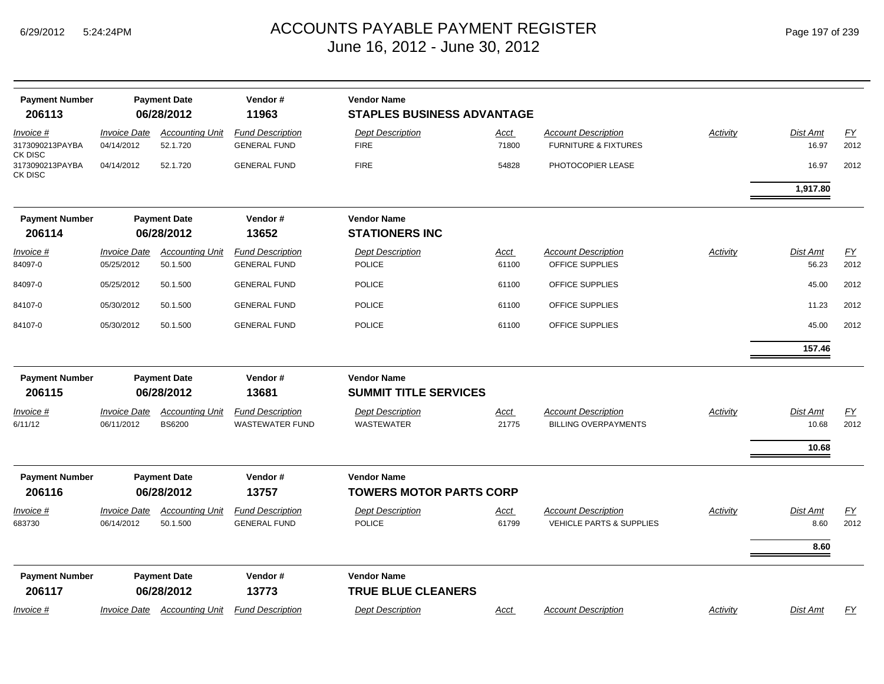# ACCOUNTS PAYABLE PAYMENT REGISTER
## June 16, 2012 - June 30, 2012

| Payment Number | Payment Date | Vendor # | Vendor Name |
|---|---|---|---|
| **206113** | **06/28/2012** | **11963** | **STAPLES BUSINESS ADVANTAGE** |

| Invoice # | Invoice Date | Accounting Unit | Fund Description | Dept Description | Acct | Account Description | Activity | Dist Amt | FY |
|---|---|---|---|---|---|---|---|---|---|
| 3173090213PAYBA CK DISC | 04/14/2012 | 52.1.720 | GENERAL FUND | FIRE | 71800 | FURNITURE & FIXTURES | | 16.97 | 2012 |
| 3173090213PAYBA CK DISC | 04/14/2012 | 52.1.720 | GENERAL FUND | FIRE | 54828 | PHOTOCOPIER LEASE | | 16.97 | 2012 |
| | | | | | | | | **1,917.80** | |

| Payment Number | Payment Date | Vendor # | Vendor Name |
|---|---|---|---|
| **206114** | **06/28/2012** | **13652** | **STATIONERS INC** |

| Invoice # | Invoice Date | Accounting Unit | Fund Description | Dept Description | Acct | Account Description | Activity | Dist Amt | FY |
|---|---|---|---|---|---|---|---|---|---|
| 84097-0 | 05/25/2012 | 50.1.500 | GENERAL FUND | POLICE | 61100 | OFFICE SUPPLIES | | 56.23 | 2012 |
| 84097-0 | 05/25/2012 | 50.1.500 | GENERAL FUND | POLICE | 61100 | OFFICE SUPPLIES | | 45.00 | 2012 |
| 84107-0 | 05/30/2012 | 50.1.500 | GENERAL FUND | POLICE | 61100 | OFFICE SUPPLIES | | 11.23 | 2012 |
| 84107-0 | 05/30/2012 | 50.1.500 | GENERAL FUND | POLICE | 61100 | OFFICE SUPPLIES | | 45.00 | 2012 |
| | | | | | | | | **157.46** | |

| Payment Number | Payment Date | Vendor # | Vendor Name |
|---|---|---|---|
| **206115** | **06/28/2012** | **13681** | **SUMMIT TITLE SERVICES** |

| Invoice # | Invoice Date | Accounting Unit | Fund Description | Dept Description | Acct | Account Description | Activity | Dist Amt | FY |
|---|---|---|---|---|---|---|---|---|---|
| 6/11/12 | 06/11/2012 | BS6200 | WASTEWATER FUND | WASTEWATER | 21775 | BILLING OVERPAYMENTS | | 10.68 | 2012 |
| | | | | | | | | **10.68** | |

| Payment Number | Payment Date | Vendor # | Vendor Name |
|---|---|---|---|
| **206116** | **06/28/2012** | **13757** | **TOWERS MOTOR PARTS CORP** |

| Invoice # | Invoice Date | Accounting Unit | Fund Description | Dept Description | Acct | Account Description | Activity | Dist Amt | FY |
|---|---|---|---|---|---|---|---|---|---|
| 683730 | 06/14/2012 | 50.1.500 | GENERAL FUND | POLICE | 61799 | VEHICLE PARTS & SUPPLIES | | 8.60 | 2012 |
| | | | | | | | | **8.60** | |

| Payment Number | Payment Date | Vendor # | Vendor Name |
|---|---|---|---|
| **206117** | **06/28/2012** | **13773** | **TRUE BLUE CLEANERS** |

| Invoice # | Invoice Date | Accounting Unit | Fund Description | Dept Description | Acct | Account Description | Activity | Dist Amt | FY |
|---|---|---|---|---|---|---|---|---|---|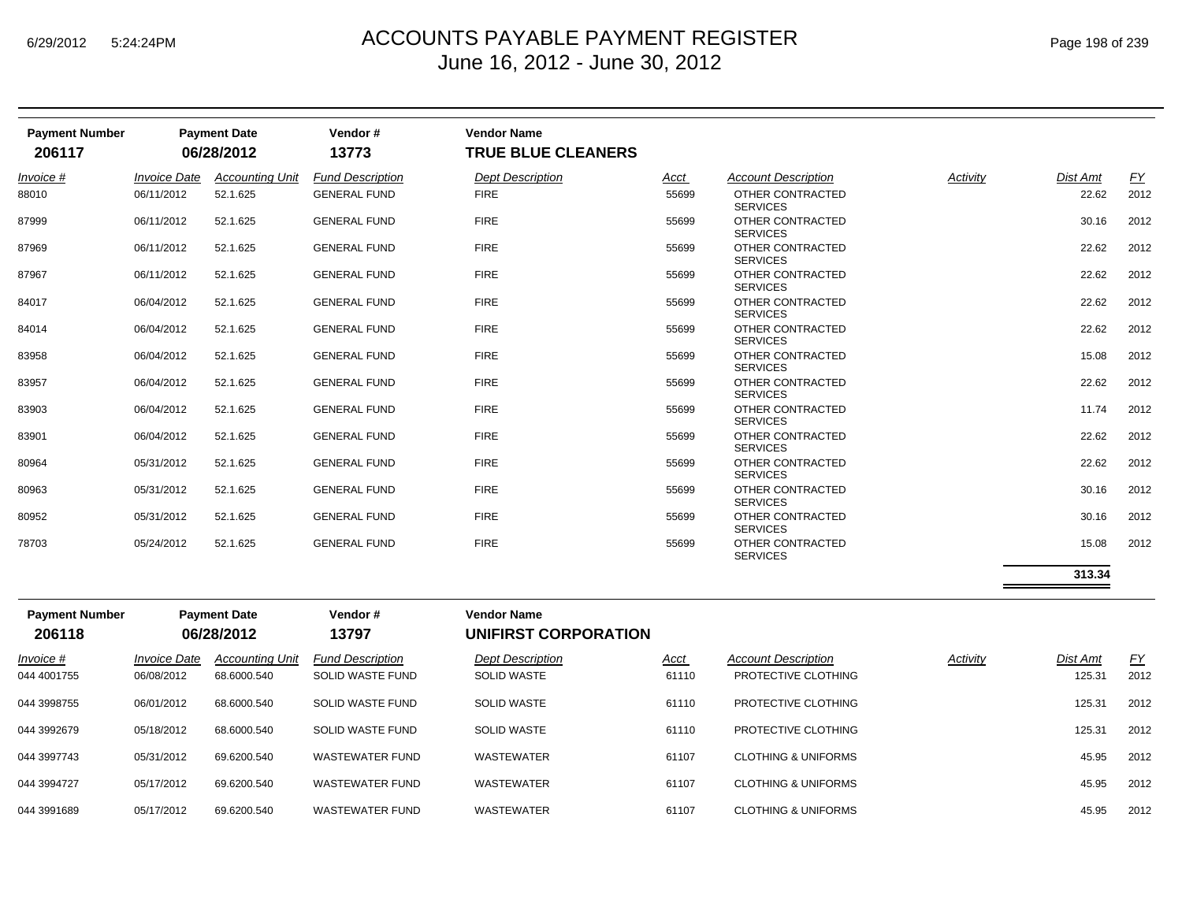# ACCOUNTS PAYABLE PAYMENT REGISTER
## June 16, 2012 - June 30, 2012

| Payment Number | Payment Date | Vendor # | Vendor Name |
|---|---|---|---|
| 206117 | 06/28/2012 | 13773 | TRUE BLUE CLEANERS |

| Invoice # | Invoice Date | Accounting Unit | Fund Description | Dept Description | Acct | Account Description | Activity | Dist Amt | FY |
|---|---|---|---|---|---|---|---|---|---|
| 88010 | 06/11/2012 | 52.1.625 | GENERAL FUND | FIRE | 55699 | OTHER CONTRACTED SERVICES | | 22.62 | 2012 |
| 87999 | 06/11/2012 | 52.1.625 | GENERAL FUND | FIRE | 55699 | OTHER CONTRACTED SERVICES | | 30.16 | 2012 |
| 87969 | 06/11/2012 | 52.1.625 | GENERAL FUND | FIRE | 55699 | OTHER CONTRACTED SERVICES | | 22.62 | 2012 |
| 87967 | 06/11/2012 | 52.1.625 | GENERAL FUND | FIRE | 55699 | OTHER CONTRACTED SERVICES | | 22.62 | 2012 |
| 84017 | 06/04/2012 | 52.1.625 | GENERAL FUND | FIRE | 55699 | OTHER CONTRACTED SERVICES | | 22.62 | 2012 |
| 84014 | 06/04/2012 | 52.1.625 | GENERAL FUND | FIRE | 55699 | OTHER CONTRACTED SERVICES | | 22.62 | 2012 |
| 83958 | 06/04/2012 | 52.1.625 | GENERAL FUND | FIRE | 55699 | OTHER CONTRACTED SERVICES | | 15.08 | 2012 |
| 83957 | 06/04/2012 | 52.1.625 | GENERAL FUND | FIRE | 55699 | OTHER CONTRACTED SERVICES | | 22.62 | 2012 |
| 83903 | 06/04/2012 | 52.1.625 | GENERAL FUND | FIRE | 55699 | OTHER CONTRACTED SERVICES | | 11.74 | 2012 |
| 83901 | 06/04/2012 | 52.1.625 | GENERAL FUND | FIRE | 55699 | OTHER CONTRACTED SERVICES | | 22.62 | 2012 |
| 80964 | 05/31/2012 | 52.1.625 | GENERAL FUND | FIRE | 55699 | OTHER CONTRACTED SERVICES | | 22.62 | 2012 |
| 80963 | 05/31/2012 | 52.1.625 | GENERAL FUND | FIRE | 55699 | OTHER CONTRACTED SERVICES | | 30.16 | 2012 |
| 80952 | 05/31/2012 | 52.1.625 | GENERAL FUND | FIRE | 55699 | OTHER CONTRACTED SERVICES | | 30.16 | 2012 |
| 78703 | 05/24/2012 | 52.1.625 | GENERAL FUND | FIRE | 55699 | OTHER CONTRACTED SERVICES | | 15.08 | 2012 |
| | | | | | | | | **313.34** | |

| Payment Number | Payment Date | Vendor # | Vendor Name |
|---|---|---|---|
| 206118 | 06/28/2012 | 13797 | UNIFIRST CORPORATION |

| Invoice # | Invoice Date | Accounting Unit | Fund Description | Dept Description | Acct | Account Description | Activity | Dist Amt | FY |
|---|---|---|---|---|---|---|---|---|---|
| 044 4001755 | 06/08/2012 | 68.6000.540 | SOLID WASTE FUND | SOLID WASTE | 61110 | PROTECTIVE CLOTHING | | 125.31 | 2012 |
| 044 3998755 | 06/01/2012 | 68.6000.540 | SOLID WASTE FUND | SOLID WASTE | 61110 | PROTECTIVE CLOTHING | | 125.31 | 2012 |
| 044 3992679 | 05/18/2012 | 68.6000.540 | SOLID WASTE FUND | SOLID WASTE | 61110 | PROTECTIVE CLOTHING | | 125.31 | 2012 |
| 044 3997743 | 05/31/2012 | 69.6200.540 | WASTEWATER FUND | WASTEWATER | 61107 | CLOTHING & UNIFORMS | | 45.95 | 2012 |
| 044 3994727 | 05/17/2012 | 69.6200.540 | WASTEWATER FUND | WASTEWATER | 61107 | CLOTHING & UNIFORMS | | 45.95 | 2012 |
| 044 3991689 | 05/17/2012 | 69.6200.540 | WASTEWATER FUND | WASTEWATER | 61107 | CLOTHING & UNIFORMS | | 45.95 | 2012 |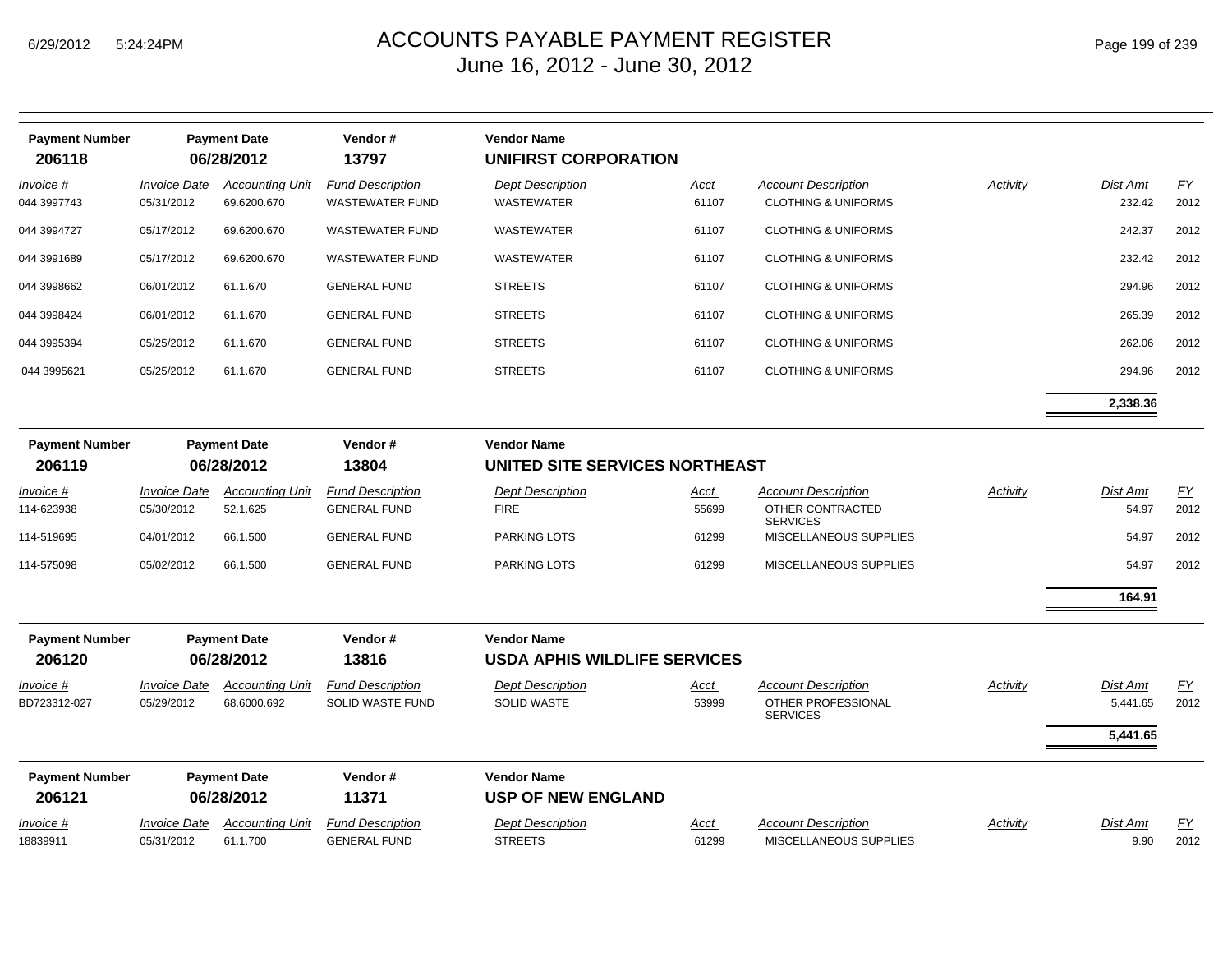# ACCOUNTS PAYABLE PAYMENT REGISTER
## June 16, 2012 - June 30, 2012

6/29/2012 5:24:24PM

| Payment Number | Payment Date | Vendor # | Vendor Name |
|---|---|---|---|
| **206118** | **06/28/2012** | **13797** | **UNIFIRST CORPORATION** |

| *Invoice #* | *Invoice Date* | *Accounting Unit* | *Fund Description* | *Dept Description* | *Acct* | *Account Description* | *Activity* | *Dist Amt* | *FY* |
|---|---|---|---|---|---|---|---|---|---|
| 044 3997743 | 05/31/2012 | 69.6200.670 | WASTEWATER FUND | WASTEWATER | 61107 | CLOTHING & UNIFORMS | | 232.42 | 2012 |
| 044 3994727 | 05/17/2012 | 69.6200.670 | WASTEWATER FUND | WASTEWATER | 61107 | CLOTHING & UNIFORMS | | 242.37 | 2012 |
| 044 3991689 | 05/17/2012 | 69.6200.670 | WASTEWATER FUND | WASTEWATER | 61107 | CLOTHING & UNIFORMS | | 232.42 | 2012 |
| 044 3998662 | 06/01/2012 | 61.1.670 | GENERAL FUND | STREETS | 61107 | CLOTHING & UNIFORMS | | 294.96 | 2012 |
| 044 3998424 | 06/01/2012 | 61.1.670 | GENERAL FUND | STREETS | 61107 | CLOTHING & UNIFORMS | | 265.39 | 2012 |
| 044 3995394 | 05/25/2012 | 61.1.670 | GENERAL FUND | STREETS | 61107 | CLOTHING & UNIFORMS | | 262.06 | 2012 |
| 044 3995621 | 05/25/2012 | 61.1.670 | GENERAL FUND | STREETS | 61107 | CLOTHING & UNIFORMS | | 294.96 | 2012 |
| | | | | | | | | **2,338.36** | |

| Payment Number | Payment Date | Vendor # | Vendor Name |
|---|---|---|---|
| **206119** | **06/28/2012** | **13804** | **UNITED SITE SERVICES NORTHEAST** |

| *Invoice #* | *Invoice Date* | *Accounting Unit* | *Fund Description* | *Dept Description* | *Acct* | *Account Description* | *Activity* | *Dist Amt* | *FY* |
|---|---|---|---|---|---|---|---|---|---|
| 114-623938 | 05/30/2012 | 52.1.625 | GENERAL FUND | FIRE | 55699 | OTHER CONTRACTED SERVICES | | 54.97 | 2012 |
| 114-519695 | 04/01/2012 | 66.1.500 | GENERAL FUND | PARKING LOTS | 61299 | MISCELLANEOUS SUPPLIES | | 54.97 | 2012 |
| 114-575098 | 05/02/2012 | 66.1.500 | GENERAL FUND | PARKING LOTS | 61299 | MISCELLANEOUS SUPPLIES | | 54.97 | 2012 |
| | | | | | | | | **164.91** | |

| Payment Number | Payment Date | Vendor # | Vendor Name |
|---|---|---|---|
| **206120** | **06/28/2012** | **13816** | **USDA APHIS WILDLIFE SERVICES** |

| *Invoice #* | *Invoice Date* | *Accounting Unit* | *Fund Description* | *Dept Description* | *Acct* | *Account Description* | *Activity* | *Dist Amt* | *FY* |
|---|---|---|---|---|---|---|---|---|---|
| BD723312-027 | 05/29/2012 | 68.6000.692 | SOLID WASTE FUND | SOLID WASTE | 53999 | OTHER PROFESSIONAL SERVICES | | 5,441.65 | 2012 |
| | | | | | | | | **5,441.65** | |

| Payment Number | Payment Date | Vendor # | Vendor Name |
|---|---|---|---|
| **206121** | **06/28/2012** | **11371** | **USP OF NEW ENGLAND** |

| *Invoice #* | *Invoice Date* | *Accounting Unit* | *Fund Description* | *Dept Description* | *Acct* | *Account Description* | *Activity* | *Dist Amt* | *FY* |
|---|---|---|---|---|---|---|---|---|---|
| 18839911 | 05/31/2012 | 61.1.700 | GENERAL FUND | STREETS | 61299 | MISCELLANEOUS SUPPLIES | | 9.90 | 2012 |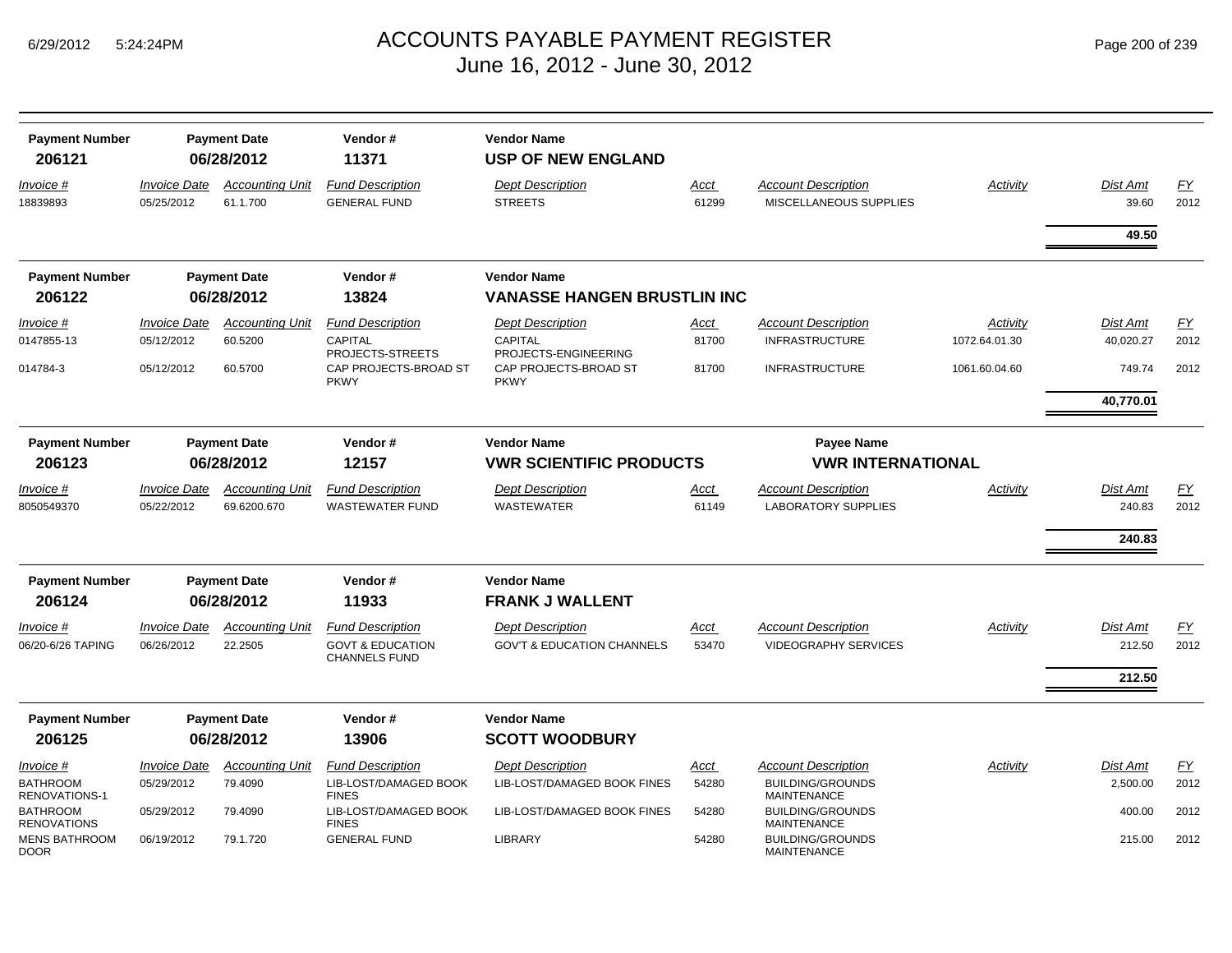# ACCOUNTS PAYABLE PAYMENT REGISTER
## June 16, 2012 - June 30, 2012

| Payment Number | Payment Date | Vendor # | Vendor Name |
|---|---|---|---|
| **206121** | **06/28/2012** | **11371** | **USP OF NEW ENGLAND** |

| Invoice # | Invoice Date | Accounting Unit | Fund Description | Dept Description | Acct | Account Description | Activity | Dist Amt | FY |
|---|---|---|---|---|---|---|---|---|---|
| 18839893 | 05/25/2012 | 61.1.700 | GENERAL FUND | STREETS | 61299 | MISCELLANEOUS SUPPLIES | | 39.60 | 2012 |
| | | | | | | | | **49.50** | |

| Payment Number | Payment Date | Vendor # | Vendor Name |
|---|---|---|---|
| **206122** | **06/28/2012** | **13824** | **VANASSE HANGEN BRUSTLIN INC** |

| Invoice # | Invoice Date | Accounting Unit | Fund Description | Dept Description | Acct | Account Description | Activity | Dist Amt | FY |
|---|---|---|---|---|---|---|---|---|---|
| 0147855-13 | 05/12/2012 | 60.5200 | CAPITAL PROJECTS-STREETS | CAPITAL PROJECTS-ENGINEERING | 81700 | INFRASTRUCTURE | 1072.64.01.30 | 40,020.27 | 2012 |
| 014784-3 | 05/12/2012 | 60.5700 | CAP PROJECTS-BROAD ST PKWY | CAP PROJECTS-BROAD ST PKWY | 81700 | INFRASTRUCTURE | 1061.60.04.60 | 749.74 | 2012 |
| | | | | | | | | **40,770.01** | |

| Payment Number | Payment Date | Vendor # | Vendor Name | Payee Name |
|---|---|---|---|---|
| **206123** | **06/28/2012** | **12157** | **VWR SCIENTIFIC PRODUCTS** | **VWR INTERNATIONAL** |

| Invoice # | Invoice Date | Accounting Unit | Fund Description | Dept Description | Acct | Account Description | Activity | Dist Amt | FY |
|---|---|---|---|---|---|---|---|---|---|
| 8050549370 | 05/22/2012 | 69.6200.670 | WASTEWATER FUND | WASTEWATER | 61149 | LABORATORY SUPPLIES | | 240.83 | 2012 |
| | | | | | | | | **240.83** | |

| Payment Number | Payment Date | Vendor # | Vendor Name |
|---|---|---|---|
| **206124** | **06/28/2012** | **11933** | **FRANK J WALLENT** |

| Invoice # | Invoice Date | Accounting Unit | Fund Description | Dept Description | Acct | Account Description | Activity | Dist Amt | FY |
|---|---|---|---|---|---|---|---|---|---|
| 06/20-6/26 TAPING | 06/26/2012 | 22.2505 | GOVT & EDUCATION CHANNELS FUND | GOV'T & EDUCATION CHANNELS | 53470 | VIDEOGRAPHY SERVICES | | 212.50 | 2012 |
| | | | | | | | | **212.50** | |

| Payment Number | Payment Date | Vendor # | Vendor Name |
|---|---|---|---|
| **206125** | **06/28/2012** | **13906** | **SCOTT WOODBURY** |

| Invoice # | Invoice Date | Accounting Unit | Fund Description | Dept Description | Acct | Account Description | Activity | Dist Amt | FY |
|---|---|---|---|---|---|---|---|---|---|
| BATHROOM RENOVATIONS-1 | 05/29/2012 | 79.4090 | LIB-LOST/DAMAGED BOOK FINES | LIB-LOST/DAMAGED BOOK FINES | 54280 | BUILDING/GROUNDS MAINTENANCE | | 2,500.00 | 2012 |
| BATHROOM RENOVATIONS | 05/29/2012 | 79.4090 | LIB-LOST/DAMAGED BOOK FINES | LIB-LOST/DAMAGED BOOK FINES | 54280 | BUILDING/GROUNDS MAINTENANCE | | 400.00 | 2012 |
| MENS BATHROOM DOOR | 06/19/2012 | 79.1.720 | GENERAL FUND | LIBRARY | 54280 | BUILDING/GROUNDS MAINTENANCE | | 215.00 | 2012 |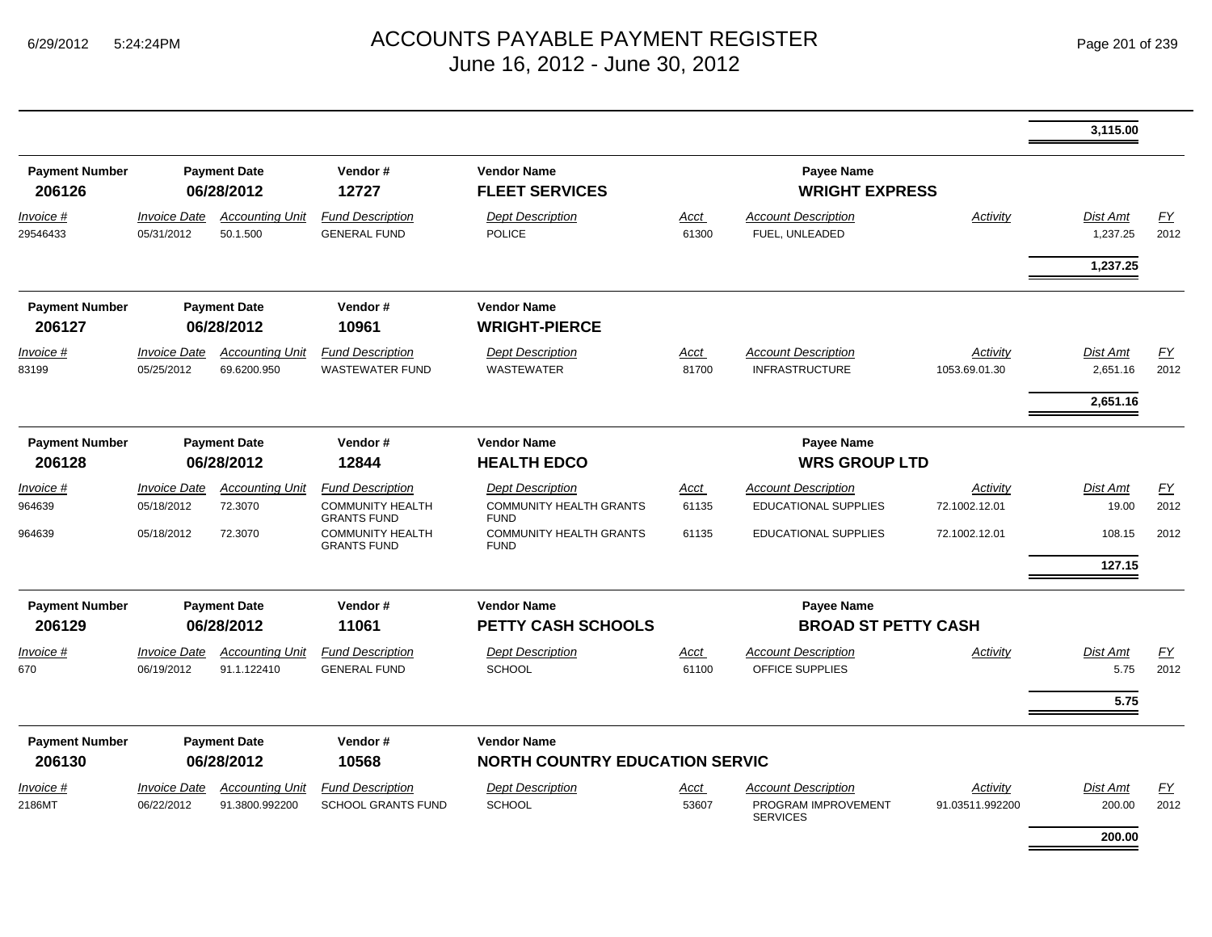# ACCOUNTS PAYABLE PAYMENT REGISTER

June 16, 2012 - June 30, 2012

| | | | | | | | | | |
|---|---|---|---|---|---|---|---|---|---|
| | | | | | | | | **3,115.00** | |

| Payment Number | Payment Date | | Vendor # | Vendor Name | | Payee Name | | | |
|---|---|---|---|---|---|---|---|---|---|
| **206126** | **06/28/2012** | | **12727** | **FLEET SERVICES** | | **WRIGHT EXPRESS** | | | |
| *Invoice #* | *Invoice Date* | *Accounting Unit* | *Fund Description* | *Dept Description* | *Acct* | *Account Description* | *Activity* | *Dist Amt* | *FY* |
| 29546433 | 05/31/2012 | 50.1.500 | GENERAL FUND | POLICE | 61300 | FUEL, UNLEADED | | 1,237.25 | 2012 |
| | | | | | | | | **1,237.25** | |

| Payment Number | Payment Date | | Vendor # | Vendor Name | | | | | |
|---|---|---|---|---|---|---|---|---|---|
| **206127** | **06/28/2012** | | **10961** | **WRIGHT-PIERCE** | | | | | |
| *Invoice #* | *Invoice Date* | *Accounting Unit* | *Fund Description* | *Dept Description* | *Acct* | *Account Description* | *Activity* | *Dist Amt* | *FY* |
| 83199 | 05/25/2012 | 69.6200.950 | WASTEWATER FUND | WASTEWATER | 81700 | INFRASTRUCTURE | 1053.69.01.30 | 2,651.16 | 2012 |
| | | | | | | | | **2,651.16** | |

| Payment Number | Payment Date | | Vendor # | Vendor Name | | Payee Name | | | |
|---|---|---|---|---|---|---|---|---|---|
| **206128** | **06/28/2012** | | **12844** | **HEALTH EDCO** | | **WRS GROUP LTD** | | | |
| *Invoice #* | *Invoice Date* | *Accounting Unit* | *Fund Description* | *Dept Description* | *Acct* | *Account Description* | *Activity* | *Dist Amt* | *FY* |
| 964639 | 05/18/2012 | 72.3070 | COMMUNITY HEALTH GRANTS FUND | COMMUNITY HEALTH GRANTS FUND | 61135 | EDUCATIONAL SUPPLIES | 72.1002.12.01 | 19.00 | 2012 |
| 964639 | 05/18/2012 | 72.3070 | COMMUNITY HEALTH GRANTS FUND | COMMUNITY HEALTH GRANTS FUND | 61135 | EDUCATIONAL SUPPLIES | 72.1002.12.01 | 108.15 | 2012 |
| | | | | | | | | **127.15** | |

| Payment Number | Payment Date | | Vendor # | Vendor Name | | Payee Name | | | |
|---|---|---|---|---|---|---|---|---|---|
| **206129** | **06/28/2012** | | **11061** | **PETTY CASH SCHOOLS** | | **BROAD ST PETTY CASH** | | | |
| *Invoice #* | *Invoice Date* | *Accounting Unit* | *Fund Description* | *Dept Description* | *Acct* | *Account Description* | *Activity* | *Dist Amt* | *FY* |
| 670 | 06/19/2012 | 91.1.122410 | GENERAL FUND | SCHOOL | 61100 | OFFICE SUPPLIES | | 5.75 | 2012 |
| | | | | | | | | **5.75** | |

| Payment Number | Payment Date | | Vendor # | Vendor Name | | | | | |
|---|---|---|---|---|---|---|---|---|---|
| **206130** | **06/28/2012** | | **10568** | **NORTH COUNTRY EDUCATION SERVIC** | | | | | |
| *Invoice #* | *Invoice Date* | *Accounting Unit* | *Fund Description* | *Dept Description* | *Acct* | *Account Description* | *Activity* | *Dist Amt* | *FY* |
| 2186MT | 06/22/2012 | 91.3800.992200 | SCHOOL GRANTS FUND | SCHOOL | 53607 | PROGRAM IMPROVEMENT SERVICES | 91.03511.992200 | 200.00 | 2012 |
| | | | | | | | | **200.00** | |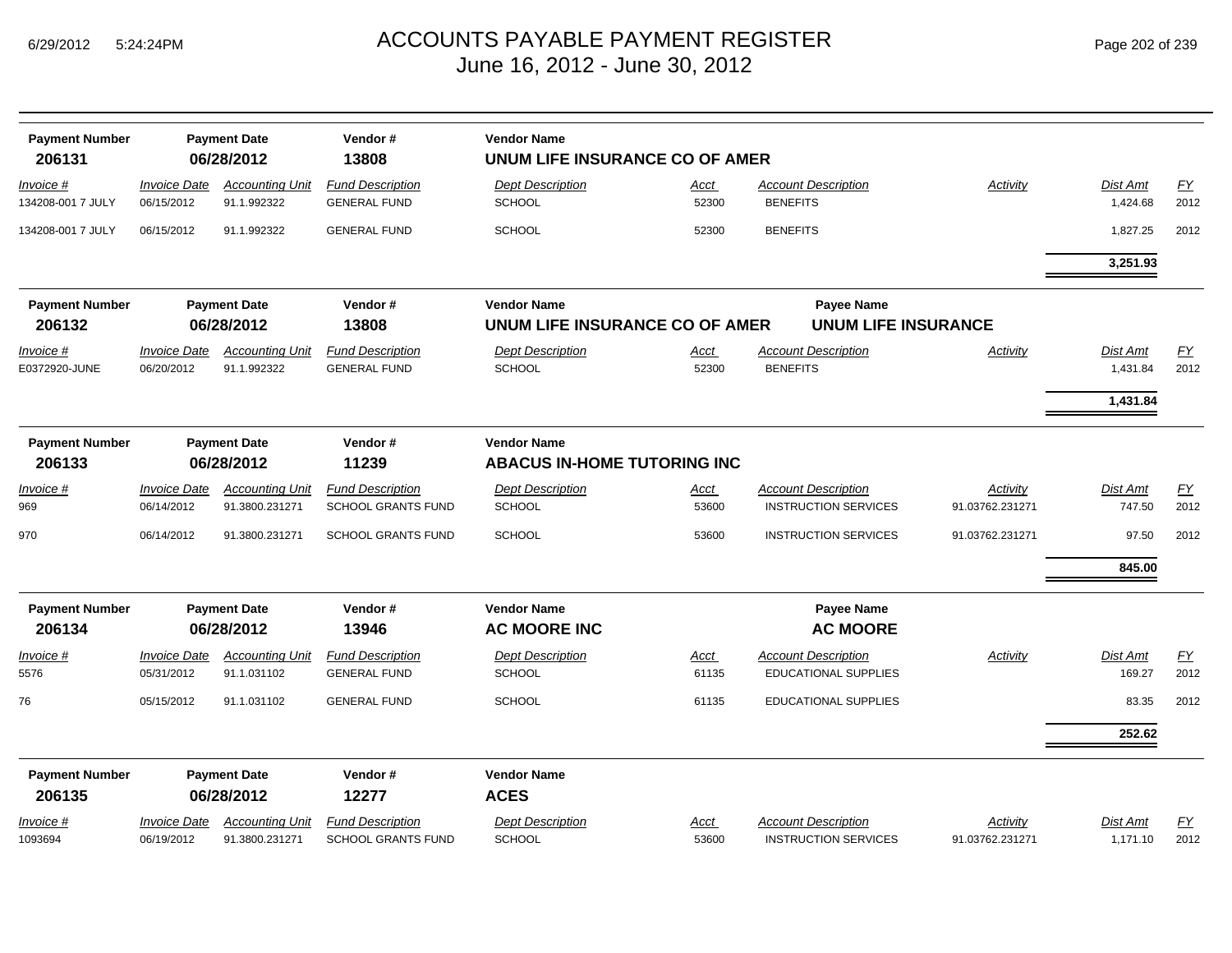# ACCOUNTS PAYABLE PAYMENT REGISTER
June 16, 2012 - June 30, 2012

| Payment Number | Payment Date | Vendor # | Vendor Name | Payee Name |
|---|---|---|---|---|
| **206131** | **06/28/2012** | **13808** | **UNUM LIFE INSURANCE CO OF AMER** | |

| Invoice # | Invoice Date | Accounting Unit | Fund Description | Dept Description | Acct | Account Description | Activity | Dist Amt | FY |
|---|---|---|---|---|---|---|---|---|---|
| 134208-001 7 JULY | 06/15/2012 | 91.1.992322 | GENERAL FUND | SCHOOL | 52300 | BENEFITS | | 1,424.68 | 2012 |
| 134208-001 7 JULY | 06/15/2012 | 91.1.992322 | GENERAL FUND | SCHOOL | 52300 | BENEFITS | | 1,827.25 | 2012 |
| | | | | | | | | **3,251.93** | |

| Payment Number | Payment Date | Vendor # | Vendor Name | Payee Name |
|---|---|---|---|---|
| **206132** | **06/28/2012** | **13808** | **UNUM LIFE INSURANCE CO OF AMER** | **UNUM LIFE INSURANCE** |

| Invoice # | Invoice Date | Accounting Unit | Fund Description | Dept Description | Acct | Account Description | Activity | Dist Amt | FY |
|---|---|---|---|---|---|---|---|---|---|
| E0372920-JUNE | 06/20/2012 | 91.1.992322 | GENERAL FUND | SCHOOL | 52300 | BENEFITS | | 1,431.84 | 2012 |
| | | | | | | | | **1,431.84** | |

| Payment Number | Payment Date | Vendor # | Vendor Name | Payee Name |
|---|---|---|---|---|
| **206133** | **06/28/2012** | **11239** | **ABACUS IN-HOME TUTORING INC** | |

| Invoice # | Invoice Date | Accounting Unit | Fund Description | Dept Description | Acct | Account Description | Activity | Dist Amt | FY |
|---|---|---|---|---|---|---|---|---|---|
| 969 | 06/14/2012 | 91.3800.231271 | SCHOOL GRANTS FUND | SCHOOL | 53600 | INSTRUCTION SERVICES | 91.03762.231271 | 747.50 | 2012 |
| 970 | 06/14/2012 | 91.3800.231271 | SCHOOL GRANTS FUND | SCHOOL | 53600 | INSTRUCTION SERVICES | 91.03762.231271 | 97.50 | 2012 |
| | | | | | | | | **845.00** | |

| Payment Number | Payment Date | Vendor # | Vendor Name | Payee Name |
|---|---|---|---|---|
| **206134** | **06/28/2012** | **13946** | **AC MOORE INC** | **AC MOORE** |

| Invoice # | Invoice Date | Accounting Unit | Fund Description | Dept Description | Acct | Account Description | Activity | Dist Amt | FY |
|---|---|---|---|---|---|---|---|---|---|
| 5576 | 05/31/2012 | 91.1.031102 | GENERAL FUND | SCHOOL | 61135 | EDUCATIONAL SUPPLIES | | 169.27 | 2012 |
| 76 | 05/15/2012 | 91.1.031102 | GENERAL FUND | SCHOOL | 61135 | EDUCATIONAL SUPPLIES | | 83.35 | 2012 |
| | | | | | | | | **252.62** | |

| Payment Number | Payment Date | Vendor # | Vendor Name | Payee Name |
|---|---|---|---|---|
| **206135** | **06/28/2012** | **12277** | **ACES** | |

| Invoice # | Invoice Date | Accounting Unit | Fund Description | Dept Description | Acct | Account Description | Activity | Dist Amt | FY |
|---|---|---|---|---|---|---|---|---|---|
| 1093694 | 06/19/2012 | 91.3800.231271 | SCHOOL GRANTS FUND | SCHOOL | 53600 | INSTRUCTION SERVICES | 91.03762.231271 | 1,171.10 | 2012 |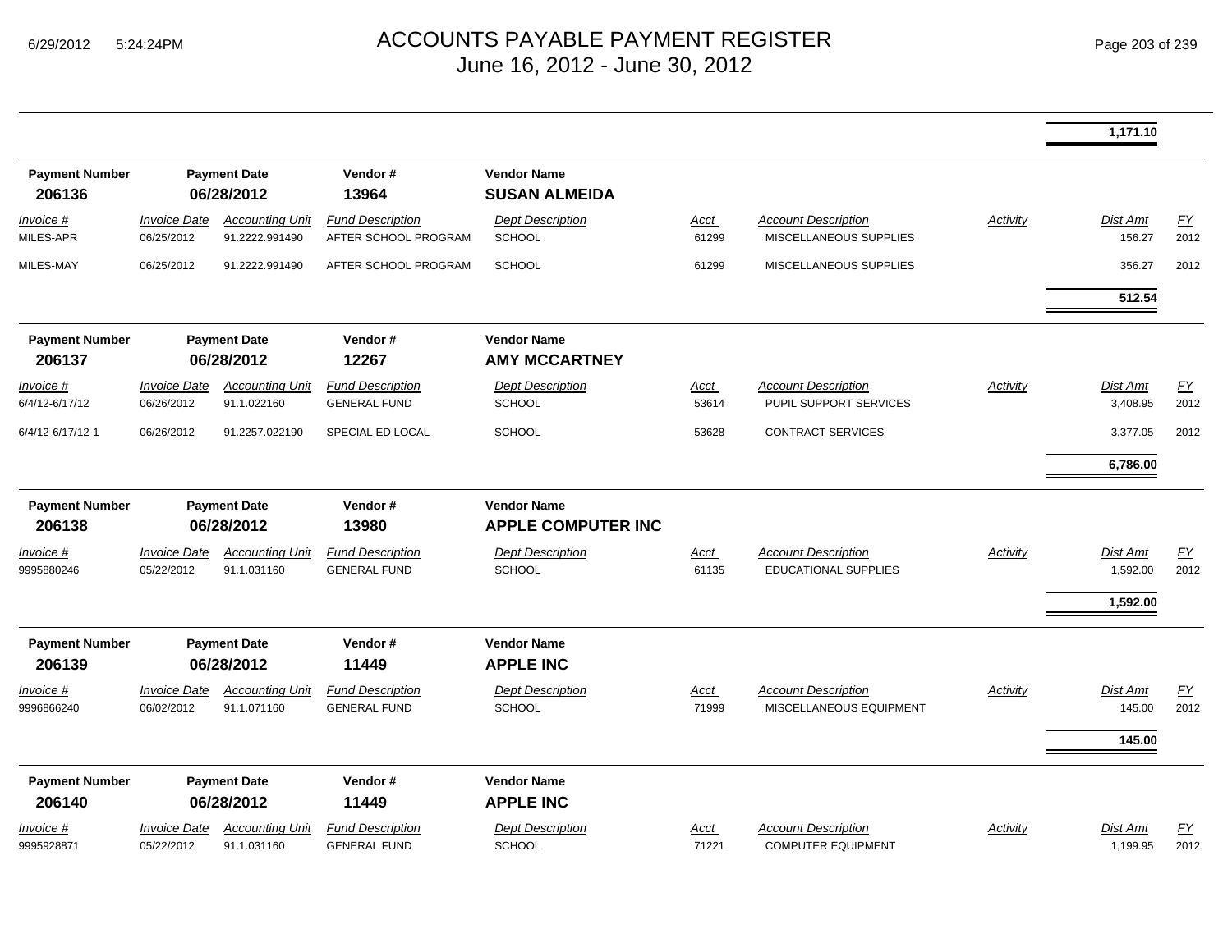# ACCOUNTS PAYABLE PAYMENT REGISTER
June 16, 2012 - June 30, 2012

| | | | | | | | | | |
|---|---|---|---|---|---|---|---|---|---|
| | | | | | | | | **1,171.10** | |

| Payment Number | Payment Date | Vendor # | Vendor Name |
|---|---|---|---|
| **206136** | **06/28/2012** | **13964** | **SUSAN ALMEIDA** |

| Invoice # | Invoice Date | Accounting Unit | Fund Description | Dept Description | Acct | Account Description | Activity | Dist Amt | FY |
|---|---|---|---|---|---|---|---|---|---|
| MILES-APR | 06/25/2012 | 91.2222.991490 | AFTER SCHOOL PROGRAM | SCHOOL | 61299 | MISCELLANEOUS SUPPLIES | | 156.27 | 2012 |
| MILES-MAY | 06/25/2012 | 91.2222.991490 | AFTER SCHOOL PROGRAM | SCHOOL | 61299 | MISCELLANEOUS SUPPLIES | | 356.27 | 2012 |
| | | | | | | | | **512.54** | |

| Payment Number | Payment Date | Vendor # | Vendor Name |
|---|---|---|---|
| **206137** | **06/28/2012** | **12267** | **AMY MCCARTNEY** |

| Invoice # | Invoice Date | Accounting Unit | Fund Description | Dept Description | Acct | Account Description | Activity | Dist Amt | FY |
|---|---|---|---|---|---|---|---|---|---|
| 6/4/12-6/17/12 | 06/26/2012 | 91.1.022160 | GENERAL FUND | SCHOOL | 53614 | PUPIL SUPPORT SERVICES | | 3,408.95 | 2012 |
| 6/4/12-6/17/12-1 | 06/26/2012 | 91.2257.022190 | SPECIAL ED LOCAL | SCHOOL | 53628 | CONTRACT SERVICES | | 3,377.05 | 2012 |
| | | | | | | | | **6,786.00** | |

| Payment Number | Payment Date | Vendor # | Vendor Name |
|---|---|---|---|
| **206138** | **06/28/2012** | **13980** | **APPLE COMPUTER INC** |

| Invoice # | Invoice Date | Accounting Unit | Fund Description | Dept Description | Acct | Account Description | Activity | Dist Amt | FY |
|---|---|---|---|---|---|---|---|---|---|
| 9995880246 | 05/22/2012 | 91.1.031160 | GENERAL FUND | SCHOOL | 61135 | EDUCATIONAL SUPPLIES | | 1,592.00 | 2012 |
| | | | | | | | | **1,592.00** | |

| Payment Number | Payment Date | Vendor # | Vendor Name |
|---|---|---|---|
| **206139** | **06/28/2012** | **11449** | **APPLE INC** |

| Invoice # | Invoice Date | Accounting Unit | Fund Description | Dept Description | Acct | Account Description | Activity | Dist Amt | FY |
|---|---|---|---|---|---|---|---|---|---|
| 9996866240 | 06/02/2012 | 91.1.071160 | GENERAL FUND | SCHOOL | 71999 | MISCELLANEOUS EQUIPMENT | | 145.00 | 2012 |
| | | | | | | | | **145.00** | |

| Payment Number | Payment Date | Vendor # | Vendor Name |
|---|---|---|---|
| **206140** | **06/28/2012** | **11449** | **APPLE INC** |

| Invoice # | Invoice Date | Accounting Unit | Fund Description | Dept Description | Acct | Account Description | Activity | Dist Amt | FY |
|---|---|---|---|---|---|---|---|---|---|
| 9995928871 | 05/22/2012 | 91.1.031160 | GENERAL FUND | SCHOOL | 71221 | COMPUTER EQUIPMENT | | 1,199.95 | 2012 |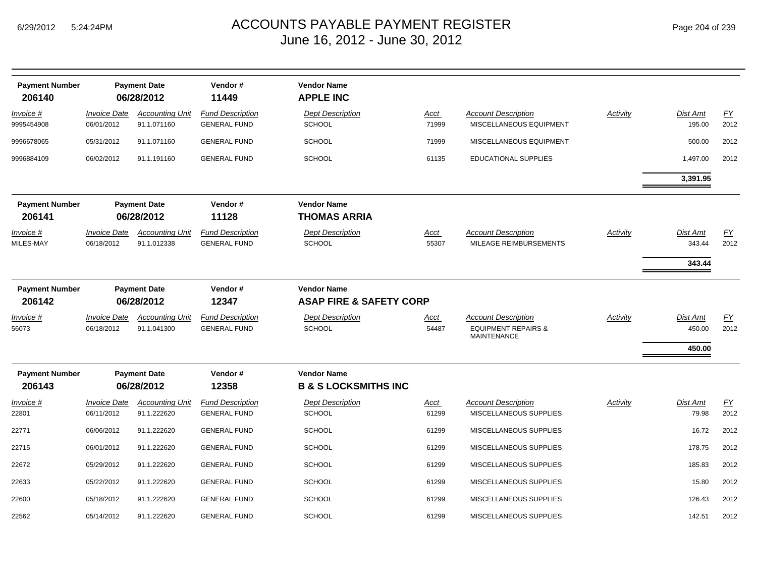# ACCOUNTS PAYABLE PAYMENT REGISTER

June 16, 2012 - June 30, 2012

| Payment Number | Payment Date | Vendor # | Vendor Name |
|---|---|---|---|
| **206140** | **06/28/2012** | **11449** | **APPLE INC** |

| Invoice # | Invoice Date | Accounting Unit | Fund Description | Dept Description | Acct | Account Description | Activity | Dist Amt | FY |
|---|---|---|---|---|---|---|---|---|---|
| 9995454908 | 06/01/2012 | 91.1.071160 | GENERAL FUND | SCHOOL | 71999 | MISCELLANEOUS EQUIPMENT | | 195.00 | 2012 |
| 9996678065 | 05/31/2012 | 91.1.071160 | GENERAL FUND | SCHOOL | 71999 | MISCELLANEOUS EQUIPMENT | | 500.00 | 2012 |
| 9996884109 | 06/02/2012 | 91.1.191160 | GENERAL FUND | SCHOOL | 61135 | EDUCATIONAL SUPPLIES | | 1,497.00 | 2012 |
| | | | | | | | | **3,391.95** | |

| Payment Number | Payment Date | Vendor # | Vendor Name |
|---|---|---|---|
| **206141** | **06/28/2012** | **11128** | **THOMAS ARRIA** |

| Invoice # | Invoice Date | Accounting Unit | Fund Description | Dept Description | Acct | Account Description | Activity | Dist Amt | FY |
|---|---|---|---|---|---|---|---|---|---|
| MILES-MAY | 06/18/2012 | 91.1.012338 | GENERAL FUND | SCHOOL | 55307 | MILEAGE REIMBURSEMENTS | | 343.44 | 2012 |
| | | | | | | | | **343.44** | |

| Payment Number | Payment Date | Vendor # | Vendor Name |
|---|---|---|---|
| **206142** | **06/28/2012** | **12347** | **ASAP FIRE & SAFETY CORP** |

| Invoice # | Invoice Date | Accounting Unit | Fund Description | Dept Description | Acct | Account Description | Activity | Dist Amt | FY |
|---|---|---|---|---|---|---|---|---|---|
| 56073 | 06/18/2012 | 91.1.041300 | GENERAL FUND | SCHOOL | 54487 | EQUIPMENT REPAIRS & MAINTENANCE | | 450.00 | 2012 |
| | | | | | | | | **450.00** | |

| Payment Number | Payment Date | Vendor # | Vendor Name |
|---|---|---|---|
| **206143** | **06/28/2012** | **12358** | **B & S LOCKSMITHS INC** |

| Invoice # | Invoice Date | Accounting Unit | Fund Description | Dept Description | Acct | Account Description | Activity | Dist Amt | FY |
|---|---|---|---|---|---|---|---|---|---|
| 22801 | 06/11/2012 | 91.1.222620 | GENERAL FUND | SCHOOL | 61299 | MISCELLANEOUS SUPPLIES | | 79.98 | 2012 |
| 22771 | 06/06/2012 | 91.1.222620 | GENERAL FUND | SCHOOL | 61299 | MISCELLANEOUS SUPPLIES | | 16.72 | 2012 |
| 22715 | 06/01/2012 | 91.1.222620 | GENERAL FUND | SCHOOL | 61299 | MISCELLANEOUS SUPPLIES | | 178.75 | 2012 |
| 22672 | 05/29/2012 | 91.1.222620 | GENERAL FUND | SCHOOL | 61299 | MISCELLANEOUS SUPPLIES | | 185.83 | 2012 |
| 22633 | 05/22/2012 | 91.1.222620 | GENERAL FUND | SCHOOL | 61299 | MISCELLANEOUS SUPPLIES | | 15.80 | 2012 |
| 22600 | 05/18/2012 | 91.1.222620 | GENERAL FUND | SCHOOL | 61299 | MISCELLANEOUS SUPPLIES | | 126.43 | 2012 |
| 22562 | 05/14/2012 | 91.1.222620 | GENERAL FUND | SCHOOL | 61299 | MISCELLANEOUS SUPPLIES | | 142.51 | 2012 |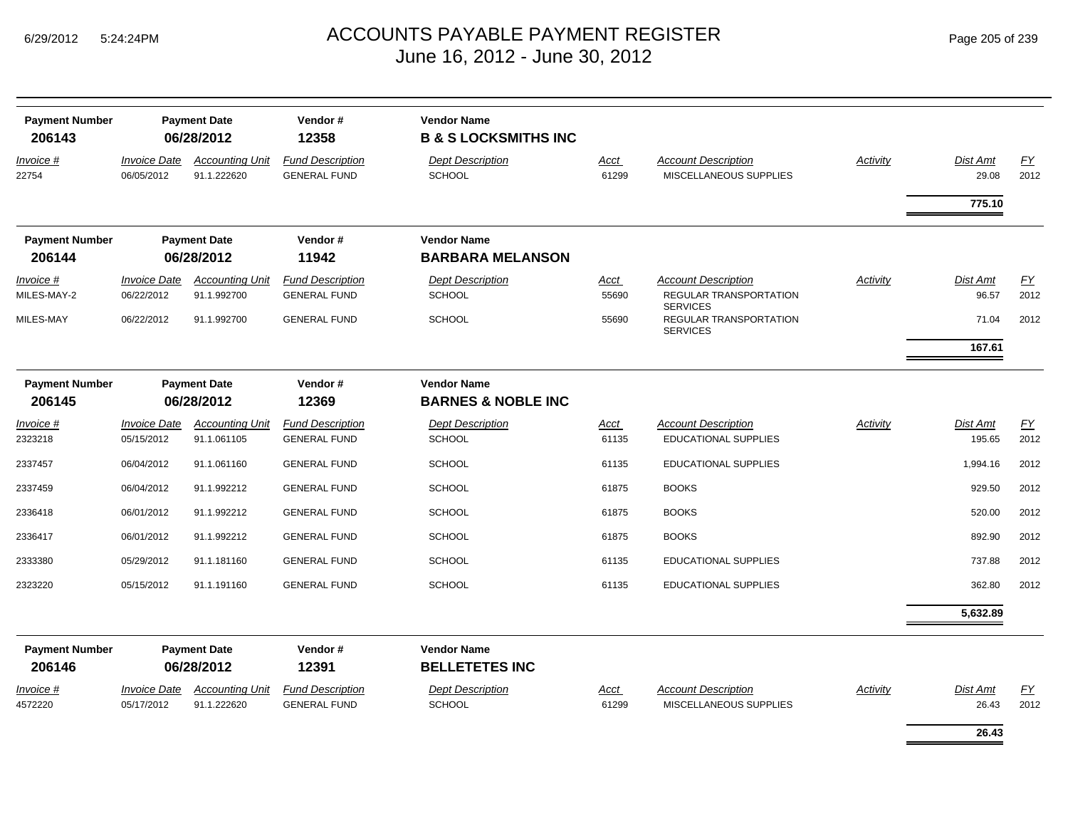# ACCOUNTS PAYABLE PAYMENT REGISTER
## June 16, 2012 - June 30, 2012

| Payment Number | Payment Date | Vendor # | Vendor Name |
|---|---|---|---|
| **206143** | **06/28/2012** | **12358** | **B & S LOCKSMITHS INC** |

| Invoice # | Invoice Date | Accounting Unit | Fund Description | Dept Description | Acct | Account Description | Activity | Dist Amt | FY |
|---|---|---|---|---|---|---|---|---|---|
| 22754 | 06/05/2012 | 91.1.222620 | GENERAL FUND | SCHOOL | 61299 | MISCELLANEOUS SUPPLIES | | 29.08 | 2012 |
| | | | | | | | | **775.10** | |

| Payment Number | Payment Date | Vendor # | Vendor Name |
|---|---|---|---|
| **206144** | **06/28/2012** | **11942** | **BARBARA MELANSON** |

| Invoice # | Invoice Date | Accounting Unit | Fund Description | Dept Description | Acct | Account Description | Activity | Dist Amt | FY |
|---|---|---|---|---|---|---|---|---|---|
| MILES-MAY-2 | 06/22/2012 | 91.1.992700 | GENERAL FUND | SCHOOL | 55690 | REGULAR TRANSPORTATION SERVICES | | 96.57 | 2012 |
| MILES-MAY | 06/22/2012 | 91.1.992700 | GENERAL FUND | SCHOOL | 55690 | REGULAR TRANSPORTATION SERVICES | | 71.04 | 2012 |
| | | | | | | | | **167.61** | |

| Payment Number | Payment Date | Vendor # | Vendor Name |
|---|---|---|---|
| **206145** | **06/28/2012** | **12369** | **BARNES & NOBLE INC** |

| Invoice # | Invoice Date | Accounting Unit | Fund Description | Dept Description | Acct | Account Description | Activity | Dist Amt | FY |
|---|---|---|---|---|---|---|---|---|---|
| 2323218 | 05/15/2012 | 91.1.061105 | GENERAL FUND | SCHOOL | 61135 | EDUCATIONAL SUPPLIES | | 195.65 | 2012 |
| 2337457 | 06/04/2012 | 91.1.061160 | GENERAL FUND | SCHOOL | 61135 | EDUCATIONAL SUPPLIES | | 1,994.16 | 2012 |
| 2337459 | 06/04/2012 | 91.1.992212 | GENERAL FUND | SCHOOL | 61875 | BOOKS | | 929.50 | 2012 |
| 2336418 | 06/01/2012 | 91.1.992212 | GENERAL FUND | SCHOOL | 61875 | BOOKS | | 520.00 | 2012 |
| 2336417 | 06/01/2012 | 91.1.992212 | GENERAL FUND | SCHOOL | 61875 | BOOKS | | 892.90 | 2012 |
| 2333380 | 05/29/2012 | 91.1.181160 | GENERAL FUND | SCHOOL | 61135 | EDUCATIONAL SUPPLIES | | 737.88 | 2012 |
| 2323220 | 05/15/2012 | 91.1.191160 | GENERAL FUND | SCHOOL | 61135 | EDUCATIONAL SUPPLIES | | 362.80 | 2012 |
| | | | | | | | | **5,632.89** | |

| Payment Number | Payment Date | Vendor # | Vendor Name |
|---|---|---|---|
| **206146** | **06/28/2012** | **12391** | **BELLETETES INC** |

| Invoice # | Invoice Date | Accounting Unit | Fund Description | Dept Description | Acct | Account Description | Activity | Dist Amt | FY |
|---|---|---|---|---|---|---|---|---|---|
| 4572220 | 05/17/2012 | 91.1.222620 | GENERAL FUND | SCHOOL | 61299 | MISCELLANEOUS SUPPLIES | | 26.43 | 2012 |
| | | | | | | | | **26.43** | |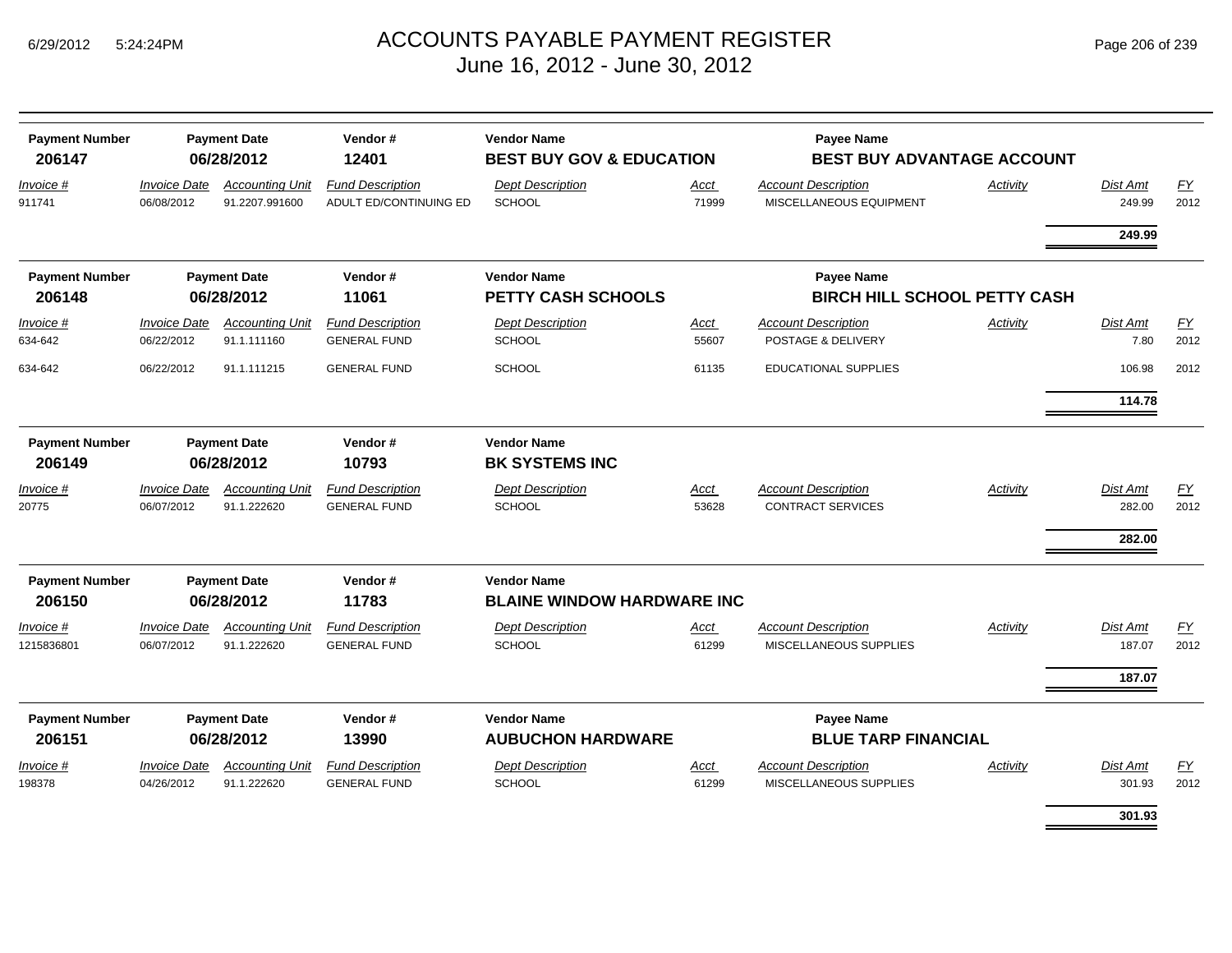# ACCOUNTS PAYABLE PAYMENT REGISTER
## June 16, 2012 - June 30, 2012

| Payment Number | Payment Date | Vendor # | Vendor Name | Payee Name |
|---|---|---|---|---|
| **206147** | **06/28/2012** | **12401** | **BEST BUY GOV & EDUCATION** | **BEST BUY ADVANTAGE ACCOUNT** |

| Invoice # | Invoice Date | Accounting Unit | Fund Description | Dept Description | Acct | Account Description | Activity | Dist Amt | FY |
|---|---|---|---|---|---|---|---|---|---|
| 911741 | 06/08/2012 | 91.2207.991600 | ADULT ED/CONTINUING ED | SCHOOL | 71999 | MISCELLANEOUS EQUIPMENT | | 249.99 | 2012 |
| | | | | | | | | **249.99** | |

| Payment Number | Payment Date | Vendor # | Vendor Name | Payee Name |
|---|---|---|---|---|
| **206148** | **06/28/2012** | **11061** | **PETTY CASH SCHOOLS** | **BIRCH HILL SCHOOL PETTY CASH** |

| Invoice # | Invoice Date | Accounting Unit | Fund Description | Dept Description | Acct | Account Description | Activity | Dist Amt | FY |
|---|---|---|---|---|---|---|---|---|---|
| 634-642 | 06/22/2012 | 91.1.111160 | GENERAL FUND | SCHOOL | 55607 | POSTAGE & DELIVERY | | 7.80 | 2012 |
| 634-642 | 06/22/2012 | 91.1.111215 | GENERAL FUND | SCHOOL | 61135 | EDUCATIONAL SUPPLIES | | 106.98 | 2012 |
| | | | | | | | | **114.78** | |

| Payment Number | Payment Date | Vendor # | Vendor Name |
|---|---|---|---|
| **206149** | **06/28/2012** | **10793** | **BK SYSTEMS INC** |

| Invoice # | Invoice Date | Accounting Unit | Fund Description | Dept Description | Acct | Account Description | Activity | Dist Amt | FY |
|---|---|---|---|---|---|---|---|---|---|
| 20775 | 06/07/2012 | 91.1.222620 | GENERAL FUND | SCHOOL | 53628 | CONTRACT SERVICES | | 282.00 | 2012 |
| | | | | | | | | **282.00** | |

| Payment Number | Payment Date | Vendor # | Vendor Name |
|---|---|---|---|
| **206150** | **06/28/2012** | **11783** | **BLAINE WINDOW HARDWARE INC** |

| Invoice # | Invoice Date | Accounting Unit | Fund Description | Dept Description | Acct | Account Description | Activity | Dist Amt | FY |
|---|---|---|---|---|---|---|---|---|---|
| 1215836801 | 06/07/2012 | 91.1.222620 | GENERAL FUND | SCHOOL | 61299 | MISCELLANEOUS SUPPLIES | | 187.07 | 2012 |
| | | | | | | | | **187.07** | |

| Payment Number | Payment Date | Vendor # | Vendor Name | Payee Name |
|---|---|---|---|---|
| **206151** | **06/28/2012** | **13990** | **AUBUCHON HARDWARE** | **BLUE TARP FINANCIAL** |

| Invoice # | Invoice Date | Accounting Unit | Fund Description | Dept Description | Acct | Account Description | Activity | Dist Amt | FY |
|---|---|---|---|---|---|---|---|---|---|
| 198378 | 04/26/2012 | 91.1.222620 | GENERAL FUND | SCHOOL | 61299 | MISCELLANEOUS SUPPLIES | | 301.93 | 2012 |
| | | | | | | | | **301.93** | |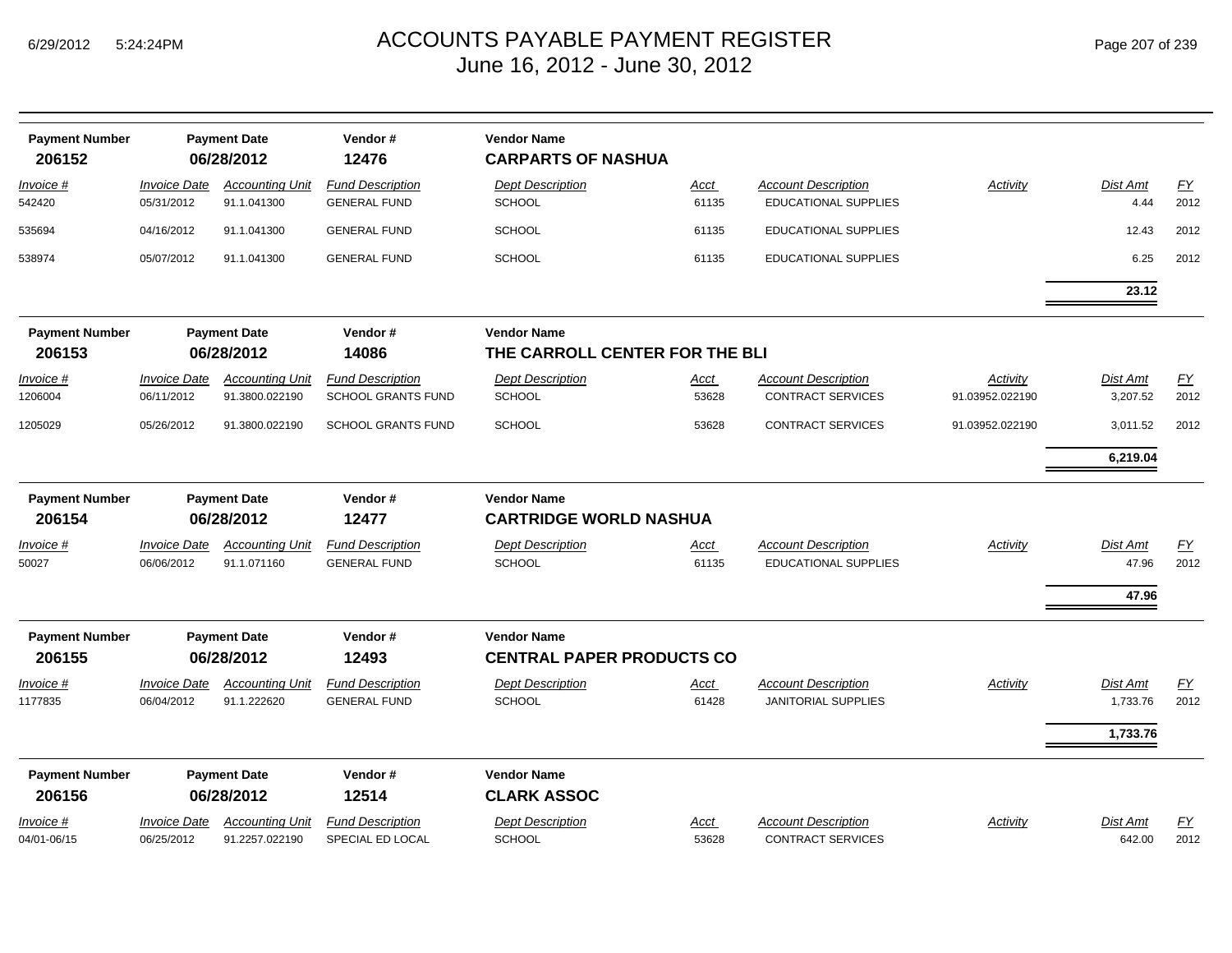# ACCOUNTS PAYABLE PAYMENT REGISTER
June 16, 2012 - June 30, 2012

| Payment Number | Payment Date | Vendor # | Vendor Name |
|---|---|---|---|
| 206152 | 06/28/2012 | 12476 | **CARPARTS OF NASHUA** |

| Invoice # | Invoice Date | Accounting Unit | Fund Description | Dept Description | Acct | Account Description | Activity | Dist Amt | FY |
|---|---|---|---|---|---|---|---|---|---|
| 542420 | 05/31/2012 | 91.1.041300 | GENERAL FUND | SCHOOL | 61135 | EDUCATIONAL SUPPLIES | | 4.44 | 2012 |
| 535694 | 04/16/2012 | 91.1.041300 | GENERAL FUND | SCHOOL | 61135 | EDUCATIONAL SUPPLIES | | 12.43 | 2012 |
| 538974 | 05/07/2012 | 91.1.041300 | GENERAL FUND | SCHOOL | 61135 | EDUCATIONAL SUPPLIES | | 6.25 | 2012 |
| | | | | | | | | **23.12** | |

| Payment Number | Payment Date | Vendor # | Vendor Name |
|---|---|---|---|
| 206153 | 06/28/2012 | 14086 | **THE CARROLL CENTER FOR THE BLI** |

| Invoice # | Invoice Date | Accounting Unit | Fund Description | Dept Description | Acct | Account Description | Activity | Dist Amt | FY |
|---|---|---|---|---|---|---|---|---|---|
| 1206004 | 06/11/2012 | 91.3800.022190 | SCHOOL GRANTS FUND | SCHOOL | 53628 | CONTRACT SERVICES | 91.03952.022190 | 3,207.52 | 2012 |
| 1205029 | 05/26/2012 | 91.3800.022190 | SCHOOL GRANTS FUND | SCHOOL | 53628 | CONTRACT SERVICES | 91.03952.022190 | 3,011.52 | 2012 |
| | | | | | | | | **6,219.04** | |

| Payment Number | Payment Date | Vendor # | Vendor Name |
|---|---|---|---|
| 206154 | 06/28/2012 | 12477 | **CARTRIDGE WORLD NASHUA** |

| Invoice # | Invoice Date | Accounting Unit | Fund Description | Dept Description | Acct | Account Description | Activity | Dist Amt | FY |
|---|---|---|---|---|---|---|---|---|---|
| 50027 | 06/06/2012 | 91.1.071160 | GENERAL FUND | SCHOOL | 61135 | EDUCATIONAL SUPPLIES | | 47.96 | 2012 |
| | | | | | | | | **47.96** | |

| Payment Number | Payment Date | Vendor # | Vendor Name |
|---|---|---|---|
| 206155 | 06/28/2012 | 12493 | **CENTRAL PAPER PRODUCTS CO** |

| Invoice # | Invoice Date | Accounting Unit | Fund Description | Dept Description | Acct | Account Description | Activity | Dist Amt | FY |
|---|---|---|---|---|---|---|---|---|---|
| 1177835 | 06/04/2012 | 91.1.222620 | GENERAL FUND | SCHOOL | 61428 | JANITORIAL SUPPLIES | | 1,733.76 | 2012 |
| | | | | | | | | **1,733.76** | |

| Payment Number | Payment Date | Vendor # | Vendor Name |
|---|---|---|---|
| 206156 | 06/28/2012 | 12514 | **CLARK ASSOC** |

| Invoice # | Invoice Date | Accounting Unit | Fund Description | Dept Description | Acct | Account Description | Activity | Dist Amt | FY |
|---|---|---|---|---|---|---|---|---|---|
| 04/01-06/15 | 06/25/2012 | 91.2257.022190 | SPECIAL ED LOCAL | SCHOOL | 53628 | CONTRACT SERVICES | | 642.00 | 2012 |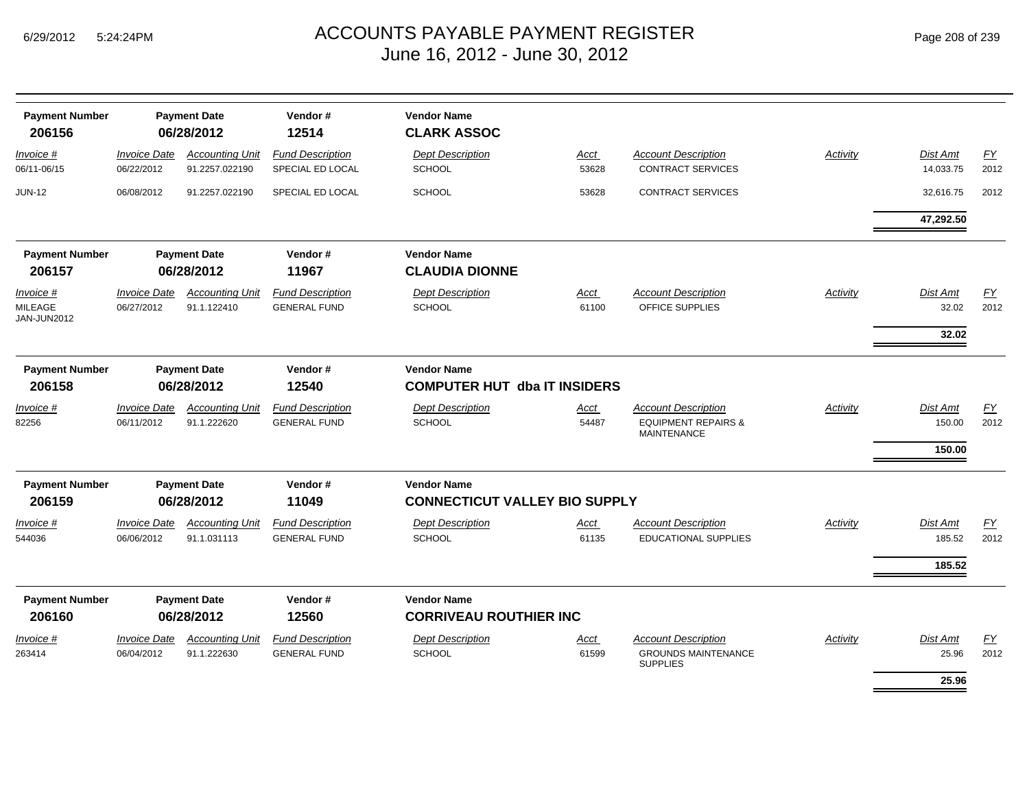# ACCOUNTS PAYABLE PAYMENT REGISTER
## June 16, 2012 - June 30, 2012

| Payment Number | Payment Date | Vendor # | Vendor Name |
|---|---|---|---|
| **206156** | **06/28/2012** | **12514** | **CLARK ASSOC** |

| Invoice # | Invoice Date | Accounting Unit | Fund Description | Dept Description | Acct | Account Description | Activity | Dist Amt | FY |
|---|---|---|---|---|---|---|---|---|---|
| 06/11-06/15 | 06/22/2012 | 91.2257.022190 | SPECIAL ED LOCAL | SCHOOL | 53628 | CONTRACT SERVICES | | 14,033.75 | 2012 |
| JUN-12 | 06/08/2012 | 91.2257.022190 | SPECIAL ED LOCAL | SCHOOL | 53628 | CONTRACT SERVICES | | 32,616.75 | 2012 |
| | | | | | | | | **47,292.50** | |

| Payment Number | Payment Date | Vendor # | Vendor Name |
|---|---|---|---|
| **206157** | **06/28/2012** | **11967** | **CLAUDIA DIONNE** |

| Invoice # | Invoice Date | Accounting Unit | Fund Description | Dept Description | Acct | Account Description | Activity | Dist Amt | FY |
|---|---|---|---|---|---|---|---|---|---|
| MILEAGE JAN-JUN2012 | 06/27/2012 | 91.1.122410 | GENERAL FUND | SCHOOL | 61100 | OFFICE SUPPLIES | | 32.02 | 2012 |
| | | | | | | | | **32.02** | |

| Payment Number | Payment Date | Vendor # | Vendor Name |
|---|---|---|---|
| **206158** | **06/28/2012** | **12540** | **COMPUTER HUT dba IT INSIDERS** |

| Invoice # | Invoice Date | Accounting Unit | Fund Description | Dept Description | Acct | Account Description | Activity | Dist Amt | FY |
|---|---|---|---|---|---|---|---|---|---|
| 82256 | 06/11/2012 | 91.1.222620 | GENERAL FUND | SCHOOL | 54487 | EQUIPMENT REPAIRS & MAINTENANCE | | 150.00 | 2012 |
| | | | | | | | | **150.00** | |

| Payment Number | Payment Date | Vendor # | Vendor Name |
|---|---|---|---|
| **206159** | **06/28/2012** | **11049** | **CONNECTICUT VALLEY BIO SUPPLY** |

| Invoice # | Invoice Date | Accounting Unit | Fund Description | Dept Description | Acct | Account Description | Activity | Dist Amt | FY |
|---|---|---|---|---|---|---|---|---|---|
| 544036 | 06/06/2012 | 91.1.031113 | GENERAL FUND | SCHOOL | 61135 | EDUCATIONAL SUPPLIES | | 185.52 | 2012 |
| | | | | | | | | **185.52** | |

| Payment Number | Payment Date | Vendor # | Vendor Name |
|---|---|---|---|
| **206160** | **06/28/2012** | **12560** | **CORRIVEAU ROUTHIER INC** |

| Invoice # | Invoice Date | Accounting Unit | Fund Description | Dept Description | Acct | Account Description | Activity | Dist Amt | FY |
|---|---|---|---|---|---|---|---|---|---|
| 263414 | 06/04/2012 | 91.1.222630 | GENERAL FUND | SCHOOL | 61599 | GROUNDS MAINTENANCE SUPPLIES | | 25.96 | 2012 |
| | | | | | | | | **25.96** | |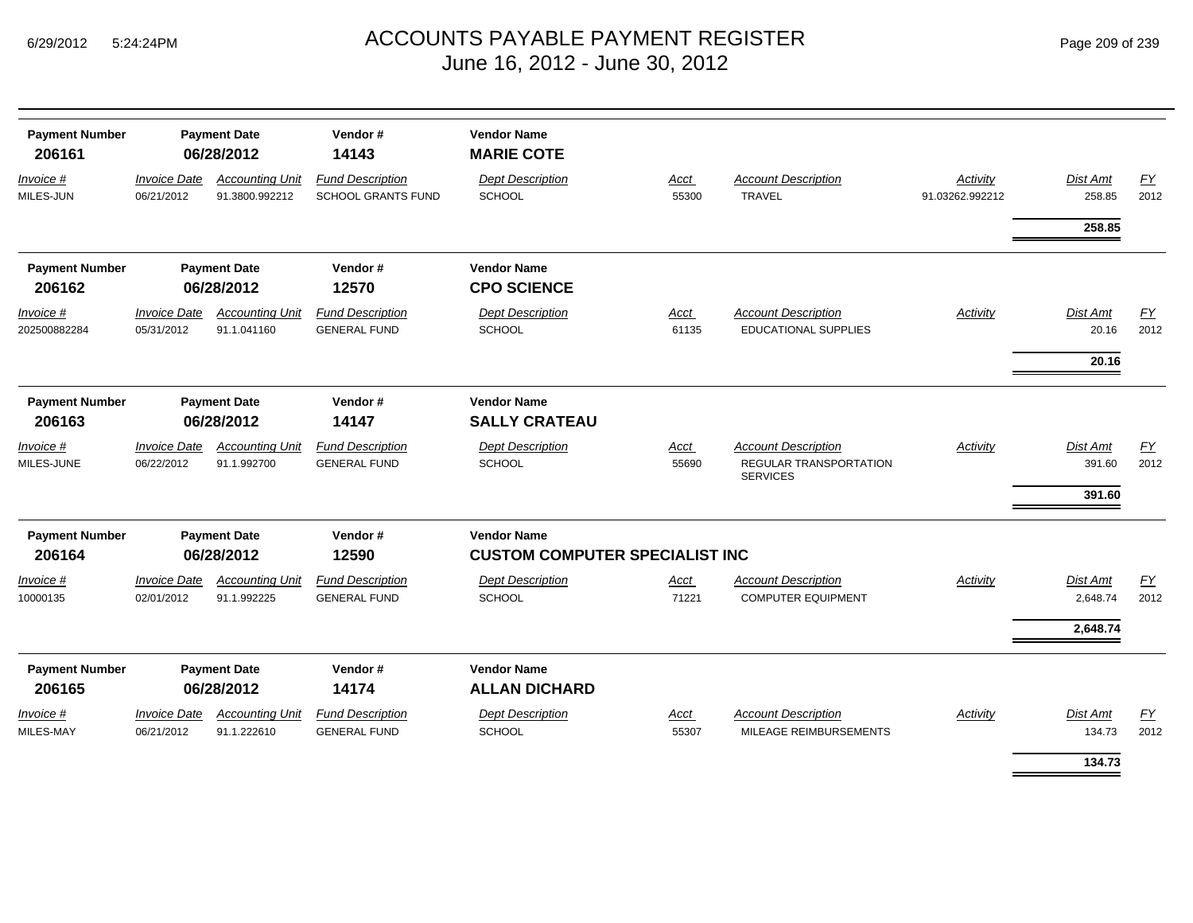# ACCOUNTS PAYABLE PAYMENT REGISTER
## June 16, 2012 - June 30, 2012

| Payment Number | Payment Date | Vendor # | Vendor Name |
|---|---|---|---|
| **206161** | **06/28/2012** | **14143** | **MARIE COTE** |

| *Invoice #* | *Invoice Date* | *Accounting Unit* | *Fund Description* | *Dept Description* | *Acct* | *Account Description* | *Activity* | *Dist Amt* | *FY* |
|---|---|---|---|---|---|---|---|---|---|
| MILES-JUN | 06/21/2012 | 91.3800.992212 | SCHOOL GRANTS FUND | SCHOOL | 55300 | TRAVEL | 91.03262.992212 | 258.85 | 2012 |
| | | | | | | | | **258.85** | |

| Payment Number | Payment Date | Vendor # | Vendor Name |
|---|---|---|---|
| **206162** | **06/28/2012** | **12570** | **CPO SCIENCE** |

| *Invoice #* | *Invoice Date* | *Accounting Unit* | *Fund Description* | *Dept Description* | *Acct* | *Account Description* | *Activity* | *Dist Amt* | *FY* |
|---|---|---|---|---|---|---|---|---|---|
| 202500882284 | 05/31/2012 | 91.1.041160 | GENERAL FUND | SCHOOL | 61135 | EDUCATIONAL SUPPLIES | | 20.16 | 2012 |
| | | | | | | | | **20.16** | |

| Payment Number | Payment Date | Vendor # | Vendor Name |
|---|---|---|---|
| **206163** | **06/28/2012** | **14147** | **SALLY CRATEAU** |

| *Invoice #* | *Invoice Date* | *Accounting Unit* | *Fund Description* | *Dept Description* | *Acct* | *Account Description* | *Activity* | *Dist Amt* | *FY* |
|---|---|---|---|---|---|---|---|---|---|
| MILES-JUNE | 06/22/2012 | 91.1.992700 | GENERAL FUND | SCHOOL | 55690 | REGULAR TRANSPORTATION SERVICES | | 391.60 | 2012 |
| | | | | | | | | **391.60** | |

| Payment Number | Payment Date | Vendor # | Vendor Name |
|---|---|---|---|
| **206164** | **06/28/2012** | **12590** | **CUSTOM COMPUTER SPECIALIST INC** |

| *Invoice #* | *Invoice Date* | *Accounting Unit* | *Fund Description* | *Dept Description* | *Acct* | *Account Description* | *Activity* | *Dist Amt* | *FY* |
|---|---|---|---|---|---|---|---|---|---|
| 10000135 | 02/01/2012 | 91.1.992225 | GENERAL FUND | SCHOOL | 71221 | COMPUTER EQUIPMENT | | 2,648.74 | 2012 |
| | | | | | | | | **2,648.74** | |

| Payment Number | Payment Date | Vendor # | Vendor Name |
|---|---|---|---|
| **206165** | **06/28/2012** | **14174** | **ALLAN DICHARD** |

| *Invoice #* | *Invoice Date* | *Accounting Unit* | *Fund Description* | *Dept Description* | *Acct* | *Account Description* | *Activity* | *Dist Amt* | *FY* |
|---|---|---|---|---|---|---|---|---|---|
| MILES-MAY | 06/21/2012 | 91.1.222610 | GENERAL FUND | SCHOOL | 55307 | MILEAGE REIMBURSEMENTS | | 134.73 | 2012 |
| | | | | | | | | **134.73** | |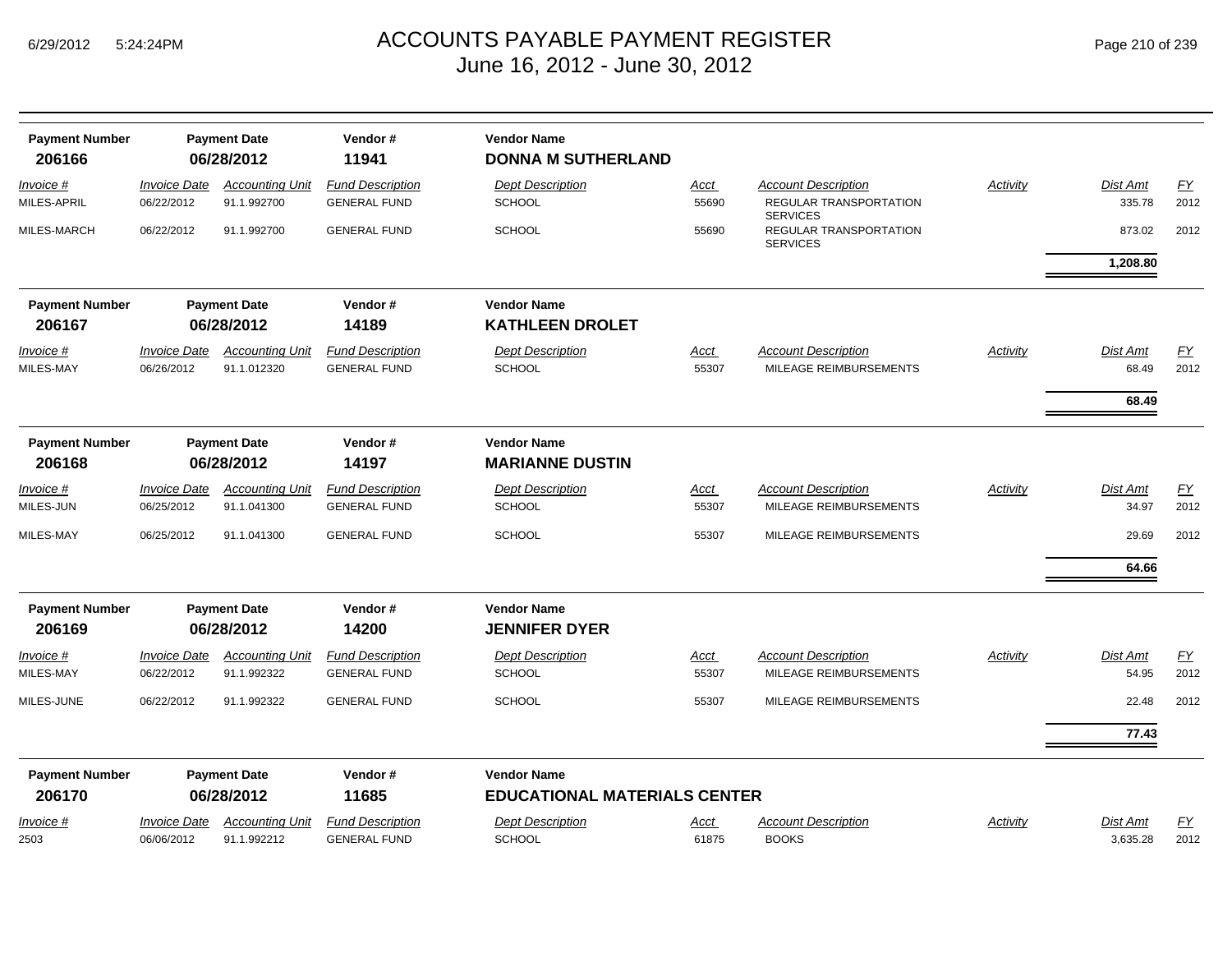# ACCOUNTS PAYABLE PAYMENT REGISTER
## June 16, 2012 - June 30, 2012

| Payment Number | Payment Date | Vendor # | Vendor Name |
|---|---|---|---|
| **206166** | **06/28/2012** | **11941** | **DONNA M SUTHERLAND** |

| Invoice # | Invoice Date | Accounting Unit | Fund Description | Dept Description | Acct | Account Description | Activity | Dist Amt | FY |
|---|---|---|---|---|---|---|---|---|---|
| MILES-APRIL | 06/22/2012 | 91.1.992700 | GENERAL FUND | SCHOOL | 55690 | REGULAR TRANSPORTATION SERVICES | | 335.78 | 2012 |
| MILES-MARCH | 06/22/2012 | 91.1.992700 | GENERAL FUND | SCHOOL | 55690 | REGULAR TRANSPORTATION SERVICES | | 873.02 | 2012 |
| | | | | | | | | **1,208.80** | |

| Payment Number | Payment Date | Vendor # | Vendor Name |
|---|---|---|---|
| **206167** | **06/28/2012** | **14189** | **KATHLEEN DROLET** |

| Invoice # | Invoice Date | Accounting Unit | Fund Description | Dept Description | Acct | Account Description | Activity | Dist Amt | FY |
|---|---|---|---|---|---|---|---|---|---|
| MILES-MAY | 06/26/2012 | 91.1.012320 | GENERAL FUND | SCHOOL | 55307 | MILEAGE REIMBURSEMENTS | | 68.49 | 2012 |
| | | | | | | | | **68.49** | |

| Payment Number | Payment Date | Vendor # | Vendor Name |
|---|---|---|---|
| **206168** | **06/28/2012** | **14197** | **MARIANNE DUSTIN** |

| Invoice # | Invoice Date | Accounting Unit | Fund Description | Dept Description | Acct | Account Description | Activity | Dist Amt | FY |
|---|---|---|---|---|---|---|---|---|---|
| MILES-JUN | 06/25/2012 | 91.1.041300 | GENERAL FUND | SCHOOL | 55307 | MILEAGE REIMBURSEMENTS | | 34.97 | 2012 |
| MILES-MAY | 06/25/2012 | 91.1.041300 | GENERAL FUND | SCHOOL | 55307 | MILEAGE REIMBURSEMENTS | | 29.69 | 2012 |
| | | | | | | | | **64.66** | |

| Payment Number | Payment Date | Vendor # | Vendor Name |
|---|---|---|---|
| **206169** | **06/28/2012** | **14200** | **JENNIFER DYER** |

| Invoice # | Invoice Date | Accounting Unit | Fund Description | Dept Description | Acct | Account Description | Activity | Dist Amt | FY |
|---|---|---|---|---|---|---|---|---|---|
| MILES-MAY | 06/22/2012 | 91.1.992322 | GENERAL FUND | SCHOOL | 55307 | MILEAGE REIMBURSEMENTS | | 54.95 | 2012 |
| MILES-JUNE | 06/22/2012 | 91.1.992322 | GENERAL FUND | SCHOOL | 55307 | MILEAGE REIMBURSEMENTS | | 22.48 | 2012 |
| | | | | | | | | **77.43** | |

| Payment Number | Payment Date | Vendor # | Vendor Name |
|---|---|---|---|
| **206170** | **06/28/2012** | **11685** | **EDUCATIONAL MATERIALS CENTER** |

| Invoice # | Invoice Date | Accounting Unit | Fund Description | Dept Description | Acct | Account Description | Activity | Dist Amt | FY |
|---|---|---|---|---|---|---|---|---|---|
| 2503 | 06/06/2012 | 91.1.992212 | GENERAL FUND | SCHOOL | 61875 | BOOKS | | 3,635.28 | 2012 |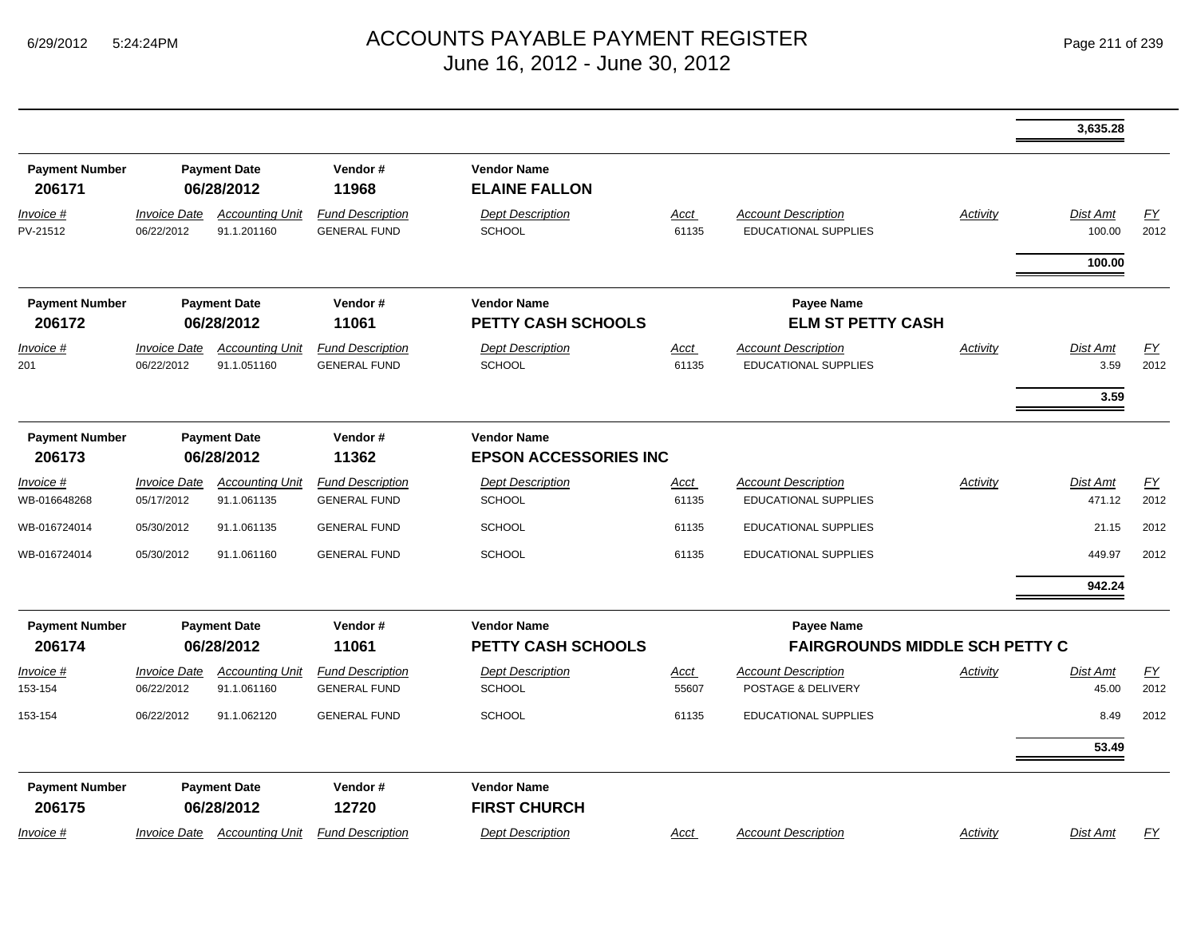# ACCOUNTS PAYABLE PAYMENT REGISTER
June 16, 2012 - June 30, 2012

| | | | | | | | | Dist Amt | |
|---|---|---|---|---|---|---|---|---|---|
| | | | | | | | | **3,635.28** | |

**Payment Number** 206171 | **Payment Date** 06/28/2012 | **Vendor #** 11968 | **Vendor Name** ELAINE FALLON

| Invoice # | Invoice Date | Accounting Unit | Fund Description | Dept Description | Acct | Account Description | Activity | Dist Amt | FY |
|---|---|---|---|---|---|---|---|---|---|
| PV-21512 | 06/22/2012 | 91.1.201160 | GENERAL FUND | SCHOOL | 61135 | EDUCATIONAL SUPPLIES | | 100.00 | 2012 |
| | | | | | | | | **100.00** | |

**Payment Number** 206172 | **Payment Date** 06/28/2012 | **Vendor #** 11061 | **Vendor Name** PETTY CASH SCHOOLS | **Payee Name** ELM ST PETTY CASH

| Invoice # | Invoice Date | Accounting Unit | Fund Description | Dept Description | Acct | Account Description | Activity | Dist Amt | FY |
|---|---|---|---|---|---|---|---|---|---|
| 201 | 06/22/2012 | 91.1.051160 | GENERAL FUND | SCHOOL | 61135 | EDUCATIONAL SUPPLIES | | 3.59 | 2012 |
| | | | | | | | | **3.59** | |

**Payment Number** 206173 | **Payment Date** 06/28/2012 | **Vendor #** 11362 | **Vendor Name** EPSON ACCESSORIES INC

| Invoice # | Invoice Date | Accounting Unit | Fund Description | Dept Description | Acct | Account Description | Activity | Dist Amt | FY |
|---|---|---|---|---|---|---|---|---|---|
| WB-016648268 | 05/17/2012 | 91.1.061135 | GENERAL FUND | SCHOOL | 61135 | EDUCATIONAL SUPPLIES | | 471.12 | 2012 |
| WB-016724014 | 05/30/2012 | 91.1.061135 | GENERAL FUND | SCHOOL | 61135 | EDUCATIONAL SUPPLIES | | 21.15 | 2012 |
| WB-016724014 | 05/30/2012 | 91.1.061160 | GENERAL FUND | SCHOOL | 61135 | EDUCATIONAL SUPPLIES | | 449.97 | 2012 |
| | | | | | | | | **942.24** | |

**Payment Number** 206174 | **Payment Date** 06/28/2012 | **Vendor #** 11061 | **Vendor Name** PETTY CASH SCHOOLS | **Payee Name** FAIRGROUNDS MIDDLE SCH PETTY C

| Invoice # | Invoice Date | Accounting Unit | Fund Description | Dept Description | Acct | Account Description | Activity | Dist Amt | FY |
|---|---|---|---|---|---|---|---|---|---|
| 153-154 | 06/22/2012 | 91.1.061160 | GENERAL FUND | SCHOOL | 55607 | POSTAGE & DELIVERY | | 45.00 | 2012 |
| 153-154 | 06/22/2012 | 91.1.062120 | GENERAL FUND | SCHOOL | 61135 | EDUCATIONAL SUPPLIES | | 8.49 | 2012 |
| | | | | | | | | **53.49** | |

**Payment Number** 206175 | **Payment Date** 06/28/2012 | **Vendor #** 12720 | **Vendor Name** FIRST CHURCH

| Invoice # | Invoice Date | Accounting Unit | Fund Description | Dept Description | Acct | Account Description | Activity | Dist Amt | FY |
|---|---|---|---|---|---|---|---|---|---|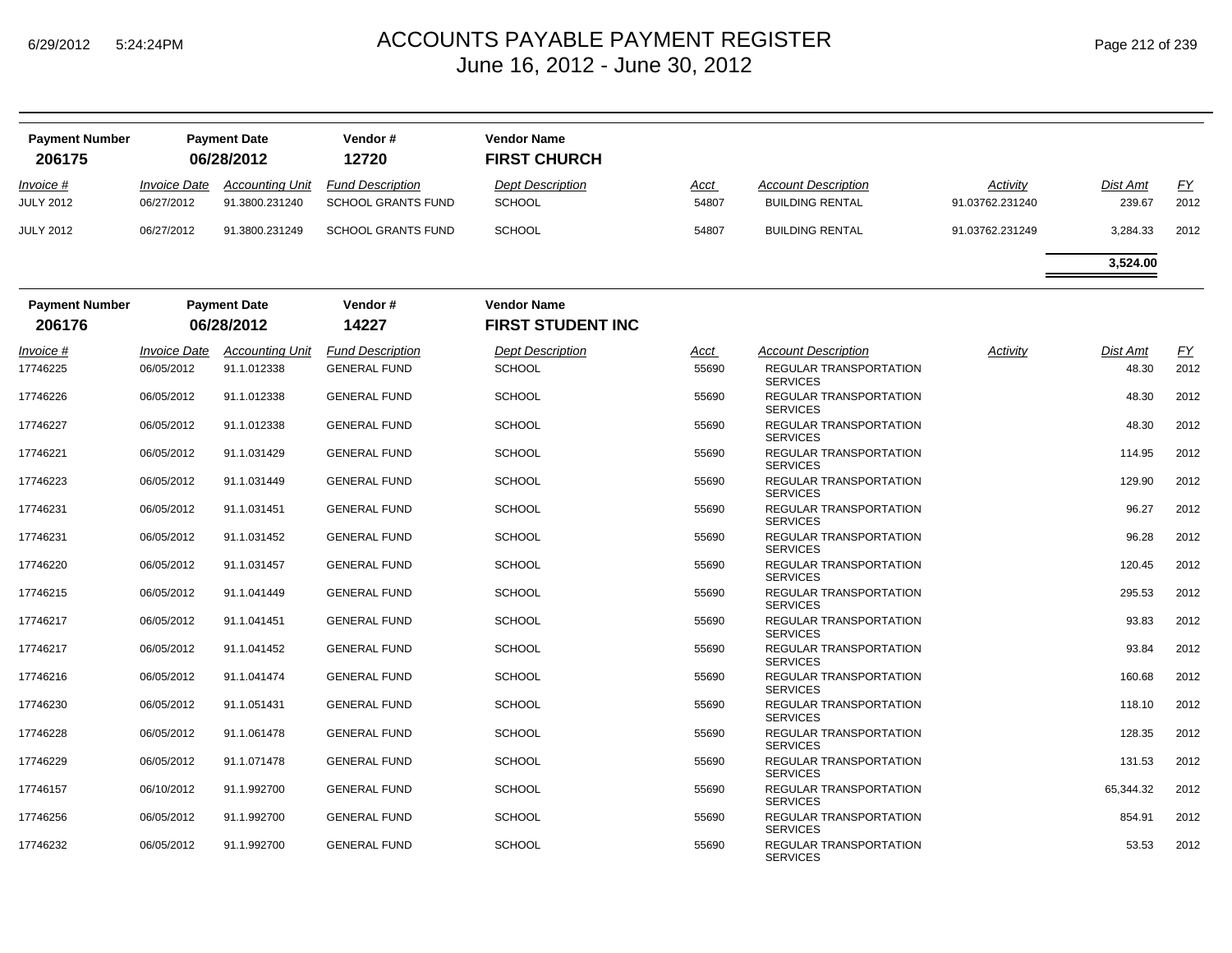# ACCOUNTS PAYABLE PAYMENT REGISTER
## June 16, 2012 - June 30, 2012

| Payment Number | Payment Date | Vendor # | Vendor Name |
|---|---|---|---|
| **206175** | **06/28/2012** | **12720** | **FIRST CHURCH** |

| Invoice # | Invoice Date | Accounting Unit | Fund Description | Dept Description | Acct | Account Description | Activity | Dist Amt | FY |
|---|---|---|---|---|---|---|---|---|---|
| JULY 2012 | 06/27/2012 | 91.3800.231240 | SCHOOL GRANTS FUND | SCHOOL | 54807 | BUILDING RENTAL | 91.03762.231240 | 239.67 | 2012 |
| JULY 2012 | 06/27/2012 | 91.3800.231249 | SCHOOL GRANTS FUND | SCHOOL | 54807 | BUILDING RENTAL | 91.03762.231249 | 3,284.33 | 2012 |
| | | | | | | | | **3,524.00** | |

| Payment Number | Payment Date | Vendor # | Vendor Name |
|---|---|---|---|
| **206176** | **06/28/2012** | **14227** | **FIRST STUDENT INC** |

| Invoice # | Invoice Date | Accounting Unit | Fund Description | Dept Description | Acct | Account Description | Activity | Dist Amt | FY |
|---|---|---|---|---|---|---|---|---|---|
| 17746225 | 06/05/2012 | 91.1.012338 | GENERAL FUND | SCHOOL | 55690 | REGULAR TRANSPORTATION SERVICES | | 48.30 | 2012 |
| 17746226 | 06/05/2012 | 91.1.012338 | GENERAL FUND | SCHOOL | 55690 | REGULAR TRANSPORTATION SERVICES | | 48.30 | 2012 |
| 17746227 | 06/05/2012 | 91.1.012338 | GENERAL FUND | SCHOOL | 55690 | REGULAR TRANSPORTATION SERVICES | | 48.30 | 2012 |
| 17746221 | 06/05/2012 | 91.1.031429 | GENERAL FUND | SCHOOL | 55690 | REGULAR TRANSPORTATION SERVICES | | 114.95 | 2012 |
| 17746223 | 06/05/2012 | 91.1.031449 | GENERAL FUND | SCHOOL | 55690 | REGULAR TRANSPORTATION SERVICES | | 129.90 | 2012 |
| 17746231 | 06/05/2012 | 91.1.031451 | GENERAL FUND | SCHOOL | 55690 | REGULAR TRANSPORTATION SERVICES | | 96.27 | 2012 |
| 17746231 | 06/05/2012 | 91.1.031452 | GENERAL FUND | SCHOOL | 55690 | REGULAR TRANSPORTATION SERVICES | | 96.28 | 2012 |
| 17746220 | 06/05/2012 | 91.1.031457 | GENERAL FUND | SCHOOL | 55690 | REGULAR TRANSPORTATION SERVICES | | 120.45 | 2012 |
| 17746215 | 06/05/2012 | 91.1.041449 | GENERAL FUND | SCHOOL | 55690 | REGULAR TRANSPORTATION SERVICES | | 295.53 | 2012 |
| 17746217 | 06/05/2012 | 91.1.041451 | GENERAL FUND | SCHOOL | 55690 | REGULAR TRANSPORTATION SERVICES | | 93.83 | 2012 |
| 17746217 | 06/05/2012 | 91.1.041452 | GENERAL FUND | SCHOOL | 55690 | REGULAR TRANSPORTATION SERVICES | | 93.84 | 2012 |
| 17746216 | 06/05/2012 | 91.1.041474 | GENERAL FUND | SCHOOL | 55690 | REGULAR TRANSPORTATION SERVICES | | 160.68 | 2012 |
| 17746230 | 06/05/2012 | 91.1.051431 | GENERAL FUND | SCHOOL | 55690 | REGULAR TRANSPORTATION SERVICES | | 118.10 | 2012 |
| 17746228 | 06/05/2012 | 91.1.061478 | GENERAL FUND | SCHOOL | 55690 | REGULAR TRANSPORTATION SERVICES | | 128.35 | 2012 |
| 17746229 | 06/05/2012 | 91.1.071478 | GENERAL FUND | SCHOOL | 55690 | REGULAR TRANSPORTATION SERVICES | | 131.53 | 2012 |
| 17746157 | 06/10/2012 | 91.1.992700 | GENERAL FUND | SCHOOL | 55690 | REGULAR TRANSPORTATION SERVICES | | 65,344.32 | 2012 |
| 17746256 | 06/05/2012 | 91.1.992700 | GENERAL FUND | SCHOOL | 55690 | REGULAR TRANSPORTATION SERVICES | | 854.91 | 2012 |
| 17746232 | 06/05/2012 | 91.1.992700 | GENERAL FUND | SCHOOL | 55690 | REGULAR TRANSPORTATION SERVICES | | 53.53 | 2012 |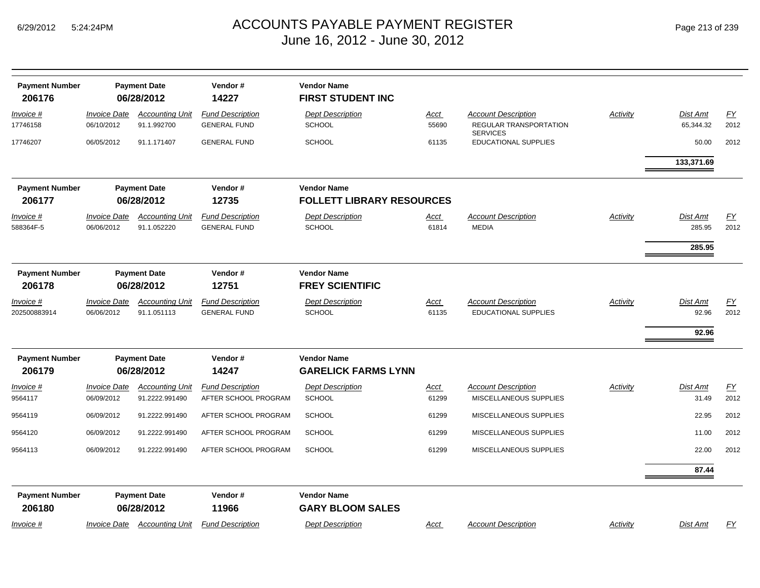# ACCOUNTS PAYABLE PAYMENT REGISTER
## June 16, 2012 - June 30, 2012

| Payment Number | Payment Date | Vendor # | Vendor Name |
|---|---|---|---|
| **206176** | **06/28/2012** | **14227** | **FIRST STUDENT INC** |

| Invoice # | Invoice Date | Accounting Unit | Fund Description | Dept Description | Acct | Account Description | Activity | Dist Amt | FY |
|---|---|---|---|---|---|---|---|---|---|
| 17746158 | 06/10/2012 | 91.1.992700 | GENERAL FUND | SCHOOL | 55690 | REGULAR TRANSPORTATION SERVICES | | 65,344.32 | 2012 |
| 17746207 | 06/05/2012 | 91.1.171407 | GENERAL FUND | SCHOOL | 61135 | EDUCATIONAL SUPPLIES | | 50.00 | 2012 |
| | | | | | | | | **133,371.69** | |

| Payment Number | Payment Date | Vendor # | Vendor Name |
|---|---|---|---|
| **206177** | **06/28/2012** | **12735** | **FOLLETT LIBRARY RESOURCES** |

| Invoice # | Invoice Date | Accounting Unit | Fund Description | Dept Description | Acct | Account Description | Activity | Dist Amt | FY |
|---|---|---|---|---|---|---|---|---|---|
| 588364F-5 | 06/06/2012 | 91.1.052220 | GENERAL FUND | SCHOOL | 61814 | MEDIA | | 285.95 | 2012 |
| | | | | | | | | **285.95** | |

| Payment Number | Payment Date | Vendor # | Vendor Name |
|---|---|---|---|
| **206178** | **06/28/2012** | **12751** | **FREY SCIENTIFIC** |

| Invoice # | Invoice Date | Accounting Unit | Fund Description | Dept Description | Acct | Account Description | Activity | Dist Amt | FY |
|---|---|---|---|---|---|---|---|---|---|
| 202500883914 | 06/06/2012 | 91.1.051113 | GENERAL FUND | SCHOOL | 61135 | EDUCATIONAL SUPPLIES | | 92.96 | 2012 |
| | | | | | | | | **92.96** | |

| Payment Number | Payment Date | Vendor # | Vendor Name |
|---|---|---|---|
| **206179** | **06/28/2012** | **14247** | **GARELICK FARMS LYNN** |

| Invoice # | Invoice Date | Accounting Unit | Fund Description | Dept Description | Acct | Account Description | Activity | Dist Amt | FY |
|---|---|---|---|---|---|---|---|---|---|
| 9564117 | 06/09/2012 | 91.2222.991490 | AFTER SCHOOL PROGRAM | SCHOOL | 61299 | MISCELLANEOUS SUPPLIES | | 31.49 | 2012 |
| 9564119 | 06/09/2012 | 91.2222.991490 | AFTER SCHOOL PROGRAM | SCHOOL | 61299 | MISCELLANEOUS SUPPLIES | | 22.95 | 2012 |
| 9564120 | 06/09/2012 | 91.2222.991490 | AFTER SCHOOL PROGRAM | SCHOOL | 61299 | MISCELLANEOUS SUPPLIES | | 11.00 | 2012 |
| 9564113 | 06/09/2012 | 91.2222.991490 | AFTER SCHOOL PROGRAM | SCHOOL | 61299 | MISCELLANEOUS SUPPLIES | | 22.00 | 2012 |
| | | | | | | | | **87.44** | |

| Payment Number | Payment Date | Vendor # | Vendor Name |
|---|---|---|---|
| **206180** | **06/28/2012** | **11966** | **GARY BLOOM SALES** |

| Invoice # | Invoice Date | Accounting Unit | Fund Description | Dept Description | Acct | Account Description | Activity | Dist Amt | FY |
|---|---|---|---|---|---|---|---|---|---|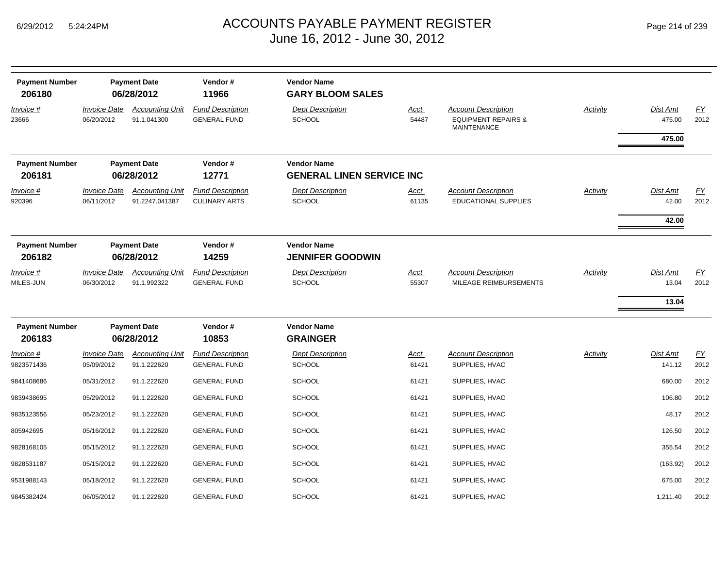| Payment Number | Payment Date | Vendor # | Vendor Name | | | | | |
|---|---|---|---|---|---|---|---|---|
| **206180** | **06/28/2012** | **11966** | **GARY BLOOM SALES** | | | | | |

| Invoice # | Invoice Date | Accounting Unit | Fund Description | Dept Description | Acct | Account Description | Activity | Dist Amt | FY |
|---|---|---|---|---|---|---|---|---|---|
| 23666 | 06/20/2012 | 91.1.041300 | GENERAL FUND | SCHOOL | 54487 | EQUIPMENT REPAIRS & MAINTENANCE | | 475.00 | 2012 |
| | | | | | | | | **475.00** | |

| Payment Number | Payment Date | Vendor # | Vendor Name | | | | | |
|---|---|---|---|---|---|---|---|---|
| **206181** | **06/28/2012** | **12771** | **GENERAL LINEN SERVICE INC** | | | | | |

| Invoice # | Invoice Date | Accounting Unit | Fund Description | Dept Description | Acct | Account Description | Activity | Dist Amt | FY |
|---|---|---|---|---|---|---|---|---|---|
| 920396 | 06/11/2012 | 91.2247.041387 | CULINARY ARTS | SCHOOL | 61135 | EDUCATIONAL SUPPLIES | | 42.00 | 2012 |
| | | | | | | | | **42.00** | |

| Payment Number | Payment Date | Vendor # | Vendor Name | | | | | |
|---|---|---|---|---|---|---|---|---|
| **206182** | **06/28/2012** | **14259** | **JENNIFER GOODWIN** | | | | | |

| Invoice # | Invoice Date | Accounting Unit | Fund Description | Dept Description | Acct | Account Description | Activity | Dist Amt | FY |
|---|---|---|---|---|---|---|---|---|---|
| MILES-JUN | 06/30/2012 | 91.1.992322 | GENERAL FUND | SCHOOL | 55307 | MILEAGE REIMBURSEMENTS | | 13.04 | 2012 |
| | | | | | | | | **13.04** | |

| Payment Number | Payment Date | Vendor # | Vendor Name | | | | | |
|---|---|---|---|---|---|---|---|---|
| **206183** | **06/28/2012** | **10853** | **GRAINGER** | | | | | |

| Invoice # | Invoice Date | Accounting Unit | Fund Description | Dept Description | Acct | Account Description | Activity | Dist Amt | FY |
|---|---|---|---|---|---|---|---|---|---|
| 9823571436 | 05/09/2012 | 91.1.222620 | GENERAL FUND | SCHOOL | 61421 | SUPPLIES, HVAC | | 141.12 | 2012 |
| 9841408686 | 05/31/2012 | 91.1.222620 | GENERAL FUND | SCHOOL | 61421 | SUPPLIES, HVAC | | 680.00 | 2012 |
| 9839438695 | 05/29/2012 | 91.1.222620 | GENERAL FUND | SCHOOL | 61421 | SUPPLIES, HVAC | | 106.80 | 2012 |
| 9835123556 | 05/23/2012 | 91.1.222620 | GENERAL FUND | SCHOOL | 61421 | SUPPLIES, HVAC | | 48.17 | 2012 |
| 805942695 | 05/16/2012 | 91.1.222620 | GENERAL FUND | SCHOOL | 61421 | SUPPLIES, HVAC | | 126.50 | 2012 |
| 9828168105 | 05/15/2012 | 91.1.222620 | GENERAL FUND | SCHOOL | 61421 | SUPPLIES, HVAC | | 355.54 | 2012 |
| 9828531187 | 05/15/2012 | 91.1.222620 | GENERAL FUND | SCHOOL | 61421 | SUPPLIES, HVAC | | (163.92) | 2012 |
| 9531988143 | 05/18/2012 | 91.1.222620 | GENERAL FUND | SCHOOL | 61421 | SUPPLIES, HVAC | | 675.00 | 2012 |
| 9845382424 | 06/05/2012 | 91.1.222620 | GENERAL FUND | SCHOOL | 61421 | SUPPLIES, HVAC | | 1,211.40 | 2012 |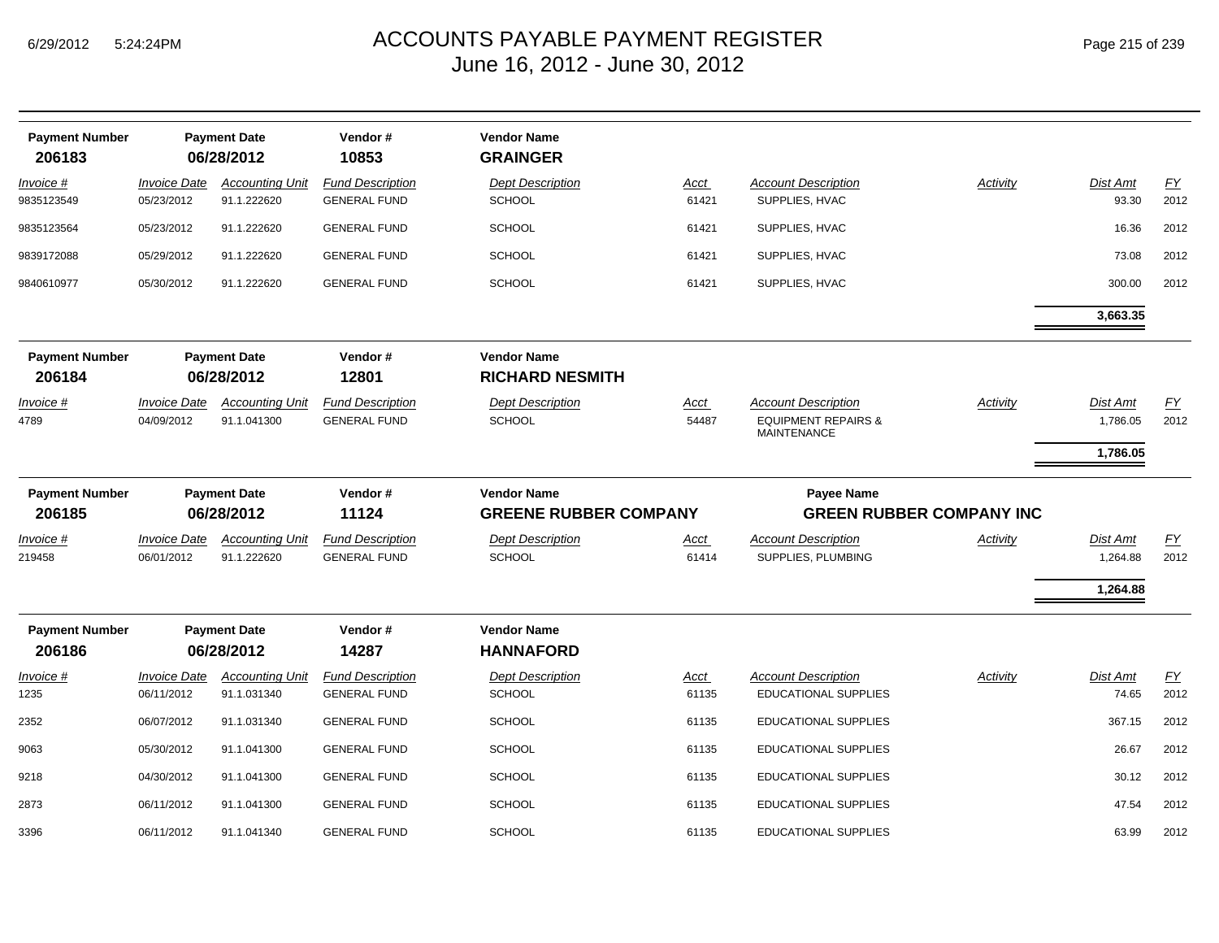## Payment Number 206183 — Payment Date 06/28/2012 — Vendor # 10853 — Vendor Name GRAINGER

| Invoice # | Invoice Date | Accounting Unit | Fund Description | Dept Description | Acct | Account Description | Activity | Dist Amt | FY |
|---|---|---|---|---|---|---|---|---|---|
| 9835123549 | 05/23/2012 | 91.1.222620 | GENERAL FUND | SCHOOL | 61421 | SUPPLIES, HVAC | | 93.30 | 2012 |
| 9835123564 | 05/23/2012 | 91.1.222620 | GENERAL FUND | SCHOOL | 61421 | SUPPLIES, HVAC | | 16.36 | 2012 |
| 9839172088 | 05/29/2012 | 91.1.222620 | GENERAL FUND | SCHOOL | 61421 | SUPPLIES, HVAC | | 73.08 | 2012 |
| 9840610977 | 05/30/2012 | 91.1.222620 | GENERAL FUND | SCHOOL | 61421 | SUPPLIES, HVAC | | 300.00 | 2012 |
| | | | | | | | | **3,663.35** | |

## Payment Number 206184 — Payment Date 06/28/2012 — Vendor # 12801 — Vendor Name RICHARD NESMITH

| Invoice # | Invoice Date | Accounting Unit | Fund Description | Dept Description | Acct | Account Description | Activity | Dist Amt | FY |
|---|---|---|---|---|---|---|---|---|---|
| 4789 | 04/09/2012 | 91.1.041300 | GENERAL FUND | SCHOOL | 54487 | EQUIPMENT REPAIRS & MAINTENANCE | | 1,786.05 | 2012 |
| | | | | | | | | **1,786.05** | |

## Payment Number 206185 — Payment Date 06/28/2012 — Vendor # 11124 — Vendor Name GREENE RUBBER COMPANY — Payee Name GREEN RUBBER COMPANY INC

| Invoice # | Invoice Date | Accounting Unit | Fund Description | Dept Description | Acct | Account Description | Activity | Dist Amt | FY |
|---|---|---|---|---|---|---|---|---|---|
| 219458 | 06/01/2012 | 91.1.222620 | GENERAL FUND | SCHOOL | 61414 | SUPPLIES, PLUMBING | | 1,264.88 | 2012 |
| | | | | | | | | **1,264.88** | |

## Payment Number 206186 — Payment Date 06/28/2012 — Vendor # 14287 — Vendor Name HANNAFORD

| Invoice # | Invoice Date | Accounting Unit | Fund Description | Dept Description | Acct | Account Description | Activity | Dist Amt | FY |
|---|---|---|---|---|---|---|---|---|---|
| 1235 | 06/11/2012 | 91.1.031340 | GENERAL FUND | SCHOOL | 61135 | EDUCATIONAL SUPPLIES | | 74.65 | 2012 |
| 2352 | 06/07/2012 | 91.1.031340 | GENERAL FUND | SCHOOL | 61135 | EDUCATIONAL SUPPLIES | | 367.15 | 2012 |
| 9063 | 05/30/2012 | 91.1.041300 | GENERAL FUND | SCHOOL | 61135 | EDUCATIONAL SUPPLIES | | 26.67 | 2012 |
| 9218 | 04/30/2012 | 91.1.041300 | GENERAL FUND | SCHOOL | 61135 | EDUCATIONAL SUPPLIES | | 30.12 | 2012 |
| 2873 | 06/11/2012 | 91.1.041300 | GENERAL FUND | SCHOOL | 61135 | EDUCATIONAL SUPPLIES | | 47.54 | 2012 |
| 3396 | 06/11/2012 | 91.1.041340 | GENERAL FUND | SCHOOL | 61135 | EDUCATIONAL SUPPLIES | | 63.99 | 2012 |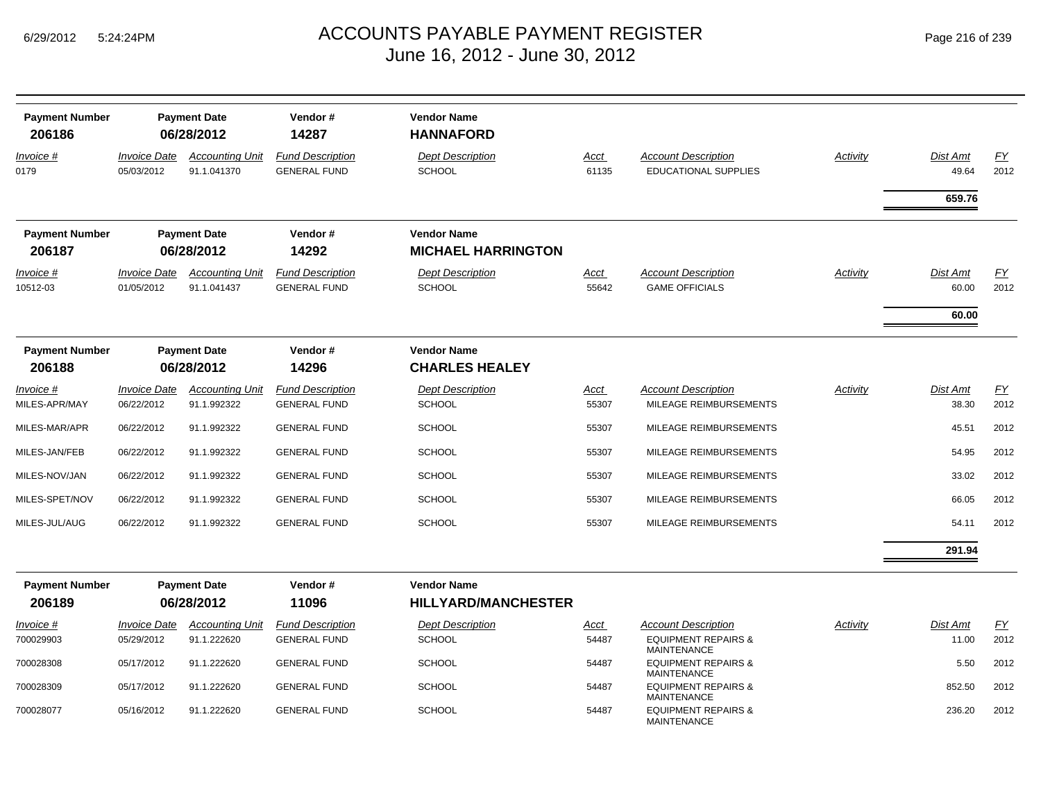# ACCOUNTS PAYABLE PAYMENT REGISTER
## June 16, 2012 - June 30, 2012

6/29/2012 5:24:24PM

| Payment Number | Payment Date | Vendor # | Vendor Name |
|---|---|---|---|
| 206186 | 06/28/2012 | 14287 | **HANNAFORD** |

| Invoice # | Invoice Date | Accounting Unit | Fund Description | Dept Description | Acct | Account Description | Activity | Dist Amt | FY |
|---|---|---|---|---|---|---|---|---|---|
| 0179 | 05/03/2012 | 91.1.041370 | GENERAL FUND | SCHOOL | 61135 | EDUCATIONAL SUPPLIES | | 49.64 | 2012 |
| | | | | | | | | **659.76** | |

| Payment Number | Payment Date | Vendor # | Vendor Name |
|---|---|---|---|
| 206187 | 06/28/2012 | 14292 | **MICHAEL HARRINGTON** |

| Invoice # | Invoice Date | Accounting Unit | Fund Description | Dept Description | Acct | Account Description | Activity | Dist Amt | FY |
|---|---|---|---|---|---|---|---|---|---|
| 10512-03 | 01/05/2012 | 91.1.041437 | GENERAL FUND | SCHOOL | 55642 | GAME OFFICIALS | | 60.00 | 2012 |
| | | | | | | | | **60.00** | |

| Payment Number | Payment Date | Vendor # | Vendor Name |
|---|---|---|---|
| 206188 | 06/28/2012 | 14296 | **CHARLES HEALEY** |

| Invoice # | Invoice Date | Accounting Unit | Fund Description | Dept Description | Acct | Account Description | Activity | Dist Amt | FY |
|---|---|---|---|---|---|---|---|---|---|
| MILES-APR/MAY | 06/22/2012 | 91.1.992322 | GENERAL FUND | SCHOOL | 55307 | MILEAGE REIMBURSEMENTS | | 38.30 | 2012 |
| MILES-MAR/APR | 06/22/2012 | 91.1.992322 | GENERAL FUND | SCHOOL | 55307 | MILEAGE REIMBURSEMENTS | | 45.51 | 2012 |
| MILES-JAN/FEB | 06/22/2012 | 91.1.992322 | GENERAL FUND | SCHOOL | 55307 | MILEAGE REIMBURSEMENTS | | 54.95 | 2012 |
| MILES-NOV/JAN | 06/22/2012 | 91.1.992322 | GENERAL FUND | SCHOOL | 55307 | MILEAGE REIMBURSEMENTS | | 33.02 | 2012 |
| MILES-SPET/NOV | 06/22/2012 | 91.1.992322 | GENERAL FUND | SCHOOL | 55307 | MILEAGE REIMBURSEMENTS | | 66.05 | 2012 |
| MILES-JUL/AUG | 06/22/2012 | 91.1.992322 | GENERAL FUND | SCHOOL | 55307 | MILEAGE REIMBURSEMENTS | | 54.11 | 2012 |
| | | | | | | | | **291.94** | |

| Payment Number | Payment Date | Vendor # | Vendor Name |
|---|---|---|---|
| 206189 | 06/28/2012 | 11096 | **HILLYARD/MANCHESTER** |

| Invoice # | Invoice Date | Accounting Unit | Fund Description | Dept Description | Acct | Account Description | Activity | Dist Amt | FY |
|---|---|---|---|---|---|---|---|---|---|
| 700029903 | 05/29/2012 | 91.1.222620 | GENERAL FUND | SCHOOL | 54487 | EQUIPMENT REPAIRS & MAINTENANCE | | 11.00 | 2012 |
| 700028308 | 05/17/2012 | 91.1.222620 | GENERAL FUND | SCHOOL | 54487 | EQUIPMENT REPAIRS & MAINTENANCE | | 5.50 | 2012 |
| 700028309 | 05/17/2012 | 91.1.222620 | GENERAL FUND | SCHOOL | 54487 | EQUIPMENT REPAIRS & MAINTENANCE | | 852.50 | 2012 |
| 700028077 | 05/16/2012 | 91.1.222620 | GENERAL FUND | SCHOOL | 54487 | EQUIPMENT REPAIRS & MAINTENANCE | | 236.20 | 2012 |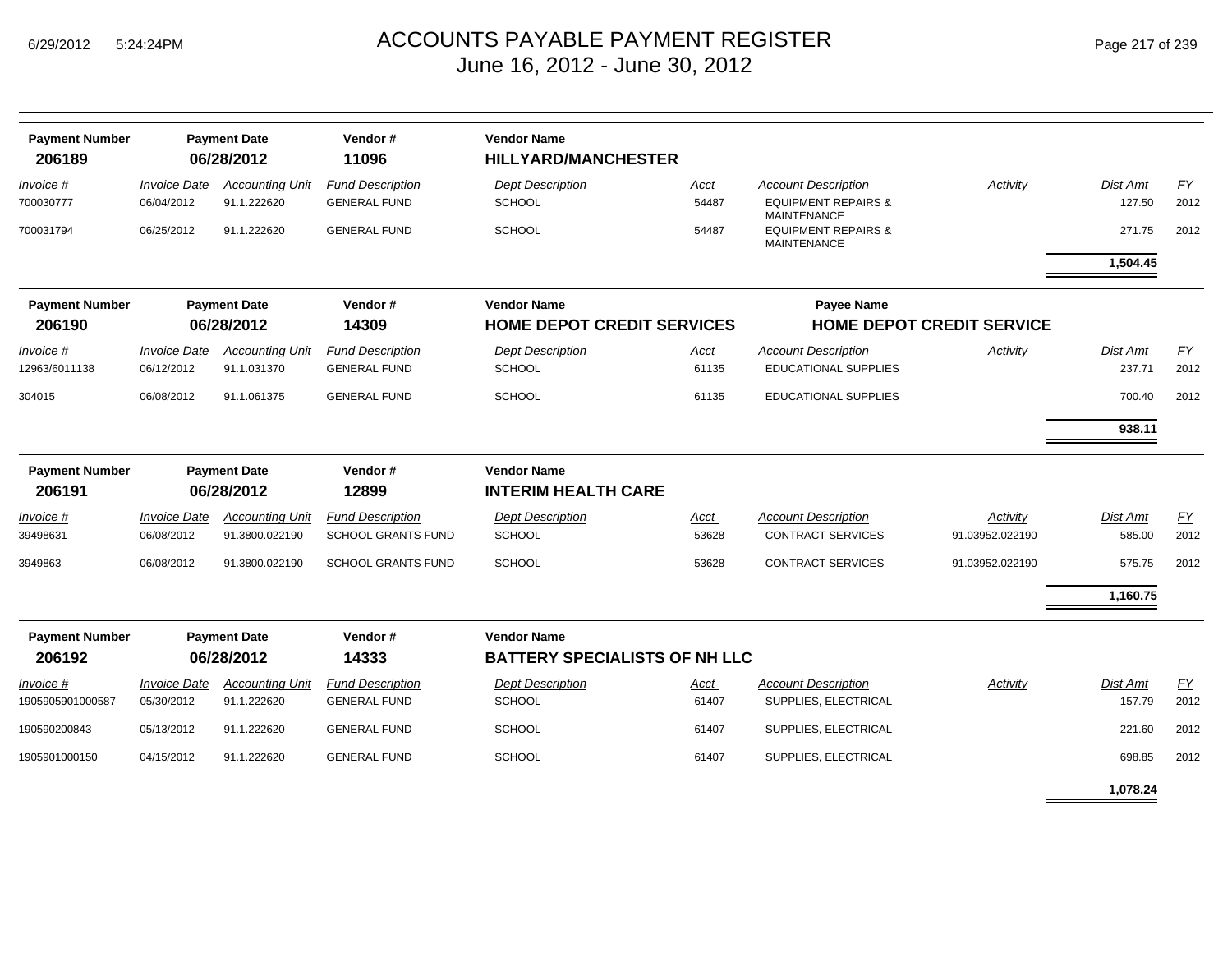# ACCOUNTS PAYABLE PAYMENT REGISTER
## June 16, 2012 - June 30, 2012

| Payment Number | Payment Date | Vendor # | Vendor Name |
|---|---|---|---|
| 206189 | 06/28/2012 | 11096 | HILLYARD/MANCHESTER |

| Invoice # | Invoice Date | Accounting Unit | Fund Description | Dept Description | Acct | Account Description | Activity | Dist Amt | FY |
|---|---|---|---|---|---|---|---|---|---|
| 700030777 | 06/04/2012 | 91.1.222620 | GENERAL FUND | SCHOOL | 54487 | EQUIPMENT REPAIRS & MAINTENANCE | | 127.50 | 2012 |
| 700031794 | 06/25/2012 | 91.1.222620 | GENERAL FUND | SCHOOL | 54487 | EQUIPMENT REPAIRS & MAINTENANCE | | 271.75 | 2012 |
| | | | | | | | | **1,504.45** | |

| Payment Number | Payment Date | Vendor # | Vendor Name | Payee Name |
|---|---|---|---|---|
| 206190 | 06/28/2012 | 14309 | HOME DEPOT CREDIT SERVICES | HOME DEPOT CREDIT SERVICE |

| Invoice # | Invoice Date | Accounting Unit | Fund Description | Dept Description | Acct | Account Description | Activity | Dist Amt | FY |
|---|---|---|---|---|---|---|---|---|---|
| 12963/6011138 | 06/12/2012 | 91.1.031370 | GENERAL FUND | SCHOOL | 61135 | EDUCATIONAL SUPPLIES | | 237.71 | 2012 |
| 304015 | 06/08/2012 | 91.1.061375 | GENERAL FUND | SCHOOL | 61135 | EDUCATIONAL SUPPLIES | | 700.40 | 2012 |
| | | | | | | | | **938.11** | |

| Payment Number | Payment Date | Vendor # | Vendor Name |
|---|---|---|---|
| 206191 | 06/28/2012 | 12899 | INTERIM HEALTH CARE |

| Invoice # | Invoice Date | Accounting Unit | Fund Description | Dept Description | Acct | Account Description | Activity | Dist Amt | FY |
|---|---|---|---|---|---|---|---|---|---|
| 39498631 | 06/08/2012 | 91.3800.022190 | SCHOOL GRANTS FUND | SCHOOL | 53628 | CONTRACT SERVICES | 91.03952.022190 | 585.00 | 2012 |
| 3949863 | 06/08/2012 | 91.3800.022190 | SCHOOL GRANTS FUND | SCHOOL | 53628 | CONTRACT SERVICES | 91.03952.022190 | 575.75 | 2012 |
| | | | | | | | | **1,160.75** | |

| Payment Number | Payment Date | Vendor # | Vendor Name |
|---|---|---|---|
| 206192 | 06/28/2012 | 14333 | BATTERY SPECIALISTS OF NH LLC |

| Invoice # | Invoice Date | Accounting Unit | Fund Description | Dept Description | Acct | Account Description | Activity | Dist Amt | FY |
|---|---|---|---|---|---|---|---|---|---|
| 1905905901000587 | 05/30/2012 | 91.1.222620 | GENERAL FUND | SCHOOL | 61407 | SUPPLIES, ELECTRICAL | | 157.79 | 2012 |
| 190590200843 | 05/13/2012 | 91.1.222620 | GENERAL FUND | SCHOOL | 61407 | SUPPLIES, ELECTRICAL | | 221.60 | 2012 |
| 1905901000150 | 04/15/2012 | 91.1.222620 | GENERAL FUND | SCHOOL | 61407 | SUPPLIES, ELECTRICAL | | 698.85 | 2012 |
| | | | | | | | | **1,078.24** | |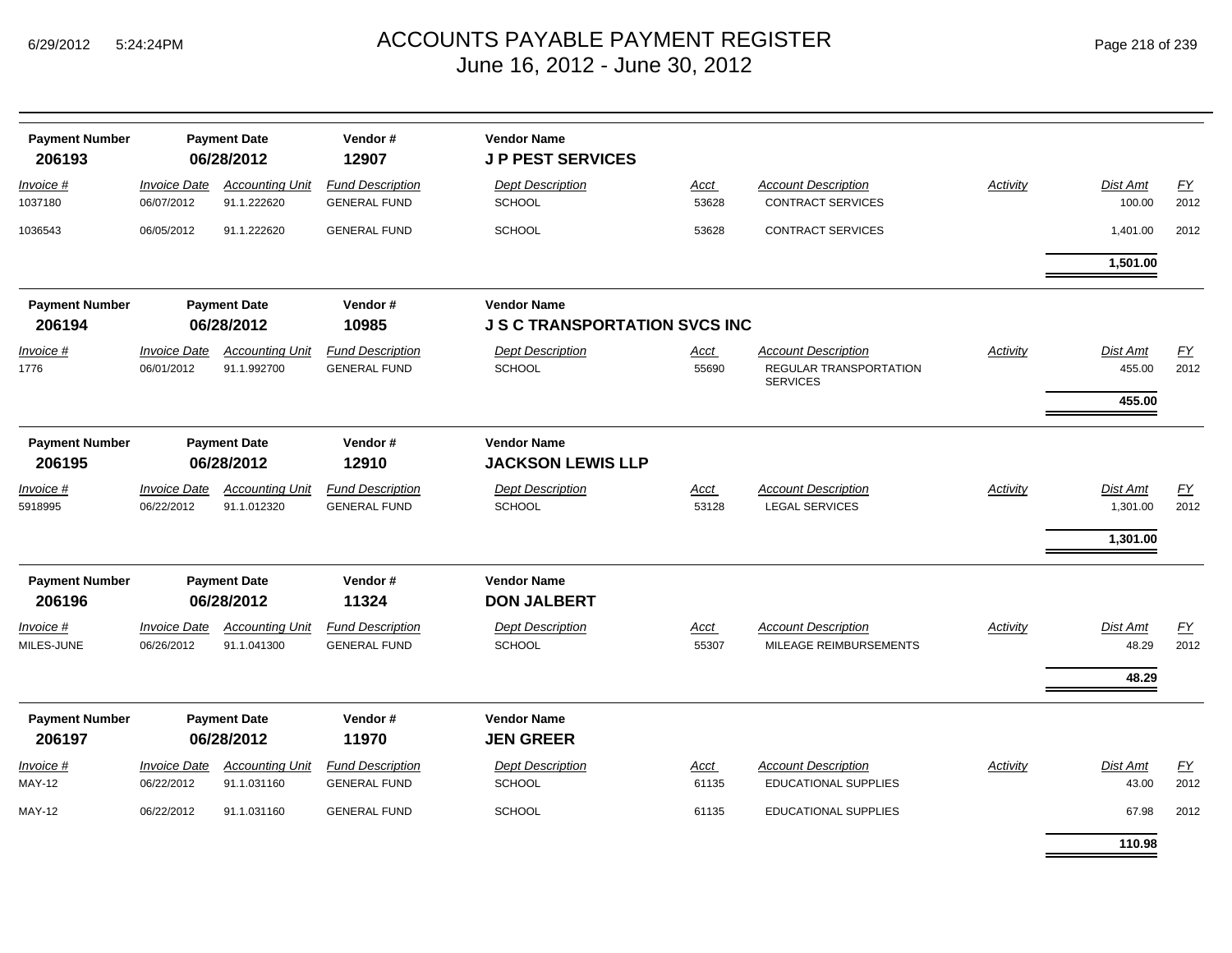# ACCOUNTS PAYABLE PAYMENT REGISTER
June 16, 2012 - June 30, 2012

| Payment Number | Payment Date | Vendor # | Vendor Name |
|---|---|---|---|
| 206193 | 06/28/2012 | 12907 | J P PEST SERVICES |

| Invoice # | Invoice Date | Accounting Unit | Fund Description | Dept Description | Acct | Account Description | Activity | Dist Amt | FY |
|---|---|---|---|---|---|---|---|---|---|
| 1037180 | 06/07/2012 | 91.1.222620 | GENERAL FUND | SCHOOL | 53628 | CONTRACT SERVICES | | 100.00 | 2012 |
| 1036543 | 06/05/2012 | 91.1.222620 | GENERAL FUND | SCHOOL | 53628 | CONTRACT SERVICES | | 1,401.00 | 2012 |
| | | | | | | | | **1,501.00** | |

| Payment Number | Payment Date | Vendor # | Vendor Name |
|---|---|---|---|
| 206194 | 06/28/2012 | 10985 | J S C TRANSPORTATION SVCS INC |

| Invoice # | Invoice Date | Accounting Unit | Fund Description | Dept Description | Acct | Account Description | Activity | Dist Amt | FY |
|---|---|---|---|---|---|---|---|---|---|
| 1776 | 06/01/2012 | 91.1.992700 | GENERAL FUND | SCHOOL | 55690 | REGULAR TRANSPORTATION SERVICES | | 455.00 | 2012 |
| | | | | | | | | **455.00** | |

| Payment Number | Payment Date | Vendor # | Vendor Name |
|---|---|---|---|
| 206195 | 06/28/2012 | 12910 | JACKSON LEWIS LLP |

| Invoice # | Invoice Date | Accounting Unit | Fund Description | Dept Description | Acct | Account Description | Activity | Dist Amt | FY |
|---|---|---|---|---|---|---|---|---|---|
| 5918995 | 06/22/2012 | 91.1.012320 | GENERAL FUND | SCHOOL | 53128 | LEGAL SERVICES | | 1,301.00 | 2012 |
| | | | | | | | | **1,301.00** | |

| Payment Number | Payment Date | Vendor # | Vendor Name |
|---|---|---|---|
| 206196 | 06/28/2012 | 11324 | DON JALBERT |

| Invoice # | Invoice Date | Accounting Unit | Fund Description | Dept Description | Acct | Account Description | Activity | Dist Amt | FY |
|---|---|---|---|---|---|---|---|---|---|
| MILES-JUNE | 06/26/2012 | 91.1.041300 | GENERAL FUND | SCHOOL | 55307 | MILEAGE REIMBURSEMENTS | | 48.29 | 2012 |
| | | | | | | | | **48.29** | |

| Payment Number | Payment Date | Vendor # | Vendor Name |
|---|---|---|---|
| 206197 | 06/28/2012 | 11970 | JEN GREER |

| Invoice # | Invoice Date | Accounting Unit | Fund Description | Dept Description | Acct | Account Description | Activity | Dist Amt | FY |
|---|---|---|---|---|---|---|---|---|---|
| MAY-12 | 06/22/2012 | 91.1.031160 | GENERAL FUND | SCHOOL | 61135 | EDUCATIONAL SUPPLIES | | 43.00 | 2012 |
| MAY-12 | 06/22/2012 | 91.1.031160 | GENERAL FUND | SCHOOL | 61135 | EDUCATIONAL SUPPLIES | | 67.98 | 2012 |
| | | | | | | | | **110.98** | |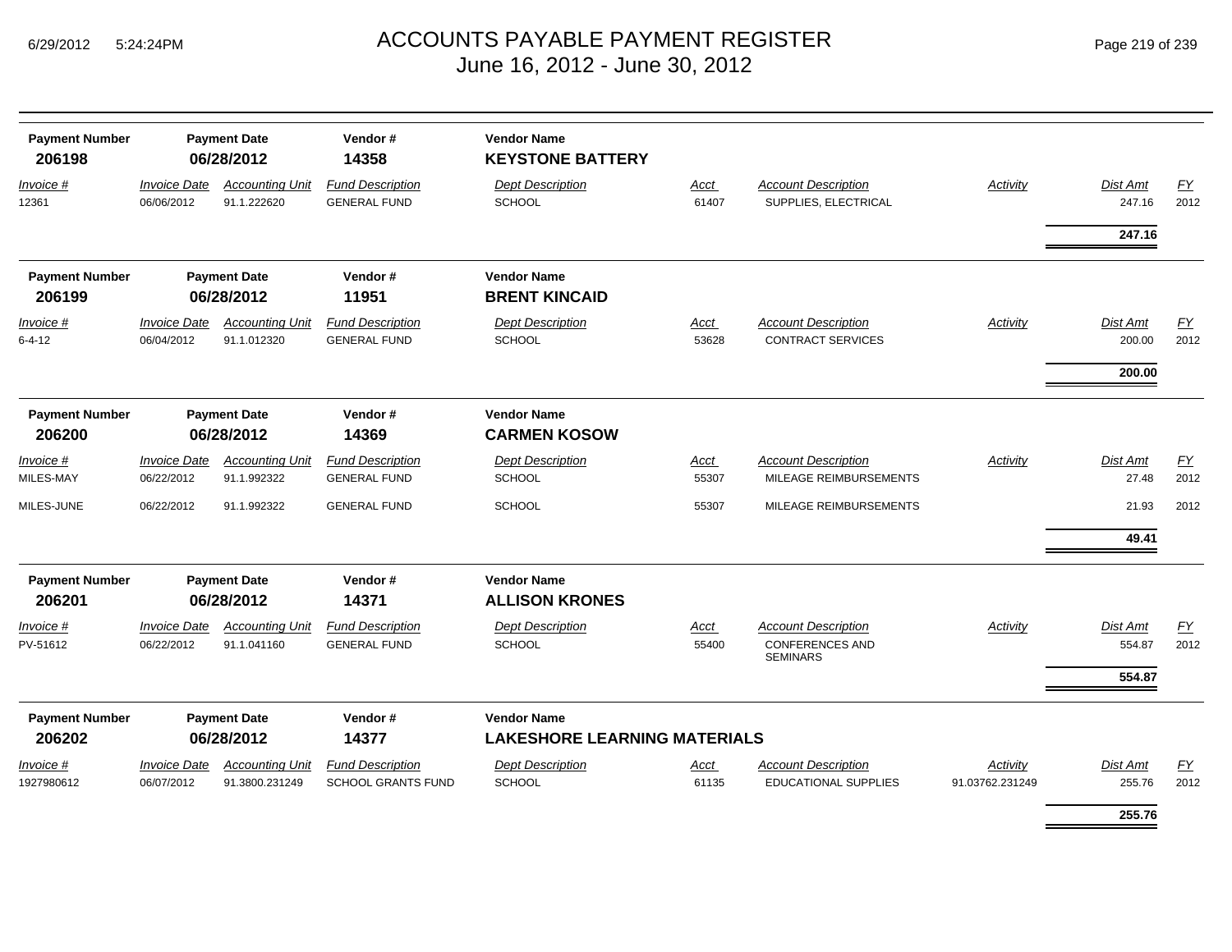# ACCOUNTS PAYABLE PAYMENT REGISTER
## June 16, 2012 - June 30, 2012

| Payment Number | Payment Date | Vendor # | Vendor Name |
|---|---|---|---|
| **206198** | **06/28/2012** | **14358** | **KEYSTONE BATTERY** |

| Invoice # | Invoice Date | Accounting Unit | Fund Description | Dept Description | Acct | Account Description | Activity | Dist Amt | FY |
|---|---|---|---|---|---|---|---|---|---|
| 12361 | 06/06/2012 | 91.1.222620 | GENERAL FUND | SCHOOL | 61407 | SUPPLIES, ELECTRICAL | | 247.16 | 2012 |
| | | | | | | | | **247.16** | |

| Payment Number | Payment Date | Vendor # | Vendor Name |
|---|---|---|---|
| **206199** | **06/28/2012** | **11951** | **BRENT KINCAID** |

| Invoice # | Invoice Date | Accounting Unit | Fund Description | Dept Description | Acct | Account Description | Activity | Dist Amt | FY |
|---|---|---|---|---|---|---|---|---|---|
| 6-4-12 | 06/04/2012 | 91.1.012320 | GENERAL FUND | SCHOOL | 53628 | CONTRACT SERVICES | | 200.00 | 2012 |
| | | | | | | | | **200.00** | |

| Payment Number | Payment Date | Vendor # | Vendor Name |
|---|---|---|---|
| **206200** | **06/28/2012** | **14369** | **CARMEN KOSOW** |

| Invoice # | Invoice Date | Accounting Unit | Fund Description | Dept Description | Acct | Account Description | Activity | Dist Amt | FY |
|---|---|---|---|---|---|---|---|---|---|
| MILES-MAY | 06/22/2012 | 91.1.992322 | GENERAL FUND | SCHOOL | 55307 | MILEAGE REIMBURSEMENTS | | 27.48 | 2012 |
| MILES-JUNE | 06/22/2012 | 91.1.992322 | GENERAL FUND | SCHOOL | 55307 | MILEAGE REIMBURSEMENTS | | 21.93 | 2012 |
| | | | | | | | | **49.41** | |

| Payment Number | Payment Date | Vendor # | Vendor Name |
|---|---|---|---|
| **206201** | **06/28/2012** | **14371** | **ALLISON KRONES** |

| Invoice # | Invoice Date | Accounting Unit | Fund Description | Dept Description | Acct | Account Description | Activity | Dist Amt | FY |
|---|---|---|---|---|---|---|---|---|---|
| PV-51612 | 06/22/2012 | 91.1.041160 | GENERAL FUND | SCHOOL | 55400 | CONFERENCES AND SEMINARS | | 554.87 | 2012 |
| | | | | | | | | **554.87** | |

| Payment Number | Payment Date | Vendor # | Vendor Name |
|---|---|---|---|
| **206202** | **06/28/2012** | **14377** | **LAKESHORE LEARNING MATERIALS** |

| Invoice # | Invoice Date | Accounting Unit | Fund Description | Dept Description | Acct | Account Description | Activity | Dist Amt | FY |
|---|---|---|---|---|---|---|---|---|---|
| 1927980612 | 06/07/2012 | 91.3800.231249 | SCHOOL GRANTS FUND | SCHOOL | 61135 | EDUCATIONAL SUPPLIES | 91.03762.231249 | 255.76 | 2012 |
| | | | | | | | | **255.76** | |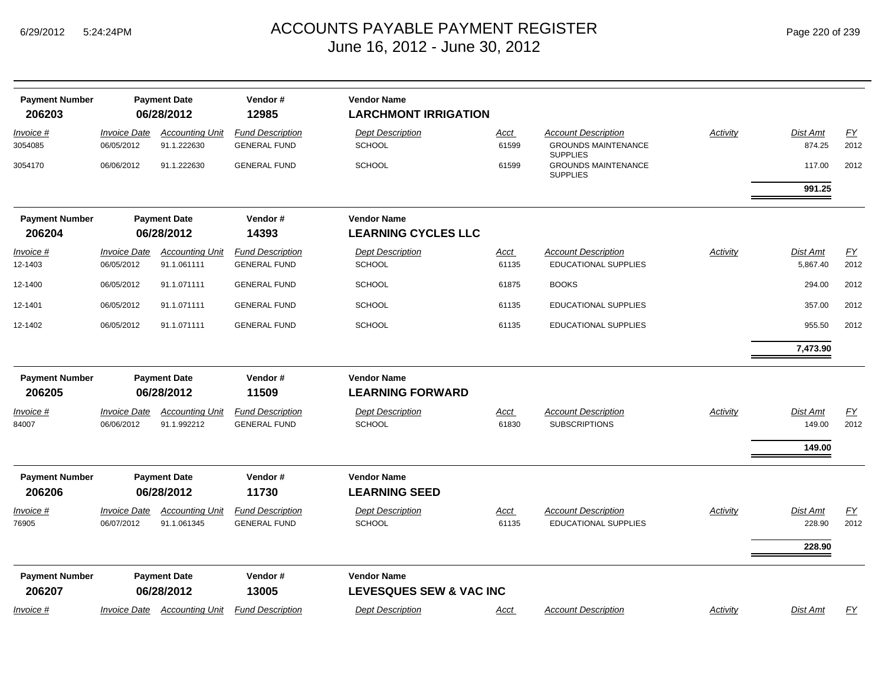# ACCOUNTS PAYABLE PAYMENT REGISTER
## June 16, 2012 - June 30, 2012

| Payment Number | Payment Date | Vendor # | Vendor Name |
|---|---|---|---|
| 206203 | 06/28/2012 | 12985 | **LARCHMONT IRRIGATION** |

| Invoice # | Invoice Date | Accounting Unit | Fund Description | Dept Description | Acct | Account Description | Activity | Dist Amt | FY |
|---|---|---|---|---|---|---|---|---|---|
| 3054085 | 06/05/2012 | 91.1.222630 | GENERAL FUND | SCHOOL | 61599 | GROUNDS MAINTENANCE SUPPLIES | | 874.25 | 2012 |
| 3054170 | 06/06/2012 | 91.1.222630 | GENERAL FUND | SCHOOL | 61599 | GROUNDS MAINTENANCE SUPPLIES | | 117.00 | 2012 |
| | | | | | | | | **991.25** | |

| Payment Number | Payment Date | Vendor # | Vendor Name |
|---|---|---|---|
| 206204 | 06/28/2012 | 14393 | **LEARNING CYCLES LLC** |

| Invoice # | Invoice Date | Accounting Unit | Fund Description | Dept Description | Acct | Account Description | Activity | Dist Amt | FY |
|---|---|---|---|---|---|---|---|---|---|
| 12-1403 | 06/05/2012 | 91.1.061111 | GENERAL FUND | SCHOOL | 61135 | EDUCATIONAL SUPPLIES | | 5,867.40 | 2012 |
| 12-1400 | 06/05/2012 | 91.1.071111 | GENERAL FUND | SCHOOL | 61875 | BOOKS | | 294.00 | 2012 |
| 12-1401 | 06/05/2012 | 91.1.071111 | GENERAL FUND | SCHOOL | 61135 | EDUCATIONAL SUPPLIES | | 357.00 | 2012 |
| 12-1402 | 06/05/2012 | 91.1.071111 | GENERAL FUND | SCHOOL | 61135 | EDUCATIONAL SUPPLIES | | 955.50 | 2012 |
| | | | | | | | | **7,473.90** | |

| Payment Number | Payment Date | Vendor # | Vendor Name |
|---|---|---|---|
| 206205 | 06/28/2012 | 11509 | **LEARNING FORWARD** |

| Invoice # | Invoice Date | Accounting Unit | Fund Description | Dept Description | Acct | Account Description | Activity | Dist Amt | FY |
|---|---|---|---|---|---|---|---|---|---|
| 84007 | 06/06/2012 | 91.1.992212 | GENERAL FUND | SCHOOL | 61830 | SUBSCRIPTIONS | | 149.00 | 2012 |
| | | | | | | | | **149.00** | |

| Payment Number | Payment Date | Vendor # | Vendor Name |
|---|---|---|---|
| 206206 | 06/28/2012 | 11730 | **LEARNING SEED** |

| Invoice # | Invoice Date | Accounting Unit | Fund Description | Dept Description | Acct | Account Description | Activity | Dist Amt | FY |
|---|---|---|---|---|---|---|---|---|---|
| 76905 | 06/07/2012 | 91.1.061345 | GENERAL FUND | SCHOOL | 61135 | EDUCATIONAL SUPPLIES | | 228.90 | 2012 |
| | | | | | | | | **228.90** | |

| Payment Number | Payment Date | Vendor # | Vendor Name |
|---|---|---|---|
| 206207 | 06/28/2012 | 13005 | **LEVESQUES SEW & VAC INC** |

| Invoice # | Invoice Date | Accounting Unit | Fund Description | Dept Description | Acct | Account Description | Activity | Dist Amt | FY |
|---|---|---|---|---|---|---|---|---|---|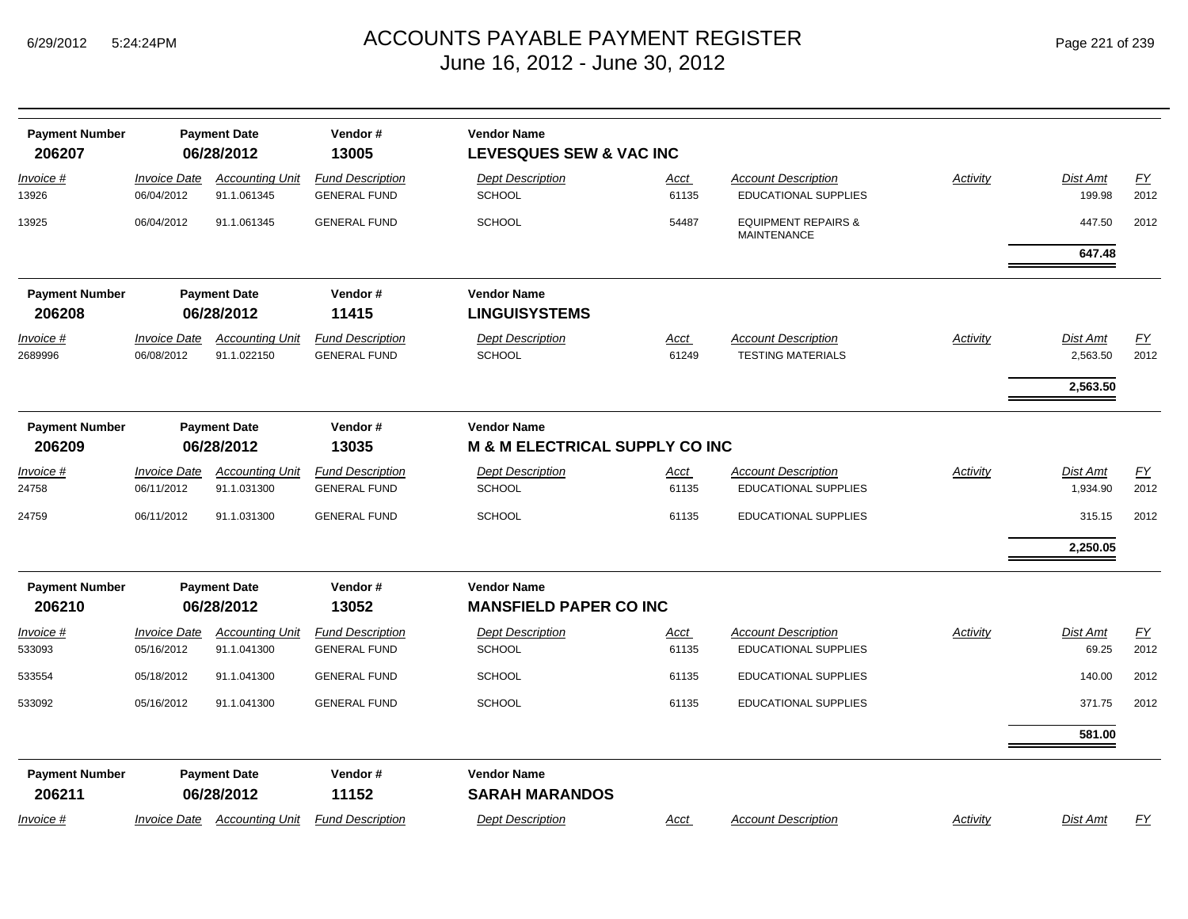# ACCOUNTS PAYABLE PAYMENT REGISTER
## June 16, 2012 - June 30, 2012

| Payment Number | Payment Date | Vendor # | Vendor Name |
|---|---|---|---|
| **206207** | **06/28/2012** | **13005** | **LEVESQUES SEW & VAC INC** |

| Invoice # | Invoice Date | Accounting Unit | Fund Description | Dept Description | Acct | Account Description | Activity | Dist Amt | FY |
|---|---|---|---|---|---|---|---|---|---|
| 13926 | 06/04/2012 | 91.1.061345 | GENERAL FUND | SCHOOL | 61135 | EDUCATIONAL SUPPLIES | | 199.98 | 2012 |
| 13925 | 06/04/2012 | 91.1.061345 | GENERAL FUND | SCHOOL | 54487 | EQUIPMENT REPAIRS & MAINTENANCE | | 447.50 | 2012 |
| | | | | | | | | **647.48** | |

| Payment Number | Payment Date | Vendor # | Vendor Name |
|---|---|---|---|
| **206208** | **06/28/2012** | **11415** | **LINGUISYSTEMS** |

| Invoice # | Invoice Date | Accounting Unit | Fund Description | Dept Description | Acct | Account Description | Activity | Dist Amt | FY |
|---|---|---|---|---|---|---|---|---|---|
| 2689996 | 06/08/2012 | 91.1.022150 | GENERAL FUND | SCHOOL | 61249 | TESTING MATERIALS | | 2,563.50 | 2012 |
| | | | | | | | | **2,563.50** | |

| Payment Number | Payment Date | Vendor # | Vendor Name |
|---|---|---|---|
| **206209** | **06/28/2012** | **13035** | **M & M ELECTRICAL SUPPLY CO INC** |

| Invoice # | Invoice Date | Accounting Unit | Fund Description | Dept Description | Acct | Account Description | Activity | Dist Amt | FY |
|---|---|---|---|---|---|---|---|---|---|
| 24758 | 06/11/2012 | 91.1.031300 | GENERAL FUND | SCHOOL | 61135 | EDUCATIONAL SUPPLIES | | 1,934.90 | 2012 |
| 24759 | 06/11/2012 | 91.1.031300 | GENERAL FUND | SCHOOL | 61135 | EDUCATIONAL SUPPLIES | | 315.15 | 2012 |
| | | | | | | | | **2,250.05** | |

| Payment Number | Payment Date | Vendor # | Vendor Name |
|---|---|---|---|
| **206210** | **06/28/2012** | **13052** | **MANSFIELD PAPER CO INC** |

| Invoice # | Invoice Date | Accounting Unit | Fund Description | Dept Description | Acct | Account Description | Activity | Dist Amt | FY |
|---|---|---|---|---|---|---|---|---|---|
| 533093 | 05/16/2012 | 91.1.041300 | GENERAL FUND | SCHOOL | 61135 | EDUCATIONAL SUPPLIES | | 69.25 | 2012 |
| 533554 | 05/18/2012 | 91.1.041300 | GENERAL FUND | SCHOOL | 61135 | EDUCATIONAL SUPPLIES | | 140.00 | 2012 |
| 533092 | 05/16/2012 | 91.1.041300 | GENERAL FUND | SCHOOL | 61135 | EDUCATIONAL SUPPLIES | | 371.75 | 2012 |
| | | | | | | | | **581.00** | |

| Payment Number | Payment Date | Vendor # | Vendor Name |
|---|---|---|---|
| **206211** | **06/28/2012** | **11152** | **SARAH MARANDOS** |

| Invoice # | Invoice Date | Accounting Unit | Fund Description | Dept Description | Acct | Account Description | Activity | Dist Amt | FY |
|---|---|---|---|---|---|---|---|---|---|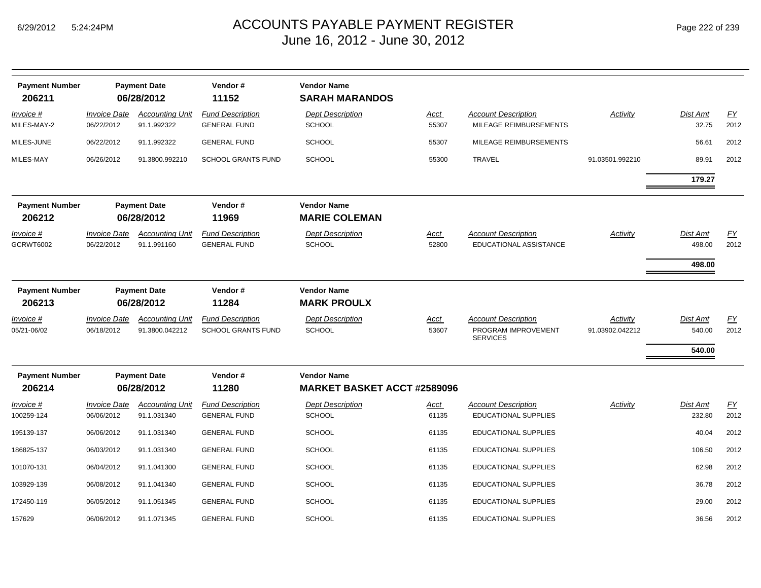# ACCOUNTS PAYABLE PAYMENT REGISTER
## June 16, 2012 - June 30, 2012

| Payment Number | Payment Date | Vendor # | Vendor Name |
|---|---|---|---|
| **206211** | **06/28/2012** | **11152** | **SARAH MARANDOS** |

| Invoice # | Invoice Date | Accounting Unit | Fund Description | Dept Description | Acct | Account Description | Activity | Dist Amt | FY |
|---|---|---|---|---|---|---|---|---|---|
| MILES-MAY-2 | 06/22/2012 | 91.1.992322 | GENERAL FUND | SCHOOL | 55307 | MILEAGE REIMBURSEMENTS | | 32.75 | 2012 |
| MILES-JUNE | 06/22/2012 | 91.1.992322 | GENERAL FUND | SCHOOL | 55307 | MILEAGE REIMBURSEMENTS | | 56.61 | 2012 |
| MILES-MAY | 06/26/2012 | 91.3800.992210 | SCHOOL GRANTS FUND | SCHOOL | 55300 | TRAVEL | 91.03501.992210 | 89.91 | 2012 |
| | | | | | | | | **179.27** | |

| Payment Number | Payment Date | Vendor # | Vendor Name |
|---|---|---|---|
| **206212** | **06/28/2012** | **11969** | **MARIE COLEMAN** |

| Invoice # | Invoice Date | Accounting Unit | Fund Description | Dept Description | Acct | Account Description | Activity | Dist Amt | FY |
|---|---|---|---|---|---|---|---|---|---|
| GCRWT6002 | 06/22/2012 | 91.1.991160 | GENERAL FUND | SCHOOL | 52800 | EDUCATIONAL ASSISTANCE | | 498.00 | 2012 |
| | | | | | | | | **498.00** | |

| Payment Number | Payment Date | Vendor # | Vendor Name |
|---|---|---|---|
| **206213** | **06/28/2012** | **11284** | **MARK PROULX** |

| Invoice # | Invoice Date | Accounting Unit | Fund Description | Dept Description | Acct | Account Description | Activity | Dist Amt | FY |
|---|---|---|---|---|---|---|---|---|---|
| 05/21-06/02 | 06/18/2012 | 91.3800.042212 | SCHOOL GRANTS FUND | SCHOOL | 53607 | PROGRAM IMPROVEMENT SERVICES | 91.03902.042212 | 540.00 | 2012 |
| | | | | | | | | **540.00** | |

| Payment Number | Payment Date | Vendor # | Vendor Name |
|---|---|---|---|
| **206214** | **06/28/2012** | **11280** | **MARKET BASKET ACCT #2589096** |

| Invoice # | Invoice Date | Accounting Unit | Fund Description | Dept Description | Acct | Account Description | Activity | Dist Amt | FY |
|---|---|---|---|---|---|---|---|---|---|
| 100259-124 | 06/06/2012 | 91.1.031340 | GENERAL FUND | SCHOOL | 61135 | EDUCATIONAL SUPPLIES | | 232.80 | 2012 |
| 195139-137 | 06/06/2012 | 91.1.031340 | GENERAL FUND | SCHOOL | 61135 | EDUCATIONAL SUPPLIES | | 40.04 | 2012 |
| 186825-137 | 06/03/2012 | 91.1.031340 | GENERAL FUND | SCHOOL | 61135 | EDUCATIONAL SUPPLIES | | 106.50 | 2012 |
| 101070-131 | 06/04/2012 | 91.1.041300 | GENERAL FUND | SCHOOL | 61135 | EDUCATIONAL SUPPLIES | | 62.98 | 2012 |
| 103929-139 | 06/08/2012 | 91.1.041340 | GENERAL FUND | SCHOOL | 61135 | EDUCATIONAL SUPPLIES | | 36.78 | 2012 |
| 172450-119 | 06/05/2012 | 91.1.051345 | GENERAL FUND | SCHOOL | 61135 | EDUCATIONAL SUPPLIES | | 29.00 | 2012 |
| 157629 | 06/06/2012 | 91.1.071345 | GENERAL FUND | SCHOOL | 61135 | EDUCATIONAL SUPPLIES | | 36.56 | 2012 |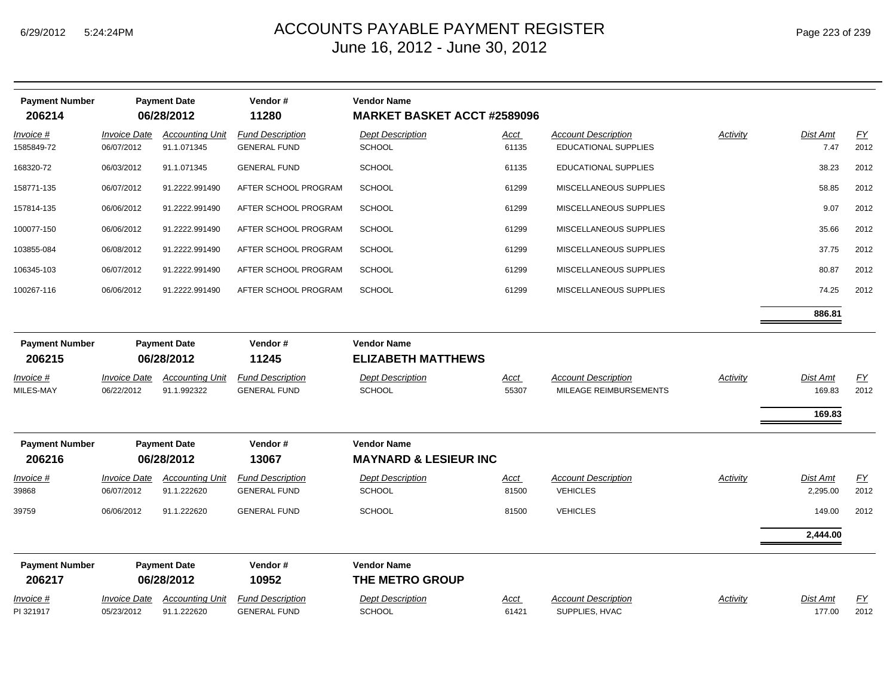# ACCOUNTS PAYABLE PAYMENT REGISTER
## June 16, 2012 - June 30, 2012

| Payment Number | Payment Date | Vendor # | Vendor Name |
|---|---|---|---|
| **206214** | **06/28/2012** | **11280** | **MARKET BASKET ACCT #2589096** |

| *Invoice #* | *Invoice Date* | *Accounting Unit* | *Fund Description* | *Dept Description* | *Acct* | *Account Description* | *Activity* | *Dist Amt* | *FY* |
|---|---|---|---|---|---|---|---|---|---|
| 1585849-72 | 06/07/2012 | 91.1.071345 | GENERAL FUND | SCHOOL | 61135 | EDUCATIONAL SUPPLIES | | 7.47 | 2012 |
| 168320-72 | 06/03/2012 | 91.1.071345 | GENERAL FUND | SCHOOL | 61135 | EDUCATIONAL SUPPLIES | | 38.23 | 2012 |
| 158771-135 | 06/07/2012 | 91.2222.991490 | AFTER SCHOOL PROGRAM | SCHOOL | 61299 | MISCELLANEOUS SUPPLIES | | 58.85 | 2012 |
| 157814-135 | 06/06/2012 | 91.2222.991490 | AFTER SCHOOL PROGRAM | SCHOOL | 61299 | MISCELLANEOUS SUPPLIES | | 9.07 | 2012 |
| 100077-150 | 06/06/2012 | 91.2222.991490 | AFTER SCHOOL PROGRAM | SCHOOL | 61299 | MISCELLANEOUS SUPPLIES | | 35.66 | 2012 |
| 103855-084 | 06/08/2012 | 91.2222.991490 | AFTER SCHOOL PROGRAM | SCHOOL | 61299 | MISCELLANEOUS SUPPLIES | | 37.75 | 2012 |
| 106345-103 | 06/07/2012 | 91.2222.991490 | AFTER SCHOOL PROGRAM | SCHOOL | 61299 | MISCELLANEOUS SUPPLIES | | 80.87 | 2012 |
| 100267-116 | 06/06/2012 | 91.2222.991490 | AFTER SCHOOL PROGRAM | SCHOOL | 61299 | MISCELLANEOUS SUPPLIES | | 74.25 | 2012 |
| | | | | | | | | **886.81** | |

| Payment Number | Payment Date | Vendor # | Vendor Name |
|---|---|---|---|
| **206215** | **06/28/2012** | **11245** | **ELIZABETH MATTHEWS** |

| *Invoice #* | *Invoice Date* | *Accounting Unit* | *Fund Description* | *Dept Description* | *Acct* | *Account Description* | *Activity* | *Dist Amt* | *FY* |
|---|---|---|---|---|---|---|---|---|---|
| MILES-MAY | 06/22/2012 | 91.1.992322 | GENERAL FUND | SCHOOL | 55307 | MILEAGE REIMBURSEMENTS | | 169.83 | 2012 |
| | | | | | | | | **169.83** | |

| Payment Number | Payment Date | Vendor # | Vendor Name |
|---|---|---|---|
| **206216** | **06/28/2012** | **13067** | **MAYNARD & LESIEUR INC** |

| *Invoice #* | *Invoice Date* | *Accounting Unit* | *Fund Description* | *Dept Description* | *Acct* | *Account Description* | *Activity* | *Dist Amt* | *FY* |
|---|---|---|---|---|---|---|---|---|---|
| 39868 | 06/07/2012 | 91.1.222620 | GENERAL FUND | SCHOOL | 81500 | VEHICLES | | 2,295.00 | 2012 |
| 39759 | 06/06/2012 | 91.1.222620 | GENERAL FUND | SCHOOL | 81500 | VEHICLES | | 149.00 | 2012 |
| | | | | | | | | **2,444.00** | |

| Payment Number | Payment Date | Vendor # | Vendor Name |
|---|---|---|---|
| **206217** | **06/28/2012** | **10952** | **THE METRO GROUP** |

| *Invoice #* | *Invoice Date* | *Accounting Unit* | *Fund Description* | *Dept Description* | *Acct* | *Account Description* | *Activity* | *Dist Amt* | *FY* |
|---|---|---|---|---|---|---|---|---|---|
| PI 321917 | 05/23/2012 | 91.1.222620 | GENERAL FUND | SCHOOL | 61421 | SUPPLIES, HVAC | | 177.00 | 2012 |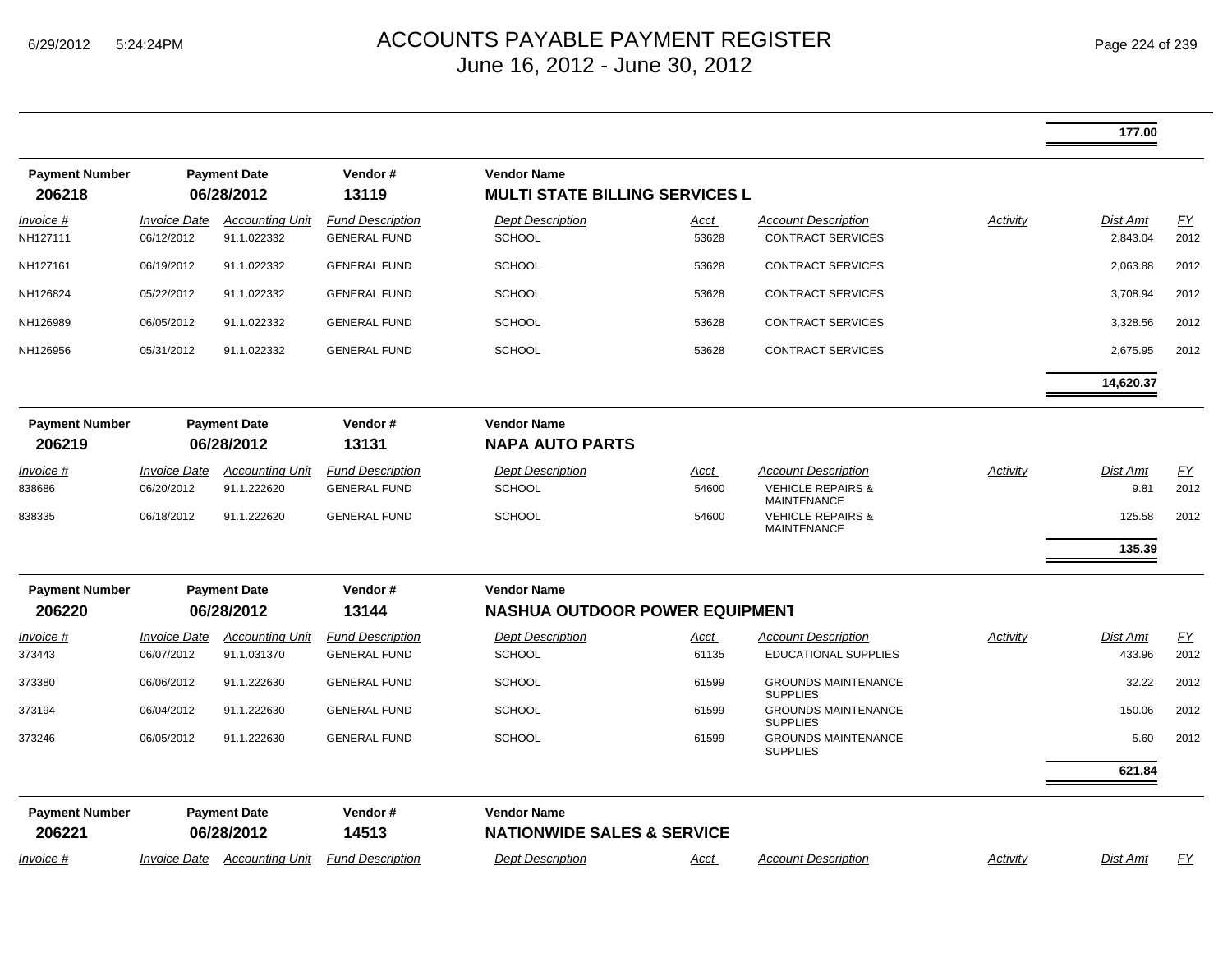# ACCOUNTS PAYABLE PAYMENT REGISTER
June 16, 2012 - June 30, 2012

**177.00**

| Payment Number | Payment Date | Vendor # | Vendor Name |
|---|---|---|---|
| **206218** | **06/28/2012** | **13119** | **MULTI STATE BILLING SERVICES L** |

| Invoice # | Invoice Date | Accounting Unit | Fund Description | Dept Description | Acct | Account Description | Activity | Dist Amt | FY |
|---|---|---|---|---|---|---|---|---|---|
| NH127111 | 06/12/2012 | 91.1.022332 | GENERAL FUND | SCHOOL | 53628 | CONTRACT SERVICES | | 2,843.04 | 2012 |
| NH127161 | 06/19/2012 | 91.1.022332 | GENERAL FUND | SCHOOL | 53628 | CONTRACT SERVICES | | 2,063.88 | 2012 |
| NH126824 | 05/22/2012 | 91.1.022332 | GENERAL FUND | SCHOOL | 53628 | CONTRACT SERVICES | | 3,708.94 | 2012 |
| NH126989 | 06/05/2012 | 91.1.022332 | GENERAL FUND | SCHOOL | 53628 | CONTRACT SERVICES | | 3,328.56 | 2012 |
| NH126956 | 05/31/2012 | 91.1.022332 | GENERAL FUND | SCHOOL | 53628 | CONTRACT SERVICES | | 2,675.95 | 2012 |
| | | | | | | | | **14,620.37** | |

| Payment Number | Payment Date | Vendor # | Vendor Name |
|---|---|---|---|
| **206219** | **06/28/2012** | **13131** | **NAPA AUTO PARTS** |

| Invoice # | Invoice Date | Accounting Unit | Fund Description | Dept Description | Acct | Account Description | Activity | Dist Amt | FY |
|---|---|---|---|---|---|---|---|---|---|
| 838686 | 06/20/2012 | 91.1.222620 | GENERAL FUND | SCHOOL | 54600 | VEHICLE REPAIRS & MAINTENANCE | | 9.81 | 2012 |
| 838335 | 06/18/2012 | 91.1.222620 | GENERAL FUND | SCHOOL | 54600 | VEHICLE REPAIRS & MAINTENANCE | | 125.58 | 2012 |
| | | | | | | | | **135.39** | |

| Payment Number | Payment Date | Vendor # | Vendor Name |
|---|---|---|---|
| **206220** | **06/28/2012** | **13144** | **NASHUA OUTDOOR POWER EQUIPMENT** |

| Invoice # | Invoice Date | Accounting Unit | Fund Description | Dept Description | Acct | Account Description | Activity | Dist Amt | FY |
|---|---|---|---|---|---|---|---|---|---|
| 373443 | 06/07/2012 | 91.1.031370 | GENERAL FUND | SCHOOL | 61135 | EDUCATIONAL SUPPLIES | | 433.96 | 2012 |
| 373380 | 06/06/2012 | 91.1.222630 | GENERAL FUND | SCHOOL | 61599 | GROUNDS MAINTENANCE SUPPLIES | | 32.22 | 2012 |
| 373194 | 06/04/2012 | 91.1.222630 | GENERAL FUND | SCHOOL | 61599 | GROUNDS MAINTENANCE SUPPLIES | | 150.06 | 2012 |
| 373246 | 06/05/2012 | 91.1.222630 | GENERAL FUND | SCHOOL | 61599 | GROUNDS MAINTENANCE SUPPLIES | | 5.60 | 2012 |
| | | | | | | | | **621.84** | |

| Payment Number | Payment Date | Vendor # | Vendor Name |
|---|---|---|---|
| **206221** | **06/28/2012** | **14513** | **NATIONWIDE SALES & SERVICE** |

| Invoice # | Invoice Date | Accounting Unit | Fund Description | Dept Description | Acct | Account Description | Activity | Dist Amt | FY |
|---|---|---|---|---|---|---|---|---|---|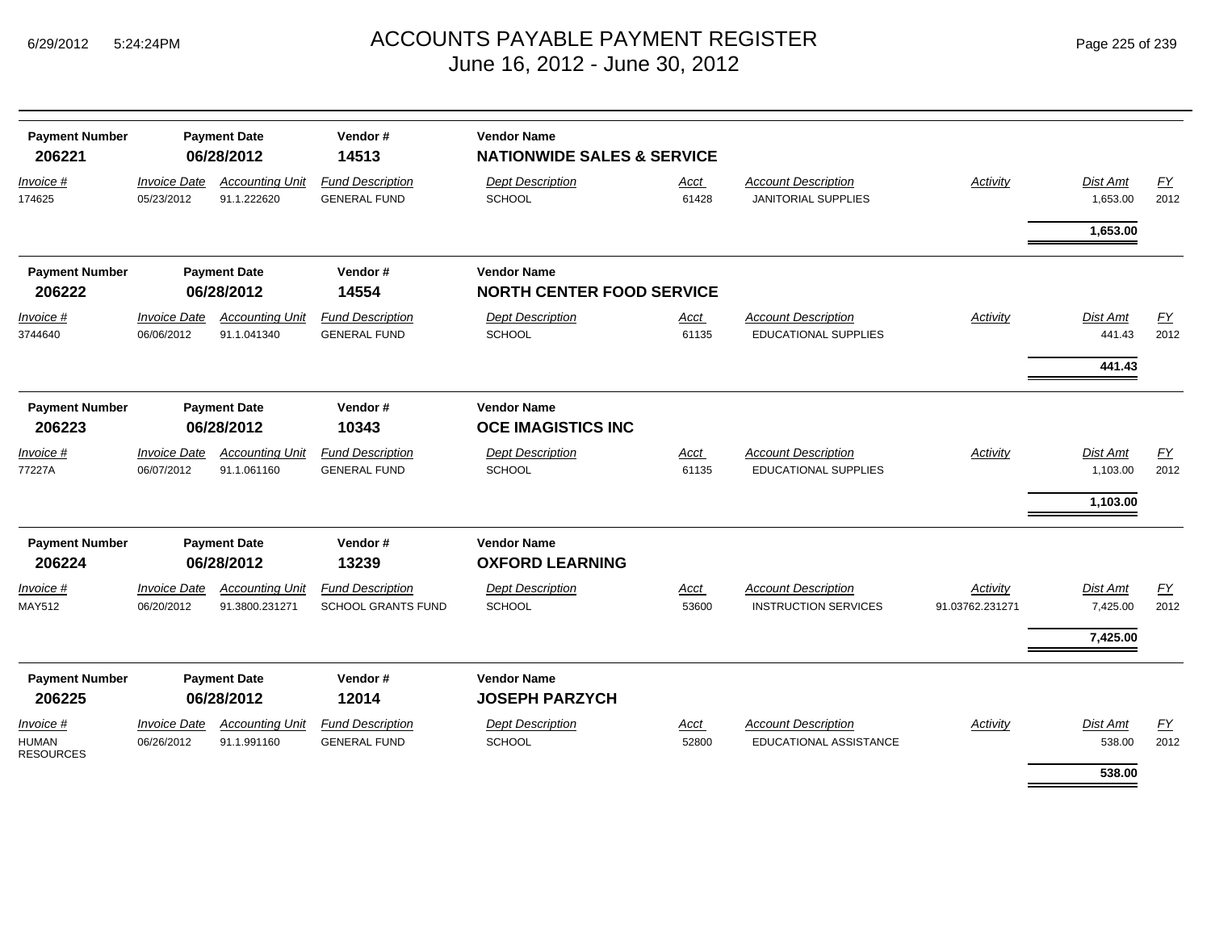# ACCOUNTS PAYABLE PAYMENT REGISTER
June 16, 2012 - June 30, 2012

| Payment Number | Payment Date | Vendor # | Vendor Name |
|---|---|---|---|
| **206221** | **06/28/2012** | **14513** | **NATIONWIDE SALES & SERVICE** |

| *Invoice #* | *Invoice Date* | *Accounting Unit* | *Fund Description* | *Dept Description* | *Acct* | *Account Description* | *Activity* | *Dist Amt* | *FY* |
|---|---|---|---|---|---|---|---|---|---|
| 174625 | 05/23/2012 | 91.1.222620 | GENERAL FUND | SCHOOL | 61428 | JANITORIAL SUPPLIES | | 1,653.00 | 2012 |
| | | | | | | | | **1,653.00** | |

| Payment Number | Payment Date | Vendor # | Vendor Name |
|---|---|---|---|
| **206222** | **06/28/2012** | **14554** | **NORTH CENTER FOOD SERVICE** |

| *Invoice #* | *Invoice Date* | *Accounting Unit* | *Fund Description* | *Dept Description* | *Acct* | *Account Description* | *Activity* | *Dist Amt* | *FY* |
|---|---|---|---|---|---|---|---|---|---|
| 3744640 | 06/06/2012 | 91.1.041340 | GENERAL FUND | SCHOOL | 61135 | EDUCATIONAL SUPPLIES | | 441.43 | 2012 |
| | | | | | | | | **441.43** | |

| Payment Number | Payment Date | Vendor # | Vendor Name |
|---|---|---|---|
| **206223** | **06/28/2012** | **10343** | **OCE IMAGISTICS INC** |

| *Invoice #* | *Invoice Date* | *Accounting Unit* | *Fund Description* | *Dept Description* | *Acct* | *Account Description* | *Activity* | *Dist Amt* | *FY* |
|---|---|---|---|---|---|---|---|---|---|
| 77227A | 06/07/2012 | 91.1.061160 | GENERAL FUND | SCHOOL | 61135 | EDUCATIONAL SUPPLIES | | 1,103.00 | 2012 |
| | | | | | | | | **1,103.00** | |

| Payment Number | Payment Date | Vendor # | Vendor Name |
|---|---|---|---|
| **206224** | **06/28/2012** | **13239** | **OXFORD LEARNING** |

| *Invoice #* | *Invoice Date* | *Accounting Unit* | *Fund Description* | *Dept Description* | *Acct* | *Account Description* | *Activity* | *Dist Amt* | *FY* |
|---|---|---|---|---|---|---|---|---|---|
| MAY512 | 06/20/2012 | 91.3800.231271 | SCHOOL GRANTS FUND | SCHOOL | 53600 | INSTRUCTION SERVICES | 91.03762.231271 | 7,425.00 | 2012 |
| | | | | | | | | **7,425.00** | |

| Payment Number | Payment Date | Vendor # | Vendor Name |
|---|---|---|---|
| **206225** | **06/28/2012** | **12014** | **JOSEPH PARZYCH** |

| *Invoice #* | *Invoice Date* | *Accounting Unit* | *Fund Description* | *Dept Description* | *Acct* | *Account Description* | *Activity* | *Dist Amt* | *FY* |
|---|---|---|---|---|---|---|---|---|---|
| HUMAN RESOURCES | 06/26/2012 | 91.1.991160 | GENERAL FUND | SCHOOL | 52800 | EDUCATIONAL ASSISTANCE | | 538.00 | 2012 |
| | | | | | | | | **538.00** | |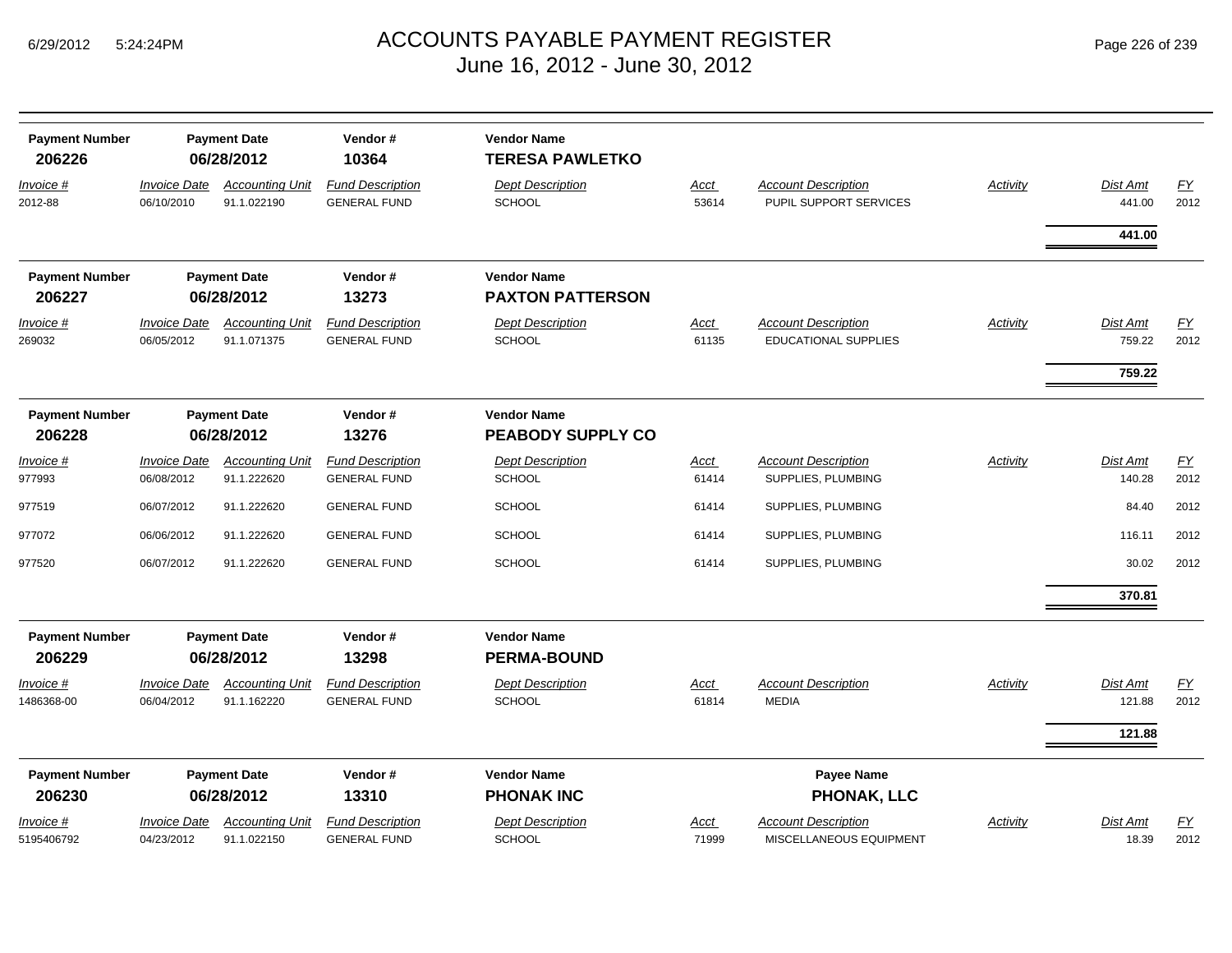# ACCOUNTS PAYABLE PAYMENT REGISTER
## June 16, 2012 - June 30, 2012

| Payment Number | Payment Date | Vendor # | Vendor Name |
|---|---|---|---|
| **206226** | **06/28/2012** | **10364** | **TERESA PAWLETKO** |

| Invoice # | Invoice Date | Accounting Unit | Fund Description | Dept Description | Acct | Account Description | Activity | Dist Amt | FY |
|---|---|---|---|---|---|---|---|---|---|
| 2012-88 | 06/10/2010 | 91.1.022190 | GENERAL FUND | SCHOOL | 53614 | PUPIL SUPPORT SERVICES | | 441.00 | 2012 |
| | | | | | | | | **441.00** | |

| Payment Number | Payment Date | Vendor # | Vendor Name |
|---|---|---|---|
| **206227** | **06/28/2012** | **13273** | **PAXTON PATTERSON** |

| Invoice # | Invoice Date | Accounting Unit | Fund Description | Dept Description | Acct | Account Description | Activity | Dist Amt | FY |
|---|---|---|---|---|---|---|---|---|---|
| 269032 | 06/05/2012 | 91.1.071375 | GENERAL FUND | SCHOOL | 61135 | EDUCATIONAL SUPPLIES | | 759.22 | 2012 |
| | | | | | | | | **759.22** | |

| Payment Number | Payment Date | Vendor # | Vendor Name |
|---|---|---|---|
| **206228** | **06/28/2012** | **13276** | **PEABODY SUPPLY CO** |

| Invoice # | Invoice Date | Accounting Unit | Fund Description | Dept Description | Acct | Account Description | Activity | Dist Amt | FY |
|---|---|---|---|---|---|---|---|---|---|
| 977993 | 06/08/2012 | 91.1.222620 | GENERAL FUND | SCHOOL | 61414 | SUPPLIES, PLUMBING | | 140.28 | 2012 |
| 977519 | 06/07/2012 | 91.1.222620 | GENERAL FUND | SCHOOL | 61414 | SUPPLIES, PLUMBING | | 84.40 | 2012 |
| 977072 | 06/06/2012 | 91.1.222620 | GENERAL FUND | SCHOOL | 61414 | SUPPLIES, PLUMBING | | 116.11 | 2012 |
| 977520 | 06/07/2012 | 91.1.222620 | GENERAL FUND | SCHOOL | 61414 | SUPPLIES, PLUMBING | | 30.02 | 2012 |
| | | | | | | | | **370.81** | |

| Payment Number | Payment Date | Vendor # | Vendor Name |
|---|---|---|---|
| **206229** | **06/28/2012** | **13298** | **PERMA-BOUND** |

| Invoice # | Invoice Date | Accounting Unit | Fund Description | Dept Description | Acct | Account Description | Activity | Dist Amt | FY |
|---|---|---|---|---|---|---|---|---|---|
| 1486368-00 | 06/04/2012 | 91.1.162220 | GENERAL FUND | SCHOOL | 61814 | MEDIA | | 121.88 | 2012 |
| | | | | | | | | **121.88** | |

| Payment Number | Payment Date | Vendor # | Vendor Name | Payee Name |
|---|---|---|---|---|
| **206230** | **06/28/2012** | **13310** | **PHONAK INC** | **PHONAK, LLC** |

| Invoice # | Invoice Date | Accounting Unit | Fund Description | Dept Description | Acct | Account Description | Activity | Dist Amt | FY |
|---|---|---|---|---|---|---|---|---|---|
| 5195406792 | 04/23/2012 | 91.1.022150 | GENERAL FUND | SCHOOL | 71999 | MISCELLANEOUS EQUIPMENT | | 18.39 | 2012 |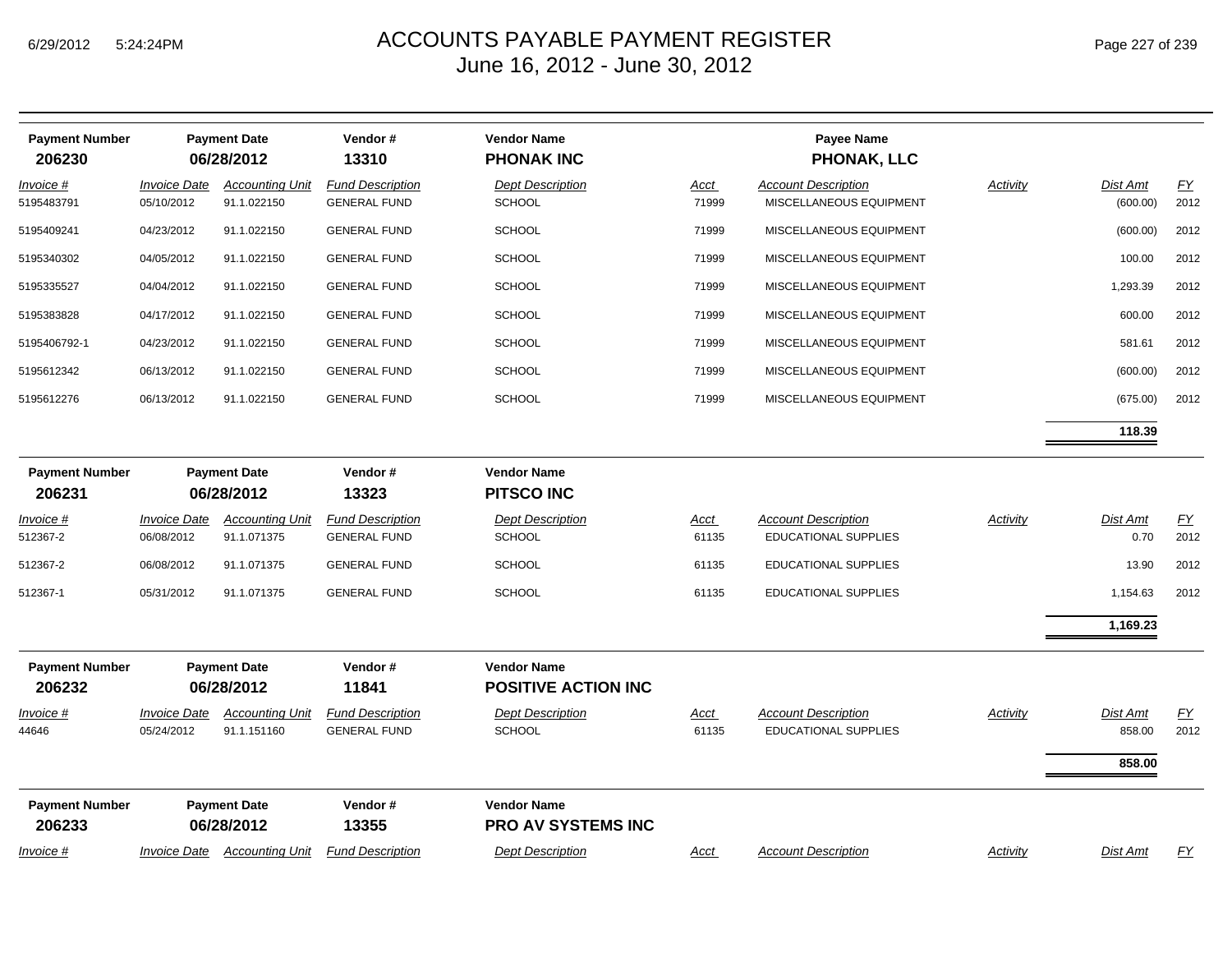# ACCOUNTS PAYABLE PAYMENT REGISTER
June 16, 2012 - June 30, 2012

| Payment Number | Payment Date | Vendor # | Vendor Name | Payee Name |
|---|---|---|---|---|
| 206230 | 06/28/2012 | 13310 | PHONAK INC | PHONAK, LLC |

| Invoice # | Invoice Date | Accounting Unit | Fund Description | Dept Description | Acct | Account Description | Activity | Dist Amt | FY |
|---|---|---|---|---|---|---|---|---|---|
| 5195483791 | 05/10/2012 | 91.1.022150 | GENERAL FUND | SCHOOL | 71999 | MISCELLANEOUS EQUIPMENT | | (600.00) | 2012 |
| 5195409241 | 04/23/2012 | 91.1.022150 | GENERAL FUND | SCHOOL | 71999 | MISCELLANEOUS EQUIPMENT | | (600.00) | 2012 |
| 5195340302 | 04/05/2012 | 91.1.022150 | GENERAL FUND | SCHOOL | 71999 | MISCELLANEOUS EQUIPMENT | | 100.00 | 2012 |
| 5195335527 | 04/04/2012 | 91.1.022150 | GENERAL FUND | SCHOOL | 71999 | MISCELLANEOUS EQUIPMENT | | 1,293.39 | 2012 |
| 5195383828 | 04/17/2012 | 91.1.022150 | GENERAL FUND | SCHOOL | 71999 | MISCELLANEOUS EQUIPMENT | | 600.00 | 2012 |
| 5195406792-1 | 04/23/2012 | 91.1.022150 | GENERAL FUND | SCHOOL | 71999 | MISCELLANEOUS EQUIPMENT | | 581.61 | 2012 |
| 5195612342 | 06/13/2012 | 91.1.022150 | GENERAL FUND | SCHOOL | 71999 | MISCELLANEOUS EQUIPMENT | | (600.00) | 2012 |
| 5195612276 | 06/13/2012 | 91.1.022150 | GENERAL FUND | SCHOOL | 71999 | MISCELLANEOUS EQUIPMENT | | (675.00) | 2012 |
| | | | | | | | | **118.39** | |

| Payment Number | Payment Date | Vendor # | Vendor Name |
|---|---|---|---|
| 206231 | 06/28/2012 | 13323 | PITSCO INC |

| Invoice # | Invoice Date | Accounting Unit | Fund Description | Dept Description | Acct | Account Description | Activity | Dist Amt | FY |
|---|---|---|---|---|---|---|---|---|---|
| 512367-2 | 06/08/2012 | 91.1.071375 | GENERAL FUND | SCHOOL | 61135 | EDUCATIONAL SUPPLIES | | 0.70 | 2012 |
| 512367-2 | 06/08/2012 | 91.1.071375 | GENERAL FUND | SCHOOL | 61135 | EDUCATIONAL SUPPLIES | | 13.90 | 2012 |
| 512367-1 | 05/31/2012 | 91.1.071375 | GENERAL FUND | SCHOOL | 61135 | EDUCATIONAL SUPPLIES | | 1,154.63 | 2012 |
| | | | | | | | | **1,169.23** | |

| Payment Number | Payment Date | Vendor # | Vendor Name |
|---|---|---|---|
| 206232 | 06/28/2012 | 11841 | POSITIVE ACTION INC |

| Invoice # | Invoice Date | Accounting Unit | Fund Description | Dept Description | Acct | Account Description | Activity | Dist Amt | FY |
|---|---|---|---|---|---|---|---|---|---|
| 44646 | 05/24/2012 | 91.1.151160 | GENERAL FUND | SCHOOL | 61135 | EDUCATIONAL SUPPLIES | | 858.00 | 2012 |
| | | | | | | | | **858.00** | |

| Payment Number | Payment Date | Vendor # | Vendor Name |
|---|---|---|---|
| 206233 | 06/28/2012 | 13355 | PRO AV SYSTEMS INC |

| Invoice # | Invoice Date | Accounting Unit | Fund Description | Dept Description | Acct | Account Description | Activity | Dist Amt | FY |
|---|---|---|---|---|---|---|---|---|---|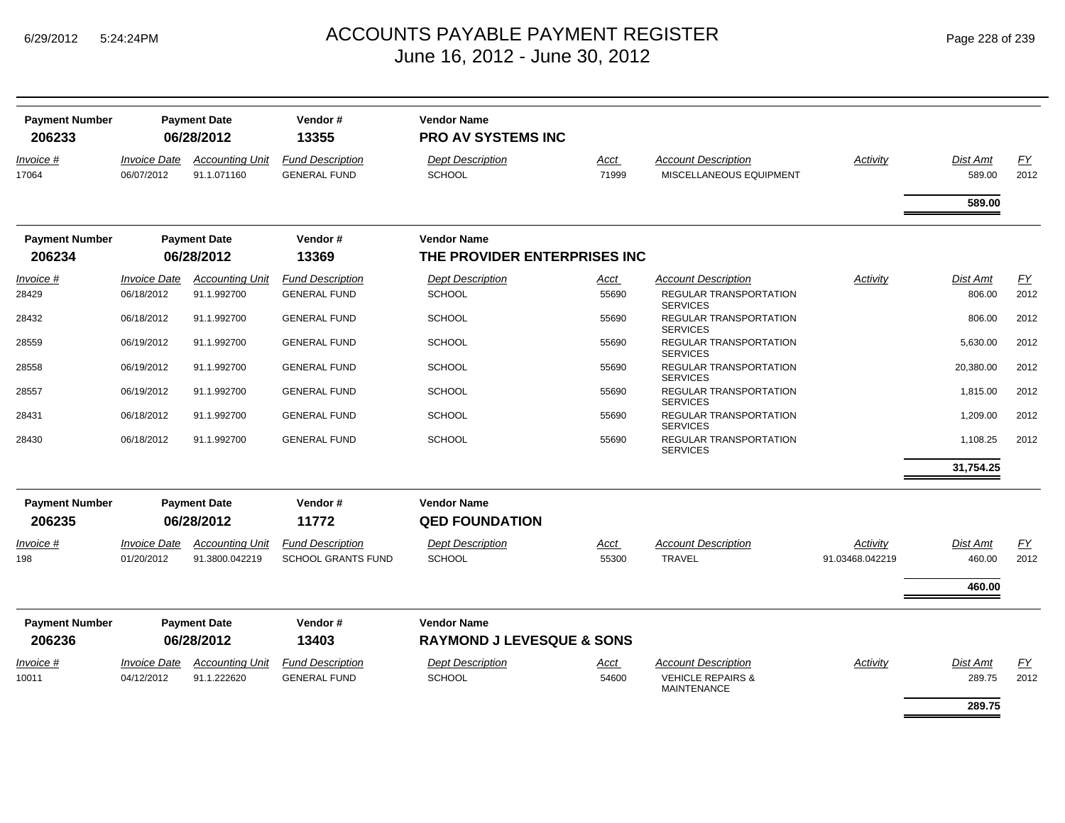# ACCOUNTS PAYABLE PAYMENT REGISTER
## June 16, 2012 - June 30, 2012

| Payment Number | Payment Date | Vendor # | Vendor Name |
|---|---|---|---|
| **206233** | **06/28/2012** | **13355** | **PRO AV SYSTEMS INC** |

| Invoice # | Invoice Date | Accounting Unit | Fund Description | Dept Description | Acct | Account Description | Activity | Dist Amt | FY |
|---|---|---|---|---|---|---|---|---|---|
| 17064 | 06/07/2012 | 91.1.071160 | GENERAL FUND | SCHOOL | 71999 | MISCELLANEOUS EQUIPMENT | | 589.00 | 2012 |
| | | | | | | | | **589.00** | |

| Payment Number | Payment Date | Vendor # | Vendor Name |
|---|---|---|---|
| **206234** | **06/28/2012** | **13369** | **THE PROVIDER ENTERPRISES INC** |

| Invoice # | Invoice Date | Accounting Unit | Fund Description | Dept Description | Acct | Account Description | Activity | Dist Amt | FY |
|---|---|---|---|---|---|---|---|---|---|
| 28429 | 06/18/2012 | 91.1.992700 | GENERAL FUND | SCHOOL | 55690 | REGULAR TRANSPORTATION SERVICES | | 806.00 | 2012 |
| 28432 | 06/18/2012 | 91.1.992700 | GENERAL FUND | SCHOOL | 55690 | REGULAR TRANSPORTATION SERVICES | | 806.00 | 2012 |
| 28559 | 06/19/2012 | 91.1.992700 | GENERAL FUND | SCHOOL | 55690 | REGULAR TRANSPORTATION SERVICES | | 5,630.00 | 2012 |
| 28558 | 06/19/2012 | 91.1.992700 | GENERAL FUND | SCHOOL | 55690 | REGULAR TRANSPORTATION SERVICES | | 20,380.00 | 2012 |
| 28557 | 06/19/2012 | 91.1.992700 | GENERAL FUND | SCHOOL | 55690 | REGULAR TRANSPORTATION SERVICES | | 1,815.00 | 2012 |
| 28431 | 06/18/2012 | 91.1.992700 | GENERAL FUND | SCHOOL | 55690 | REGULAR TRANSPORTATION SERVICES | | 1,209.00 | 2012 |
| 28430 | 06/18/2012 | 91.1.992700 | GENERAL FUND | SCHOOL | 55690 | REGULAR TRANSPORTATION SERVICES | | 1,108.25 | 2012 |
| | | | | | | | | **31,754.25** | |

| Payment Number | Payment Date | Vendor # | Vendor Name |
|---|---|---|---|
| **206235** | **06/28/2012** | **11772** | **QED FOUNDATION** |

| Invoice # | Invoice Date | Accounting Unit | Fund Description | Dept Description | Acct | Account Description | Activity | Dist Amt | FY |
|---|---|---|---|---|---|---|---|---|---|
| 198 | 01/20/2012 | 91.3800.042219 | SCHOOL GRANTS FUND | SCHOOL | 55300 | TRAVEL | 91.03468.042219 | 460.00 | 2012 |
| | | | | | | | | **460.00** | |

| Payment Number | Payment Date | Vendor # | Vendor Name |
|---|---|---|---|
| **206236** | **06/28/2012** | **13403** | **RAYMOND J LEVESQUE & SONS** |

| Invoice # | Invoice Date | Accounting Unit | Fund Description | Dept Description | Acct | Account Description | Activity | Dist Amt | FY |
|---|---|---|---|---|---|---|---|---|---|
| 10011 | 04/12/2012 | 91.1.222620 | GENERAL FUND | SCHOOL | 54600 | VEHICLE REPAIRS & MAINTENANCE | | 289.75 | 2012 |
| | | | | | | | | **289.75** | |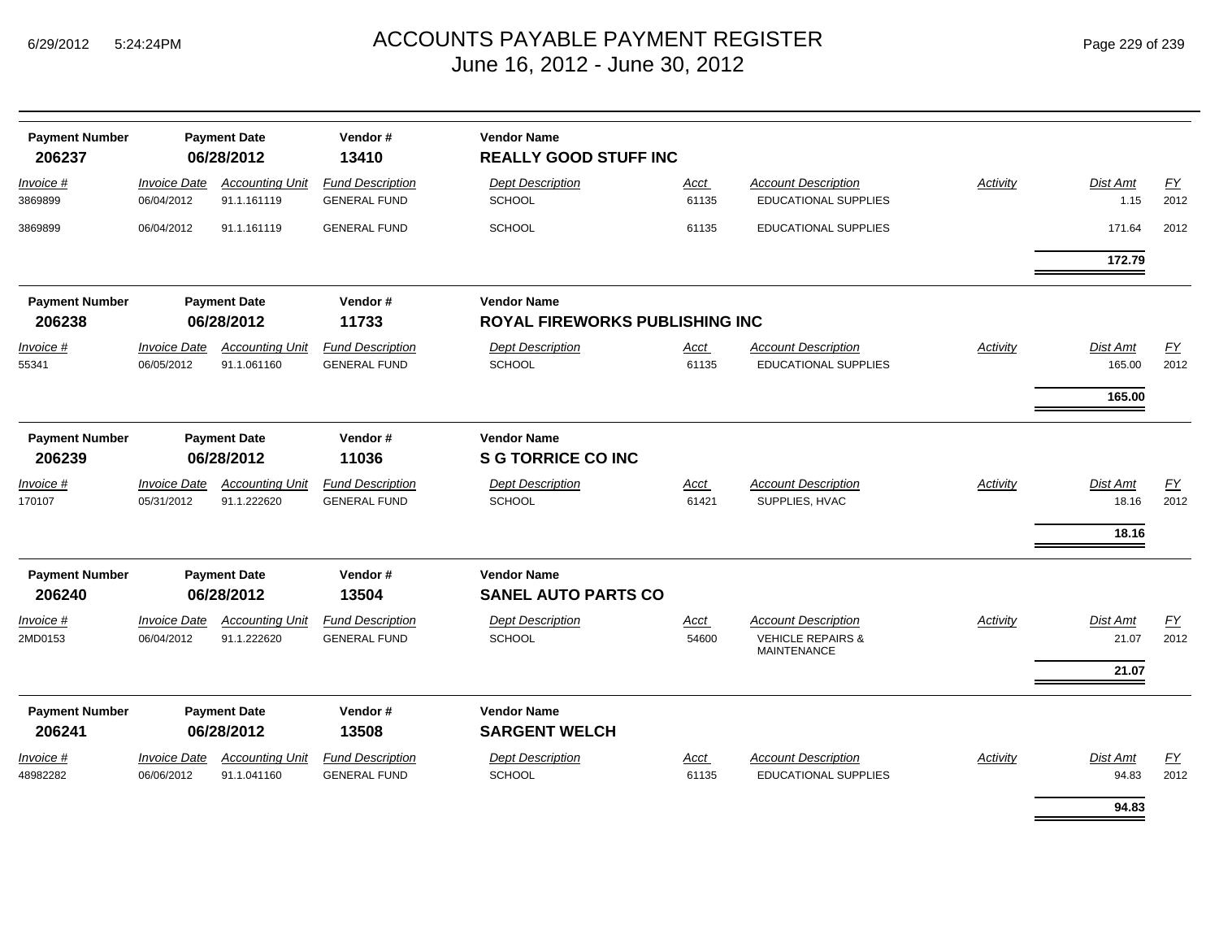# ACCOUNTS PAYABLE PAYMENT REGISTER
June 16, 2012 - June 30, 2012

| Payment Number | Payment Date | Vendor # | Vendor Name |
|---|---|---|---|
| **206237** | **06/28/2012** | **13410** | **REALLY GOOD STUFF INC** |

| Invoice # | Invoice Date | Accounting Unit | Fund Description | Dept Description | Acct | Account Description | Activity | Dist Amt | FY |
|---|---|---|---|---|---|---|---|---|---|
| 3869899 | 06/04/2012 | 91.1.161119 | GENERAL FUND | SCHOOL | 61135 | EDUCATIONAL SUPPLIES | | 1.15 | 2012 |
| 3869899 | 06/04/2012 | 91.1.161119 | GENERAL FUND | SCHOOL | 61135 | EDUCATIONAL SUPPLIES | | 171.64 | 2012 |
| | | | | | | | | **172.79** | |

| Payment Number | Payment Date | Vendor # | Vendor Name |
|---|---|---|---|
| **206238** | **06/28/2012** | **11733** | **ROYAL FIREWORKS PUBLISHING INC** |

| Invoice # | Invoice Date | Accounting Unit | Fund Description | Dept Description | Acct | Account Description | Activity | Dist Amt | FY |
|---|---|---|---|---|---|---|---|---|---|
| 55341 | 06/05/2012 | 91.1.061160 | GENERAL FUND | SCHOOL | 61135 | EDUCATIONAL SUPPLIES | | 165.00 | 2012 |
| | | | | | | | | **165.00** | |

| Payment Number | Payment Date | Vendor # | Vendor Name |
|---|---|---|---|
| **206239** | **06/28/2012** | **11036** | **S G TORRICE CO INC** |

| Invoice # | Invoice Date | Accounting Unit | Fund Description | Dept Description | Acct | Account Description | Activity | Dist Amt | FY |
|---|---|---|---|---|---|---|---|---|---|
| 170107 | 05/31/2012 | 91.1.222620 | GENERAL FUND | SCHOOL | 61421 | SUPPLIES, HVAC | | 18.16 | 2012 |
| | | | | | | | | **18.16** | |

| Payment Number | Payment Date | Vendor # | Vendor Name |
|---|---|---|---|
| **206240** | **06/28/2012** | **13504** | **SANEL AUTO PARTS CO** |

| Invoice # | Invoice Date | Accounting Unit | Fund Description | Dept Description | Acct | Account Description | Activity | Dist Amt | FY |
|---|---|---|---|---|---|---|---|---|---|
| 2MD0153 | 06/04/2012 | 91.1.222620 | GENERAL FUND | SCHOOL | 54600 | VEHICLE REPAIRS & MAINTENANCE | | 21.07 | 2012 |
| | | | | | | | | **21.07** | |

| Payment Number | Payment Date | Vendor # | Vendor Name |
|---|---|---|---|
| **206241** | **06/28/2012** | **13508** | **SARGENT WELCH** |

| Invoice # | Invoice Date | Accounting Unit | Fund Description | Dept Description | Acct | Account Description | Activity | Dist Amt | FY |
|---|---|---|---|---|---|---|---|---|---|
| 48982282 | 06/06/2012 | 91.1.041160 | GENERAL FUND | SCHOOL | 61135 | EDUCATIONAL SUPPLIES | | 94.83 | 2012 |
| | | | | | | | | **94.83** | |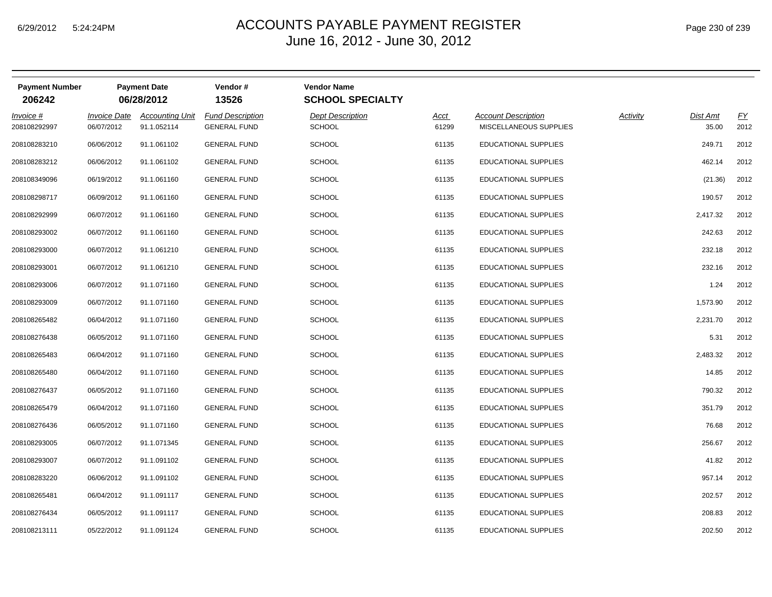# ACCOUNTS PAYABLE PAYMENT REGISTER
## June 16, 2012 - June 30, 2012

| Payment Number | Payment Date | Vendor # | Vendor Name |
|---|---|---|---|
| **206242** | **06/28/2012** | **13526** | **SCHOOL SPECIALTY** |

| Invoice # | Invoice Date | Accounting Unit | Fund Description | Dept Description | Acct | Account Description | Activity | Dist Amt | FY |
|---|---|---|---|---|---|---|---|---|---|
| 208108292997 | 06/07/2012 | 91.1.052114 | GENERAL FUND | SCHOOL | 61299 | MISCELLANEOUS SUPPLIES | | 35.00 | 2012 |
| 208108283210 | 06/06/2012 | 91.1.061102 | GENERAL FUND | SCHOOL | 61135 | EDUCATIONAL SUPPLIES | | 249.71 | 2012 |
| 208108283212 | 06/06/2012 | 91.1.061102 | GENERAL FUND | SCHOOL | 61135 | EDUCATIONAL SUPPLIES | | 462.14 | 2012 |
| 208108349096 | 06/19/2012 | 91.1.061160 | GENERAL FUND | SCHOOL | 61135 | EDUCATIONAL SUPPLIES | | (21.36) | 2012 |
| 208108298717 | 06/09/2012 | 91.1.061160 | GENERAL FUND | SCHOOL | 61135 | EDUCATIONAL SUPPLIES | | 190.57 | 2012 |
| 208108292999 | 06/07/2012 | 91.1.061160 | GENERAL FUND | SCHOOL | 61135 | EDUCATIONAL SUPPLIES | | 2,417.32 | 2012 |
| 208108293002 | 06/07/2012 | 91.1.061160 | GENERAL FUND | SCHOOL | 61135 | EDUCATIONAL SUPPLIES | | 242.63 | 2012 |
| 208108293000 | 06/07/2012 | 91.1.061210 | GENERAL FUND | SCHOOL | 61135 | EDUCATIONAL SUPPLIES | | 232.18 | 2012 |
| 208108293001 | 06/07/2012 | 91.1.061210 | GENERAL FUND | SCHOOL | 61135 | EDUCATIONAL SUPPLIES | | 232.16 | 2012 |
| 208108293006 | 06/07/2012 | 91.1.071160 | GENERAL FUND | SCHOOL | 61135 | EDUCATIONAL SUPPLIES | | 1.24 | 2012 |
| 208108293009 | 06/07/2012 | 91.1.071160 | GENERAL FUND | SCHOOL | 61135 | EDUCATIONAL SUPPLIES | | 1,573.90 | 2012 |
| 208108265482 | 06/04/2012 | 91.1.071160 | GENERAL FUND | SCHOOL | 61135 | EDUCATIONAL SUPPLIES | | 2,231.70 | 2012 |
| 208108276438 | 06/05/2012 | 91.1.071160 | GENERAL FUND | SCHOOL | 61135 | EDUCATIONAL SUPPLIES | | 5.31 | 2012 |
| 208108265483 | 06/04/2012 | 91.1.071160 | GENERAL FUND | SCHOOL | 61135 | EDUCATIONAL SUPPLIES | | 2,483.32 | 2012 |
| 208108265480 | 06/04/2012 | 91.1.071160 | GENERAL FUND | SCHOOL | 61135 | EDUCATIONAL SUPPLIES | | 14.85 | 2012 |
| 208108276437 | 06/05/2012 | 91.1.071160 | GENERAL FUND | SCHOOL | 61135 | EDUCATIONAL SUPPLIES | | 790.32 | 2012 |
| 208108265479 | 06/04/2012 | 91.1.071160 | GENERAL FUND | SCHOOL | 61135 | EDUCATIONAL SUPPLIES | | 351.79 | 2012 |
| 208108276436 | 06/05/2012 | 91.1.071160 | GENERAL FUND | SCHOOL | 61135 | EDUCATIONAL SUPPLIES | | 76.68 | 2012 |
| 208108293005 | 06/07/2012 | 91.1.071345 | GENERAL FUND | SCHOOL | 61135 | EDUCATIONAL SUPPLIES | | 256.67 | 2012 |
| 208108293007 | 06/07/2012 | 91.1.091102 | GENERAL FUND | SCHOOL | 61135 | EDUCATIONAL SUPPLIES | | 41.82 | 2012 |
| 208108283220 | 06/06/2012 | 91.1.091102 | GENERAL FUND | SCHOOL | 61135 | EDUCATIONAL SUPPLIES | | 957.14 | 2012 |
| 208108265481 | 06/04/2012 | 91.1.091117 | GENERAL FUND | SCHOOL | 61135 | EDUCATIONAL SUPPLIES | | 202.57 | 2012 |
| 208108276434 | 06/05/2012 | 91.1.091117 | GENERAL FUND | SCHOOL | 61135 | EDUCATIONAL SUPPLIES | | 208.83 | 2012 |
| 208108213111 | 05/22/2012 | 91.1.091124 | GENERAL FUND | SCHOOL | 61135 | EDUCATIONAL SUPPLIES | | 202.50 | 2012 |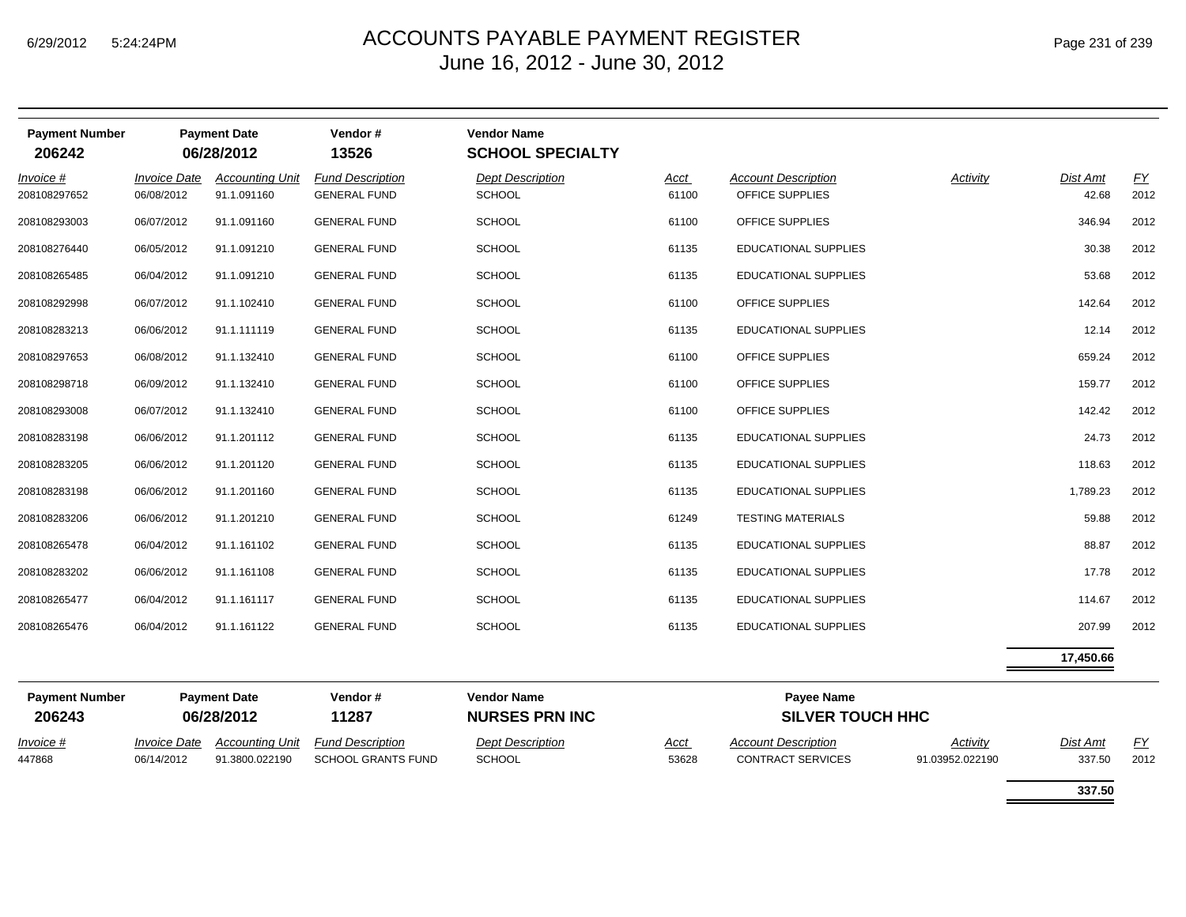| Payment Number | Payment Date | Vendor # | Vendor Name | | | | | |
|---|---|---|---|---|---|---|---|---|
| 206242 | 06/28/2012 | 13526 | SCHOOL SPECIALTY | | | | | |

| Invoice # | Invoice Date | Accounting Unit | Fund Description | Dept Description | Acct | Account Description | Activity | Dist Amt | FY |
|---|---|---|---|---|---|---|---|---|---|
| 208108297652 | 06/08/2012 | 91.1.091160 | GENERAL FUND | SCHOOL | 61100 | OFFICE SUPPLIES | | 42.68 | 2012 |
| 208108293003 | 06/07/2012 | 91.1.091160 | GENERAL FUND | SCHOOL | 61100 | OFFICE SUPPLIES | | 346.94 | 2012 |
| 208108276440 | 06/05/2012 | 91.1.091210 | GENERAL FUND | SCHOOL | 61135 | EDUCATIONAL SUPPLIES | | 30.38 | 2012 |
| 208108265485 | 06/04/2012 | 91.1.091210 | GENERAL FUND | SCHOOL | 61135 | EDUCATIONAL SUPPLIES | | 53.68 | 2012 |
| 208108292998 | 06/07/2012 | 91.1.102410 | GENERAL FUND | SCHOOL | 61100 | OFFICE SUPPLIES | | 142.64 | 2012 |
| 208108283213 | 06/06/2012 | 91.1.111119 | GENERAL FUND | SCHOOL | 61135 | EDUCATIONAL SUPPLIES | | 12.14 | 2012 |
| 208108297653 | 06/08/2012 | 91.1.132410 | GENERAL FUND | SCHOOL | 61100 | OFFICE SUPPLIES | | 659.24 | 2012 |
| 208108298718 | 06/09/2012 | 91.1.132410 | GENERAL FUND | SCHOOL | 61100 | OFFICE SUPPLIES | | 159.77 | 2012 |
| 208108293008 | 06/07/2012 | 91.1.132410 | GENERAL FUND | SCHOOL | 61100 | OFFICE SUPPLIES | | 142.42 | 2012 |
| 208108283198 | 06/06/2012 | 91.1.201112 | GENERAL FUND | SCHOOL | 61135 | EDUCATIONAL SUPPLIES | | 24.73 | 2012 |
| 208108283205 | 06/06/2012 | 91.1.201120 | GENERAL FUND | SCHOOL | 61135 | EDUCATIONAL SUPPLIES | | 118.63 | 2012 |
| 208108283198 | 06/06/2012 | 91.1.201160 | GENERAL FUND | SCHOOL | 61135 | EDUCATIONAL SUPPLIES | | 1,789.23 | 2012 |
| 208108283206 | 06/06/2012 | 91.1.201210 | GENERAL FUND | SCHOOL | 61249 | TESTING MATERIALS | | 59.88 | 2012 |
| 208108265478 | 06/04/2012 | 91.1.161102 | GENERAL FUND | SCHOOL | 61135 | EDUCATIONAL SUPPLIES | | 88.87 | 2012 |
| 208108283202 | 06/06/2012 | 91.1.161108 | GENERAL FUND | SCHOOL | 61135 | EDUCATIONAL SUPPLIES | | 17.78 | 2012 |
| 208108265477 | 06/04/2012 | 91.1.161117 | GENERAL FUND | SCHOOL | 61135 | EDUCATIONAL SUPPLIES | | 114.67 | 2012 |
| 208108265476 | 06/04/2012 | 91.1.161122 | GENERAL FUND | SCHOOL | 61135 | EDUCATIONAL SUPPLIES | | 207.99 | 2012 |
| | | | | | | | | **17,450.66** | |

| Payment Number | Payment Date | Vendor # | Vendor Name | Payee Name |
|---|---|---|---|---|
| 206243 | 06/28/2012 | 11287 | NURSES PRN INC | SILVER TOUCH HHC |

| Invoice # | Invoice Date | Accounting Unit | Fund Description | Dept Description | Acct | Account Description | Activity | Dist Amt | FY |
|---|---|---|---|---|---|---|---|---|---|
| 447868 | 06/14/2012 | 91.3800.022190 | SCHOOL GRANTS FUND | SCHOOL | 53628 | CONTRACT SERVICES | 91.03952.022190 | 337.50 | 2012 |
| | | | | | | | | **337.50** | |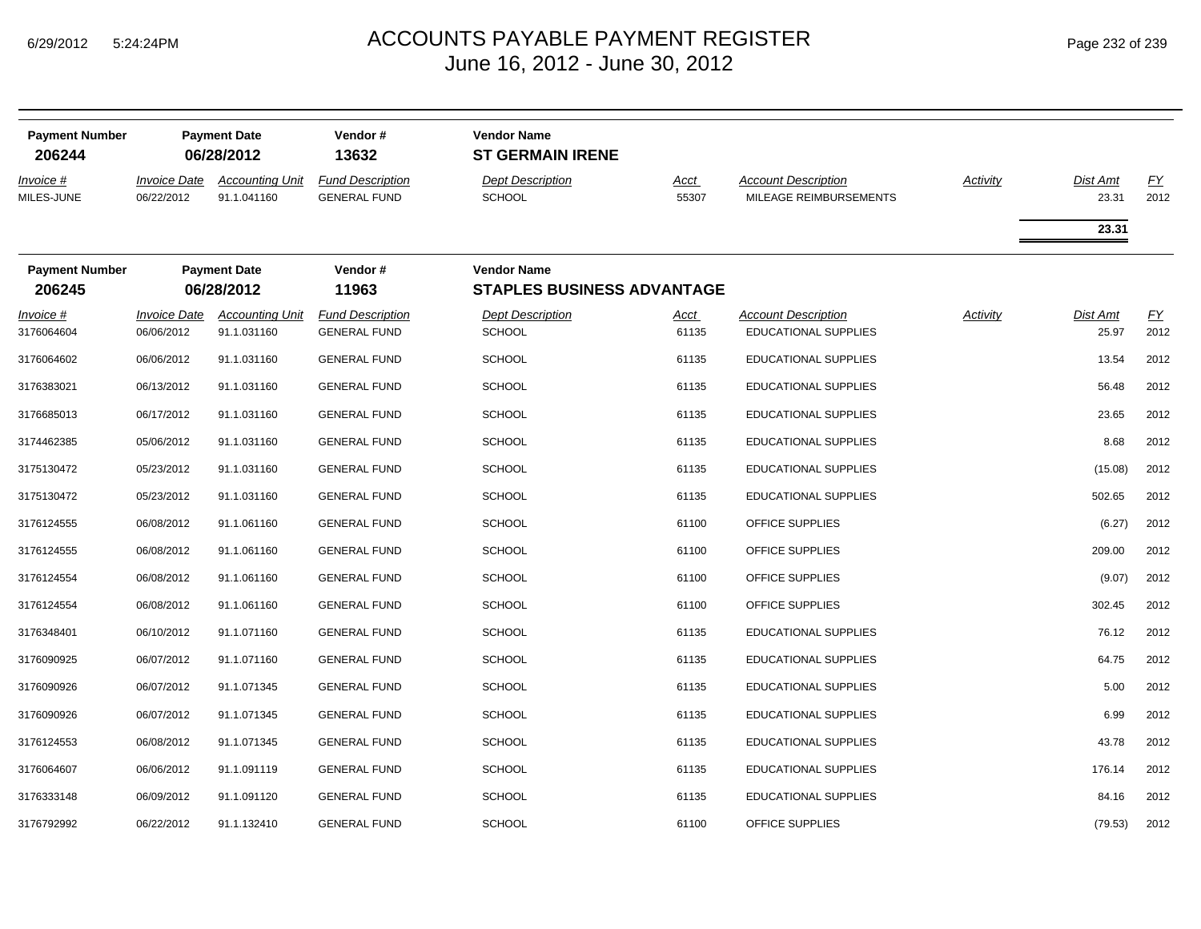# ACCOUNTS PAYABLE PAYMENT REGISTER
## June 16, 2012 - June 30, 2012

| Payment Number | Payment Date | Vendor # | Vendor Name |
|---|---|---|---|
| **206244** | **06/28/2012** | **13632** | **ST GERMAIN IRENE** |

| *Invoice #* | *Invoice Date* | *Accounting Unit* | *Fund Description* | *Dept Description* | *Acct* | *Account Description* | *Activity* | *Dist Amt* | *FY* |
|---|---|---|---|---|---|---|---|---|---|
| MILES-JUNE | 06/22/2012 | 91.1.041160 | GENERAL FUND | SCHOOL | 55307 | MILEAGE REIMBURSEMENTS | | 23.31 | 2012 |
| | | | | | | | | **23.31** | |

| Payment Number | Payment Date | Vendor # | Vendor Name |
|---|---|---|---|
| **206245** | **06/28/2012** | **11963** | **STAPLES BUSINESS ADVANTAGE** |

| *Invoice #* | *Invoice Date* | *Accounting Unit* | *Fund Description* | *Dept Description* | *Acct* | *Account Description* | *Activity* | *Dist Amt* | *FY* |
|---|---|---|---|---|---|---|---|---|---|
| 3176064604 | 06/06/2012 | 91.1.031160 | GENERAL FUND | SCHOOL | 61135 | EDUCATIONAL SUPPLIES | | 25.97 | 2012 |
| 3176064602 | 06/06/2012 | 91.1.031160 | GENERAL FUND | SCHOOL | 61135 | EDUCATIONAL SUPPLIES | | 13.54 | 2012 |
| 3176383021 | 06/13/2012 | 91.1.031160 | GENERAL FUND | SCHOOL | 61135 | EDUCATIONAL SUPPLIES | | 56.48 | 2012 |
| 3176685013 | 06/17/2012 | 91.1.031160 | GENERAL FUND | SCHOOL | 61135 | EDUCATIONAL SUPPLIES | | 23.65 | 2012 |
| 3174462385 | 05/06/2012 | 91.1.031160 | GENERAL FUND | SCHOOL | 61135 | EDUCATIONAL SUPPLIES | | 8.68 | 2012 |
| 3175130472 | 05/23/2012 | 91.1.031160 | GENERAL FUND | SCHOOL | 61135 | EDUCATIONAL SUPPLIES | | (15.08) | 2012 |
| 3175130472 | 05/23/2012 | 91.1.031160 | GENERAL FUND | SCHOOL | 61135 | EDUCATIONAL SUPPLIES | | 502.65 | 2012 |
| 3176124555 | 06/08/2012 | 91.1.061160 | GENERAL FUND | SCHOOL | 61100 | OFFICE SUPPLIES | | (6.27) | 2012 |
| 3176124555 | 06/08/2012 | 91.1.061160 | GENERAL FUND | SCHOOL | 61100 | OFFICE SUPPLIES | | 209.00 | 2012 |
| 3176124554 | 06/08/2012 | 91.1.061160 | GENERAL FUND | SCHOOL | 61100 | OFFICE SUPPLIES | | (9.07) | 2012 |
| 3176124554 | 06/08/2012 | 91.1.061160 | GENERAL FUND | SCHOOL | 61100 | OFFICE SUPPLIES | | 302.45 | 2012 |
| 3176348401 | 06/10/2012 | 91.1.071160 | GENERAL FUND | SCHOOL | 61135 | EDUCATIONAL SUPPLIES | | 76.12 | 2012 |
| 3176090925 | 06/07/2012 | 91.1.071160 | GENERAL FUND | SCHOOL | 61135 | EDUCATIONAL SUPPLIES | | 64.75 | 2012 |
| 3176090926 | 06/07/2012 | 91.1.071345 | GENERAL FUND | SCHOOL | 61135 | EDUCATIONAL SUPPLIES | | 5.00 | 2012 |
| 3176090926 | 06/07/2012 | 91.1.071345 | GENERAL FUND | SCHOOL | 61135 | EDUCATIONAL SUPPLIES | | 6.99 | 2012 |
| 3176124553 | 06/08/2012 | 91.1.071345 | GENERAL FUND | SCHOOL | 61135 | EDUCATIONAL SUPPLIES | | 43.78 | 2012 |
| 3176064607 | 06/06/2012 | 91.1.091119 | GENERAL FUND | SCHOOL | 61135 | EDUCATIONAL SUPPLIES | | 176.14 | 2012 |
| 3176333148 | 06/09/2012 | 91.1.091120 | GENERAL FUND | SCHOOL | 61135 | EDUCATIONAL SUPPLIES | | 84.16 | 2012 |
| 3176792992 | 06/22/2012 | 91.1.132410 | GENERAL FUND | SCHOOL | 61100 | OFFICE SUPPLIES | | (79.53) | 2012 |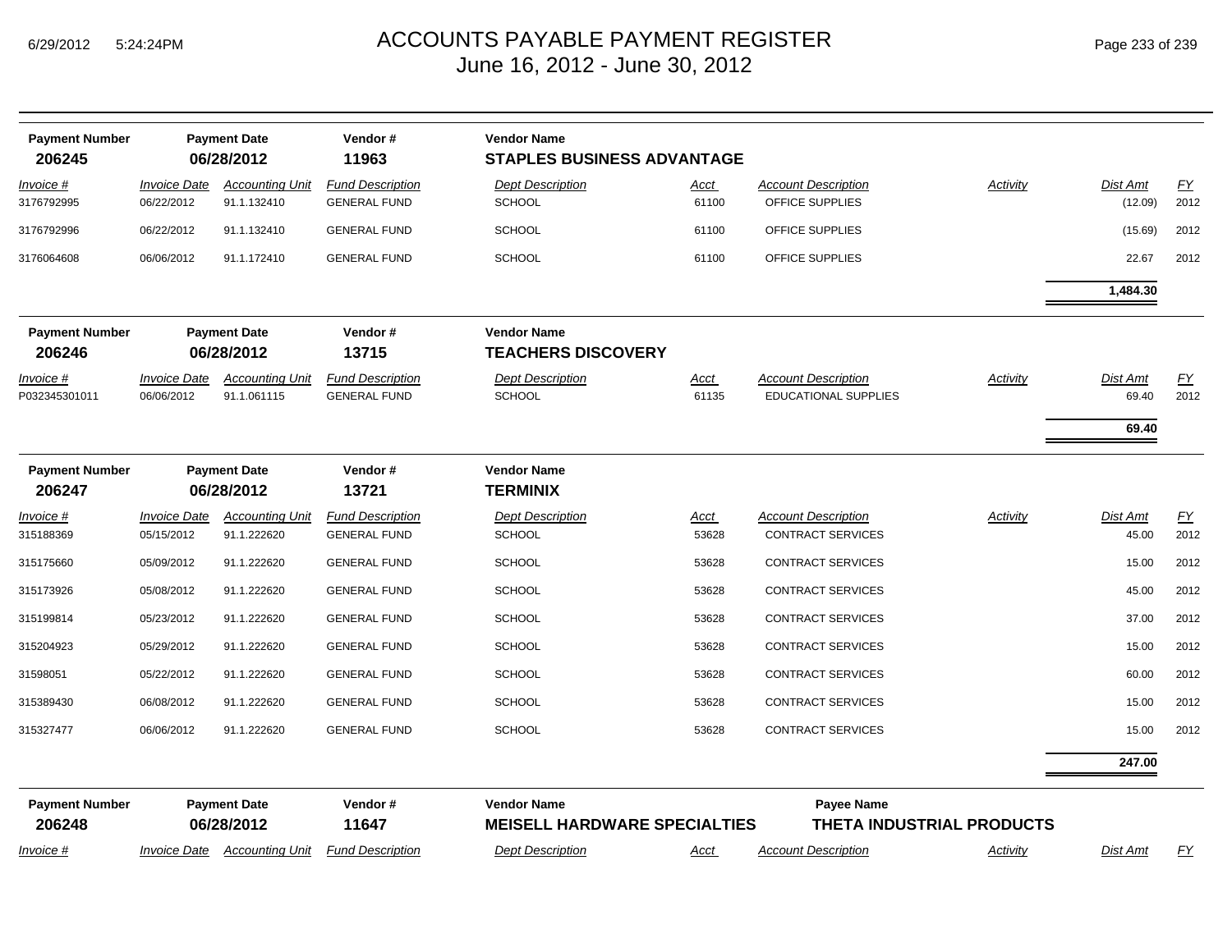# ACCOUNTS PAYABLE PAYMENT REGISTER
## June 16, 2012 - June 30, 2012

| Payment Number | Payment Date | Vendor # | Vendor Name |
|---|---|---|---|
| **206245** | **06/28/2012** | **11963** | **STAPLES BUSINESS ADVANTAGE** |

| Invoice # | Invoice Date | Accounting Unit | Fund Description | Dept Description | Acct | Account Description | Activity | Dist Amt | FY |
|---|---|---|---|---|---|---|---|---|---|
| 3176792995 | 06/22/2012 | 91.1.132410 | GENERAL FUND | SCHOOL | 61100 | OFFICE SUPPLIES | | (12.09) | 2012 |
| 3176792996 | 06/22/2012 | 91.1.132410 | GENERAL FUND | SCHOOL | 61100 | OFFICE SUPPLIES | | (15.69) | 2012 |
| 3176064608 | 06/06/2012 | 91.1.172410 | GENERAL FUND | SCHOOL | 61100 | OFFICE SUPPLIES | | 22.67 | 2012 |
| | | | | | | | | **1,484.30** | |

| Payment Number | Payment Date | Vendor # | Vendor Name |
|---|---|---|---|
| **206246** | **06/28/2012** | **13715** | **TEACHERS DISCOVERY** |

| Invoice # | Invoice Date | Accounting Unit | Fund Description | Dept Description | Acct | Account Description | Activity | Dist Amt | FY |
|---|---|---|---|---|---|---|---|---|---|
| P032345301011 | 06/06/2012 | 91.1.061115 | GENERAL FUND | SCHOOL | 61135 | EDUCATIONAL SUPPLIES | | 69.40 | 2012 |
| | | | | | | | | **69.40** | |

| Payment Number | Payment Date | Vendor # | Vendor Name |
|---|---|---|---|
| **206247** | **06/28/2012** | **13721** | **TERMINIX** |

| Invoice # | Invoice Date | Accounting Unit | Fund Description | Dept Description | Acct | Account Description | Activity | Dist Amt | FY |
|---|---|---|---|---|---|---|---|---|---|
| 315188369 | 05/15/2012 | 91.1.222620 | GENERAL FUND | SCHOOL | 53628 | CONTRACT SERVICES | | 45.00 | 2012 |
| 315175660 | 05/09/2012 | 91.1.222620 | GENERAL FUND | SCHOOL | 53628 | CONTRACT SERVICES | | 15.00 | 2012 |
| 315173926 | 05/08/2012 | 91.1.222620 | GENERAL FUND | SCHOOL | 53628 | CONTRACT SERVICES | | 45.00 | 2012 |
| 315199814 | 05/23/2012 | 91.1.222620 | GENERAL FUND | SCHOOL | 53628 | CONTRACT SERVICES | | 37.00 | 2012 |
| 315204923 | 05/29/2012 | 91.1.222620 | GENERAL FUND | SCHOOL | 53628 | CONTRACT SERVICES | | 15.00 | 2012 |
| 31598051 | 05/22/2012 | 91.1.222620 | GENERAL FUND | SCHOOL | 53628 | CONTRACT SERVICES | | 60.00 | 2012 |
| 315389430 | 06/08/2012 | 91.1.222620 | GENERAL FUND | SCHOOL | 53628 | CONTRACT SERVICES | | 15.00 | 2012 |
| 315327477 | 06/06/2012 | 91.1.222620 | GENERAL FUND | SCHOOL | 53628 | CONTRACT SERVICES | | 15.00 | 2012 |
| | | | | | | | | **247.00** | |

| Payment Number | Payment Date | Vendor # | Vendor Name | Payee Name |
|---|---|---|---|---|
| **206248** | **06/28/2012** | **11647** | **MEISELL HARDWARE SPECIALTIES** | **THETA INDUSTRIAL PRODUCTS** |

| Invoice # | Invoice Date | Accounting Unit | Fund Description | Dept Description | Acct | Account Description | Activity | Dist Amt | FY |
|---|---|---|---|---|---|---|---|---|---|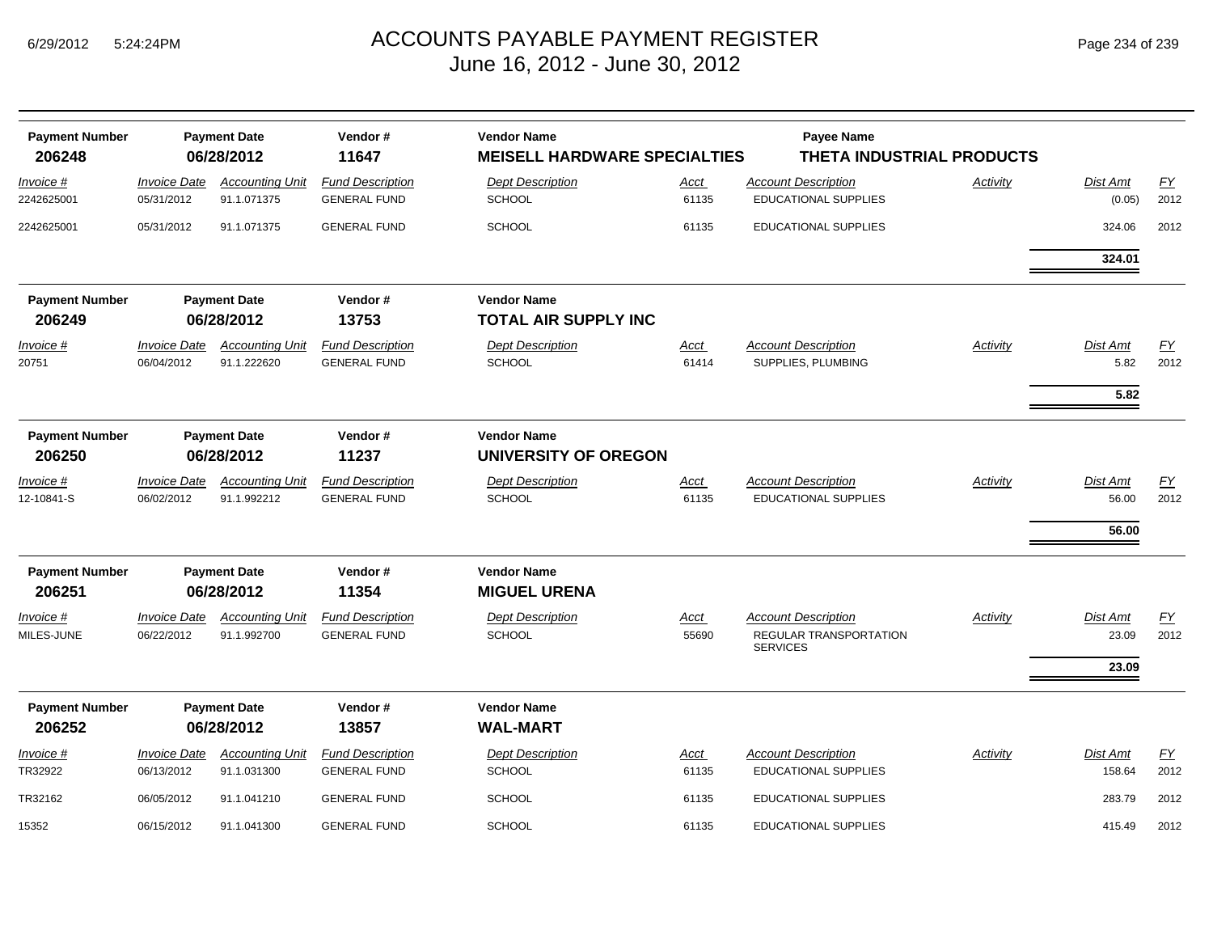# ACCOUNTS PAYABLE PAYMENT REGISTER
## June 16, 2012 - June 30, 2012

| Payment Number | Payment Date | Vendor # | Vendor Name | Payee Name |
|---|---|---|---|---|
| **206248** | **06/28/2012** | **11647** | **MEISELL HARDWARE SPECIALTIES** | **THETA INDUSTRIAL PRODUCTS** |

| Invoice # | Invoice Date | Accounting Unit | Fund Description | Dept Description | Acct | Account Description | Activity | Dist Amt | FY |
|---|---|---|---|---|---|---|---|---|---|
| 2242625001 | 05/31/2012 | 91.1.071375 | GENERAL FUND | SCHOOL | 61135 | EDUCATIONAL SUPPLIES | | (0.05) | 2012 |
| 2242625001 | 05/31/2012 | 91.1.071375 | GENERAL FUND | SCHOOL | 61135 | EDUCATIONAL SUPPLIES | | 324.06 | 2012 |
| | | | | | | | | **324.01** | |

| Payment Number | Payment Date | Vendor # | Vendor Name |
|---|---|---|---|
| **206249** | **06/28/2012** | **13753** | **TOTAL AIR SUPPLY INC** |

| Invoice # | Invoice Date | Accounting Unit | Fund Description | Dept Description | Acct | Account Description | Activity | Dist Amt | FY |
|---|---|---|---|---|---|---|---|---|---|
| 20751 | 06/04/2012 | 91.1.222620 | GENERAL FUND | SCHOOL | 61414 | SUPPLIES, PLUMBING | | 5.82 | 2012 |
| | | | | | | | | **5.82** | |

| Payment Number | Payment Date | Vendor # | Vendor Name |
|---|---|---|---|
| **206250** | **06/28/2012** | **11237** | **UNIVERSITY OF OREGON** |

| Invoice # | Invoice Date | Accounting Unit | Fund Description | Dept Description | Acct | Account Description | Activity | Dist Amt | FY |
|---|---|---|---|---|---|---|---|---|---|
| 12-10841-S | 06/02/2012 | 91.1.992212 | GENERAL FUND | SCHOOL | 61135 | EDUCATIONAL SUPPLIES | | 56.00 | 2012 |
| | | | | | | | | **56.00** | |

| Payment Number | Payment Date | Vendor # | Vendor Name |
|---|---|---|---|
| **206251** | **06/28/2012** | **11354** | **MIGUEL URENA** |

| Invoice # | Invoice Date | Accounting Unit | Fund Description | Dept Description | Acct | Account Description | Activity | Dist Amt | FY |
|---|---|---|---|---|---|---|---|---|---|
| MILES-JUNE | 06/22/2012 | 91.1.992700 | GENERAL FUND | SCHOOL | 55690 | REGULAR TRANSPORTATION SERVICES | | 23.09 | 2012 |
| | | | | | | | | **23.09** | |

| Payment Number | Payment Date | Vendor # | Vendor Name |
|---|---|---|---|
| **206252** | **06/28/2012** | **13857** | **WAL-MART** |

| Invoice # | Invoice Date | Accounting Unit | Fund Description | Dept Description | Acct | Account Description | Activity | Dist Amt | FY |
|---|---|---|---|---|---|---|---|---|---|
| TR32922 | 06/13/2012 | 91.1.031300 | GENERAL FUND | SCHOOL | 61135 | EDUCATIONAL SUPPLIES | | 158.64 | 2012 |
| TR32162 | 06/05/2012 | 91.1.041210 | GENERAL FUND | SCHOOL | 61135 | EDUCATIONAL SUPPLIES | | 283.79 | 2012 |
| 15352 | 06/15/2012 | 91.1.041300 | GENERAL FUND | SCHOOL | 61135 | EDUCATIONAL SUPPLIES | | 415.49 | 2012 |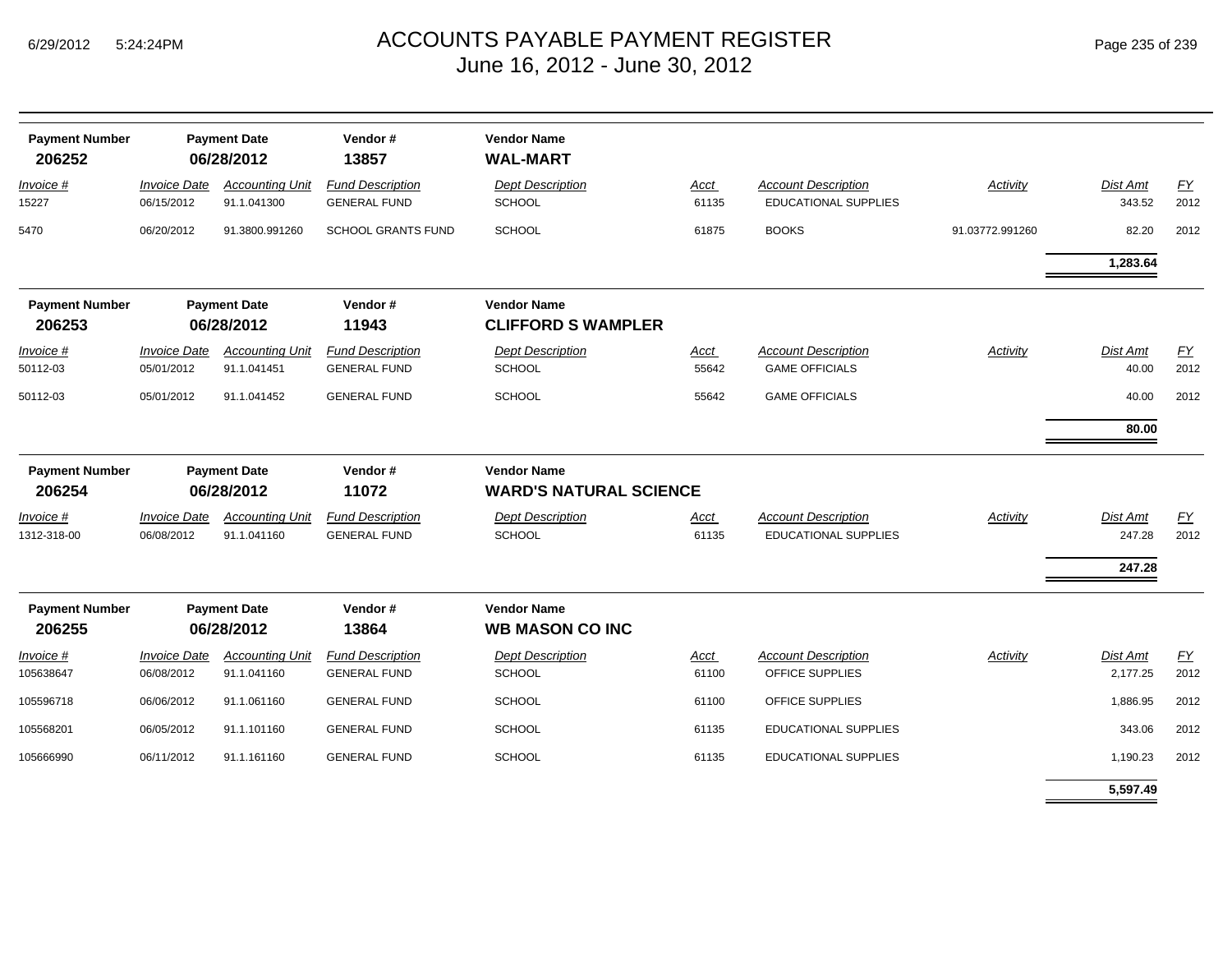# ACCOUNTS PAYABLE PAYMENT REGISTER
June 16, 2012 - June 30, 2012

| Payment Number | Payment Date | Vendor # | Vendor Name |
|---|---|---|---|
| 206252 | 06/28/2012 | 13857 | **WAL-MART** |

| Invoice # | Invoice Date | Accounting Unit | Fund Description | Dept Description | Acct | Account Description | Activity | Dist Amt | FY |
|---|---|---|---|---|---|---|---|---|---|
| 15227 | 06/15/2012 | 91.1.041300 | GENERAL FUND | SCHOOL | 61135 | EDUCATIONAL SUPPLIES | | 343.52 | 2012 |
| 5470 | 06/20/2012 | 91.3800.991260 | SCHOOL GRANTS FUND | SCHOOL | 61875 | BOOKS | 91.03772.991260 | 82.20 | 2012 |
| | | | | | | | | **1,283.64** | |

| Payment Number | Payment Date | Vendor # | Vendor Name |
|---|---|---|---|
| 206253 | 06/28/2012 | 11943 | **CLIFFORD S WAMPLER** |

| Invoice # | Invoice Date | Accounting Unit | Fund Description | Dept Description | Acct | Account Description | Activity | Dist Amt | FY |
|---|---|---|---|---|---|---|---|---|---|
| 50112-03 | 05/01/2012 | 91.1.041451 | GENERAL FUND | SCHOOL | 55642 | GAME OFFICIALS | | 40.00 | 2012 |
| 50112-03 | 05/01/2012 | 91.1.041452 | GENERAL FUND | SCHOOL | 55642 | GAME OFFICIALS | | 40.00 | 2012 |
| | | | | | | | | **80.00** | |

| Payment Number | Payment Date | Vendor # | Vendor Name |
|---|---|---|---|
| 206254 | 06/28/2012 | 11072 | **WARD'S NATURAL SCIENCE** |

| Invoice # | Invoice Date | Accounting Unit | Fund Description | Dept Description | Acct | Account Description | Activity | Dist Amt | FY |
|---|---|---|---|---|---|---|---|---|---|
| 1312-318-00 | 06/08/2012 | 91.1.041160 | GENERAL FUND | SCHOOL | 61135 | EDUCATIONAL SUPPLIES | | 247.28 | 2012 |
| | | | | | | | | **247.28** | |

| Payment Number | Payment Date | Vendor # | Vendor Name |
|---|---|---|---|
| 206255 | 06/28/2012 | 13864 | **WB MASON CO INC** |

| Invoice # | Invoice Date | Accounting Unit | Fund Description | Dept Description | Acct | Account Description | Activity | Dist Amt | FY |
|---|---|---|---|---|---|---|---|---|---|
| 105638647 | 06/08/2012 | 91.1.041160 | GENERAL FUND | SCHOOL | 61100 | OFFICE SUPPLIES | | 2,177.25 | 2012 |
| 105596718 | 06/06/2012 | 91.1.061160 | GENERAL FUND | SCHOOL | 61100 | OFFICE SUPPLIES | | 1,886.95 | 2012 |
| 105568201 | 06/05/2012 | 91.1.101160 | GENERAL FUND | SCHOOL | 61135 | EDUCATIONAL SUPPLIES | | 343.06 | 2012 |
| 105666990 | 06/11/2012 | 91.1.161160 | GENERAL FUND | SCHOOL | 61135 | EDUCATIONAL SUPPLIES | | 1,190.23 | 2012 |
| | | | | | | | | **5,597.49** | |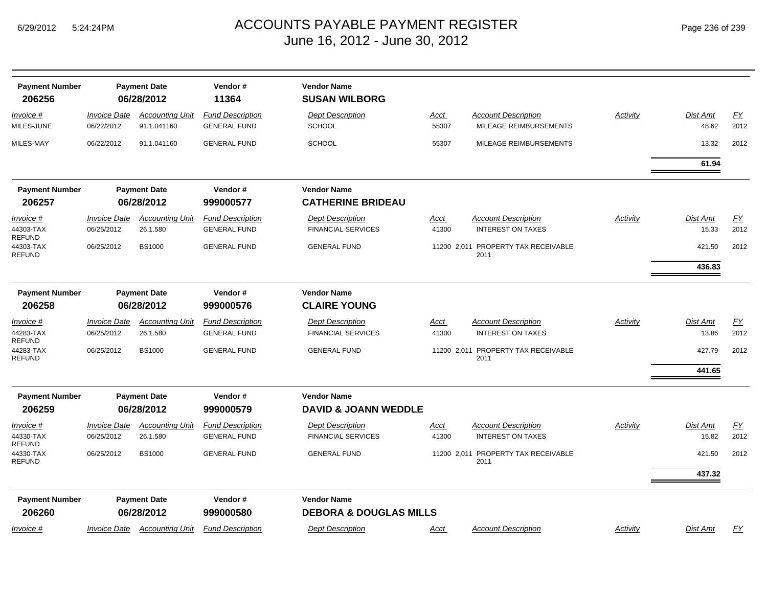# ACCOUNTS PAYABLE PAYMENT REGISTER
June 16, 2012 - June 30, 2012

| Payment Number | Payment Date | Vendor # | Vendor Name |
|---|---|---|---|
| **206256** | **06/28/2012** | **11364** | **SUSAN WILBORG** |

| Invoice # | Invoice Date | Accounting Unit | Fund Description | Dept Description | Acct | Account Description | Activity | Dist Amt | FY |
|---|---|---|---|---|---|---|---|---|---|
| MILES-JUNE | 06/22/2012 | 91.1.041160 | GENERAL FUND | SCHOOL | 55307 | MILEAGE REIMBURSEMENTS | | 48.62 | 2012 |
| MILES-MAY | 06/22/2012 | 91.1.041160 | GENERAL FUND | SCHOOL | 55307 | MILEAGE REIMBURSEMENTS | | 13.32 | 2012 |
| | | | | | | | | **61.94** | |

| Payment Number | Payment Date | Vendor # | Vendor Name |
|---|---|---|---|
| **206257** | **06/28/2012** | **999000577** | **CATHERINE BRIDEAU** |

| Invoice # | Invoice Date | Accounting Unit | Fund Description | Dept Description | Acct | Account Description | Activity | Dist Amt | FY |
|---|---|---|---|---|---|---|---|---|---|
| 44303-TAX REFUND | 06/25/2012 | 26.1.580 | GENERAL FUND | FINANCIAL SERVICES | 41300 | INTEREST ON TAXES | | 15.33 | 2012 |
| 44303-TAX REFUND | 06/25/2012 | BS1000 | GENERAL FUND | GENERAL FUND | 11200 2,011 | PROPERTY TAX RECEIVABLE 2011 | | 421.50 | 2012 |
| | | | | | | | | **436.83** | |

| Payment Number | Payment Date | Vendor # | Vendor Name |
|---|---|---|---|
| **206258** | **06/28/2012** | **999000576** | **CLAIRE YOUNG** |

| Invoice # | Invoice Date | Accounting Unit | Fund Description | Dept Description | Acct | Account Description | Activity | Dist Amt | FY |
|---|---|---|---|---|---|---|---|---|---|
| 44283-TAX REFUND | 06/25/2012 | 26.1.580 | GENERAL FUND | FINANCIAL SERVICES | 41300 | INTEREST ON TAXES | | 13.86 | 2012 |
| 44283-TAX REFUND | 06/25/2012 | BS1000 | GENERAL FUND | GENERAL FUND | 11200 2,011 | PROPERTY TAX RECEIVABLE 2011 | | 427.79 | 2012 |
| | | | | | | | | **441.65** | |

| Payment Number | Payment Date | Vendor # | Vendor Name |
|---|---|---|---|
| **206259** | **06/28/2012** | **999000579** | **DAVID & JOANN WEDDLE** |

| Invoice # | Invoice Date | Accounting Unit | Fund Description | Dept Description | Acct | Account Description | Activity | Dist Amt | FY |
|---|---|---|---|---|---|---|---|---|---|
| 44330-TAX REFUND | 06/25/2012 | 26.1.580 | GENERAL FUND | FINANCIAL SERVICES | 41300 | INTEREST ON TAXES | | 15.82 | 2012 |
| 44330-TAX REFUND | 06/25/2012 | BS1000 | GENERAL FUND | GENERAL FUND | 11200 2,011 | PROPERTY TAX RECEIVABLE 2011 | | 421.50 | 2012 |
| | | | | | | | | **437.32** | |

| Payment Number | Payment Date | Vendor # | Vendor Name |
|---|---|---|---|
| **206260** | **06/28/2012** | **999000580** | **DEBORA & DOUGLAS MILLS** |

| Invoice # | Invoice Date | Accounting Unit | Fund Description | Dept Description | Acct | Account Description | Activity | Dist Amt | FY |
|---|---|---|---|---|---|---|---|---|---|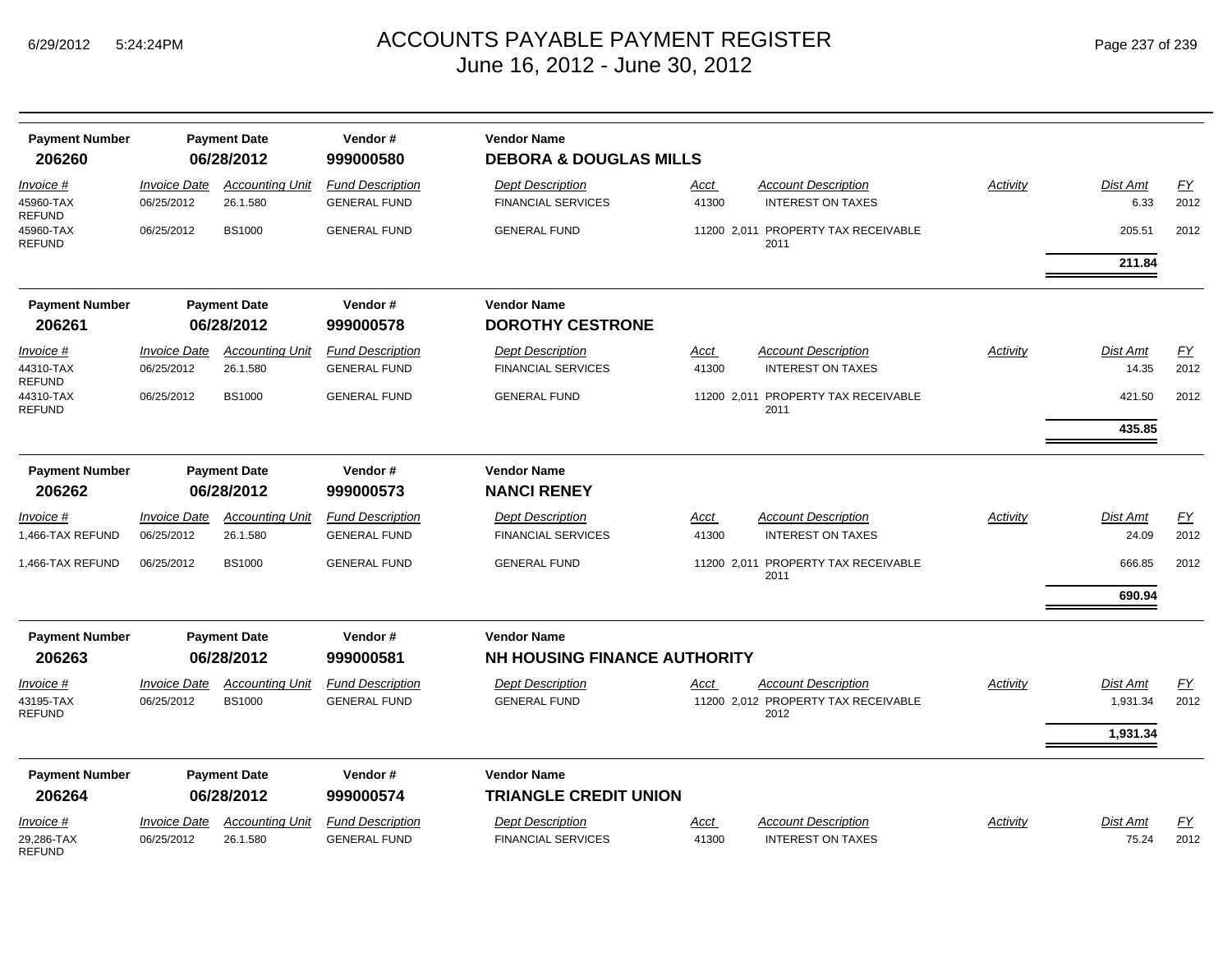# ACCOUNTS PAYABLE PAYMENT REGISTER
## June 16, 2012 - June 30, 2012

| Payment Number | Payment Date | Vendor # | Vendor Name |
|---|---|---|---|
| **206260** | **06/28/2012** | **999000580** | **DEBORA & DOUGLAS MILLS** |

| *Invoice #* | *Invoice Date* | *Accounting Unit* | *Fund Description* | *Dept Description* | *Acct* | *Account Description* | *Activity* | *Dist Amt* | *FY* |
|---|---|---|---|---|---|---|---|---|---|
| 45960-TAX REFUND | 06/25/2012 | 26.1.580 | GENERAL FUND | FINANCIAL SERVICES | 41300 | INTEREST ON TAXES | | 6.33 | 2012 |
| 45960-TAX REFUND | 06/25/2012 | BS1000 | GENERAL FUND | GENERAL FUND | 11200 2,011 | PROPERTY TAX RECEIVABLE 2011 | | 205.51 | 2012 |
| | | | | | | | | **211.84** | |

| Payment Number | Payment Date | Vendor # | Vendor Name |
|---|---|---|---|
| **206261** | **06/28/2012** | **999000578** | **DOROTHY CESTRONE** |

| *Invoice #* | *Invoice Date* | *Accounting Unit* | *Fund Description* | *Dept Description* | *Acct* | *Account Description* | *Activity* | *Dist Amt* | *FY* |
|---|---|---|---|---|---|---|---|---|---|
| 44310-TAX REFUND | 06/25/2012 | 26.1.580 | GENERAL FUND | FINANCIAL SERVICES | 41300 | INTEREST ON TAXES | | 14.35 | 2012 |
| 44310-TAX REFUND | 06/25/2012 | BS1000 | GENERAL FUND | GENERAL FUND | 11200 2,011 | PROPERTY TAX RECEIVABLE 2011 | | 421.50 | 2012 |
| | | | | | | | | **435.85** | |

| Payment Number | Payment Date | Vendor # | Vendor Name |
|---|---|---|---|
| **206262** | **06/28/2012** | **999000573** | **NANCI RENEY** |

| *Invoice #* | *Invoice Date* | *Accounting Unit* | *Fund Description* | *Dept Description* | *Acct* | *Account Description* | *Activity* | *Dist Amt* | *FY* |
|---|---|---|---|---|---|---|---|---|---|
| 1,466-TAX REFUND | 06/25/2012 | 26.1.580 | GENERAL FUND | FINANCIAL SERVICES | 41300 | INTEREST ON TAXES | | 24.09 | 2012 |
| 1,466-TAX REFUND | 06/25/2012 | BS1000 | GENERAL FUND | GENERAL FUND | 11200 2,011 | PROPERTY TAX RECEIVABLE 2011 | | 666.85 | 2012 |
| | | | | | | | | **690.94** | |

| Payment Number | Payment Date | Vendor # | Vendor Name |
|---|---|---|---|
| **206263** | **06/28/2012** | **999000581** | **NH HOUSING FINANCE AUTHORITY** |

| *Invoice #* | *Invoice Date* | *Accounting Unit* | *Fund Description* | *Dept Description* | *Acct* | *Account Description* | *Activity* | *Dist Amt* | *FY* |
|---|---|---|---|---|---|---|---|---|---|
| 43195-TAX REFUND | 06/25/2012 | BS1000 | GENERAL FUND | GENERAL FUND | 11200 2,012 | PROPERTY TAX RECEIVABLE 2012 | | 1,931.34 | 2012 |
| | | | | | | | | **1,931.34** | |

| Payment Number | Payment Date | Vendor # | Vendor Name |
|---|---|---|---|
| **206264** | **06/28/2012** | **999000574** | **TRIANGLE CREDIT UNION** |

| *Invoice #* | *Invoice Date* | *Accounting Unit* | *Fund Description* | *Dept Description* | *Acct* | *Account Description* | *Activity* | *Dist Amt* | *FY* |
|---|---|---|---|---|---|---|---|---|---|
| 29,286-TAX REFUND | 06/25/2012 | 26.1.580 | GENERAL FUND | FINANCIAL SERVICES | 41300 | INTEREST ON TAXES | | 75.24 | 2012 |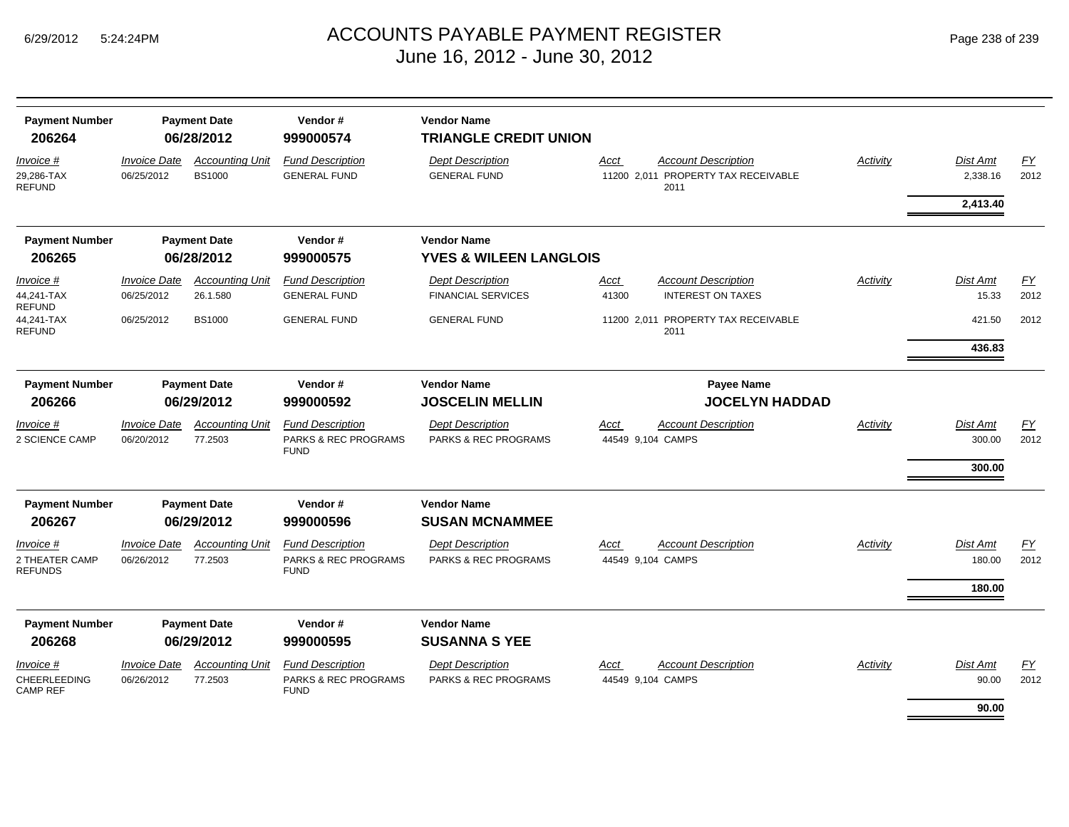# ACCOUNTS PAYABLE PAYMENT REGISTER
## June 16, 2012 - June 30, 2012

| Payment Number | Payment Date | Vendor # | Vendor Name |
|---|---|---|---|
| **206264** | **06/28/2012** | **999000574** | **TRIANGLE CREDIT UNION** |

| Invoice # | Invoice Date | Accounting Unit | Fund Description | Dept Description | Acct | Account Description | Activity | Dist Amt | FY |
|---|---|---|---|---|---|---|---|---|---|
| 29,286-TAX REFUND | 06/25/2012 | BS1000 | GENERAL FUND | GENERAL FUND | 11200 2,011 | PROPERTY TAX RECEIVABLE 2011 | | 2,338.16 | 2012 |
| | | | | | | | | **2,413.40** | |

| Payment Number | Payment Date | Vendor # | Vendor Name |
|---|---|---|---|
| **206265** | **06/28/2012** | **999000575** | **YVES & WILEEN LANGLOIS** |

| Invoice # | Invoice Date | Accounting Unit | Fund Description | Dept Description | Acct | Account Description | Activity | Dist Amt | FY |
|---|---|---|---|---|---|---|---|---|---|
| 44,241-TAX REFUND | 06/25/2012 | 26.1.580 | GENERAL FUND | FINANCIAL SERVICES | 41300 | INTEREST ON TAXES | | 15.33 | 2012 |
| 44,241-TAX REFUND | 06/25/2012 | BS1000 | GENERAL FUND | GENERAL FUND | 11200 2,011 | PROPERTY TAX RECEIVABLE 2011 | | 421.50 | 2012 |
| | | | | | | | | **436.83** | |

| Payment Number | Payment Date | Vendor # | Vendor Name | Payee Name |
|---|---|---|---|---|
| **206266** | **06/29/2012** | **999000592** | **JOSCELIN MELLIN** | **JOCELYN HADDAD** |

| Invoice # | Invoice Date | Accounting Unit | Fund Description | Dept Description | Acct | Account Description | Activity | Dist Amt | FY |
|---|---|---|---|---|---|---|---|---|---|
| 2 SCIENCE CAMP | 06/20/2012 | 77.2503 | PARKS & REC PROGRAMS FUND | PARKS & REC PROGRAMS | 44549 9,104 | CAMPS | | 300.00 | 2012 |
| | | | | | | | | **300.00** | |

| Payment Number | Payment Date | Vendor # | Vendor Name |
|---|---|---|---|
| **206267** | **06/29/2012** | **999000596** | **SUSAN MCNAMMEE** |

| Invoice # | Invoice Date | Accounting Unit | Fund Description | Dept Description | Acct | Account Description | Activity | Dist Amt | FY |
|---|---|---|---|---|---|---|---|---|---|
| 2 THEATER CAMP REFUNDS | 06/26/2012 | 77.2503 | PARKS & REC PROGRAMS FUND | PARKS & REC PROGRAMS | 44549 9,104 | CAMPS | | 180.00 | 2012 |
| | | | | | | | | **180.00** | |

| Payment Number | Payment Date | Vendor # | Vendor Name |
|---|---|---|---|
| **206268** | **06/29/2012** | **999000595** | **SUSANNA S YEE** |

| Invoice # | Invoice Date | Accounting Unit | Fund Description | Dept Description | Acct | Account Description | Activity | Dist Amt | FY |
|---|---|---|---|---|---|---|---|---|---|
| CHEERLEEDING CAMP REF | 06/26/2012 | 77.2503 | PARKS & REC PROGRAMS FUND | PARKS & REC PROGRAMS | 44549 9,104 | CAMPS | | 90.00 | 2012 |
| | | | | | | | | **90.00** | |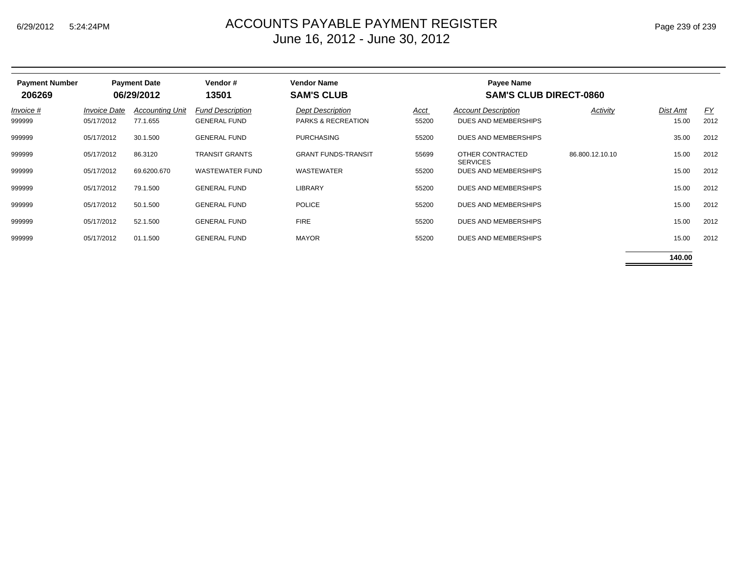# ACCOUNTS PAYABLE PAYMENT REGISTER
June 16, 2012 - June 30, 2012

| Payment Number | Payment Date | Vendor # | Vendor Name | Payee Name |
|---|---|---|---|---|
| **206269** | **06/29/2012** | **13501** | **SAM'S CLUB** | **SAM'S CLUB DIRECT-0860** |

| *Invoice #* | *Invoice Date* | *Accounting Unit* | *Fund Description* | *Dept Description* | *Acct* | *Account Description* | *Activity* | *Dist Amt* | *FY* |
|---|---|---|---|---|---|---|---|---|---|
| 999999 | 05/17/2012 | 77.1.655 | GENERAL FUND | PARKS & RECREATION | 55200 | DUES AND MEMBERSHIPS | | 15.00 | 2012 |
| 999999 | 05/17/2012 | 30.1.500 | GENERAL FUND | PURCHASING | 55200 | DUES AND MEMBERSHIPS | | 35.00 | 2012 |
| 999999 | 05/17/2012 | 86.3120 | TRANSIT GRANTS | GRANT FUNDS-TRANSIT | 55699 | OTHER CONTRACTED SERVICES | 86.800.12.10.10 | 15.00 | 2012 |
| 999999 | 05/17/2012 | 69.6200.670 | WASTEWATER FUND | WASTEWATER | 55200 | DUES AND MEMBERSHIPS | | 15.00 | 2012 |
| 999999 | 05/17/2012 | 79.1.500 | GENERAL FUND | LIBRARY | 55200 | DUES AND MEMBERSHIPS | | 15.00 | 2012 |
| 999999 | 05/17/2012 | 50.1.500 | GENERAL FUND | POLICE | 55200 | DUES AND MEMBERSHIPS | | 15.00 | 2012 |
| 999999 | 05/17/2012 | 52.1.500 | GENERAL FUND | FIRE | 55200 | DUES AND MEMBERSHIPS | | 15.00 | 2012 |
| 999999 | 05/17/2012 | 01.1.500 | GENERAL FUND | MAYOR | 55200 | DUES AND MEMBERSHIPS | | 15.00 | 2012 |
| | | | | | | | | **140.00** | |